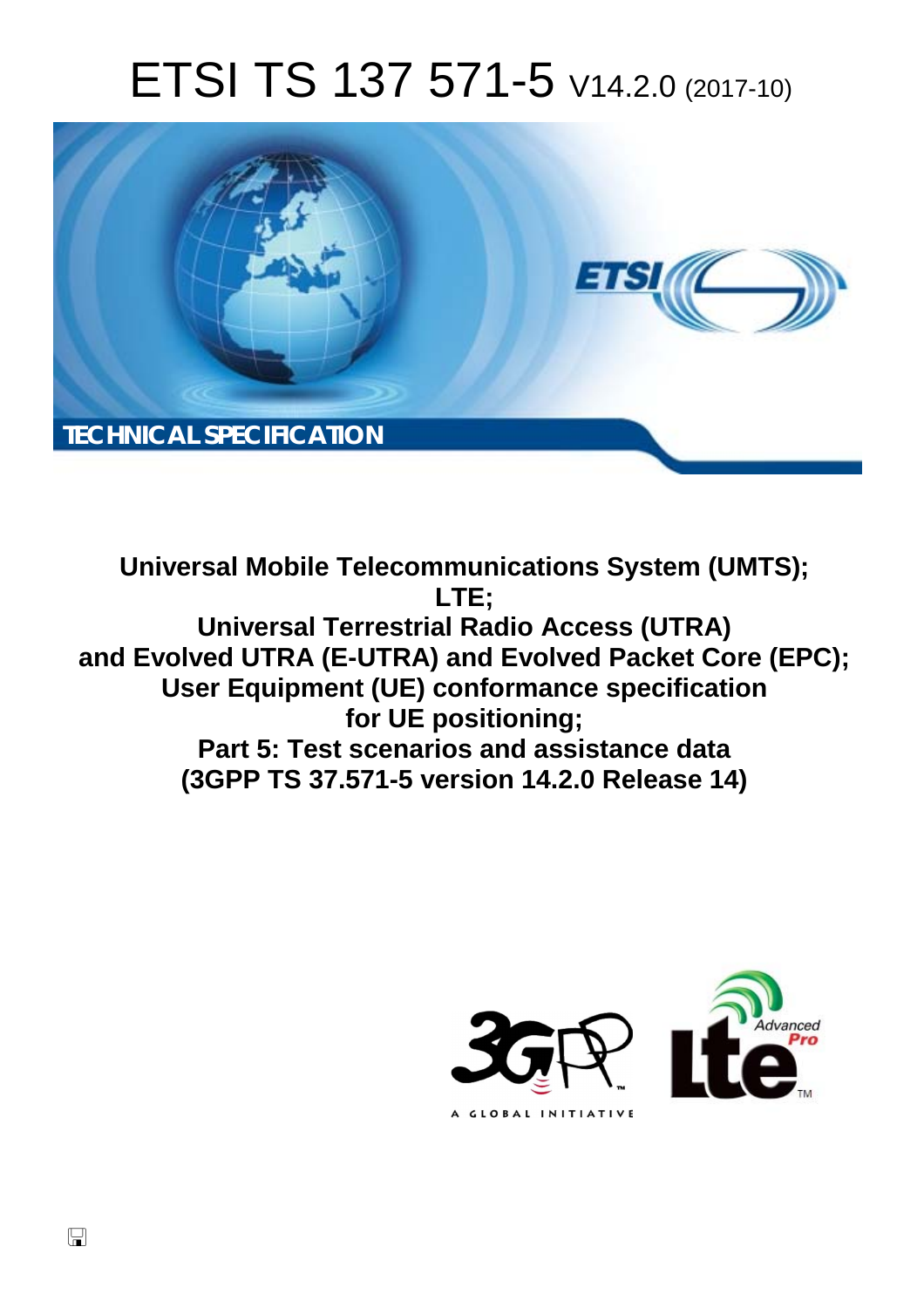# ETSI TS 137 571-5 V14.2.0 (2017-10)

TECHNICAL SPECIFICATION

**Universal Mobile Telecommunications System (UMTS); LTE; Universal Terrestrial Radio Access (UTRA) and Evolved UTRA (E-UTRA) and Evolved Packet Core (EPC); User Equipment (UE) conformance specification for UE positioning; Part 5: Test scenarios and assistance data (3GPP TS 37.571-5 version 14.2.0 Release 14)**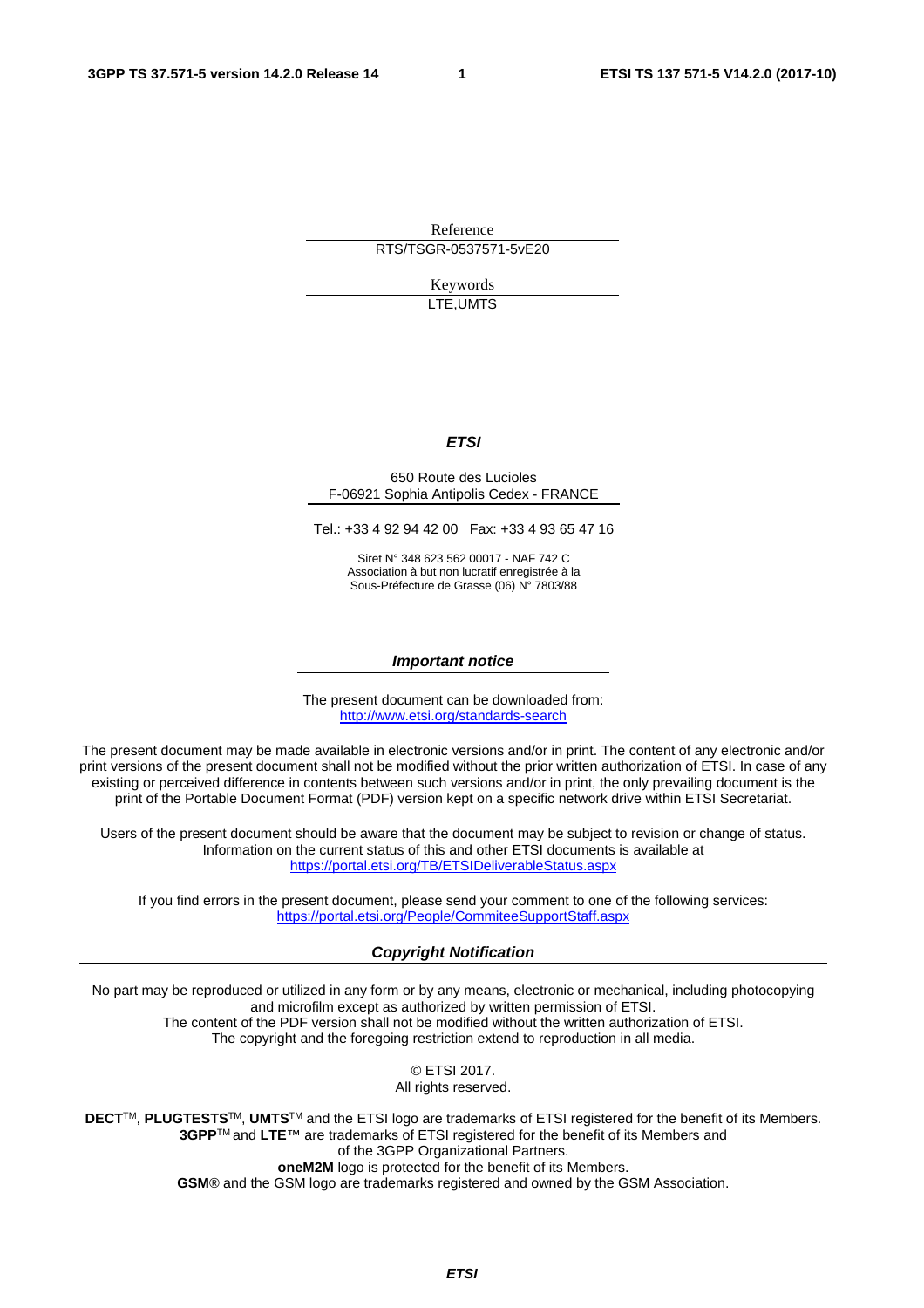Reference

RTS/TSGR-0537571-5vE20

Keywords

LTE,UMTS

***ETSI***

650 Route des Lucioles
F-06921 Sophia Antipolis Cedex - FRANCE

Tel.: +33 4 92 94 42 00   Fax: +33 4 93 65 47 16

Siret N° 348 623 562 00017 - NAF 742 C
Association à but non lucratif enregistrée à la
Sous-Préfecture de Grasse (06) N° 7803/88

***Important notice***

The present document can be downloaded from:
http://www.etsi.org/standards-search

The present document may be made available in electronic versions and/or in print. The content of any electronic and/or print versions of the present document shall not be modified without the prior written authorization of ETSI. In case of any existing or perceived difference in contents between such versions and/or in print, the only prevailing document is the print of the Portable Document Format (PDF) version kept on a specific network drive within ETSI Secretariat.

Users of the present document should be aware that the document may be subject to revision or change of status. Information on the current status of this and other ETSI documents is available at
https://portal.etsi.org/TB/ETSIDeliverableStatus.aspx

If you find errors in the present document, please send your comment to one of the following services:
https://portal.etsi.org/People/CommiteeSupportStaff.aspx

***Copyright Notification***

No part may be reproduced or utilized in any form or by any means, electronic or mechanical, including photocopying and microfilm except as authorized by written permission of ETSI.
The content of the PDF version shall not be modified without the written authorization of ETSI.
The copyright and the foregoing restriction extend to reproduction in all media.

© ETSI 2017.
All rights reserved.

**DECT**TM, **PLUGTESTS**TM, **UMTS**TM and the ETSI logo are trademarks of ETSI registered for the benefit of its Members.
**3GPP**TM and **LTE**™ are trademarks of ETSI registered for the benefit of its Members and
of the 3GPP Organizational Partners.
**oneM2M** logo is protected for the benefit of its Members.
**GSM**® and the GSM logo are trademarks registered and owned by the GSM Association.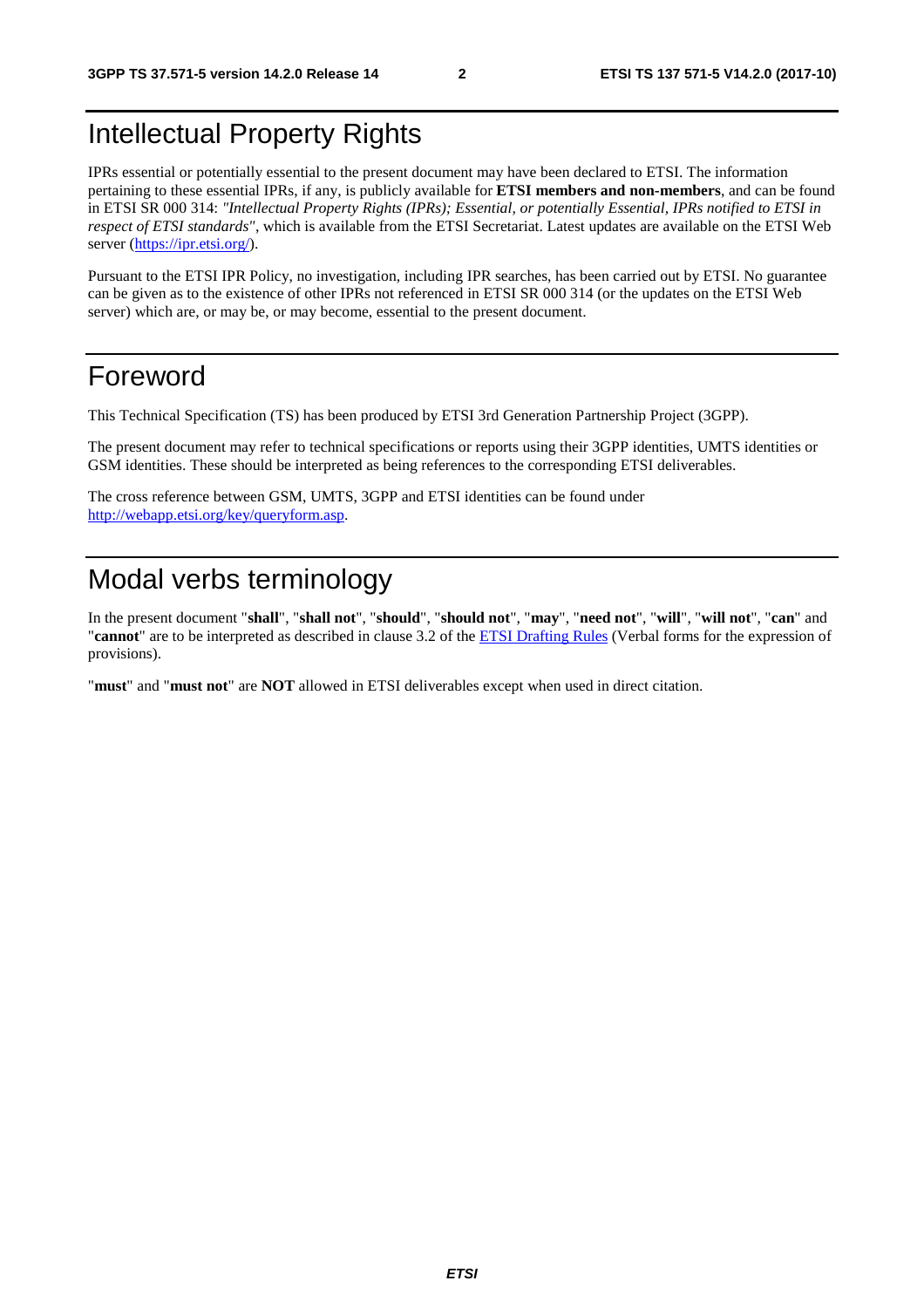# Intellectual Property Rights

IPRs essential or potentially essential to the present document may have been declared to ETSI. The information pertaining to these essential IPRs, if any, is publicly available for **ETSI members and non-members**, and can be found in ETSI SR 000 314: *"Intellectual Property Rights (IPRs); Essential, or potentially Essential, IPRs notified to ETSI in respect of ETSI standards"*, which is available from the ETSI Secretariat. Latest updates are available on the ETSI Web server (https://ipr.etsi.org/).

Pursuant to the ETSI IPR Policy, no investigation, including IPR searches, has been carried out by ETSI. No guarantee can be given as to the existence of other IPRs not referenced in ETSI SR 000 314 (or the updates on the ETSI Web server) which are, or may be, or may become, essential to the present document.

# Foreword

This Technical Specification (TS) has been produced by ETSI 3rd Generation Partnership Project (3GPP).

The present document may refer to technical specifications or reports using their 3GPP identities, UMTS identities or GSM identities. These should be interpreted as being references to the corresponding ETSI deliverables.

The cross reference between GSM, UMTS, 3GPP and ETSI identities can be found under http://webapp.etsi.org/key/queryform.asp.

# Modal verbs terminology

In the present document "**shall**", "**shall not**", "**should**", "**should not**", "**may**", "**need not**", "**will**", "**will not**", "**can**" and "**cannot**" are to be interpreted as described in clause 3.2 of the ETSI Drafting Rules (Verbal forms for the expression of provisions).

"**must**" and "**must not**" are **NOT** allowed in ETSI deliverables except when used in direct citation.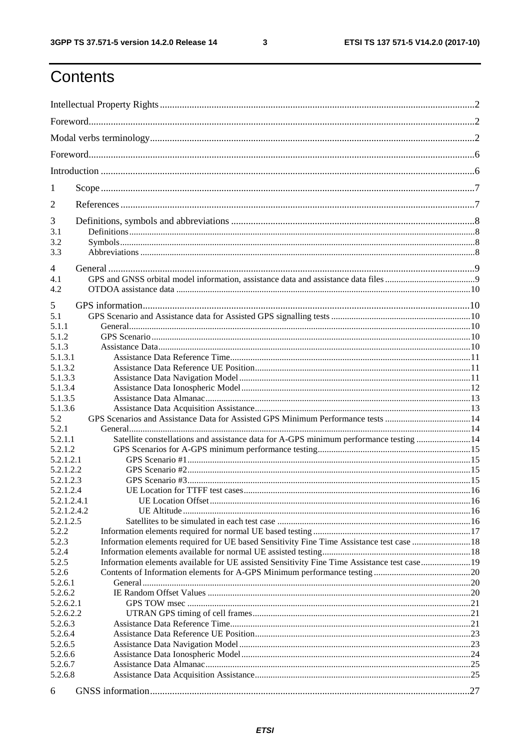# Contents

Intellectual Property Rights ... 2

Foreword ... 2

Modal verbs terminology ... 2

Foreword ... 6

Introduction ... 6

1 Scope ... 7

2 References ... 7

3 Definitions, symbols and abbreviations ... 8
- 3.1 Definitions ... 8
- 3.2 Symbols ... 8
- 3.3 Abbreviations ... 8

4 General ... 9
- 4.1 GPS and GNSS orbital model information, assistance data and assistance data files ... 9
- 4.2 OTDOA assistance data ... 10

5 GPS information ... 10
- 5.1 GPS Scenario and Assistance data for Assisted GPS signalling tests ... 10
- 5.1.1 General ... 10
- 5.1.2 GPS Scenario ... 10
- 5.1.3 Assistance Data ... 10
- 5.1.3.1 Assistance Data Reference Time ... 11
- 5.1.3.2 Assistance Data Reference UE Position ... 11
- 5.1.3.3 Assistance Data Navigation Model ... 11
- 5.1.3.4 Assistance Data Ionospheric Model ... 12
- 5.1.3.5 Assistance Data Almanac ... 13
- 5.1.3.6 Assistance Data Acquisition Assistance ... 13
- 5.2 GPS Scenarios and Assistance Data for Assisted GPS Minimum Performance tests ... 14
- 5.2.1 General ... 14
- 5.2.1.1 Satellite constellations and assistance data for A-GPS minimum performance testing ... 14
- 5.2.1.2 GPS Scenarios for A-GPS minimum performance testing ... 15
- 5.2.1.2.1 GPS Scenario #1 ... 15
- 5.2.1.2.2 GPS Scenario #2 ... 15
- 5.2.1.2.3 GPS Scenario #3 ... 15
- 5.2.1.2.4 UE Location for TTFF test cases ... 16
- 5.2.1.2.4.1 UE Location Offset ... 16
- 5.2.1.2.4.2 UE Altitude ... 16
- 5.2.1.2.5 Satellites to be simulated in each test case ... 16
- 5.2.2 Information elements required for normal UE based testing ... 17
- 5.2.3 Information elements required for UE based Sensitivity Fine Time Assistance test case ... 18
- 5.2.4 Information elements available for normal UE assisted testing ... 18
- 5.2.5 Information elements available for UE assisted Sensitivity Fine Time Assistance test case ... 19
- 5.2.6 Contents of Information elements for A-GPS Minimum performance testing ... 20
- 5.2.6.1 General ... 20
- 5.2.6.2 IE Random Offset Values ... 20
- 5.2.6.2.1 GPS TOW msec ... 21
- 5.2.6.2.2 UTRAN GPS timing of cell frames ... 21
- 5.2.6.3 Assistance Data Reference Time ... 21
- 5.2.6.4 Assistance Data Reference UE Position ... 23
- 5.2.6.5 Assistance Data Navigation Model ... 23
- 5.2.6.6 Assistance Data Ionospheric Model ... 24
- 5.2.6.7 Assistance Data Almanac ... 25
- 5.2.6.8 Assistance Data Acquisition Assistance ... 25

6 GNSS information ... 27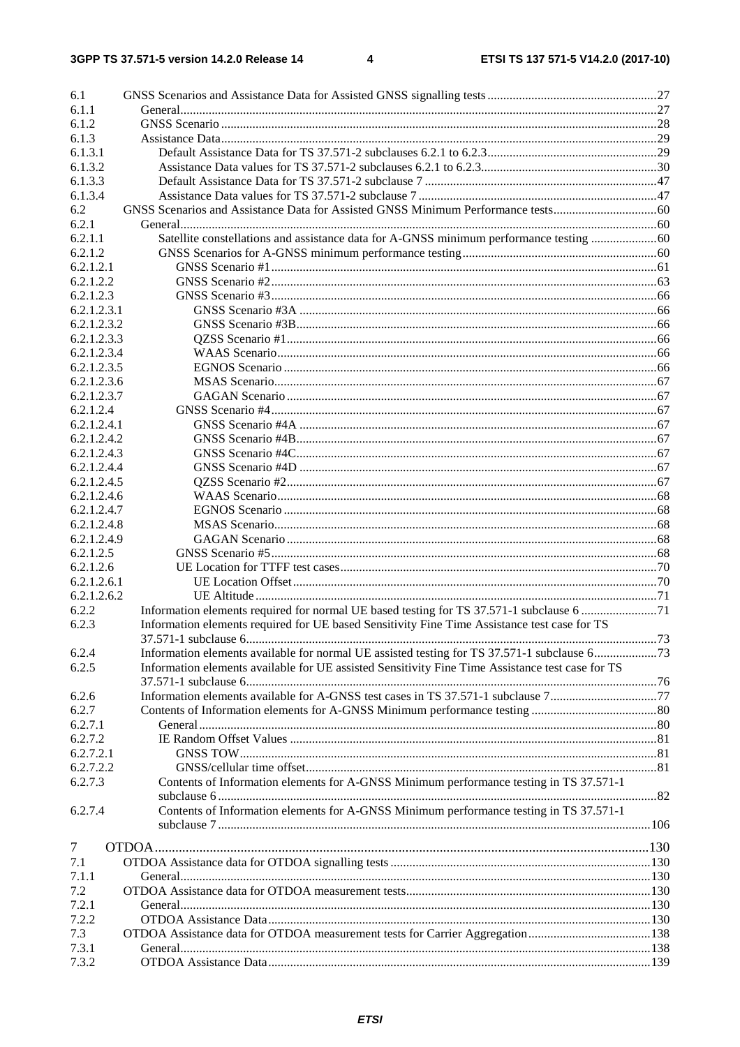| | | |
|---|---|---|
| 6.1 | GNSS Scenarios and Assistance Data for Assisted GNSS signalling tests | 27 |
| 6.1.1 | General | 27 |
| 6.1.2 | GNSS Scenario | 28 |
| 6.1.3 | Assistance Data | 29 |
| 6.1.3.1 | Default Assistance Data for TS 37.571-2 subclauses 6.2.1 to 6.2.3 | 29 |
| 6.1.3.2 | Assistance Data values for TS 37.571-2 subclauses 6.2.1 to 6.2.3 | 30 |
| 6.1.3.3 | Default Assistance Data for TS 37.571-2 subclause 7 | 47 |
| 6.1.3.4 | Assistance Data values for TS 37.571-2 subclause 7 | 47 |
| 6.2 | GNSS Scenarios and Assistance Data for Assisted GNSS Minimum Performance tests | 60 |
| 6.2.1 | General | 60 |
| 6.2.1.1 | Satellite constellations and assistance data for A-GNSS minimum performance testing | 60 |
| 6.2.1.2 | GNSS Scenarios for A-GNSS minimum performance testing | 60 |
| 6.2.1.2.1 | GNSS Scenario #1 | 61 |
| 6.2.1.2.2 | GNSS Scenario #2 | 63 |
| 6.2.1.2.3 | GNSS Scenario #3 | 66 |
| 6.2.1.2.3.1 | GNSS Scenario #3A | 66 |
| 6.2.1.2.3.2 | GNSS Scenario #3B | 66 |
| 6.2.1.2.3.3 | QZSS Scenario #1 | 66 |
| 6.2.1.2.3.4 | WAAS Scenario | 66 |
| 6.2.1.2.3.5 | EGNOS Scenario | 66 |
| 6.2.1.2.3.6 | MSAS Scenario | 67 |
| 6.2.1.2.3.7 | GAGAN Scenario | 67 |
| 6.2.1.2.4 | GNSS Scenario #4 | 67 |
| 6.2.1.2.4.1 | GNSS Scenario #4A | 67 |
| 6.2.1.2.4.2 | GNSS Scenario #4B | 67 |
| 6.2.1.2.4.3 | GNSS Scenario #4C | 67 |
| 6.2.1.2.4.4 | GNSS Scenario #4D | 67 |
| 6.2.1.2.4.5 | QZSS Scenario #2 | 67 |
| 6.2.1.2.4.6 | WAAS Scenario | 68 |
| 6.2.1.2.4.7 | EGNOS Scenario | 68 |
| 6.2.1.2.4.8 | MSAS Scenario | 68 |
| 6.2.1.2.4.9 | GAGAN Scenario | 68 |
| 6.2.1.2.5 | GNSS Scenario #5 | 68 |
| 6.2.1.2.6 | UE Location for TTFF test cases | 70 |
| 6.2.1.2.6.1 | UE Location Offset | 70 |
| 6.2.1.2.6.2 | UE Altitude | 71 |
| 6.2.2 | Information elements required for normal UE based testing for TS 37.571-1 subclause 6 | 71 |
| 6.2.3 | Information elements required for UE based Sensitivity Fine Time Assistance test case for TS 37.571-1 subclause 6 | 73 |
| 6.2.4 | Information elements available for normal UE assisted testing for TS 37.571-1 subclause 6 | 73 |
| 6.2.5 | Information elements available for UE assisted Sensitivity Fine Time Assistance test case for TS 37.571-1 subclause 6 | 76 |
| 6.2.6 | Information elements available for A-GNSS test cases in TS 37.571-1 subclause 7 | 77 |
| 6.2.7 | Contents of Information elements for A-GNSS Minimum performance testing | 80 |
| 6.2.7.1 | General | 80 |
| 6.2.7.2 | IE Random Offset Values | 81 |
| 6.2.7.2.1 | GNSS TOW | 81 |
| 6.2.7.2.2 | GNSS/cellular time offset | 81 |
| 6.2.7.3 | Contents of Information elements for A-GNSS Minimum performance testing in TS 37.571-1 subclause 6 | 82 |
| 6.2.7.4 | Contents of Information elements for A-GNSS Minimum performance testing in TS 37.571-1 subclause 7 | 106 |
| 7 | OTDOA | 130 |
| 7.1 | OTDOA Assistance data for OTDOA signalling tests | 130 |
| 7.1.1 | General | 130 |
| 7.2 | OTDOA Assistance data for OTDOA measurement tests | 130 |
| 7.2.1 | General | 130 |
| 7.2.2 | OTDOA Assistance Data | 130 |
| 7.3 | OTDOA Assistance data for OTDOA measurement tests for Carrier Aggregation | 138 |
| 7.3.1 | General | 138 |
| 7.3.2 | OTDOA Assistance Data | 139 |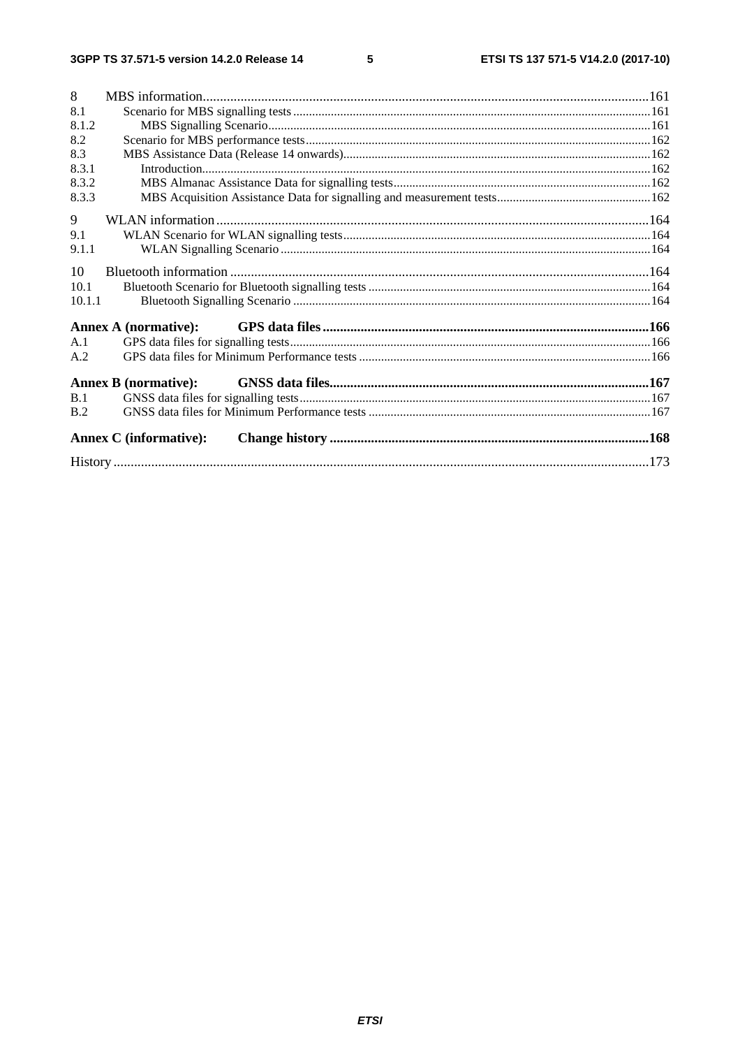8 MBS information ... 161
8.1 Scenario for MBS signalling tests ... 161
8.1.2 MBS Signalling Scenario ... 161
8.2 Scenario for MBS performance tests ... 162
8.3 MBS Assistance Data (Release 14 onwards) ... 162
8.3.1 Introduction ... 162
8.3.2 MBS Almanac Assistance Data for signalling tests ... 162
8.3.3 MBS Acquisition Assistance Data for signalling and measurement tests ... 162

9 WLAN information ... 164
9.1 WLAN Scenario for WLAN signalling tests ... 164
9.1.1 WLAN Signalling Scenario ... 164

10 Bluetooth information ... 164
10.1 Bluetooth Scenario for Bluetooth signalling tests ... 164
10.1.1 Bluetooth Signalling Scenario ... 164

**Annex A (normative): GPS data files ... 166**
A.1 GPS data files for signalling tests ... 166
A.2 GPS data files for Minimum Performance tests ... 166

**Annex B (normative): GNSS data files ... 167**
B.1 GNSS data files for signalling tests ... 167
B.2 GNSS data files for Minimum Performance tests ... 167

**Annex C (informative): Change history ... 168**

History ... 173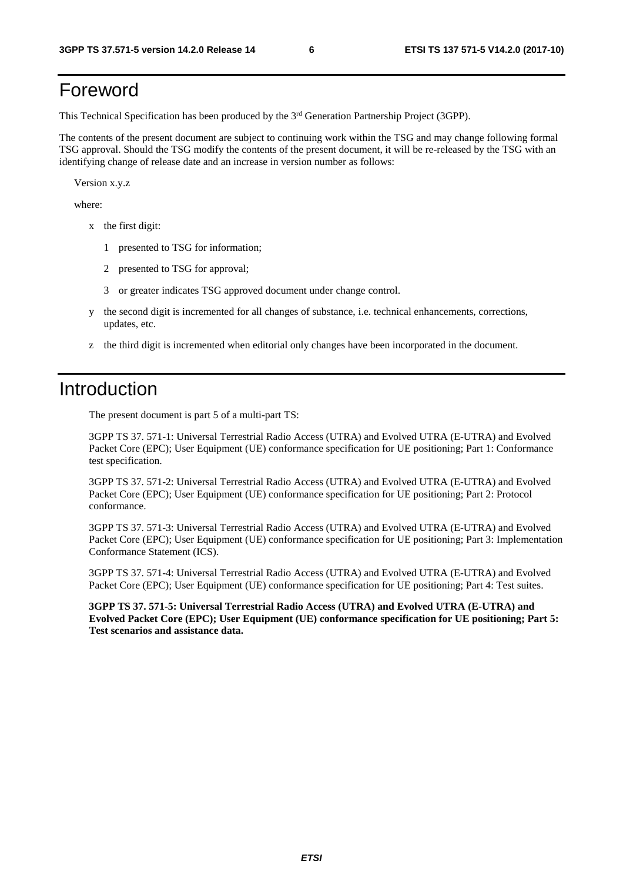# Foreword

This Technical Specification has been produced by the 3rd Generation Partnership Project (3GPP).

The contents of the present document are subject to continuing work within the TSG and may change following formal TSG approval. Should the TSG modify the contents of the present document, it will be re-released by the TSG with an identifying change of release date and an increase in version number as follows:

Version x.y.z

where:

- x the first digit:
  - 1 presented to TSG for information;
  - 2 presented to TSG for approval;
  - 3 or greater indicates TSG approved document under change control.
- y the second digit is incremented for all changes of substance, i.e. technical enhancements, corrections, updates, etc.
- z the third digit is incremented when editorial only changes have been incorporated in the document.

# Introduction

The present document is part 5 of a multi-part TS:

3GPP TS 37. 571-1: Universal Terrestrial Radio Access (UTRA) and Evolved UTRA (E-UTRA) and Evolved Packet Core (EPC); User Equipment (UE) conformance specification for UE positioning; Part 1: Conformance test specification.

3GPP TS 37. 571-2: Universal Terrestrial Radio Access (UTRA) and Evolved UTRA (E-UTRA) and Evolved Packet Core (EPC); User Equipment (UE) conformance specification for UE positioning; Part 2: Protocol conformance.

3GPP TS 37. 571-3: Universal Terrestrial Radio Access (UTRA) and Evolved UTRA (E-UTRA) and Evolved Packet Core (EPC); User Equipment (UE) conformance specification for UE positioning; Part 3: Implementation Conformance Statement (ICS).

3GPP TS 37. 571-4: Universal Terrestrial Radio Access (UTRA) and Evolved UTRA (E-UTRA) and Evolved Packet Core (EPC); User Equipment (UE) conformance specification for UE positioning; Part 4: Test suites.

**3GPP TS 37. 571-5: Universal Terrestrial Radio Access (UTRA) and Evolved UTRA (E-UTRA) and Evolved Packet Core (EPC); User Equipment (UE) conformance specification for UE positioning; Part 5: Test scenarios and assistance data.**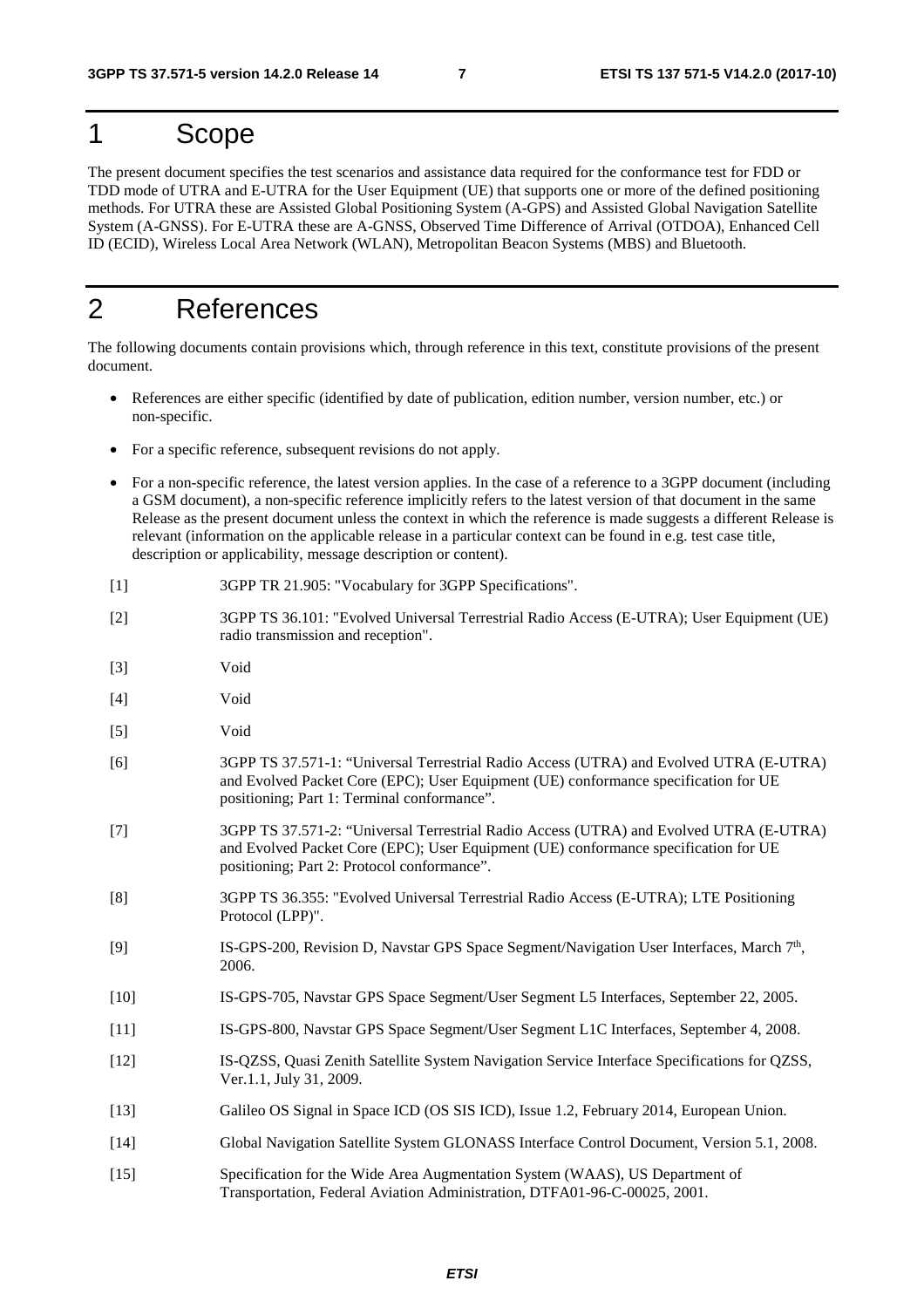# 1 Scope

The present document specifies the test scenarios and assistance data required for the conformance test for FDD or TDD mode of UTRA and E-UTRA for the User Equipment (UE) that supports one or more of the defined positioning methods. For UTRA these are Assisted Global Positioning System (A-GPS) and Assisted Global Navigation Satellite System (A-GNSS). For E-UTRA these are A-GNSS, Observed Time Difference of Arrival (OTDOA), Enhanced Cell ID (ECID), Wireless Local Area Network (WLAN), Metropolitan Beacon Systems (MBS) and Bluetooth.

# 2 References

The following documents contain provisions which, through reference in this text, constitute provisions of the present document.

- References are either specific (identified by date of publication, edition number, version number, etc.) or non-specific.
- For a specific reference, subsequent revisions do not apply.
- For a non-specific reference, the latest version applies. In the case of a reference to a 3GPP document (including a GSM document), a non-specific reference implicitly refers to the latest version of that document in the same Release as the present document unless the context in which the reference is made suggests a different Release is relevant (information on the applicable release in a particular context can be found in e.g. test case title, description or applicability, message description or content).

[1] 3GPP TR 21.905: "Vocabulary for 3GPP Specifications".

[2] 3GPP TS 36.101: "Evolved Universal Terrestrial Radio Access (E-UTRA); User Equipment (UE) radio transmission and reception".

[3] Void

[4] Void

[5] Void

[6] 3GPP TS 37.571-1: "Universal Terrestrial Radio Access (UTRA) and Evolved UTRA (E-UTRA) and Evolved Packet Core (EPC); User Equipment (UE) conformance specification for UE positioning; Part 1: Terminal conformance".

[7] 3GPP TS 37.571-2: "Universal Terrestrial Radio Access (UTRA) and Evolved UTRA (E-UTRA) and Evolved Packet Core (EPC); User Equipment (UE) conformance specification for UE positioning; Part 2: Protocol conformance".

[8] 3GPP TS 36.355: "Evolved Universal Terrestrial Radio Access (E-UTRA); LTE Positioning Protocol (LPP)".

[9] IS-GPS-200, Revision D, Navstar GPS Space Segment/Navigation User Interfaces, March 7th, 2006.

[10] IS-GPS-705, Navstar GPS Space Segment/User Segment L5 Interfaces, September 22, 2005.

[11] IS-GPS-800, Navstar GPS Space Segment/User Segment L1C Interfaces, September 4, 2008.

[12] IS-QZSS, Quasi Zenith Satellite System Navigation Service Interface Specifications for QZSS, Ver.1.1, July 31, 2009.

[13] Galileo OS Signal in Space ICD (OS SIS ICD), Issue 1.2, February 2014, European Union.

[14] Global Navigation Satellite System GLONASS Interface Control Document, Version 5.1, 2008.

[15] Specification for the Wide Area Augmentation System (WAAS), US Department of Transportation, Federal Aviation Administration, DTFA01-96-C-00025, 2001.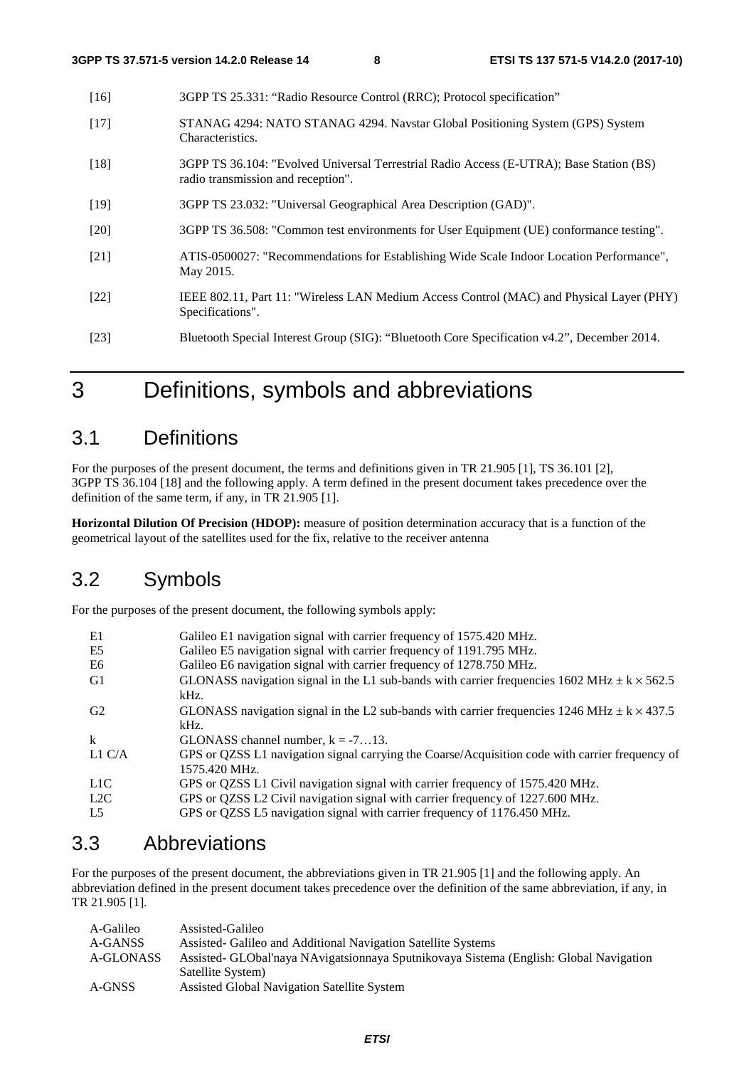[16] 3GPP TS 25.331: “Radio Resource Control (RRC); Protocol specification”

[17] STANAG 4294: NATO STANAG 4294. Navstar Global Positioning System (GPS) System Characteristics.

[18] 3GPP TS 36.104: "Evolved Universal Terrestrial Radio Access (E-UTRA); Base Station (BS) radio transmission and reception".

[19] 3GPP TS 23.032: "Universal Geographical Area Description (GAD)".

[20] 3GPP TS 36.508: "Common test environments for User Equipment (UE) conformance testing".

[21] ATIS-0500027: "Recommendations for Establishing Wide Scale Indoor Location Performance", May 2015.

[22] IEEE 802.11, Part 11: "Wireless LAN Medium Access Control (MAC) and Physical Layer (PHY) Specifications".

[23] Bluetooth Special Interest Group (SIG): “Bluetooth Core Specification v4.2”, December 2014.

# 3 Definitions, symbols and abbreviations

## 3.1 Definitions

For the purposes of the present document, the terms and definitions given in TR 21.905 [1], TS 36.101 [2], 3GPP TS 36.104 [18] and the following apply. A term defined in the present document takes precedence over the definition of the same term, if any, in TR 21.905 [1].

**Horizontal Dilution Of Precision (HDOP):** measure of position determination accuracy that is a function of the geometrical layout of the satellites used for the fix, relative to the receiver antenna

## 3.2 Symbols

For the purposes of the present document, the following symbols apply:

E1 Galileo E1 navigation signal with carrier frequency of 1575.420 MHz.
E5 Galileo E5 navigation signal with carrier frequency of 1191.795 MHz.
E6 Galileo E6 navigation signal with carrier frequency of 1278.750 MHz.
G1 GLONASS navigation signal in the L1 sub-bands with carrier frequencies 1602 MHz $\pm$ k $\times$ 562.5 kHz.
G2 GLONASS navigation signal in the L2 sub-bands with carrier frequencies 1246 MHz $\pm$ k $\times$ 437.5 kHz.
k GLONASS channel number, k = -7…13.
L1 C/A GPS or QZSS L1 navigation signal carrying the Coarse/Acquisition code with carrier frequency of 1575.420 MHz.
L1C GPS or QZSS L1 Civil navigation signal with carrier frequency of 1575.420 MHz.
L2C GPS or QZSS L2 Civil navigation signal with carrier frequency of 1227.600 MHz.
L5 GPS or QZSS L5 navigation signal with carrier frequency of 1176.450 MHz.

## 3.3 Abbreviations

For the purposes of the present document, the abbreviations given in TR 21.905 [1] and the following apply. An abbreviation defined in the present document takes precedence over the definition of the same abbreviation, if any, in TR 21.905 [1].

A-Galileo Assisted-Galileo
A-GANSS Assisted- Galileo and Additional Navigation Satellite Systems
A-GLONASS Assisted- GLObal'naya NAvigatsionnaya Sputnikovaya Sistema (English: Global Navigation Satellite System)
A-GNSS Assisted Global Navigation Satellite System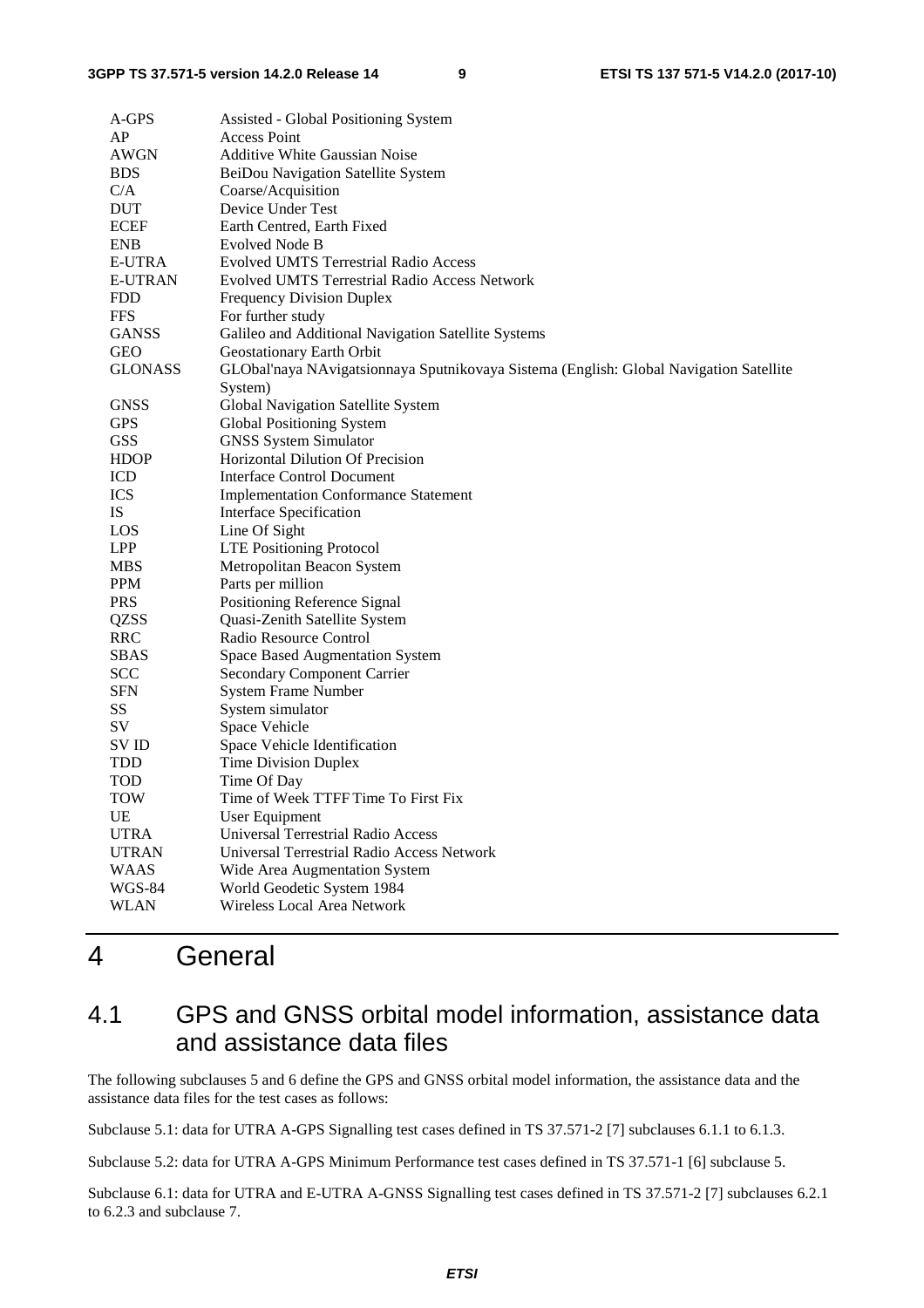| | |
|---|---|
| A-GPS | Assisted - Global Positioning System |
| AP | Access Point |
| AWGN | Additive White Gaussian Noise |
| BDS | BeiDou Navigation Satellite System |
| C/A | Coarse/Acquisition |
| DUT | Device Under Test |
| ECEF | Earth Centred, Earth Fixed |
| ENB | Evolved Node B |
| E-UTRA | Evolved UMTS Terrestrial Radio Access |
| E-UTRAN | Evolved UMTS Terrestrial Radio Access Network |
| FDD | Frequency Division Duplex |
| FFS | For further study |
| GANSS | Galileo and Additional Navigation Satellite Systems |
| GEO | Geostationary Earth Orbit |
| GLONASS | GLObal'naya NAvigatsionnaya Sputnikovaya Sistema (English: Global Navigation Satellite System) |
| GNSS | Global Navigation Satellite System |
| GPS | Global Positioning System |
| GSS | GNSS System Simulator |
| HDOP | Horizontal Dilution Of Precision |
| ICD | Interface Control Document |
| ICS | Implementation Conformance Statement |
| IS | Interface Specification |
| LOS | Line Of Sight |
| LPP | LTE Positioning Protocol |
| MBS | Metropolitan Beacon System |
| PPM | Parts per million |
| PRS | Positioning Reference Signal |
| QZSS | Quasi-Zenith Satellite System |
| RRC | Radio Resource Control |
| SBAS | Space Based Augmentation System |
| SCC | Secondary Component Carrier |
| SFN | System Frame Number |
| SS | System simulator |
| SV | Space Vehicle |
| SV ID | Space Vehicle Identification |
| TDD | Time Division Duplex |
| TOD | Time Of Day |
| TOW | Time of Week TTFF Time To First Fix |
| UE | User Equipment |
| UTRA | Universal Terrestrial Radio Access |
| UTRAN | Universal Terrestrial Radio Access Network |
| WAAS | Wide Area Augmentation System |
| WGS-84 | World Geodetic System 1984 |
| WLAN | Wireless Local Area Network |

# 4 General

## 4.1 GPS and GNSS orbital model information, assistance data and assistance data files

The following subclauses 5 and 6 define the GPS and GNSS orbital model information, the assistance data and the assistance data files for the test cases as follows:

Subclause 5.1: data for UTRA A-GPS Signalling test cases defined in TS 37.571-2 [7] subclauses 6.1.1 to 6.1.3.

Subclause 5.2: data for UTRA A-GPS Minimum Performance test cases defined in TS 37.571-1 [6] subclause 5.

Subclause 6.1: data for UTRA and E-UTRA A-GNSS Signalling test cases defined in TS 37.571-2 [7] subclauses 6.2.1 to 6.2.3 and subclause 7.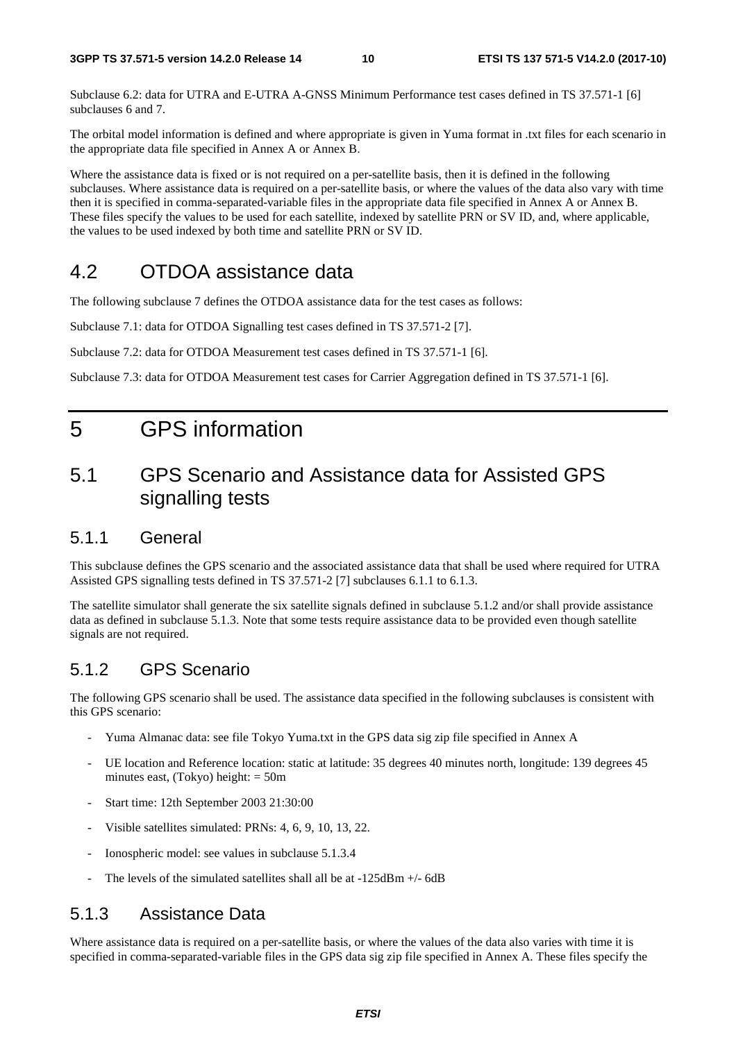Subclause 6.2: data for UTRA and E-UTRA A-GNSS Minimum Performance test cases defined in TS 37.571-1 [6] subclauses 6 and 7.

The orbital model information is defined and where appropriate is given in Yuma format in .txt files for each scenario in the appropriate data file specified in Annex A or Annex B.

Where the assistance data is fixed or is not required on a per-satellite basis, then it is defined in the following subclauses. Where assistance data is required on a per-satellite basis, or where the values of the data also vary with time then it is specified in comma-separated-variable files in the appropriate data file specified in Annex A or Annex B. These files specify the values to be used for each satellite, indexed by satellite PRN or SV ID, and, where applicable, the values to be used indexed by both time and satellite PRN or SV ID.

## 4.2 OTDOA assistance data

The following subclause 7 defines the OTDOA assistance data for the test cases as follows:

Subclause 7.1: data for OTDOA Signalling test cases defined in TS 37.571-2 [7].

Subclause 7.2: data for OTDOA Measurement test cases defined in TS 37.571-1 [6].

Subclause 7.3: data for OTDOA Measurement test cases for Carrier Aggregation defined in TS 37.571-1 [6].

# 5 GPS information

## 5.1 GPS Scenario and Assistance data for Assisted GPS signalling tests

### 5.1.1 General

This subclause defines the GPS scenario and the associated assistance data that shall be used where required for UTRA Assisted GPS signalling tests defined in TS 37.571-2 [7] subclauses 6.1.1 to 6.1.3.

The satellite simulator shall generate the six satellite signals defined in subclause 5.1.2 and/or shall provide assistance data as defined in subclause 5.1.3. Note that some tests require assistance data to be provided even though satellite signals are not required.

### 5.1.2 GPS Scenario

The following GPS scenario shall be used. The assistance data specified in the following subclauses is consistent with this GPS scenario:

- Yuma Almanac data: see file Tokyo Yuma.txt in the GPS data sig zip file specified in Annex A
- UE location and Reference location: static at latitude: 35 degrees 40 minutes north, longitude: 139 degrees 45 minutes east, (Tokyo) height: = 50m
- Start time: 12th September 2003 21:30:00
- Visible satellites simulated: PRNs: 4, 6, 9, 10, 13, 22.
- Ionospheric model: see values in subclause 5.1.3.4
- The levels of the simulated satellites shall all be at -125dBm +/- 6dB

### 5.1.3 Assistance Data

Where assistance data is required on a per-satellite basis, or where the values of the data also varies with time it is specified in comma-separated-variable files in the GPS data sig zip file specified in Annex A. These files specify the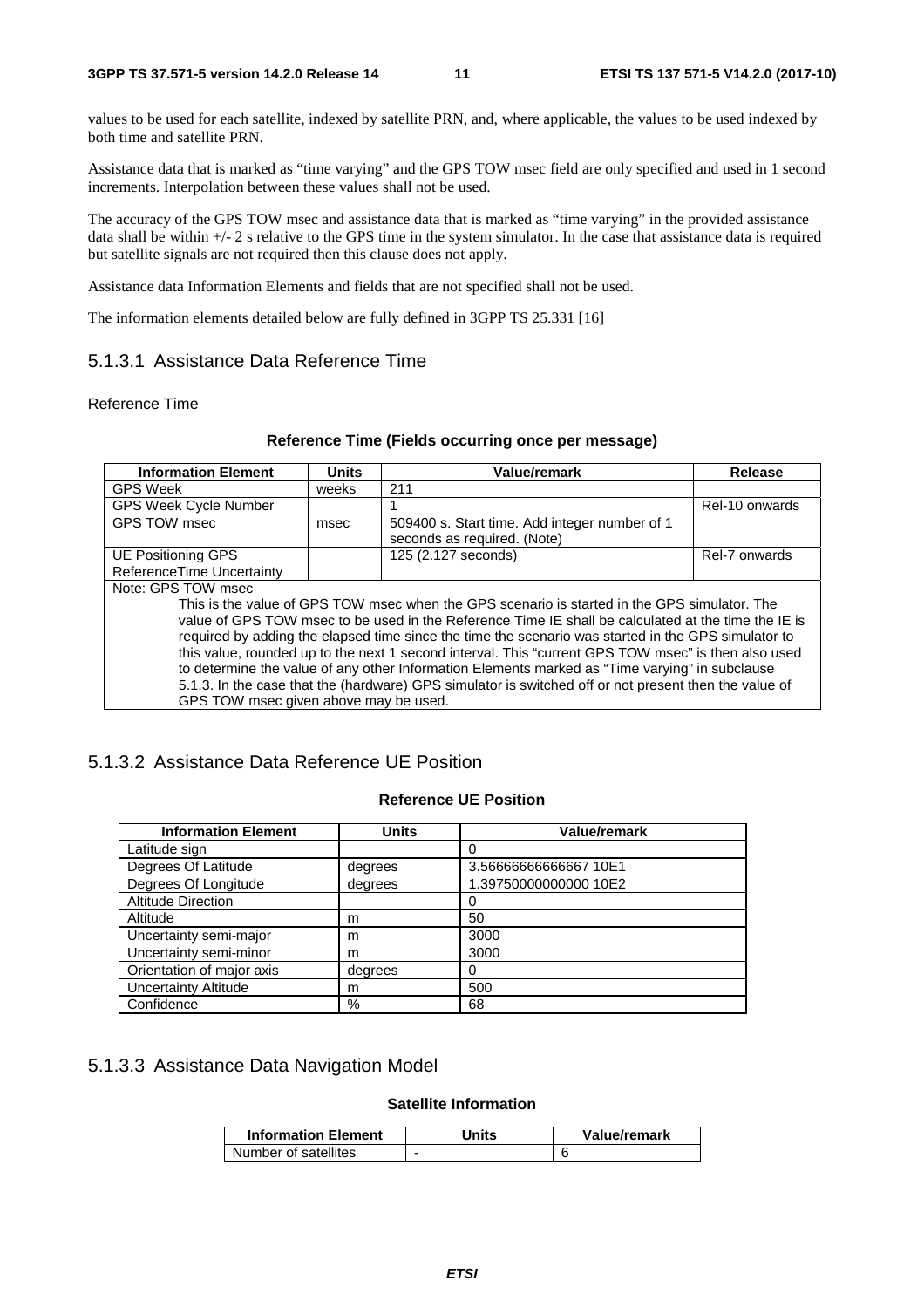values to be used for each satellite, indexed by satellite PRN, and, where applicable, the values to be used indexed by both time and satellite PRN.

Assistance data that is marked as "time varying" and the GPS TOW msec field are only specified and used in 1 second increments. Interpolation between these values shall not be used.

The accuracy of the GPS TOW msec and assistance data that is marked as "time varying" in the provided assistance data shall be within +/- 2 s relative to the GPS time in the system simulator. In the case that assistance data is required but satellite signals are not required then this clause does not apply.

Assistance data Information Elements and fields that are not specified shall not be used.

The information elements detailed below are fully defined in 3GPP TS 25.331 [16]

### 5.1.3.1 Assistance Data Reference Time

Reference Time

**Reference Time (Fields occurring once per message)**

| Information Element | Units | Value/remark | Release |
|---|---|---|---|
| GPS Week | weeks | 211 | |
| GPS Week Cycle Number | | 1 | Rel-10 onwards |
| GPS TOW msec | msec | 509400 s. Start time. Add integer number of 1 seconds as required. (Note) | |
| UE Positioning GPS ReferenceTime Uncertainty | | 125 (2.127 seconds) | Rel-7 onwards |
| Note: GPS TOW msec<br>This is the value of GPS TOW msec when the GPS scenario is started in the GPS simulator. The value of GPS TOW msec to be used in the Reference Time IE shall be calculated at the time the IE is required by adding the elapsed time since the time the scenario was started in the GPS simulator to this value, rounded up to the next 1 second interval. This "current GPS TOW msec" is then also used to determine the value of any other Information Elements marked as "Time varying" in subclause 5.1.3. In the case that the (hardware) GPS simulator is switched off or not present then the value of GPS TOW msec given above may be used. | | | |

### 5.1.3.2 Assistance Data Reference UE Position

**Reference UE Position**

| Information Element | Units | Value/remark |
|---|---|---|
| Latitude sign | | 0 |
| Degrees Of Latitude | degrees | 3.56666666666667 10E1 |
| Degrees Of Longitude | degrees | 1.39750000000000 10E2 |
| Altitude Direction | | 0 |
| Altitude | m | 50 |
| Uncertainty semi-major | m | 3000 |
| Uncertainty semi-minor | m | 3000 |
| Orientation of major axis | degrees | 0 |
| Uncertainty Altitude | m | 500 |
| Confidence | % | 68 |

### 5.1.3.3 Assistance Data Navigation Model

**Satellite Information**

| Information Element | Units | Value/remark |
|---|---|---|
| Number of satellites | - | 6 |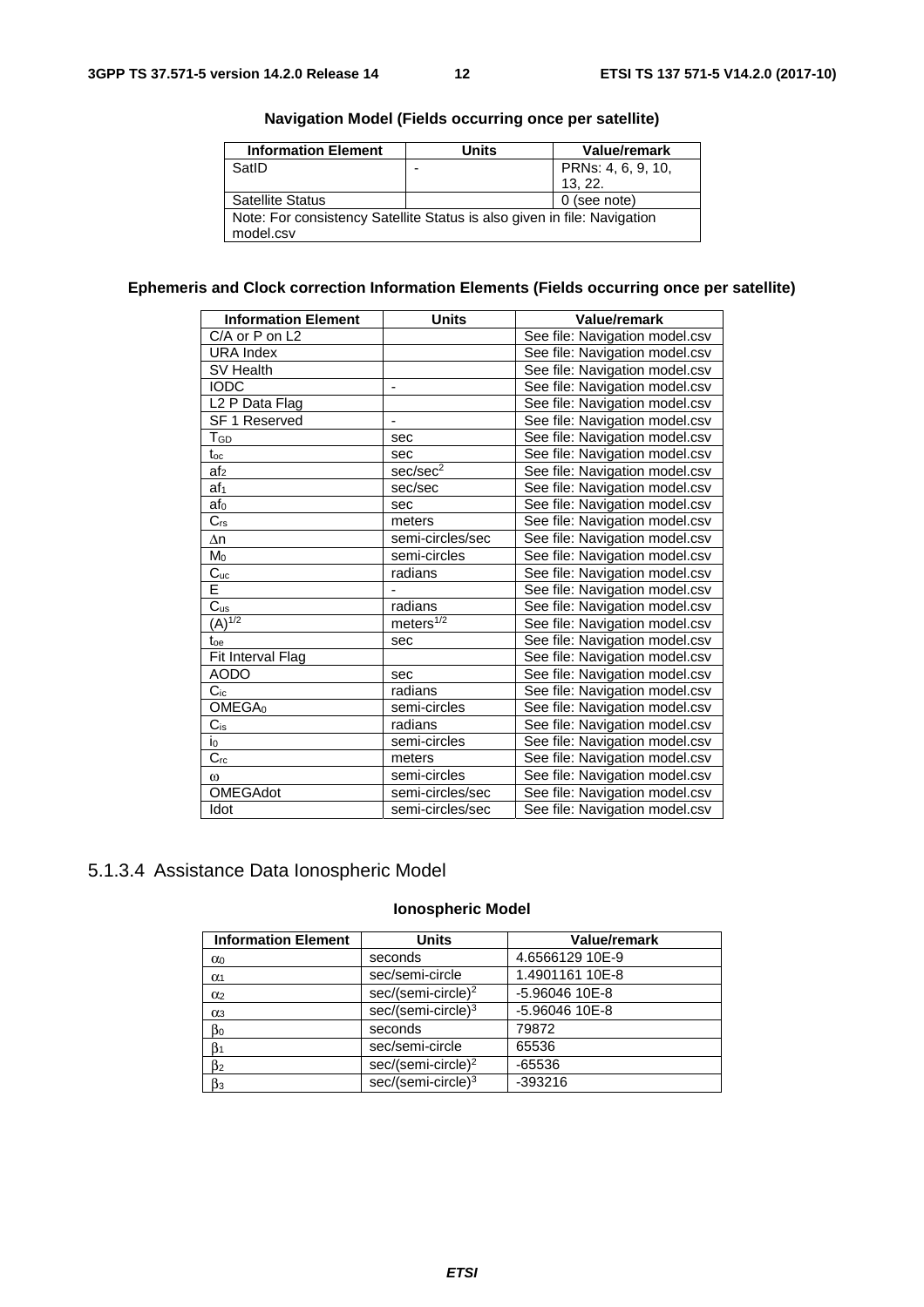**Navigation Model (Fields occurring once per satellite)**

| Information Element | Units | Value/remark |
| --- | --- | --- |
| SatID | - | PRNs: 4, 6, 9, 10, 13, 22. |
| Satellite Status | | 0 (see note) |
| Note: For consistency Satellite Status is also given in file: Navigation model.csv | | |

**Ephemeris and Clock correction Information Elements (Fields occurring once per satellite)**

| Information Element | Units | Value/remark |
| --- | --- | --- |
| C/A or P on L2 | | See file: Navigation model.csv |
| URA Index | | See file: Navigation model.csv |
| SV Health | | See file: Navigation model.csv |
| IODC | - | See file: Navigation model.csv |
| L2 P Data Flag | | See file: Navigation model.csv |
| SF 1 Reserved | - | See file: Navigation model.csv |
| $T_{GD}$ | sec | See file: Navigation model.csv |
| $t_{oc}$ | sec | See file: Navigation model.csv |
| $af_2$ | sec/sec$^2$ | See file: Navigation model.csv |
| $af_1$ | sec/sec | See file: Navigation model.csv |
| $af_0$ | sec | See file: Navigation model.csv |
| $C_{rs}$ | meters | See file: Navigation model.csv |
| $\Delta n$ | semi-circles/sec | See file: Navigation model.csv |
| $M_0$ | semi-circles | See file: Navigation model.csv |
| $C_{uc}$ | radians | See file: Navigation model.csv |
| E | - | See file: Navigation model.csv |
| $C_{us}$ | radians | See file: Navigation model.csv |
| $(A)^{1/2}$ | meters$^{1/2}$ | See file: Navigation model.csv |
| $t_{oe}$ | sec | See file: Navigation model.csv |
| Fit Interval Flag | | See file: Navigation model.csv |
| AODO | sec | See file: Navigation model.csv |
| $C_{ic}$ | radians | See file: Navigation model.csv |
| $OMEGA_0$ | semi-circles | See file: Navigation model.csv |
| $C_{is}$ | radians | See file: Navigation model.csv |
| $i_0$ | semi-circles | See file: Navigation model.csv |
| $C_{rc}$ | meters | See file: Navigation model.csv |
| $\omega$ | semi-circles | See file: Navigation model.csv |
| OMEGAdot | semi-circles/sec | See file: Navigation model.csv |
| Idot | semi-circles/sec | See file: Navigation model.csv |

### 5.1.3.4 Assistance Data Ionospheric Model

**Ionospheric Model**

| Information Element | Units | Value/remark |
| --- | --- | --- |
| $\alpha_0$ | seconds | 4.6566129 10E-9 |
| $\alpha_1$ | sec/semi-circle | 1.4901161 10E-8 |
| $\alpha_2$ | sec/(semi-circle)$^2$ | -5.96046 10E-8 |
| $\alpha_3$ | sec/(semi-circle)$^3$ | -5.96046 10E-8 |
| $\beta_0$ | seconds | 79872 |
| $\beta_1$ | sec/semi-circle | 65536 |
| $\beta_2$ | sec/(semi-circle)$^2$ | -65536 |
| $\beta_3$ | sec/(semi-circle)$^3$ | -393216 |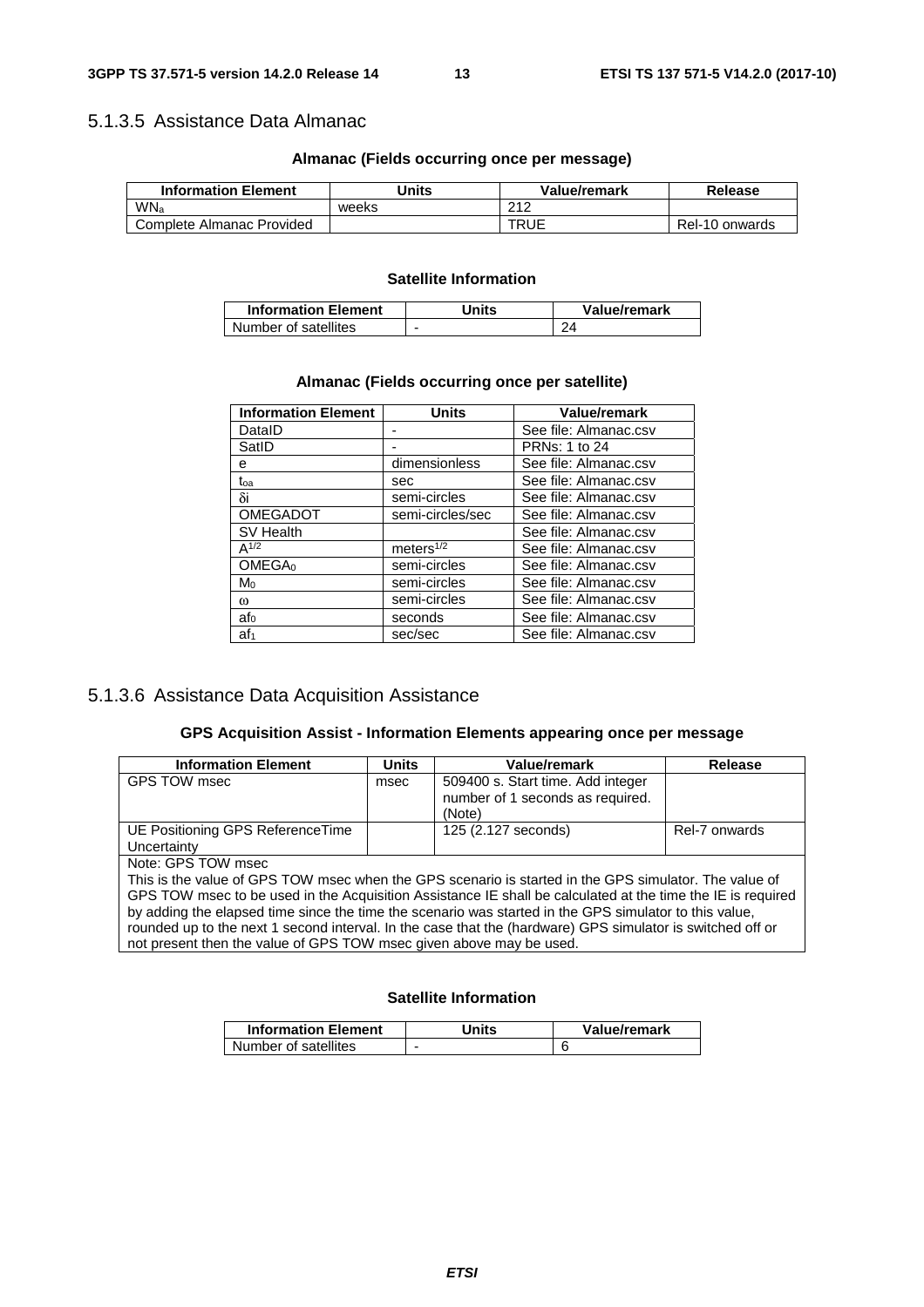### 5.1.3.5 Assistance Data Almanac

**Almanac (Fields occurring once per message)**

| Information Element | Units | Value/remark | Release |
|---|---|---|---|
| $WN_a$ | weeks | 212 | |
| Complete Almanac Provided | | TRUE | Rel-10 onwards |

**Satellite Information**

| Information Element | Units | Value/remark |
|---|---|---|
| Number of satellites | - | 24 |

**Almanac (Fields occurring once per satellite)**

| Information Element | Units | Value/remark |
|---|---|---|
| DataID | - | See file: Almanac.csv |
| SatID | - | PRNs: 1 to 24 |
| e | dimensionless | See file: Almanac.csv |
| $t_{oa}$ | sec | See file: Almanac.csv |
| $\delta i$ | semi-circles | See file: Almanac.csv |
| OMEGADOT | semi-circles/sec | See file: Almanac.csv |
| SV Health | | See file: Almanac.csv |
| $A^{1/2}$ | $meters^{1/2}$ | See file: Almanac.csv |
| $OMEGA_0$ | semi-circles | See file: Almanac.csv |
| $M_0$ | semi-circles | See file: Almanac.csv |
| $\omega$ | semi-circles | See file: Almanac.csv |
| $af_0$ | seconds | See file: Almanac.csv |
| $af_1$ | sec/sec | See file: Almanac.csv |

### 5.1.3.6 Assistance Data Acquisition Assistance

**GPS Acquisition Assist - Information Elements appearing once per message**

| Information Element | Units | Value/remark | Release |
|---|---|---|---|
| GPS TOW msec | msec | 509400 s. Start time. Add integer number of 1 seconds as required. (Note) | |
| UE Positioning GPS ReferenceTime Uncertainty | | 125 (2.127 seconds) | Rel-7 onwards |
| Note: GPS TOW msec<br>This is the value of GPS TOW msec when the GPS scenario is started in the GPS simulator. The value of GPS TOW msec to be used in the Acquisition Assistance IE shall be calculated at the time the IE is required by adding the elapsed time since the time the scenario was started in the GPS simulator to this value, rounded up to the next 1 second interval. In the case that the (hardware) GPS simulator is switched off or not present then the value of GPS TOW msec given above may be used. | | | |

**Satellite Information**

| Information Element | Units | Value/remark |
|---|---|---|
| Number of satellites | - | 6 |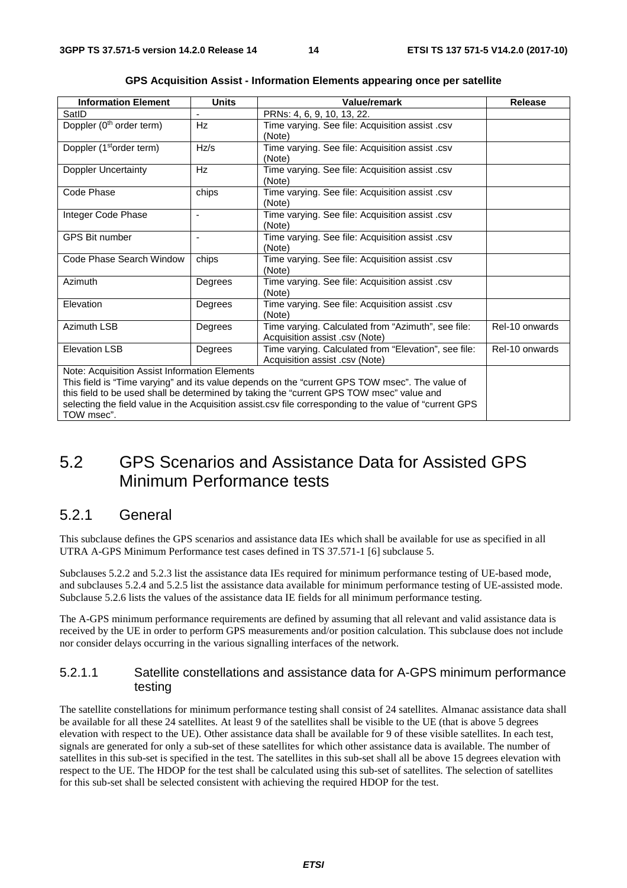**GPS Acquisition Assist - Information Elements appearing once per satellite**

| Information Element | Units | Value/remark | Release |
|---|---|---|---|
| SatID | - | PRNs: 4, 6, 9, 10, 13, 22. | |
| Doppler (0th order term) | Hz | Time varying. See file: Acquisition assist .csv (Note) | |
| Doppler (1storder term) | Hz/s | Time varying. See file: Acquisition assist .csv (Note) | |
| Doppler Uncertainty | Hz | Time varying. See file: Acquisition assist .csv (Note) | |
| Code Phase | chips | Time varying. See file: Acquisition assist .csv (Note) | |
| Integer Code Phase | - | Time varying. See file: Acquisition assist .csv (Note) | |
| GPS Bit number | - | Time varying. See file: Acquisition assist .csv (Note) | |
| Code Phase Search Window | chips | Time varying. See file: Acquisition assist .csv (Note) | |
| Azimuth | Degrees | Time varying. See file: Acquisition assist .csv (Note) | |
| Elevation | Degrees | Time varying. See file: Acquisition assist .csv (Note) | |
| Azimuth LSB | Degrees | Time varying. Calculated from "Azimuth", see file: Acquisition assist .csv (Note) | Rel-10 onwards |
| Elevation LSB | Degrees | Time varying. Calculated from "Elevation", see file: Acquisition assist .csv (Note) | Rel-10 onwards |
| Note: Acquisition Assist Information Elements<br>This field is "Time varying" and its value depends on the "current GPS TOW msec". The value of this field to be used shall be determined by taking the "current GPS TOW msec" value and selecting the field value in the Acquisition assist.csv file corresponding to the value of "current GPS TOW msec". | | | |

## 5.2 GPS Scenarios and Assistance Data for Assisted GPS Minimum Performance tests

### 5.2.1 General

This subclause defines the GPS scenarios and assistance data IEs which shall be available for use as specified in all UTRA A-GPS Minimum Performance test cases defined in TS 37.571-1 [6] subclause 5.

Subclauses 5.2.2 and 5.2.3 list the assistance data IEs required for minimum performance testing of UE-based mode, and subclauses 5.2.4 and 5.2.5 list the assistance data available for minimum performance testing of UE-assisted mode. Subclause 5.2.6 lists the values of the assistance data IE fields for all minimum performance testing.

The A-GPS minimum performance requirements are defined by assuming that all relevant and valid assistance data is received by the UE in order to perform GPS measurements and/or position calculation. This subclause does not include nor consider delays occurring in the various signalling interfaces of the network.

#### 5.2.1.1 Satellite constellations and assistance data for A-GPS minimum performance testing

The satellite constellations for minimum performance testing shall consist of 24 satellites. Almanac assistance data shall be available for all these 24 satellites. At least 9 of the satellites shall be visible to the UE (that is above 5 degrees elevation with respect to the UE). Other assistance data shall be available for 9 of these visible satellites. In each test, signals are generated for only a sub-set of these satellites for which other assistance data is available. The number of satellites in this sub-set is specified in the test. The satellites in this sub-set shall all be above 15 degrees elevation with respect to the UE. The HDOP for the test shall be calculated using this sub-set of satellites. The selection of satellites for this sub-set shall be selected consistent with achieving the required HDOP for the test.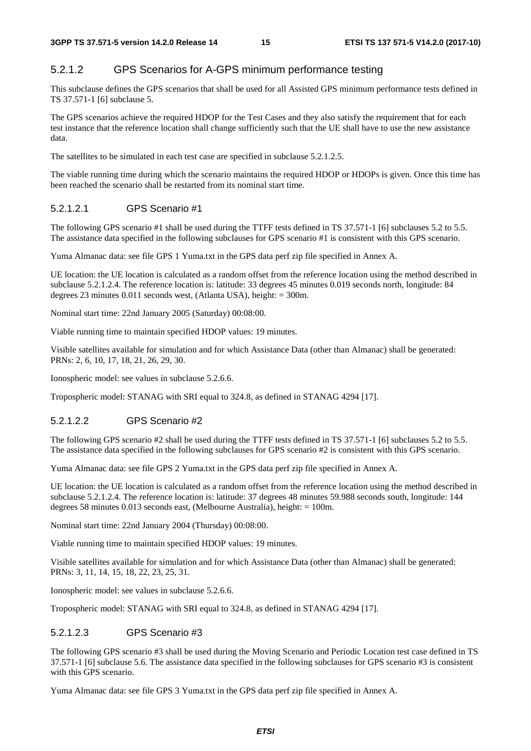### 5.2.1.2 GPS Scenarios for A-GPS minimum performance testing

This subclause defines the GPS scenarios that shall be used for all Assisted GPS minimum performance tests defined in TS 37.571-1 [6] subclause 5.

The GPS scenarios achieve the required HDOP for the Test Cases and they also satisfy the requirement that for each test instance that the reference location shall change sufficiently such that the UE shall have to use the new assistance data.

The satellites to be simulated in each test case are specified in subclause 5.2.1.2.5.

The viable running time during which the scenario maintains the required HDOP or HDOPs is given. Once this time has been reached the scenario shall be restarted from its nominal start time.

#### 5.2.1.2.1 GPS Scenario #1

The following GPS scenario #1 shall be used during the TTFF tests defined in TS 37.571-1 [6] subclauses 5.2 to 5.5. The assistance data specified in the following subclauses for GPS scenario #1 is consistent with this GPS scenario.

Yuma Almanac data: see file GPS 1 Yuma.txt in the GPS data perf zip file specified in Annex A.

UE location: the UE location is calculated as a random offset from the reference location using the method described in subclause 5.2.1.2.4. The reference location is: latitude: 33 degrees 45 minutes 0.019 seconds north, longitude: 84 degrees 23 minutes 0.011 seconds west, (Atlanta USA), height: = 300m.

Nominal start time: 22nd January 2005 (Saturday) 00:08:00.

Viable running time to maintain specified HDOP values: 19 minutes.

Visible satellites available for simulation and for which Assistance Data (other than Almanac) shall be generated: PRNs: 2, 6, 10, 17, 18, 21, 26, 29, 30.

Ionospheric model: see values in subclause 5.2.6.6.

Tropospheric model: STANAG with SRI equal to 324.8, as defined in STANAG 4294 [17].

#### 5.2.1.2.2 GPS Scenario #2

The following GPS scenario #2 shall be used during the TTFF tests defined in TS 37.571-1 [6] subclauses 5.2 to 5.5. The assistance data specified in the following subclauses for GPS scenario #2 is consistent with this GPS scenario.

Yuma Almanac data: see file GPS 2 Yuma.txt in the GPS data perf zip file specified in Annex A.

UE location: the UE location is calculated as a random offset from the reference location using the method described in subclause 5.2.1.2.4. The reference location is: latitude: 37 degrees 48 minutes 59.988 seconds south, longitude: 144 degrees 58 minutes 0.013 seconds east, (Melbourne Australia), height: = 100m.

Nominal start time: 22nd January 2004 (Thursday) 00:08:00.

Viable running time to maintain specified HDOP values: 19 minutes.

Visible satellites available for simulation and for which Assistance Data (other than Almanac) shall be generated: PRNs: 3, 11, 14, 15, 18, 22, 23, 25, 31.

Ionospheric model: see values in subclause 5.2.6.6.

Tropospheric model: STANAG with SRI equal to 324.8, as defined in STANAG 4294 [17].

#### 5.2.1.2.3 GPS Scenario #3

The following GPS scenario #3 shall be used during the Moving Scenario and Periodic Location test case defined in TS 37.571-1 [6] subclause 5.6. The assistance data specified in the following subclauses for GPS scenario #3 is consistent with this GPS scenario.

Yuma Almanac data: see file GPS 3 Yuma.txt in the GPS data perf zip file specified in Annex A.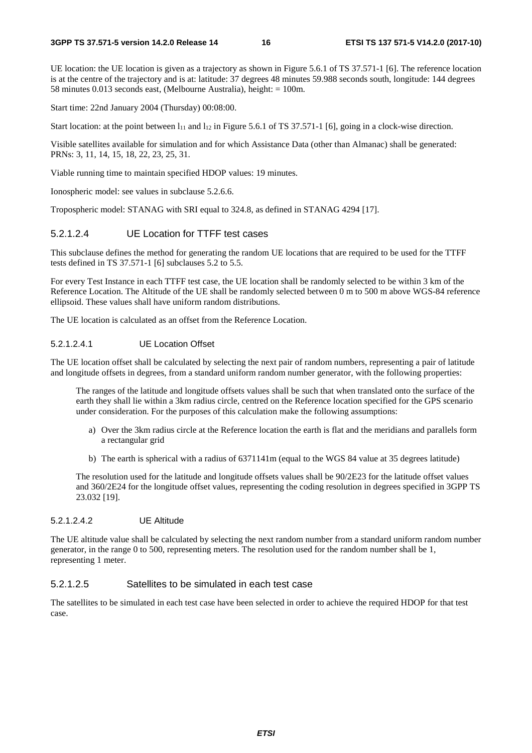UE location: the UE location is given as a trajectory as shown in Figure 5.6.1 of TS 37.571-1 [6]. The reference location is at the centre of the trajectory and is at: latitude: 37 degrees 48 minutes 59.988 seconds south, longitude: 144 degrees 58 minutes 0.013 seconds east, (Melbourne Australia), height: = 100m.

Start time: 22nd January 2004 (Thursday) 00:08:00.

Start location: at the point between $l_{11}$ and $l_{12}$ in Figure 5.6.1 of TS 37.571-1 [6], going in a clock-wise direction.

Visible satellites available for simulation and for which Assistance Data (other than Almanac) shall be generated: PRNs: 3, 11, 14, 15, 18, 22, 23, 25, 31.

Viable running time to maintain specified HDOP values: 19 minutes.

Ionospheric model: see values in subclause 5.2.6.6.

Tropospheric model: STANAG with SRI equal to 324.8, as defined in STANAG 4294 [17].

#### 5.2.1.2.4 UE Location for TTFF test cases

This subclause defines the method for generating the random UE locations that are required to be used for the TTFF tests defined in TS 37.571-1 [6] subclauses 5.2 to 5.5.

For every Test Instance in each TTFF test case, the UE location shall be randomly selected to be within 3 km of the Reference Location. The Altitude of the UE shall be randomly selected between 0 m to 500 m above WGS-84 reference ellipsoid. These values shall have uniform random distributions.

The UE location is calculated as an offset from the Reference Location.

##### 5.2.1.2.4.1 UE Location Offset

The UE location offset shall be calculated by selecting the next pair of random numbers, representing a pair of latitude and longitude offsets in degrees, from a standard uniform random number generator, with the following properties:

The ranges of the latitude and longitude offsets values shall be such that when translated onto the surface of the earth they shall lie within a 3km radius circle, centred on the Reference location specified for the GPS scenario under consideration. For the purposes of this calculation make the following assumptions:

a) Over the 3km radius circle at the Reference location the earth is flat and the meridians and parallels form a rectangular grid

b) The earth is spherical with a radius of 6371141m (equal to the WGS 84 value at 35 degrees latitude)

The resolution used for the latitude and longitude offsets values shall be 90/2E23 for the latitude offset values and 360/2E24 for the longitude offset values, representing the coding resolution in degrees specified in 3GPP TS 23.032 [19].

##### 5.2.1.2.4.2 UE Altitude

The UE altitude value shall be calculated by selecting the next random number from a standard uniform random number generator, in the range 0 to 500, representing meters. The resolution used for the random number shall be 1, representing 1 meter.

#### 5.2.1.2.5 Satellites to be simulated in each test case

The satellites to be simulated in each test case have been selected in order to achieve the required HDOP for that test case.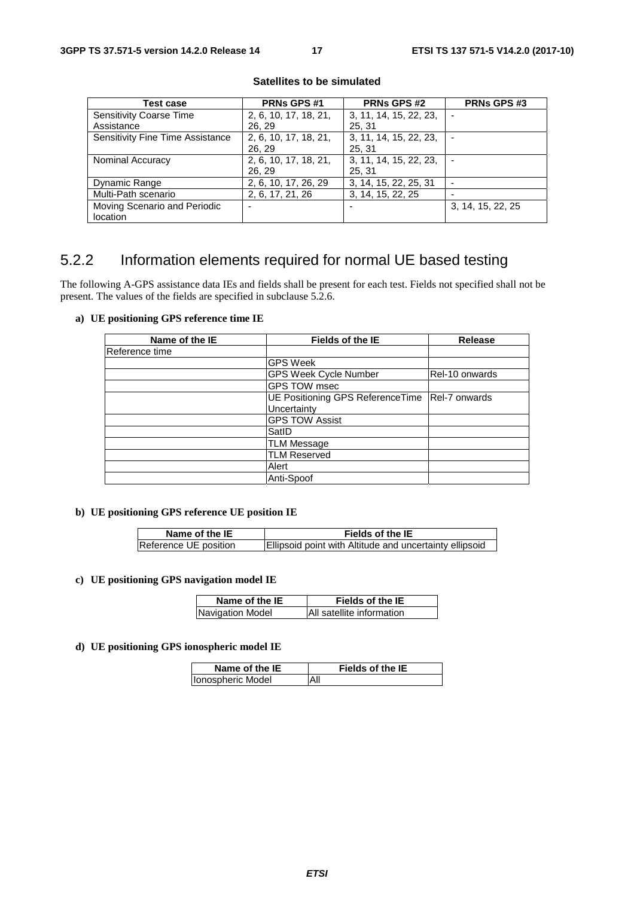**Satellites to be simulated**

| Test case | PRNs GPS #1 | PRNs GPS #2 | PRNs GPS #3 |
|---|---|---|---|
| Sensitivity Coarse Time Assistance | 2, 6, 10, 17, 18, 21, 26, 29 | 3, 11, 14, 15, 22, 23, 25, 31 | - |
| Sensitivity Fine Time Assistance | 2, 6, 10, 17, 18, 21, 26, 29 | 3, 11, 14, 15, 22, 23, 25, 31 | - |
| Nominal Accuracy | 2, 6, 10, 17, 18, 21, 26, 29 | 3, 11, 14, 15, 22, 23, 25, 31 | - |
| Dynamic Range | 2, 6, 10, 17, 26, 29 | 3, 14, 15, 22, 25, 31 | - |
| Multi-Path scenario | 2, 6, 17, 21, 26 | 3, 14, 15, 22, 25 | - |
| Moving Scenario and Periodic location | - | - | 3, 14, 15, 22, 25 |

## 5.2.2 Information elements required for normal UE based testing

The following A-GPS assistance data IEs and fields shall be present for each test. Fields not specified shall not be present. The values of the fields are specified in subclause 5.2.6.

**a) UE positioning GPS reference time IE**

| Name of the IE | Fields of the IE | Release |
|---|---|---|
| Reference time | | |
| | GPS Week | |
| | GPS Week Cycle Number | Rel-10 onwards |
| | GPS TOW msec | |
| | UE Positioning GPS ReferenceTime Uncertainty | Rel-7 onwards |
| | GPS TOW Assist | |
| | SatID | |
| | TLM Message | |
| | TLM Reserved | |
| | Alert | |
| | Anti-Spoof | |

**b) UE positioning GPS reference UE position IE**

| Name of the IE | Fields of the IE |
|---|---|
| Reference UE position | Ellipsoid point with Altitude and uncertainty ellipsoid |

**c) UE positioning GPS navigation model IE**

| Name of the IE | Fields of the IE |
|---|---|
| Navigation Model | All satellite information |

**d) UE positioning GPS ionospheric model IE**

| Name of the IE | Fields of the IE |
|---|---|
| Ionospheric Model | All |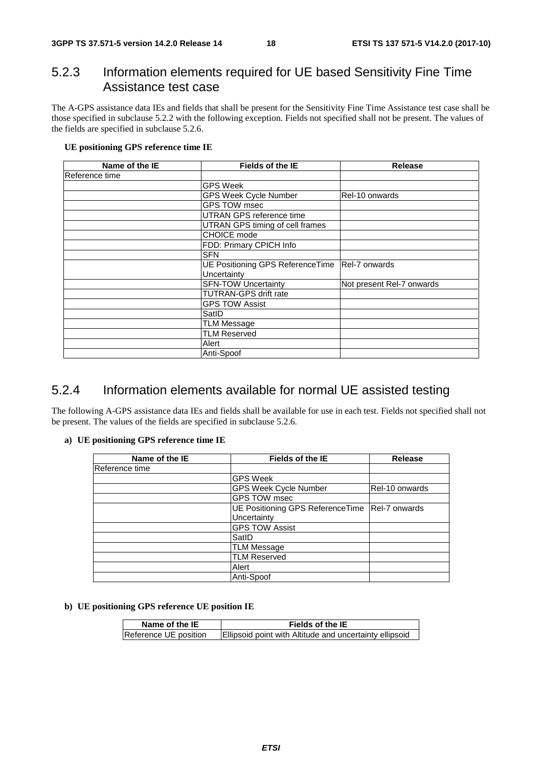### 5.2.3 Information elements required for UE based Sensitivity Fine Time Assistance test case

The A-GPS assistance data IEs and fields that shall be present for the Sensitivity Fine Time Assistance test case shall be those specified in subclause 5.2.2 with the following exception. Fields not specified shall not be present. The values of the fields are specified in subclause 5.2.6.

**UE positioning GPS reference time IE**

| Name of the IE | Fields of the IE | Release |
|---|---|---|
| Reference time | | |
| | GPS Week | |
| | GPS Week Cycle Number | Rel-10 onwards |
| | GPS TOW msec | |
| | UTRAN GPS reference time | |
| | UTRAN GPS timing of cell frames | |
| | CHOICE mode | |
| | FDD: Primary CPICH Info | |
| | SFN | |
| | UE Positioning GPS ReferenceTime Uncertainty | Rel-7 onwards |
| | SFN-TOW Uncertainty | Not present Rel-7 onwards |
| | TUTRAN-GPS drift rate | |
| | GPS TOW Assist | |
| | SatID | |
| | TLM Message | |
| | TLM Reserved | |
| | Alert | |
| | Anti-Spoof | |

### 5.2.4 Information elements available for normal UE assisted testing

The following A-GPS assistance data IEs and fields shall be available for use in each test. Fields not specified shall not be present. The values of the fields are specified in subclause 5.2.6.

**a) UE positioning GPS reference time IE**

| Name of the IE | Fields of the IE | Release |
|---|---|---|
| Reference time | | |
| | GPS Week | |
| | GPS Week Cycle Number | Rel-10 onwards |
| | GPS TOW msec | |
| | UE Positioning GPS ReferenceTime Uncertainty | Rel-7 onwards |
| | GPS TOW Assist | |
| | SatID | |
| | TLM Message | |
| | TLM Reserved | |
| | Alert | |
| | Anti-Spoof | |

**b) UE positioning GPS reference UE position IE**

| Name of the IE | Fields of the IE |
|---|---|
| Reference UE position | Ellipsoid point with Altitude and uncertainty ellipsoid |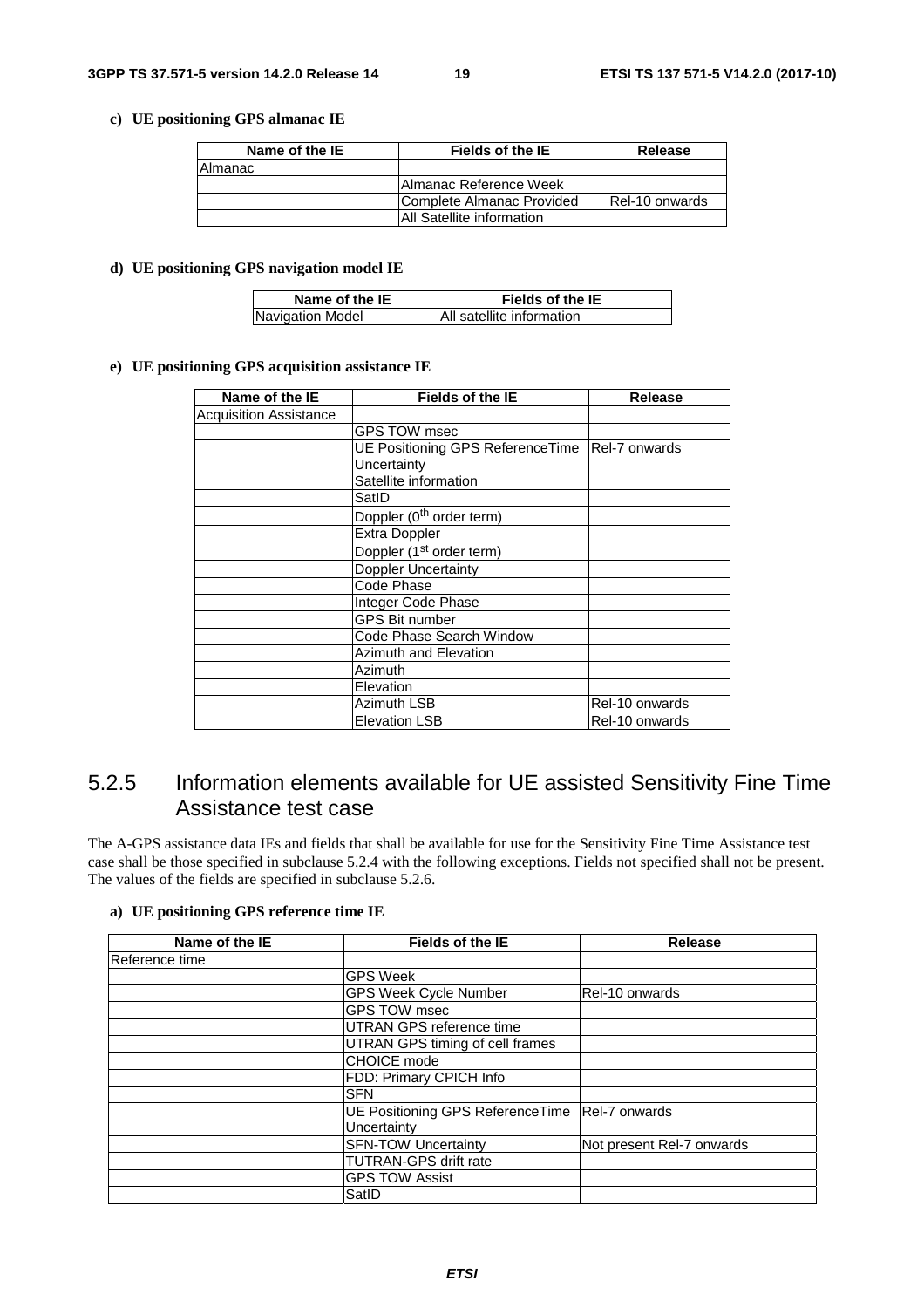**c) UE positioning GPS almanac IE**

| Name of the IE | Fields of the IE | Release |
|---|---|---|
| Almanac | | |
| | Almanac Reference Week | |
| | Complete Almanac Provided | Rel-10 onwards |
| | All Satellite information | |

**d) UE positioning GPS navigation model IE**

| Name of the IE | Fields of the IE |
|---|---|
| Navigation Model | All satellite information |

**e) UE positioning GPS acquisition assistance IE**

| Name of the IE | Fields of the IE | Release |
|---|---|---|
| Acquisition Assistance | | |
| | GPS TOW msec | |
| | UE Positioning GPS ReferenceTime Uncertainty | Rel-7 onwards |
| | Satellite information | |
| | SatID | |
| | Doppler (0$^{th}$ order term) | |
| | Extra Doppler | |
| | Doppler (1$^{st}$ order term) | |
| | Doppler Uncertainty | |
| | Code Phase | |
| | Integer Code Phase | |
| | GPS Bit number | |
| | Code Phase Search Window | |
| | Azimuth and Elevation | |
| | Azimuth | |
| | Elevation | |
| | Azimuth LSB | Rel-10 onwards |
| | Elevation LSB | Rel-10 onwards |

## 5.2.5 Information elements available for UE assisted Sensitivity Fine Time Assistance test case

The A-GPS assistance data IEs and fields that shall be available for use for the Sensitivity Fine Time Assistance test case shall be those specified in subclause 5.2.4 with the following exceptions. Fields not specified shall not be present. The values of the fields are specified in subclause 5.2.6.

**a) UE positioning GPS reference time IE**

| Name of the IE | Fields of the IE | Release |
|---|---|---|
| Reference time | | |
| | GPS Week | |
| | GPS Week Cycle Number | Rel-10 onwards |
| | GPS TOW msec | |
| | UTRAN GPS reference time | |
| | UTRAN GPS timing of cell frames | |
| | CHOICE mode | |
| | FDD: Primary CPICH Info | |
| | SFN | |
| | UE Positioning GPS ReferenceTime Uncertainty | Rel-7 onwards |
| | SFN-TOW Uncertainty | Not present Rel-7 onwards |
| | TUTRAN-GPS drift rate | |
| | GPS TOW Assist | |
| | SatID | |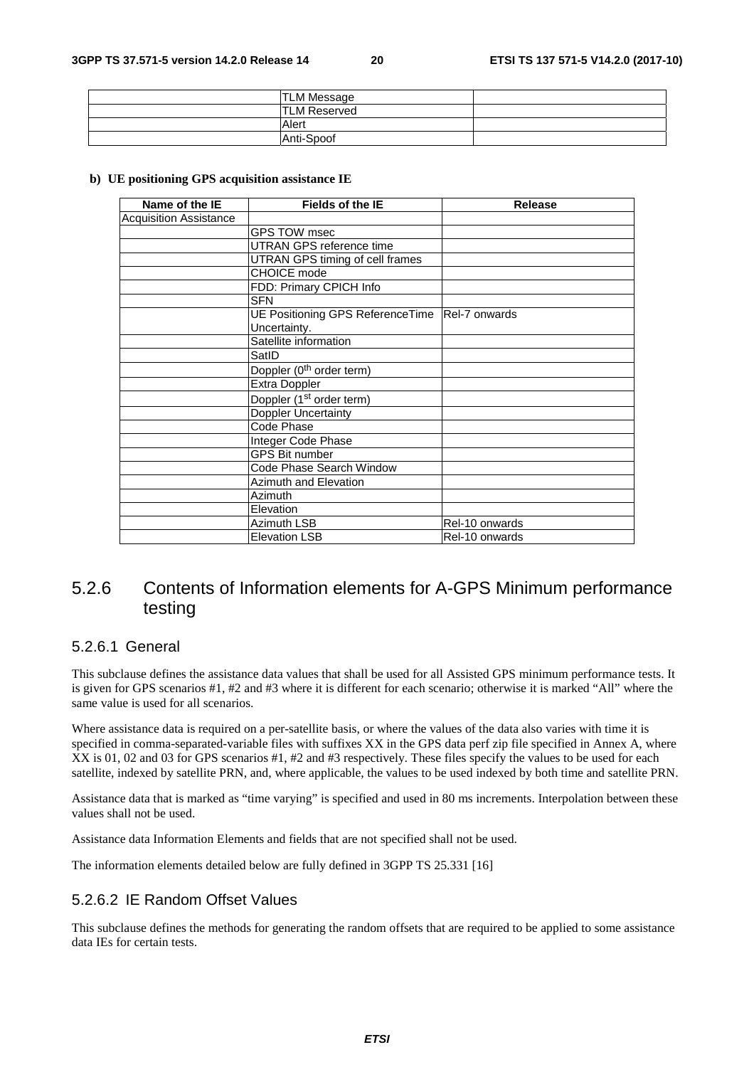| | | |
|---|---|---|
| | TLM Message | |
| | TLM Reserved | |
| | Alert | |
| | Anti-Spoof | |

**b) UE positioning GPS acquisition assistance IE**

| Name of the IE | Fields of the IE | Release |
|---|---|---|
| Acquisition Assistance | | |
| | GPS TOW msec | |
| | UTRAN GPS reference time | |
| | UTRAN GPS timing of cell frames | |
| | CHOICE mode | |
| | FDD: Primary CPICH Info | |
| | SFN | |
| | UE Positioning GPS ReferenceTime Uncertainty. | Rel-7 onwards |
| | Satellite information | |
| | SatID | |
| | Doppler (0th order term) | |
| | Extra Doppler | |
| | Doppler (1st order term) | |
| | Doppler Uncertainty | |
| | Code Phase | |
| | Integer Code Phase | |
| | GPS Bit number | |
| | Code Phase Search Window | |
| | Azimuth and Elevation | |
| | Azimuth | |
| | Elevation | |
| | Azimuth LSB | Rel-10 onwards |
| | Elevation LSB | Rel-10 onwards |

## 5.2.6 Contents of Information elements for A-GPS Minimum performance testing

### 5.2.6.1 General

This subclause defines the assistance data values that shall be used for all Assisted GPS minimum performance tests. It is given for GPS scenarios #1, #2 and #3 where it is different for each scenario; otherwise it is marked "All" where the same value is used for all scenarios.

Where assistance data is required on a per-satellite basis, or where the values of the data also varies with time it is specified in comma-separated-variable files with suffixes XX in the GPS data perf zip file specified in Annex A, where XX is 01, 02 and 03 for GPS scenarios #1, #2 and #3 respectively. These files specify the values to be used for each satellite, indexed by satellite PRN, and, where applicable, the values to be used indexed by both time and satellite PRN.

Assistance data that is marked as "time varying" is specified and used in 80 ms increments. Interpolation between these values shall not be used.

Assistance data Information Elements and fields that are not specified shall not be used.

The information elements detailed below are fully defined in 3GPP TS 25.331 [16]

### 5.2.6.2 IE Random Offset Values

This subclause defines the methods for generating the random offsets that are required to be applied to some assistance data IEs for certain tests.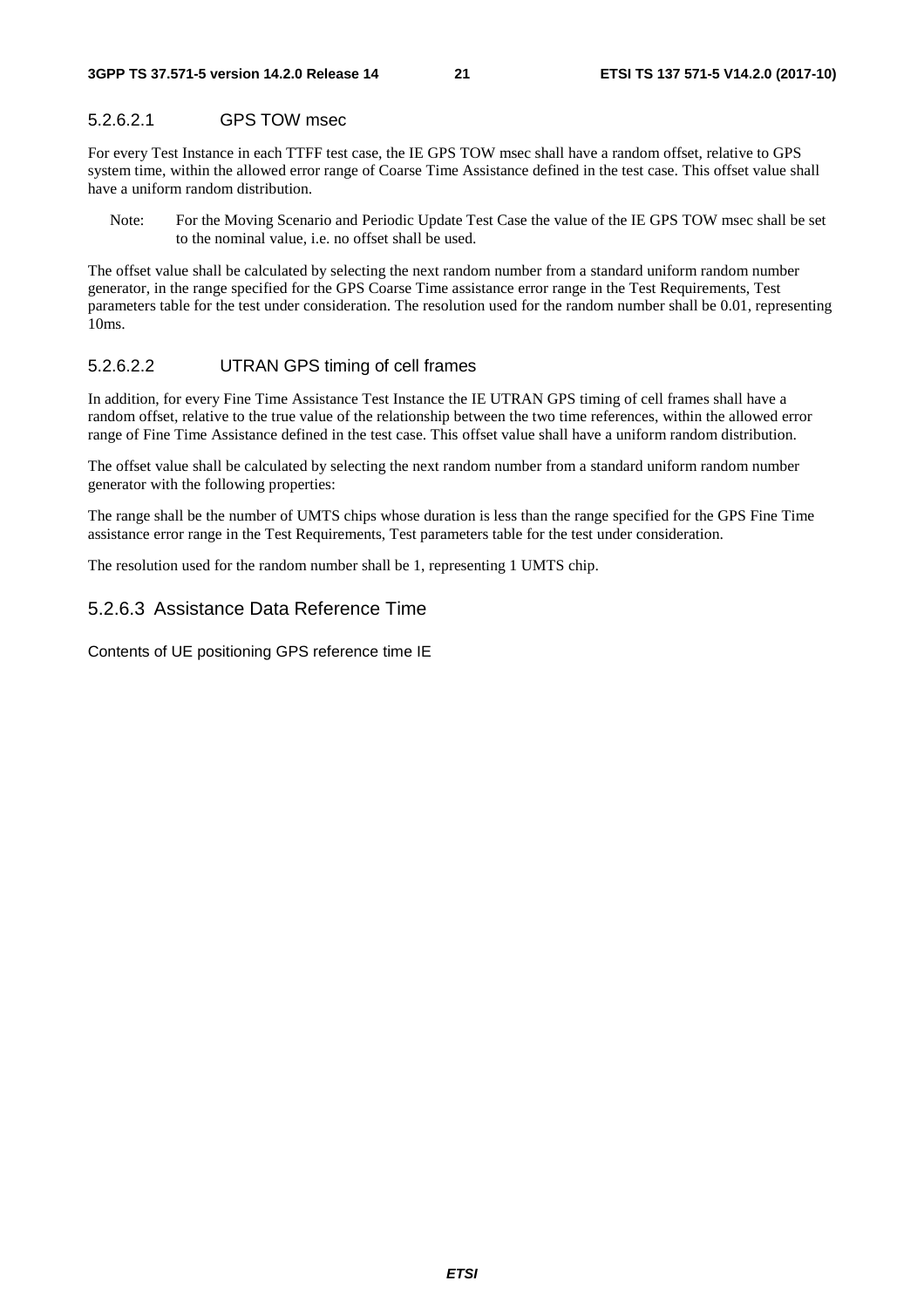##### 5.2.6.2.1 GPS TOW msec

For every Test Instance in each TTFF test case, the IE GPS TOW msec shall have a random offset, relative to GPS system time, within the allowed error range of Coarse Time Assistance defined in the test case. This offset value shall have a uniform random distribution.

Note: For the Moving Scenario and Periodic Update Test Case the value of the IE GPS TOW msec shall be set to the nominal value, i.e. no offset shall be used.

The offset value shall be calculated by selecting the next random number from a standard uniform random number generator, in the range specified for the GPS Coarse Time assistance error range in the Test Requirements, Test parameters table for the test under consideration. The resolution used for the random number shall be 0.01, representing 10ms.

##### 5.2.6.2.2 UTRAN GPS timing of cell frames

In addition, for every Fine Time Assistance Test Instance the IE UTRAN GPS timing of cell frames shall have a random offset, relative to the true value of the relationship between the two time references, within the allowed error range of Fine Time Assistance defined in the test case. This offset value shall have a uniform random distribution.

The offset value shall be calculated by selecting the next random number from a standard uniform random number generator with the following properties:

The range shall be the number of UMTS chips whose duration is less than the range specified for the GPS Fine Time assistance error range in the Test Requirements, Test parameters table for the test under consideration.

The resolution used for the random number shall be 1, representing 1 UMTS chip.

#### 5.2.6.3 Assistance Data Reference Time

Contents of UE positioning GPS reference time IE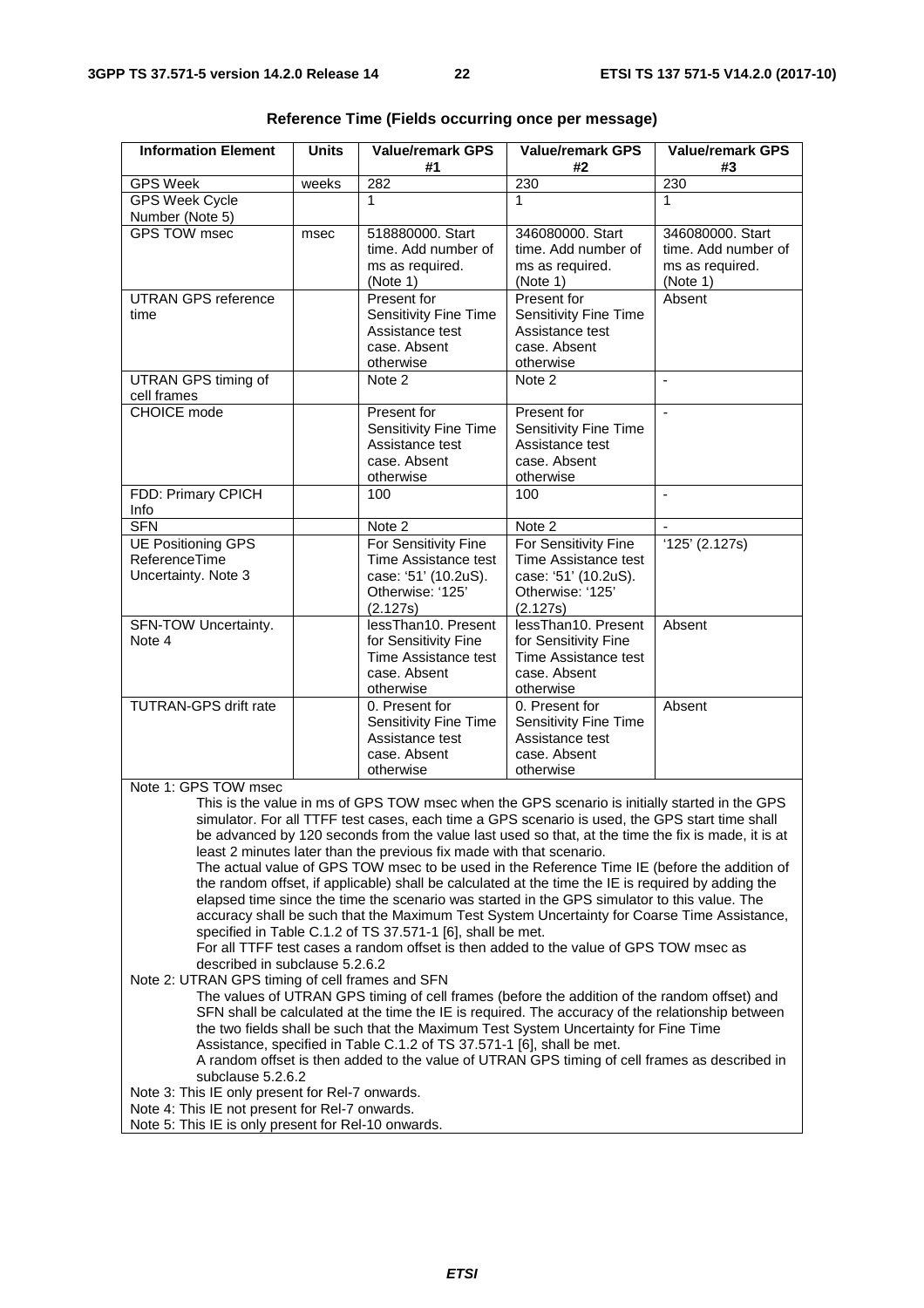**Reference Time (Fields occurring once per message)**

| Information Element | Units | Value/remark GPS #1 | Value/remark GPS #2 | Value/remark GPS #3 |
|---|---|---|---|---|
| GPS Week | weeks | 282 | 230 | 230 |
| GPS Week Cycle Number (Note 5) | | 1 | 1 | 1 |
| GPS TOW msec | msec | 518880000. Start time. Add number of ms as required. (Note 1) | 346080000. Start time. Add number of ms as required. (Note 1) | 346080000. Start time. Add number of ms as required. (Note 1) |
| UTRAN GPS reference time | | Present for Sensitivity Fine Time Assistance test case. Absent otherwise | Present for Sensitivity Fine Time Assistance test case. Absent otherwise | Absent |
| UTRAN GPS timing of cell frames | | Note 2 | Note 2 | - |
| CHOICE mode | | Present for Sensitivity Fine Time Assistance test case. Absent otherwise | Present for Sensitivity Fine Time Assistance test case. Absent otherwise | - |
| FDD: Primary CPICH Info | | 100 | 100 | - |
| SFN | | Note 2 | Note 2 | - |
| UE Positioning GPS ReferenceTime Uncertainty. Note 3 | | For Sensitivity Fine Time Assistance test case: '51' (10.2uS). Otherwise: '125' (2.127s) | For Sensitivity Fine Time Assistance test case: '51' (10.2uS). Otherwise: '125' (2.127s) | '125' (2.127s) |
| SFN-TOW Uncertainty. Note 4 | | lessThan10. Present for Sensitivity Fine Time Assistance test case. Absent otherwise | lessThan10. Present for Sensitivity Fine Time Assistance test case. Absent otherwise | Absent |
| TUTRAN-GPS drift rate | | 0. Present for Sensitivity Fine Time Assistance test case. Absent otherwise | 0. Present for Sensitivity Fine Time Assistance test case. Absent otherwise | Absent |

Note 1: GPS TOW msec

This is the value in ms of GPS TOW msec when the GPS scenario is initially started in the GPS simulator. For all TTFF test cases, each time a GPS scenario is used, the GPS start time shall be advanced by 120 seconds from the value last used so that, at the time the fix is made, it is at least 2 minutes later than the previous fix made with that scenario.

The actual value of GPS TOW msec to be used in the Reference Time IE (before the addition of the random offset, if applicable) shall be calculated at the time the IE is required by adding the elapsed time since the time the scenario was started in the GPS simulator to this value. The accuracy shall be such that the Maximum Test System Uncertainty for Coarse Time Assistance, specified in Table C.1.2 of TS 37.571-1 [6], shall be met.

For all TTFF test cases a random offset is then added to the value of GPS TOW msec as described in subclause 5.2.6.2

Note 2: UTRAN GPS timing of cell frames and SFN

The values of UTRAN GPS timing of cell frames (before the addition of the random offset) and SFN shall be calculated at the time the IE is required. The accuracy of the relationship between the two fields shall be such that the Maximum Test System Uncertainty for Fine Time Assistance, specified in Table C.1.2 of TS 37.571-1 [6], shall be met.

A random offset is then added to the value of UTRAN GPS timing of cell frames as described in subclause 5.2.6.2

Note 3: This IE only present for Rel-7 onwards.

Note 4: This IE not present for Rel-7 onwards.

Note 5: This IE is only present for Rel-10 onwards.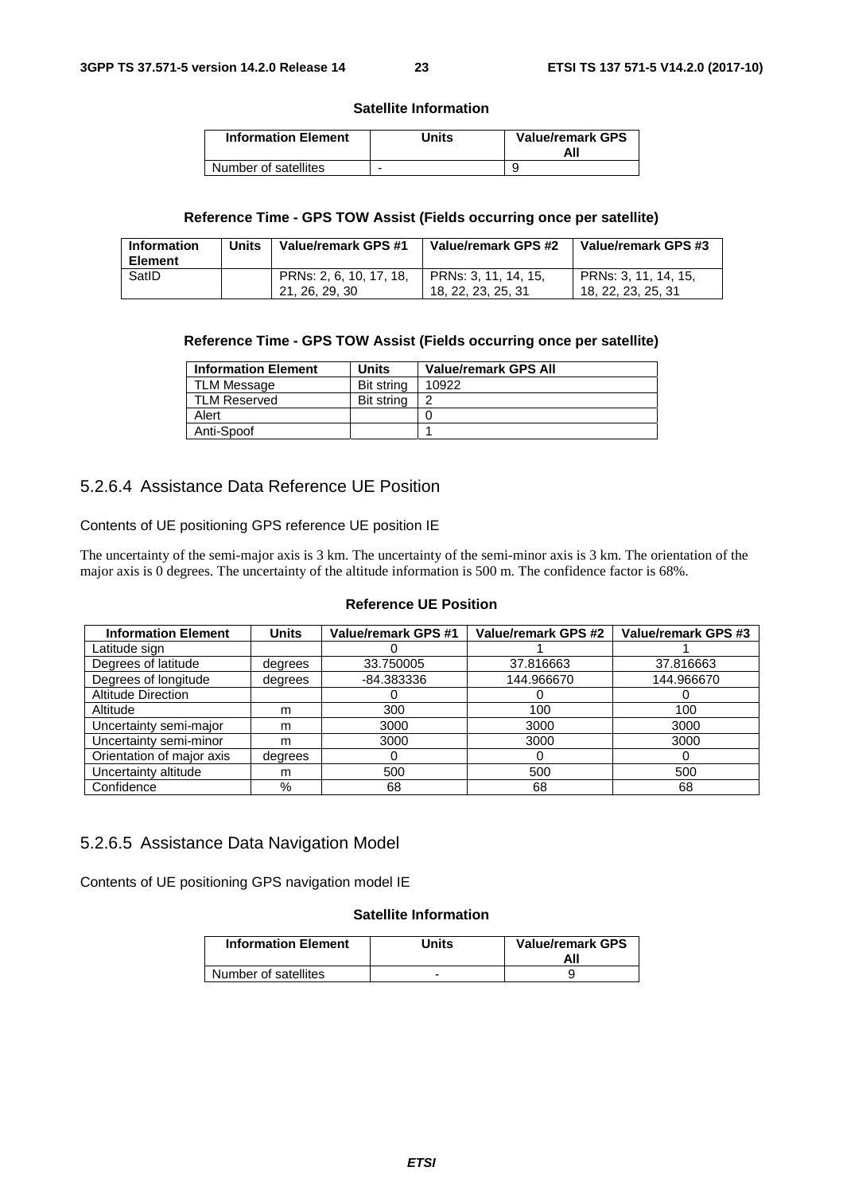**Satellite Information**

| Information Element | Units | Value/remark GPS All |
|---|---|---|
| Number of satellites | - | 9 |

**Reference Time - GPS TOW Assist (Fields occurring once per satellite)**

| Information Element | Units | Value/remark GPS #1 | Value/remark GPS #2 | Value/remark GPS #3 |
|---|---|---|---|---|
| SatID | | PRNs: 2, 6, 10, 17, 18, 21, 26, 29, 30 | PRNs: 3, 11, 14, 15, 18, 22, 23, 25, 31 | PRNs: 3, 11, 14, 15, 18, 22, 23, 25, 31 |

**Reference Time - GPS TOW Assist (Fields occurring once per satellite)**

| Information Element | Units | Value/remark GPS All |
|---|---|---|
| TLM Message | Bit string | 10922 |
| TLM Reserved | Bit string | 2 |
| Alert | | 0 |
| Anti-Spoof | | 1 |

### 5.2.6.4 Assistance Data Reference UE Position

Contents of UE positioning GPS reference UE position IE

The uncertainty of the semi-major axis is 3 km. The uncertainty of the semi-minor axis is 3 km. The orientation of the major axis is 0 degrees. The uncertainty of the altitude information is 500 m. The confidence factor is 68%.

**Reference UE Position**

| Information Element | Units | Value/remark GPS #1 | Value/remark GPS #2 | Value/remark GPS #3 |
|---|---|---|---|---|
| Latitude sign | | 0 | 1 | 1 |
| Degrees of latitude | degrees | 33.750005 | 37.816663 | 37.816663 |
| Degrees of longitude | degrees | -84.383336 | 144.966670 | 144.966670 |
| Altitude Direction | | 0 | 0 | 0 |
| Altitude | m | 300 | 100 | 100 |
| Uncertainty semi-major | m | 3000 | 3000 | 3000 |
| Uncertainty semi-minor | m | 3000 | 3000 | 3000 |
| Orientation of major axis | degrees | 0 | 0 | 0 |
| Uncertainty altitude | m | 500 | 500 | 500 |
| Confidence | % | 68 | 68 | 68 |

### 5.2.6.5 Assistance Data Navigation Model

Contents of UE positioning GPS navigation model IE

**Satellite Information**

| Information Element | Units | Value/remark GPS All |
|---|---|---|
| Number of satellites | - | 9 |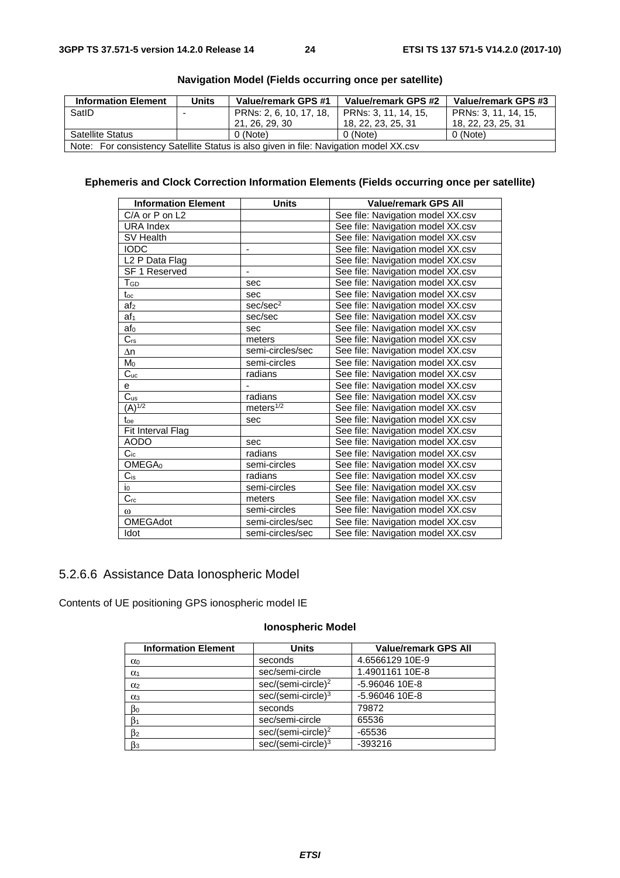**Navigation Model (Fields occurring once per satellite)**

| Information Element | Units | Value/remark GPS #1 | Value/remark GPS #2 | Value/remark GPS #3 |
|---|---|---|---|---|
| SatID | - | PRNs: 2, 6, 10, 17, 18, 21, 26, 29, 30 | PRNs: 3, 11, 14, 15, 18, 22, 23, 25, 31 | PRNs: 3, 11, 14, 15, 18, 22, 23, 25, 31 |
| Satellite Status | | 0 (Note) | 0 (Note) | 0 (Note) |
| Note: For consistency Satellite Status is also given in file: Navigation model XX.csv | | | | |

**Ephemeris and Clock Correction Information Elements (Fields occurring once per satellite)**

| Information Element | Units | Value/remark GPS All |
|---|---|---|
| C/A or P on L2 | | See file: Navigation model XX.csv |
| URA Index | | See file: Navigation model XX.csv |
| SV Health | | See file: Navigation model XX.csv |
| IODC | - | See file: Navigation model XX.csv |
| L2 P Data Flag | | See file: Navigation model XX.csv |
| SF 1 Reserved | - | See file: Navigation model XX.csv |
| $T_{GD}$ | sec | See file: Navigation model XX.csv |
| $t_{oc}$ | sec | See file: Navigation model XX.csv |
| $af_2$ | $sec/sec^2$ | See file: Navigation model XX.csv |
| $af_1$ | sec/sec | See file: Navigation model XX.csv |
| $af_0$ | sec | See file: Navigation model XX.csv |
| $C_{rs}$ | meters | See file: Navigation model XX.csv |
| $\Delta n$ | semi-circles/sec | See file: Navigation model XX.csv |
| $M_0$ | semi-circles | See file: Navigation model XX.csv |
| $C_{uc}$ | radians | See file: Navigation model XX.csv |
| e | - | See file: Navigation model XX.csv |
| $C_{us}$ | radians | See file: Navigation model XX.csv |
| $(A)^{1/2}$ | $meters^{1/2}$ | See file: Navigation model XX.csv |
| $t_{oe}$ | sec | See file: Navigation model XX.csv |
| Fit Interval Flag | | See file: Navigation model XX.csv |
| AODO | sec | See file: Navigation model XX.csv |
| $C_{ic}$ | radians | See file: Navigation model XX.csv |
| $OMEGA_0$ | semi-circles | See file: Navigation model XX.csv |
| $C_{is}$ | radians | See file: Navigation model XX.csv |
| $i_0$ | semi-circles | See file: Navigation model XX.csv |
| $C_{rc}$ | meters | See file: Navigation model XX.csv |
| $\omega$ | semi-circles | See file: Navigation model XX.csv |
| OMEGAdot | semi-circles/sec | See file: Navigation model XX.csv |
| Idot | semi-circles/sec | See file: Navigation model XX.csv |

### 5.2.6.6 Assistance Data Ionospheric Model

Contents of UE positioning GPS ionospheric model IE

**Ionospheric Model**

| Information Element | Units | Value/remark GPS All |
|---|---|---|
| $\alpha_0$ | seconds | 4.6566129 10E-9 |
| $\alpha_1$ | sec/semi-circle | 1.4901161 10E-8 |
| $\alpha_2$ | $sec/(semi\text{-}circle)^2$ | -5.96046 10E-8 |
| $\alpha_3$ | $sec/(semi\text{-}circle)^3$ | -5.96046 10E-8 |
| $\beta_0$ | seconds | 79872 |
| $\beta_1$ | sec/semi-circle | 65536 |
| $\beta_2$ | $sec/(semi\text{-}circle)^2$ | -65536 |
| $\beta_3$ | $sec/(semi\text{-}circle)^3$ | -393216 |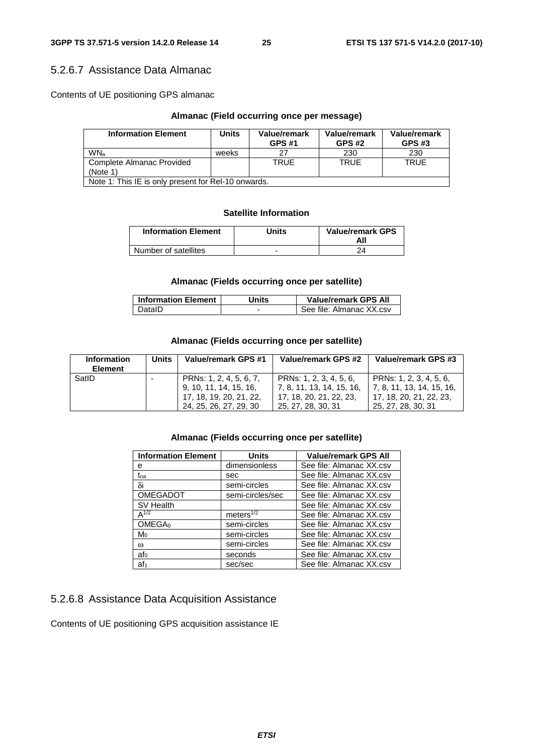### 5.2.6.7 Assistance Data Almanac

Contents of UE positioning GPS almanac

**Almanac (Field occurring once per message)**

| Information Element | Units | Value/remark GPS #1 | Value/remark GPS #2 | Value/remark GPS #3 |
| --- | --- | --- | --- | --- |
| $WN_a$ | weeks | 27 | 230 | 230 |
| Complete Almanac Provided (Note 1) | | TRUE | TRUE | TRUE |
| Note 1: This IE is only present for Rel-10 onwards. | | | | |

**Satellite Information**

| Information Element | Units | Value/remark GPS All |
| --- | --- | --- |
| Number of satellites | - | 24 |

**Almanac (Fields occurring once per satellite)**

| Information Element | Units | Value/remark GPS All |
| --- | --- | --- |
| DataID | - | See file: Almanac XX.csv |

**Almanac (Fields occurring once per satellite)**

| Information Element | Units | Value/remark GPS #1 | Value/remark GPS #2 | Value/remark GPS #3 |
| --- | --- | --- | --- | --- |
| SatID | - | PRNs: 1, 2, 4, 5, 6, 7, 9, 10, 11, 14, 15, 16, 17, 18, 19, 20, 21, 22, 24, 25, 26, 27, 29, 30 | PRNs: 1, 2, 3, 4, 5, 6, 7, 8, 11, 13, 14, 15, 16, 17, 18, 20, 21, 22, 23, 25, 27, 28, 30, 31 | PRNs: 1, 2, 3, 4, 5, 6, 7, 8, 11, 13, 14, 15, 16, 17, 18, 20, 21, 22, 23, 25, 27, 28, 30, 31 |

**Almanac (Fields occurring once per satellite)**

| Information Element | Units | Value/remark GPS All |
| --- | --- | --- |
| e | dimensionless | See file: Almanac XX.csv |
| $t_{oa}$ | sec | See file: Almanac XX.csv |
| $\delta i$ | semi-circles | See file: Almanac XX.csv |
| OMEGADOT | semi-circles/sec | See file: Almanac XX.csv |
| SV Health | | See file: Almanac XX.csv |
| $A^{1/2}$ | $meters^{1/2}$ | See file: Almanac XX.csv |
| $OMEGA_0$ | semi-circles | See file: Almanac XX.csv |
| $M_0$ | semi-circles | See file: Almanac XX.csv |
| $\omega$ | semi-circles | See file: Almanac XX.csv |
| $af_0$ | seconds | See file: Almanac XX.csv |
| $af_1$ | sec/sec | See file: Almanac XX.csv |

### 5.2.6.8 Assistance Data Acquisition Assistance

Contents of UE positioning GPS acquisition assistance IE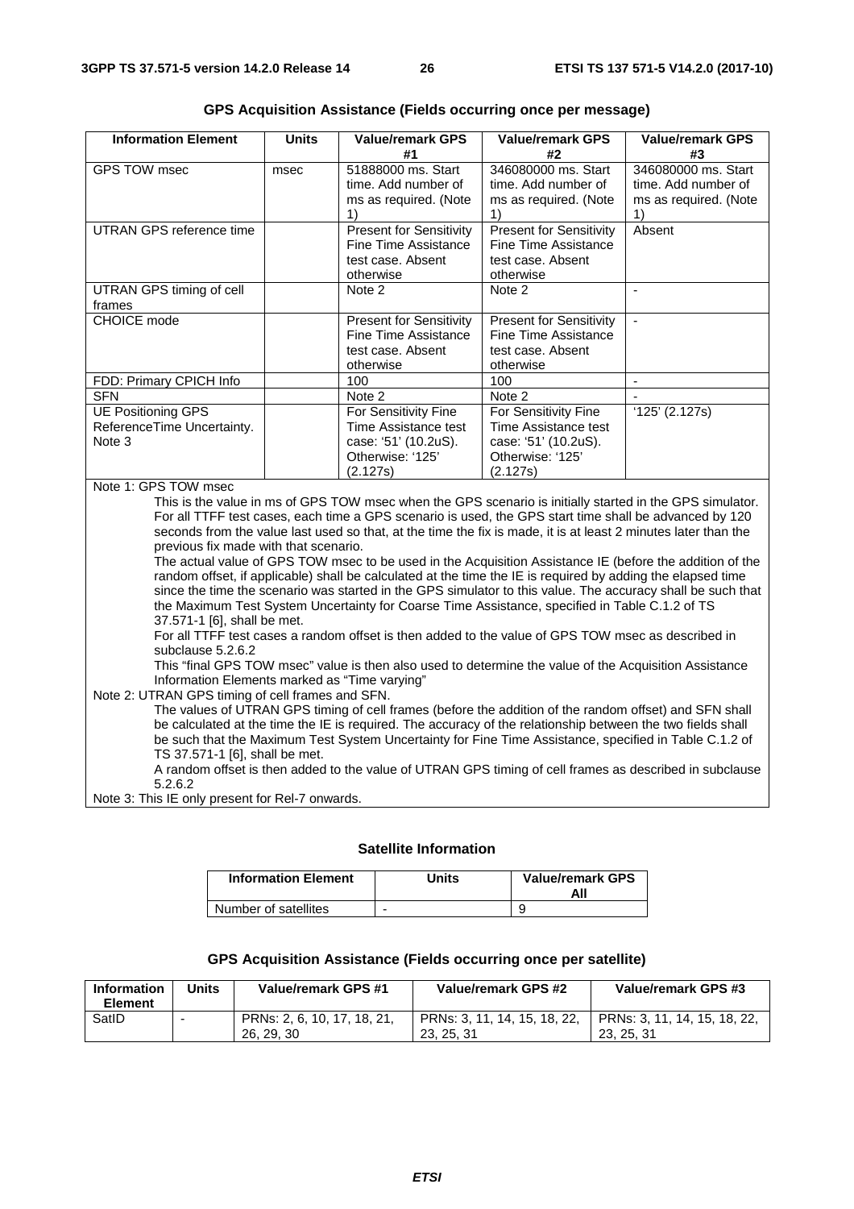**GPS Acquisition Assistance (Fields occurring once per message)**

| Information Element | Units | Value/remark GPS #1 | Value/remark GPS #2 | Value/remark GPS #3 |
|---|---|---|---|---|
| GPS TOW msec | msec | 51888000 ms. Start time. Add number of ms as required. (Note 1) | 346080000 ms. Start time. Add number of ms as required. (Note 1) | 346080000 ms. Start time. Add number of ms as required. (Note 1) |
| UTRAN GPS reference time | | Present for Sensitivity Fine Time Assistance test case. Absent otherwise | Present for Sensitivity Fine Time Assistance test case. Absent otherwise | Absent |
| UTRAN GPS timing of cell frames | | Note 2 | Note 2 | - |
| CHOICE mode | | Present for Sensitivity Fine Time Assistance test case. Absent otherwise | Present for Sensitivity Fine Time Assistance test case. Absent otherwise | - |
| FDD: Primary CPICH Info | | 100 | 100 | - |
| SFN | | Note 2 | Note 2 | - |
| UE Positioning GPS ReferenceTime Uncertainty. Note 3 | | For Sensitivity Fine Time Assistance test case: '51' (10.2uS). Otherwise: '125' (2.127s) | For Sensitivity Fine Time Assistance test case: '51' (10.2uS). Otherwise: '125' (2.127s) | '125' (2.127s) |

Note 1: GPS TOW msec

This is the value in ms of GPS TOW msec when the GPS scenario is initially started in the GPS simulator. For all TTFF test cases, each time a GPS scenario is used, the GPS start time shall be advanced by 120 seconds from the value last used so that, at the time the fix is made, it is at least 2 minutes later than the previous fix made with that scenario.

The actual value of GPS TOW msec to be used in the Acquisition Assistance IE (before the addition of the random offset, if applicable) shall be calculated at the time the IE is required by adding the elapsed time since the time the scenario was started in the GPS simulator to this value. The accuracy shall be such that the Maximum Test System Uncertainty for Coarse Time Assistance, specified in Table C.1.2 of TS 37.571-1 [6], shall be met.

For all TTFF test cases a random offset is then added to the value of GPS TOW msec as described in subclause 5.2.6.2

This "final GPS TOW msec" value is then also used to determine the value of the Acquisition Assistance Information Elements marked as "Time varying"

Note 2: UTRAN GPS timing of cell frames and SFN.

The values of UTRAN GPS timing of cell frames (before the addition of the random offset) and SFN shall be calculated at the time the IE is required. The accuracy of the relationship between the two fields shall be such that the Maximum Test System Uncertainty for Fine Time Assistance, specified in Table C.1.2 of TS 37.571-1 [6], shall be met.

A random offset is then added to the value of UTRAN GPS timing of cell frames as described in subclause 5.2.6.2

Note 3: This IE only present for Rel-7 onwards.

**Satellite Information**

| Information Element | Units | Value/remark GPS All |
|---|---|---|
| Number of satellites | - | 9 |

**GPS Acquisition Assistance (Fields occurring once per satellite)**

| Information Element | Units | Value/remark GPS #1 | Value/remark GPS #2 | Value/remark GPS #3 |
|---|---|---|---|---|
| SatID | - | PRNs: 2, 6, 10, 17, 18, 21, 26, 29, 30 | PRNs: 3, 11, 14, 15, 18, 22, 23, 25, 31 | PRNs: 3, 11, 14, 15, 18, 22, 23, 25, 31 |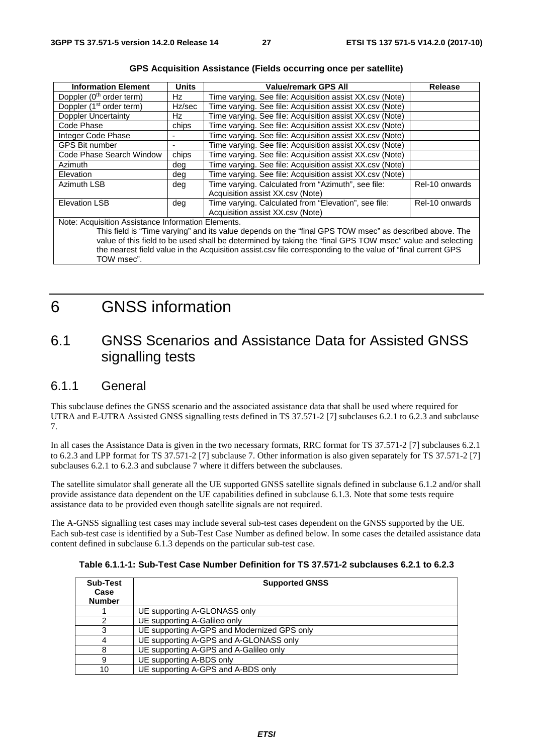**GPS Acquisition Assistance (Fields occurring once per satellite)**

| Information Element | Units | Value/remark GPS All | Release |
|---|---|---|---|
| Doppler (0th order term) | Hz | Time varying. See file: Acquisition assist XX.csv (Note) | |
| Doppler (1st order term) | Hz/sec | Time varying. See file: Acquisition assist XX.csv (Note) | |
| Doppler Uncertainty | Hz | Time varying. See file: Acquisition assist XX.csv (Note) | |
| Code Phase | chips | Time varying. See file: Acquisition assist XX.csv (Note) | |
| Integer Code Phase | - | Time varying. See file: Acquisition assist XX.csv (Note) | |
| GPS Bit number | - | Time varying. See file: Acquisition assist XX.csv (Note) | |
| Code Phase Search Window | chips | Time varying. See file: Acquisition assist XX.csv (Note) | |
| Azimuth | deg | Time varying. See file: Acquisition assist XX.csv (Note) | |
| Elevation | deg | Time varying. See file: Acquisition assist XX.csv (Note) | |
| Azimuth LSB | deg | Time varying. Calculated from "Azimuth", see file: Acquisition assist XX.csv (Note) | Rel-10 onwards |
| Elevation LSB | deg | Time varying. Calculated from "Elevation", see file: Acquisition assist XX.csv (Note) | Rel-10 onwards |
| Note: Acquisition Assistance Information Elements. This field is "Time varying" and its value depends on the "final GPS TOW msec" as described above. The value of this field to be used shall be determined by taking the "final GPS TOW msec" value and selecting the nearest field value in the Acquisition assist.csv file corresponding to the value of "final current GPS TOW msec". | | | |

# 6 GNSS information

## 6.1 GNSS Scenarios and Assistance Data for Assisted GNSS signalling tests

### 6.1.1 General

This subclause defines the GNSS scenario and the associated assistance data that shall be used where required for UTRA and E-UTRA Assisted GNSS signalling tests defined in TS 37.571-2 [7] subclauses 6.2.1 to 6.2.3 and subclause 7.

In all cases the Assistance Data is given in the two necessary formats, RRC format for TS 37.571-2 [7] subclauses 6.2.1 to 6.2.3 and LPP format for TS 37.571-2 [7] subclause 7. Other information is also given separately for TS 37.571-2 [7] subclauses 6.2.1 to 6.2.3 and subclause 7 where it differs between the subclauses.

The satellite simulator shall generate all the UE supported GNSS satellite signals defined in subclause 6.1.2 and/or shall provide assistance data dependent on the UE capabilities defined in subclause 6.1.3. Note that some tests require assistance data to be provided even though satellite signals are not required.

The A-GNSS signalling test cases may include several sub-test cases dependent on the GNSS supported by the UE. Each sub-test case is identified by a Sub-Test Case Number as defined below. In some cases the detailed assistance data content defined in subclause 6.1.3 depends on the particular sub-test case.

**Table 6.1.1-1: Sub-Test Case Number Definition for TS 37.571-2 subclauses 6.2.1 to 6.2.3**

| Sub-Test Case Number | Supported GNSS |
|---|---|
| 1 | UE supporting A-GLONASS only |
| 2 | UE supporting A-Galileo only |
| 3 | UE supporting A-GPS and Modernized GPS only |
| 4 | UE supporting A-GPS and A-GLONASS only |
| 8 | UE supporting A-GPS and A-Galileo only |
| 9 | UE supporting A-BDS only |
| 10 | UE supporting A-GPS and A-BDS only |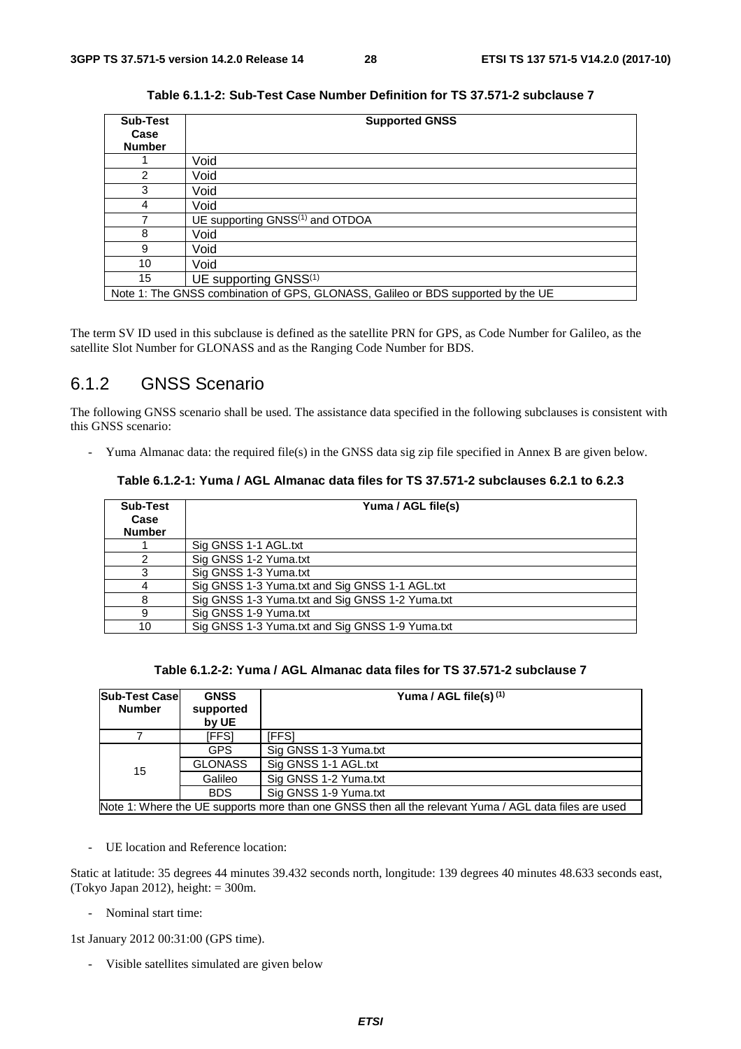**Table 6.1.1-2: Sub-Test Case Number Definition for TS 37.571-2 subclause 7**

| Sub-Test Case Number | Supported GNSS |
|---|---|
| 1 | Void |
| 2 | Void |
| 3 | Void |
| 4 | Void |
| 7 | UE supporting GNSS(1) and OTDOA |
| 8 | Void |
| 9 | Void |
| 10 | Void |
| 15 | UE supporting GNSS(1) |
| Note 1: The GNSS combination of GPS, GLONASS, Galileo or BDS supported by the UE | |

The term SV ID used in this subclause is defined as the satellite PRN for GPS, as Code Number for Galileo, as the satellite Slot Number for GLONASS and as the Ranging Code Number for BDS.

## 6.1.2 GNSS Scenario

The following GNSS scenario shall be used. The assistance data specified in the following subclauses is consistent with this GNSS scenario:

- Yuma Almanac data: the required file(s) in the GNSS data sig zip file specified in Annex B are given below.

**Table 6.1.2-1: Yuma / AGL Almanac data files for TS 37.571-2 subclauses 6.2.1 to 6.2.3**

| Sub-Test Case Number | Yuma / AGL file(s) |
|---|---|
| 1 | Sig GNSS 1-1 AGL.txt |
| 2 | Sig GNSS 1-2 Yuma.txt |
| 3 | Sig GNSS 1-3 Yuma.txt |
| 4 | Sig GNSS 1-3 Yuma.txt and Sig GNSS 1-1 AGL.txt |
| 8 | Sig GNSS 1-3 Yuma.txt and Sig GNSS 1-2 Yuma.txt |
| 9 | Sig GNSS 1-9 Yuma.txt |
| 10 | Sig GNSS 1-3 Yuma.txt and Sig GNSS 1-9 Yuma.txt |

**Table 6.1.2-2: Yuma / AGL Almanac data files for TS 37.571-2 subclause 7**

| Sub-Test Case Number | GNSS supported by UE | Yuma / AGL file(s) (1) |
|---|---|---|
| 7 | [FFS] | [FFS] |
| 15 | GPS | Sig GNSS 1-3 Yuma.txt |
| | GLONASS | Sig GNSS 1-1 AGL.txt |
| | Galileo | Sig GNSS 1-2 Yuma.txt |
| | BDS | Sig GNSS 1-9 Yuma.txt |
| Note 1: Where the UE supports more than one GNSS then all the relevant Yuma / AGL data files are used | | |

- UE location and Reference location:

Static at latitude: 35 degrees 44 minutes 39.432 seconds north, longitude: 139 degrees 40 minutes 48.633 seconds east, (Tokyo Japan 2012), height: = 300m.

- Nominal start time:

1st January 2012 00:31:00 (GPS time).

- Visible satellites simulated are given below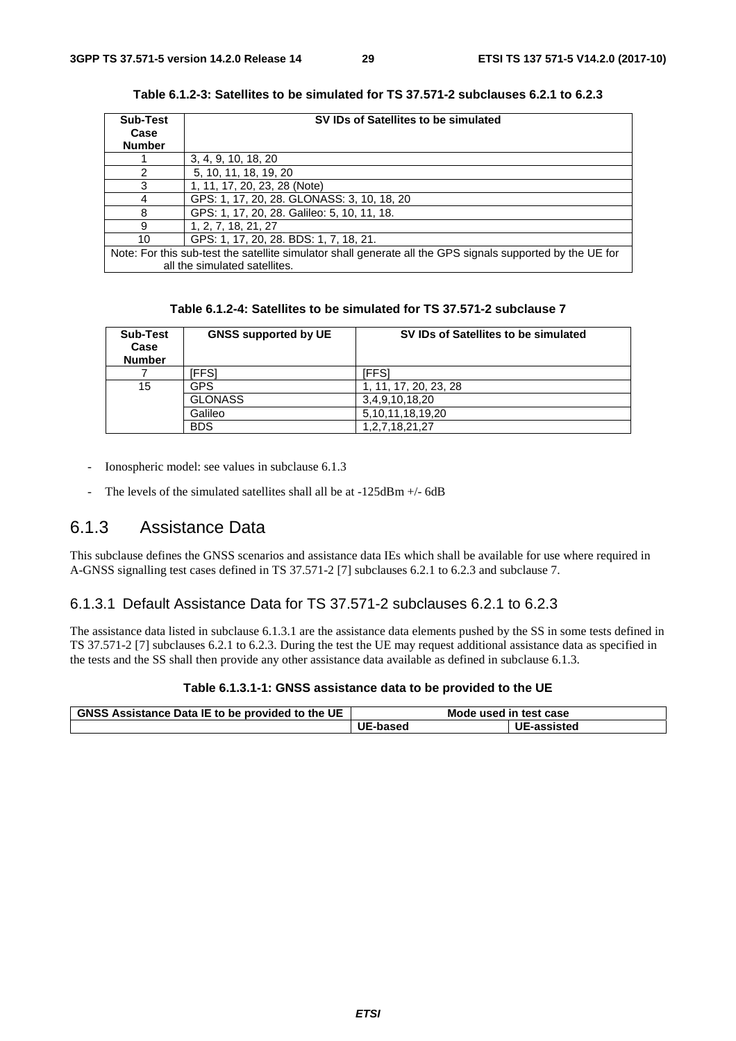**Table 6.1.2-3: Satellites to be simulated for TS 37.571-2 subclauses 6.2.1 to 6.2.3**

| Sub-Test Case Number | SV IDs of Satellites to be simulated |
|---|---|
| 1 | 3, 4, 9, 10, 18, 20 |
| 2 | 5, 10, 11, 18, 19, 20 |
| 3 | 1, 11, 17, 20, 23, 28 (Note) |
| 4 | GPS: 1, 17, 20, 28. GLONASS: 3, 10, 18, 20 |
| 8 | GPS: 1, 17, 20, 28. Galileo: 5, 10, 11, 18. |
| 9 | 1, 2, 7, 18, 21, 27 |
| 10 | GPS: 1, 17, 20, 28. BDS: 1, 7, 18, 21. |
| Note: For this sub-test the satellite simulator shall generate all the GPS signals supported by the UE for all the simulated satellites. | |

**Table 6.1.2-4: Satellites to be simulated for TS 37.571-2 subclause 7**

| Sub-Test Case Number | GNSS supported by UE | SV IDs of Satellites to be simulated |
|---|---|---|
| 7 | [FFS] | [FFS] |
| 15 | GPS | 1, 11, 17, 20, 23, 28 |
| | GLONASS | 3,4,9,10,18,20 |
| | Galileo | 5,10,11,18,19,20 |
| | BDS | 1,2,7,18,21,27 |

- Ionospheric model: see values in subclause 6.1.3
- The levels of the simulated satellites shall all be at -125dBm +/- 6dB

## 6.1.3 Assistance Data

This subclause defines the GNSS scenarios and assistance data IEs which shall be available for use where required in A-GNSS signalling test cases defined in TS 37.571-2 [7] subclauses 6.2.1 to 6.2.3 and subclause 7.

### 6.1.3.1 Default Assistance Data for TS 37.571-2 subclauses 6.2.1 to 6.2.3

The assistance data listed in subclause 6.1.3.1 are the assistance data elements pushed by the SS in some tests defined in TS 37.571-2 [7] subclauses 6.2.1 to 6.2.3. During the test the UE may request additional assistance data as specified in the tests and the SS shall then provide any other assistance data available as defined in subclause 6.1.3.

**Table 6.1.3.1-1: GNSS assistance data to be provided to the UE**

| GNSS Assistance Data IE to be provided to the UE | Mode used in test case | |
|---|---|---|
| | UE-based | UE-assisted |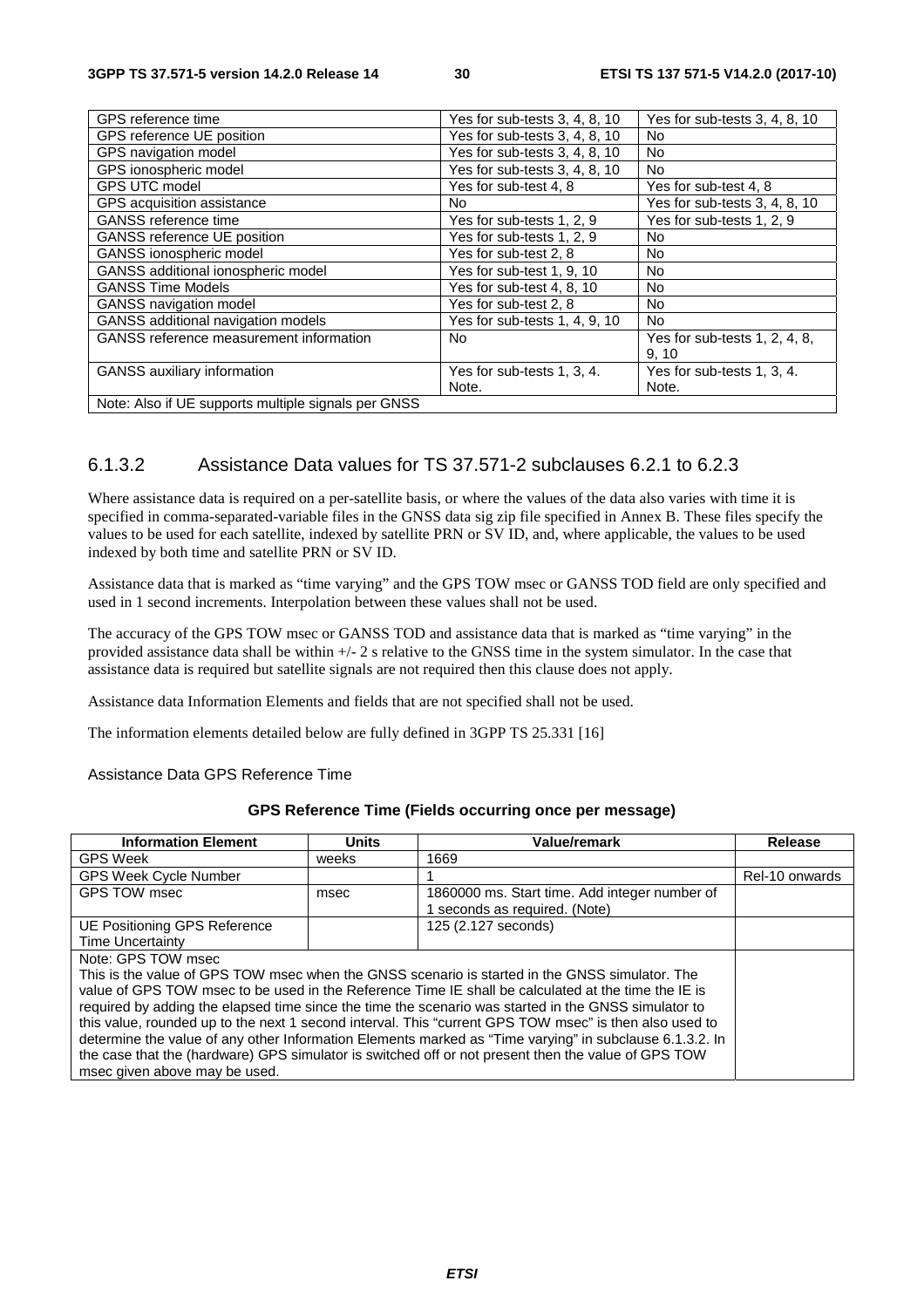| GPS reference time | Yes for sub-tests 3, 4, 8, 10 | Yes for sub-tests 3, 4, 8, 10 |
|---|---|---|
| GPS reference UE position | Yes for sub-tests 3, 4, 8, 10 | No |
| GPS navigation model | Yes for sub-tests 3, 4, 8, 10 | No |
| GPS ionospheric model | Yes for sub-tests 3, 4, 8, 10 | No |
| GPS UTC model | Yes for sub-test 4, 8 | Yes for sub-test 4, 8 |
| GPS acquisition assistance | No | Yes for sub-tests 3, 4, 8, 10 |
| GANSS reference time | Yes for sub-tests 1, 2, 9 | Yes for sub-tests 1, 2, 9 |
| GANSS reference UE position | Yes for sub-tests 1, 2, 9 | No |
| GANSS ionospheric model | Yes for sub-test 2, 8 | No |
| GANSS additional ionospheric model | Yes for sub-test 1, 9, 10 | No |
| GANSS Time Models | Yes for sub-test 4, 8, 10 | No |
| GANSS navigation model | Yes for sub-test 2, 8 | No |
| GANSS additional navigation models | Yes for sub-tests 1, 4, 9, 10 | No |
| GANSS reference measurement information | No | Yes for sub-tests 1, 2, 4, 8, 9, 10 |
| GANSS auxiliary information | Yes for sub-tests 1, 3, 4. Note. | Yes for sub-tests 1, 3, 4. Note. |
| Note: Also if UE supports multiple signals per GNSS | | |

### 6.1.3.2 Assistance Data values for TS 37.571-2 subclauses 6.2.1 to 6.2.3

Where assistance data is required on a per-satellite basis, or where the values of the data also varies with time it is specified in comma-separated-variable files in the GNSS data sig zip file specified in Annex B. These files specify the values to be used for each satellite, indexed by satellite PRN or SV ID, and, where applicable, the values to be used indexed by both time and satellite PRN or SV ID.

Assistance data that is marked as "time varying" and the GPS TOW msec or GANSS TOD field are only specified and used in 1 second increments. Interpolation between these values shall not be used.

The accuracy of the GPS TOW msec or GANSS TOD and assistance data that is marked as "time varying" in the provided assistance data shall be within +/- 2 s relative to the GNSS time in the system simulator. In the case that assistance data is required but satellite signals are not required then this clause does not apply.

Assistance data Information Elements and fields that are not specified shall not be used.

The information elements detailed below are fully defined in 3GPP TS 25.331 [16]

Assistance Data GPS Reference Time

**GPS Reference Time (Fields occurring once per message)**

| Information Element | Units | Value/remark | Release |
|---|---|---|---|
| GPS Week | weeks | 1669 | |
| GPS Week Cycle Number | | 1 | Rel-10 onwards |
| GPS TOW msec | msec | 1860000 ms. Start time. Add integer number of 1 seconds as required. (Note) | |
| UE Positioning GPS Reference Time Uncertainty | | 125 (2.127 seconds) | |
| Note: GPS TOW msec<br>This is the value of GPS TOW msec when the GNSS scenario is started in the GNSS simulator. The value of GPS TOW msec to be used in the Reference Time IE shall be calculated at the time the IE is required by adding the elapsed time since the time the scenario was started in the GNSS simulator to this value, rounded up to the next 1 second interval. This "current GPS TOW msec" is then also used to determine the value of any other Information Elements marked as "Time varying" in subclause 6.1.3.2. In the case that the (hardware) GPS simulator is switched off or not present then the value of GPS TOW msec given above may be used. | | | |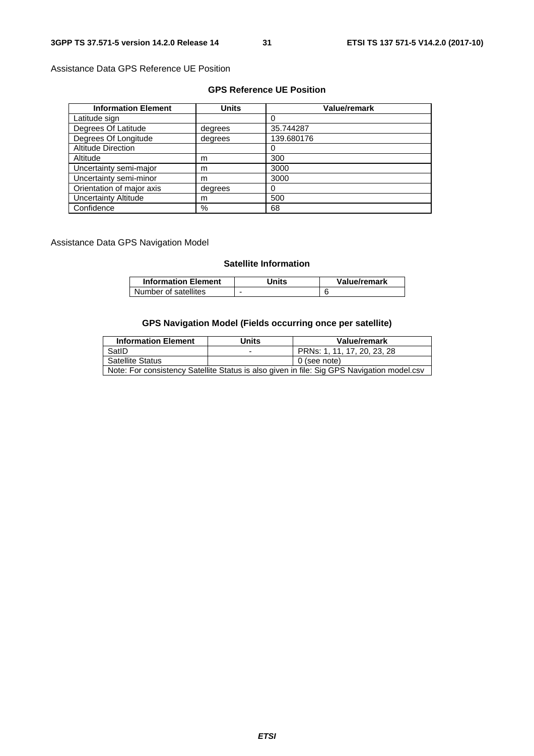Assistance Data GPS Reference UE Position

**GPS Reference UE Position**

| Information Element | Units | Value/remark |
|---|---|---|
| Latitude sign | | 0 |
| Degrees Of Latitude | degrees | 35.744287 |
| Degrees Of Longitude | degrees | 139.680176 |
| Altitude Direction | | 0 |
| Altitude | m | 300 |
| Uncertainty semi-major | m | 3000 |
| Uncertainty semi-minor | m | 3000 |
| Orientation of major axis | degrees | 0 |
| Uncertainty Altitude | m | 500 |
| Confidence | % | 68 |

Assistance Data GPS Navigation Model

**Satellite Information**

| Information Element | Units | Value/remark |
|---|---|---|
| Number of satellites | - | 6 |

**GPS Navigation Model (Fields occurring once per satellite)**

| Information Element | Units | Value/remark |
|---|---|---|
| SatID | - | PRNs: 1, 11, 17, 20, 23, 28 |
| Satellite Status | | 0 (see note) |
| Note: For consistency Satellite Status is also given in file: Sig GPS Navigation model.csv | | |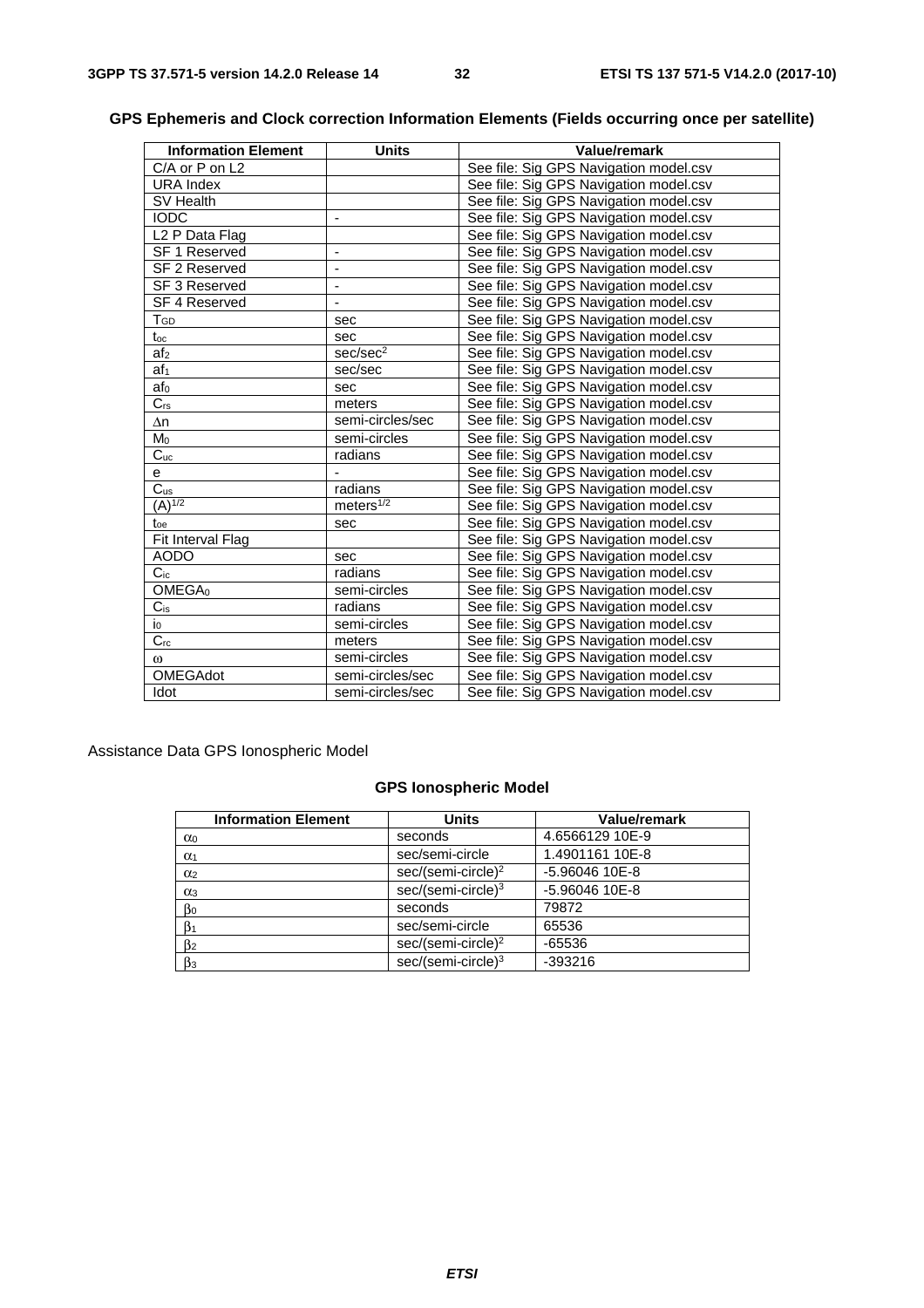**GPS Ephemeris and Clock correction Information Elements (Fields occurring once per satellite)**

| Information Element | Units | Value/remark |
|---|---|---|
| C/A or P on L2 | | See file: Sig GPS Navigation model.csv |
| URA Index | | See file: Sig GPS Navigation model.csv |
| SV Health | | See file: Sig GPS Navigation model.csv |
| IODC | - | See file: Sig GPS Navigation model.csv |
| L2 P Data Flag | | See file: Sig GPS Navigation model.csv |
| SF 1 Reserved | - | See file: Sig GPS Navigation model.csv |
| SF 2 Reserved | - | See file: Sig GPS Navigation model.csv |
| SF 3 Reserved | - | See file: Sig GPS Navigation model.csv |
| SF 4 Reserved | - | See file: Sig GPS Navigation model.csv |
| $T_{GD}$ | sec | See file: Sig GPS Navigation model.csv |
| $t_{oc}$ | sec | See file: Sig GPS Navigation model.csv |
| $af_2$ | sec/sec$^2$ | See file: Sig GPS Navigation model.csv |
| $af_1$ | sec/sec | See file: Sig GPS Navigation model.csv |
| $af_0$ | sec | See file: Sig GPS Navigation model.csv |
| $C_{rs}$ | meters | See file: Sig GPS Navigation model.csv |
| $\Delta n$ | semi-circles/sec | See file: Sig GPS Navigation model.csv |
| $M_0$ | semi-circles | See file: Sig GPS Navigation model.csv |
| $C_{uc}$ | radians | See file: Sig GPS Navigation model.csv |
| e | - | See file: Sig GPS Navigation model.csv |
| $C_{us}$ | radians | See file: Sig GPS Navigation model.csv |
| $(A)^{1/2}$ | meters$^{1/2}$ | See file: Sig GPS Navigation model.csv |
| $t_{oe}$ | sec | See file: Sig GPS Navigation model.csv |
| Fit Interval Flag | | See file: Sig GPS Navigation model.csv |
| AODO | sec | See file: Sig GPS Navigation model.csv |
| $C_{ic}$ | radians | See file: Sig GPS Navigation model.csv |
| $OMEGA_0$ | semi-circles | See file: Sig GPS Navigation model.csv |
| $C_{is}$ | radians | See file: Sig GPS Navigation model.csv |
| $i_0$ | semi-circles | See file: Sig GPS Navigation model.csv |
| $C_{rc}$ | meters | See file: Sig GPS Navigation model.csv |
| $\omega$ | semi-circles | See file: Sig GPS Navigation model.csv |
| OMEGAdot | semi-circles/sec | See file: Sig GPS Navigation model.csv |
| Idot | semi-circles/sec | See file: Sig GPS Navigation model.csv |

Assistance Data GPS Ionospheric Model

**GPS Ionospheric Model**

| Information Element | Units | Value/remark |
|---|---|---|
| $\alpha_0$ | seconds | 4.6566129 10E-9 |
| $\alpha_1$ | sec/semi-circle | 1.4901161 10E-8 |
| $\alpha_2$ | sec/(semi-circle)$^2$ | -5.96046 10E-8 |
| $\alpha_3$ | sec/(semi-circle)$^3$ | -5.96046 10E-8 |
| $\beta_0$ | seconds | 79872 |
| $\beta_1$ | sec/semi-circle | 65536 |
| $\beta_2$ | sec/(semi-circle)$^2$ | -65536 |
| $\beta_3$ | sec/(semi-circle)$^3$ | -393216 |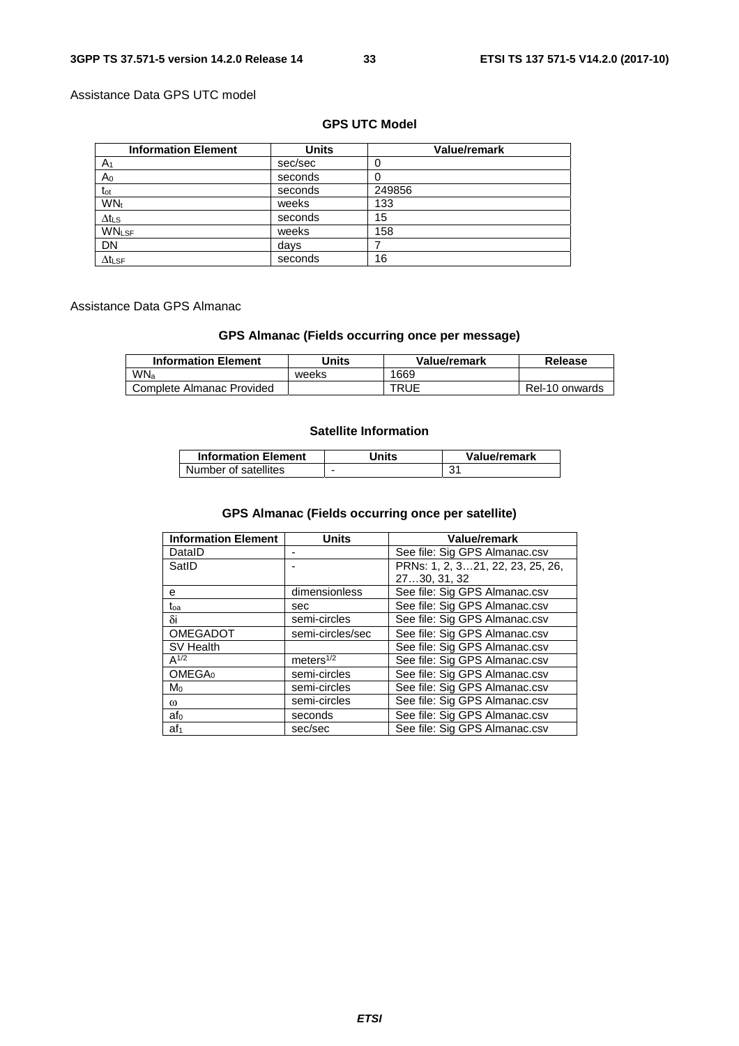Assistance Data GPS UTC model

**GPS UTC Model**

| Information Element | Units | Value/remark |
|---|---|---|
| $A_1$ | sec/sec | 0 |
| $A_0$ | seconds | 0 |
| $t_{ot}$ | seconds | 249856 |
| $WN_t$ | weeks | 133 |
| $\Delta t_{LS}$ | seconds | 15 |
| $WN_{LSF}$ | weeks | 158 |
| DN | days | 7 |
| $\Delta t_{LSF}$ | seconds | 16 |

Assistance Data GPS Almanac

**GPS Almanac (Fields occurring once per message)**

| Information Element | Units | Value/remark | Release |
|---|---|---|---|
| $WN_a$ | weeks | 1669 | |
| Complete Almanac Provided | | TRUE | Rel-10 onwards |

**Satellite Information**

| Information Element | Units | Value/remark |
|---|---|---|
| Number of satellites | - | 31 |

**GPS Almanac (Fields occurring once per satellite)**

| Information Element | Units | Value/remark |
|---|---|---|
| DataID | - | See file: Sig GPS Almanac.csv |
| SatID | - | PRNs: 1, 2, 3…21, 22, 23, 25, 26, 27…30, 31, 32 |
| e | dimensionless | See file: Sig GPS Almanac.csv |
| $t_{oa}$ | sec | See file: Sig GPS Almanac.csv |
| $\delta i$ | semi-circles | See file: Sig GPS Almanac.csv |
| OMEGADOT | semi-circles/sec | See file: Sig GPS Almanac.csv |
| SV Health | | See file: Sig GPS Almanac.csv |
| $A^{1/2}$ | $meters^{1/2}$ | See file: Sig GPS Almanac.csv |
| $OMEGA_0$ | semi-circles | See file: Sig GPS Almanac.csv |
| $M_0$ | semi-circles | See file: Sig GPS Almanac.csv |
| $\omega$ | semi-circles | See file: Sig GPS Almanac.csv |
| $af_0$ | seconds | See file: Sig GPS Almanac.csv |
| $af_1$ | sec/sec | See file: Sig GPS Almanac.csv |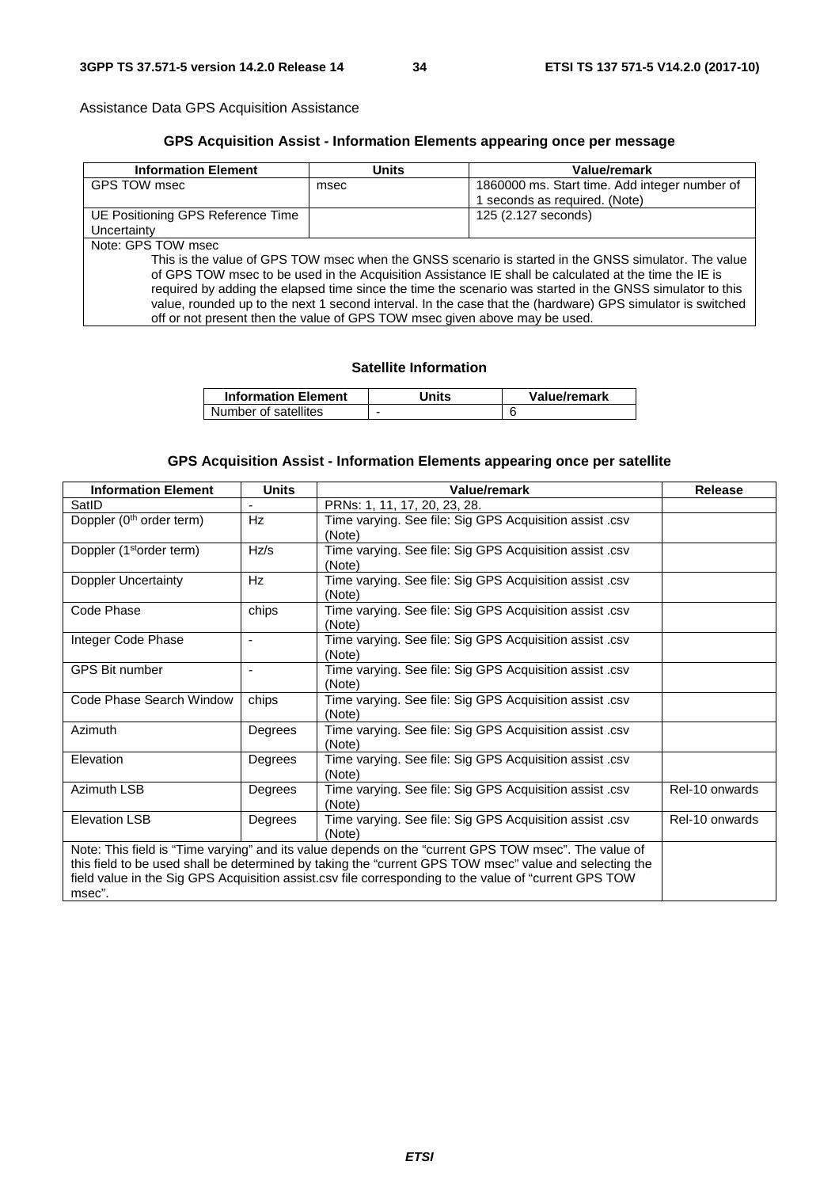Assistance Data GPS Acquisition Assistance

**GPS Acquisition Assist - Information Elements appearing once per message**

| Information Element | Units | Value/remark |
|---|---|---|
| GPS TOW msec | msec | 1860000 ms. Start time. Add integer number of 1 seconds as required. (Note) |
| UE Positioning GPS Reference Time Uncertainty | | 125 (2.127 seconds) |
| Note: GPS TOW msec<br>This is the value of GPS TOW msec when the GNSS scenario is started in the GNSS simulator. The value of GPS TOW msec to be used in the Acquisition Assistance IE shall be calculated at the time the IE is required by adding the elapsed time since the time the scenario was started in the GNSS simulator to this value, rounded up to the next 1 second interval. In the case that the (hardware) GPS simulator is switched off or not present then the value of GPS TOW msec given above may be used. | | |

**Satellite Information**

| Information Element | Units | Value/remark |
|---|---|---|
| Number of satellites | - | 6 |

**GPS Acquisition Assist - Information Elements appearing once per satellite**

| Information Element | Units | Value/remark | Release |
|---|---|---|---|
| SatID | - | PRNs: 1, 11, 17, 20, 23, 28. | |
| Doppler (0th order term) | Hz | Time varying. See file: Sig GPS Acquisition assist .csv (Note) | |
| Doppler (1st order term) | Hz/s | Time varying. See file: Sig GPS Acquisition assist .csv (Note) | |
| Doppler Uncertainty | Hz | Time varying. See file: Sig GPS Acquisition assist .csv (Note) | |
| Code Phase | chips | Time varying. See file: Sig GPS Acquisition assist .csv (Note) | |
| Integer Code Phase | - | Time varying. See file: Sig GPS Acquisition assist .csv (Note) | |
| GPS Bit number | - | Time varying. See file: Sig GPS Acquisition assist .csv (Note) | |
| Code Phase Search Window | chips | Time varying. See file: Sig GPS Acquisition assist .csv (Note) | |
| Azimuth | Degrees | Time varying. See file: Sig GPS Acquisition assist .csv (Note) | |
| Elevation | Degrees | Time varying. See file: Sig GPS Acquisition assist .csv (Note) | |
| Azimuth LSB | Degrees | Time varying. See file: Sig GPS Acquisition assist .csv (Note) | Rel-10 onwards |
| Elevation LSB | Degrees | Time varying. See file: Sig GPS Acquisition assist .csv (Note) | Rel-10 onwards |
| Note: This field is "Time varying" and its value depends on the "current GPS TOW msec". The value of this field to be used shall be determined by taking the "current GPS TOW msec" value and selecting the field value in the Sig GPS Acquisition assist.csv file corresponding to the value of "current GPS TOW msec". | | | |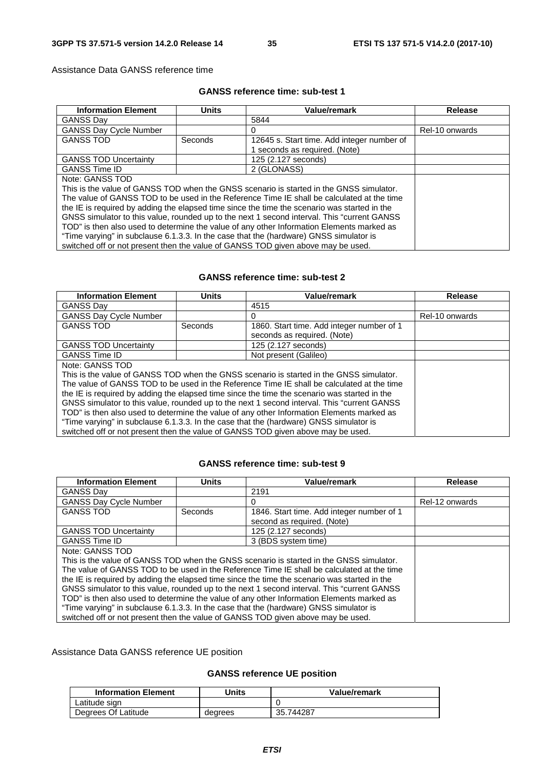Assistance Data GANSS reference time

**GANSS reference time: sub-test 1**

| Information Element | Units | Value/remark | Release |
|---|---|---|---|
| GANSS Day | | 5844 | |
| GANSS Day Cycle Number | | 0 | Rel-10 onwards |
| GANSS TOD | Seconds | 12645 s. Start time. Add integer number of 1 seconds as required. (Note) | |
| GANSS TOD Uncertainty | | 125 (2.127 seconds) | |
| GANSS Time ID | | 2 (GLONASS) | |
| Note: GANSS TOD<br>This is the value of GANSS TOD when the GNSS scenario is started in the GNSS simulator. The value of GANSS TOD to be used in the Reference Time IE shall be calculated at the time the IE is required by adding the elapsed time since the time the scenario was started in the GNSS simulator to this value, rounded up to the next 1 second interval. This "current GANSS TOD" is then also used to determine the value of any other Information Elements marked as "Time varying" in subclause 6.1.3.3. In the case that the (hardware) GNSS simulator is switched off or not present then the value of GANSS TOD given above may be used. | | | |

**GANSS reference time: sub-test 2**

| Information Element | Units | Value/remark | Release |
|---|---|---|---|
| GANSS Day | | 4515 | |
| GANSS Day Cycle Number | | 0 | Rel-10 onwards |
| GANSS TOD | Seconds | 1860. Start time. Add integer number of 1 seconds as required. (Note) | |
| GANSS TOD Uncertainty | | 125 (2.127 seconds) | |
| GANSS Time ID | | Not present (Galileo) | |
| Note: GANSS TOD<br>This is the value of GANSS TOD when the GNSS scenario is started in the GNSS simulator. The value of GANSS TOD to be used in the Reference Time IE shall be calculated at the time the IE is required by adding the elapsed time since the time the scenario was started in the GNSS simulator to this value, rounded up to the next 1 second interval. This "current GANSS TOD" is then also used to determine the value of any other Information Elements marked as "Time varying" in subclause 6.1.3.3. In the case that the (hardware) GNSS simulator is switched off or not present then the value of GANSS TOD given above may be used. | | | |

**GANSS reference time: sub-test 9**

| Information Element | Units | Value/remark | Release |
|---|---|---|---|
| GANSS Day | | 2191 | |
| GANSS Day Cycle Number | | 0 | Rel-12 onwards |
| GANSS TOD | Seconds | 1846. Start time. Add integer number of 1 second as required. (Note) | |
| GANSS TOD Uncertainty | | 125 (2.127 seconds) | |
| GANSS Time ID | | 3 (BDS system time) | |
| Note: GANSS TOD<br>This is the value of GANSS TOD when the GNSS scenario is started in the GNSS simulator. The value of GANSS TOD to be used in the Reference Time IE shall be calculated at the time the IE is required by adding the elapsed time since the time the scenario was started in the GNSS simulator to this value, rounded up to the next 1 second interval. This "current GANSS TOD" is then also used to determine the value of any other Information Elements marked as "Time varying" in subclause 6.1.3.3. In the case that the (hardware) GNSS simulator is switched off or not present then the value of GANSS TOD given above may be used. | | | |

Assistance Data GANSS reference UE position

**GANSS reference UE position**

| Information Element | Units | Value/remark |
|---|---|---|
| Latitude sign | | 0 |
| Degrees Of Latitude | degrees | 35.744287 |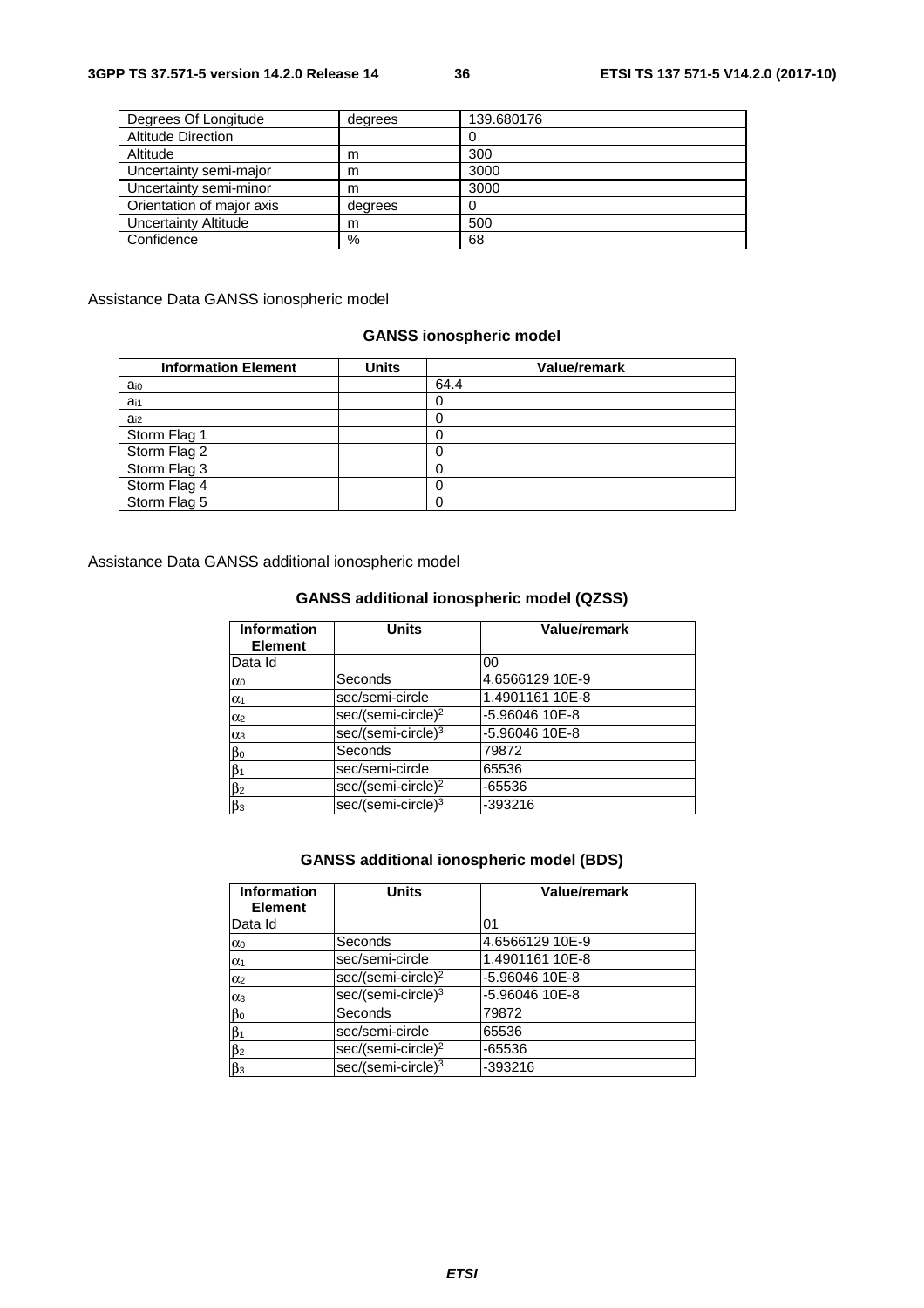| Degrees Of Longitude | degrees | 139.680176 |
|---|---|---|
| Altitude Direction | | 0 |
| Altitude | m | 300 |
| Uncertainty semi-major | m | 3000 |
| Uncertainty semi-minor | m | 3000 |
| Orientation of major axis | degrees | 0 |
| Uncertainty Altitude | m | 500 |
| Confidence | % | 68 |

Assistance Data GANSS ionospheric model

**GANSS ionospheric model**

| Information Element | Units | Value/remark |
|---|---|---|
| $a_{i0}$ | | 64.4 |
| $a_{i1}$ | | 0 |
| $a_{i2}$ | | 0 |
| Storm Flag 1 | | 0 |
| Storm Flag 2 | | 0 |
| Storm Flag 3 | | 0 |
| Storm Flag 4 | | 0 |
| Storm Flag 5 | | 0 |

Assistance Data GANSS additional ionospheric model

**GANSS additional ionospheric model (QZSS)**

| Information Element | Units | Value/remark |
|---|---|---|
| Data Id | | 00 |
| $\alpha_0$ | Seconds | 4.6566129 10E-9 |
| $\alpha_1$ | sec/semi-circle | 1.4901161 10E-8 |
| $\alpha_2$ | sec/(semi-circle)$^2$ | -5.96046 10E-8 |
| $\alpha_3$ | sec/(semi-circle)$^3$ | -5.96046 10E-8 |
| $\beta_0$ | Seconds | 79872 |
| $\beta_1$ | sec/semi-circle | 65536 |
| $\beta_2$ | sec/(semi-circle)$^2$ | -65536 |
| $\beta_3$ | sec/(semi-circle)$^3$ | -393216 |

**GANSS additional ionospheric model (BDS)**

| Information Element | Units | Value/remark |
|---|---|---|
| Data Id | | 01 |
| $\alpha_0$ | Seconds | 4.6566129 10E-9 |
| $\alpha_1$ | sec/semi-circle | 1.4901161 10E-8 |
| $\alpha_2$ | sec/(semi-circle)$^2$ | -5.96046 10E-8 |
| $\alpha_3$ | sec/(semi-circle)$^3$ | -5.96046 10E-8 |
| $\beta_0$ | Seconds | 79872 |
| $\beta_1$ | sec/semi-circle | 65536 |
| $\beta_2$ | sec/(semi-circle)$^2$ | -65536 |
| $\beta_3$ | sec/(semi-circle)$^3$ | -393216 |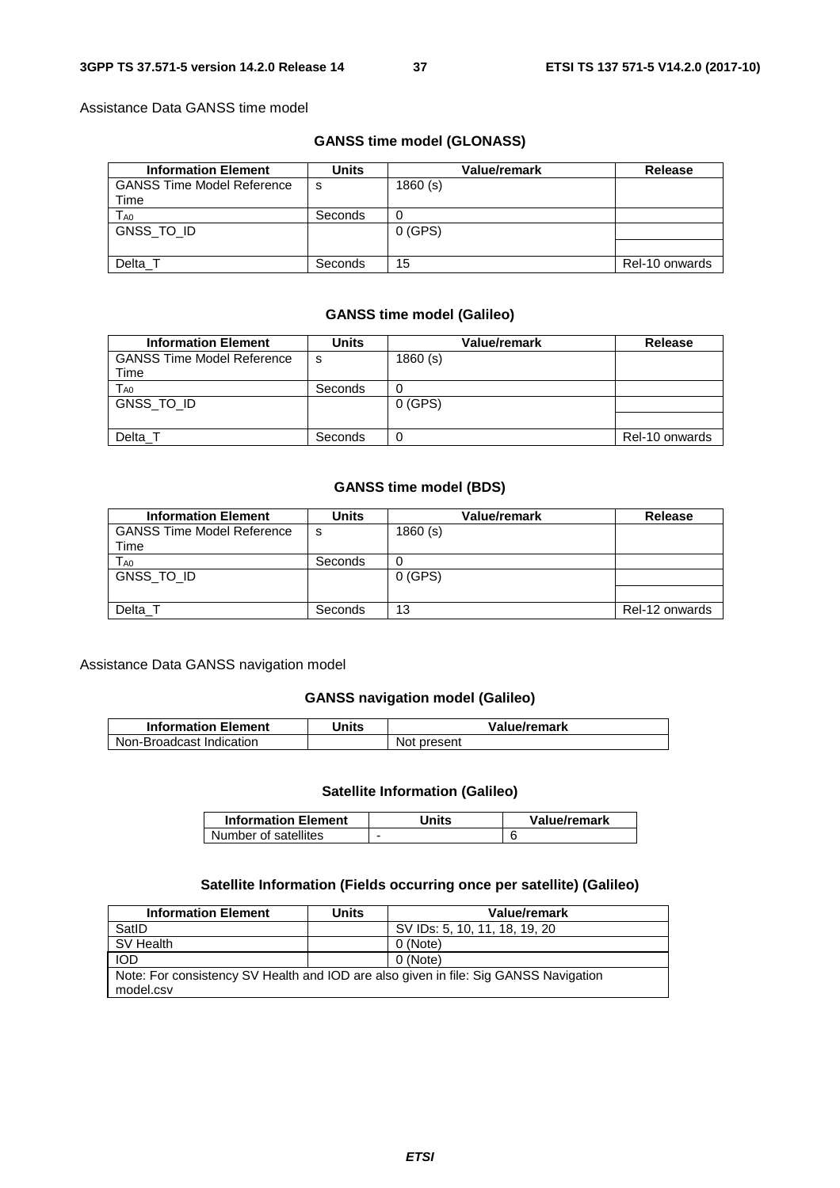Assistance Data GANSS time model

**GANSS time model (GLONASS)**

| Information Element | Units | Value/remark | Release |
|---|---|---|---|
| GANSS Time Model Reference Time | s | 1860 (s) | |
| $T_{A0}$ | Seconds | 0 | |
| GNSS_TO_ID | | 0 (GPS) | |
| Delta_T | Seconds | 15 | Rel-10 onwards |

**GANSS time model (Galileo)**

| Information Element | Units | Value/remark | Release |
|---|---|---|---|
| GANSS Time Model Reference Time | s | 1860 (s) | |
| $T_{A0}$ | Seconds | 0 | |
| GNSS_TO_ID | | 0 (GPS) | |
| Delta_T | Seconds | 0 | Rel-10 onwards |

**GANSS time model (BDS)**

| Information Element | Units | Value/remark | Release |
|---|---|---|---|
| GANSS Time Model Reference Time | s | 1860 (s) | |
| $T_{A0}$ | Seconds | 0 | |
| GNSS_TO_ID | | 0 (GPS) | |
| Delta_T | Seconds | 13 | Rel-12 onwards |

Assistance Data GANSS navigation model

**GANSS navigation model (Galileo)**

| Information Element | Units | Value/remark |
|---|---|---|
| Non-Broadcast Indication | | Not present |

**Satellite Information (Galileo)**

| Information Element | Units | Value/remark |
|---|---|---|
| Number of satellites | - | 6 |

**Satellite Information (Fields occurring once per satellite) (Galileo)**

| Information Element | Units | Value/remark |
|---|---|---|
| SatID | | SV IDs: 5, 10, 11, 18, 19, 20 |
| SV Health | | 0 (Note) |
| IOD | | 0 (Note) |
| Note: For consistency SV Health and IOD are also given in file: Sig GANSS Navigation model.csv | | |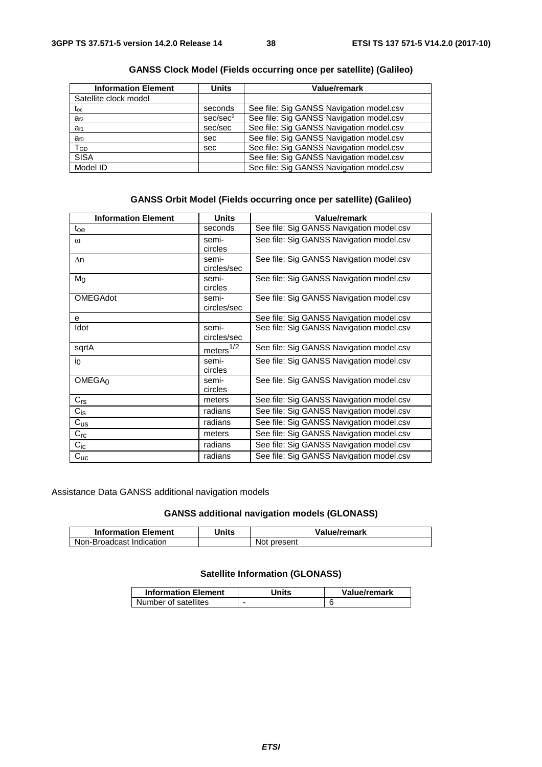**GANSS Clock Model (Fields occurring once per satellite) (Galileo)**

| Information Element | Units | Value/remark |
|---|---|---|
| Satellite clock model | | |
| $t_{oc}$ | seconds | See file: Sig GANSS Navigation model.csv |
| $a_{f2}$ | sec/sec$^2$ | See file: Sig GANSS Navigation model.csv |
| $a_{f1}$ | sec/sec | See file: Sig GANSS Navigation model.csv |
| $a_{f0}$ | sec | See file: Sig GANSS Navigation model.csv |
| $T_{GD}$ | sec | See file: Sig GANSS Navigation model.csv |
| SISA | | See file: Sig GANSS Navigation model.csv |
| Model ID | | See file: Sig GANSS Navigation model.csv |

**GANSS Orbit Model (Fields occurring once per satellite) (Galileo)**

| Information Element | Units | Value/remark |
|---|---|---|
| $t_{oe}$ | seconds | See file: Sig GANSS Navigation model.csv |
| $\omega$ | semi-circles | See file: Sig GANSS Navigation model.csv |
| $\Delta n$ | semi-circles/sec | See file: Sig GANSS Navigation model.csv |
| $M_0$ | semi-circles | See file: Sig GANSS Navigation model.csv |
| OMEGAdot | semi-circles/sec | See file: Sig GANSS Navigation model.csv |
| e | | See file: Sig GANSS Navigation model.csv |
| Idot | semi-circles/sec | See file: Sig GANSS Navigation model.csv |
| sqrtA | meters$^{1/2}$ | See file: Sig GANSS Navigation model.csv |
| $i_0$ | semi-circles | See file: Sig GANSS Navigation model.csv |
| $OMEGA_0$ | semi-circles | See file: Sig GANSS Navigation model.csv |
| $C_{rs}$ | meters | See file: Sig GANSS Navigation model.csv |
| $C_{is}$ | radians | See file: Sig GANSS Navigation model.csv |
| $C_{us}$ | radians | See file: Sig GANSS Navigation model.csv |
| $C_{rc}$ | meters | See file: Sig GANSS Navigation model.csv |
| $C_{ic}$ | radians | See file: Sig GANSS Navigation model.csv |
| $C_{uc}$ | radians | See file: Sig GANSS Navigation model.csv |

Assistance Data GANSS additional navigation models

**GANSS additional navigation models (GLONASS)**

| Information Element | Units | Value/remark |
|---|---|---|
| Non-Broadcast Indication | | Not present |

**Satellite Information (GLONASS)**

| Information Element | Units | Value/remark |
|---|---|---|
| Number of satellites | - | 6 |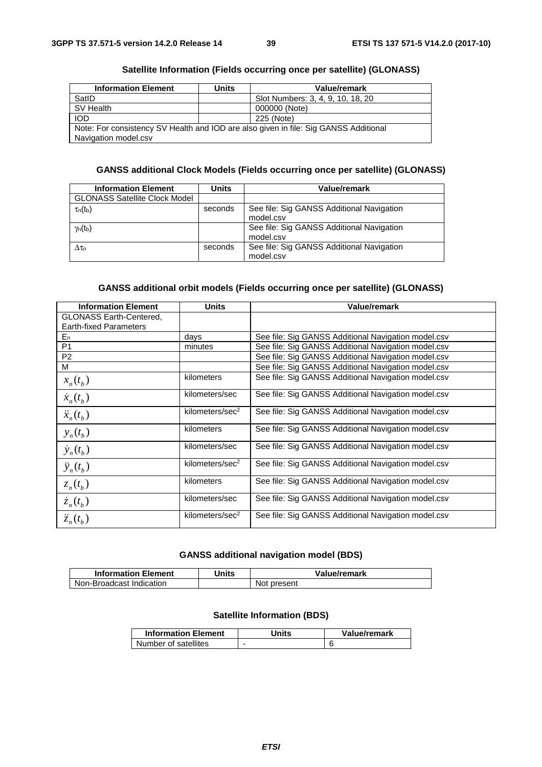**Satellite Information (Fields occurring once per satellite) (GLONASS)**

| Information Element | Units | Value/remark |
| --- | --- | --- |
| SatID | | Slot Numbers: 3, 4, 9, 10, 18, 20 |
| SV Health | | 000000 (Note) |
| IOD | | 225 (Note) |
| Note: For consistency SV Health and IOD are also given in file: Sig GANSS Additional Navigation model.csv | | |

**GANSS additional Clock Models (Fields occurring once per satellite) (GLONASS)**

| Information Element | Units | Value/remark |
| --- | --- | --- |
| GLONASS Satellite Clock Model | | |
| $\tau_n(t_b)$ | seconds | See file: Sig GANSS Additional Navigation model.csv |
| $\gamma_n(t_b)$ | | See file: Sig GANSS Additional Navigation model.csv |
| $\Delta\tau_n$ | seconds | See file: Sig GANSS Additional Navigation model.csv |

**GANSS additional orbit models (Fields occurring once per satellite) (GLONASS)**

| Information Element | Units | Value/remark |
| --- | --- | --- |
| GLONASS Earth-Centered, Earth-fixed Parameters | | |
| $E_n$ | days | See file: Sig GANSS Additional Navigation model.csv |
| P1 | minutes | See file: Sig GANSS Additional Navigation model.csv |
| P2 | | See file: Sig GANSS Additional Navigation model.csv |
| M | | See file: Sig GANSS Additional Navigation model.csv |
| $x_n(t_b)$ | kilometers | See file: Sig GANSS Additional Navigation model.csv |
| $\dot{x}_n(t_b)$ | kilometers/sec | See file: Sig GANSS Additional Navigation model.csv |
| $\ddot{x}_n(t_b)$ | kilometers/sec$^2$ | See file: Sig GANSS Additional Navigation model.csv |
| $y_n(t_b)$ | kilometers | See file: Sig GANSS Additional Navigation model.csv |
| $\dot{y}_n(t_b)$ | kilometers/sec | See file: Sig GANSS Additional Navigation model.csv |
| $\ddot{y}_n(t_b)$ | kilometers/sec$^2$ | See file: Sig GANSS Additional Navigation model.csv |
| $z_n(t_b)$ | kilometers | See file: Sig GANSS Additional Navigation model.csv |
| $\dot{z}_n(t_b)$ | kilometers/sec | See file: Sig GANSS Additional Navigation model.csv |
| $\ddot{z}_n(t_b)$ | kilometers/sec$^2$ | See file: Sig GANSS Additional Navigation model.csv |

**GANSS additional navigation model (BDS)**

| Information Element | Units | Value/remark |
| --- | --- | --- |
| Non-Broadcast Indication | | Not present |

**Satellite Information (BDS)**

| Information Element | Units | Value/remark |
| --- | --- | --- |
| Number of satellites | - | 6 |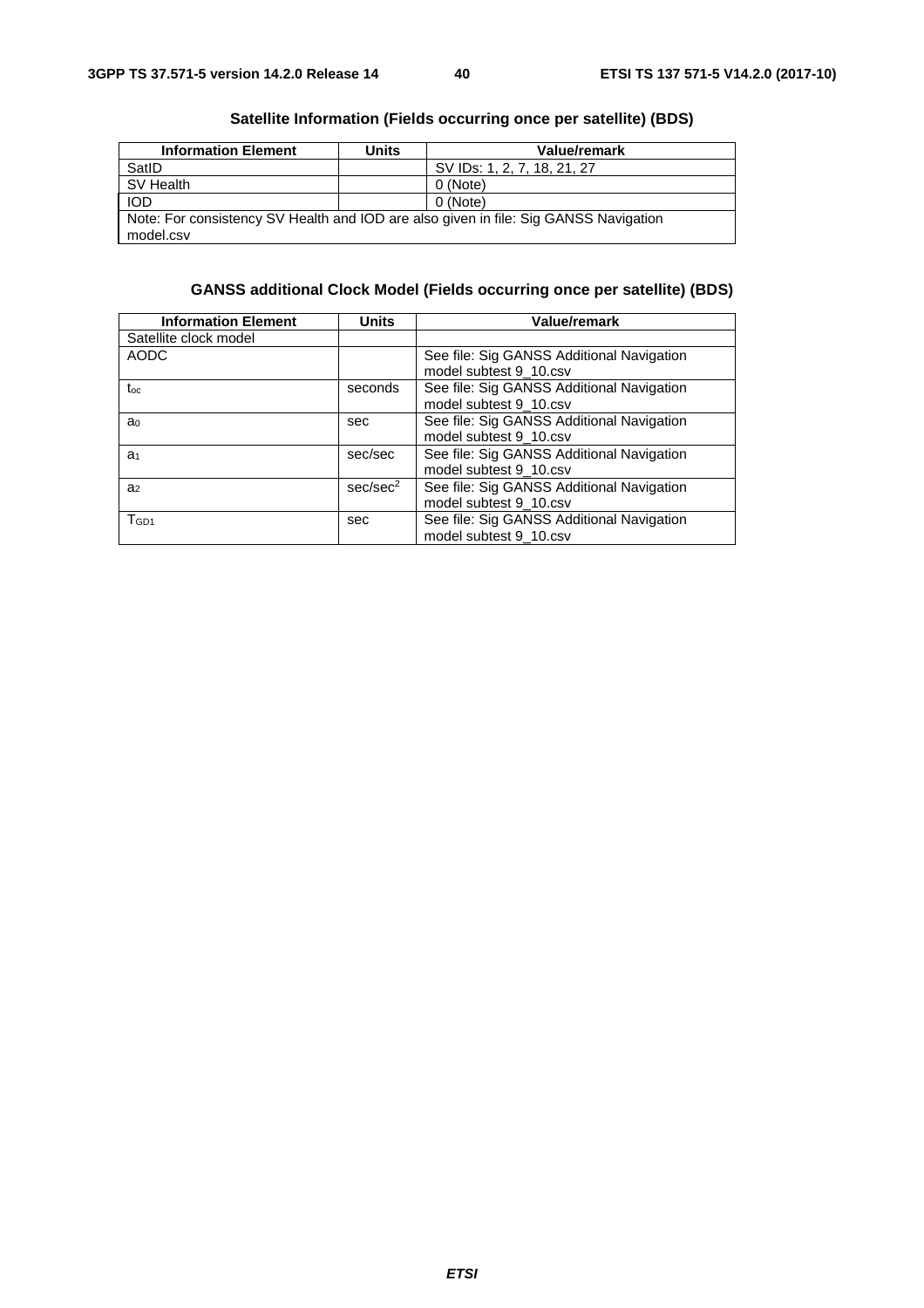**Satellite Information (Fields occurring once per satellite) (BDS)**

| Information Element | Units | Value/remark |
|---|---|---|
| SatID | | SV IDs: 1, 2, 7, 18, 21, 27 |
| SV Health | | 0 (Note) |
| IOD | | 0 (Note) |
| Note: For consistency SV Health and IOD are also given in file: Sig GANSS Navigation model.csv | | |

**GANSS additional Clock Model (Fields occurring once per satellite) (BDS)**

| Information Element | Units | Value/remark |
|---|---|---|
| Satellite clock model | | |
| AODC | | See file: Sig GANSS Additional Navigation model subtest 9_10.csv |
| $t_{oc}$ | seconds | See file: Sig GANSS Additional Navigation model subtest 9_10.csv |
| $a_0$ | sec | See file: Sig GANSS Additional Navigation model subtest 9_10.csv |
| $a_1$ | sec/sec | See file: Sig GANSS Additional Navigation model subtest 9_10.csv |
| $a_2$ | $sec/sec^2$ | See file: Sig GANSS Additional Navigation model subtest 9_10.csv |
| $T_{GD1}$ | sec | See file: Sig GANSS Additional Navigation model subtest 9_10.csv |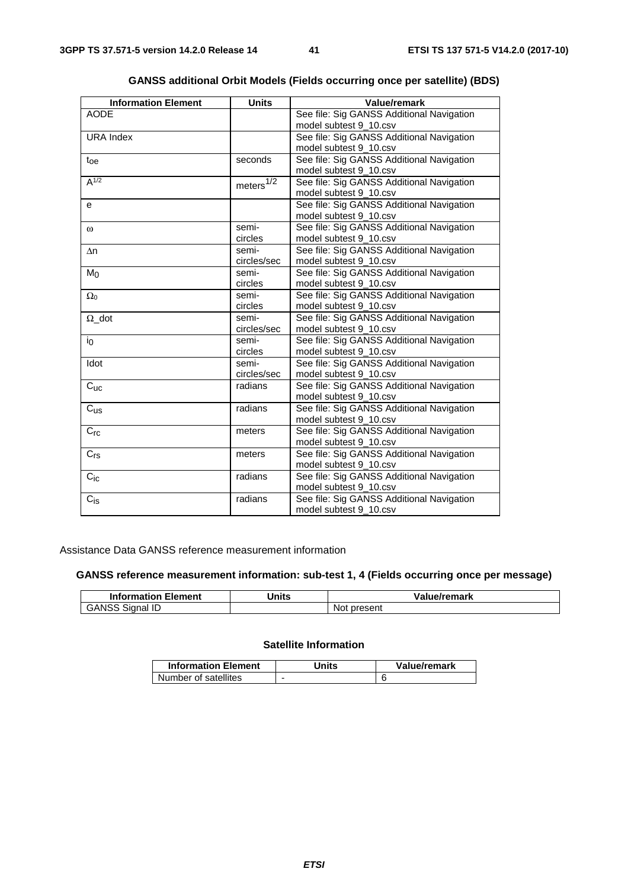**GANSS additional Orbit Models (Fields occurring once per satellite) (BDS)**

| Information Element | Units | Value/remark |
| --- | --- | --- |
| AODE | | See file: Sig GANSS Additional Navigation model subtest 9_10.csv |
| URA Index | | See file: Sig GANSS Additional Navigation model subtest 9_10.csv |
| $t_{oe}$ | seconds | See file: Sig GANSS Additional Navigation model subtest 9_10.csv |
| $A^{1/2}$ | $meters^{1/2}$ | See file: Sig GANSS Additional Navigation model subtest 9_10.csv |
| e | | See file: Sig GANSS Additional Navigation model subtest 9_10.csv |
| $\omega$ | semi-circles | See file: Sig GANSS Additional Navigation model subtest 9_10.csv |
| $\Delta n$ | semi-circles/sec | See file: Sig GANSS Additional Navigation model subtest 9_10.csv |
| $M_0$ | semi-circles | See file: Sig GANSS Additional Navigation model subtest 9_10.csv |
| $\Omega_0$ | semi-circles | See file: Sig GANSS Additional Navigation model subtest 9_10.csv |
| $\Omega$_dot | semi-circles/sec | See file: Sig GANSS Additional Navigation model subtest 9_10.csv |
| $i_0$ | semi-circles | See file: Sig GANSS Additional Navigation model subtest 9_10.csv |
| Idot | semi-circles/sec | See file: Sig GANSS Additional Navigation model subtest 9_10.csv |
| $C_{uc}$ | radians | See file: Sig GANSS Additional Navigation model subtest 9_10.csv |
| $C_{us}$ | radians | See file: Sig GANSS Additional Navigation model subtest 9_10.csv |
| $C_{rc}$ | meters | See file: Sig GANSS Additional Navigation model subtest 9_10.csv |
| $C_{rs}$ | meters | See file: Sig GANSS Additional Navigation model subtest 9_10.csv |
| $C_{ic}$ | radians | See file: Sig GANSS Additional Navigation model subtest 9_10.csv |
| $C_{is}$ | radians | See file: Sig GANSS Additional Navigation model subtest 9_10.csv |

Assistance Data GANSS reference measurement information

**GANSS reference measurement information: sub-test 1, 4 (Fields occurring once per message)**

| Information Element | Units | Value/remark |
| --- | --- | --- |
| GANSS Signal ID | | Not present |

**Satellite Information**

| Information Element | Units | Value/remark |
| --- | --- | --- |
| Number of satellites | - | 6 |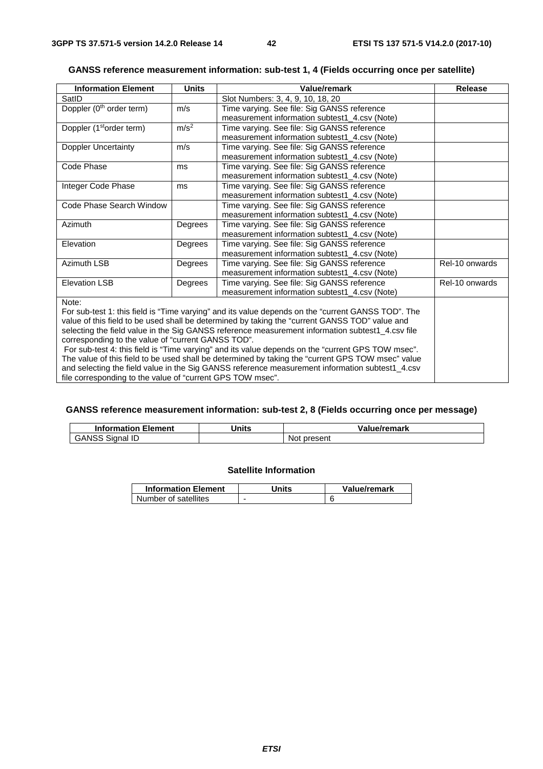**GANSS reference measurement information: sub-test 1, 4 (Fields occurring once per satellite)**

| Information Element | Units | Value/remark | Release |
|---|---|---|---|
| SatID | | Slot Numbers: 3, 4, 9, 10, 18, 20 | |
| Doppler (0$^{th}$ order term) | m/s | Time varying. See file: Sig GANSS reference measurement information subtest1_4.csv (Note) | |
| Doppler (1$^{st}$order term) | m/s$^2$ | Time varying. See file: Sig GANSS reference measurement information subtest1_4.csv (Note) | |
| Doppler Uncertainty | m/s | Time varying. See file: Sig GANSS reference measurement information subtest1_4.csv (Note) | |
| Code Phase | ms | Time varying. See file: Sig GANSS reference measurement information subtest1_4.csv (Note) | |
| Integer Code Phase | ms | Time varying. See file: Sig GANSS reference measurement information subtest1_4.csv (Note) | |
| Code Phase Search Window | | Time varying. See file: Sig GANSS reference measurement information subtest1_4.csv (Note) | |
| Azimuth | Degrees | Time varying. See file: Sig GANSS reference measurement information subtest1_4.csv (Note) | |
| Elevation | Degrees | Time varying. See file: Sig GANSS reference measurement information subtest1_4.csv (Note) | |
| Azimuth LSB | Degrees | Time varying. See file: Sig GANSS reference measurement information subtest1_4.csv (Note) | Rel-10 onwards |
| Elevation LSB | Degrees | Time varying. See file: Sig GANSS reference measurement information subtest1_4.csv (Note) | Rel-10 onwards |
| Note: For sub-test 1: this field is "Time varying" and its value depends on the "current GANSS TOD". The value of this field to be used shall be determined by taking the "current GANSS TOD" value and selecting the field value in the Sig GANSS reference measurement information subtest1_4.csv file corresponding to the value of "current GANSS TOD". For sub-test 4: this field is "Time varying" and its value depends on the "current GPS TOW msec". The value of this field to be used shall be determined by taking the "current GPS TOW msec" value and selecting the field value in the Sig GANSS reference measurement information subtest1_4.csv file corresponding to the value of "current GPS TOW msec". | | | |

**GANSS reference measurement information: sub-test 2, 8 (Fields occurring once per message)**

| Information Element | Units | Value/remark |
|---|---|---|
| GANSS Signal ID | | Not present |

**Satellite Information**

| Information Element | Units | Value/remark |
|---|---|---|
| Number of satellites | - | 6 |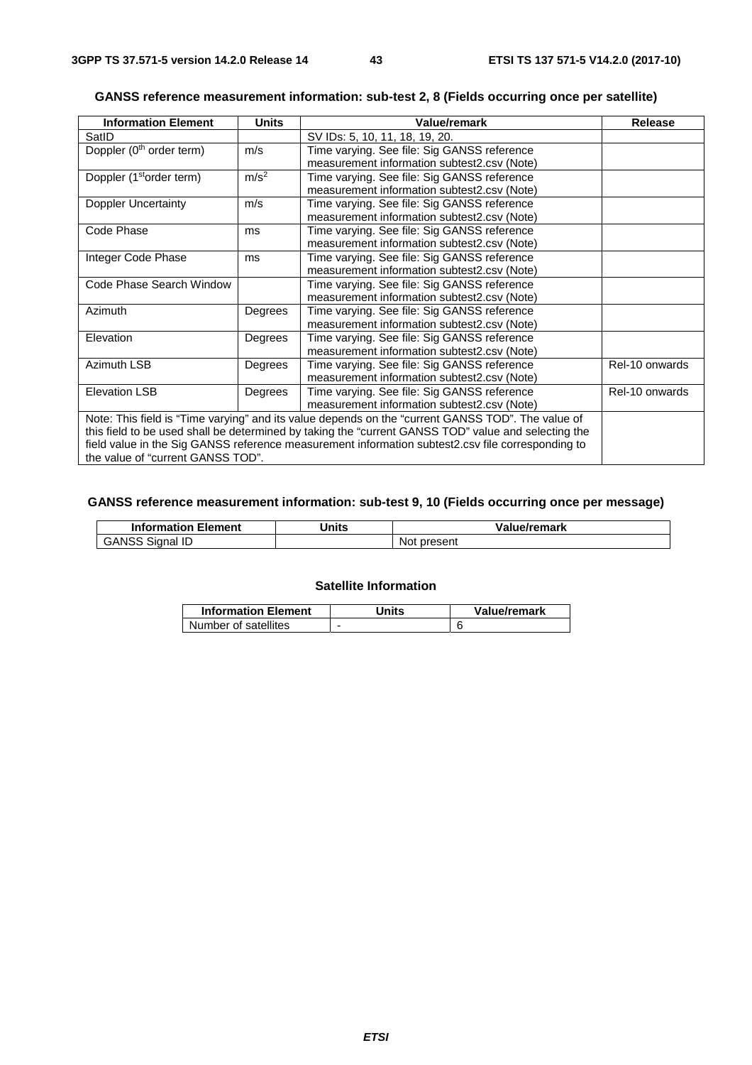**GANSS reference measurement information: sub-test 2, 8 (Fields occurring once per satellite)**

| Information Element | Units | Value/remark | Release |
|---|---|---|---|
| SatID | | SV IDs: 5, 10, 11, 18, 19, 20. | |
| Doppler (0th order term) | m/s | Time varying. See file: Sig GANSS reference measurement information subtest2.csv (Note) | |
| Doppler (1st order term) | $m/s^2$ | Time varying. See file: Sig GANSS reference measurement information subtest2.csv (Note) | |
| Doppler Uncertainty | m/s | Time varying. See file: Sig GANSS reference measurement information subtest2.csv (Note) | |
| Code Phase | ms | Time varying. See file: Sig GANSS reference measurement information subtest2.csv (Note) | |
| Integer Code Phase | ms | Time varying. See file: Sig GANSS reference measurement information subtest2.csv (Note) | |
| Code Phase Search Window | | Time varying. See file: Sig GANSS reference measurement information subtest2.csv (Note) | |
| Azimuth | Degrees | Time varying. See file: Sig GANSS reference measurement information subtest2.csv (Note) | |
| Elevation | Degrees | Time varying. See file: Sig GANSS reference measurement information subtest2.csv (Note) | |
| Azimuth LSB | Degrees | Time varying. See file: Sig GANSS reference measurement information subtest2.csv (Note) | Rel-10 onwards |
| Elevation LSB | Degrees | Time varying. See file: Sig GANSS reference measurement information subtest2.csv (Note) | Rel-10 onwards |
| Note: This field is "Time varying" and its value depends on the "current GANSS TOD". The value of this field to be used shall be determined by taking the "current GANSS TOD" value and selecting the field value in the Sig GANSS reference measurement information subtest2.csv file corresponding to the value of "current GANSS TOD". | | | |

**GANSS reference measurement information: sub-test 9, 10 (Fields occurring once per message)**

| Information Element | Units | Value/remark |
|---|---|---|
| GANSS Signal ID | | Not present |

**Satellite Information**

| Information Element | Units | Value/remark |
|---|---|---|
| Number of satellites | - | 6 |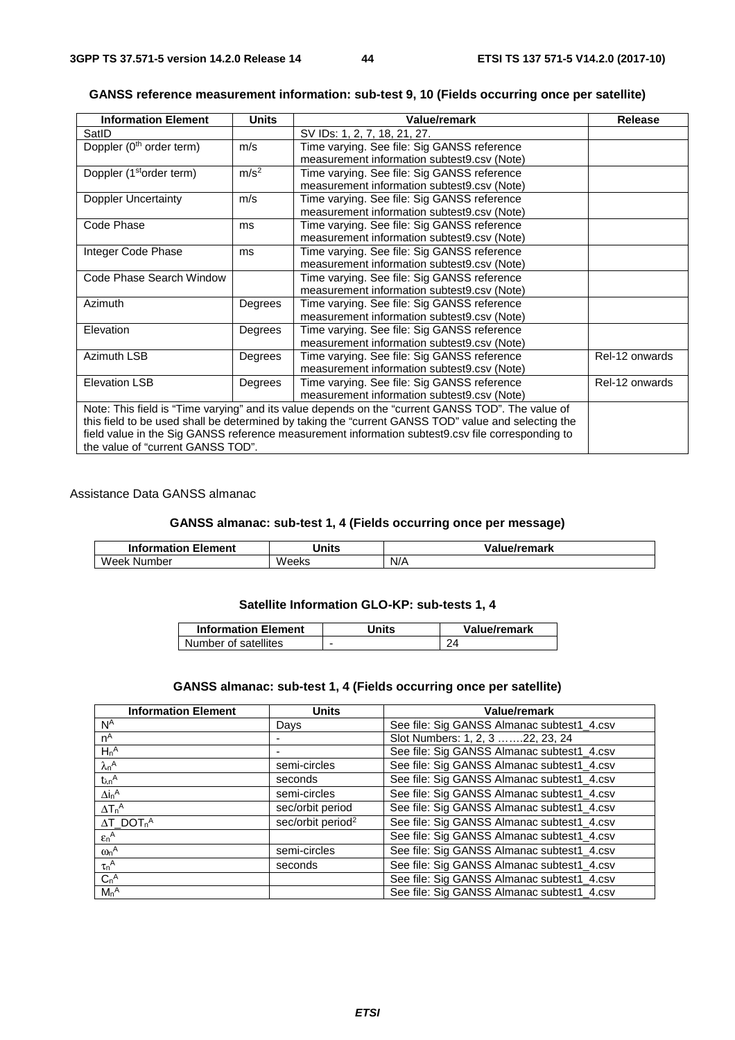**GANSS reference measurement information: sub-test 9, 10 (Fields occurring once per satellite)**

| Information Element | Units | Value/remark | Release |
|---|---|---|---|
| SatID | | SV IDs: 1, 2, 7, 18, 21, 27. | |
| Doppler ($0^{th}$ order term) | m/s | Time varying. See file: Sig GANSS reference measurement information subtest9.csv (Note) | |
| Doppler ($1^{st}$order term) | $m/s^2$ | Time varying. See file: Sig GANSS reference measurement information subtest9.csv (Note) | |
| Doppler Uncertainty | m/s | Time varying. See file: Sig GANSS reference measurement information subtest9.csv (Note) | |
| Code Phase | ms | Time varying. See file: Sig GANSS reference measurement information subtest9.csv (Note) | |
| Integer Code Phase | ms | Time varying. See file: Sig GANSS reference measurement information subtest9.csv (Note) | |
| Code Phase Search Window | | Time varying. See file: Sig GANSS reference measurement information subtest9.csv (Note) | |
| Azimuth | Degrees | Time varying. See file: Sig GANSS reference measurement information subtest9.csv (Note) | |
| Elevation | Degrees | Time varying. See file: Sig GANSS reference measurement information subtest9.csv (Note) | |
| Azimuth LSB | Degrees | Time varying. See file: Sig GANSS reference measurement information subtest9.csv (Note) | Rel-12 onwards |
| Elevation LSB | Degrees | Time varying. See file: Sig GANSS reference measurement information subtest9.csv (Note) | Rel-12 onwards |
| Note: This field is "Time varying" and its value depends on the "current GANSS TOD". The value of this field to be used shall be determined by taking the "current GANSS TOD" value and selecting the field value in the Sig GANSS reference measurement information subtest9.csv file corresponding to the value of "current GANSS TOD". | | | |

Assistance Data GANSS almanac

**GANSS almanac: sub-test 1, 4 (Fields occurring once per message)**

| Information Element | Units | Value/remark |
|---|---|---|
| Week Number | Weeks | N/A |

**Satellite Information GLO-KP: sub-tests 1, 4**

| Information Element | Units | Value/remark |
|---|---|---|
| Number of satellites | - | 24 |

**GANSS almanac: sub-test 1, 4 (Fields occurring once per satellite)**

| Information Element | Units | Value/remark |
|---|---|---|
| $N^A$ | Days | See file: Sig GANSS Almanac subtest1_4.csv |
| $n^A$ | - | Slot Numbers: 1, 2, 3 …….22, 23, 24 |
| $H_n^A$ | - | See file: Sig GANSS Almanac subtest1_4.csv |
| $\lambda_n^A$ | semi-circles | See file: Sig GANSS Almanac subtest1_4.csv |
| $t_{\lambda n}^A$ | seconds | See file: Sig GANSS Almanac subtest1_4.csv |
| $\Delta i_n^A$ | semi-circles | See file: Sig GANSS Almanac subtest1_4.csv |
| $\Delta T_n^A$ | sec/orbit period | See file: Sig GANSS Almanac subtest1_4.csv |
| $\Delta T\_DOT_n^A$ | sec/orbit period$^2$ | See file: Sig GANSS Almanac subtest1_4.csv |
| $\varepsilon_n^A$ | | See file: Sig GANSS Almanac subtest1_4.csv |
| $\omega_n^A$ | semi-circles | See file: Sig GANSS Almanac subtest1_4.csv |
| $\tau_n^A$ | seconds | See file: Sig GANSS Almanac subtest1_4.csv |
| $C_n^A$ | | See file: Sig GANSS Almanac subtest1_4.csv |
| $M_n^A$ | | See file: Sig GANSS Almanac subtest1_4.csv |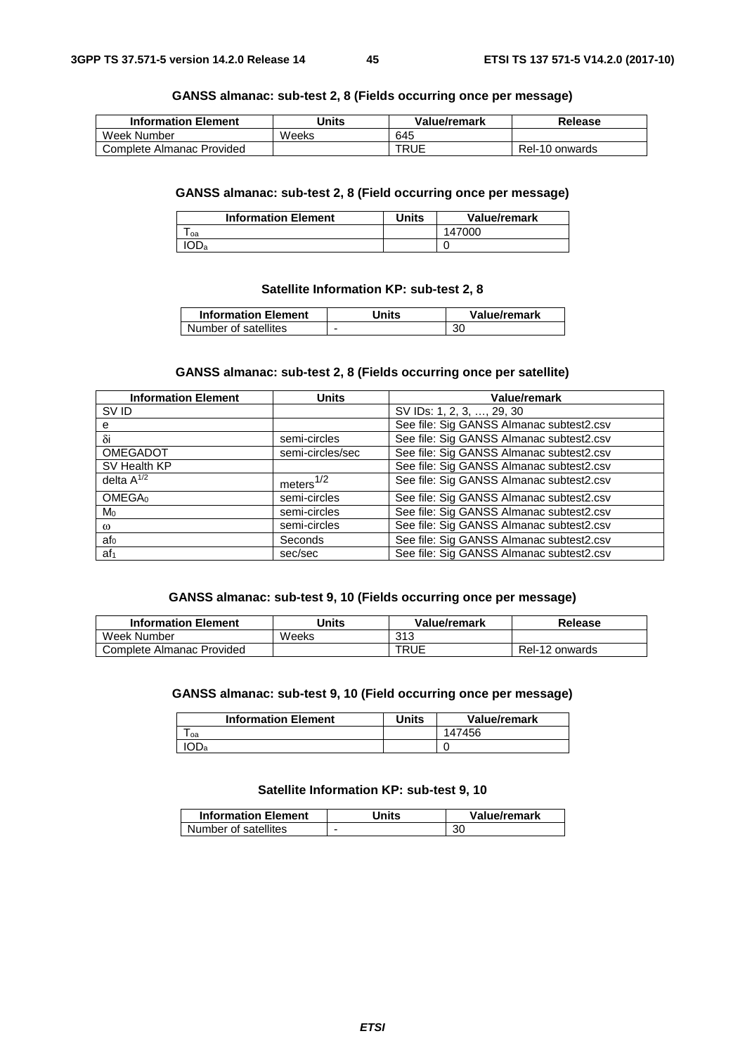**GANSS almanac: sub-test 2, 8 (Fields occurring once per message)**

| Information Element | Units | Value/remark | Release |
|---|---|---|---|
| Week Number | Weeks | 645 | |
| Complete Almanac Provided | | TRUE | Rel-10 onwards |

**GANSS almanac: sub-test 2, 8 (Field occurring once per message)**

| Information Element | Units | Value/remark |
|---|---|---|
| $T_{oa}$ | | 147000 |
| $IOD_a$ | | 0 |

**Satellite Information KP: sub-test 2, 8**

| Information Element | Units | Value/remark |
|---|---|---|
| Number of satellites | - | 30 |

**GANSS almanac: sub-test 2, 8 (Fields occurring once per satellite)**

| Information Element | Units | Value/remark |
|---|---|---|
| SV ID | | SV IDs: 1, 2, 3, …, 29, 30 |
| e | | See file: Sig GANSS Almanac subtest2.csv |
| $\delta i$ | semi-circles | See file: Sig GANSS Almanac subtest2.csv |
| OMEGADOT | semi-circles/sec | See file: Sig GANSS Almanac subtest2.csv |
| SV Health KP | | See file: Sig GANSS Almanac subtest2.csv |
| delta $A^{1/2}$ | $meters^{1/2}$ | See file: Sig GANSS Almanac subtest2.csv |
| $OMEGA_0$ | semi-circles | See file: Sig GANSS Almanac subtest2.csv |
| $M_0$ | semi-circles | See file: Sig GANSS Almanac subtest2.csv |
| $\omega$ | semi-circles | See file: Sig GANSS Almanac subtest2.csv |
| $af_0$ | Seconds | See file: Sig GANSS Almanac subtest2.csv |
| $af_1$ | sec/sec | See file: Sig GANSS Almanac subtest2.csv |

**GANSS almanac: sub-test 9, 10 (Fields occurring once per message)**

| Information Element | Units | Value/remark | Release |
|---|---|---|---|
| Week Number | Weeks | 313 | |
| Complete Almanac Provided | | TRUE | Rel-12 onwards |

**GANSS almanac: sub-test 9, 10 (Field occurring once per message)**

| Information Element | Units | Value/remark |
|---|---|---|
| $T_{oa}$ | | 147456 |
| $IOD_a$ | | 0 |

**Satellite Information KP: sub-test 9, 10**

| Information Element | Units | Value/remark |
|---|---|---|
| Number of satellites | - | 30 |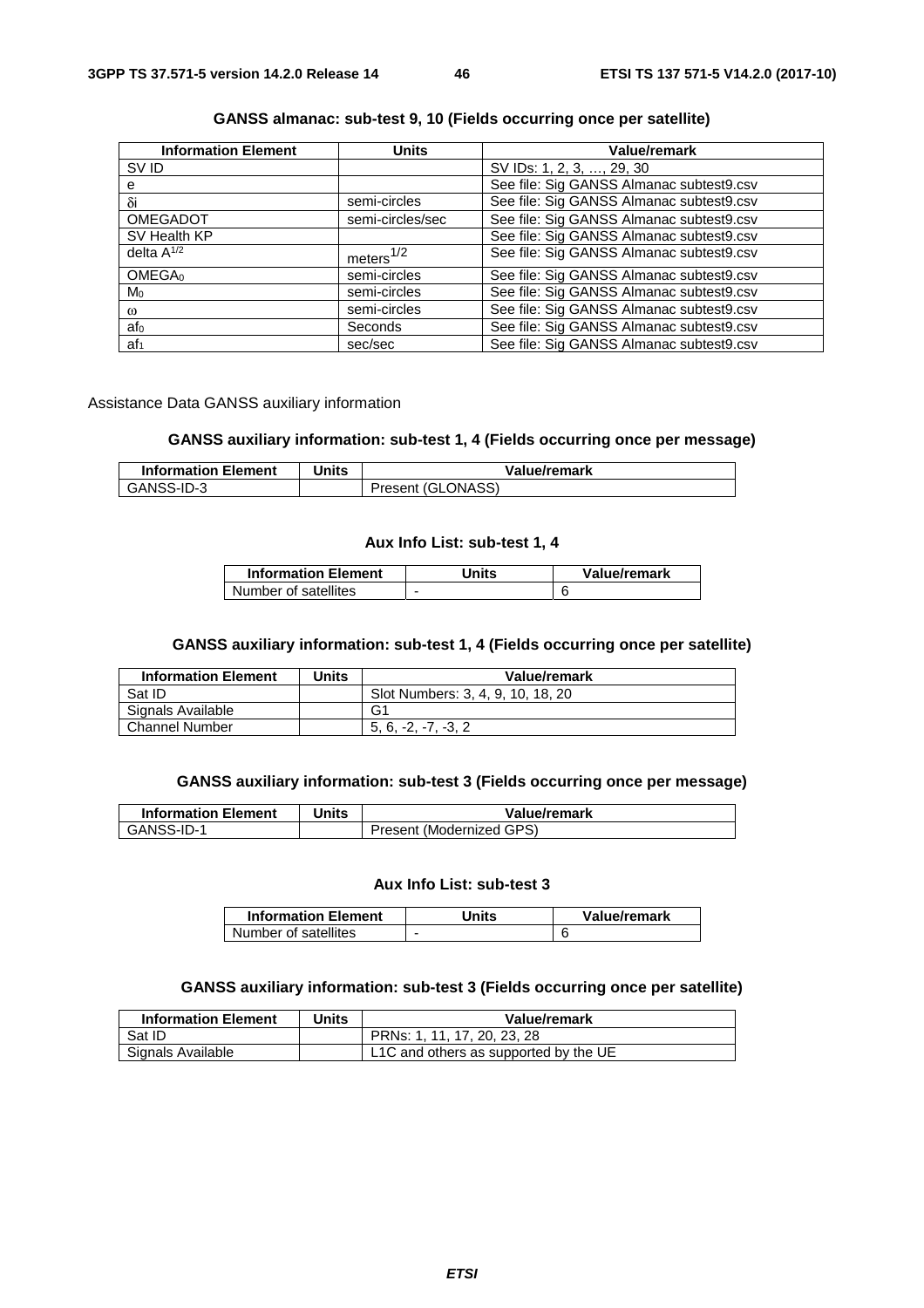**GANSS almanac: sub-test 9, 10 (Fields occurring once per satellite)**

| Information Element | Units | Value/remark |
|---|---|---|
| SV ID | | SV IDs: 1, 2, 3, …, 29, 30 |
| e | | See file: Sig GANSS Almanac subtest9.csv |
| $\delta i$ | semi-circles | See file: Sig GANSS Almanac subtest9.csv |
| OMEGADOT | semi-circles/sec | See file: Sig GANSS Almanac subtest9.csv |
| SV Health KP | | See file: Sig GANSS Almanac subtest9.csv |
| delta $A^{1/2}$ | $meters^{1/2}$ | See file: Sig GANSS Almanac subtest9.csv |
| $OMEGA_0$ | semi-circles | See file: Sig GANSS Almanac subtest9.csv |
| $M_0$ | semi-circles | See file: Sig GANSS Almanac subtest9.csv |
| $\omega$ | semi-circles | See file: Sig GANSS Almanac subtest9.csv |
| $af_0$ | Seconds | See file: Sig GANSS Almanac subtest9.csv |
| $af_1$ | sec/sec | See file: Sig GANSS Almanac subtest9.csv |

Assistance Data GANSS auxiliary information

**GANSS auxiliary information: sub-test 1, 4 (Fields occurring once per message)**

| Information Element | Units | Value/remark |
|---|---|---|
| GANSS-ID-3 | | Present (GLONASS) |

**Aux Info List: sub-test 1, 4**

| Information Element | Units | Value/remark |
|---|---|---|
| Number of satellites | - | 6 |

**GANSS auxiliary information: sub-test 1, 4 (Fields occurring once per satellite)**

| Information Element | Units | Value/remark |
|---|---|---|
| Sat ID | | Slot Numbers: 3, 4, 9, 10, 18, 20 |
| Signals Available | | G1 |
| Channel Number | | 5, 6, -2, -7, -3, 2 |

**GANSS auxiliary information: sub-test 3 (Fields occurring once per message)**

| Information Element | Units | Value/remark |
|---|---|---|
| GANSS-ID-1 | | Present (Modernized GPS) |

**Aux Info List: sub-test 3**

| Information Element | Units | Value/remark |
|---|---|---|
| Number of satellites | - | 6 |

**GANSS auxiliary information: sub-test 3 (Fields occurring once per satellite)**

| Information Element | Units | Value/remark |
|---|---|---|
| Sat ID | | PRNs: 1, 11, 17, 20, 23, 28 |
| Signals Available | | L1C and others as supported by the UE |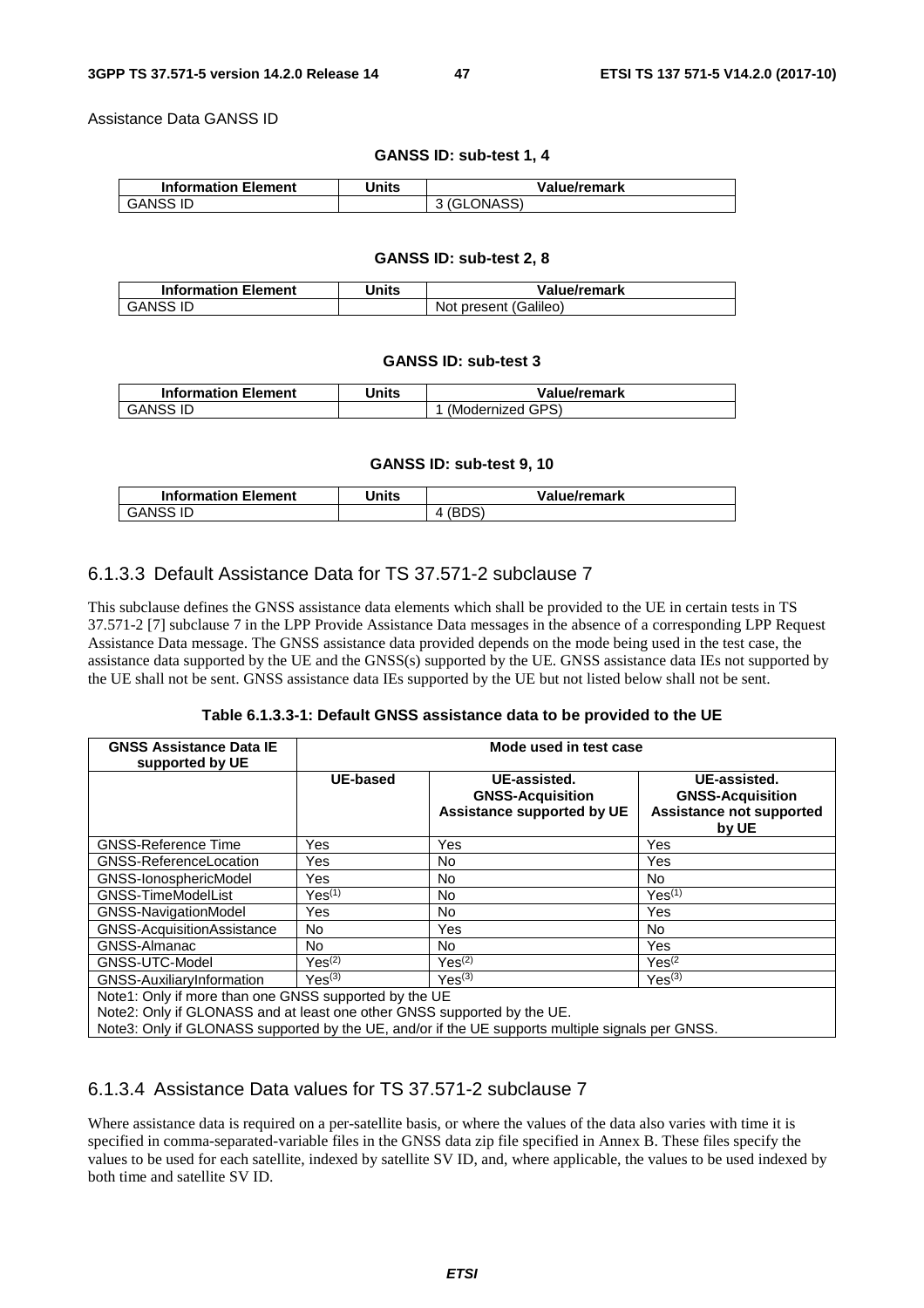Assistance Data GANSS ID

**GANSS ID: sub-test 1, 4**

| Information Element | Units | Value/remark |
|---|---|---|
| GANSS ID | | 3 (GLONASS) |

**GANSS ID: sub-test 2, 8**

| Information Element | Units | Value/remark |
|---|---|---|
| GANSS ID | | Not present (Galileo) |

**GANSS ID: sub-test 3**

| Information Element | Units | Value/remark |
|---|---|---|
| GANSS ID | | 1 (Modernized GPS) |

**GANSS ID: sub-test 9, 10**

| Information Element | Units | Value/remark |
|---|---|---|
| GANSS ID | | 4 (BDS) |

### 6.1.3.3 Default Assistance Data for TS 37.571-2 subclause 7

This subclause defines the GNSS assistance data elements which shall be provided to the UE in certain tests in TS 37.571-2 [7] subclause 7 in the LPP Provide Assistance Data messages in the absence of a corresponding LPP Request Assistance Data message. The GNSS assistance data provided depends on the mode being used in the test case, the assistance data supported by the UE and the GNSS(s) supported by the UE. GNSS assistance data IEs not supported by the UE shall not be sent. GNSS assistance data IEs supported by the UE but not listed below shall not be sent.

**Table 6.1.3.3-1: Default GNSS assistance data to be provided to the UE**

| GNSS Assistance Data IE supported by UE | Mode used in test case | | |
|---|---|---|---|
| | **UE-based** | **UE-assisted. GNSS-Acquisition Assistance supported by UE** | **UE-assisted. GNSS-Acquisition Assistance not supported by UE** |
| GNSS-Reference Time | Yes | Yes | Yes |
| GNSS-ReferenceLocation | Yes | No | Yes |
| GNSS-IonosphericModel | Yes | No | No |
| GNSS-TimeModelList | Yes(1) | No | Yes(1) |
| GNSS-NavigationModel | Yes | No | Yes |
| GNSS-AcquisitionAssistance | No | Yes | No |
| GNSS-Almanac | No | No | Yes |
| GNSS-UTC-Model | Yes(2) | Yes(2) | Yes(2 |
| GNSS-AuxiliaryInformation | Yes(3) | Yes(3) | Yes(3) |
| Note1: Only if more than one GNSS supported by the UE<br>Note2: Only if GLONASS and at least one other GNSS supported by the UE.<br>Note3: Only if GLONASS supported by the UE, and/or if the UE supports multiple signals per GNSS. | | | |

### 6.1.3.4 Assistance Data values for TS 37.571-2 subclause 7

Where assistance data is required on a per-satellite basis, or where the values of the data also varies with time it is specified in comma-separated-variable files in the GNSS data zip file specified in Annex B. These files specify the values to be used for each satellite, indexed by satellite SV ID, and, where applicable, the values to be used indexed by both time and satellite SV ID.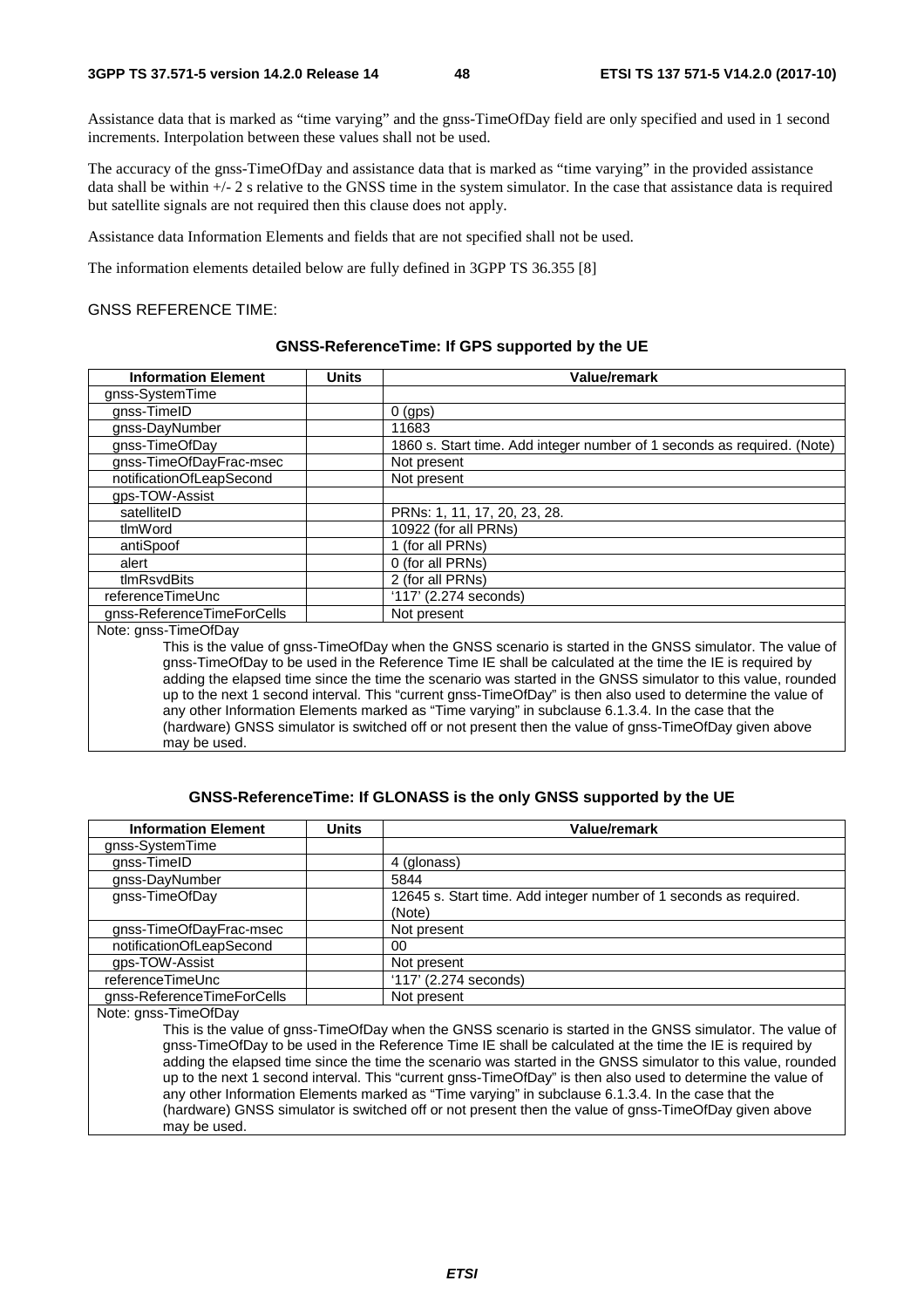Assistance data that is marked as "time varying" and the gnss-TimeOfDay field are only specified and used in 1 second increments. Interpolation between these values shall not be used.

The accuracy of the gnss-TimeOfDay and assistance data that is marked as "time varying" in the provided assistance data shall be within +/- 2 s relative to the GNSS time in the system simulator. In the case that assistance data is required but satellite signals are not required then this clause does not apply.

Assistance data Information Elements and fields that are not specified shall not be used.

The information elements detailed below are fully defined in 3GPP TS 36.355 [8]

GNSS REFERENCE TIME:

**GNSS-ReferenceTime: If GPS supported by the UE**

| Information Element | Units | Value/remark |
|---|---|---|
| gnss-SystemTime | | |
| gnss-TimeID | | 0 (gps) |
| gnss-DayNumber | | 11683 |
| gnss-TimeOfDay | | 1860 s. Start time. Add integer number of 1 seconds as required. (Note) |
| gnss-TimeOfDayFrac-msec | | Not present |
| notificationOfLeapSecond | | Not present |
| gps-TOW-Assist | | |
| satelliteID | | PRNs: 1, 11, 17, 20, 23, 28. |
| tlmWord | | 10922 (for all PRNs) |
| antiSpoof | | 1 (for all PRNs) |
| alert | | 0 (for all PRNs) |
| tlmRsvdBits | | 2 (for all PRNs) |
| referenceTimeUnc | | '117' (2.274 seconds) |
| gnss-ReferenceTimeForCells | | Not present |
| Note: gnss-TimeOfDay<br>This is the value of gnss-TimeOfDay when the GNSS scenario is started in the GNSS simulator. The value of gnss-TimeOfDay to be used in the Reference Time IE shall be calculated at the time the IE is required by adding the elapsed time since the time the scenario was started in the GNSS simulator to this value, rounded up to the next 1 second interval. This "current gnss-TimeOfDay" is then also used to determine the value of any other Information Elements marked as "Time varying" in subclause 6.1.3.4. In the case that the (hardware) GNSS simulator is switched off or not present then the value of gnss-TimeOfDay given above may be used. | | |

**GNSS-ReferenceTime: If GLONASS is the only GNSS supported by the UE**

| Information Element | Units | Value/remark |
|---|---|---|
| gnss-SystemTime | | |
| gnss-TimeID | | 4 (glonass) |
| gnss-DayNumber | | 5844 |
| gnss-TimeOfDay | | 12645 s. Start time. Add integer number of 1 seconds as required. (Note) |
| gnss-TimeOfDayFrac-msec | | Not present |
| notificationOfLeapSecond | | 00 |
| gps-TOW-Assist | | Not present |
| referenceTimeUnc | | '117' (2.274 seconds) |
| gnss-ReferenceTimeForCells | | Not present |
| Note: gnss-TimeOfDay<br>This is the value of gnss-TimeOfDay when the GNSS scenario is started in the GNSS simulator. The value of gnss-TimeOfDay to be used in the Reference Time IE shall be calculated at the time the IE is required by adding the elapsed time since the time the scenario was started in the GNSS simulator to this value, rounded up to the next 1 second interval. This "current gnss-TimeOfDay" is then also used to determine the value of any other Information Elements marked as "Time varying" in subclause 6.1.3.4. In the case that the (hardware) GNSS simulator is switched off or not present then the value of gnss-TimeOfDay given above may be used. | | |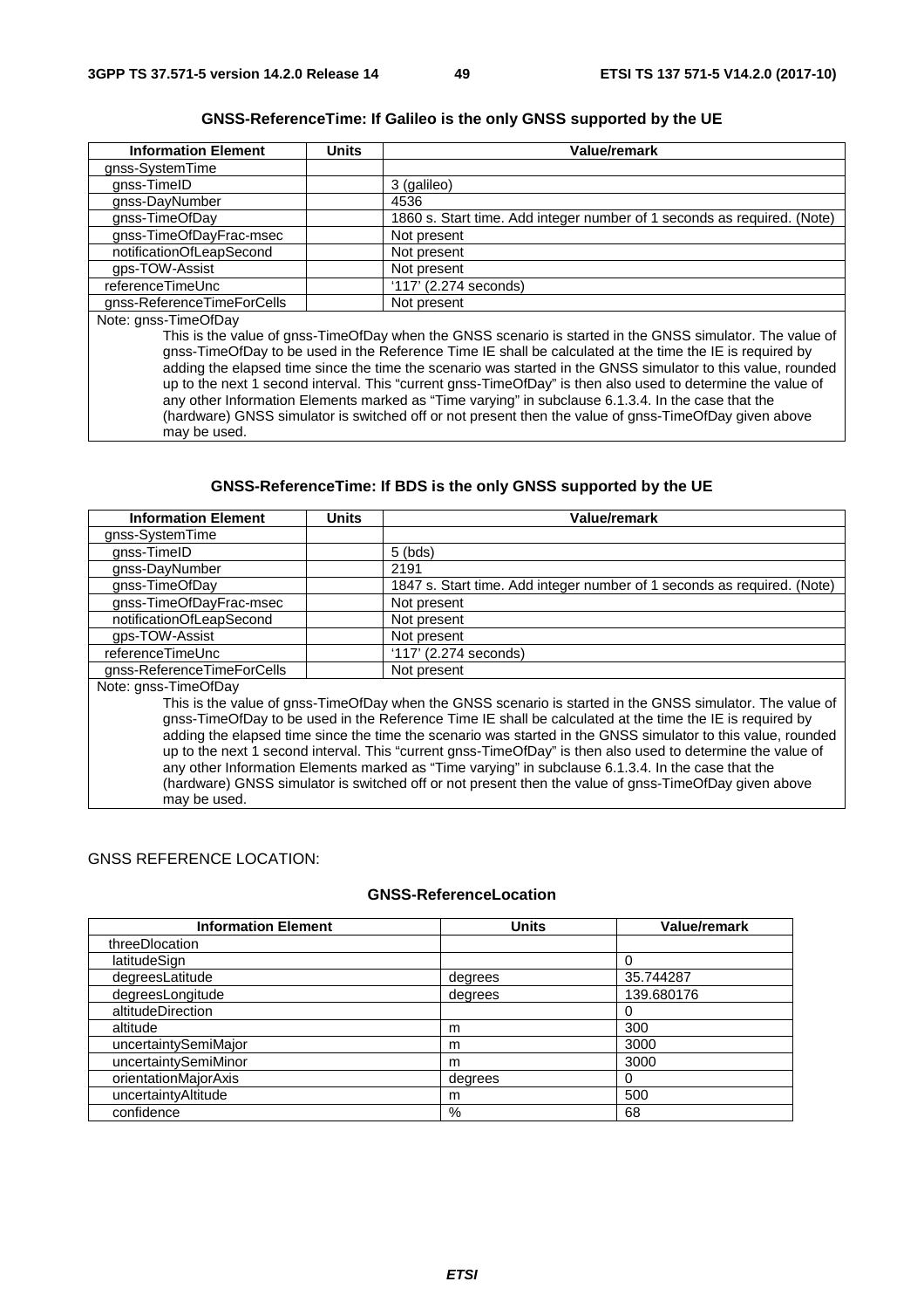**GNSS-ReferenceTime: If Galileo is the only GNSS supported by the UE**

| Information Element | Units | Value/remark |
|---|---|---|
| gnss-SystemTime | | |
| gnss-TimeID | | 3 (galileo) |
| gnss-DayNumber | | 4536 |
| gnss-TimeOfDay | | 1860 s. Start time. Add integer number of 1 seconds as required. (Note) |
| gnss-TimeOfDayFrac-msec | | Not present |
| notificationOfLeapSecond | | Not present |
| gps-TOW-Assist | | Not present |
| referenceTimeUnc | | '117' (2.274 seconds) |
| gnss-ReferenceTimeForCells | | Not present |
| Note: gnss-TimeOfDay<br>This is the value of gnss-TimeOfDay when the GNSS scenario is started in the GNSS simulator. The value of gnss-TimeOfDay to be used in the Reference Time IE shall be calculated at the time the IE is required by adding the elapsed time since the time the scenario was started in the GNSS simulator to this value, rounded up to the next 1 second interval. This "current gnss-TimeOfDay" is then also used to determine the value of any other Information Elements marked as "Time varying" in subclause 6.1.3.4. In the case that the (hardware) GNSS simulator is switched off or not present then the value of gnss-TimeOfDay given above may be used. | | |

**GNSS-ReferenceTime: If BDS is the only GNSS supported by the UE**

| Information Element | Units | Value/remark |
|---|---|---|
| gnss-SystemTime | | |
| gnss-TimeID | | 5 (bds) |
| gnss-DayNumber | | 2191 |
| gnss-TimeOfDay | | 1847 s. Start time. Add integer number of 1 seconds as required. (Note) |
| gnss-TimeOfDayFrac-msec | | Not present |
| notificationOfLeapSecond | | Not present |
| gps-TOW-Assist | | Not present |
| referenceTimeUnc | | '117' (2.274 seconds) |
| gnss-ReferenceTimeForCells | | Not present |
| Note: gnss-TimeOfDay<br>This is the value of gnss-TimeOfDay when the GNSS scenario is started in the GNSS simulator. The value of gnss-TimeOfDay to be used in the Reference Time IE shall be calculated at the time the IE is required by adding the elapsed time since the time the scenario was started in the GNSS simulator to this value, rounded up to the next 1 second interval. This "current gnss-TimeOfDay" is then also used to determine the value of any other Information Elements marked as "Time varying" in subclause 6.1.3.4. In the case that the (hardware) GNSS simulator is switched off or not present then the value of gnss-TimeOfDay given above may be used. | | |

GNSS REFERENCE LOCATION:

**GNSS-ReferenceLocation**

| Information Element | Units | Value/remark |
|---|---|---|
| threeDlocation | | |
| latitudeSign | | 0 |
| degreesLatitude | degrees | 35.744287 |
| degreesLongitude | degrees | 139.680176 |
| altitudeDirection | | 0 |
| altitude | m | 300 |
| uncertaintySemiMajor | m | 3000 |
| uncertaintySemiMinor | m | 3000 |
| orientationMajorAxis | degrees | 0 |
| uncertaintyAltitude | m | 500 |
| confidence | % | 68 |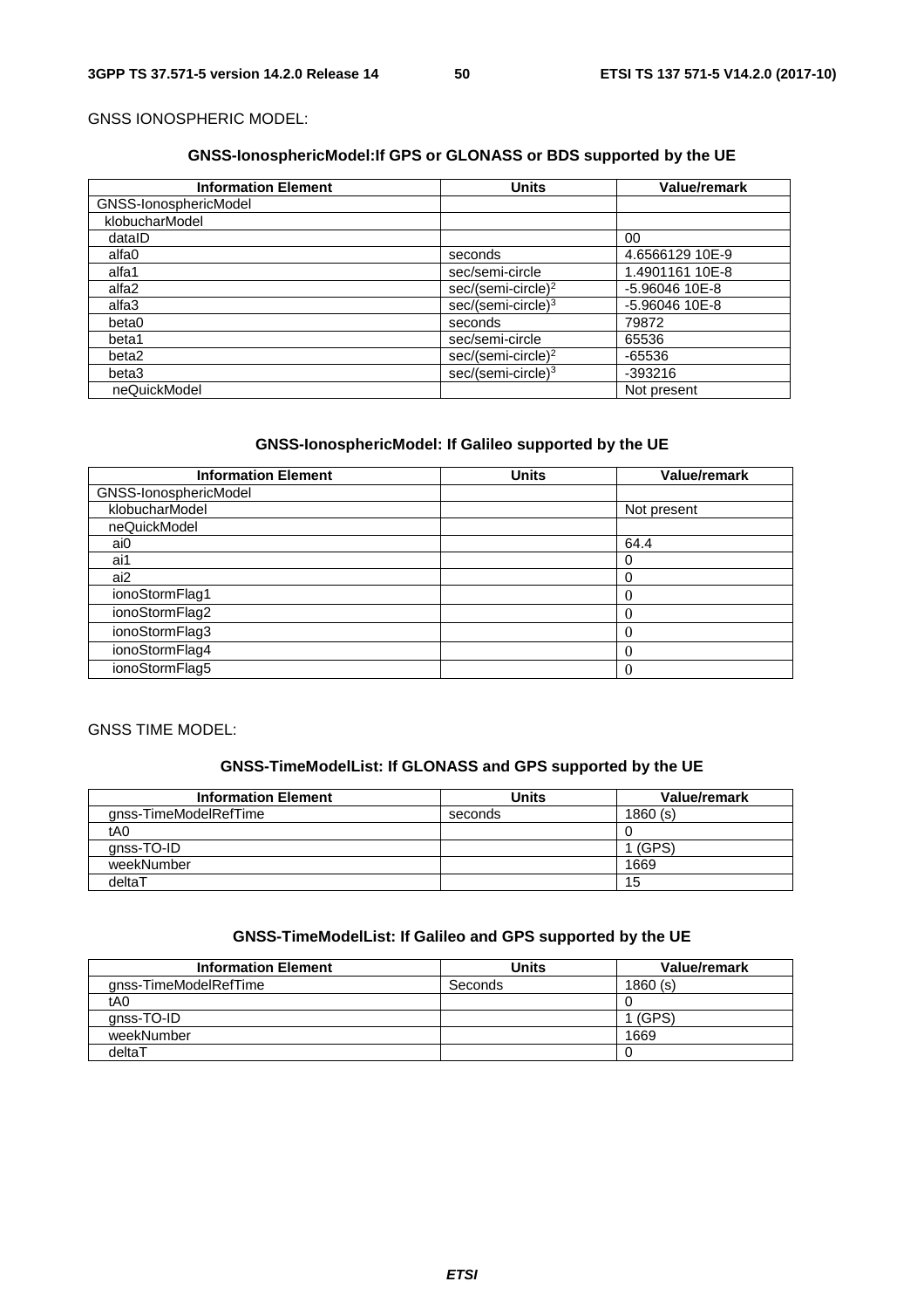GNSS IONOSPHERIC MODEL:

**GNSS-IonosphericModel:If GPS or GLONASS or BDS supported by the UE**

| Information Element | Units | Value/remark |
|---|---|---|
| GNSS-IonosphericModel | | |
| klobucharModel | | |
| dataID | | 00 |
| alfa0 | seconds | 4.6566129 10E-9 |
| alfa1 | sec/semi-circle | 1.4901161 10E-8 |
| alfa2 | sec/(semi-circle)$^2$ | -5.96046 10E-8 |
| alfa3 | sec/(semi-circle)$^3$ | -5.96046 10E-8 |
| beta0 | seconds | 79872 |
| beta1 | sec/semi-circle | 65536 |
| beta2 | sec/(semi-circle)$^2$ | -65536 |
| beta3 | sec/(semi-circle)$^3$ | -393216 |
| neQuickModel | | Not present |

**GNSS-IonosphericModel: If Galileo supported by the UE**

| Information Element | Units | Value/remark |
|---|---|---|
| GNSS-IonosphericModel | | |
| klobucharModel | | Not present |
| neQuickModel | | |
| ai0 | | 64.4 |
| ai1 | | 0 |
| ai2 | | 0 |
| ionoStormFlag1 | | 0 |
| ionoStormFlag2 | | 0 |
| ionoStormFlag3 | | 0 |
| ionoStormFlag4 | | 0 |
| ionoStormFlag5 | | 0 |

GNSS TIME MODEL:

**GNSS-TimeModelList: If GLONASS and GPS supported by the UE**

| Information Element | Units | Value/remark |
|---|---|---|
| gnss-TimeModelRefTime | seconds | 1860 (s) |
| tA0 | | 0 |
| gnss-TO-ID | | 1 (GPS) |
| weekNumber | | 1669 |
| deltaT | | 15 |

**GNSS-TimeModelList: If Galileo and GPS supported by the UE**

| Information Element | Units | Value/remark |
|---|---|---|
| gnss-TimeModelRefTime | Seconds | 1860 (s) |
| tA0 | | 0 |
| gnss-TO-ID | | 1 (GPS) |
| weekNumber | | 1669 |
| deltaT | | 0 |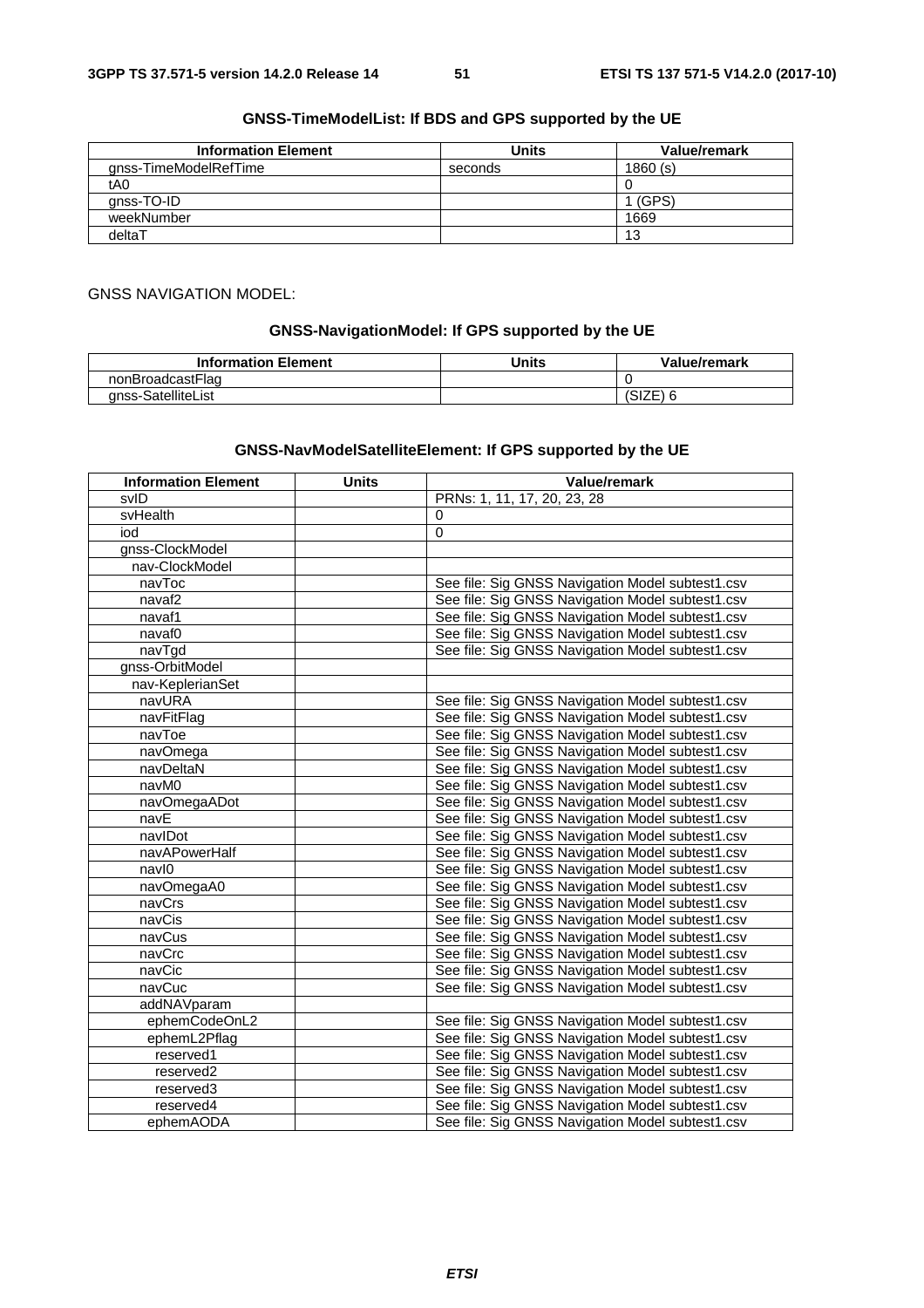**GNSS-TimeModelList: If BDS and GPS supported by the UE**

| Information Element | Units | Value/remark |
| --- | --- | --- |
| gnss-TimeModelRefTime | seconds | 1860 (s) |
| tA0 | | 0 |
| gnss-TO-ID | | 1 (GPS) |
| weekNumber | | 1669 |
| deltaT | | 13 |

GNSS NAVIGATION MODEL:

**GNSS-NavigationModel: If GPS supported by the UE**

| Information Element | Units | Value/remark |
| --- | --- | --- |
| nonBroadcastFlag | | 0 |
| gnss-SatelliteList | | (SIZE) 6 |

**GNSS-NavModelSatelliteElement: If GPS supported by the UE**

| Information Element | Units | Value/remark |
| --- | --- | --- |
| svID | | PRNs: 1, 11, 17, 20, 23, 28 |
| svHealth | | 0 |
| iod | | 0 |
| gnss-ClockModel | | |
| nav-ClockModel | | |
| navToc | | See file: Sig GNSS Navigation Model subtest1.csv |
| navaf2 | | See file: Sig GNSS Navigation Model subtest1.csv |
| navaf1 | | See file: Sig GNSS Navigation Model subtest1.csv |
| navaf0 | | See file: Sig GNSS Navigation Model subtest1.csv |
| navTgd | | See file: Sig GNSS Navigation Model subtest1.csv |
| gnss-OrbitModel | | |
| nav-KeplerianSet | | |
| navURA | | See file: Sig GNSS Navigation Model subtest1.csv |
| navFitFlag | | See file: Sig GNSS Navigation Model subtest1.csv |
| navToe | | See file: Sig GNSS Navigation Model subtest1.csv |
| navOmega | | See file: Sig GNSS Navigation Model subtest1.csv |
| navDeltaN | | See file: Sig GNSS Navigation Model subtest1.csv |
| navM0 | | See file: Sig GNSS Navigation Model subtest1.csv |
| navOmegaADot | | See file: Sig GNSS Navigation Model subtest1.csv |
| navE | | See file: Sig GNSS Navigation Model subtest1.csv |
| navIDot | | See file: Sig GNSS Navigation Model subtest1.csv |
| navAPowerHalf | | See file: Sig GNSS Navigation Model subtest1.csv |
| navI0 | | See file: Sig GNSS Navigation Model subtest1.csv |
| navOmegaA0 | | See file: Sig GNSS Navigation Model subtest1.csv |
| navCrs | | See file: Sig GNSS Navigation Model subtest1.csv |
| navCis | | See file: Sig GNSS Navigation Model subtest1.csv |
| navCus | | See file: Sig GNSS Navigation Model subtest1.csv |
| navCrc | | See file: Sig GNSS Navigation Model subtest1.csv |
| navCic | | See file: Sig GNSS Navigation Model subtest1.csv |
| navCuc | | See file: Sig GNSS Navigation Model subtest1.csv |
| addNAVparam | | |
| ephemCodeOnL2 | | See file: Sig GNSS Navigation Model subtest1.csv |
| ephemL2Pflag | | See file: Sig GNSS Navigation Model subtest1.csv |
| reserved1 | | See file: Sig GNSS Navigation Model subtest1.csv |
| reserved2 | | See file: Sig GNSS Navigation Model subtest1.csv |
| reserved3 | | See file: Sig GNSS Navigation Model subtest1.csv |
| reserved4 | | See file: Sig GNSS Navigation Model subtest1.csv |
| ephemAODA | | See file: Sig GNSS Navigation Model subtest1.csv |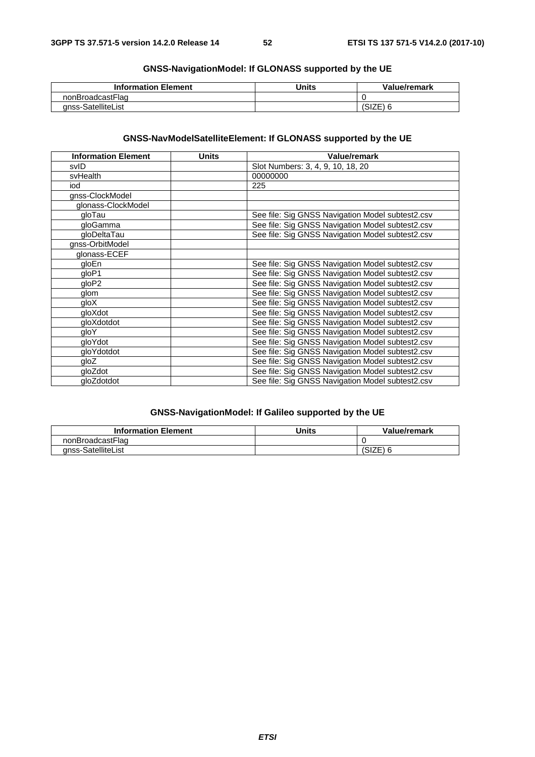**GNSS-NavigationModel: If GLONASS supported by the UE**

| Information Element | Units | Value/remark |
|---|---|---|
| nonBroadcastFlag | | 0 |
| gnss-SatelliteList | | (SIZE) 6 |

**GNSS-NavModelSatelliteElement: If GLONASS supported by the UE**

| Information Element | Units | Value/remark |
|---|---|---|
| svID | | Slot Numbers: 3, 4, 9, 10, 18, 20 |
| svHealth | | 00000000 |
| iod | | 225 |
| gnss-ClockModel | | |
| glonass-ClockModel | | |
| gloTau | | See file: Sig GNSS Navigation Model subtest2.csv |
| gloGamma | | See file: Sig GNSS Navigation Model subtest2.csv |
| gloDeltaTau | | See file: Sig GNSS Navigation Model subtest2.csv |
| gnss-OrbitModel | | |
| glonass-ECEF | | |
| gloEn | | See file: Sig GNSS Navigation Model subtest2.csv |
| gloP1 | | See file: Sig GNSS Navigation Model subtest2.csv |
| gloP2 | | See file: Sig GNSS Navigation Model subtest2.csv |
| glom | | See file: Sig GNSS Navigation Model subtest2.csv |
| gloX | | See file: Sig GNSS Navigation Model subtest2.csv |
| gloXdot | | See file: Sig GNSS Navigation Model subtest2.csv |
| gloXdotdot | | See file: Sig GNSS Navigation Model subtest2.csv |
| gloY | | See file: Sig GNSS Navigation Model subtest2.csv |
| gloYdot | | See file: Sig GNSS Navigation Model subtest2.csv |
| gloYdotdot | | See file: Sig GNSS Navigation Model subtest2.csv |
| gloZ | | See file: Sig GNSS Navigation Model subtest2.csv |
| gloZdot | | See file: Sig GNSS Navigation Model subtest2.csv |
| gloZdotdot | | See file: Sig GNSS Navigation Model subtest2.csv |

**GNSS-NavigationModel: If Galileo supported by the UE**

| Information Element | Units | Value/remark |
|---|---|---|
| nonBroadcastFlag | | 0 |
| gnss-SatelliteList | | (SIZE) 6 |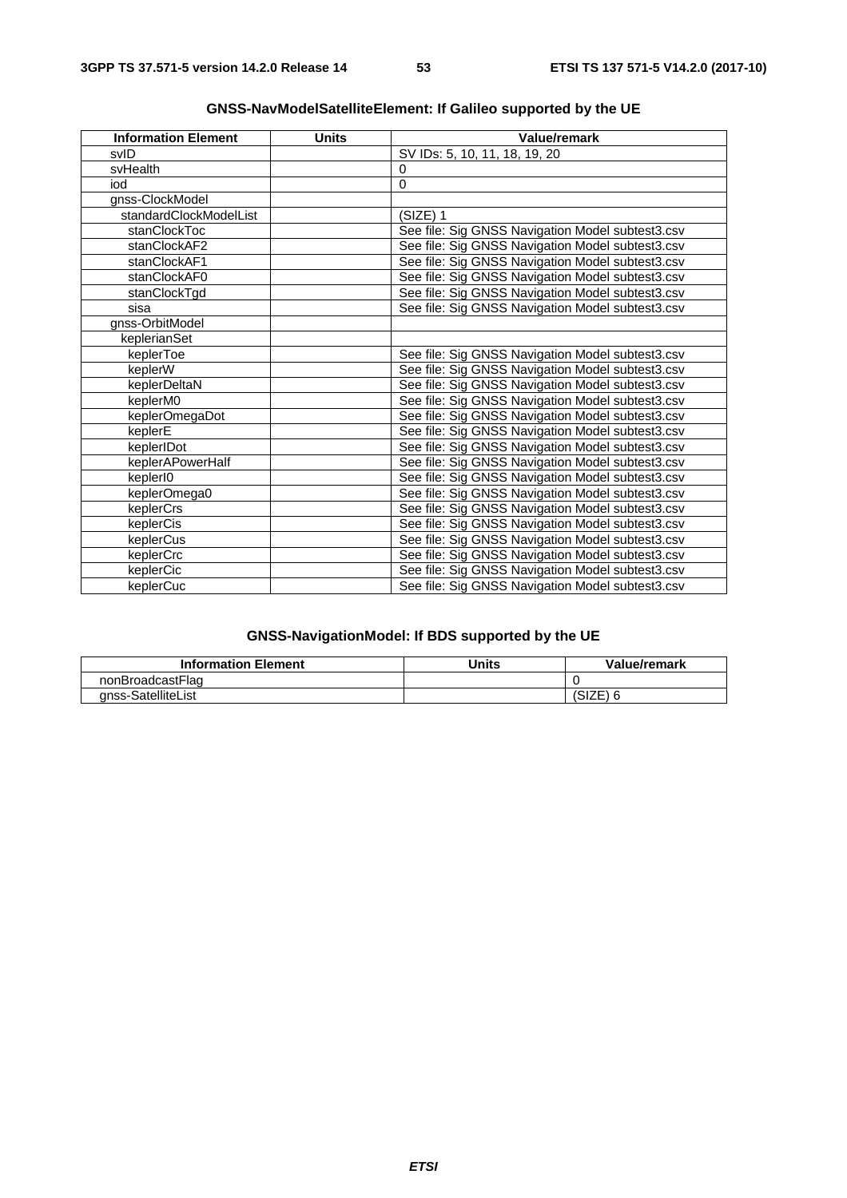**GNSS-NavModelSatelliteElement: If Galileo supported by the UE**

| Information Element | Units | Value/remark |
|---|---|---|
| svID | | SV IDs: 5, 10, 11, 18, 19, 20 |
| svHealth | | 0 |
| iod | | 0 |
| gnss-ClockModel | | |
| standardClockModelList | | (SIZE) 1 |
| stanClockToc | | See file: Sig GNSS Navigation Model subtest3.csv |
| stanClockAF2 | | See file: Sig GNSS Navigation Model subtest3.csv |
| stanClockAF1 | | See file: Sig GNSS Navigation Model subtest3.csv |
| stanClockAF0 | | See file: Sig GNSS Navigation Model subtest3.csv |
| stanClockTgd | | See file: Sig GNSS Navigation Model subtest3.csv |
| sisa | | See file: Sig GNSS Navigation Model subtest3.csv |
| gnss-OrbitModel | | |
| keplerianSet | | |
| keplerToe | | See file: Sig GNSS Navigation Model subtest3.csv |
| keplerW | | See file: Sig GNSS Navigation Model subtest3.csv |
| keplerDeltaN | | See file: Sig GNSS Navigation Model subtest3.csv |
| keplerM0 | | See file: Sig GNSS Navigation Model subtest3.csv |
| keplerOmegaDot | | See file: Sig GNSS Navigation Model subtest3.csv |
| keplerE | | See file: Sig GNSS Navigation Model subtest3.csv |
| keplerIDot | | See file: Sig GNSS Navigation Model subtest3.csv |
| keplerAPowerHalf | | See file: Sig GNSS Navigation Model subtest3.csv |
| keplerI0 | | See file: Sig GNSS Navigation Model subtest3.csv |
| keplerOmega0 | | See file: Sig GNSS Navigation Model subtest3.csv |
| keplerCrs | | See file: Sig GNSS Navigation Model subtest3.csv |
| keplerCis | | See file: Sig GNSS Navigation Model subtest3.csv |
| keplerCus | | See file: Sig GNSS Navigation Model subtest3.csv |
| keplerCrc | | See file: Sig GNSS Navigation Model subtest3.csv |
| keplerCic | | See file: Sig GNSS Navigation Model subtest3.csv |
| keplerCuc | | See file: Sig GNSS Navigation Model subtest3.csv |

**GNSS-NavigationModel: If BDS supported by the UE**

| Information Element | Units | Value/remark |
|---|---|---|
| nonBroadcastFlag | | 0 |
| gnss-SatelliteList | | (SIZE) 6 |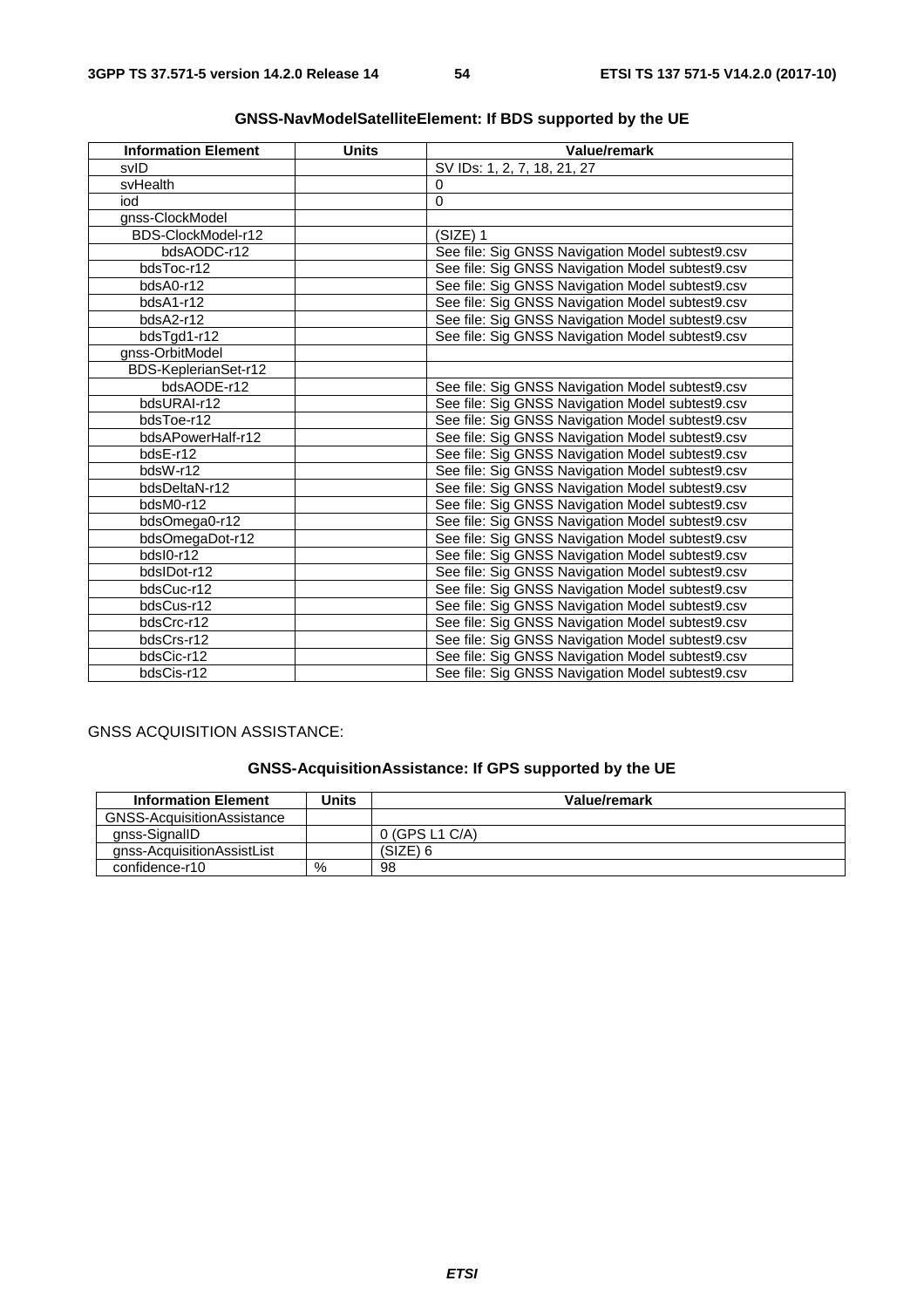**GNSS-NavModelSatelliteElement: If BDS supported by the UE**

| Information Element | Units | Value/remark |
|---|---|---|
| svID | | SV IDs: 1, 2, 7, 18, 21, 27 |
| svHealth | | 0 |
| iod | | 0 |
| gnss-ClockModel | | |
| BDS-ClockModel-r12 | | (SIZE) 1 |
| bdsAODC-r12 | | See file: Sig GNSS Navigation Model subtest9.csv |
| bdsToc-r12 | | See file: Sig GNSS Navigation Model subtest9.csv |
| bdsA0-r12 | | See file: Sig GNSS Navigation Model subtest9.csv |
| bdsA1-r12 | | See file: Sig GNSS Navigation Model subtest9.csv |
| bdsA2-r12 | | See file: Sig GNSS Navigation Model subtest9.csv |
| bdsTgd1-r12 | | See file: Sig GNSS Navigation Model subtest9.csv |
| gnss-OrbitModel | | |
| BDS-KeplerianSet-r12 | | |
| bdsAODE-r12 | | See file: Sig GNSS Navigation Model subtest9.csv |
| bdsURAI-r12 | | See file: Sig GNSS Navigation Model subtest9.csv |
| bdsToe-r12 | | See file: Sig GNSS Navigation Model subtest9.csv |
| bdsAPowerHalf-r12 | | See file: Sig GNSS Navigation Model subtest9.csv |
| bdsE-r12 | | See file: Sig GNSS Navigation Model subtest9.csv |
| bdsW-r12 | | See file: Sig GNSS Navigation Model subtest9.csv |
| bdsDeltaN-r12 | | See file: Sig GNSS Navigation Model subtest9.csv |
| bdsM0-r12 | | See file: Sig GNSS Navigation Model subtest9.csv |
| bdsOmega0-r12 | | See file: Sig GNSS Navigation Model subtest9.csv |
| bdsOmegaDot-r12 | | See file: Sig GNSS Navigation Model subtest9.csv |
| bdsI0-r12 | | See file: Sig GNSS Navigation Model subtest9.csv |
| bdsIDot-r12 | | See file: Sig GNSS Navigation Model subtest9.csv |
| bdsCuc-r12 | | See file: Sig GNSS Navigation Model subtest9.csv |
| bdsCus-r12 | | See file: Sig GNSS Navigation Model subtest9.csv |
| bdsCrc-r12 | | See file: Sig GNSS Navigation Model subtest9.csv |
| bdsCrs-r12 | | See file: Sig GNSS Navigation Model subtest9.csv |
| bdsCic-r12 | | See file: Sig GNSS Navigation Model subtest9.csv |
| bdsCis-r12 | | See file: Sig GNSS Navigation Model subtest9.csv |

GNSS ACQUISITION ASSISTANCE:

**GNSS-AcquisitionAssistance: If GPS supported by the UE**

| Information Element | Units | Value/remark |
|---|---|---|
| GNSS-AcquisitionAssistance | | |
| gnss-SignalID | | 0 (GPS L1 C/A) |
| gnss-AcquisitionAssistList | | (SIZE) 6 |
| confidence-r10 | % | 98 |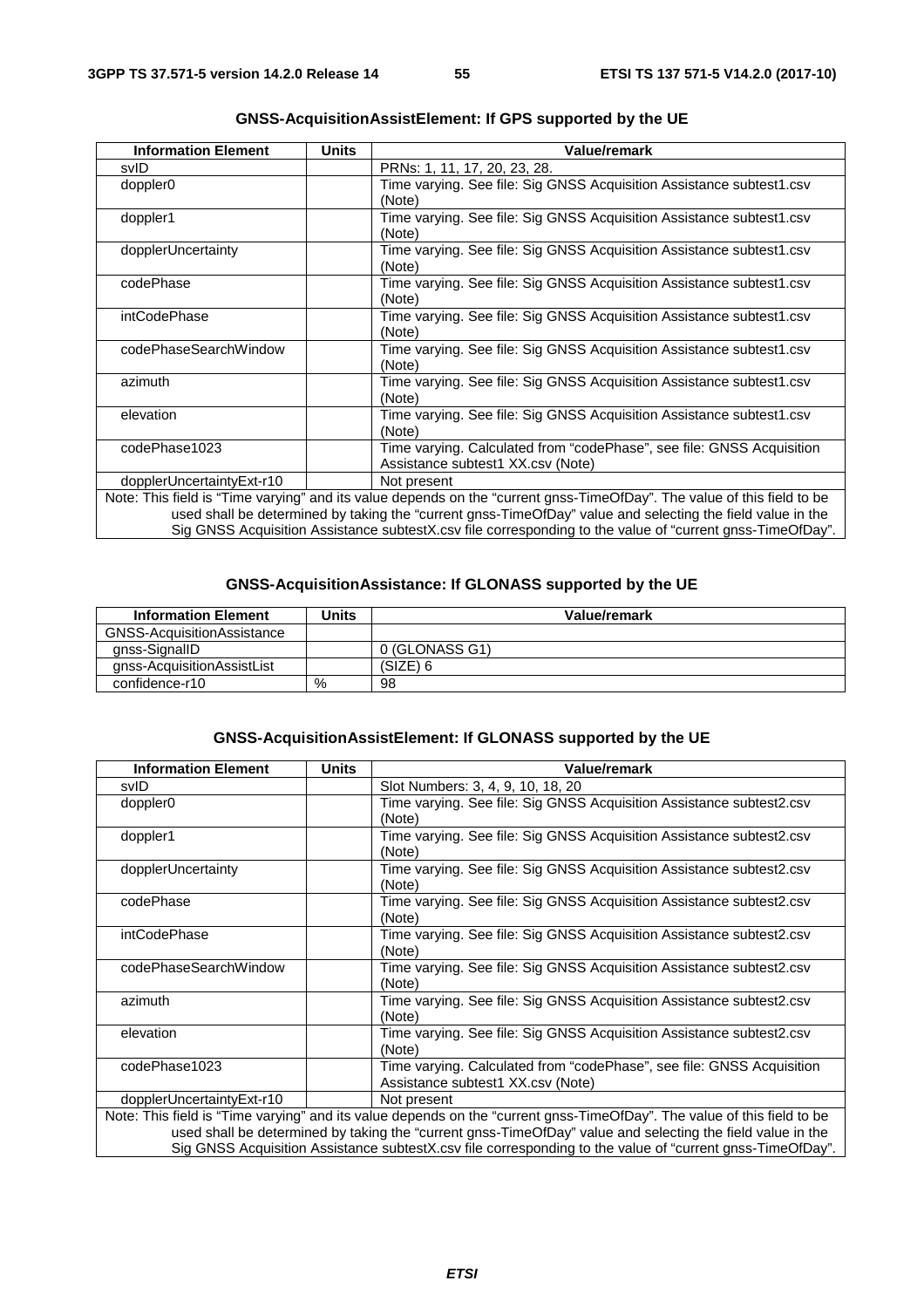**GNSS-AcquisitionAssistElement: If GPS supported by the UE**

| Information Element | Units | Value/remark |
|---|---|---|
| svID | | PRNs: 1, 11, 17, 20, 23, 28. |
| doppler0 | | Time varying. See file: Sig GNSS Acquisition Assistance subtest1.csv (Note) |
| doppler1 | | Time varying. See file: Sig GNSS Acquisition Assistance subtest1.csv (Note) |
| dopplerUncertainty | | Time varying. See file: Sig GNSS Acquisition Assistance subtest1.csv (Note) |
| codePhase | | Time varying. See file: Sig GNSS Acquisition Assistance subtest1.csv (Note) |
| intCodePhase | | Time varying. See file: Sig GNSS Acquisition Assistance subtest1.csv (Note) |
| codePhaseSearchWindow | | Time varying. See file: Sig GNSS Acquisition Assistance subtest1.csv (Note) |
| azimuth | | Time varying. See file: Sig GNSS Acquisition Assistance subtest1.csv (Note) |
| elevation | | Time varying. See file: Sig GNSS Acquisition Assistance subtest1.csv (Note) |
| codePhase1023 | | Time varying. Calculated from "codePhase", see file: GNSS Acquisition Assistance subtest1 XX.csv (Note) |
| dopplerUncertaintyExt-r10 | | Not present |
| Note: This field is "Time varying" and its value depends on the "current gnss-TimeOfDay". The value of this field to be used shall be determined by taking the "current gnss-TimeOfDay" value and selecting the field value in the Sig GNSS Acquisition Assistance subtestX.csv file corresponding to the value of "current gnss-TimeOfDay". | | |

**GNSS-AcquisitionAssistance: If GLONASS supported by the UE**

| Information Element | Units | Value/remark |
|---|---|---|
| GNSS-AcquisitionAssistance | | |
| gnss-SignalID | | 0 (GLONASS G1) |
| gnss-AcquisitionAssistList | | (SIZE) 6 |
| confidence-r10 | % | 98 |

**GNSS-AcquisitionAssistElement: If GLONASS supported by the UE**

| Information Element | Units | Value/remark |
|---|---|---|
| svID | | Slot Numbers: 3, 4, 9, 10, 18, 20 |
| doppler0 | | Time varying. See file: Sig GNSS Acquisition Assistance subtest2.csv (Note) |
| doppler1 | | Time varying. See file: Sig GNSS Acquisition Assistance subtest2.csv (Note) |
| dopplerUncertainty | | Time varying. See file: Sig GNSS Acquisition Assistance subtest2.csv (Note) |
| codePhase | | Time varying. See file: Sig GNSS Acquisition Assistance subtest2.csv (Note) |
| intCodePhase | | Time varying. See file: Sig GNSS Acquisition Assistance subtest2.csv (Note) |
| codePhaseSearchWindow | | Time varying. See file: Sig GNSS Acquisition Assistance subtest2.csv (Note) |
| azimuth | | Time varying. See file: Sig GNSS Acquisition Assistance subtest2.csv (Note) |
| elevation | | Time varying. See file: Sig GNSS Acquisition Assistance subtest2.csv (Note) |
| codePhase1023 | | Time varying. Calculated from "codePhase", see file: GNSS Acquisition Assistance subtest1 XX.csv (Note) |
| dopplerUncertaintyExt-r10 | | Not present |
| Note: This field is "Time varying" and its value depends on the "current gnss-TimeOfDay". The value of this field to be used shall be determined by taking the "current gnss-TimeOfDay" value and selecting the field value in the Sig GNSS Acquisition Assistance subtestX.csv file corresponding to the value of "current gnss-TimeOfDay". | | |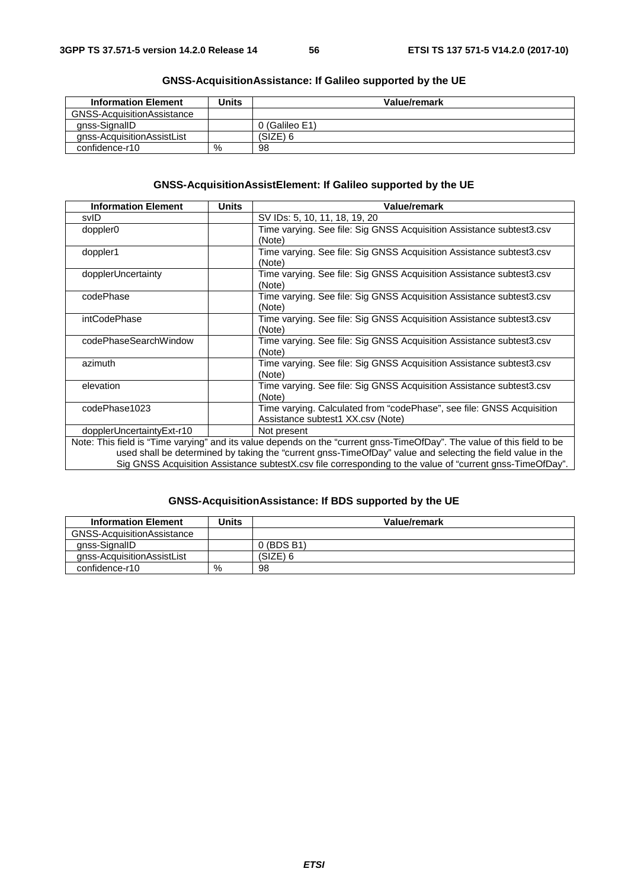**GNSS-AcquisitionAssistance: If Galileo supported by the UE**

| Information Element | Units | Value/remark |
|---|---|---|
| GNSS-AcquisitionAssistance | | |
| gnss-SignalID | | 0 (Galileo E1) |
| gnss-AcquisitionAssistList | | (SIZE) 6 |
| confidence-r10 | % | 98 |

**GNSS-AcquisitionAssistElement: If Galileo supported by the UE**

| Information Element | Units | Value/remark |
|---|---|---|
| svID | | SV IDs: 5, 10, 11, 18, 19, 20 |
| doppler0 | | Time varying. See file: Sig GNSS Acquisition Assistance subtest3.csv (Note) |
| doppler1 | | Time varying. See file: Sig GNSS Acquisition Assistance subtest3.csv (Note) |
| dopplerUncertainty | | Time varying. See file: Sig GNSS Acquisition Assistance subtest3.csv (Note) |
| codePhase | | Time varying. See file: Sig GNSS Acquisition Assistance subtest3.csv (Note) |
| intCodePhase | | Time varying. See file: Sig GNSS Acquisition Assistance subtest3.csv (Note) |
| codePhaseSearchWindow | | Time varying. See file: Sig GNSS Acquisition Assistance subtest3.csv (Note) |
| azimuth | | Time varying. See file: Sig GNSS Acquisition Assistance subtest3.csv (Note) |
| elevation | | Time varying. See file: Sig GNSS Acquisition Assistance subtest3.csv (Note) |
| codePhase1023 | | Time varying. Calculated from "codePhase", see file: GNSS Acquisition Assistance subtest1 XX.csv (Note) |
| dopplerUncertaintyExt-r10 | | Not present |
| Note: This field is "Time varying" and its value depends on the "current gnss-TimeOfDay". The value of this field to be used shall be determined by taking the "current gnss-TimeOfDay" value and selecting the field value in the Sig GNSS Acquisition Assistance subtestX.csv file corresponding to the value of "current gnss-TimeOfDay". | | |

**GNSS-AcquisitionAssistance: If BDS supported by the UE**

| Information Element | Units | Value/remark |
|---|---|---|
| GNSS-AcquisitionAssistance | | |
| gnss-SignalID | | 0 (BDS B1) |
| gnss-AcquisitionAssistList | | (SIZE) 6 |
| confidence-r10 | % | 98 |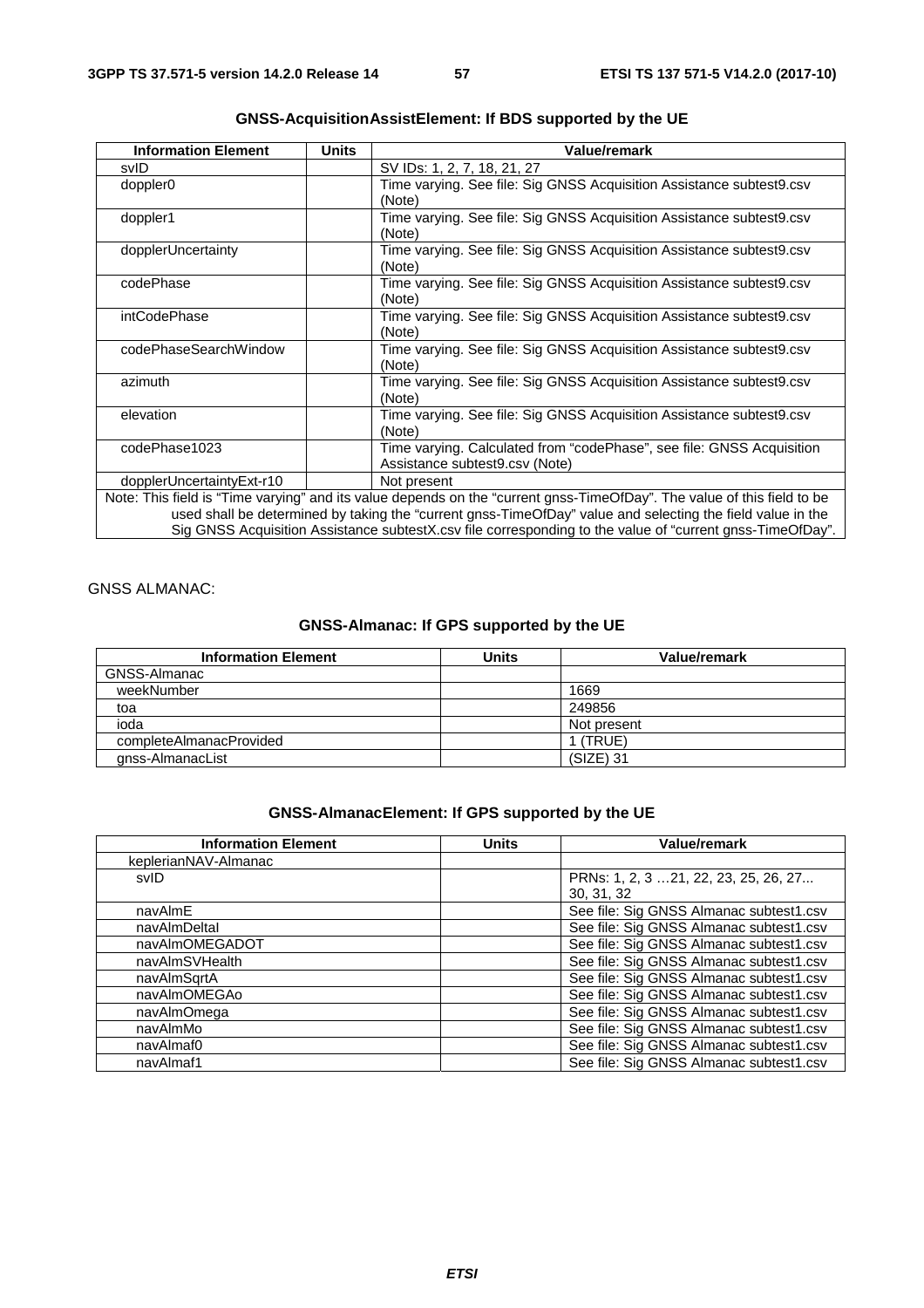**GNSS-AcquisitionAssistElement: If BDS supported by the UE**

| Information Element | Units | Value/remark |
|---|---|---|
| svID | | SV IDs: 1, 2, 7, 18, 21, 27 |
| doppler0 | | Time varying. See file: Sig GNSS Acquisition Assistance subtest9.csv (Note) |
| doppler1 | | Time varying. See file: Sig GNSS Acquisition Assistance subtest9.csv (Note) |
| dopplerUncertainty | | Time varying. See file: Sig GNSS Acquisition Assistance subtest9.csv (Note) |
| codePhase | | Time varying. See file: Sig GNSS Acquisition Assistance subtest9.csv (Note) |
| intCodePhase | | Time varying. See file: Sig GNSS Acquisition Assistance subtest9.csv (Note) |
| codePhaseSearchWindow | | Time varying. See file: Sig GNSS Acquisition Assistance subtest9.csv (Note) |
| azimuth | | Time varying. See file: Sig GNSS Acquisition Assistance subtest9.csv (Note) |
| elevation | | Time varying. See file: Sig GNSS Acquisition Assistance subtest9.csv (Note) |
| codePhase1023 | | Time varying. Calculated from “codePhase”, see file: GNSS Acquisition Assistance subtest9.csv (Note) |
| dopplerUncertaintyExt-r10 | | Not present |
| Note: This field is “Time varying” and its value depends on the “current gnss-TimeOfDay”. The value of this field to be used shall be determined by taking the “current gnss-TimeOfDay” value and selecting the field value in the Sig GNSS Acquisition Assistance subtestX.csv file corresponding to the value of “current gnss-TimeOfDay”. | | |

GNSS ALMANAC:

**GNSS-Almanac: If GPS supported by the UE**

| Information Element | Units | Value/remark |
|---|---|---|
| GNSS-Almanac | | |
| weekNumber | | 1669 |
| toa | | 249856 |
| ioda | | Not present |
| completeAlmanacProvided | | 1 (TRUE) |
| gnss-AlmanacList | | (SIZE) 31 |

**GNSS-AlmanacElement: If GPS supported by the UE**

| Information Element | Units | Value/remark |
|---|---|---|
| keplerianNAV-Almanac | | |
| svID | | PRNs: 1, 2, 3 …21, 22, 23, 25, 26, 27... 30, 31, 32 |
| navAlmE | | See file: Sig GNSS Almanac subtest1.csv |
| navAlmDeltaI | | See file: Sig GNSS Almanac subtest1.csv |
| navAlmOMEGADOT | | See file: Sig GNSS Almanac subtest1.csv |
| navAlmSVHealth | | See file: Sig GNSS Almanac subtest1.csv |
| navAlmSqrtA | | See file: Sig GNSS Almanac subtest1.csv |
| navAlmOMEGAo | | See file: Sig GNSS Almanac subtest1.csv |
| navAlmOmega | | See file: Sig GNSS Almanac subtest1.csv |
| navAlmMo | | See file: Sig GNSS Almanac subtest1.csv |
| navAlmaf0 | | See file: Sig GNSS Almanac subtest1.csv |
| navAlmaf1 | | See file: Sig GNSS Almanac subtest1.csv |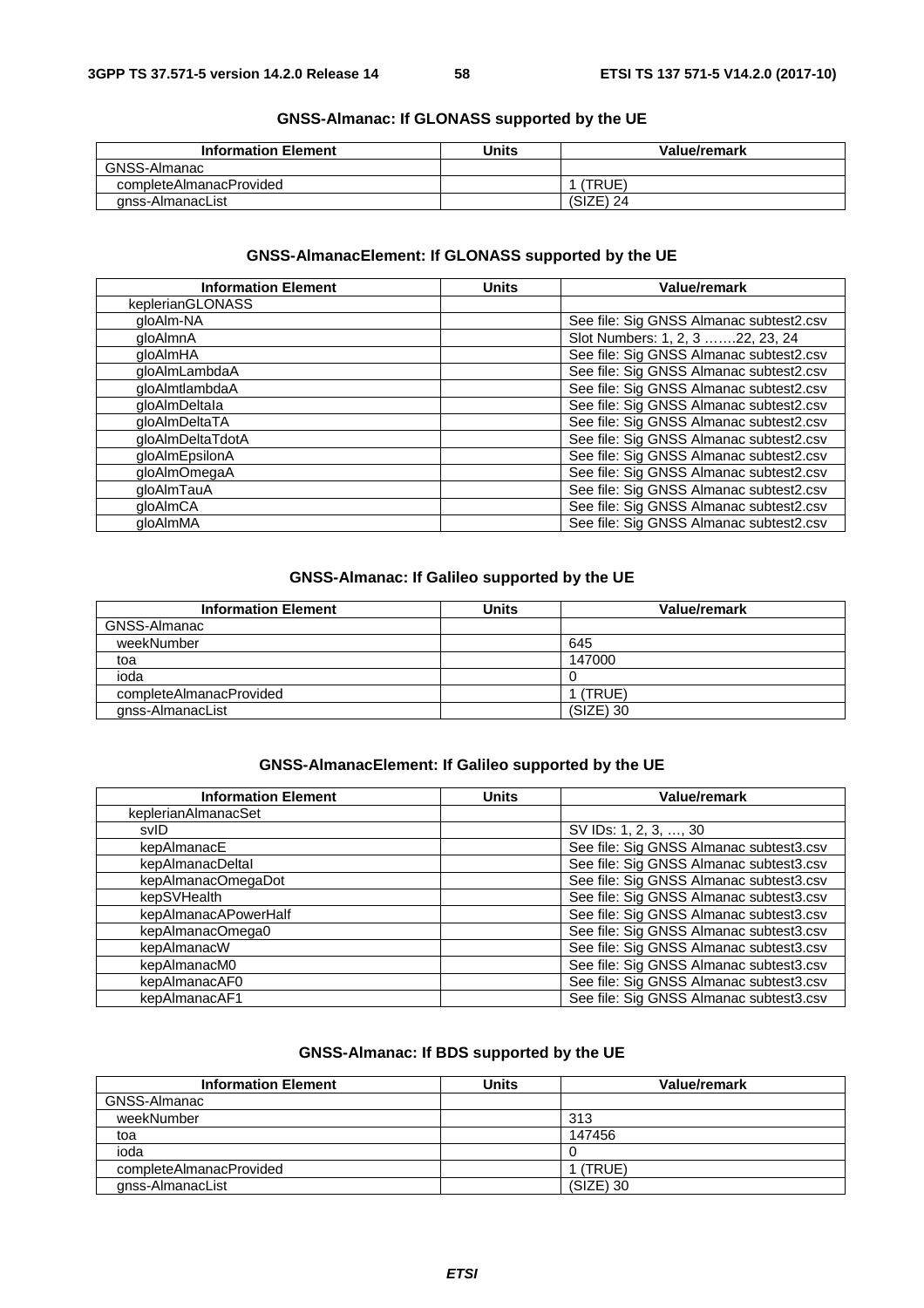### GNSS-Almanac: If GLONASS supported by the UE

| Information Element | Units | Value/remark |
| --- | --- | --- |
| GNSS-Almanac | | |
| completeAlmanacProvided | | 1 (TRUE) |
| gnss-AlmanacList | | (SIZE) 24 |

### GNSS-AlmanacElement: If GLONASS supported by the UE

| Information Element | Units | Value/remark |
| --- | --- | --- |
| keplerianGLONASS | | |
| gloAlm-NA | | See file: Sig GNSS Almanac subtest2.csv |
| gloAlmnA | | Slot Numbers: 1, 2, 3 …….22, 23, 24 |
| gloAlmHA | | See file: Sig GNSS Almanac subtest2.csv |
| gloAlmLambdaA | | See file: Sig GNSS Almanac subtest2.csv |
| gloAlmtlambdaA | | See file: Sig GNSS Almanac subtest2.csv |
| gloAlmDeltaIa | | See file: Sig GNSS Almanac subtest2.csv |
| gloAlmDeltaTA | | See file: Sig GNSS Almanac subtest2.csv |
| gloAlmDeltaTdotA | | See file: Sig GNSS Almanac subtest2.csv |
| gloAlmEpsilonA | | See file: Sig GNSS Almanac subtest2.csv |
| gloAlmOmegaA | | See file: Sig GNSS Almanac subtest2.csv |
| gloAlmTauA | | See file: Sig GNSS Almanac subtest2.csv |
| gloAlmCA | | See file: Sig GNSS Almanac subtest2.csv |
| gloAlmMA | | See file: Sig GNSS Almanac subtest2.csv |

### GNSS-Almanac: If Galileo supported by the UE

| Information Element | Units | Value/remark |
| --- | --- | --- |
| GNSS-Almanac | | |
| weekNumber | | 645 |
| toa | | 147000 |
| ioda | | 0 |
| completeAlmanacProvided | | 1 (TRUE) |
| gnss-AlmanacList | | (SIZE) 30 |

### GNSS-AlmanacElement: If Galileo supported by the UE

| Information Element | Units | Value/remark |
| --- | --- | --- |
| keplerianAlmanacSet | | |
| svID | | SV IDs: 1, 2, 3, …, 30 |
| kepAlmanacE | | See file: Sig GNSS Almanac subtest3.csv |
| kepAlmanacDeltaI | | See file: Sig GNSS Almanac subtest3.csv |
| kepAlmanacOmegaDot | | See file: Sig GNSS Almanac subtest3.csv |
| kepSVHealth | | See file: Sig GNSS Almanac subtest3.csv |
| kepAlmanacAPowerHalf | | See file: Sig GNSS Almanac subtest3.csv |
| kepAlmanacOmega0 | | See file: Sig GNSS Almanac subtest3.csv |
| kepAlmanacW | | See file: Sig GNSS Almanac subtest3.csv |
| kepAlmanacM0 | | See file: Sig GNSS Almanac subtest3.csv |
| kepAlmanacAF0 | | See file: Sig GNSS Almanac subtest3.csv |
| kepAlmanacAF1 | | See file: Sig GNSS Almanac subtest3.csv |

### GNSS-Almanac: If BDS supported by the UE

| Information Element | Units | Value/remark |
| --- | --- | --- |
| GNSS-Almanac | | |
| weekNumber | | 313 |
| toa | | 147456 |
| ioda | | 0 |
| completeAlmanacProvided | | 1 (TRUE) |
| gnss-AlmanacList | | (SIZE) 30 |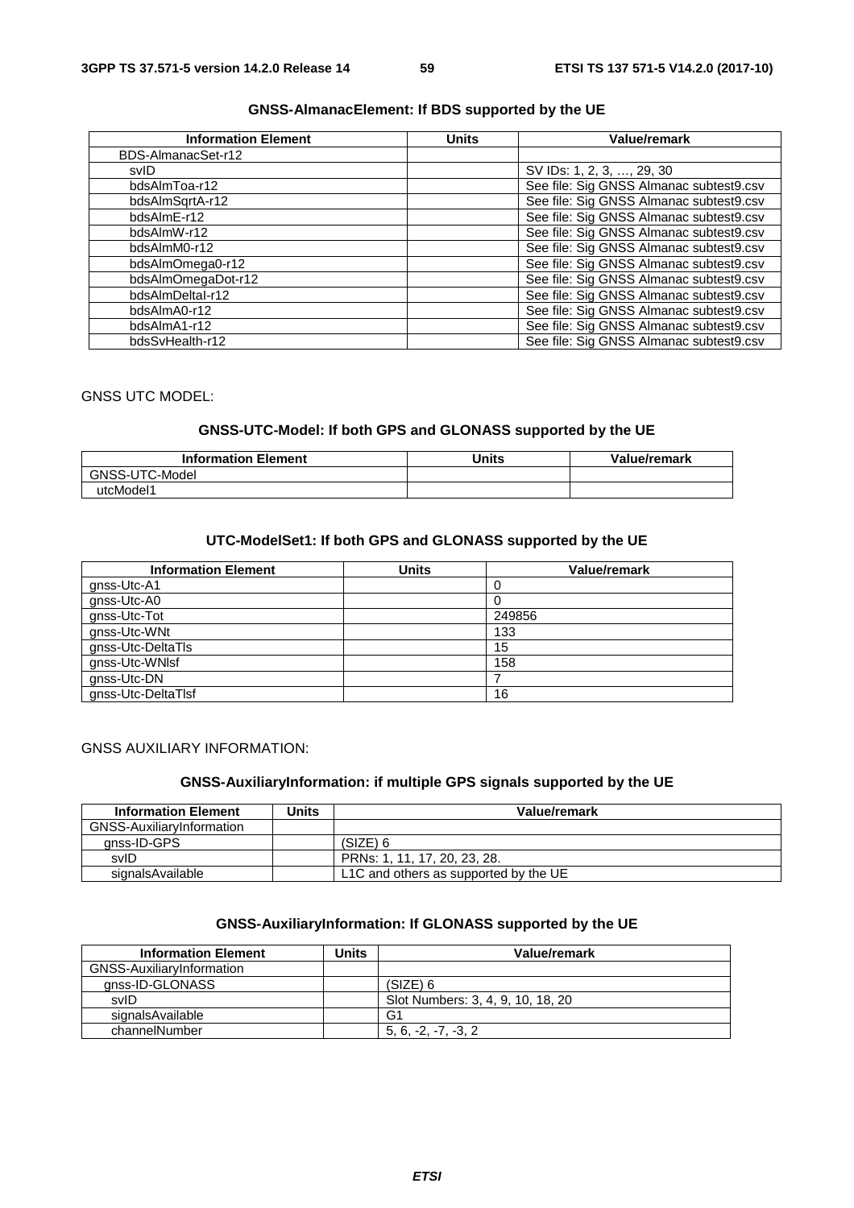**GNSS-AlmanacElement: If BDS supported by the UE**

| Information Element | Units | Value/remark |
|---|---|---|
| BDS-AlmanacSet-r12 | | |
| svID | | SV IDs: 1, 2, 3, …, 29, 30 |
| bdsAlmToa-r12 | | See file: Sig GNSS Almanac subtest9.csv |
| bdsAlmSqrtA-r12 | | See file: Sig GNSS Almanac subtest9.csv |
| bdsAlmE-r12 | | See file: Sig GNSS Almanac subtest9.csv |
| bdsAlmW-r12 | | See file: Sig GNSS Almanac subtest9.csv |
| bdsAlmM0-r12 | | See file: Sig GNSS Almanac subtest9.csv |
| bdsAlmOmega0-r12 | | See file: Sig GNSS Almanac subtest9.csv |
| bdsAlmOmegaDot-r12 | | See file: Sig GNSS Almanac subtest9.csv |
| bdsAlmDeltaI-r12 | | See file: Sig GNSS Almanac subtest9.csv |
| bdsAlmA0-r12 | | See file: Sig GNSS Almanac subtest9.csv |
| bdsAlmA1-r12 | | See file: Sig GNSS Almanac subtest9.csv |
| bdsSvHealth-r12 | | See file: Sig GNSS Almanac subtest9.csv |

GNSS UTC MODEL:

**GNSS-UTC-Model: If both GPS and GLONASS supported by the UE**

| Information Element | Units | Value/remark |
|---|---|---|
| GNSS-UTC-Model | | |
| utcModel1 | | |

**UTC-ModelSet1: If both GPS and GLONASS supported by the UE**

| Information Element | Units | Value/remark |
|---|---|---|
| gnss-Utc-A1 | | 0 |
| gnss-Utc-A0 | | 0 |
| gnss-Utc-Tot | | 249856 |
| gnss-Utc-WNt | | 133 |
| gnss-Utc-DeltaTls | | 15 |
| gnss-Utc-WNlsf | | 158 |
| gnss-Utc-DN | | 7 |
| gnss-Utc-DeltaTlsf | | 16 |

GNSS AUXILIARY INFORMATION:

**GNSS-AuxiliaryInformation: if multiple GPS signals supported by the UE**

| Information Element | Units | Value/remark |
|---|---|---|
| GNSS-AuxiliaryInformation | | |
| gnss-ID-GPS | | (SIZE) 6 |
| svID | | PRNs: 1, 11, 17, 20, 23, 28. |
| signalsAvailable | | L1C and others as supported by the UE |

**GNSS-AuxiliaryInformation: If GLONASS supported by the UE**

| Information Element | Units | Value/remark |
|---|---|---|
| GNSS-AuxiliaryInformation | | |
| gnss-ID-GLONASS | | (SIZE) 6 |
| svID | | Slot Numbers: 3, 4, 9, 10, 18, 20 |
| signalsAvailable | | G1 |
| channelNumber | | 5, 6, -2, -7, -3, 2 |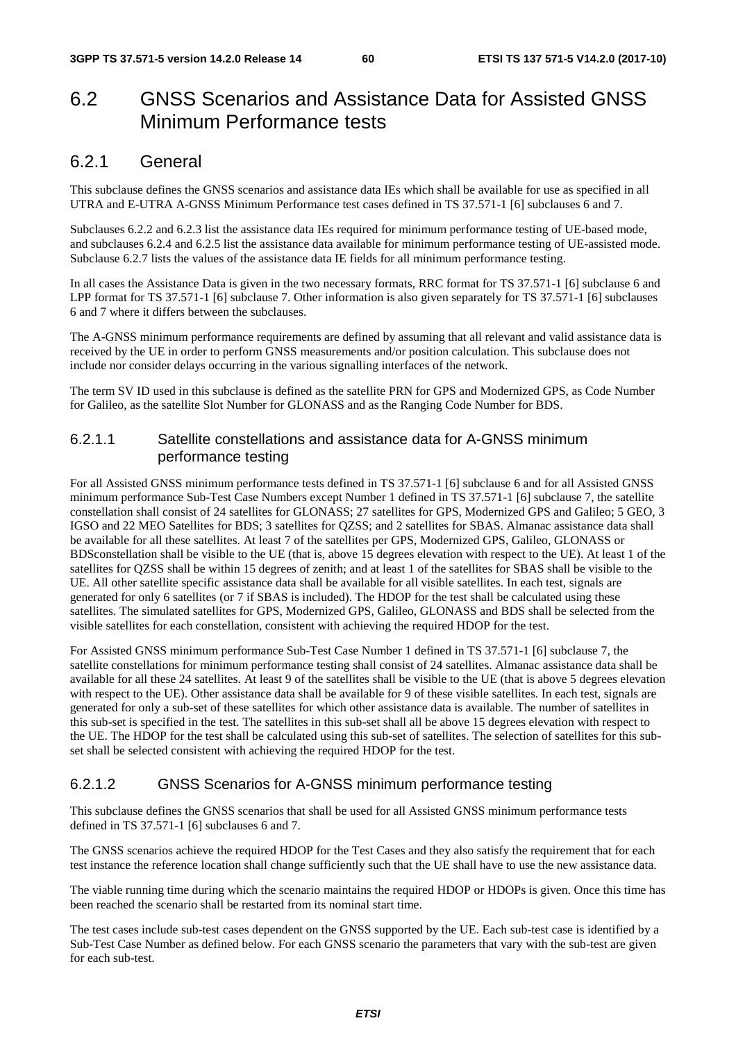# 6.2 GNSS Scenarios and Assistance Data for Assisted GNSS Minimum Performance tests

## 6.2.1 General

This subclause defines the GNSS scenarios and assistance data IEs which shall be available for use as specified in all UTRA and E-UTRA A-GNSS Minimum Performance test cases defined in TS 37.571-1 [6] subclauses 6 and 7.

Subclauses 6.2.2 and 6.2.3 list the assistance data IEs required for minimum performance testing of UE-based mode, and subclauses 6.2.4 and 6.2.5 list the assistance data available for minimum performance testing of UE-assisted mode. Subclause 6.2.7 lists the values of the assistance data IE fields for all minimum performance testing.

In all cases the Assistance Data is given in the two necessary formats, RRC format for TS 37.571-1 [6] subclause 6 and LPP format for TS 37.571-1 [6] subclause 7. Other information is also given separately for TS 37.571-1 [6] subclauses 6 and 7 where it differs between the subclauses.

The A-GNSS minimum performance requirements are defined by assuming that all relevant and valid assistance data is received by the UE in order to perform GNSS measurements and/or position calculation. This subclause does not include nor consider delays occurring in the various signalling interfaces of the network.

The term SV ID used in this subclause is defined as the satellite PRN for GPS and Modernized GPS, as Code Number for Galileo, as the satellite Slot Number for GLONASS and as the Ranging Code Number for BDS.

### 6.2.1.1 Satellite constellations and assistance data for A-GNSS minimum performance testing

For all Assisted GNSS minimum performance tests defined in TS 37.571-1 [6] subclause 6 and for all Assisted GNSS minimum performance Sub-Test Case Numbers except Number 1 defined in TS 37.571-1 [6] subclause 7, the satellite constellation shall consist of 24 satellites for GLONASS; 27 satellites for GPS, Modernized GPS and Galileo; 5 GEO, 3 IGSO and 22 MEO Satellites for BDS; 3 satellites for QZSS; and 2 satellites for SBAS. Almanac assistance data shall be available for all these satellites. At least 7 of the satellites per GPS, Modernized GPS, Galileo, GLONASS or BDSconstellation shall be visible to the UE (that is, above 15 degrees elevation with respect to the UE). At least 1 of the satellites for QZSS shall be within 15 degrees of zenith; and at least 1 of the satellites for SBAS shall be visible to the UE. All other satellite specific assistance data shall be available for all visible satellites. In each test, signals are generated for only 6 satellites (or 7 if SBAS is included). The HDOP for the test shall be calculated using these satellites. The simulated satellites for GPS, Modernized GPS, Galileo, GLONASS and BDS shall be selected from the visible satellites for each constellation, consistent with achieving the required HDOP for the test.

For Assisted GNSS minimum performance Sub-Test Case Number 1 defined in TS 37.571-1 [6] subclause 7, the satellite constellations for minimum performance testing shall consist of 24 satellites. Almanac assistance data shall be available for all these 24 satellites. At least 9 of the satellites shall be visible to the UE (that is above 5 degrees elevation with respect to the UE). Other assistance data shall be available for 9 of these visible satellites. In each test, signals are generated for only a sub-set of these satellites for which other assistance data is available. The number of satellites in this sub-set is specified in the test. The satellites in this sub-set shall all be above 15 degrees elevation with respect to the UE. The HDOP for the test shall be calculated using this sub-set of satellites. The selection of satellites for this sub-set shall be selected consistent with achieving the required HDOP for the test.

### 6.2.1.2 GNSS Scenarios for A-GNSS minimum performance testing

This subclause defines the GNSS scenarios that shall be used for all Assisted GNSS minimum performance tests defined in TS 37.571-1 [6] subclauses 6 and 7.

The GNSS scenarios achieve the required HDOP for the Test Cases and they also satisfy the requirement that for each test instance the reference location shall change sufficiently such that the UE shall have to use the new assistance data.

The viable running time during which the scenario maintains the required HDOP or HDOPs is given. Once this time has been reached the scenario shall be restarted from its nominal start time.

The test cases include sub-test cases dependent on the GNSS supported by the UE. Each sub-test case is identified by a Sub-Test Case Number as defined below. For each GNSS scenario the parameters that vary with the sub-test are given for each sub-test.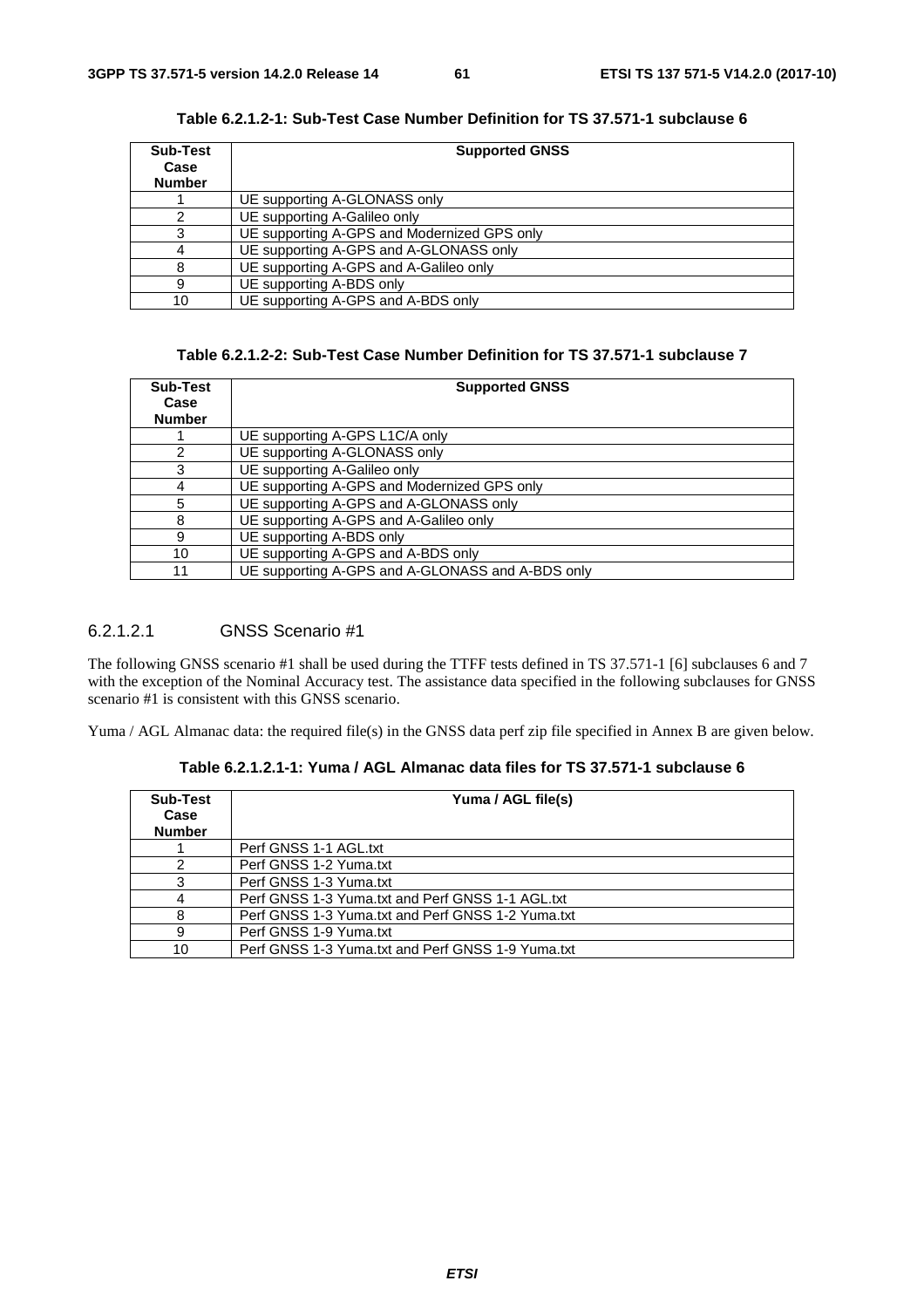**Table 6.2.1.2-1: Sub-Test Case Number Definition for TS 37.571-1 subclause 6**

| Sub-Test Case Number | Supported GNSS |
|---|---|
| 1 | UE supporting A-GLONASS only |
| 2 | UE supporting A-Galileo only |
| 3 | UE supporting A-GPS and Modernized GPS only |
| 4 | UE supporting A-GPS and A-GLONASS only |
| 8 | UE supporting A-GPS and A-Galileo only |
| 9 | UE supporting A-BDS only |
| 10 | UE supporting A-GPS and A-BDS only |

**Table 6.2.1.2-2: Sub-Test Case Number Definition for TS 37.571-1 subclause 7**

| Sub-Test Case Number | Supported GNSS |
|---|---|
| 1 | UE supporting A-GPS L1C/A only |
| 2 | UE supporting A-GLONASS only |
| 3 | UE supporting A-Galileo only |
| 4 | UE supporting A-GPS and Modernized GPS only |
| 5 | UE supporting A-GPS and A-GLONASS only |
| 8 | UE supporting A-GPS and A-Galileo only |
| 9 | UE supporting A-BDS only |
| 10 | UE supporting A-GPS and A-BDS only |
| 11 | UE supporting A-GPS and A-GLONASS and A-BDS only |

#### 6.2.1.2.1 GNSS Scenario #1

The following GNSS scenario #1 shall be used during the TTFF tests defined in TS 37.571-1 [6] subclauses 6 and 7 with the exception of the Nominal Accuracy test. The assistance data specified in the following subclauses for GNSS scenario #1 is consistent with this GNSS scenario.

Yuma / AGL Almanac data: the required file(s) in the GNSS data perf zip file specified in Annex B are given below.

**Table 6.2.1.2.1-1: Yuma / AGL Almanac data files for TS 37.571-1 subclause 6**

| Sub-Test Case Number | Yuma / AGL file(s) |
|---|---|
| 1 | Perf GNSS 1-1 AGL.txt |
| 2 | Perf GNSS 1-2 Yuma.txt |
| 3 | Perf GNSS 1-3 Yuma.txt |
| 4 | Perf GNSS 1-3 Yuma.txt and Perf GNSS 1-1 AGL.txt |
| 8 | Perf GNSS 1-3 Yuma.txt and Perf GNSS 1-2 Yuma.txt |
| 9 | Perf GNSS 1-9 Yuma.txt |
| 10 | Perf GNSS 1-3 Yuma.txt and Perf GNSS 1-9 Yuma.txt |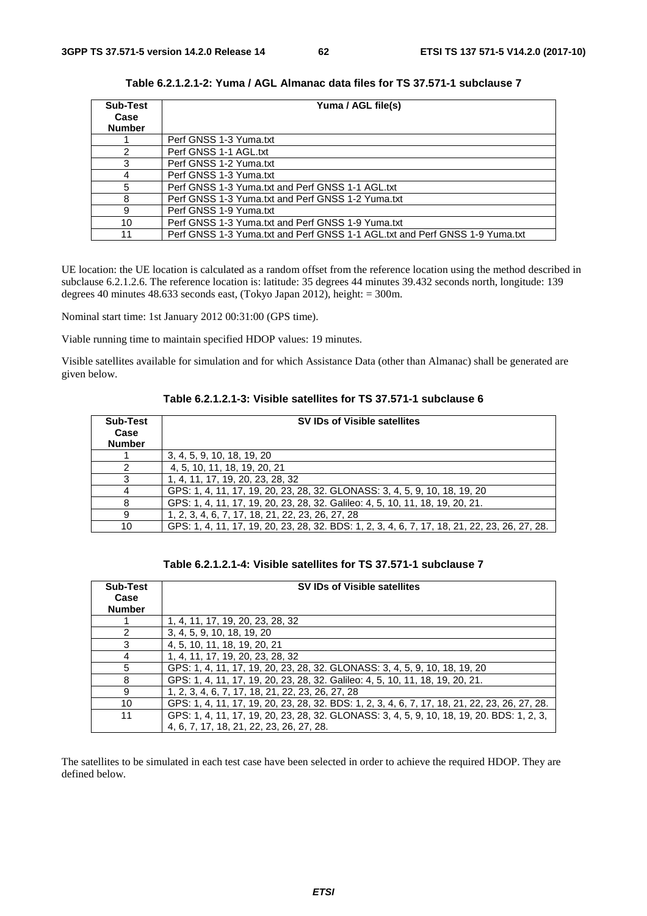**Table 6.2.1.2.1-2: Yuma / AGL Almanac data files for TS 37.571-1 subclause 7**

| Sub-Test Case Number | Yuma / AGL file(s) |
|---|---|
| 1 | Perf GNSS 1-3 Yuma.txt |
| 2 | Perf GNSS 1-1 AGL.txt |
| 3 | Perf GNSS 1-2 Yuma.txt |
| 4 | Perf GNSS 1-3 Yuma.txt |
| 5 | Perf GNSS 1-3 Yuma.txt and Perf GNSS 1-1 AGL.txt |
| 8 | Perf GNSS 1-3 Yuma.txt and Perf GNSS 1-2 Yuma.txt |
| 9 | Perf GNSS 1-9 Yuma.txt |
| 10 | Perf GNSS 1-3 Yuma.txt and Perf GNSS 1-9 Yuma.txt |
| 11 | Perf GNSS 1-3 Yuma.txt and Perf GNSS 1-1 AGL.txt and Perf GNSS 1-9 Yuma.txt |

UE location: the UE location is calculated as a random offset from the reference location using the method described in subclause 6.2.1.2.6. The reference location is: latitude: 35 degrees 44 minutes 39.432 seconds north, longitude: 139 degrees 40 minutes 48.633 seconds east, (Tokyo Japan 2012), height: = 300m.

Nominal start time: 1st January 2012 00:31:00 (GPS time).

Viable running time to maintain specified HDOP values: 19 minutes.

Visible satellites available for simulation and for which Assistance Data (other than Almanac) shall be generated are given below.

**Table 6.2.1.2.1-3: Visible satellites for TS 37.571-1 subclause 6**

| Sub-Test Case Number | SV IDs of Visible satellites |
|---|---|
| 1 | 3, 4, 5, 9, 10, 18, 19, 20 |
| 2 | 4, 5, 10, 11, 18, 19, 20, 21 |
| 3 | 1, 4, 11, 17, 19, 20, 23, 28, 32 |
| 4 | GPS: 1, 4, 11, 17, 19, 20, 23, 28, 32. GLONASS: 3, 4, 5, 9, 10, 18, 19, 20 |
| 8 | GPS: 1, 4, 11, 17, 19, 20, 23, 28, 32. Galileo: 4, 5, 10, 11, 18, 19, 20, 21. |
| 9 | 1, 2, 3, 4, 6, 7, 17, 18, 21, 22, 23, 26, 27, 28 |
| 10 | GPS: 1, 4, 11, 17, 19, 20, 23, 28, 32. BDS: 1, 2, 3, 4, 6, 7, 17, 18, 21, 22, 23, 26, 27, 28. |

**Table 6.2.1.2.1-4: Visible satellites for TS 37.571-1 subclause 7**

| Sub-Test Case Number | SV IDs of Visible satellites |
|---|---|
| 1 | 1, 4, 11, 17, 19, 20, 23, 28, 32 |
| 2 | 3, 4, 5, 9, 10, 18, 19, 20 |
| 3 | 4, 5, 10, 11, 18, 19, 20, 21 |
| 4 | 1, 4, 11, 17, 19, 20, 23, 28, 32 |
| 5 | GPS: 1, 4, 11, 17, 19, 20, 23, 28, 32. GLONASS: 3, 4, 5, 9, 10, 18, 19, 20 |
| 8 | GPS: 1, 4, 11, 17, 19, 20, 23, 28, 32. Galileo: 4, 5, 10, 11, 18, 19, 20, 21. |
| 9 | 1, 2, 3, 4, 6, 7, 17, 18, 21, 22, 23, 26, 27, 28 |
| 10 | GPS: 1, 4, 11, 17, 19, 20, 23, 28, 32. BDS: 1, 2, 3, 4, 6, 7, 17, 18, 21, 22, 23, 26, 27, 28. |
| 11 | GPS: 1, 4, 11, 17, 19, 20, 23, 28, 32. GLONASS: 3, 4, 5, 9, 10, 18, 19, 20. BDS: 1, 2, 3, 4, 6, 7, 17, 18, 21, 22, 23, 26, 27, 28. |

The satellites to be simulated in each test case have been selected in order to achieve the required HDOP. They are defined below.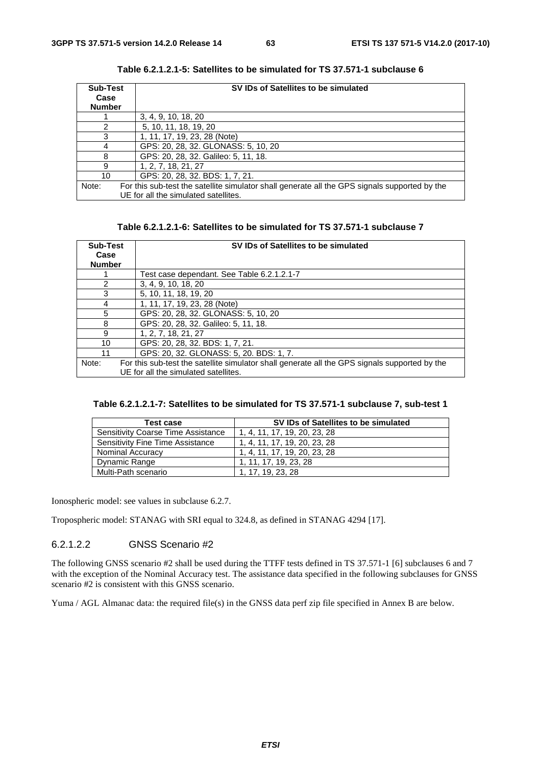**Table 6.2.1.2.1-5: Satellites to be simulated for TS 37.571-1 subclause 6**

| Sub-Test Case Number | SV IDs of Satellites to be simulated |
|---|---|
| 1 | 3, 4, 9, 10, 18, 20 |
| 2 | 5, 10, 11, 18, 19, 20 |
| 3 | 1, 11, 17, 19, 23, 28 (Note) |
| 4 | GPS: 20, 28, 32. GLONASS: 5, 10, 20 |
| 8 | GPS: 20, 28, 32. Galileo: 5, 11, 18. |
| 9 | 1, 2, 7, 18, 21, 27 |
| 10 | GPS: 20, 28, 32. BDS: 1, 7, 21. |
| Note: For this sub-test the satellite simulator shall generate all the GPS signals supported by the UE for all the simulated satellites. | |

**Table 6.2.1.2.1-6: Satellites to be simulated for TS 37.571-1 subclause 7**

| Sub-Test Case Number | SV IDs of Satellites to be simulated |
|---|---|
| 1 | Test case dependant. See Table 6.2.1.2.1-7 |
| 2 | 3, 4, 9, 10, 18, 20 |
| 3 | 5, 10, 11, 18, 19, 20 |
| 4 | 1, 11, 17, 19, 23, 28 (Note) |
| 5 | GPS: 20, 28, 32. GLONASS: 5, 10, 20 |
| 8 | GPS: 20, 28, 32. Galileo: 5, 11, 18. |
| 9 | 1, 2, 7, 18, 21, 27 |
| 10 | GPS: 20, 28, 32. BDS: 1, 7, 21. |
| 11 | GPS: 20, 32. GLONASS: 5, 20. BDS: 1, 7. |
| Note: For this sub-test the satellite simulator shall generate all the GPS signals supported by the UE for all the simulated satellites. | |

**Table 6.2.1.2.1-7: Satellites to be simulated for TS 37.571-1 subclause 7, sub-test 1**

| Test case | SV IDs of Satellites to be simulated |
|---|---|
| Sensitivity Coarse Time Assistance | 1, 4, 11, 17, 19, 20, 23, 28 |
| Sensitivity Fine Time Assistance | 1, 4, 11, 17, 19, 20, 23, 28 |
| Nominal Accuracy | 1, 4, 11, 17, 19, 20, 23, 28 |
| Dynamic Range | 1, 11, 17, 19, 23, 28 |
| Multi-Path scenario | 1, 17, 19, 23, 28 |

Ionospheric model: see values in subclause 6.2.7.

Tropospheric model: STANAG with SRI equal to 324.8, as defined in STANAG 4294 [17].

#### 6.2.1.2.2 GNSS Scenario #2

The following GNSS scenario #2 shall be used during the TTFF tests defined in TS 37.571-1 [6] subclauses 6 and 7 with the exception of the Nominal Accuracy test. The assistance data specified in the following subclauses for GNSS scenario #2 is consistent with this GNSS scenario.

Yuma / AGL Almanac data: the required file(s) in the GNSS data perf zip file specified in Annex B are below.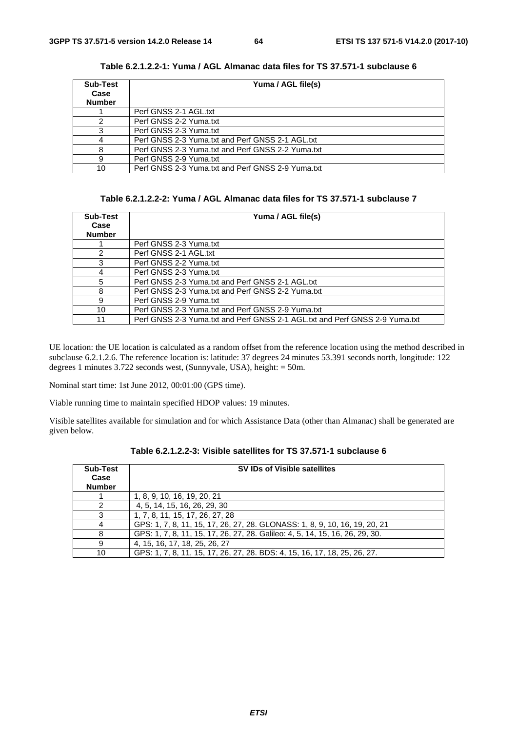**Table 6.2.1.2.2-1: Yuma / AGL Almanac data files for TS 37.571-1 subclause 6**

| Sub-Test Case Number | Yuma / AGL file(s) |
|---|---|
| 1 | Perf GNSS 2-1 AGL.txt |
| 2 | Perf GNSS 2-2 Yuma.txt |
| 3 | Perf GNSS 2-3 Yuma.txt |
| 4 | Perf GNSS 2-3 Yuma.txt and Perf GNSS 2-1 AGL.txt |
| 8 | Perf GNSS 2-3 Yuma.txt and Perf GNSS 2-2 Yuma.txt |
| 9 | Perf GNSS 2-9 Yuma.txt |
| 10 | Perf GNSS 2-3 Yuma.txt and Perf GNSS 2-9 Yuma.txt |

**Table 6.2.1.2.2-2: Yuma / AGL Almanac data files for TS 37.571-1 subclause 7**

| Sub-Test Case Number | Yuma / AGL file(s) |
|---|---|
| 1 | Perf GNSS 2-3 Yuma.txt |
| 2 | Perf GNSS 2-1 AGL.txt |
| 3 | Perf GNSS 2-2 Yuma.txt |
| 4 | Perf GNSS 2-3 Yuma.txt |
| 5 | Perf GNSS 2-3 Yuma.txt and Perf GNSS 2-1 AGL.txt |
| 8 | Perf GNSS 2-3 Yuma.txt and Perf GNSS 2-2 Yuma.txt |
| 9 | Perf GNSS 2-9 Yuma.txt |
| 10 | Perf GNSS 2-3 Yuma.txt and Perf GNSS 2-9 Yuma.txt |
| 11 | Perf GNSS 2-3 Yuma.txt and Perf GNSS 2-1 AGL.txt and Perf GNSS 2-9 Yuma.txt |

UE location: the UE location is calculated as a random offset from the reference location using the method described in subclause 6.2.1.2.6. The reference location is: latitude: 37 degrees 24 minutes 53.391 seconds north, longitude: 122 degrees 1 minutes 3.722 seconds west, (Sunnyvale, USA), height: = 50m.

Nominal start time: 1st June 2012, 00:01:00 (GPS time).

Viable running time to maintain specified HDOP values: 19 minutes.

Visible satellites available for simulation and for which Assistance Data (other than Almanac) shall be generated are given below.

**Table 6.2.1.2.2-3: Visible satellites for TS 37.571-1 subclause 6**

| Sub-Test Case Number | SV IDs of Visible satellites |
|---|---|
| 1 | 1, 8, 9, 10, 16, 19, 20, 21 |
| 2 | 4, 5, 14, 15, 16, 26, 29, 30 |
| 3 | 1, 7, 8, 11, 15, 17, 26, 27, 28 |
| 4 | GPS: 1, 7, 8, 11, 15, 17, 26, 27, 28. GLONASS: 1, 8, 9, 10, 16, 19, 20, 21 |
| 8 | GPS: 1, 7, 8, 11, 15, 17, 26, 27, 28. Galileo: 4, 5, 14, 15, 16, 26, 29, 30. |
| 9 | 4, 15, 16, 17, 18, 25, 26, 27 |
| 10 | GPS: 1, 7, 8, 11, 15, 17, 26, 27, 28. BDS: 4, 15, 16, 17, 18, 25, 26, 27. |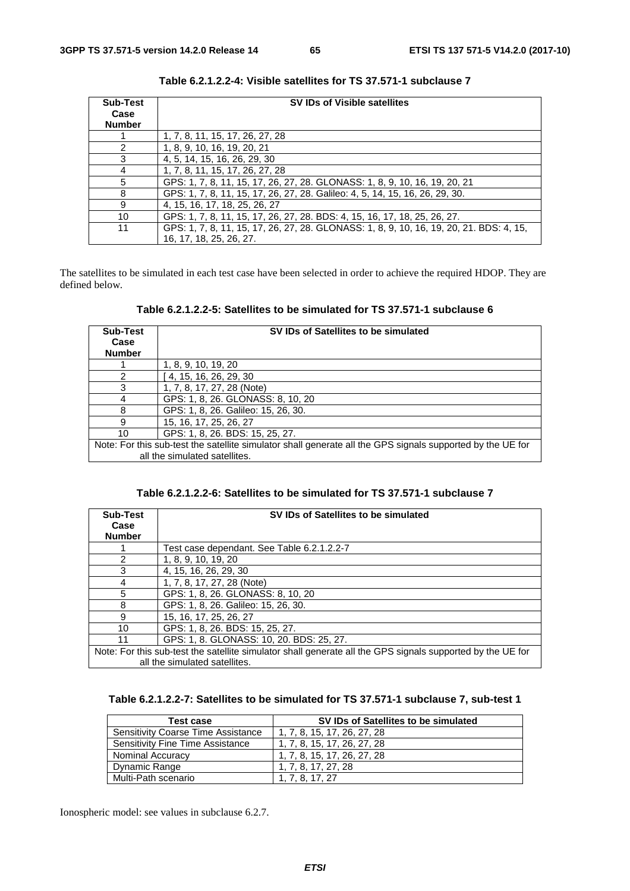**Table 6.2.1.2.2-4: Visible satellites for TS 37.571-1 subclause 7**

| Sub-Test Case Number | SV IDs of Visible satellites |
|---|---|
| 1 | 1, 7, 8, 11, 15, 17, 26, 27, 28 |
| 2 | 1, 8, 9, 10, 16, 19, 20, 21 |
| 3 | 4, 5, 14, 15, 16, 26, 29, 30 |
| 4 | 1, 7, 8, 11, 15, 17, 26, 27, 28 |
| 5 | GPS: 1, 7, 8, 11, 15, 17, 26, 27, 28. GLONASS: 1, 8, 9, 10, 16, 19, 20, 21 |
| 8 | GPS: 1, 7, 8, 11, 15, 17, 26, 27, 28. Galileo: 4, 5, 14, 15, 16, 26, 29, 30. |
| 9 | 4, 15, 16, 17, 18, 25, 26, 27 |
| 10 | GPS: 1, 7, 8, 11, 15, 17, 26, 27, 28. BDS: 4, 15, 16, 17, 18, 25, 26, 27. |
| 11 | GPS: 1, 7, 8, 11, 15, 17, 26, 27, 28. GLONASS: 1, 8, 9, 10, 16, 19, 20, 21. BDS: 4, 15, 16, 17, 18, 25, 26, 27. |

The satellites to be simulated in each test case have been selected in order to achieve the required HDOP. They are defined below.

**Table 6.2.1.2.2-5: Satellites to be simulated for TS 37.571-1 subclause 6**

| Sub-Test Case Number | SV IDs of Satellites to be simulated |
|---|---|
| 1 | 1, 8, 9, 10, 19, 20 |
| 2 | [ 4, 15, 16, 26, 29, 30 |
| 3 | 1, 7, 8, 17, 27, 28 (Note) |
| 4 | GPS: 1, 8, 26. GLONASS: 8, 10, 20 |
| 8 | GPS: 1, 8, 26. Galileo: 15, 26, 30. |
| 9 | 15, 16, 17, 25, 26, 27 |
| 10 | GPS: 1, 8, 26. BDS: 15, 25, 27. |
| Note: For this sub-test the satellite simulator shall generate all the GPS signals supported by the UE for all the simulated satellites. | |

**Table 6.2.1.2.2-6: Satellites to be simulated for TS 37.571-1 subclause 7**

| Sub-Test Case Number | SV IDs of Satellites to be simulated |
|---|---|
| 1 | Test case dependant. See Table 6.2.1.2.2-7 |
| 2 | 1, 8, 9, 10, 19, 20 |
| 3 | 4, 15, 16, 26, 29, 30 |
| 4 | 1, 7, 8, 17, 27, 28 (Note) |
| 5 | GPS: 1, 8, 26. GLONASS: 8, 10, 20 |
| 8 | GPS: 1, 8, 26. Galileo: 15, 26, 30. |
| 9 | 15, 16, 17, 25, 26, 27 |
| 10 | GPS: 1, 8, 26. BDS: 15, 25, 27. |
| 11 | GPS: 1, 8. GLONASS: 10, 20. BDS: 25, 27. |
| Note: For this sub-test the satellite simulator shall generate all the GPS signals supported by the UE for all the simulated satellites. | |

**Table 6.2.1.2.2-7: Satellites to be simulated for TS 37.571-1 subclause 7, sub-test 1**

| Test case | SV IDs of Satellites to be simulated |
|---|---|
| Sensitivity Coarse Time Assistance | 1, 7, 8, 15, 17, 26, 27, 28 |
| Sensitivity Fine Time Assistance | 1, 7, 8, 15, 17, 26, 27, 28 |
| Nominal Accuracy | 1, 7, 8, 15, 17, 26, 27, 28 |
| Dynamic Range | 1, 7, 8, 17, 27, 28 |
| Multi-Path scenario | 1, 7, 8, 17, 27 |

Ionospheric model: see values in subclause 6.2.7.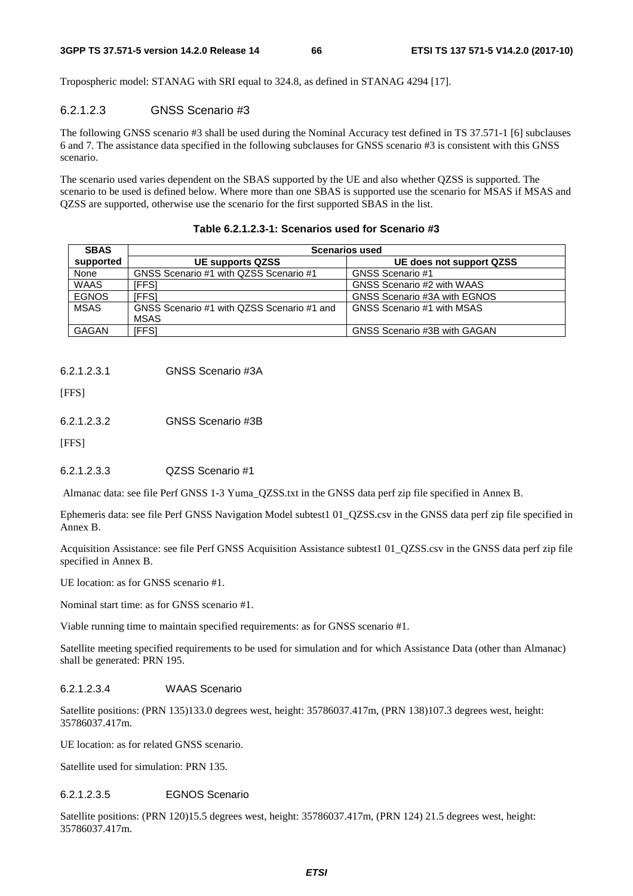Tropospheric model: STANAG with SRI equal to 324.8, as defined in STANAG 4294 [17].

#### 6.2.1.2.3 GNSS Scenario #3

The following GNSS scenario #3 shall be used during the Nominal Accuracy test defined in TS 37.571-1 [6] subclauses 6 and 7. The assistance data specified in the following subclauses for GNSS scenario #3 is consistent with this GNSS scenario.

The scenario used varies dependent on the SBAS supported by the UE and also whether QZSS is supported. The scenario to be used is defined below. Where more than one SBAS is supported use the scenario for MSAS if MSAS and QZSS are supported, otherwise use the scenario for the first supported SBAS in the list.

**Table 6.2.1.2.3-1: Scenarios used for Scenario #3**

| SBAS supported | Scenarios used | |
|---|---|---|
| | UE supports QZSS | UE does not support QZSS |
| None | GNSS Scenario #1 with QZSS Scenario #1 | GNSS Scenario #1 |
| WAAS | [FFS] | GNSS Scenario #2 with WAAS |
| EGNOS | [FFS] | GNSS Scenario #3A with EGNOS |
| MSAS | GNSS Scenario #1 with QZSS Scenario #1 and MSAS | GNSS Scenario #1 with MSAS |
| GAGAN | [FFS] | GNSS Scenario #3B with GAGAN |

##### 6.2.1.2.3.1 GNSS Scenario #3A

[FFS]

##### 6.2.1.2.3.2 GNSS Scenario #3B

[FFS]

##### 6.2.1.2.3.3 QZSS Scenario #1

Almanac data: see file Perf GNSS 1-3 Yuma_QZSS.txt in the GNSS data perf zip file specified in Annex B.

Ephemeris data: see file Perf GNSS Navigation Model subtest1 01_QZSS.csv in the GNSS data perf zip file specified in Annex B.

Acquisition Assistance: see file Perf GNSS Acquisition Assistance subtest1 01_QZSS.csv in the GNSS data perf zip file specified in Annex B.

UE location: as for GNSS scenario #1.

Nominal start time: as for GNSS scenario #1.

Viable running time to maintain specified requirements: as for GNSS scenario #1.

Satellite meeting specified requirements to be used for simulation and for which Assistance Data (other than Almanac) shall be generated: PRN 195.

##### 6.2.1.2.3.4 WAAS Scenario

Satellite positions: (PRN 135)133.0 degrees west, height: 35786037.417m, (PRN 138)107.3 degrees west, height: 35786037.417m.

UE location: as for related GNSS scenario.

Satellite used for simulation: PRN 135.

##### 6.2.1.2.3.5 EGNOS Scenario

Satellite positions: (PRN 120)15.5 degrees west, height: 35786037.417m, (PRN 124) 21.5 degrees west, height: 35786037.417m.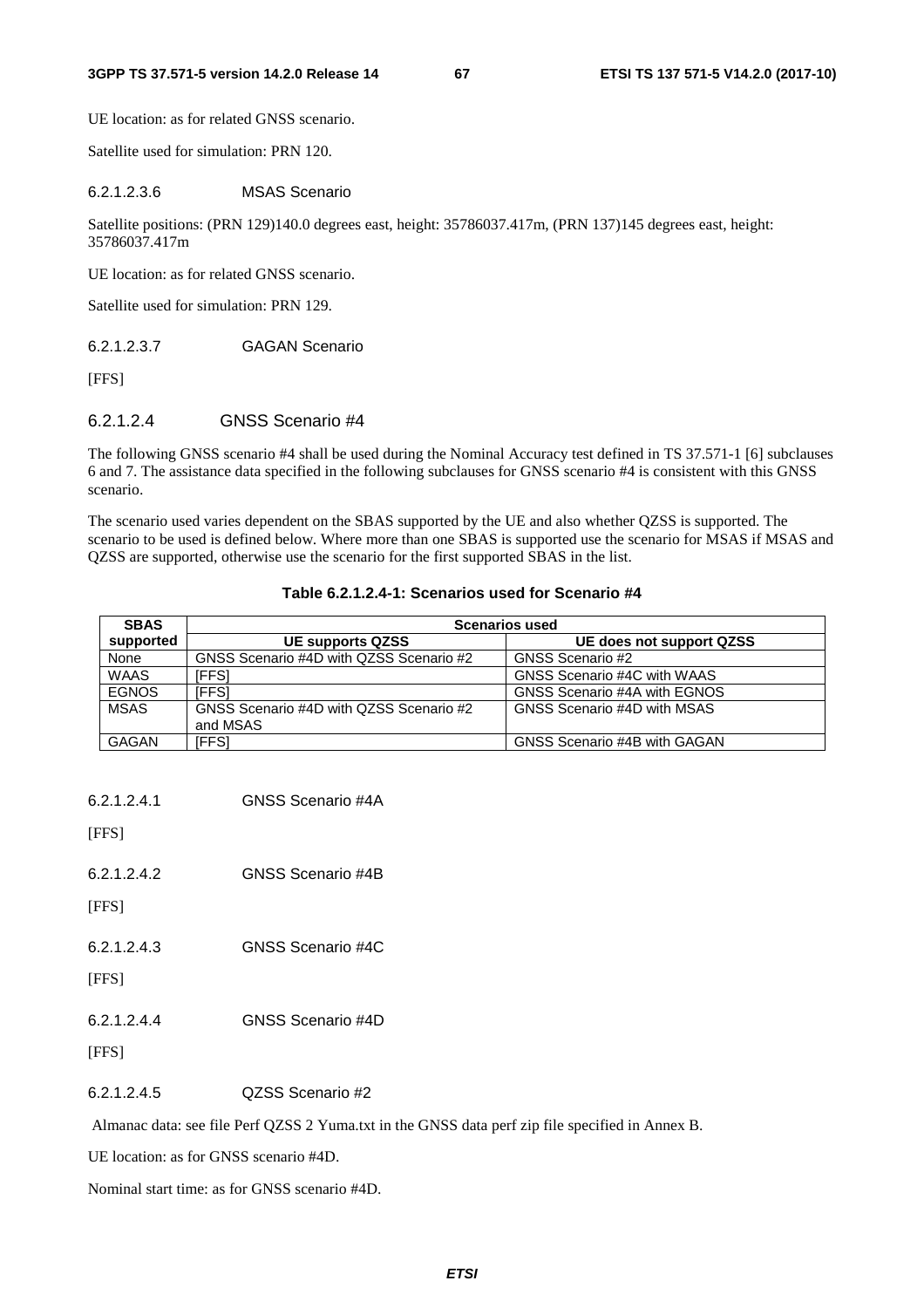UE location: as for related GNSS scenario.

Satellite used for simulation: PRN 120.

#### 6.2.1.2.3.6 MSAS Scenario

Satellite positions: (PRN 129)140.0 degrees east, height: 35786037.417m, (PRN 137)145 degrees east, height: 35786037.417m

UE location: as for related GNSS scenario.

Satellite used for simulation: PRN 129.

#### 6.2.1.2.3.7 GAGAN Scenario

[FFS]

### 6.2.1.2.4 GNSS Scenario #4

The following GNSS scenario #4 shall be used during the Nominal Accuracy test defined in TS 37.571-1 [6] subclauses 6 and 7. The assistance data specified in the following subclauses for GNSS scenario #4 is consistent with this GNSS scenario.

The scenario used varies dependent on the SBAS supported by the UE and also whether QZSS is supported. The scenario to be used is defined below. Where more than one SBAS is supported use the scenario for MSAS if MSAS and QZSS are supported, otherwise use the scenario for the first supported SBAS in the list.

**Table 6.2.1.2.4-1: Scenarios used for Scenario #4**

| SBAS supported | Scenarios used | |
|---|---|---|
| | UE supports QZSS | UE does not support QZSS |
| None | GNSS Scenario #4D with QZSS Scenario #2 | GNSS Scenario #2 |
| WAAS | [FFS] | GNSS Scenario #4C with WAAS |
| EGNOS | [FFS] | GNSS Scenario #4A with EGNOS |
| MSAS | GNSS Scenario #4D with QZSS Scenario #2 and MSAS | GNSS Scenario #4D with MSAS |
| GAGAN | [FFS] | GNSS Scenario #4B with GAGAN |

#### 6.2.1.2.4.1 GNSS Scenario #4A

[FFS]

#### 6.2.1.2.4.2 GNSS Scenario #4B

[FFS]

#### 6.2.1.2.4.3 GNSS Scenario #4C

[FFS]

#### 6.2.1.2.4.4 GNSS Scenario #4D

[FFS]

#### 6.2.1.2.4.5 QZSS Scenario #2

Almanac data: see file Perf QZSS 2 Yuma.txt in the GNSS data perf zip file specified in Annex B.

UE location: as for GNSS scenario #4D.

Nominal start time: as for GNSS scenario #4D.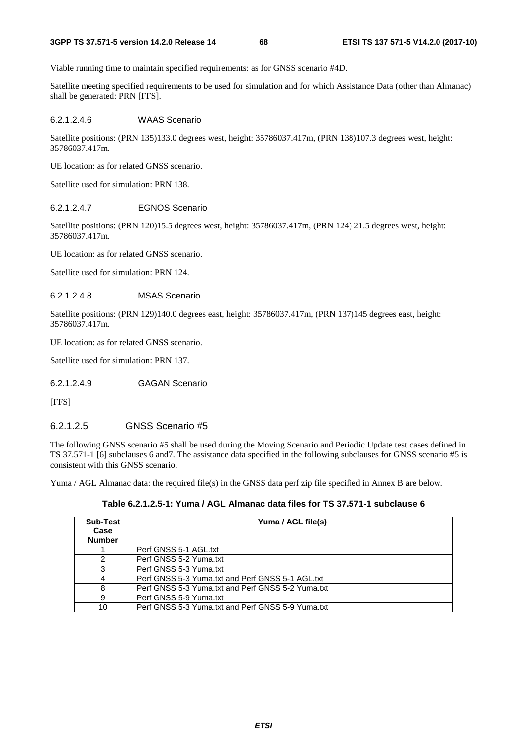Viable running time to maintain specified requirements: as for GNSS scenario #4D.

Satellite meeting specified requirements to be used for simulation and for which Assistance Data (other than Almanac) shall be generated: PRN [FFS].

###### 6.2.1.2.4.6 WAAS Scenario

Satellite positions: (PRN 135)133.0 degrees west, height: 35786037.417m, (PRN 138)107.3 degrees west, height: 35786037.417m.

UE location: as for related GNSS scenario.

Satellite used for simulation: PRN 138.

###### 6.2.1.2.4.7 EGNOS Scenario

Satellite positions: (PRN 120)15.5 degrees west, height: 35786037.417m, (PRN 124) 21.5 degrees west, height: 35786037.417m.

UE location: as for related GNSS scenario.

Satellite used for simulation: PRN 124.

###### 6.2.1.2.4.8 MSAS Scenario

Satellite positions: (PRN 129)140.0 degrees east, height: 35786037.417m, (PRN 137)145 degrees east, height: 35786037.417m.

UE location: as for related GNSS scenario.

Satellite used for simulation: PRN 137.

###### 6.2.1.2.4.9 GAGAN Scenario

[FFS]

##### 6.2.1.2.5 GNSS Scenario #5

The following GNSS scenario #5 shall be used during the Moving Scenario and Periodic Update test cases defined in TS 37.571-1 [6] subclauses 6 and7. The assistance data specified in the following subclauses for GNSS scenario #5 is consistent with this GNSS scenario.

Yuma / AGL Almanac data: the required file(s) in the GNSS data perf zip file specified in Annex B are below.

**Table 6.2.1.2.5-1: Yuma / AGL Almanac data files for TS 37.571-1 subclause 6**

| Sub-Test Case Number | Yuma / AGL file(s) |
|---|---|
| 1 | Perf GNSS 5-1 AGL.txt |
| 2 | Perf GNSS 5-2 Yuma.txt |
| 3 | Perf GNSS 5-3 Yuma.txt |
| 4 | Perf GNSS 5-3 Yuma.txt and Perf GNSS 5-1 AGL.txt |
| 8 | Perf GNSS 5-3 Yuma.txt and Perf GNSS 5-2 Yuma.txt |
| 9 | Perf GNSS 5-9 Yuma.txt |
| 10 | Perf GNSS 5-3 Yuma.txt and Perf GNSS 5-9 Yuma.txt |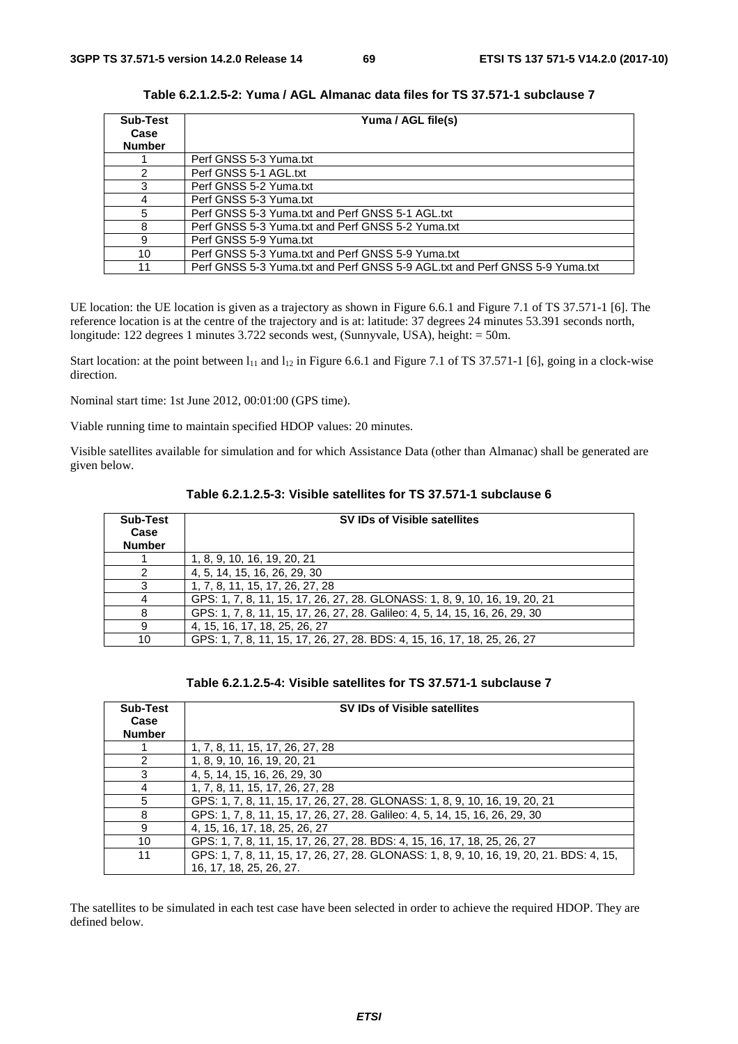**Table 6.2.1.2.5-2: Yuma / AGL Almanac data files for TS 37.571-1 subclause 7**

| Sub-Test Case Number | Yuma / AGL file(s) |
|---|---|
| 1 | Perf GNSS 5-3 Yuma.txt |
| 2 | Perf GNSS 5-1 AGL.txt |
| 3 | Perf GNSS 5-2 Yuma.txt |
| 4 | Perf GNSS 5-3 Yuma.txt |
| 5 | Perf GNSS 5-3 Yuma.txt and Perf GNSS 5-1 AGL.txt |
| 8 | Perf GNSS 5-3 Yuma.txt and Perf GNSS 5-2 Yuma.txt |
| 9 | Perf GNSS 5-9 Yuma.txt |
| 10 | Perf GNSS 5-3 Yuma.txt and Perf GNSS 5-9 Yuma.txt |
| 11 | Perf GNSS 5-3 Yuma.txt and Perf GNSS 5-9 AGL.txt and Perf GNSS 5-9 Yuma.txt |

UE location: the UE location is given as a trajectory as shown in Figure 6.6.1 and Figure 7.1 of TS 37.571-1 [6]. The reference location is at the centre of the trajectory and is at: latitude: 37 degrees 24 minutes 53.391 seconds north, longitude: 122 degrees 1 minutes 3.722 seconds west, (Sunnyvale, USA), height: = 50m.

Start location: at the point between $l_{11}$ and $l_{12}$ in Figure 6.6.1 and Figure 7.1 of TS 37.571-1 [6], going in a clock-wise direction.

Nominal start time: 1st June 2012, 00:01:00 (GPS time).

Viable running time to maintain specified HDOP values: 20 minutes.

Visible satellites available for simulation and for which Assistance Data (other than Almanac) shall be generated are given below.

**Table 6.2.1.2.5-3: Visible satellites for TS 37.571-1 subclause 6**

| Sub-Test Case Number | SV IDs of Visible satellites |
|---|---|
| 1 | 1, 8, 9, 10, 16, 19, 20, 21 |
| 2 | 4, 5, 14, 15, 16, 26, 29, 30 |
| 3 | 1, 7, 8, 11, 15, 17, 26, 27, 28 |
| 4 | GPS: 1, 7, 8, 11, 15, 17, 26, 27, 28. GLONASS: 1, 8, 9, 10, 16, 19, 20, 21 |
| 8 | GPS: 1, 7, 8, 11, 15, 17, 26, 27, 28. Galileo: 4, 5, 14, 15, 16, 26, 29, 30 |
| 9 | 4, 15, 16, 17, 18, 25, 26, 27 |
| 10 | GPS: 1, 7, 8, 11, 15, 17, 26, 27, 28. BDS: 4, 15, 16, 17, 18, 25, 26, 27 |

**Table 6.2.1.2.5-4: Visible satellites for TS 37.571-1 subclause 7**

| Sub-Test Case Number | SV IDs of Visible satellites |
|---|---|
| 1 | 1, 7, 8, 11, 15, 17, 26, 27, 28 |
| 2 | 1, 8, 9, 10, 16, 19, 20, 21 |
| 3 | 4, 5, 14, 15, 16, 26, 29, 30 |
| 4 | 1, 7, 8, 11, 15, 17, 26, 27, 28 |
| 5 | GPS: 1, 7, 8, 11, 15, 17, 26, 27, 28. GLONASS: 1, 8, 9, 10, 16, 19, 20, 21 |
| 8 | GPS: 1, 7, 8, 11, 15, 17, 26, 27, 28. Galileo: 4, 5, 14, 15, 16, 26, 29, 30 |
| 9 | 4, 15, 16, 17, 18, 25, 26, 27 |
| 10 | GPS: 1, 7, 8, 11, 15, 17, 26, 27, 28. BDS: 4, 15, 16, 17, 18, 25, 26, 27 |
| 11 | GPS: 1, 7, 8, 11, 15, 17, 26, 27, 28. GLONASS: 1, 8, 9, 10, 16, 19, 20, 21. BDS: 4, 15, 16, 17, 18, 25, 26, 27. |

The satellites to be simulated in each test case have been selected in order to achieve the required HDOP. They are defined below.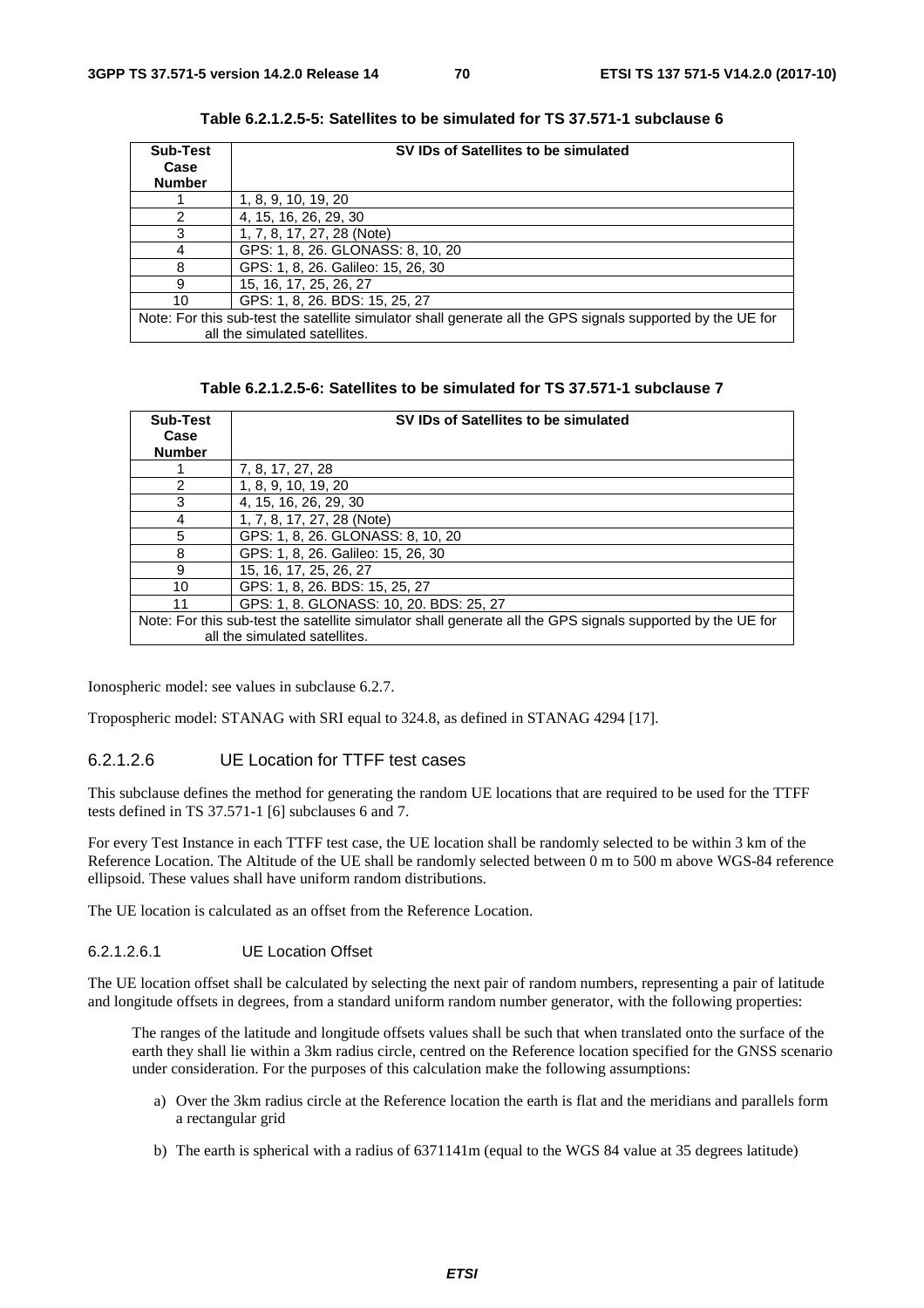**Table 6.2.1.2.5-5: Satellites to be simulated for TS 37.571-1 subclause 6**

| Sub-Test Case Number | SV IDs of Satellites to be simulated |
|---|---|
| 1 | 1, 8, 9, 10, 19, 20 |
| 2 | 4, 15, 16, 26, 29, 30 |
| 3 | 1, 7, 8, 17, 27, 28 (Note) |
| 4 | GPS: 1, 8, 26. GLONASS: 8, 10, 20 |
| 8 | GPS: 1, 8, 26. Galileo: 15, 26, 30 |
| 9 | 15, 16, 17, 25, 26, 27 |
| 10 | GPS: 1, 8, 26. BDS: 15, 25, 27 |
| Note: For this sub-test the satellite simulator shall generate all the GPS signals supported by the UE for all the simulated satellites. | |

**Table 6.2.1.2.5-6: Satellites to be simulated for TS 37.571-1 subclause 7**

| Sub-Test Case Number | SV IDs of Satellites to be simulated |
|---|---|
| 1 | 7, 8, 17, 27, 28 |
| 2 | 1, 8, 9, 10, 19, 20 |
| 3 | 4, 15, 16, 26, 29, 30 |
| 4 | 1, 7, 8, 17, 27, 28 (Note) |
| 5 | GPS: 1, 8, 26. GLONASS: 8, 10, 20 |
| 8 | GPS: 1, 8, 26. Galileo: 15, 26, 30 |
| 9 | 15, 16, 17, 25, 26, 27 |
| 10 | GPS: 1, 8, 26. BDS: 15, 25, 27 |
| 11 | GPS: 1, 8. GLONASS: 10, 20. BDS: 25, 27 |
| Note: For this sub-test the satellite simulator shall generate all the GPS signals supported by the UE for all the simulated satellites. | |

Ionospheric model: see values in subclause 6.2.7.

Tropospheric model: STANAG with SRI equal to 324.8, as defined in STANAG 4294 [17].

#### 6.2.1.2.6 UE Location for TTFF test cases

This subclause defines the method for generating the random UE locations that are required to be used for the TTFF tests defined in TS 37.571-1 [6] subclauses 6 and 7.

For every Test Instance in each TTFF test case, the UE location shall be randomly selected to be within 3 km of the Reference Location. The Altitude of the UE shall be randomly selected between 0 m to 500 m above WGS-84 reference ellipsoid. These values shall have uniform random distributions.

The UE location is calculated as an offset from the Reference Location.

##### 6.2.1.2.6.1 UE Location Offset

The UE location offset shall be calculated by selecting the next pair of random numbers, representing a pair of latitude and longitude offsets in degrees, from a standard uniform random number generator, with the following properties:

The ranges of the latitude and longitude offsets values shall be such that when translated onto the surface of the earth they shall lie within a 3km radius circle, centred on the Reference location specified for the GNSS scenario under consideration. For the purposes of this calculation make the following assumptions:

a) Over the 3km radius circle at the Reference location the earth is flat and the meridians and parallels form a rectangular grid

b) The earth is spherical with a radius of 6371141m (equal to the WGS 84 value at 35 degrees latitude)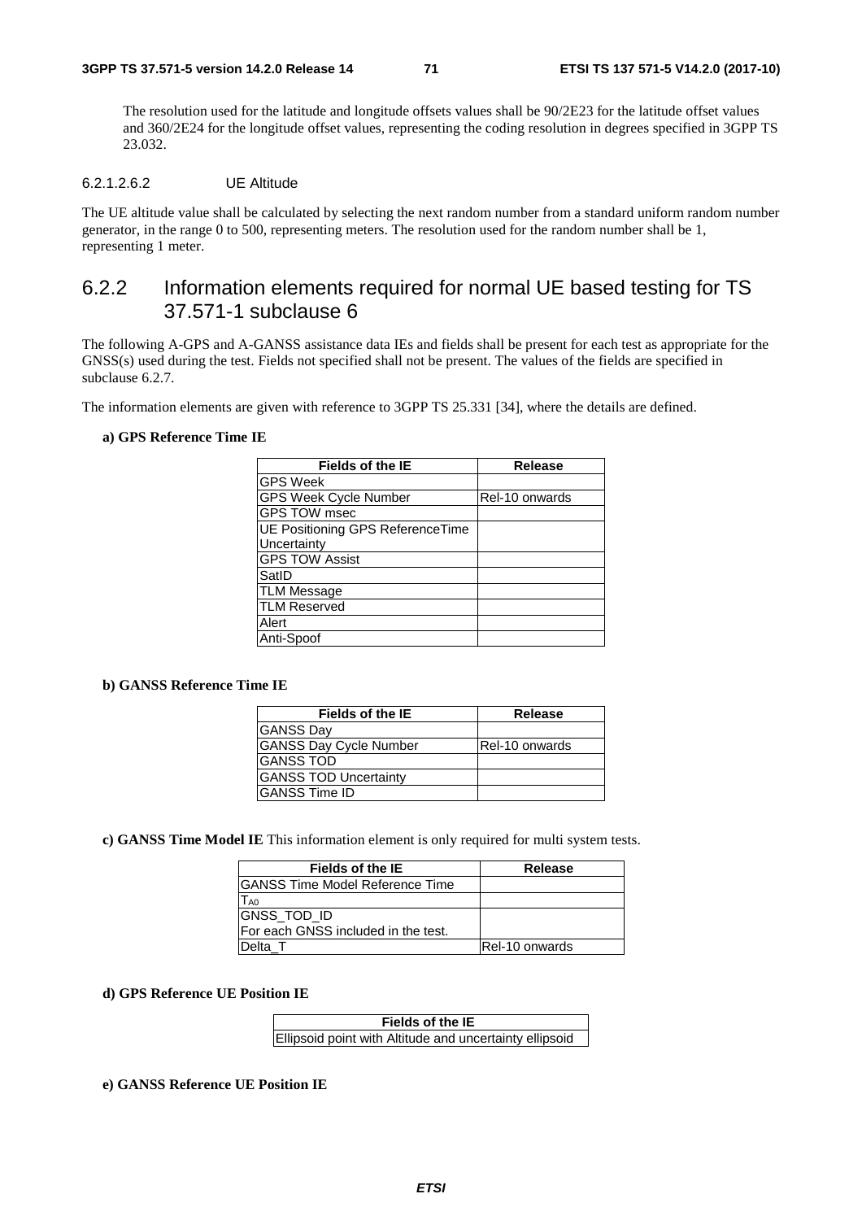The resolution used for the latitude and longitude offsets values shall be 90/2E23 for the latitude offset values and 360/2E24 for the longitude offset values, representing the coding resolution in degrees specified in 3GPP TS 23.032.

#### 6.2.1.2.6.2 UE Altitude

The UE altitude value shall be calculated by selecting the next random number from a standard uniform random number generator, in the range 0 to 500, representing meters. The resolution used for the random number shall be 1, representing 1 meter.

## 6.2.2 Information elements required for normal UE based testing for TS 37.571-1 subclause 6

The following A-GPS and A-GANSS assistance data IEs and fields shall be present for each test as appropriate for the GNSS(s) used during the test. Fields not specified shall not be present. The values of the fields are specified in subclause 6.2.7.

The information elements are given with reference to 3GPP TS 25.331 [34], where the details are defined.

**a) GPS Reference Time IE**

| Fields of the IE | Release |
|---|---|
| GPS Week | |
| GPS Week Cycle Number | Rel-10 onwards |
| GPS TOW msec | |
| UE Positioning GPS ReferenceTime Uncertainty | |
| GPS TOW Assist | |
| SatID | |
| TLM Message | |
| TLM Reserved | |
| Alert | |
| Anti-Spoof | |

**b) GANSS Reference Time IE**

| Fields of the IE | Release |
|---|---|
| GANSS Day | |
| GANSS Day Cycle Number | Rel-10 onwards |
| GANSS TOD | |
| GANSS TOD Uncertainty | |
| GANSS Time ID | |

**c) GANSS Time Model IE** This information element is only required for multi system tests.

| Fields of the IE | Release |
|---|---|
| GANSS Time Model Reference Time | |
| $T_{A0}$ | |
| GNSS_TOD_ID<br>For each GNSS included in the test. | |
| Delta_T | Rel-10 onwards |

**d) GPS Reference UE Position IE**

| Fields of the IE |
|---|
| Ellipsoid point with Altitude and uncertainty ellipsoid |

**e) GANSS Reference UE Position IE**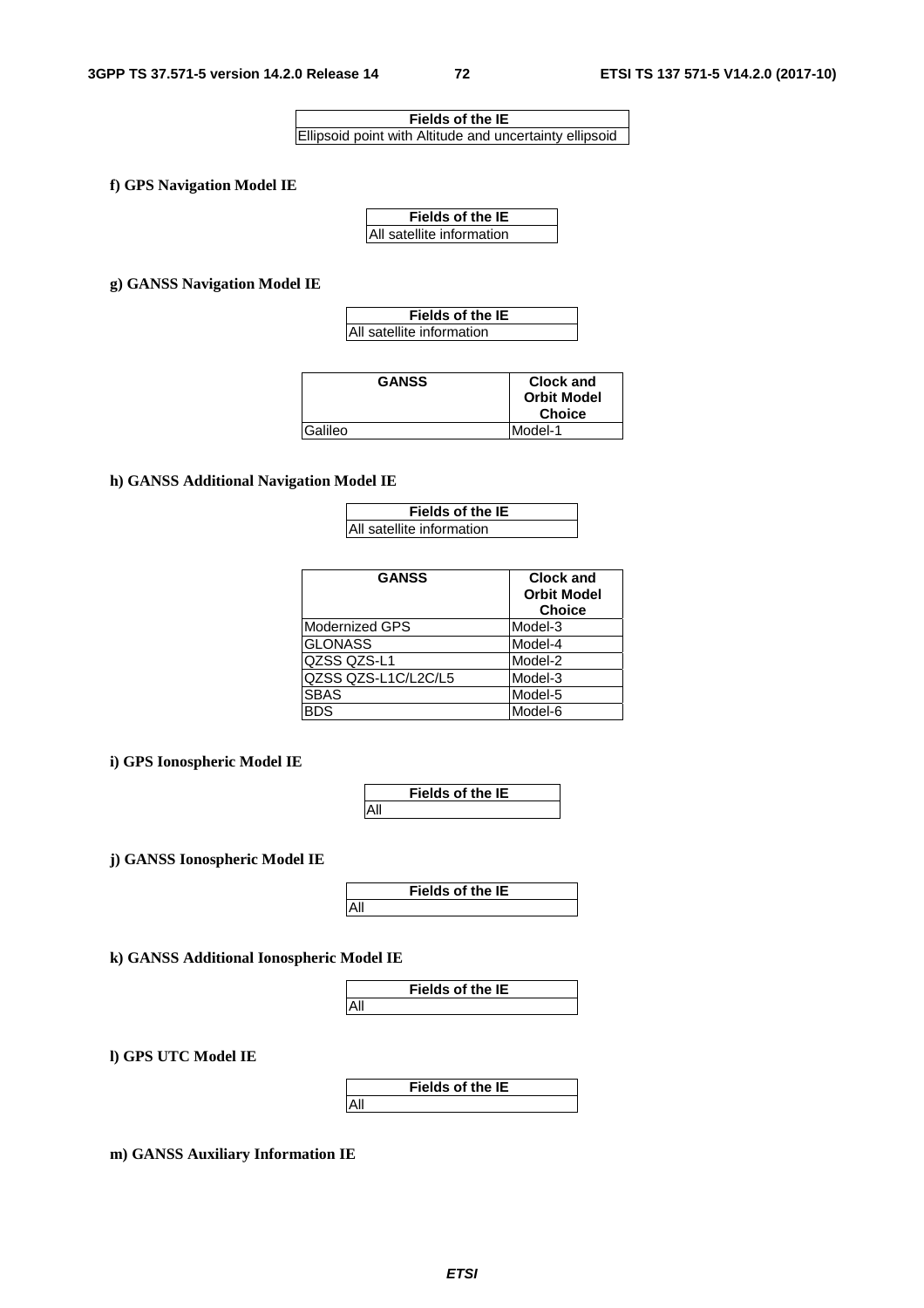| Fields of the IE |
| --- |
| Ellipsoid point with Altitude and uncertainty ellipsoid |

**f) GPS Navigation Model IE**

| Fields of the IE |
| --- |
| All satellite information |

**g) GANSS Navigation Model IE**

| Fields of the IE |
| --- |
| All satellite information |

| GANSS | Clock and Orbit Model Choice |
| --- | --- |
| Galileo | Model-1 |

**h) GANSS Additional Navigation Model IE**

| Fields of the IE |
| --- |
| All satellite information |

| GANSS | Clock and Orbit Model Choice |
| --- | --- |
| Modernized GPS | Model-3 |
| GLONASS | Model-4 |
| QZSS QZS-L1 | Model-2 |
| QZSS QZS-L1C/L2C/L5 | Model-3 |
| SBAS | Model-5 |
| BDS | Model-6 |

**i) GPS Ionospheric Model IE**

| Fields of the IE |
| --- |
| All |

**j) GANSS Ionospheric Model IE**

| Fields of the IE |
| --- |
| All |

**k) GANSS Additional Ionospheric Model IE**

| Fields of the IE |
| --- |
| All |

**l) GPS UTC Model IE**

| Fields of the IE |
| --- |
| All |

**m) GANSS Auxiliary Information IE**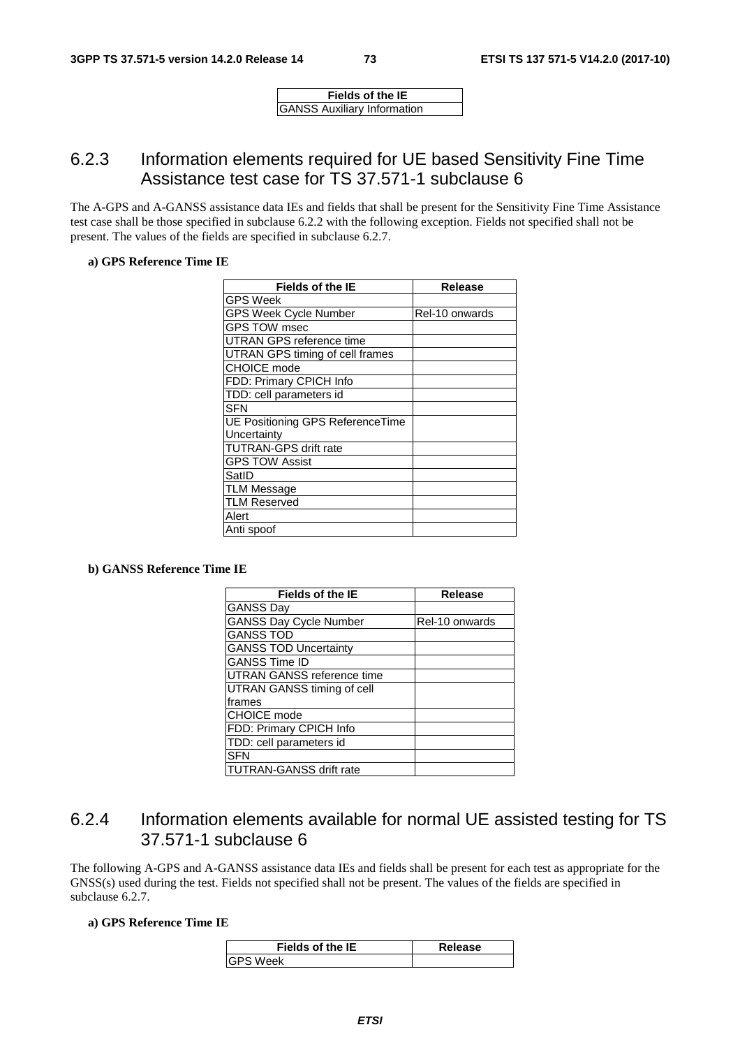| Fields of the IE |
| --- |
| GANSS Auxiliary Information |

### 6.2.3 Information elements required for UE based Sensitivity Fine Time Assistance test case for TS 37.571-1 subclause 6

The A-GPS and A-GANSS assistance data IEs and fields that shall be present for the Sensitivity Fine Time Assistance test case shall be those specified in subclause 6.2.2 with the following exception. Fields not specified shall not be present. The values of the fields are specified in subclause 6.2.7.

**a) GPS Reference Time IE**

| Fields of the IE | Release |
| --- | --- |
| GPS Week | |
| GPS Week Cycle Number | Rel-10 onwards |
| GPS TOW msec | |
| UTRAN GPS reference time | |
| UTRAN GPS timing of cell frames | |
| CHOICE mode | |
| FDD: Primary CPICH Info | |
| TDD: cell parameters id | |
| SFN | |
| UE Positioning GPS ReferenceTime Uncertainty | |
| TUTRAN-GPS drift rate | |
| GPS TOW Assist | |
| SatID | |
| TLM Message | |
| TLM Reserved | |
| Alert | |
| Anti spoof | |

**b) GANSS Reference Time IE**

| Fields of the IE | Release |
| --- | --- |
| GANSS Day | |
| GANSS Day Cycle Number | Rel-10 onwards |
| GANSS TOD | |
| GANSS TOD Uncertainty | |
| GANSS Time ID | |
| UTRAN GANSS reference time | |
| UTRAN GANSS timing of cell frames | |
| CHOICE mode | |
| FDD: Primary CPICH Info | |
| TDD: cell parameters id | |
| SFN | |
| TUTRAN-GANSS drift rate | |

### 6.2.4 Information elements available for normal UE assisted testing for TS 37.571-1 subclause 6

The following A-GPS and A-GANSS assistance data IEs and fields shall be present for each test as appropriate for the GNSS(s) used during the test. Fields not specified shall not be present. The values of the fields are specified in subclause 6.2.7.

**a) GPS Reference Time IE**

| Fields of the IE | Release |
| --- | --- |
| GPS Week | |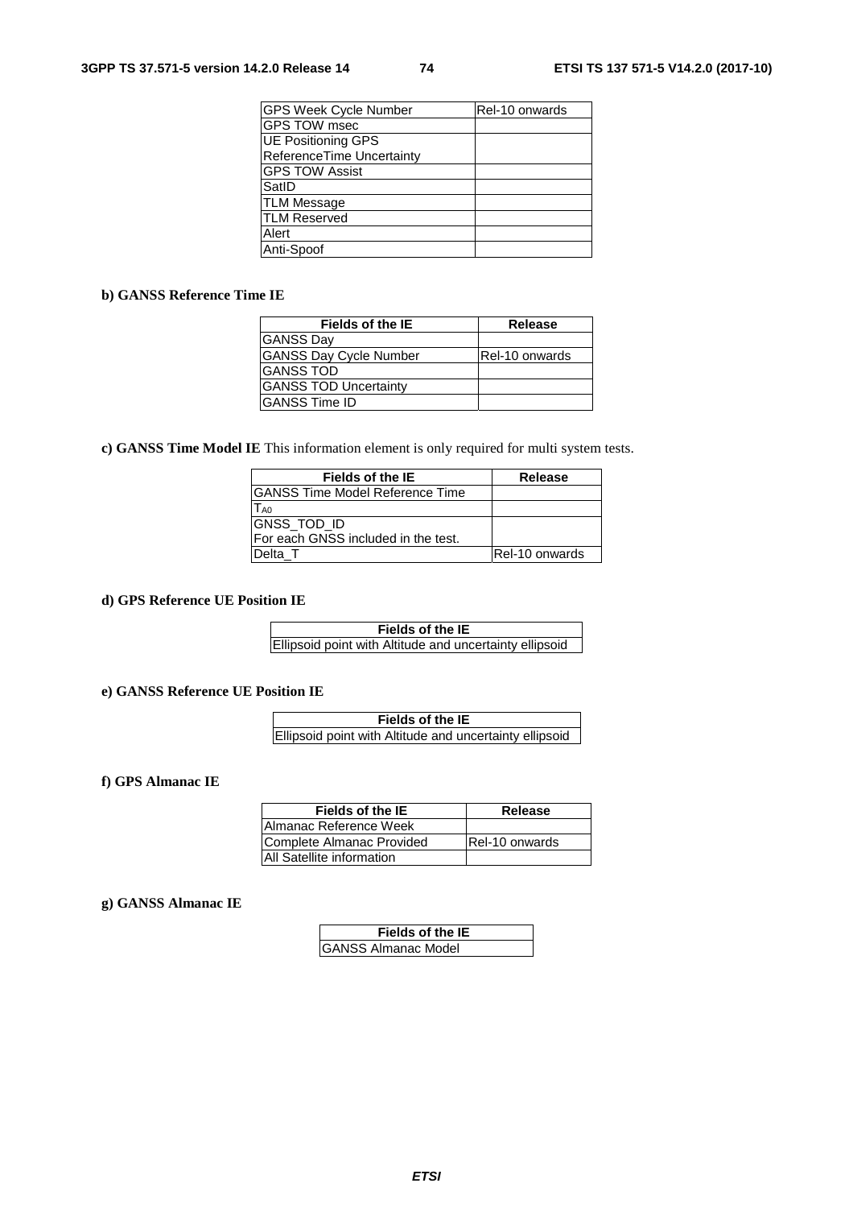| GPS Week Cycle Number | Rel-10 onwards |
|---|---|
| GPS TOW msec | |
| UE Positioning GPS ReferenceTime Uncertainty | |
| GPS TOW Assist | |
| SatID | |
| TLM Message | |
| TLM Reserved | |
| Alert | |
| Anti-Spoof | |

**b) GANSS Reference Time IE**

| Fields of the IE | Release |
|---|---|
| GANSS Day | |
| GANSS Day Cycle Number | Rel-10 onwards |
| GANSS TOD | |
| GANSS TOD Uncertainty | |
| GANSS Time ID | |

**c) GANSS Time Model IE** This information element is only required for multi system tests.

| Fields of the IE | Release |
|---|---|
| GANSS Time Model Reference Time | |
| $T_{A0}$ | |
| GNSS_TOD_ID For each GNSS included in the test. | |
| Delta_T | Rel-10 onwards |

**d) GPS Reference UE Position IE**

| Fields of the IE |
|---|
| Ellipsoid point with Altitude and uncertainty ellipsoid |

**e) GANSS Reference UE Position IE**

| Fields of the IE |
|---|
| Ellipsoid point with Altitude and uncertainty ellipsoid |

**f) GPS Almanac IE**

| Fields of the IE | Release |
|---|---|
| Almanac Reference Week | |
| Complete Almanac Provided | Rel-10 onwards |
| All Satellite information | |

**g) GANSS Almanac IE**

| Fields of the IE |
|---|
| GANSS Almanac Model |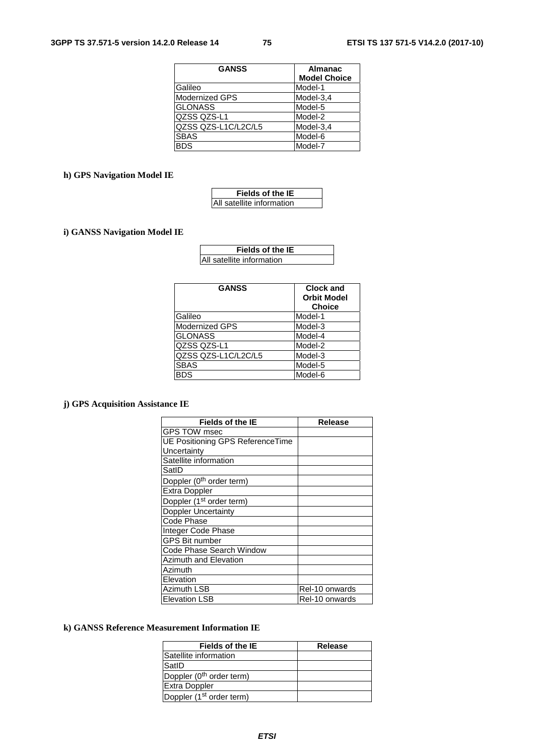| GANSS | Almanac Model Choice |
|---|---|
| Galileo | Model-1 |
| Modernized GPS | Model-3,4 |
| GLONASS | Model-5 |
| QZSS QZS-L1 | Model-2 |
| QZSS QZS-L1C/L2C/L5 | Model-3,4 |
| SBAS | Model-6 |
| BDS | Model-7 |

**h) GPS Navigation Model IE**

| Fields of the IE |
|---|
| All satellite information |

**i) GANSS Navigation Model IE**

| Fields of the IE |
|---|
| All satellite information |

| GANSS | Clock and Orbit Model Choice |
|---|---|
| Galileo | Model-1 |
| Modernized GPS | Model-3 |
| GLONASS | Model-4 |
| QZSS QZS-L1 | Model-2 |
| QZSS QZS-L1C/L2C/L5 | Model-3 |
| SBAS | Model-5 |
| BDS | Model-6 |

**j) GPS Acquisition Assistance IE**

| Fields of the IE | Release |
|---|---|
| GPS TOW msec | |
| UE Positioning GPS ReferenceTime Uncertainty | |
| Satellite information | |
| SatID | |
| Doppler (0$^{th}$ order term) | |
| Extra Doppler | |
| Doppler (1$^{st}$ order term) | |
| Doppler Uncertainty | |
| Code Phase | |
| Integer Code Phase | |
| GPS Bit number | |
| Code Phase Search Window | |
| Azimuth and Elevation | |
| Azimuth | |
| Elevation | |
| Azimuth LSB | Rel-10 onwards |
| Elevation LSB | Rel-10 onwards |

**k) GANSS Reference Measurement Information IE**

| Fields of the IE | Release |
|---|---|
| Satellite information | |
| SatID | |
| Doppler (0$^{th}$ order term) | |
| Extra Doppler | |
| Doppler (1$^{st}$ order term) | |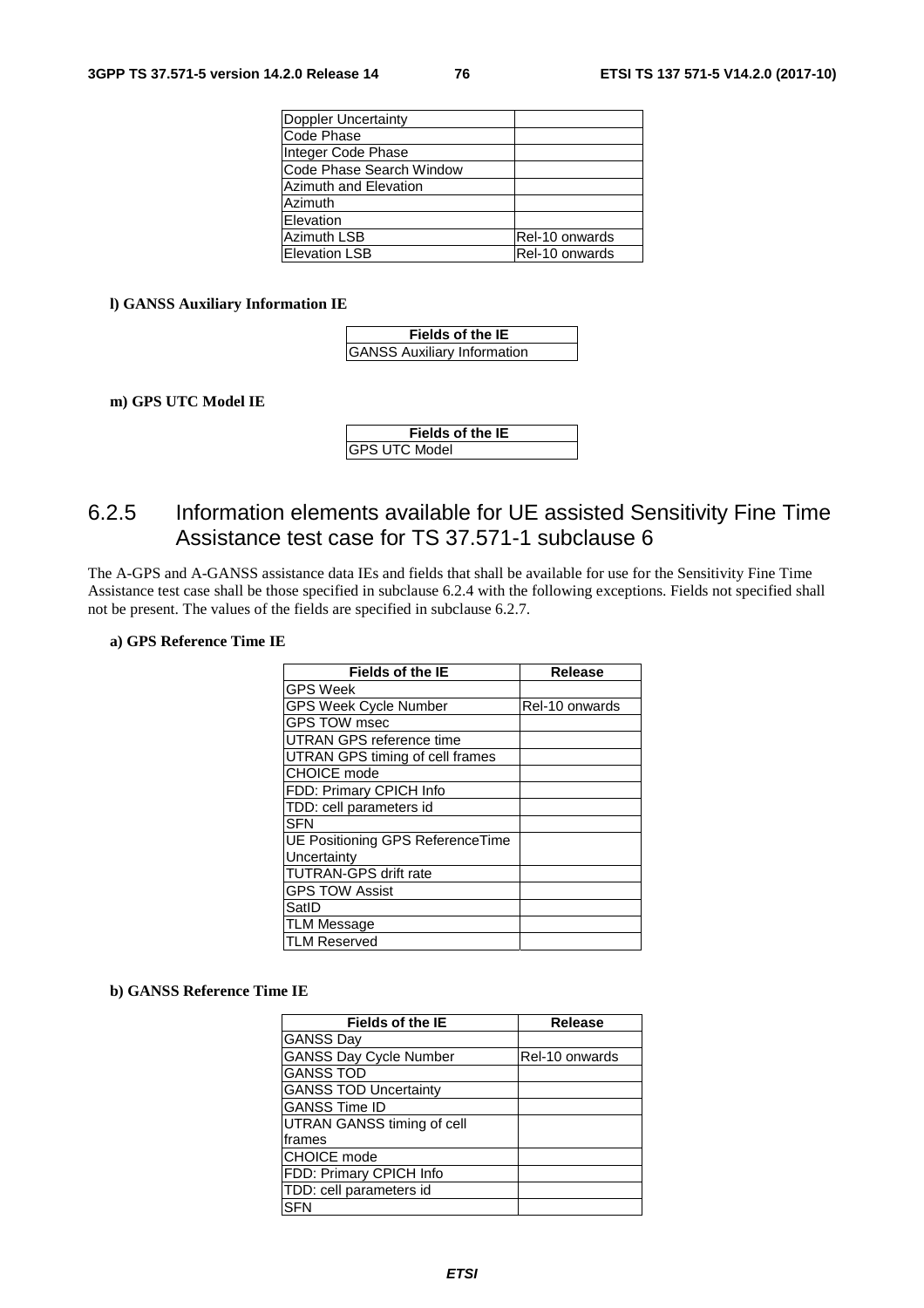| Doppler Uncertainty | |
|---|---|
| Code Phase | |
| Integer Code Phase | |
| Code Phase Search Window | |
| Azimuth and Elevation | |
| Azimuth | |
| Elevation | |
| Azimuth LSB | Rel-10 onwards |
| Elevation LSB | Rel-10 onwards |

**l) GANSS Auxiliary Information IE**

| Fields of the IE |
|---|
| GANSS Auxiliary Information |

**m) GPS UTC Model IE**

| Fields of the IE |
|---|
| GPS UTC Model |

## 6.2.5 Information elements available for UE assisted Sensitivity Fine Time Assistance test case for TS 37.571-1 subclause 6

The A-GPS and A-GANSS assistance data IEs and fields that shall be available for use for the Sensitivity Fine Time Assistance test case shall be those specified in subclause 6.2.4 with the following exceptions. Fields not specified shall not be present. The values of the fields are specified in subclause 6.2.7.

**a) GPS Reference Time IE**

| Fields of the IE | Release |
|---|---|
| GPS Week | |
| GPS Week Cycle Number | Rel-10 onwards |
| GPS TOW msec | |
| UTRAN GPS reference time | |
| UTRAN GPS timing of cell frames | |
| CHOICE mode | |
| FDD: Primary CPICH Info | |
| TDD: cell parameters id | |
| SFN | |
| UE Positioning GPS ReferenceTime Uncertainty | |
| TUTRAN-GPS drift rate | |
| GPS TOW Assist | |
| SatID | |
| TLM Message | |
| TLM Reserved | |

**b) GANSS Reference Time IE**

| Fields of the IE | Release |
|---|---|
| GANSS Day | |
| GANSS Day Cycle Number | Rel-10 onwards |
| GANSS TOD | |
| GANSS TOD Uncertainty | |
| GANSS Time ID | |
| UTRAN GANSS timing of cell frames | |
| CHOICE mode | |
| FDD: Primary CPICH Info | |
| TDD: cell parameters id | |
| SFN | |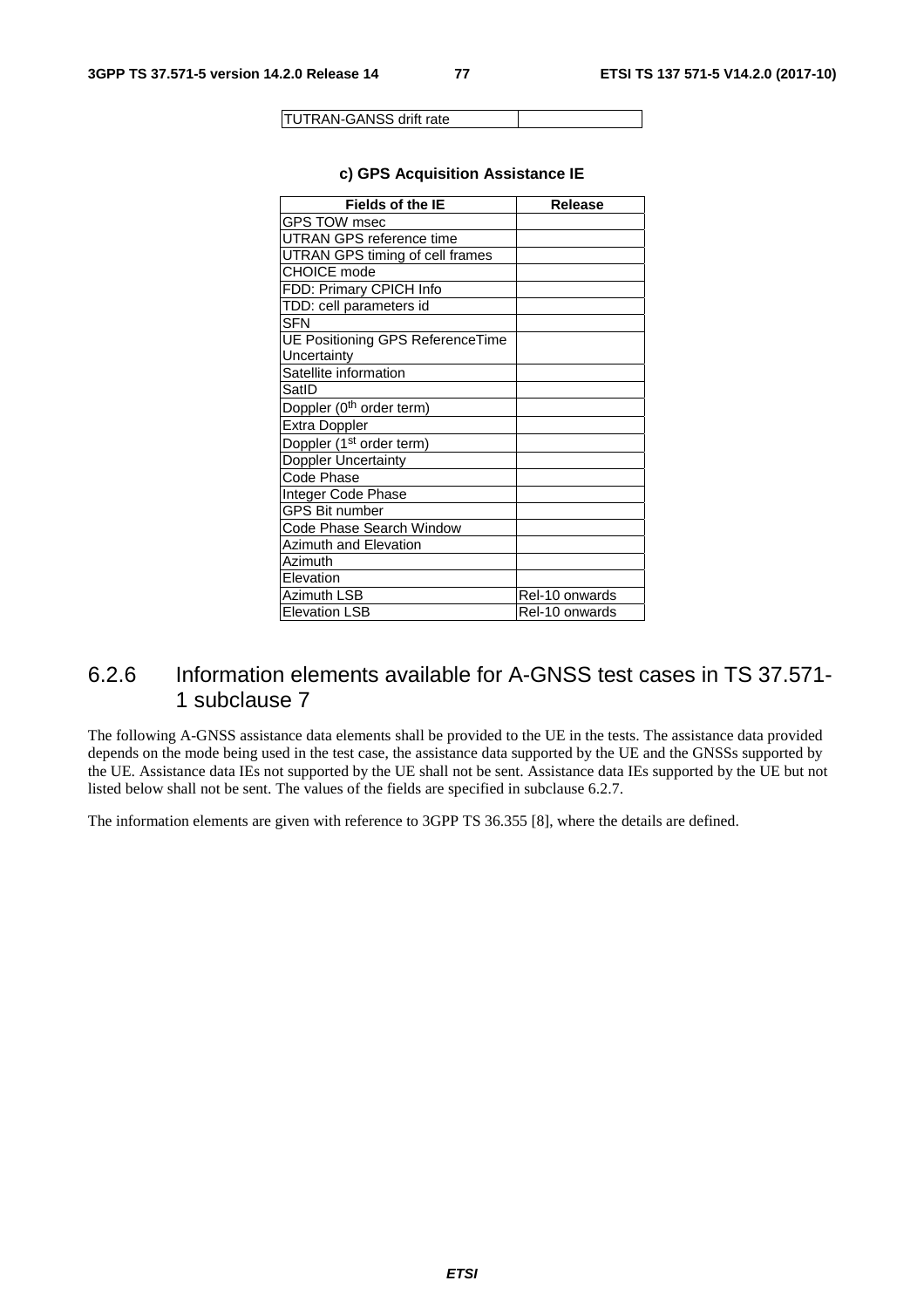| TUTRAN-GANSS drift rate | |
|---|---|

**c) GPS Acquisition Assistance IE**

| Fields of the IE | Release |
|---|---|
| GPS TOW msec | |
| UTRAN GPS reference time | |
| UTRAN GPS timing of cell frames | |
| CHOICE mode | |
| FDD: Primary CPICH Info | |
| TDD: cell parameters id | |
| SFN | |
| UE Positioning GPS ReferenceTime Uncertainty | |
| Satellite information | |
| SatID | |
| Doppler (0$^{th}$ order term) | |
| Extra Doppler | |
| Doppler (1$^{st}$ order term) | |
| Doppler Uncertainty | |
| Code Phase | |
| Integer Code Phase | |
| GPS Bit number | |
| Code Phase Search Window | |
| Azimuth and Elevation | |
| Azimuth | |
| Elevation | |
| Azimuth LSB | Rel-10 onwards |
| Elevation LSB | Rel-10 onwards |

## 6.2.6 Information elements available for A-GNSS test cases in TS 37.571-1 subclause 7

The following A-GNSS assistance data elements shall be provided to the UE in the tests. The assistance data provided depends on the mode being used in the test case, the assistance data supported by the UE and the GNSSs supported by the UE. Assistance data IEs not supported by the UE shall not be sent. Assistance data IEs supported by the UE but not listed below shall not be sent. The values of the fields are specified in subclause 6.2.7.

The information elements are given with reference to 3GPP TS 36.355 [8], where the details are defined.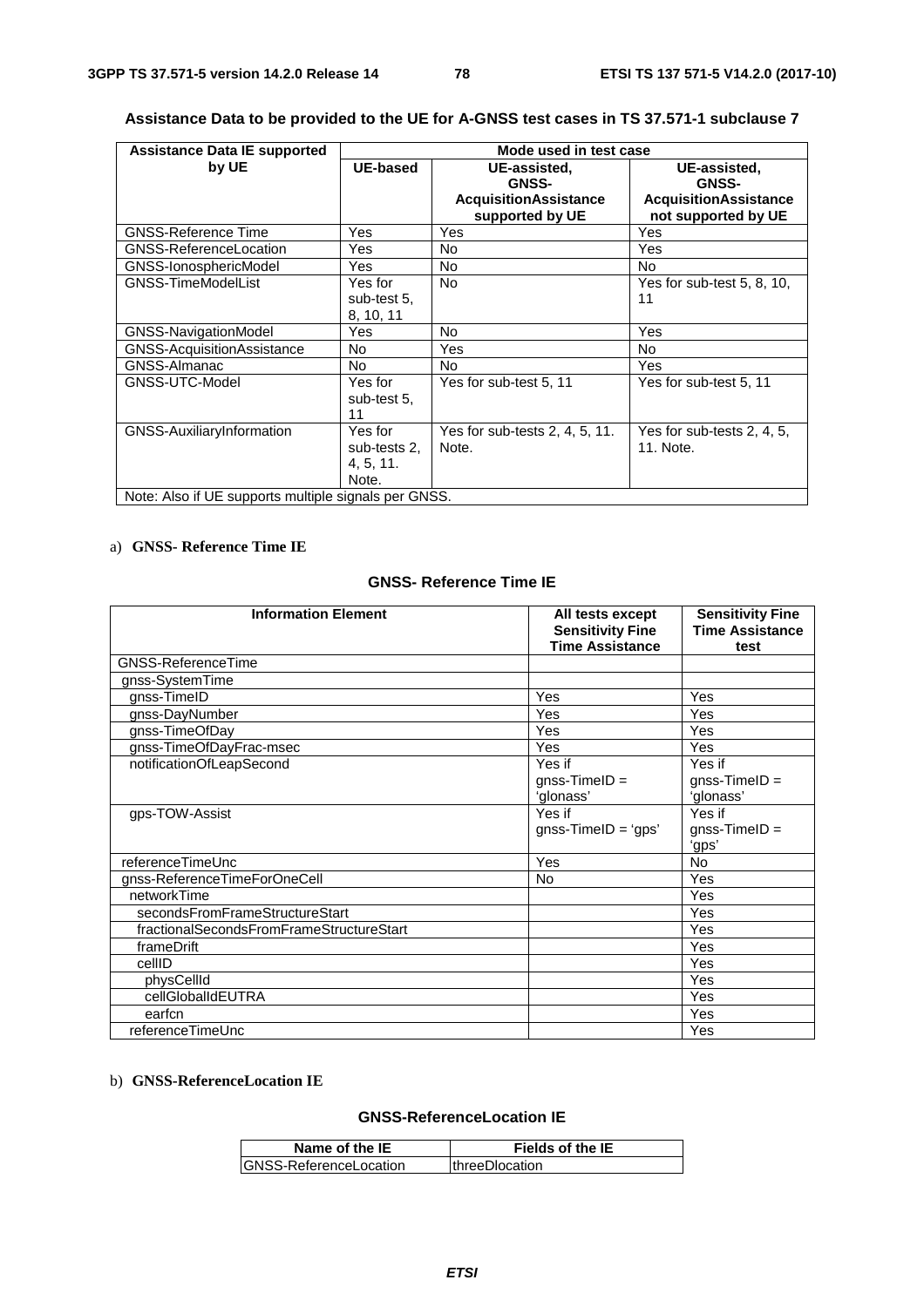**Assistance Data to be provided to the UE for A-GNSS test cases in TS 37.571-1 subclause 7**

| Assistance Data IE supported by UE | Mode used in test case | | |
|---|---|---|---|
| | **UE-based** | **UE-assisted, GNSS-AcquisitionAssistance supported by UE** | **UE-assisted, GNSS-AcquisitionAssistance not supported by UE** |
| GNSS-Reference Time | Yes | Yes | Yes |
| GNSS-ReferenceLocation | Yes | No | Yes |
| GNSS-IonosphericModel | Yes | No | No |
| GNSS-TimeModelList | Yes for sub-test 5, 8, 10, 11 | No | Yes for sub-test 5, 8, 10, 11 |
| GNSS-NavigationModel | Yes | No | Yes |
| GNSS-AcquisitionAssistance | No | Yes | No |
| GNSS-Almanac | No | No | Yes |
| GNSS-UTC-Model | Yes for sub-test 5, 11 | Yes for sub-test 5, 11 | Yes for sub-test 5, 11 |
| GNSS-AuxiliaryInformation | Yes for sub-tests 2, 4, 5, 11. Note. | Yes for sub-tests 2, 4, 5, 11. Note. | Yes for sub-tests 2, 4, 5, 11. Note. |
| Note: Also if UE supports multiple signals per GNSS. | | | |

a) **GNSS- Reference Time IE**

**GNSS- Reference Time IE**

| Information Element | All tests except Sensitivity Fine Time Assistance | Sensitivity Fine Time Assistance test |
|---|---|---|
| GNSS-ReferenceTime | | |
| gnss-SystemTime | | |
| gnss-TimeID | Yes | Yes |
| gnss-DayNumber | Yes | Yes |
| gnss-TimeOfDay | Yes | Yes |
| gnss-TimeOfDayFrac-msec | Yes | Yes |
| notificationOfLeapSecond | Yes if gnss-TimeID = 'glonass' | Yes if gnss-TimeID = 'glonass' |
| gps-TOW-Assist | Yes if gnss-TimeID = 'gps' | Yes if gnss-TimeID = 'gps' |
| referenceTimeUnc | Yes | No |
| gnss-ReferenceTimeForOneCell | No | Yes |
| networkTime | | Yes |
| secondsFromFrameStructureStart | | Yes |
| fractionalSecondsFromFrameStructureStart | | Yes |
| frameDrift | | Yes |
| cellID | | Yes |
| physCellId | | Yes |
| cellGlobalIdEUTRA | | Yes |
| earfcn | | Yes |
| referenceTimeUnc | | Yes |

b) **GNSS-ReferenceLocation IE**

**GNSS-ReferenceLocation IE**

| Name of the IE | Fields of the IE |
|---|---|
| GNSS-ReferenceLocation | threeDlocation |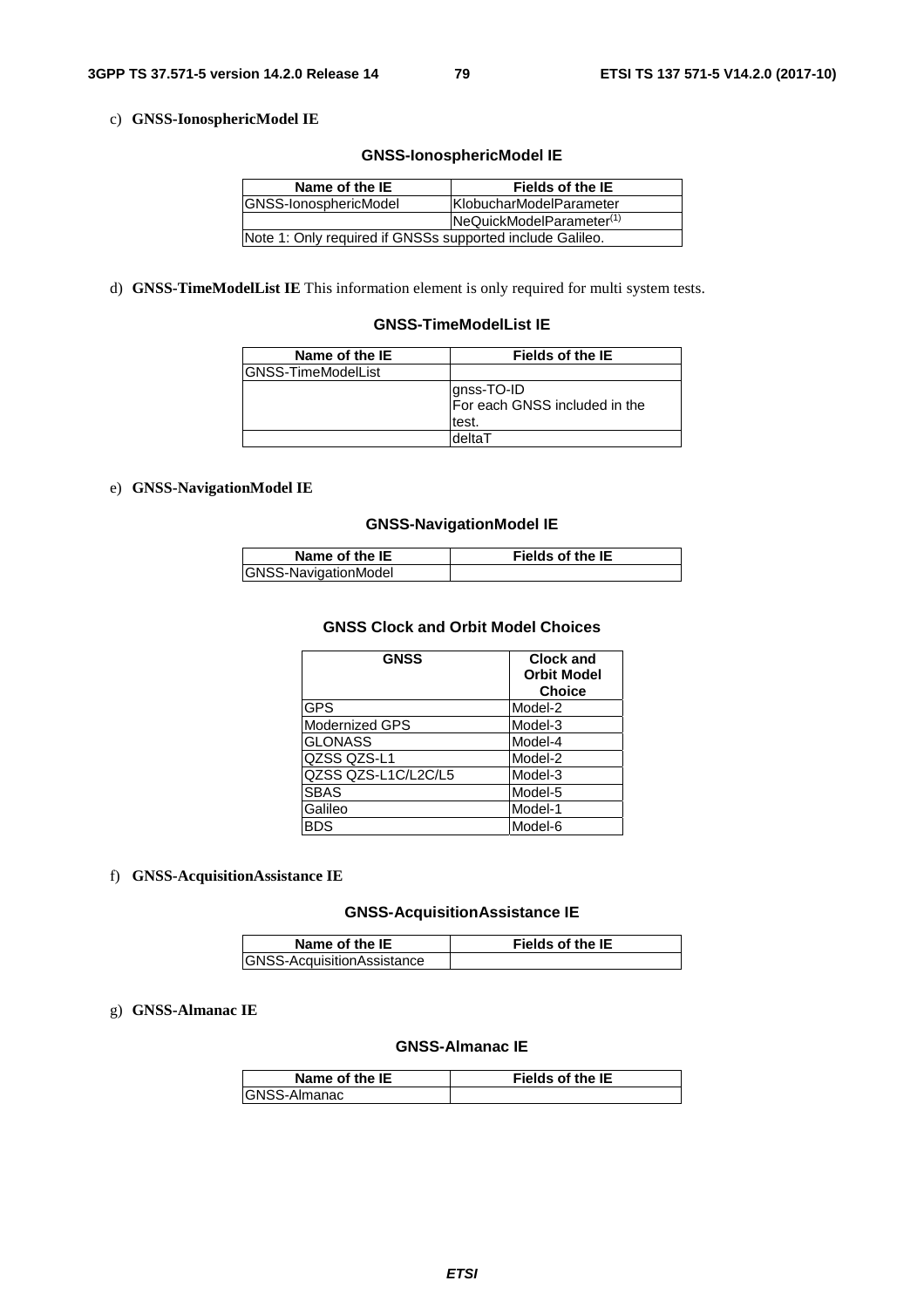c) **GNSS-IonosphericModel IE**

**GNSS-IonosphericModel IE**

| Name of the IE | Fields of the IE |
|---|---|
| GNSS-IonosphericModel | KlobucharModelParameter |
| | NeQuickModelParameter(1) |
| Note 1: Only required if GNSSs supported include Galileo. | |

d) **GNSS-TimeModelList IE** This information element is only required for multi system tests.

**GNSS-TimeModelList IE**

| Name of the IE | Fields of the IE |
|---|---|
| GNSS-TimeModelList | |
| | gnss-TO-ID<br>For each GNSS included in the test. |
| | deltaT |

e) **GNSS-NavigationModel IE**

**GNSS-NavigationModel IE**

| Name of the IE | Fields of the IE |
|---|---|
| GNSS-NavigationModel | |

**GNSS Clock and Orbit Model Choices**

| GNSS | Clock and Orbit Model Choice |
|---|---|
| GPS | Model-2 |
| Modernized GPS | Model-3 |
| GLONASS | Model-4 |
| QZSS QZS-L1 | Model-2 |
| QZSS QZS-L1C/L2C/L5 | Model-3 |
| SBAS | Model-5 |
| Galileo | Model-1 |
| BDS | Model-6 |

f) **GNSS-AcquisitionAssistance IE**

**GNSS-AcquisitionAssistance IE**

| Name of the IE | Fields of the IE |
|---|---|
| GNSS-AcquisitionAssistance | |

g) **GNSS-Almanac IE**

**GNSS-Almanac IE**

| Name of the IE | Fields of the IE |
|---|---|
| GNSS-Almanac | |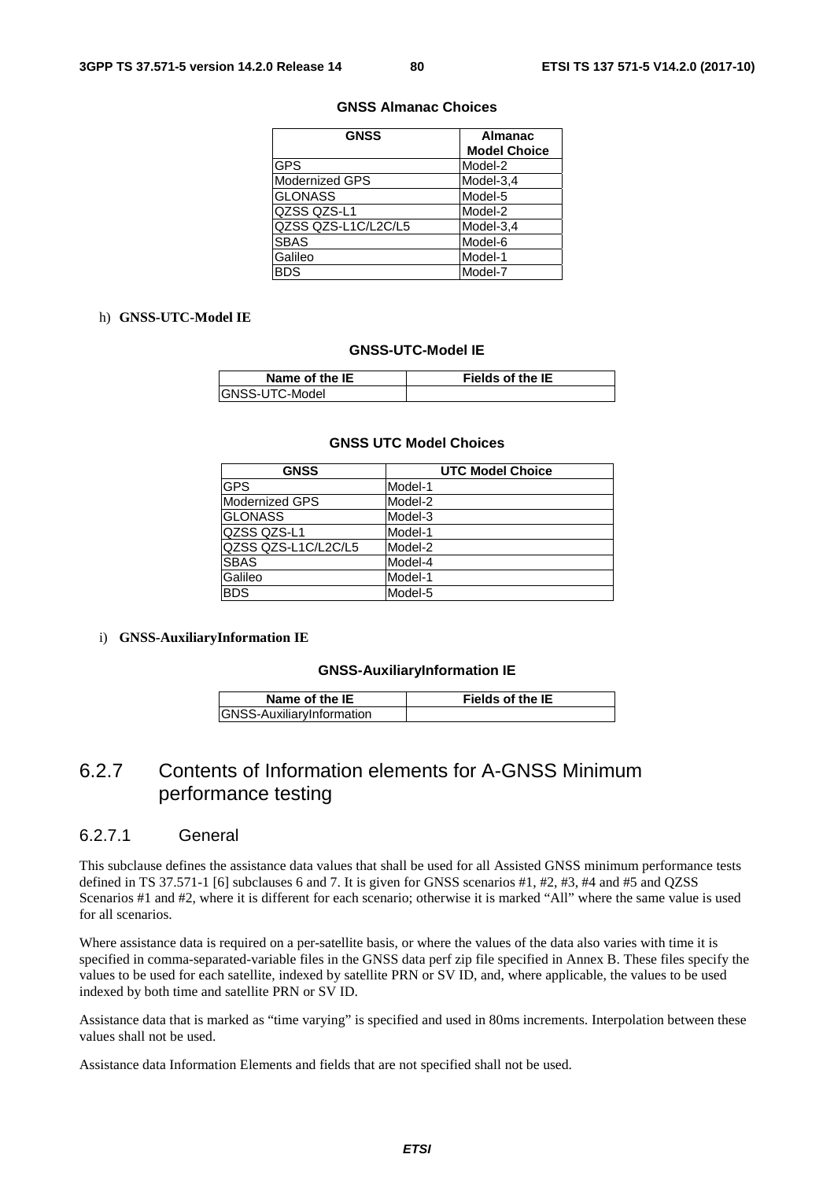**GNSS Almanac Choices**

| GNSS | Almanac Model Choice |
|---|---|
| GPS | Model-2 |
| Modernized GPS | Model-3,4 |
| GLONASS | Model-5 |
| QZSS QZS-L1 | Model-2 |
| QZSS QZS-L1C/L2C/L5 | Model-3,4 |
| SBAS | Model-6 |
| Galileo | Model-1 |
| BDS | Model-7 |

h) **GNSS-UTC-Model IE**

**GNSS-UTC-Model IE**

| Name of the IE | Fields of the IE |
|---|---|
| GNSS-UTC-Model | |

**GNSS UTC Model Choices**

| GNSS | UTC Model Choice |
|---|---|
| GPS | Model-1 |
| Modernized GPS | Model-2 |
| GLONASS | Model-3 |
| QZSS QZS-L1 | Model-1 |
| QZSS QZS-L1C/L2C/L5 | Model-2 |
| SBAS | Model-4 |
| Galileo | Model-1 |
| BDS | Model-5 |

i) **GNSS-AuxiliaryInformation IE**

**GNSS-AuxiliaryInformation IE**

| Name of the IE | Fields of the IE |
|---|---|
| GNSS-AuxiliaryInformation | |

## 6.2.7 Contents of Information elements for A-GNSS Minimum performance testing

### 6.2.7.1 General

This subclause defines the assistance data values that shall be used for all Assisted GNSS minimum performance tests defined in TS 37.571-1 [6] subclauses 6 and 7. It is given for GNSS scenarios #1, #2, #3, #4 and #5 and QZSS Scenarios #1 and #2, where it is different for each scenario; otherwise it is marked "All" where the same value is used for all scenarios.

Where assistance data is required on a per-satellite basis, or where the values of the data also varies with time it is specified in comma-separated-variable files in the GNSS data perf zip file specified in Annex B. These files specify the values to be used for each satellite, indexed by satellite PRN or SV ID, and, where applicable, the values to be used indexed by both time and satellite PRN or SV ID.

Assistance data that is marked as "time varying" is specified and used in 80ms increments. Interpolation between these values shall not be used.

Assistance data Information Elements and fields that are not specified shall not be used.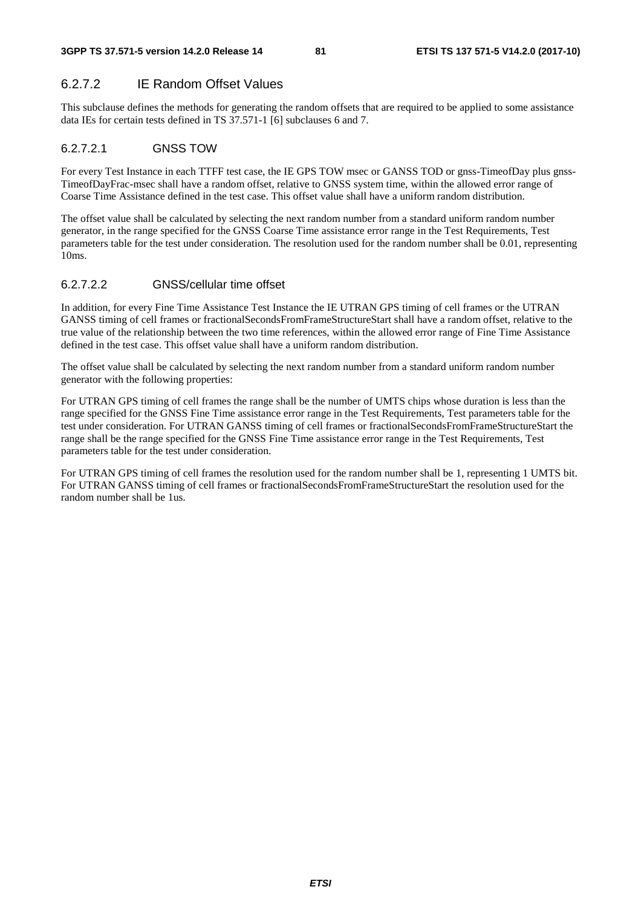### 6.2.7.2 IE Random Offset Values

This subclause defines the methods for generating the random offsets that are required to be applied to some assistance data IEs for certain tests defined in TS 37.571-1 [6] subclauses 6 and 7.

#### 6.2.7.2.1 GNSS TOW

For every Test Instance in each TTFF test case, the IE GPS TOW msec or GANSS TOD or gnss-TimeofDay plus gnss-TimeofDayFrac-msec shall have a random offset, relative to GNSS system time, within the allowed error range of Coarse Time Assistance defined in the test case. This offset value shall have a uniform random distribution.

The offset value shall be calculated by selecting the next random number from a standard uniform random number generator, in the range specified for the GNSS Coarse Time assistance error range in the Test Requirements, Test parameters table for the test under consideration. The resolution used for the random number shall be 0.01, representing 10ms.

#### 6.2.7.2.2 GNSS/cellular time offset

In addition, for every Fine Time Assistance Test Instance the IE UTRAN GPS timing of cell frames or the UTRAN GANSS timing of cell frames or fractionalSecondsFromFrameStructureStart shall have a random offset, relative to the true value of the relationship between the two time references, within the allowed error range of Fine Time Assistance defined in the test case. This offset value shall have a uniform random distribution.

The offset value shall be calculated by selecting the next random number from a standard uniform random number generator with the following properties:

For UTRAN GPS timing of cell frames the range shall be the number of UMTS chips whose duration is less than the range specified for the GNSS Fine Time assistance error range in the Test Requirements, Test parameters table for the test under consideration. For UTRAN GANSS timing of cell frames or fractionalSecondsFromFrameStructureStart the range shall be the range specified for the GNSS Fine Time assistance error range in the Test Requirements, Test parameters table for the test under consideration.

For UTRAN GPS timing of cell frames the resolution used for the random number shall be 1, representing 1 UMTS bit. For UTRAN GANSS timing of cell frames or fractionalSecondsFromFrameStructureStart the resolution used for the random number shall be 1us.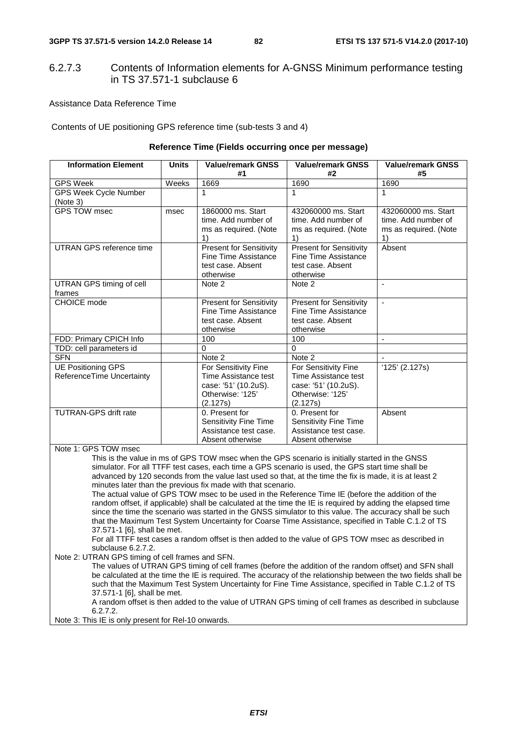### 6.2.7.3 Contents of Information elements for A-GNSS Minimum performance testing in TS 37.571-1 subclause 6

Assistance Data Reference Time

Contents of UE positioning GPS reference time (sub-tests 3 and 4)

**Reference Time (Fields occurring once per message)**

| Information Element | Units | Value/remark GNSS #1 | Value/remark GNSS #2 | Value/remark GNSS #5 |
|---|---|---|---|---|
| GPS Week | Weeks | 1669 | 1690 | 1690 |
| GPS Week Cycle Number (Note 3) | | 1 | 1 | 1 |
| GPS TOW msec | msec | 1860000 ms. Start time. Add number of ms as required. (Note 1) | 432060000 ms. Start time. Add number of ms as required. (Note 1) | 432060000 ms. Start time. Add number of ms as required. (Note 1) |
| UTRAN GPS reference time | | Present for Sensitivity Fine Time Assistance test case. Absent otherwise | Present for Sensitivity Fine Time Assistance test case. Absent otherwise | Absent |
| UTRAN GPS timing of cell frames | | Note 2 | Note 2 | - |
| CHOICE mode | | Present for Sensitivity Fine Time Assistance test case. Absent otherwise | Present for Sensitivity Fine Time Assistance test case. Absent otherwise | - |
| FDD: Primary CPICH Info | | 100 | 100 | - |
| TDD: cell parameters id | | 0 | 0 | |
| SFN | | Note 2 | Note 2 | - |
| UE Positioning GPS ReferenceTime Uncertainty | | For Sensitivity Fine Time Assistance test case: '51' (10.2uS). Otherwise: '125' (2.127s) | For Sensitivity Fine Time Assistance test case: '51' (10.2uS). Otherwise: '125' (2.127s) | '125' (2.127s) |
| TUTRAN-GPS drift rate | | 0. Present for Sensitivity Fine Time Assistance test case. Absent otherwise | 0. Present for Sensitivity Fine Time Assistance test case. Absent otherwise | Absent |

Note 1: GPS TOW msec

This is the value in ms of GPS TOW msec when the GPS scenario is initially started in the GNSS simulator. For all TTFF test cases, each time a GPS scenario is used, the GPS start time shall be advanced by 120 seconds from the value last used so that, at the time the fix is made, it is at least 2 minutes later than the previous fix made with that scenario.

The actual value of GPS TOW msec to be used in the Reference Time IE (before the addition of the random offset, if applicable) shall be calculated at the time the IE is required by adding the elapsed time since the time the scenario was started in the GNSS simulator to this value. The accuracy shall be such that the Maximum Test System Uncertainty for Coarse Time Assistance, specified in Table C.1.2 of TS 37.571-1 [6], shall be met.

For all TTFF test cases a random offset is then added to the value of GPS TOW msec as described in subclause 6.2.7.2.

Note 2: UTRAN GPS timing of cell frames and SFN.

The values of UTRAN GPS timing of cell frames (before the addition of the random offset) and SFN shall be calculated at the time the IE is required. The accuracy of the relationship between the two fields shall be such that the Maximum Test System Uncertainty for Fine Time Assistance, specified in Table C.1.2 of TS 37.571-1 [6], shall be met.

A random offset is then added to the value of UTRAN GPS timing of cell frames as described in subclause 6.2.7.2.

Note 3: This IE is only present for Rel-10 onwards.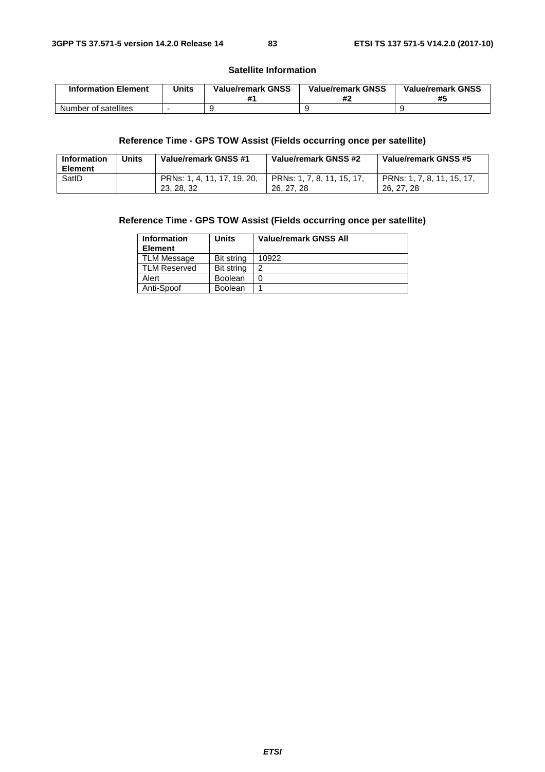**Satellite Information**

| Information Element | Units | Value/remark GNSS #1 | Value/remark GNSS #2 | Value/remark GNSS #5 |
|---|---|---|---|---|
| Number of satellites | - | 9 | 9 | 9 |

**Reference Time - GPS TOW Assist (Fields occurring once per satellite)**

| Information Element | Units | Value/remark GNSS #1 | Value/remark GNSS #2 | Value/remark GNSS #5 |
|---|---|---|---|---|
| SatID | | PRNs: 1, 4, 11, 17, 19, 20, 23, 28, 32 | PRNs: 1, 7, 8, 11, 15, 17, 26, 27, 28 | PRNs: 1, 7, 8, 11, 15, 17, 26, 27, 28 |

**Reference Time - GPS TOW Assist (Fields occurring once per satellite)**

| Information Element | Units | Value/remark GNSS All |
|---|---|---|
| TLM Message | Bit string | 10922 |
| TLM Reserved | Bit string | 2 |
| Alert | Boolean | 0 |
| Anti-Spoof | Boolean | 1 |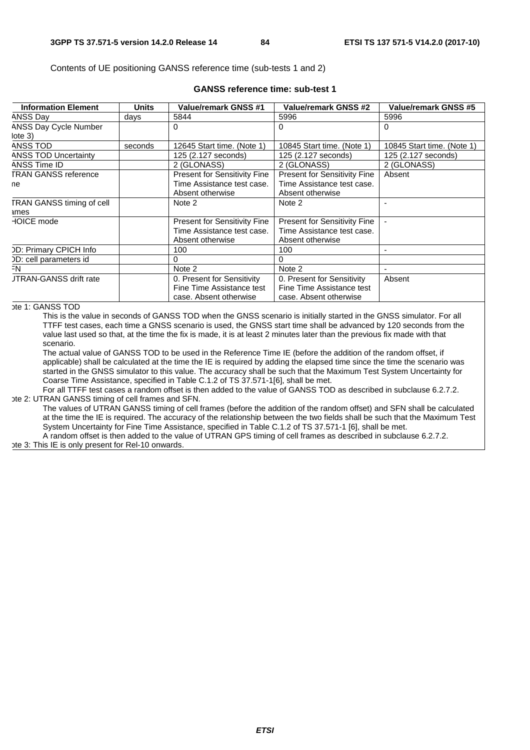Contents of UE positioning GANSS reference time (sub-tests 1 and 2)

**GANSS reference time: sub-test 1**

| Information Element | Units | Value/remark GNSS #1 | Value/remark GNSS #2 | Value/remark GNSS #5 |
|---|---|---|---|---|
| ANSS Day | days | 5844 | 5996 | 5996 |
| ANSS Day Cycle Number lote 3) | | 0 | 0 | 0 |
| ANSS TOD | seconds | 12645 Start time. (Note 1) | 10845 Start time. (Note 1) | 10845 Start time. (Note 1) |
| ANSS TOD Uncertainty | | 125 (2.127 seconds) | 125 (2.127 seconds) | 125 (2.127 seconds) |
| ANSS Time ID | | 2 (GLONASS) | 2 (GLONASS) | 2 (GLONASS) |
| TRAN GANSS reference ne | | Present for Sensitivity Fine Time Assistance test case. Absent otherwise | Present for Sensitivity Fine Time Assistance test case. Absent otherwise | Absent |
| TRAN GANSS timing of cell ames | | Note 2 | Note 2 | - |
| HOICE mode | | Present for Sensitivity Fine Time Assistance test case. Absent otherwise | Present for Sensitivity Fine Time Assistance test case. Absent otherwise | - |
| DD: Primary CPICH Info | | 100 | 100 | - |
| DD: cell parameters id | | 0 | 0 | |
| FN | | Note 2 | Note 2 | - |
| JTRAN-GANSS drift rate | | 0. Present for Sensitivity Fine Time Assistance test case. Absent otherwise | 0. Present for Sensitivity Fine Time Assistance test case. Absent otherwise | Absent |

ote 1: GANSS TOD

This is the value in seconds of GANSS TOD when the GNSS scenario is initially started in the GNSS simulator. For all TTFF test cases, each time a GNSS scenario is used, the GNSS start time shall be advanced by 120 seconds from the value last used so that, at the time the fix is made, it is at least 2 minutes later than the previous fix made with that scenario.

The actual value of GANSS TOD to be used in the Reference Time IE (before the addition of the random offset, if applicable) shall be calculated at the time the IE is required by adding the elapsed time since the time the scenario was started in the GNSS simulator to this value. The accuracy shall be such that the Maximum Test System Uncertainty for Coarse Time Assistance, specified in Table C.1.2 of TS 37.571-1[6], shall be met.

For all TTFF test cases a random offset is then added to the value of GANSS TOD as described in subclause 6.2.7.2.

ote 2: UTRAN GANSS timing of cell frames and SFN.

The values of UTRAN GANSS timing of cell frames (before the addition of the random offset) and SFN shall be calculated at the time the IE is required. The accuracy of the relationship between the two fields shall be such that the Maximum Test System Uncertainty for Fine Time Assistance, specified in Table C.1.2 of TS 37.571-1 [6], shall be met.

A random offset is then added to the value of UTRAN GPS timing of cell frames as described in subclause 6.2.7.2.

ote 3: This IE is only present for Rel-10 onwards.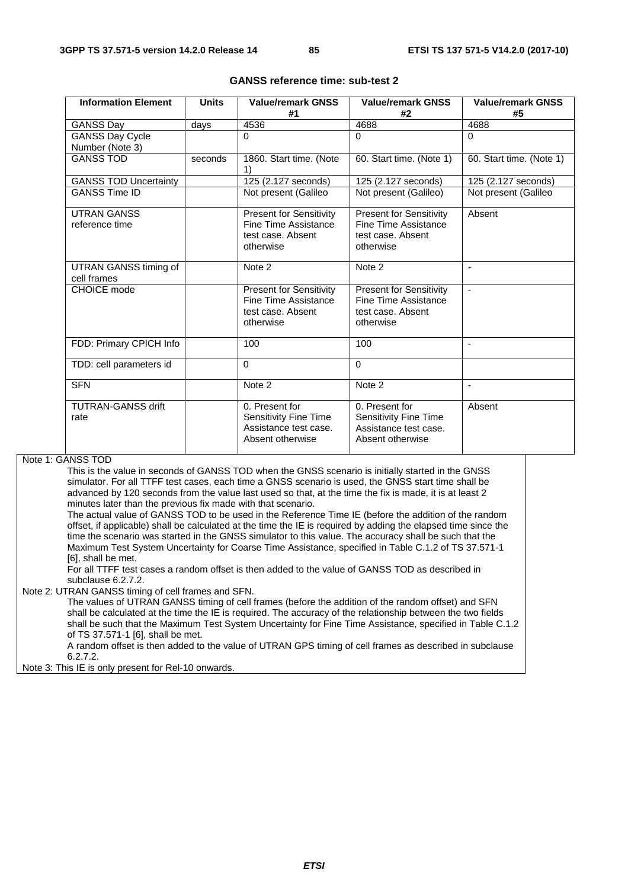**GANSS reference time: sub-test 2**

| Information Element | Units | Value/remark GNSS #1 | Value/remark GNSS #2 | Value/remark GNSS #5 |
|---|---|---|---|---|
| GANSS Day | days | 4536 | 4688 | 4688 |
| GANSS Day Cycle Number (Note 3) | | 0 | 0 | 0 |
| GANSS TOD | seconds | 1860. Start time. (Note 1) | 60. Start time. (Note 1) | 60. Start time. (Note 1) |
| GANSS TOD Uncertainty | | 125 (2.127 seconds) | 125 (2.127 seconds) | 125 (2.127 seconds) |
| GANSS Time ID | | Not present (Galileo | Not present (Galileo) | Not present (Galileo |
| UTRAN GANSS reference time | | Present for Sensitivity Fine Time Assistance test case. Absent otherwise | Present for Sensitivity Fine Time Assistance test case. Absent otherwise | Absent |
| UTRAN GANSS timing of cell frames | | Note 2 | Note 2 | - |
| CHOICE mode | | Present for Sensitivity Fine Time Assistance test case. Absent otherwise | Present for Sensitivity Fine Time Assistance test case. Absent otherwise | - |
| FDD: Primary CPICH Info | | 100 | 100 | - |
| TDD: cell parameters id | | 0 | 0 | |
| SFN | | Note 2 | Note 2 | - |
| TUTRAN-GANSS drift rate | | 0. Present for Sensitivity Fine Time Assistance test case. Absent otherwise | 0. Present for Sensitivity Fine Time Assistance test case. Absent otherwise | Absent |

Note 1: GANSS TOD

This is the value in seconds of GANSS TOD when the GNSS scenario is initially started in the GNSS simulator. For all TTFF test cases, each time a GNSS scenario is used, the GNSS start time shall be advanced by 120 seconds from the value last used so that, at the time the fix is made, it is at least 2 minutes later than the previous fix made with that scenario.

The actual value of GANSS TOD to be used in the Reference Time IE (before the addition of the random offset, if applicable) shall be calculated at the time the IE is required by adding the elapsed time since the time the scenario was started in the GNSS simulator to this value. The accuracy shall be such that the Maximum Test System Uncertainty for Coarse Time Assistance, specified in Table C.1.2 of TS 37.571-1 [6], shall be met.

For all TTFF test cases a random offset is then added to the value of GANSS TOD as described in subclause 6.2.7.2.

Note 2: UTRAN GANSS timing of cell frames and SFN.

The values of UTRAN GANSS timing of cell frames (before the addition of the random offset) and SFN shall be calculated at the time the IE is required. The accuracy of the relationship between the two fields shall be such that the Maximum Test System Uncertainty for Fine Time Assistance, specified in Table C.1.2 of TS 37.571-1 [6], shall be met.

A random offset is then added to the value of UTRAN GPS timing of cell frames as described in subclause 6.2.7.2.

Note 3: This IE is only present for Rel-10 onwards.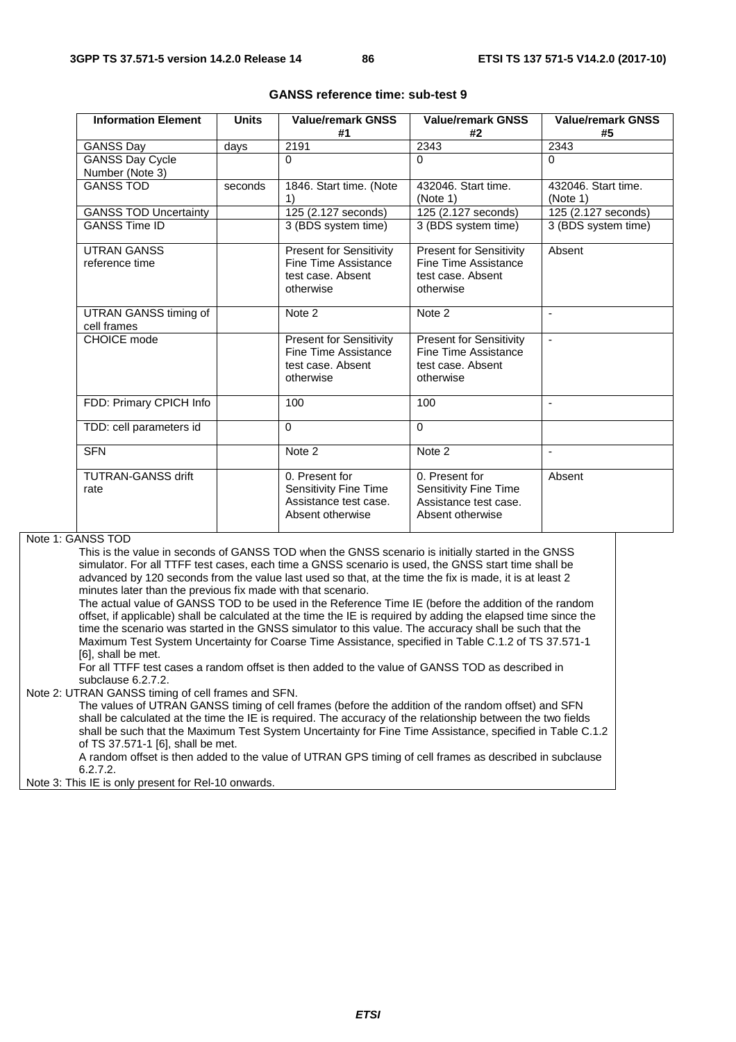**GANSS reference time: sub-test 9**

| Information Element | Units | Value/remark GNSS #1 | Value/remark GNSS #2 | Value/remark GNSS #5 |
|---|---|---|---|---|
| GANSS Day | days | 2191 | 2343 | 2343 |
| GANSS Day Cycle Number (Note 3) | | 0 | 0 | 0 |
| GANSS TOD | seconds | 1846. Start time. (Note 1) | 432046. Start time. (Note 1) | 432046. Start time. (Note 1) |
| GANSS TOD Uncertainty | | 125 (2.127 seconds) | 125 (2.127 seconds) | 125 (2.127 seconds) |
| GANSS Time ID | | 3 (BDS system time) | 3 (BDS system time) | 3 (BDS system time) |
| UTRAN GANSS reference time | | Present for Sensitivity Fine Time Assistance test case. Absent otherwise | Present for Sensitivity Fine Time Assistance test case. Absent otherwise | Absent |
| UTRAN GANSS timing of cell frames | | Note 2 | Note 2 | - |
| CHOICE mode | | Present for Sensitivity Fine Time Assistance test case. Absent otherwise | Present for Sensitivity Fine Time Assistance test case. Absent otherwise | - |
| FDD: Primary CPICH Info | | 100 | 100 | - |
| TDD: cell parameters id | | 0 | 0 | |
| SFN | | Note 2 | Note 2 | - |
| TUTRAN-GANSS drift rate | | 0. Present for Sensitivity Fine Time Assistance test case. Absent otherwise | 0. Present for Sensitivity Fine Time Assistance test case. Absent otherwise | Absent |

Note 1: GANSS TOD

This is the value in seconds of GANSS TOD when the GNSS scenario is initially started in the GNSS simulator. For all TTFF test cases, each time a GNSS scenario is used, the GNSS start time shall be advanced by 120 seconds from the value last used so that, at the time the fix is made, it is at least 2 minutes later than the previous fix made with that scenario.

The actual value of GANSS TOD to be used in the Reference Time IE (before the addition of the random offset, if applicable) shall be calculated at the time the IE is required by adding the elapsed time since the time the scenario was started in the GNSS simulator to this value. The accuracy shall be such that the Maximum Test System Uncertainty for Coarse Time Assistance, specified in Table C.1.2 of TS 37.571-1 [6], shall be met.

For all TTFF test cases a random offset is then added to the value of GANSS TOD as described in subclause 6.2.7.2.

Note 2: UTRAN GANSS timing of cell frames and SFN.

The values of UTRAN GANSS timing of cell frames (before the addition of the random offset) and SFN shall be calculated at the time the IE is required. The accuracy of the relationship between the two fields shall be such that the Maximum Test System Uncertainty for Fine Time Assistance, specified in Table C.1.2 of TS 37.571-1 [6], shall be met.

A random offset is then added to the value of UTRAN GPS timing of cell frames as described in subclause 6.2.7.2.

Note 3: This IE is only present for Rel-10 onwards.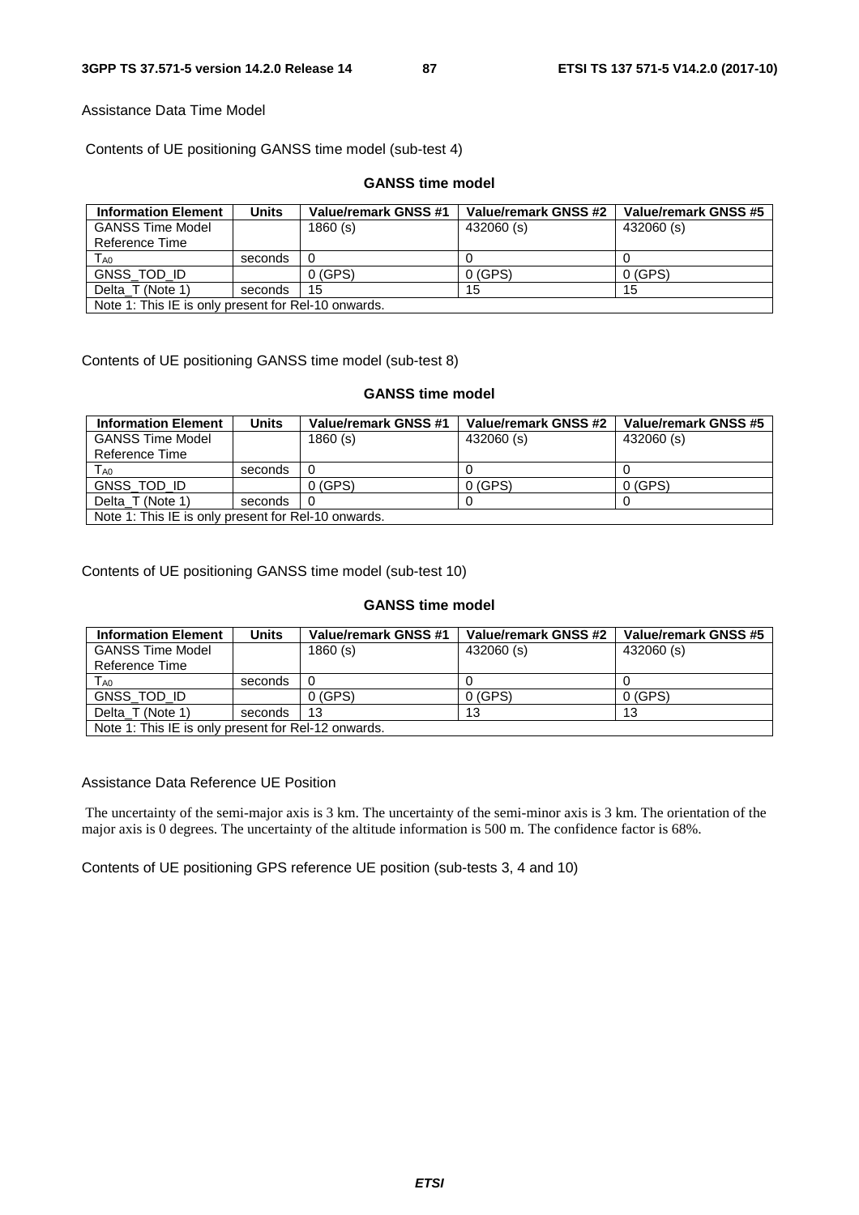Assistance Data Time Model

Contents of UE positioning GANSS time model (sub-test 4)

**GANSS time model**

| Information Element | Units | Value/remark GNSS #1 | Value/remark GNSS #2 | Value/remark GNSS #5 |
|---|---|---|---|---|
| GANSS Time Model Reference Time | | 1860 (s) | 432060 (s) | 432060 (s) |
| $T_{A0}$ | seconds | 0 | 0 | 0 |
| GNSS_TOD_ID | | 0 (GPS) | 0 (GPS) | 0 (GPS) |
| Delta_T (Note 1) | seconds | 15 | 15 | 15 |
| Note 1: This IE is only present for Rel-10 onwards. | | | | |

Contents of UE positioning GANSS time model (sub-test 8)

**GANSS time model**

| Information Element | Units | Value/remark GNSS #1 | Value/remark GNSS #2 | Value/remark GNSS #5 |
|---|---|---|---|---|
| GANSS Time Model Reference Time | | 1860 (s) | 432060 (s) | 432060 (s) |
| $T_{A0}$ | seconds | 0 | 0 | 0 |
| GNSS_TOD_ID | | 0 (GPS) | 0 (GPS) | 0 (GPS) |
| Delta_T (Note 1) | seconds | 0 | 0 | 0 |
| Note 1: This IE is only present for Rel-10 onwards. | | | | |

Contents of UE positioning GANSS time model (sub-test 10)

**GANSS time model**

| Information Element | Units | Value/remark GNSS #1 | Value/remark GNSS #2 | Value/remark GNSS #5 |
|---|---|---|---|---|
| GANSS Time Model Reference Time | | 1860 (s) | 432060 (s) | 432060 (s) |
| $T_{A0}$ | seconds | 0 | 0 | 0 |
| GNSS_TOD_ID | | 0 (GPS) | 0 (GPS) | 0 (GPS) |
| Delta_T (Note 1) | seconds | 13 | 13 | 13 |
| Note 1: This IE is only present for Rel-12 onwards. | | | | |

Assistance Data Reference UE Position

The uncertainty of the semi-major axis is 3 km. The uncertainty of the semi-minor axis is 3 km. The orientation of the major axis is 0 degrees. The uncertainty of the altitude information is 500 m. The confidence factor is 68%.

Contents of UE positioning GPS reference UE position (sub-tests 3, 4 and 10)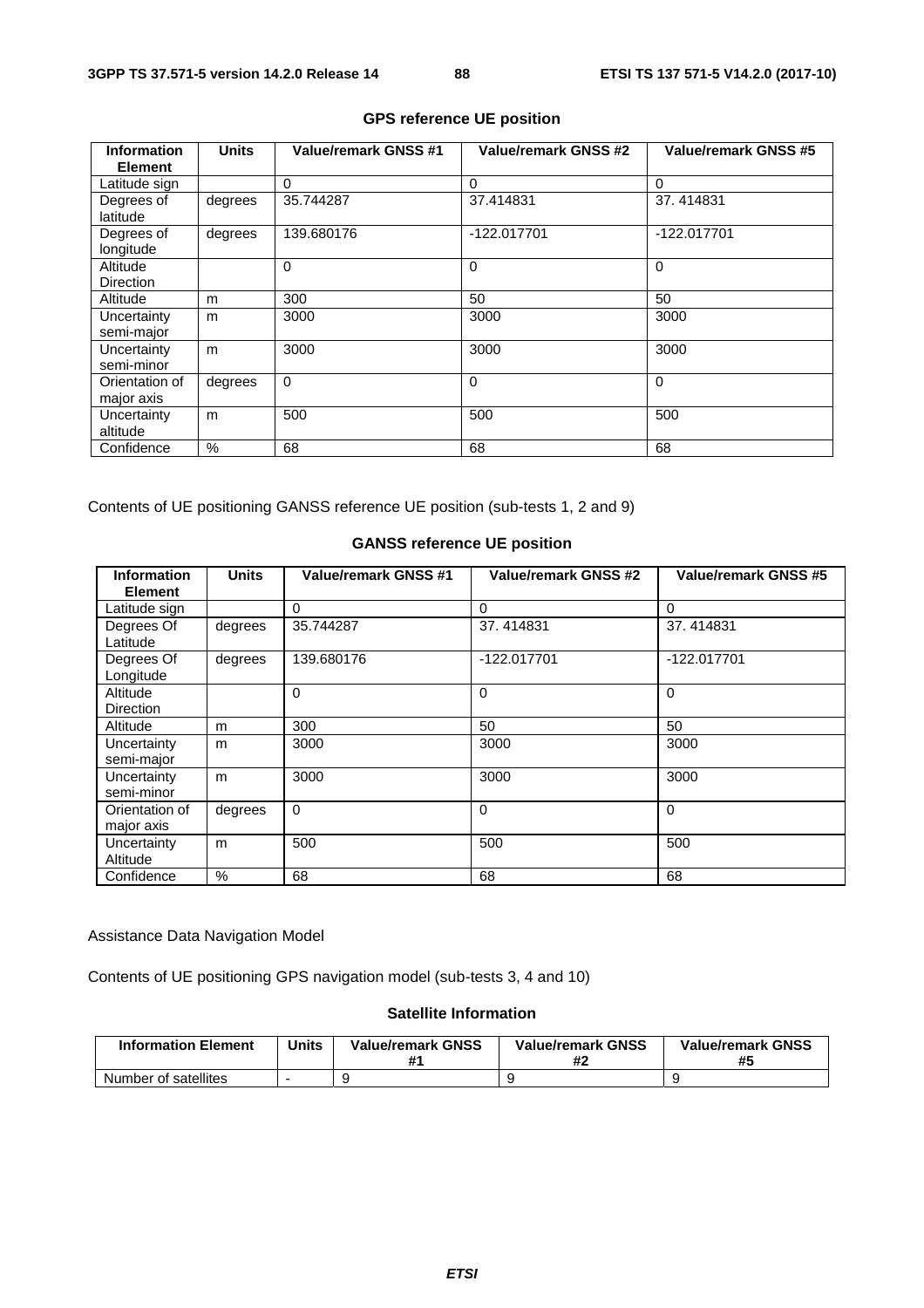**GPS reference UE position**

| Information Element | Units | Value/remark GNSS #1 | Value/remark GNSS #2 | Value/remark GNSS #5 |
|---|---|---|---|---|
| Latitude sign | | 0 | 0 | 0 |
| Degrees of latitude | degrees | 35.744287 | 37.414831 | 37. 414831 |
| Degrees of longitude | degrees | 139.680176 | -122.017701 | -122.017701 |
| Altitude Direction | | 0 | 0 | 0 |
| Altitude | m | 300 | 50 | 50 |
| Uncertainty semi-major | m | 3000 | 3000 | 3000 |
| Uncertainty semi-minor | m | 3000 | 3000 | 3000 |
| Orientation of major axis | degrees | 0 | 0 | 0 |
| Uncertainty altitude | m | 500 | 500 | 500 |
| Confidence | % | 68 | 68 | 68 |

Contents of UE positioning GANSS reference UE position (sub-tests 1, 2 and 9)

**GANSS reference UE position**

| Information Element | Units | Value/remark GNSS #1 | Value/remark GNSS #2 | Value/remark GNSS #5 |
|---|---|---|---|---|
| Latitude sign | | 0 | 0 | 0 |
| Degrees Of Latitude | degrees | 35.744287 | 37. 414831 | 37. 414831 |
| Degrees Of Longitude | degrees | 139.680176 | -122.017701 | -122.017701 |
| Altitude Direction | | 0 | 0 | 0 |
| Altitude | m | 300 | 50 | 50 |
| Uncertainty semi-major | m | 3000 | 3000 | 3000 |
| Uncertainty semi-minor | m | 3000 | 3000 | 3000 |
| Orientation of major axis | degrees | 0 | 0 | 0 |
| Uncertainty Altitude | m | 500 | 500 | 500 |
| Confidence | % | 68 | 68 | 68 |

Assistance Data Navigation Model

Contents of UE positioning GPS navigation model (sub-tests 3, 4 and 10)

**Satellite Information**

| Information Element | Units | Value/remark GNSS #1 | Value/remark GNSS #2 | Value/remark GNSS #5 |
|---|---|---|---|---|
| Number of satellites | - | 9 | 9 | 9 |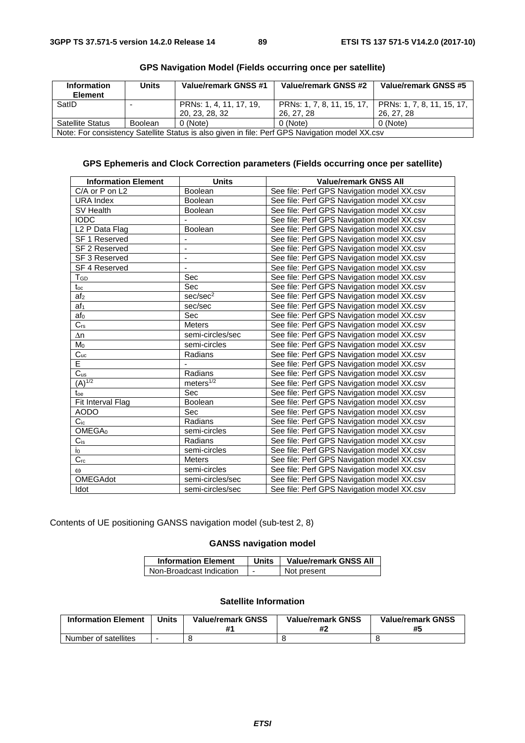### GPS Navigation Model (Fields occurring once per satellite)

| Information Element | Units | Value/remark GNSS #1 | Value/remark GNSS #2 | Value/remark GNSS #5 |
|---|---|---|---|---|
| SatID | - | PRNs: 1, 4, 11, 17, 19, 20, 23, 28, 32 | PRNs: 1, 7, 8, 11, 15, 17, 26, 27, 28 | PRNs: 1, 7, 8, 11, 15, 17, 26, 27, 28 |
| Satellite Status | Boolean | 0 (Note) | 0 (Note) | 0 (Note) |
| Note: For consistency Satellite Status is also given in file: Perf GPS Navigation model XX.csv | | | | |

### GPS Ephemeris and Clock Correction parameters (Fields occurring once per satellite)

| Information Element | Units | Value/remark GNSS All |
|---|---|---|
| C/A or P on L2 | Boolean | See file: Perf GPS Navigation model XX.csv |
| URA Index | Boolean | See file: Perf GPS Navigation model XX.csv |
| SV Health | Boolean | See file: Perf GPS Navigation model XX.csv |
| IODC | - | See file: Perf GPS Navigation model XX.csv |
| L2 P Data Flag | Boolean | See file: Perf GPS Navigation model XX.csv |
| SF 1 Reserved | - | See file: Perf GPS Navigation model XX.csv |
| SF 2 Reserved | - | See file: Perf GPS Navigation model XX.csv |
| SF 3 Reserved | - | See file: Perf GPS Navigation model XX.csv |
| SF 4 Reserved | - | See file: Perf GPS Navigation model XX.csv |
| $T_{GD}$ | Sec | See file: Perf GPS Navigation model XX.csv |
| $t_{oc}$ | Sec | See file: Perf GPS Navigation model XX.csv |
| $af_2$ | $sec/sec^2$ | See file: Perf GPS Navigation model XX.csv |
| $af_1$ | sec/sec | See file: Perf GPS Navigation model XX.csv |
| $af_0$ | Sec | See file: Perf GPS Navigation model XX.csv |
| $C_{rs}$ | Meters | See file: Perf GPS Navigation model XX.csv |
| $\Delta n$ | semi-circles/sec | See file: Perf GPS Navigation model XX.csv |
| $M_0$ | semi-circles | See file: Perf GPS Navigation model XX.csv |
| $C_{uc}$ | Radians | See file: Perf GPS Navigation model XX.csv |
| E | - | See file: Perf GPS Navigation model XX.csv |
| $C_{us}$ | Radians | See file: Perf GPS Navigation model XX.csv |
| $(A)^{1/2}$ | $meters^{1/2}$ | See file: Perf GPS Navigation model XX.csv |
| $t_{oe}$ | Sec | See file: Perf GPS Navigation model XX.csv |
| Fit Interval Flag | Boolean | See file: Perf GPS Navigation model XX.csv |
| AODO | Sec | See file: Perf GPS Navigation model XX.csv |
| $C_{ic}$ | Radians | See file: Perf GPS Navigation model XX.csv |
| $OMEGA_0$ | semi-circles | See file: Perf GPS Navigation model XX.csv |
| $C_{is}$ | Radians | See file: Perf GPS Navigation model XX.csv |
| $i_0$ | semi-circles | See file: Perf GPS Navigation model XX.csv |
| $C_{rc}$ | Meters | See file: Perf GPS Navigation model XX.csv |
| $\omega$ | semi-circles | See file: Perf GPS Navigation model XX.csv |
| OMEGAdot | semi-circles/sec | See file: Perf GPS Navigation model XX.csv |
| Idot | semi-circles/sec | See file: Perf GPS Navigation model XX.csv |

Contents of UE positioning GANSS navigation model (sub-test 2, 8)

### GANSS navigation model

| Information Element | Units | Value/remark GNSS All |
|---|---|---|
| Non-Broadcast Indication | - | Not present |

### Satellite Information

| Information Element | Units | Value/remark GNSS #1 | Value/remark GNSS #2 | Value/remark GNSS #5 |
|---|---|---|---|---|
| Number of satellites | - | 8 | 8 | 8 |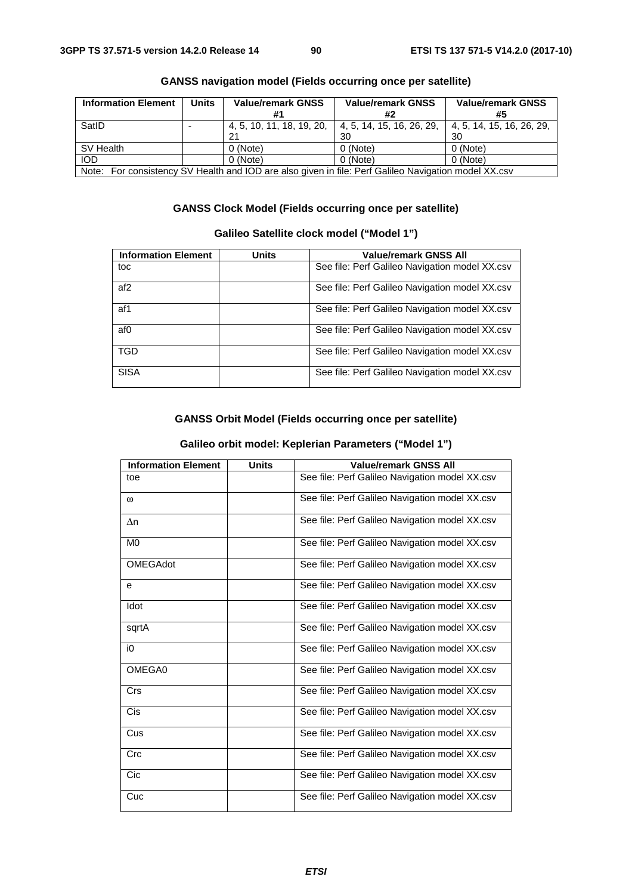**GANSS navigation model (Fields occurring once per satellite)**

| Information Element | Units | Value/remark GNSS #1 | Value/remark GNSS #2 | Value/remark GNSS #5 |
|---|---|---|---|---|
| SatID | - | 4, 5, 10, 11, 18, 19, 20, 21 | 4, 5, 14, 15, 16, 26, 29, 30 | 4, 5, 14, 15, 16, 26, 29, 30 |
| SV Health | | 0 (Note) | 0 (Note) | 0 (Note) |
| IOD | | 0 (Note) | 0 (Note) | 0 (Note) |
| Note: For consistency SV Health and IOD are also given in file: Perf Galileo Navigation model XX.csv | | | | |

**GANSS Clock Model (Fields occurring once per satellite)**

**Galileo Satellite clock model ("Model 1")**

| Information Element | Units | Value/remark GNSS All |
|---|---|---|
| toc | | See file: Perf Galileo Navigation model XX.csv |
| af2 | | See file: Perf Galileo Navigation model XX.csv |
| af1 | | See file: Perf Galileo Navigation model XX.csv |
| af0 | | See file: Perf Galileo Navigation model XX.csv |
| TGD | | See file: Perf Galileo Navigation model XX.csv |
| SISA | | See file: Perf Galileo Navigation model XX.csv |

**GANSS Orbit Model (Fields occurring once per satellite)**

**Galileo orbit model: Keplerian Parameters ("Model 1")**

| Information Element | Units | Value/remark GNSS All |
|---|---|---|
| toe | | See file: Perf Galileo Navigation model XX.csv |
| $\omega$ | | See file: Perf Galileo Navigation model XX.csv |
| $\Delta$n | | See file: Perf Galileo Navigation model XX.csv |
| M0 | | See file: Perf Galileo Navigation model XX.csv |
| OMEGAdot | | See file: Perf Galileo Navigation model XX.csv |
| e | | See file: Perf Galileo Navigation model XX.csv |
| Idot | | See file: Perf Galileo Navigation model XX.csv |
| sqrtA | | See file: Perf Galileo Navigation model XX.csv |
| i0 | | See file: Perf Galileo Navigation model XX.csv |
| OMEGA0 | | See file: Perf Galileo Navigation model XX.csv |
| Crs | | See file: Perf Galileo Navigation model XX.csv |
| Cis | | See file: Perf Galileo Navigation model XX.csv |
| Cus | | See file: Perf Galileo Navigation model XX.csv |
| Crc | | See file: Perf Galileo Navigation model XX.csv |
| Cic | | See file: Perf Galileo Navigation model XX.csv |
| Cuc | | See file: Perf Galileo Navigation model XX.csv |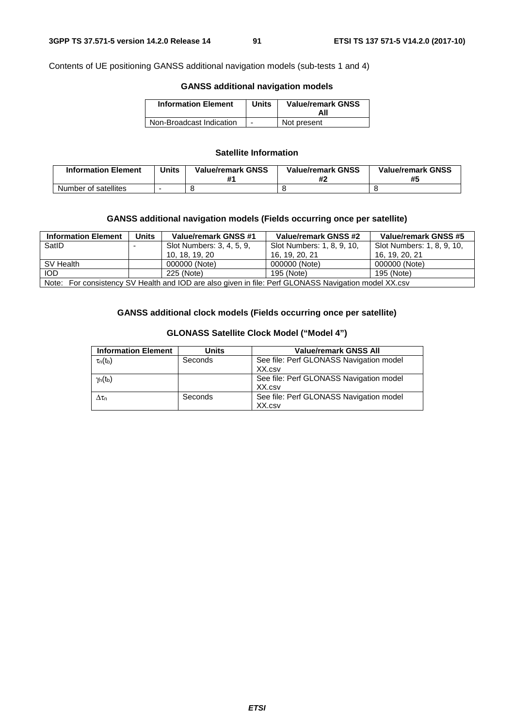Contents of UE positioning GANSS additional navigation models (sub-tests 1 and 4)

**GANSS additional navigation models**

| Information Element | Units | Value/remark GNSS All |
|---|---|---|
| Non-Broadcast Indication | - | Not present |

**Satellite Information**

| Information Element | Units | Value/remark GNSS #1 | Value/remark GNSS #2 | Value/remark GNSS #5 |
|---|---|---|---|---|
| Number of satellites | - | 8 | 8 | 8 |

**GANSS additional navigation models (Fields occurring once per satellite)**

| Information Element | Units | Value/remark GNSS #1 | Value/remark GNSS #2 | Value/remark GNSS #5 |
|---|---|---|---|---|
| SatID | - | Slot Numbers: 3, 4, 5, 9, 10, 18, 19, 20 | Slot Numbers: 1, 8, 9, 10, 16, 19, 20, 21 | Slot Numbers: 1, 8, 9, 10, 16, 19, 20, 21 |
| SV Health | | 000000 (Note) | 000000 (Note) | 000000 (Note) |
| IOD | | 225 (Note) | 195 (Note) | 195 (Note) |
| Note: For consistency SV Health and IOD are also given in file: Perf GLONASS Navigation model XX.csv | | | | |

**GANSS additional clock models (Fields occurring once per satellite)**

**GLONASS Satellite Clock Model ("Model 4")**

| Information Element | Units | Value/remark GNSS All |
|---|---|---|
| $\tau_n(t_b)$ | Seconds | See file: Perf GLONASS Navigation model XX.csv |
| $\gamma_n(t_b)$ | | See file: Perf GLONASS Navigation model XX.csv |
| $\Delta\tau_n$ | Seconds | See file: Perf GLONASS Navigation model XX.csv |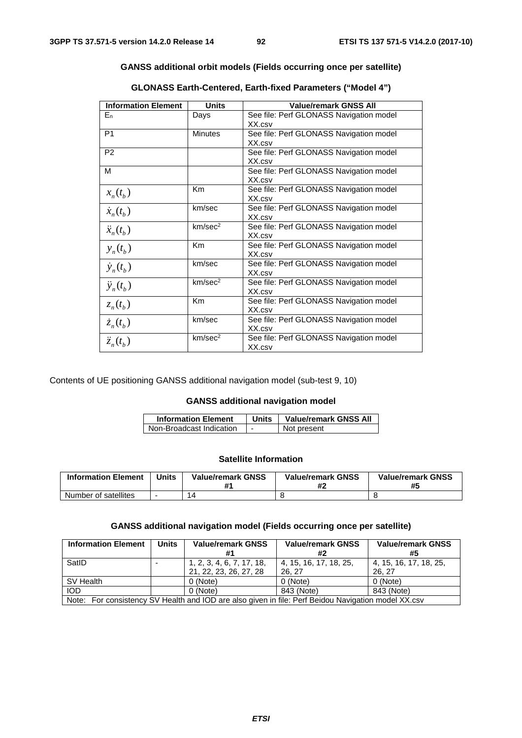**GANSS additional orbit models (Fields occurring once per satellite)**

**GLONASS Earth-Centered, Earth-fixed Parameters ("Model 4")**

| Information Element | Units | Value/remark GNSS All |
|---|---|---|
| $E_n$ | Days | See file: Perf GLONASS Navigation model XX.csv |
| P1 | Minutes | See file: Perf GLONASS Navigation model XX.csv |
| P2 | | See file: Perf GLONASS Navigation model XX.csv |
| M | | See file: Perf GLONASS Navigation model XX.csv |
| $x_n(t_b)$ | Km | See file: Perf GLONASS Navigation model XX.csv |
| $\dot{x}_n(t_b)$ | km/sec | See file: Perf GLONASS Navigation model XX.csv |
| $\ddot{x}_n(t_b)$ | km/sec$^2$ | See file: Perf GLONASS Navigation model XX.csv |
| $y_n(t_b)$ | Km | See file: Perf GLONASS Navigation model XX.csv |
| $\dot{y}_n(t_b)$ | km/sec | See file: Perf GLONASS Navigation model XX.csv |
| $\ddot{y}_n(t_b)$ | km/sec$^2$ | See file: Perf GLONASS Navigation model XX.csv |
| $z_n(t_b)$ | Km | See file: Perf GLONASS Navigation model XX.csv |
| $\dot{z}_n(t_b)$ | km/sec | See file: Perf GLONASS Navigation model XX.csv |
| $\ddot{z}_n(t_b)$ | km/sec$^2$ | See file: Perf GLONASS Navigation model XX.csv |

Contents of UE positioning GANSS additional navigation model (sub-test 9, 10)

**GANSS additional navigation model**

| Information Element | Units | Value/remark GNSS All |
|---|---|---|
| Non-Broadcast Indication | - | Not present |

**Satellite Information**

| Information Element | Units | Value/remark GNSS #1 | Value/remark GNSS #2 | Value/remark GNSS #5 |
|---|---|---|---|---|
| Number of satellites | - | 14 | 8 | 8 |

**GANSS additional navigation model (Fields occurring once per satellite)**

| Information Element | Units | Value/remark GNSS #1 | Value/remark GNSS #2 | Value/remark GNSS #5 |
|---|---|---|---|---|
| SatID | - | 1, 2, 3, 4, 6, 7, 17, 18, 21, 22, 23, 26, 27, 28 | 4, 15, 16, 17, 18, 25, 26, 27 | 4, 15, 16, 17, 18, 25, 26, 27 |
| SV Health | | 0 (Note) | 0 (Note) | 0 (Note) |
| IOD | | 0 (Note) | 843 (Note) | 843 (Note) |
| Note: For consistency SV Health and IOD are also given in file: Perf Beidou Navigation model XX.csv | | | | |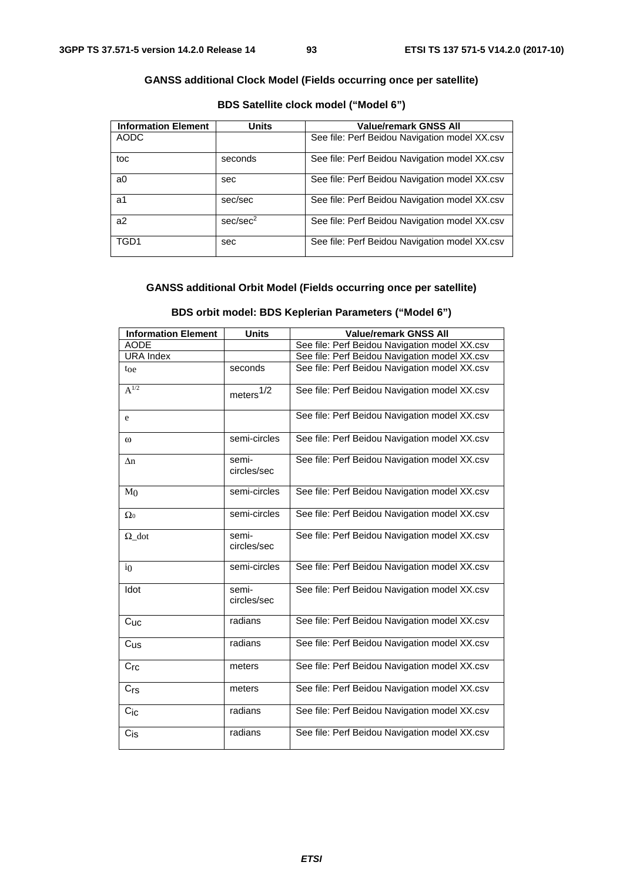**GANSS additional Clock Model (Fields occurring once per satellite)**

**BDS Satellite clock model ("Model 6")**

| Information Element | Units | Value/remark GNSS All |
|---|---|---|
| AODC | | See file: Perf Beidou Navigation model XX.csv |
| toc | seconds | See file: Perf Beidou Navigation model XX.csv |
| a0 | sec | See file: Perf Beidou Navigation model XX.csv |
| a1 | sec/sec | See file: Perf Beidou Navigation model XX.csv |
| a2 | $sec/sec^2$ | See file: Perf Beidou Navigation model XX.csv |
| TGD1 | sec | See file: Perf Beidou Navigation model XX.csv |

**GANSS additional Orbit Model (Fields occurring once per satellite)**

**BDS orbit model: BDS Keplerian Parameters ("Model 6")**

| Information Element | Units | Value/remark GNSS All |
|---|---|---|
| AODE | | See file: Perf Beidou Navigation model XX.csv |
| URA Index | | See file: Perf Beidou Navigation model XX.csv |
| $t_{oe}$ | seconds | See file: Perf Beidou Navigation model XX.csv |
| $A^{1/2}$ | $meters^{1/2}$ | See file: Perf Beidou Navigation model XX.csv |
| e | | See file: Perf Beidou Navigation model XX.csv |
| ω | semi-circles | See file: Perf Beidou Navigation model XX.csv |
| Δn | semi-circles/sec | See file: Perf Beidou Navigation model XX.csv |
| $M_0$ | semi-circles | See file: Perf Beidou Navigation model XX.csv |
| $\Omega_0$ | semi-circles | See file: Perf Beidou Navigation model XX.csv |
| Ω_dot | semi-circles/sec | See file: Perf Beidou Navigation model XX.csv |
| $i_0$ | semi-circles | See file: Perf Beidou Navigation model XX.csv |
| Idot | semi-circles/sec | See file: Perf Beidou Navigation model XX.csv |
| $C_{uc}$ | radians | See file: Perf Beidou Navigation model XX.csv |
| $C_{us}$ | radians | See file: Perf Beidou Navigation model XX.csv |
| $C_{rc}$ | meters | See file: Perf Beidou Navigation model XX.csv |
| $C_{rs}$ | meters | See file: Perf Beidou Navigation model XX.csv |
| $C_{ic}$ | radians | See file: Perf Beidou Navigation model XX.csv |
| $C_{is}$ | radians | See file: Perf Beidou Navigation model XX.csv |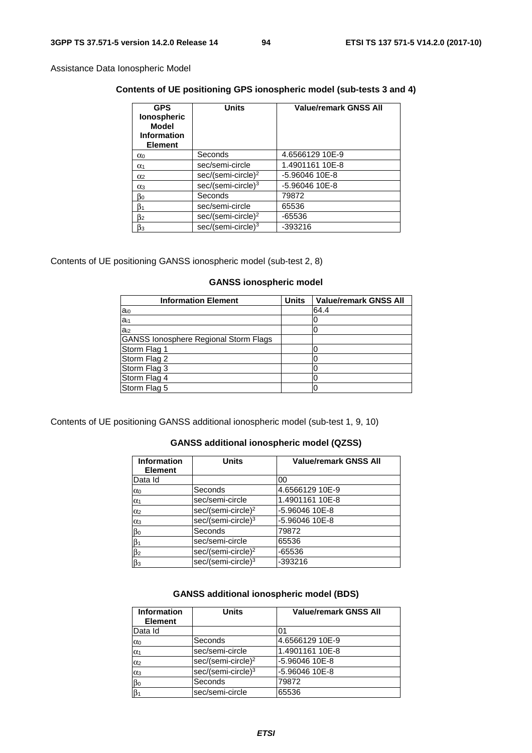Assistance Data Ionospheric Model

**Contents of UE positioning GPS ionospheric model (sub-tests 3 and 4)**

| GPS Ionospheric Model Information Element | Units | Value/remark GNSS All |
|---|---|---|
| $\alpha_0$ | Seconds | 4.6566129 10E-9 |
| $\alpha_1$ | sec/semi-circle | 1.4901161 10E-8 |
| $\alpha_2$ | sec/(semi-circle)$^2$ | -5.96046 10E-8 |
| $\alpha_3$ | sec/(semi-circle)$^3$ | -5.96046 10E-8 |
| $\beta_0$ | Seconds | 79872 |
| $\beta_1$ | sec/semi-circle | 65536 |
| $\beta_2$ | sec/(semi-circle)$^2$ | -65536 |
| $\beta_3$ | sec/(semi-circle)$^3$ | -393216 |

Contents of UE positioning GANSS ionospheric model (sub-test 2, 8)

**GANSS ionospheric model**

| Information Element | Units | Value/remark GNSS All |
|---|---|---|
| $a_{i0}$ | | 64.4 |
| $a_{i1}$ | | 0 |
| $a_{i2}$ | | 0 |
| GANSS Ionosphere Regional Storm Flags | | |
| Storm Flag 1 | | 0 |
| Storm Flag 2 | | 0 |
| Storm Flag 3 | | 0 |
| Storm Flag 4 | | 0 |
| Storm Flag 5 | | 0 |

Contents of UE positioning GANSS additional ionospheric model (sub-test 1, 9, 10)

**GANSS additional ionospheric model (QZSS)**

| Information Element | Units | Value/remark GNSS All |
|---|---|---|
| Data Id | | 00 |
| $\alpha_0$ | Seconds | 4.6566129 10E-9 |
| $\alpha_1$ | sec/semi-circle | 1.4901161 10E-8 |
| $\alpha_2$ | sec/(semi-circle)$^2$ | -5.96046 10E-8 |
| $\alpha_3$ | sec/(semi-circle)$^3$ | -5.96046 10E-8 |
| $\beta_0$ | Seconds | 79872 |
| $\beta_1$ | sec/semi-circle | 65536 |
| $\beta_2$ | sec/(semi-circle)$^2$ | -65536 |
| $\beta_3$ | sec/(semi-circle)$^3$ | -393216 |

**GANSS additional ionospheric model (BDS)**

| Information Element | Units | Value/remark GNSS All |
|---|---|---|
| Data Id | | 01 |
| $\alpha_0$ | Seconds | 4.6566129 10E-9 |
| $\alpha_1$ | sec/semi-circle | 1.4901161 10E-8 |
| $\alpha_2$ | sec/(semi-circle)$^2$ | -5.96046 10E-8 |
| $\alpha_3$ | sec/(semi-circle)$^3$ | -5.96046 10E-8 |
| $\beta_0$ | Seconds | 79872 |
| $\beta_1$ | sec/semi-circle | 65536 |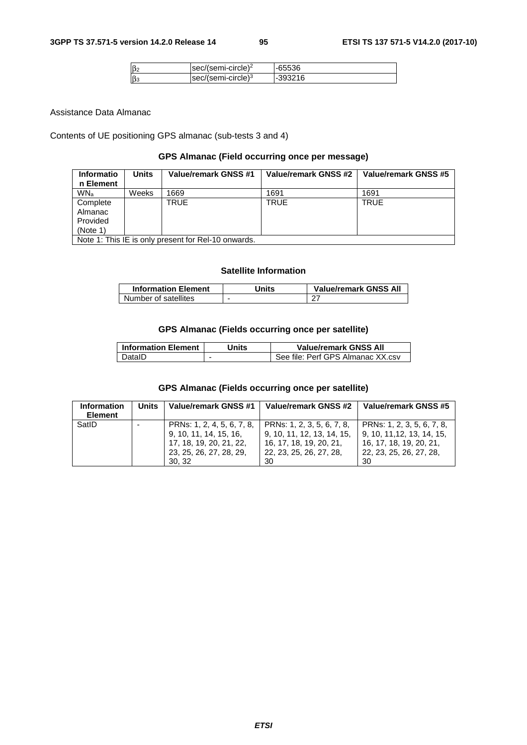| $\beta_2$ | sec/(semi-circle)$^2$ | -65536 |
|---|---|---|
| $\beta_3$ | sec/(semi-circle)$^3$ | -393216 |

Assistance Data Almanac

Contents of UE positioning GPS almanac (sub-tests 3 and 4)

**GPS Almanac (Field occurring once per message)**

| Information Element | Units | Value/remark GNSS #1 | Value/remark GNSS #2 | Value/remark GNSS #5 |
|---|---|---|---|---|
| $WN_a$ | Weeks | 1669 | 1691 | 1691 |
| Complete Almanac Provided (Note 1) | | TRUE | TRUE | TRUE |
| Note 1: This IE is only present for Rel-10 onwards. | | | | |

**Satellite Information**

| Information Element | Units | Value/remark GNSS All |
|---|---|---|
| Number of satellites | - | 27 |

**GPS Almanac (Fields occurring once per satellite)**

| Information Element | Units | Value/remark GNSS All |
|---|---|---|
| DataID | - | See file: Perf GPS Almanac XX.csv |

**GPS Almanac (Fields occurring once per satellite)**

| Information Element | Units | Value/remark GNSS #1 | Value/remark GNSS #2 | Value/remark GNSS #5 |
|---|---|---|---|---|
| SatID | - | PRNs: 1, 2, 4, 5, 6, 7, 8, 9, 10, 11, 14, 15, 16, 17, 18, 19, 20, 21, 22, 23, 25, 26, 27, 28, 29, 30, 32 | PRNs: 1, 2, 3, 5, 6, 7, 8, 9, 10, 11, 12, 13, 14, 15, 16, 17, 18, 19, 20, 21, 22, 23, 25, 26, 27, 28, 30 | PRNs: 1, 2, 3, 5, 6, 7, 8, 9, 10, 11,12, 13, 14, 15, 16, 17, 18, 19, 20, 21, 22, 23, 25, 26, 27, 28, 30 |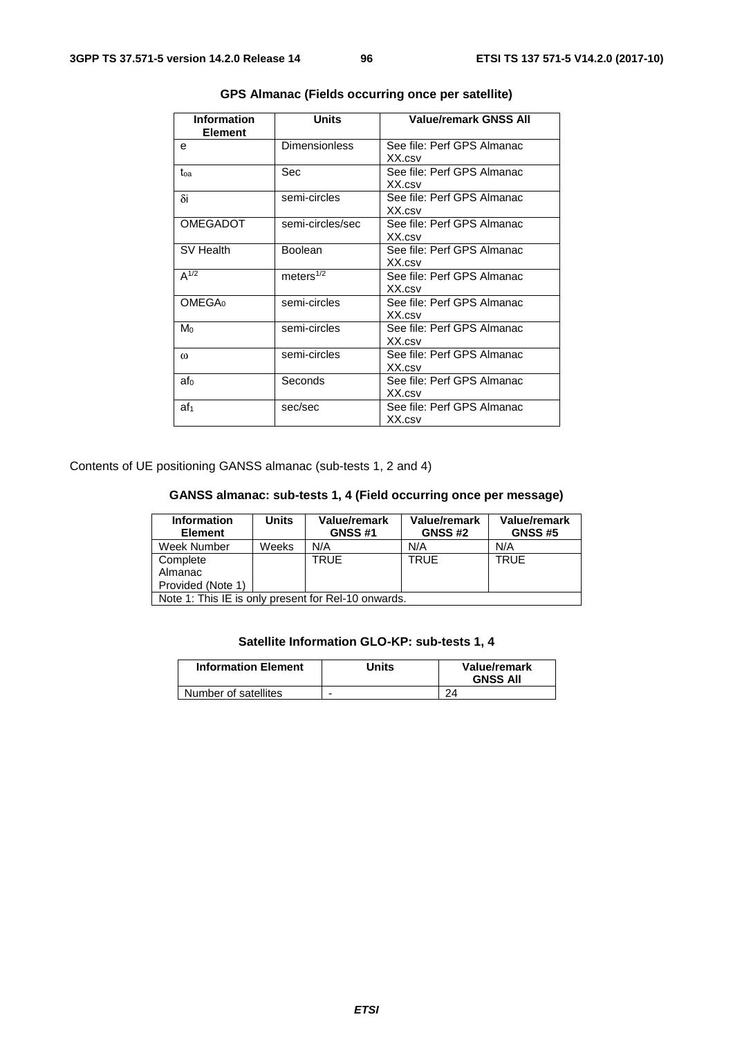**GPS Almanac (Fields occurring once per satellite)**

| Information Element | Units | Value/remark GNSS All |
|---|---|---|
| e | Dimensionless | See file: Perf GPS Almanac XX.csv |
| $t_{oa}$ | Sec | See file: Perf GPS Almanac XX.csv |
| $\delta i$ | semi-circles | See file: Perf GPS Almanac XX.csv |
| OMEGADOT | semi-circles/sec | See file: Perf GPS Almanac XX.csv |
| SV Health | Boolean | See file: Perf GPS Almanac XX.csv |
| $A^{1/2}$ | $meters^{1/2}$ | See file: Perf GPS Almanac XX.csv |
| $OMEGA_0$ | semi-circles | See file: Perf GPS Almanac XX.csv |
| $M_0$ | semi-circles | See file: Perf GPS Almanac XX.csv |
| $\omega$ | semi-circles | See file: Perf GPS Almanac XX.csv |
| $af_0$ | Seconds | See file: Perf GPS Almanac XX.csv |
| $af_1$ | sec/sec | See file: Perf GPS Almanac XX.csv |

Contents of UE positioning GANSS almanac (sub-tests 1, 2 and 4)

**GANSS almanac: sub-tests 1, 4 (Field occurring once per message)**

| Information Element | Units | Value/remark GNSS #1 | Value/remark GNSS #2 | Value/remark GNSS #5 |
|---|---|---|---|---|
| Week Number | Weeks | N/A | N/A | N/A |
| Complete Almanac Provided (Note 1) | | TRUE | TRUE | TRUE |
| Note 1: This IE is only present for Rel-10 onwards. | | | | |

**Satellite Information GLO-KP: sub-tests 1, 4**

| Information Element | Units | Value/remark GNSS All |
|---|---|---|
| Number of satellites | - | 24 |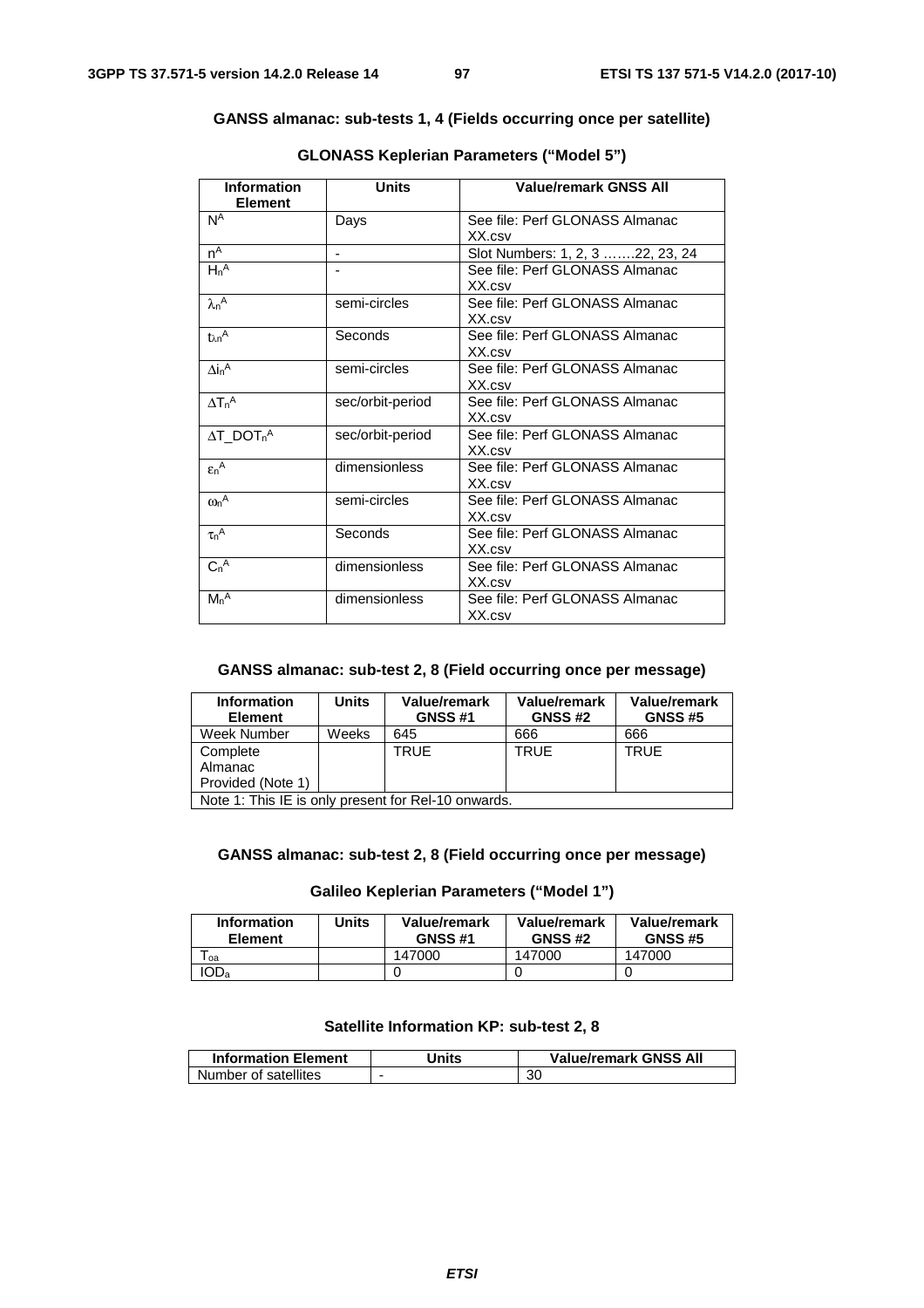**GANSS almanac: sub-tests 1, 4 (Fields occurring once per satellite)**

**GLONASS Keplerian Parameters ("Model 5")**

| Information Element | Units | Value/remark GNSS All |
|---|---|---|
| $N^A$ | Days | See file: Perf GLONASS Almanac XX.csv |
| $n^A$ | - | Slot Numbers: 1, 2, 3 …….22, 23, 24 |
| $H_n^A$ | - | See file: Perf GLONASS Almanac XX.csv |
| $\lambda_n^A$ | semi-circles | See file: Perf GLONASS Almanac XX.csv |
| $t_{\lambda n}^A$ | Seconds | See file: Perf GLONASS Almanac XX.csv |
| $\Delta i_n^A$ | semi-circles | See file: Perf GLONASS Almanac XX.csv |
| $\Delta T_n^A$ | sec/orbit-period | See file: Perf GLONASS Almanac XX.csv |
| $\Delta T\_DOT_n^A$ | sec/orbit-period | See file: Perf GLONASS Almanac XX.csv |
| $\varepsilon_n^A$ | dimensionless | See file: Perf GLONASS Almanac XX.csv |
| $\omega_n^A$ | semi-circles | See file: Perf GLONASS Almanac XX.csv |
| $\tau_n^A$ | Seconds | See file: Perf GLONASS Almanac XX.csv |
| $C_n^A$ | dimensionless | See file: Perf GLONASS Almanac XX.csv |
| $M_n^A$ | dimensionless | See file: Perf GLONASS Almanac XX.csv |

**GANSS almanac: sub-test 2, 8 (Field occurring once per message)**

| Information Element | Units | Value/remark GNSS #1 | Value/remark GNSS #2 | Value/remark GNSS #5 |
|---|---|---|---|---|
| Week Number | Weeks | 645 | 666 | 666 |
| Complete Almanac Provided (Note 1) | | TRUE | TRUE | TRUE |
| Note 1: This IE is only present for Rel-10 onwards. | | | | |

**GANSS almanac: sub-test 2, 8 (Field occurring once per message)**

**Galileo Keplerian Parameters ("Model 1")**

| Information Element | Units | Value/remark GNSS #1 | Value/remark GNSS #2 | Value/remark GNSS #5 |
|---|---|---|---|---|
| $T_{oa}$ | | 147000 | 147000 | 147000 |
| $IOD_a$ | | 0 | 0 | 0 |

**Satellite Information KP: sub-test 2, 8**

| Information Element | Units | Value/remark GNSS All |
|---|---|---|
| Number of satellites | - | 30 |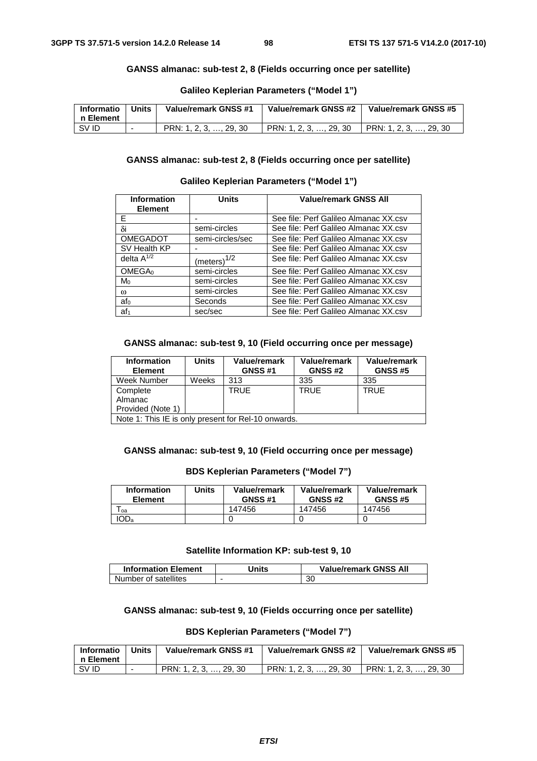**GANSS almanac: sub-test 2, 8 (Fields occurring once per satellite)**

**Galileo Keplerian Parameters ("Model 1")**

| Information Element | Units | Value/remark GNSS #1 | Value/remark GNSS #2 | Value/remark GNSS #5 |
|---|---|---|---|---|
| SV ID | - | PRN: 1, 2, 3, …, 29, 30 | PRN: 1, 2, 3, …, 29, 30 | PRN: 1, 2, 3, …, 29, 30 |

**GANSS almanac: sub-test 2, 8 (Fields occurring once per satellite)**

**Galileo Keplerian Parameters ("Model 1")**

| Information Element | Units | Value/remark GNSS All |
|---|---|---|
| E | - | See file: Perf Galileo Almanac XX.csv |
| $\delta i$ | semi-circles | See file: Perf Galileo Almanac XX.csv |
| OMEGADOT | semi-circles/sec | See file: Perf Galileo Almanac XX.csv |
| SV Health KP | - | See file: Perf Galileo Almanac XX.csv |
| delta $A^{1/2}$ | $(\text{meters})^{1/2}$ | See file: Perf Galileo Almanac XX.csv |
| $OMEGA_0$ | semi-circles | See file: Perf Galileo Almanac XX.csv |
| $M_0$ | semi-circles | See file: Perf Galileo Almanac XX.csv |
| $\omega$ | semi-circles | See file: Perf Galileo Almanac XX.csv |
| $af_0$ | Seconds | See file: Perf Galileo Almanac XX.csv |
| $af_1$ | sec/sec | See file: Perf Galileo Almanac XX.csv |

**GANSS almanac: sub-test 9, 10 (Field occurring once per message)**

| Information Element | Units | Value/remark GNSS #1 | Value/remark GNSS #2 | Value/remark GNSS #5 |
|---|---|---|---|---|
| Week Number | Weeks | 313 | 335 | 335 |
| Complete Almanac Provided (Note 1) | | TRUE | TRUE | TRUE |
| Note 1: This IE is only present for Rel-10 onwards. | | | | |

**GANSS almanac: sub-test 9, 10 (Field occurring once per message)**

**BDS Keplerian Parameters ("Model 7")**

| Information Element | Units | Value/remark GNSS #1 | Value/remark GNSS #2 | Value/remark GNSS #5 |
|---|---|---|---|---|
| $T_{oa}$ | | 147456 | 147456 | 147456 |
| $IOD_a$ | | 0 | 0 | 0 |

**Satellite Information KP: sub-test 9, 10**

| Information Element | Units | Value/remark GNSS All |
|---|---|---|
| Number of satellites | - | 30 |

**GANSS almanac: sub-test 9, 10 (Fields occurring once per satellite)**

**BDS Keplerian Parameters ("Model 7")**

| Information Element | Units | Value/remark GNSS #1 | Value/remark GNSS #2 | Value/remark GNSS #5 |
|---|---|---|---|---|
| SV ID | - | PRN: 1, 2, 3, …, 29, 30 | PRN: 1, 2, 3, …, 29, 30 | PRN: 1, 2, 3, …, 29, 30 |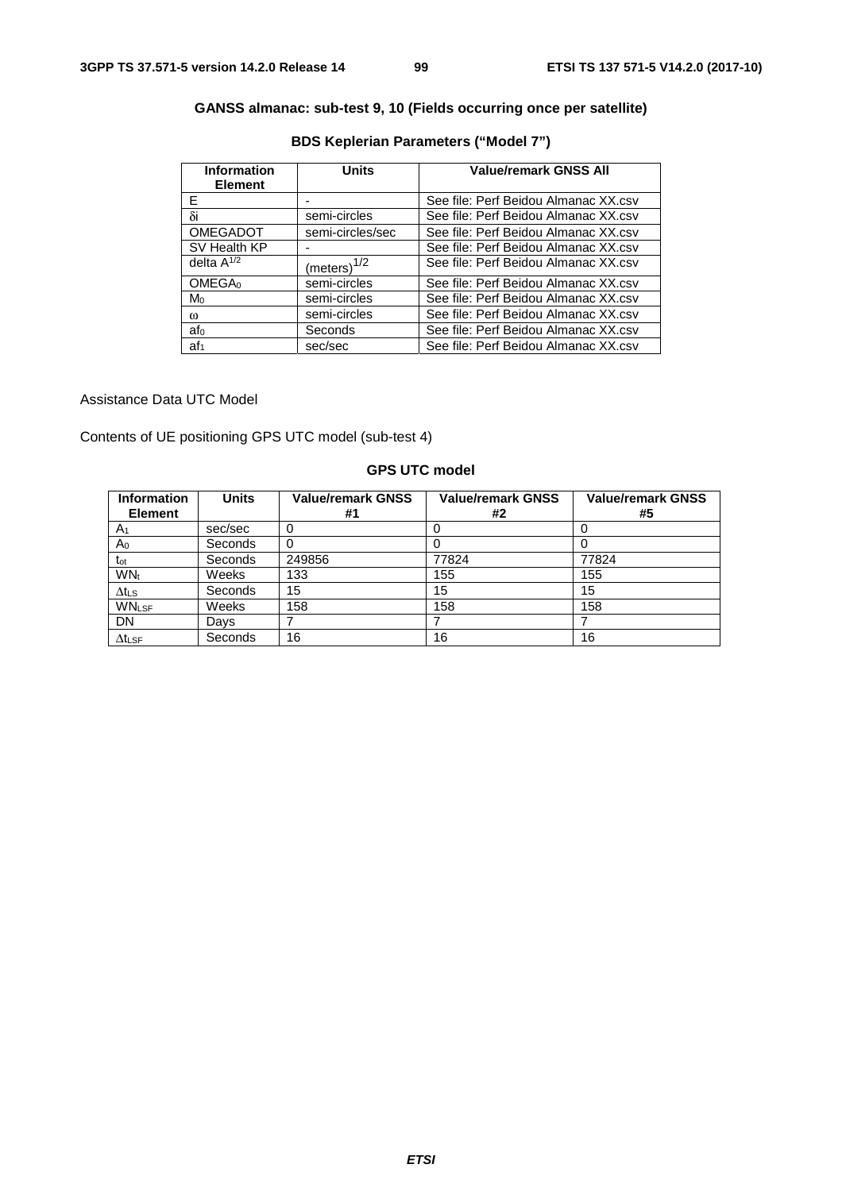**GANSS almanac: sub-test 9, 10 (Fields occurring once per satellite)**

**BDS Keplerian Parameters ("Model 7")**

| Information Element | Units | Value/remark GNSS All |
|---|---|---|
| E | - | See file: Perf Beidou Almanac XX.csv |
| $\delta i$ | semi-circles | See file: Perf Beidou Almanac XX.csv |
| OMEGADOT | semi-circles/sec | See file: Perf Beidou Almanac XX.csv |
| SV Health KP | - | See file: Perf Beidou Almanac XX.csv |
| delta $A^{1/2}$ | $(meters)^{1/2}$ | See file: Perf Beidou Almanac XX.csv |
| $OMEGA_0$ | semi-circles | See file: Perf Beidou Almanac XX.csv |
| $M_0$ | semi-circles | See file: Perf Beidou Almanac XX.csv |
| $\omega$ | semi-circles | See file: Perf Beidou Almanac XX.csv |
| $af_0$ | Seconds | See file: Perf Beidou Almanac XX.csv |
| $af_1$ | sec/sec | See file: Perf Beidou Almanac XX.csv |

Assistance Data UTC Model

Contents of UE positioning GPS UTC model (sub-test 4)

**GPS UTC model**

| Information Element | Units | Value/remark GNSS #1 | Value/remark GNSS #2 | Value/remark GNSS #5 |
|---|---|---|---|---|
| $A_1$ | sec/sec | 0 | 0 | 0 |
| $A_0$ | Seconds | 0 | 0 | 0 |
| $t_{ot}$ | Seconds | 249856 | 77824 | 77824 |
| $WN_t$ | Weeks | 133 | 155 | 155 |
| $\Delta t_{LS}$ | Seconds | 15 | 15 | 15 |
| $WN_{LSF}$ | Weeks | 158 | 158 | 158 |
| DN | Days | 7 | 7 | 7 |
| $\Delta t_{LSF}$ | Seconds | 16 | 16 | 16 |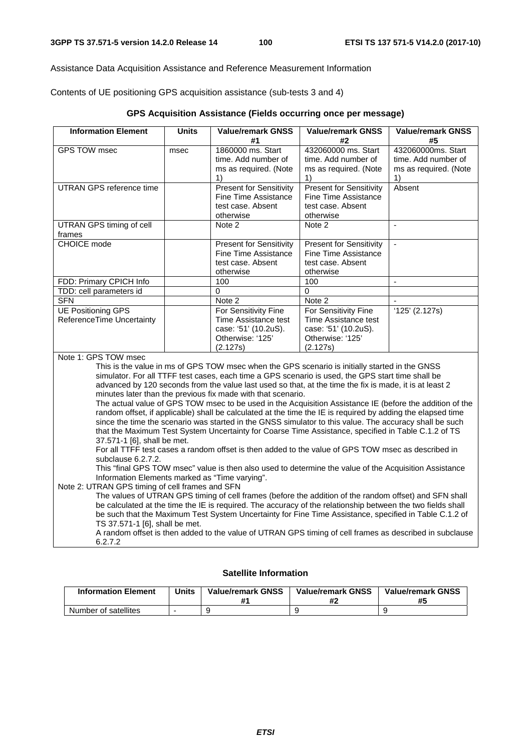Assistance Data Acquisition Assistance and Reference Measurement Information

Contents of UE positioning GPS acquisition assistance (sub-tests 3 and 4)

**GPS Acquisition Assistance (Fields occurring once per message)**

| Information Element | Units | Value/remark GNSS #1 | Value/remark GNSS #2 | Value/remark GNSS #5 |
|---|---|---|---|---|
| GPS TOW msec | msec | 1860000 ms. Start time. Add number of ms as required. (Note 1) | 432060000 ms. Start time. Add number of ms as required. (Note 1) | 432060000ms. Start time. Add number of ms as required. (Note 1) |
| UTRAN GPS reference time | | Present for Sensitivity Fine Time Assistance test case. Absent otherwise | Present for Sensitivity Fine Time Assistance test case. Absent otherwise | Absent |
| UTRAN GPS timing of cell frames | | Note 2 | Note 2 | - |
| CHOICE mode | | Present for Sensitivity Fine Time Assistance test case. Absent otherwise | Present for Sensitivity Fine Time Assistance test case. Absent otherwise | - |
| FDD: Primary CPICH Info | | 100 | 100 | - |
| TDD: cell parameters id | | 0 | 0 | |
| SFN | | Note 2 | Note 2 | - |
| UE Positioning GPS ReferenceTime Uncertainty | | For Sensitivity Fine Time Assistance test case: '51' (10.2uS). Otherwise: '125' (2.127s) | For Sensitivity Fine Time Assistance test case: '51' (10.2uS). Otherwise: '125' (2.127s) | '125' (2.127s) |

Note 1: GPS TOW msec

This is the value in ms of GPS TOW msec when the GPS scenario is initially started in the GNSS simulator. For all TTFF test cases, each time a GPS scenario is used, the GPS start time shall be advanced by 120 seconds from the value last used so that, at the time the fix is made, it is at least 2 minutes later than the previous fix made with that scenario.

The actual value of GPS TOW msec to be used in the Acquisition Assistance IE (before the addition of the random offset, if applicable) shall be calculated at the time the IE is required by adding the elapsed time since the time the scenario was started in the GNSS simulator to this value. The accuracy shall be such that the Maximum Test System Uncertainty for Coarse Time Assistance, specified in Table C.1.2 of TS 37.571-1 [6], shall be met.

For all TTFF test cases a random offset is then added to the value of GPS TOW msec as described in subclause 6.2.7.2.

This "final GPS TOW msec" value is then also used to determine the value of the Acquisition Assistance Information Elements marked as "Time varying".

Note 2: UTRAN GPS timing of cell frames and SFN

The values of UTRAN GPS timing of cell frames (before the addition of the random offset) and SFN shall be calculated at the time the IE is required. The accuracy of the relationship between the two fields shall be such that the Maximum Test System Uncertainty for Fine Time Assistance, specified in Table C.1.2 of TS 37.571-1 [6], shall be met.

A random offset is then added to the value of UTRAN GPS timing of cell frames as described in subclause 6.2.7.2

**Satellite Information**

| Information Element | Units | Value/remark GNSS #1 | Value/remark GNSS #2 | Value/remark GNSS #5 |
|---|---|---|---|---|
| Number of satellites | - | 9 | 9 | 9 |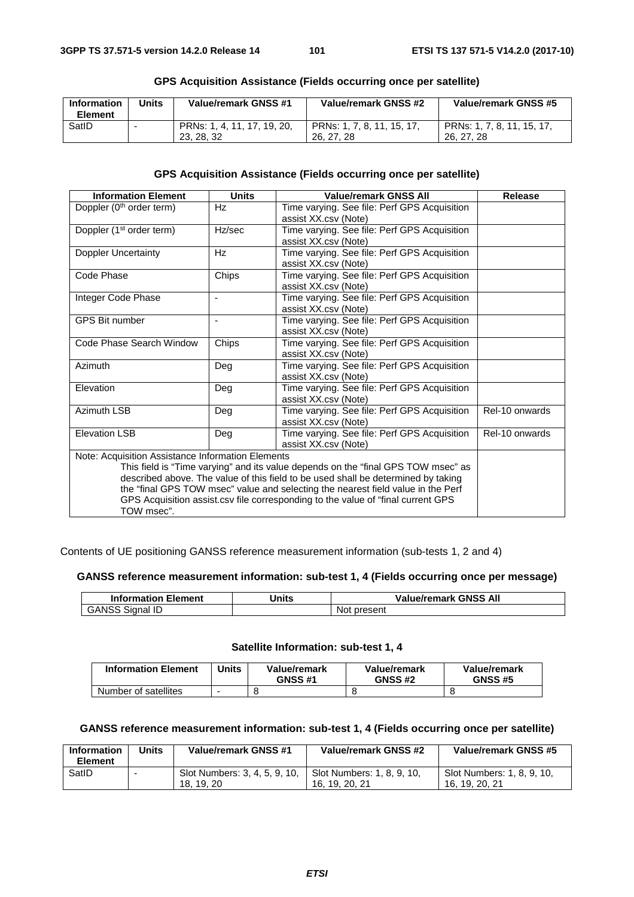**GPS Acquisition Assistance (Fields occurring once per satellite)**

| Information Element | Units | Value/remark GNSS #1 | Value/remark GNSS #2 | Value/remark GNSS #5 |
|---|---|---|---|---|
| SatID | - | PRNs: 1, 4, 11, 17, 19, 20, 23, 28, 32 | PRNs: 1, 7, 8, 11, 15, 17, 26, 27, 28 | PRNs: 1, 7, 8, 11, 15, 17, 26, 27, 28 |

**GPS Acquisition Assistance (Fields occurring once per satellite)**

| Information Element | Units | Value/remark GNSS All | Release |
|---|---|---|---|
| Doppler (0th order term) | Hz | Time varying. See file: Perf GPS Acquisition assist XX.csv (Note) | |
| Doppler (1st order term) | Hz/sec | Time varying. See file: Perf GPS Acquisition assist XX.csv (Note) | |
| Doppler Uncertainty | Hz | Time varying. See file: Perf GPS Acquisition assist XX.csv (Note) | |
| Code Phase | Chips | Time varying. See file: Perf GPS Acquisition assist XX.csv (Note) | |
| Integer Code Phase | - | Time varying. See file: Perf GPS Acquisition assist XX.csv (Note) | |
| GPS Bit number | - | Time varying. See file: Perf GPS Acquisition assist XX.csv (Note) | |
| Code Phase Search Window | Chips | Time varying. See file: Perf GPS Acquisition assist XX.csv (Note) | |
| Azimuth | Deg | Time varying. See file: Perf GPS Acquisition assist XX.csv (Note) | |
| Elevation | Deg | Time varying. See file: Perf GPS Acquisition assist XX.csv (Note) | |
| Azimuth LSB | Deg | Time varying. See file: Perf GPS Acquisition assist XX.csv (Note) | Rel-10 onwards |
| Elevation LSB | Deg | Time varying. See file: Perf GPS Acquisition assist XX.csv (Note) | Rel-10 onwards |
| Note: Acquisition Assistance Information Elements<br>This field is "Time varying" and its value depends on the "final GPS TOW msec" as described above. The value of this field to be used shall be determined by taking the "final GPS TOW msec" value and selecting the nearest field value in the Perf GPS Acquisition assist.csv file corresponding to the value of "final current GPS TOW msec". | | | |

Contents of UE positioning GANSS reference measurement information (sub-tests 1, 2 and 4)

**GANSS reference measurement information: sub-test 1, 4 (Fields occurring once per message)**

| Information Element | Units | Value/remark GNSS All |
|---|---|---|
| GANSS Signal ID | | Not present |

**Satellite Information: sub-test 1, 4**

| Information Element | Units | Value/remark GNSS #1 | Value/remark GNSS #2 | Value/remark GNSS #5 |
|---|---|---|---|---|
| Number of satellites | - | 8 | 8 | 8 |

**GANSS reference measurement information: sub-test 1, 4 (Fields occurring once per satellite)**

| Information Element | Units | Value/remark GNSS #1 | Value/remark GNSS #2 | Value/remark GNSS #5 |
|---|---|---|---|---|
| SatID | - | Slot Numbers: 3, 4, 5, 9, 10, 18, 19, 20 | Slot Numbers: 1, 8, 9, 10, 16, 19, 20, 21 | Slot Numbers: 1, 8, 9, 10, 16, 19, 20, 21 |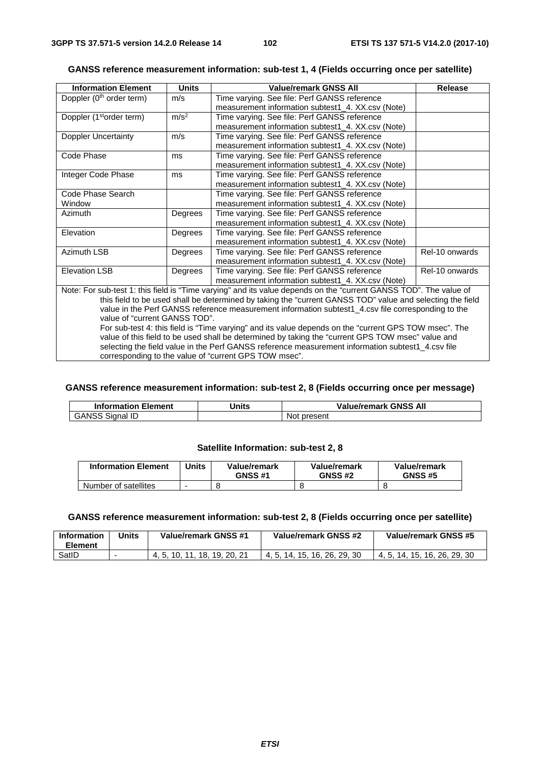**GANSS reference measurement information: sub-test 1, 4 (Fields occurring once per satellite)**

| Information Element | Units | Value/remark GNSS All | Release |
|---|---|---|---|
| Doppler (0th order term) | m/s | Time varying. See file: Perf GANSS reference measurement information subtest1_4. XX.csv (Note) | |
| Doppler (1storder term) | $m/s^2$ | Time varying. See file: Perf GANSS reference measurement information subtest1_4. XX.csv (Note) | |
| Doppler Uncertainty | m/s | Time varying. See file: Perf GANSS reference measurement information subtest1_4. XX.csv (Note) | |
| Code Phase | ms | Time varying. See file: Perf GANSS reference measurement information subtest1_4. XX.csv (Note) | |
| Integer Code Phase | ms | Time varying. See file: Perf GANSS reference measurement information subtest1_4. XX.csv (Note) | |
| Code Phase Search Window | | Time varying. See file: Perf GANSS reference measurement information subtest1_4. XX.csv (Note) | |
| Azimuth | Degrees | Time varying. See file: Perf GANSS reference measurement information subtest1_4. XX.csv (Note) | |
| Elevation | Degrees | Time varying. See file: Perf GANSS reference measurement information subtest1_4. XX.csv (Note) | |
| Azimuth LSB | Degrees | Time varying. See file: Perf GANSS reference measurement information subtest1_4. XX.csv (Note) | Rel-10 onwards |
| Elevation LSB | Degrees | Time varying. See file: Perf GANSS reference measurement information subtest1_4. XX.csv (Note) | Rel-10 onwards |
| Note: For sub-test 1: this field is "Time varying" and its value depends on the "current GANSS TOD". The value of this field to be used shall be determined by taking the "current GANSS TOD" value and selecting the field value in the Perf GANSS reference measurement information subtest1_4.csv file corresponding to the value of "current GANSS TOD". For sub-test 4: this field is "Time varying" and its value depends on the "current GPS TOW msec". The value of this field to be used shall be determined by taking the "current GPS TOW msec" value and selecting the field value in the Perf GANSS reference measurement information subtest1_4.csv file corresponding to the value of "current GPS TOW msec". | | | |

**GANSS reference measurement information: sub-test 2, 8 (Fields occurring once per message)**

| Information Element | Units | Value/remark GNSS All |
|---|---|---|
| GANSS Signal ID | | Not present |

**Satellite Information: sub-test 2, 8**

| Information Element | Units | Value/remark GNSS #1 | Value/remark GNSS #2 | Value/remark GNSS #5 |
|---|---|---|---|---|
| Number of satellites | - | 8 | 8 | 8 |

**GANSS reference measurement information: sub-test 2, 8 (Fields occurring once per satellite)**

| Information Element | Units | Value/remark GNSS #1 | Value/remark GNSS #2 | Value/remark GNSS #5 |
|---|---|---|---|---|
| SatID | - | 4, 5, 10, 11, 18, 19, 20, 21 | 4, 5, 14, 15, 16, 26, 29, 30 | 4, 5, 14, 15, 16, 26, 29, 30 |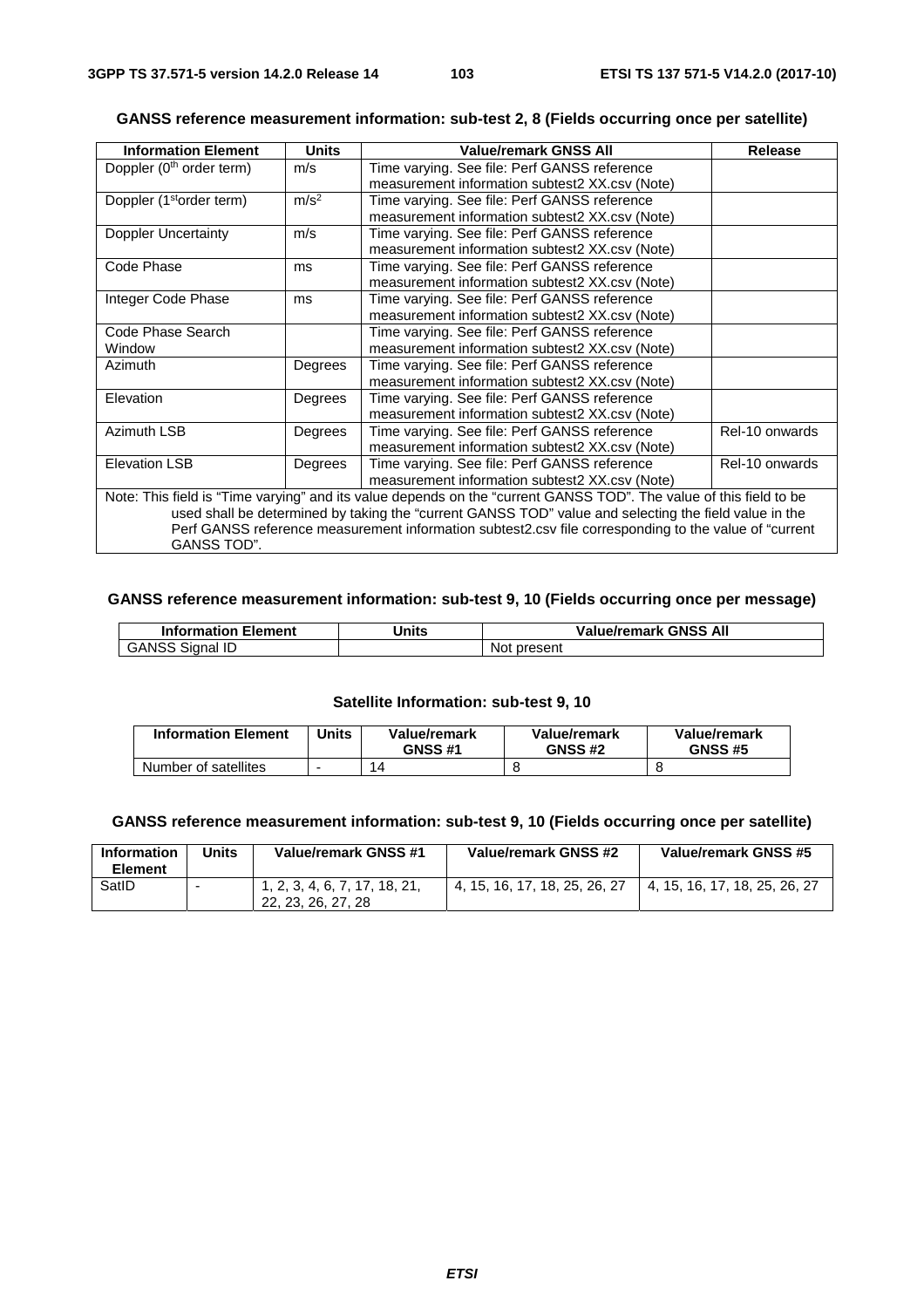**GANSS reference measurement information: sub-test 2, 8 (Fields occurring once per satellite)**

| Information Element | Units | Value/remark GNSS All | Release |
|---|---|---|---|
| Doppler ($0^{th}$ order term) | m/s | Time varying. See file: Perf GANSS reference measurement information subtest2 XX.csv (Note) | |
| Doppler ($1^{st}$order term) | $m/s^2$ | Time varying. See file: Perf GANSS reference measurement information subtest2 XX.csv (Note) | |
| Doppler Uncertainty | m/s | Time varying. See file: Perf GANSS reference measurement information subtest2 XX.csv (Note) | |
| Code Phase | ms | Time varying. See file: Perf GANSS reference measurement information subtest2 XX.csv (Note) | |
| Integer Code Phase | ms | Time varying. See file: Perf GANSS reference measurement information subtest2 XX.csv (Note) | |
| Code Phase Search Window | | Time varying. See file: Perf GANSS reference measurement information subtest2 XX.csv (Note) | |
| Azimuth | Degrees | Time varying. See file: Perf GANSS reference measurement information subtest2 XX.csv (Note) | |
| Elevation | Degrees | Time varying. See file: Perf GANSS reference measurement information subtest2 XX.csv (Note) | |
| Azimuth LSB | Degrees | Time varying. See file: Perf GANSS reference measurement information subtest2 XX.csv (Note) | Rel-10 onwards |
| Elevation LSB | Degrees | Time varying. See file: Perf GANSS reference measurement information subtest2 XX.csv (Note) | Rel-10 onwards |
| Note: This field is "Time varying" and its value depends on the "current GANSS TOD". The value of this field to be used shall be determined by taking the "current GANSS TOD" value and selecting the field value in the Perf GANSS reference measurement information subtest2.csv file corresponding to the value of "current GANSS TOD". | | | |

**GANSS reference measurement information: sub-test 9, 10 (Fields occurring once per message)**

| Information Element | Units | Value/remark GNSS All |
|---|---|---|
| GANSS Signal ID | | Not present |

**Satellite Information: sub-test 9, 10**

| Information Element | Units | Value/remark GNSS #1 | Value/remark GNSS #2 | Value/remark GNSS #5 |
|---|---|---|---|---|
| Number of satellites | - | 14 | 8 | 8 |

**GANSS reference measurement information: sub-test 9, 10 (Fields occurring once per satellite)**

| Information Element | Units | Value/remark GNSS #1 | Value/remark GNSS #2 | Value/remark GNSS #5 |
|---|---|---|---|---|
| SatID | - | 1, 2, 3, 4, 6, 7, 17, 18, 21, 22, 23, 26, 27, 28 | 4, 15, 16, 17, 18, 25, 26, 27 | 4, 15, 16, 17, 18, 25, 26, 27 |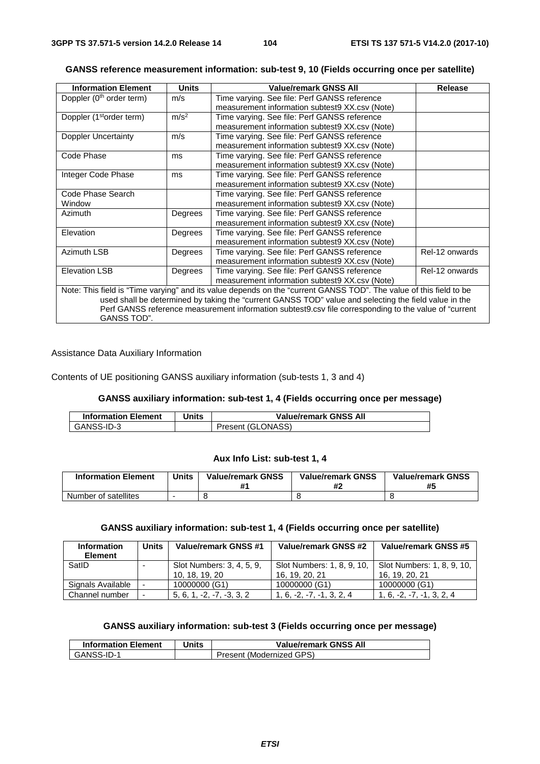**GANSS reference measurement information: sub-test 9, 10 (Fields occurring once per satellite)**

| Information Element | Units | Value/remark GNSS All | Release |
|---|---|---|---|
| Doppler (0$^{th}$ order term) | m/s | Time varying. See file: Perf GANSS reference measurement information subtest9 XX.csv (Note) | |
| Doppler (1$^{st}$order term) | m/s$^2$ | Time varying. See file: Perf GANSS reference measurement information subtest9 XX.csv (Note) | |
| Doppler Uncertainty | m/s | Time varying. See file: Perf GANSS reference measurement information subtest9 XX.csv (Note) | |
| Code Phase | ms | Time varying. See file: Perf GANSS reference measurement information subtest9 XX.csv (Note) | |
| Integer Code Phase | ms | Time varying. See file: Perf GANSS reference measurement information subtest9 XX.csv (Note) | |
| Code Phase Search Window | | Time varying. See file: Perf GANSS reference measurement information subtest9 XX.csv (Note) | |
| Azimuth | Degrees | Time varying. See file: Perf GANSS reference measurement information subtest9 XX.csv (Note) | |
| Elevation | Degrees | Time varying. See file: Perf GANSS reference measurement information subtest9 XX.csv (Note) | |
| Azimuth LSB | Degrees | Time varying. See file: Perf GANSS reference measurement information subtest9 XX.csv (Note) | Rel-12 onwards |
| Elevation LSB | Degrees | Time varying. See file: Perf GANSS reference measurement information subtest9 XX.csv (Note) | Rel-12 onwards |
| Note: This field is "Time varying" and its value depends on the "current GANSS TOD". The value of this field to be used shall be determined by taking the "current GANSS TOD" value and selecting the field value in the Perf GANSS reference measurement information subtest9.csv file corresponding to the value of "current GANSS TOD". | | | |

Assistance Data Auxiliary Information

Contents of UE positioning GANSS auxiliary information (sub-tests 1, 3 and 4)

**GANSS auxiliary information: sub-test 1, 4 (Fields occurring once per message)**

| Information Element | Units | Value/remark GNSS All |
|---|---|---|
| GANSS-ID-3 | | Present (GLONASS) |

**Aux Info List: sub-test 1, 4**

| Information Element | Units | Value/remark GNSS #1 | Value/remark GNSS #2 | Value/remark GNSS #5 |
|---|---|---|---|---|
| Number of satellites | - | 8 | 8 | 8 |

**GANSS auxiliary information: sub-test 1, 4 (Fields occurring once per satellite)**

| Information Element | Units | Value/remark GNSS #1 | Value/remark GNSS #2 | Value/remark GNSS #5 |
|---|---|---|---|---|
| SatID | - | Slot Numbers: 3, 4, 5, 9, 10, 18, 19, 20 | Slot Numbers: 1, 8, 9, 10, 16, 19, 20, 21 | Slot Numbers: 1, 8, 9, 10, 16, 19, 20, 21 |
| Signals Available | - | 10000000 (G1) | 10000000 (G1) | 10000000 (G1) |
| Channel number | - | 5, 6, 1, -2, -7, -3, 3, 2 | 1, 6, -2, -7, -1, 3, 2, 4 | 1, 6, -2, -7, -1, 3, 2, 4 |

**GANSS auxiliary information: sub-test 3 (Fields occurring once per message)**

| Information Element | Units | Value/remark GNSS All |
|---|---|---|
| GANSS-ID-1 | | Present (Modernized GPS) |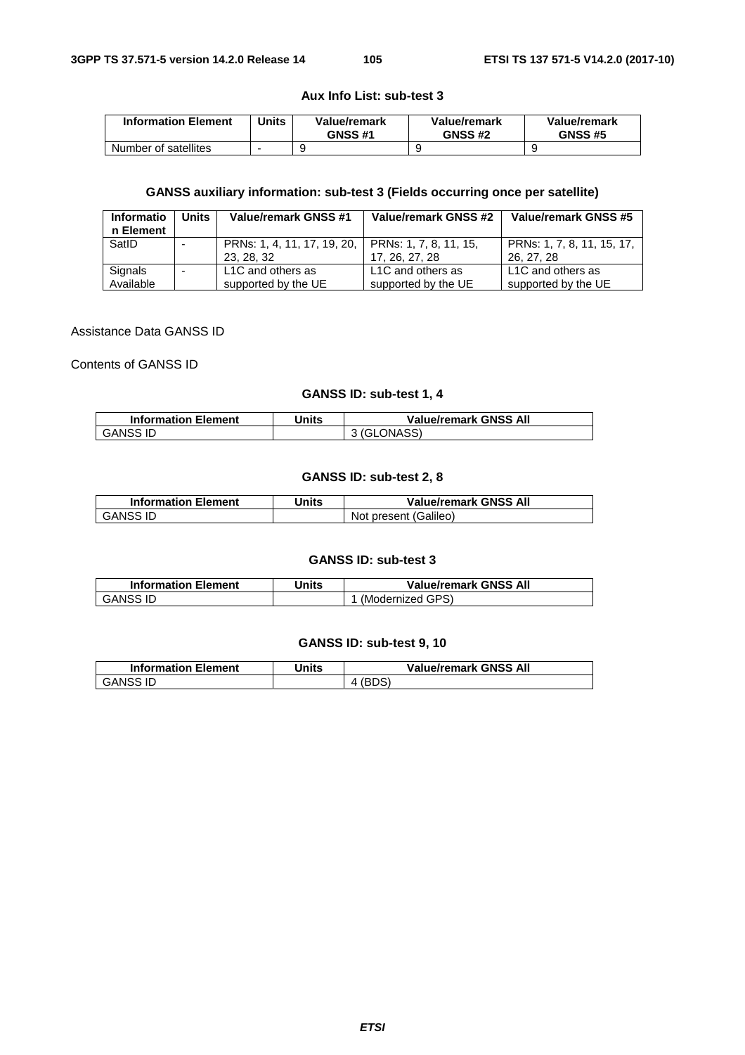**Aux Info List: sub-test 3**

| Information Element | Units | Value/remark GNSS #1 | Value/remark GNSS #2 | Value/remark GNSS #5 |
|---|---|---|---|---|
| Number of satellites | - | 9 | 9 | 9 |

**GANSS auxiliary information: sub-test 3 (Fields occurring once per satellite)**

| Information Element | Units | Value/remark GNSS #1 | Value/remark GNSS #2 | Value/remark GNSS #5 |
|---|---|---|---|---|
| SatID | - | PRNs: 1, 4, 11, 17, 19, 20, 23, 28, 32 | PRNs: 1, 7, 8, 11, 15, 17, 26, 27, 28 | PRNs: 1, 7, 8, 11, 15, 17, 26, 27, 28 |
| Signals Available | - | L1C and others as supported by the UE | L1C and others as supported by the UE | L1C and others as supported by the UE |

Assistance Data GANSS ID

Contents of GANSS ID

**GANSS ID: sub-test 1, 4**

| Information Element | Units | Value/remark GNSS All |
|---|---|---|
| GANSS ID | | 3 (GLONASS) |

**GANSS ID: sub-test 2, 8**

| Information Element | Units | Value/remark GNSS All |
|---|---|---|
| GANSS ID | | Not present (Galileo) |

**GANSS ID: sub-test 3**

| Information Element | Units | Value/remark GNSS All |
|---|---|---|
| GANSS ID | | 1 (Modernized GPS) |

**GANSS ID: sub-test 9, 10**

| Information Element | Units | Value/remark GNSS All |
|---|---|---|
| GANSS ID | | 4 (BDS) |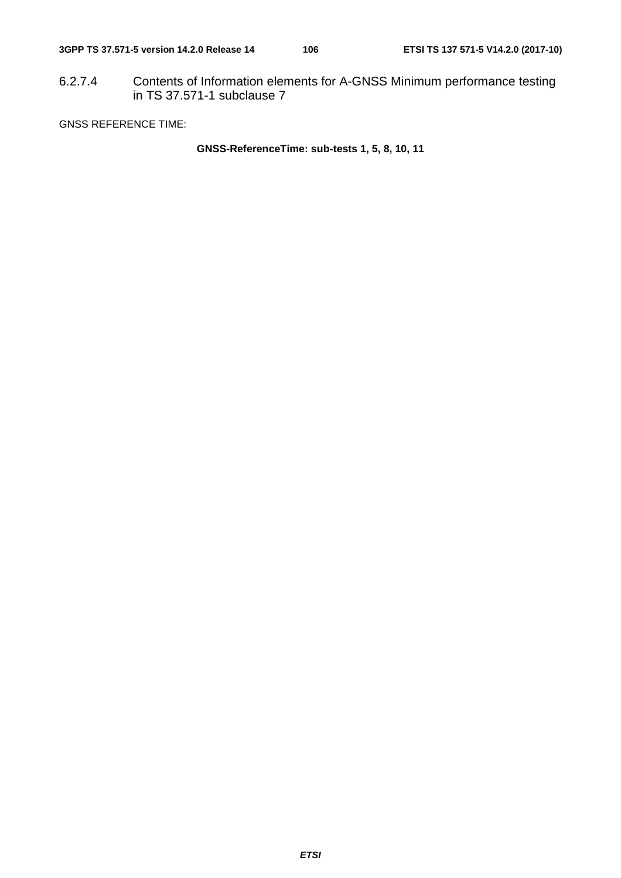#### 6.2.7.4 Contents of Information elements for A-GNSS Minimum performance testing in TS 37.571-1 subclause 7

GNSS REFERENCE TIME:

**GNSS-ReferenceTime: sub-tests 1, 5, 8, 10, 11**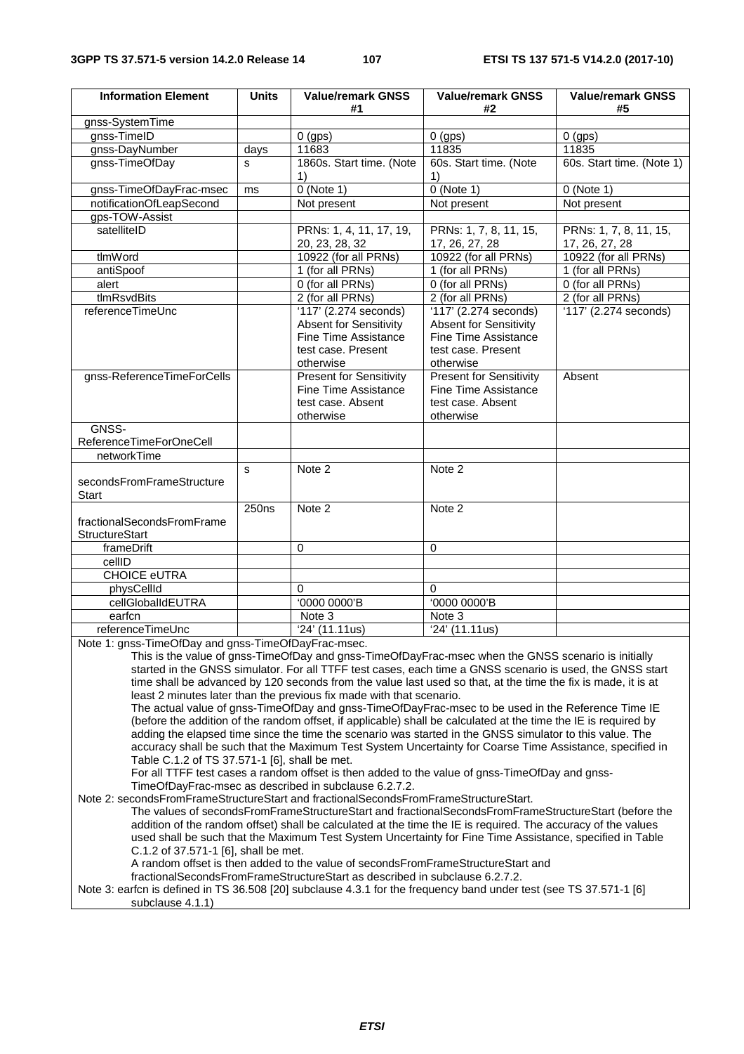| Information Element | Units | Value/remark GNSS #1 | Value/remark GNSS #2 | Value/remark GNSS #5 |
|---|---|---|---|---|
| gnss-SystemTime | | | | |
| gnss-TimeID | | 0 (gps) | 0 (gps) | 0 (gps) |
| gnss-DayNumber | days | 11683 | 11835 | 11835 |
| gnss-TimeOfDay | s | 1860s. Start time. (Note 1) | 60s. Start time. (Note 1) | 60s. Start time. (Note 1) |
| gnss-TimeOfDayFrac-msec | ms | 0 (Note 1) | 0 (Note 1) | 0 (Note 1) |
| notificationOfLeapSecond | | Not present | Not present | Not present |
| gps-TOW-Assist | | | | |
| satelliteID | | PRNs: 1, 4, 11, 17, 19, 20, 23, 28, 32 | PRNs: 1, 7, 8, 11, 15, 17, 26, 27, 28 | PRNs: 1, 7, 8, 11, 15, 17, 26, 27, 28 |
| tlmWord | | 10922 (for all PRNs) | 10922 (for all PRNs) | 10922 (for all PRNs) |
| antiSpoof | | 1 (for all PRNs) | 1 (for all PRNs) | 1 (for all PRNs) |
| alert | | 0 (for all PRNs) | 0 (for all PRNs) | 0 (for all PRNs) |
| tlmRsvdBits | | 2 (for all PRNs) | 2 (for all PRNs) | 2 (for all PRNs) |
| referenceTimeUnc | | '117' (2.274 seconds) Absent for Sensitivity Fine Time Assistance test case. Present otherwise | '117' (2.274 seconds) Absent for Sensitivity Fine Time Assistance test case. Present otherwise | '117' (2.274 seconds) |
| gnss-ReferenceTimeForCells | | Present for Sensitivity Fine Time Assistance test case. Absent otherwise | Present for Sensitivity Fine Time Assistance test case. Absent otherwise | Absent |
| GNSS-ReferenceTimeForOneCell | | | | |
| networkTime | | | | |
| secondsFromFrameStructureStart | s | Note 2 | Note 2 | |
| fractionalSecondsFromFrameStructureStart | 250ns | Note 2 | Note 2 | |
| frameDrift | | 0 | 0 | |
| cellID | | | | |
| CHOICE eUTRA | | | | |
| physCellId | | 0 | 0 | |
| cellGlobalIdEUTRA | | '0000 0000'B | '0000 0000'B | |
| earfcn | | Note 3 | Note 3 | |
| referenceTimeUnc | | '24' (11.11us) | '24' (11.11us) | |

Note 1: gnss-TimeOfDay and gnss-TimeOfDayFrac-msec.
This is the value of gnss-TimeOfDay and gnss-TimeOfDayFrac-msec when the GNSS scenario is initially started in the GNSS simulator. For all TTFF test cases, each time a GNSS scenario is used, the GNSS start time shall be advanced by 120 seconds from the value last used so that, at the time the fix is made, it is at least 2 minutes later than the previous fix made with that scenario.
The actual value of gnss-TimeOfDay and gnss-TimeOfDayFrac-msec to be used in the Reference Time IE (before the addition of the random offset, if applicable) shall be calculated at the time the IE is required by adding the elapsed time since the time the scenario was started in the GNSS simulator to this value. The accuracy shall be such that the Maximum Test System Uncertainty for Coarse Time Assistance, specified in Table C.1.2 of TS 37.571-1 [6], shall be met.
For all TTFF test cases a random offset is then added to the value of gnss-TimeOfDay and gnss-TimeOfDayFrac-msec as described in subclause 6.2.7.2.

Note 2: secondsFromFrameStructureStart and fractionalSecondsFromFrameStructureStart.
The values of secondsFromFrameStructureStart and fractionalSecondsFromFrameStructureStart (before the addition of the random offset) shall be calculated at the time the IE is required. The accuracy of the values used shall be such that the Maximum Test System Uncertainty for Fine Time Assistance, specified in Table C.1.2 of 37.571-1 [6], shall be met.
A random offset is then added to the value of secondsFromFrameStructureStart and fractionalSecondsFromFrameStructureStart as described in subclause 6.2.7.2.

Note 3: earfcn is defined in TS 36.508 [20] subclause 4.3.1 for the frequency band under test (see TS 37.571-1 [6] subclause 4.1.1)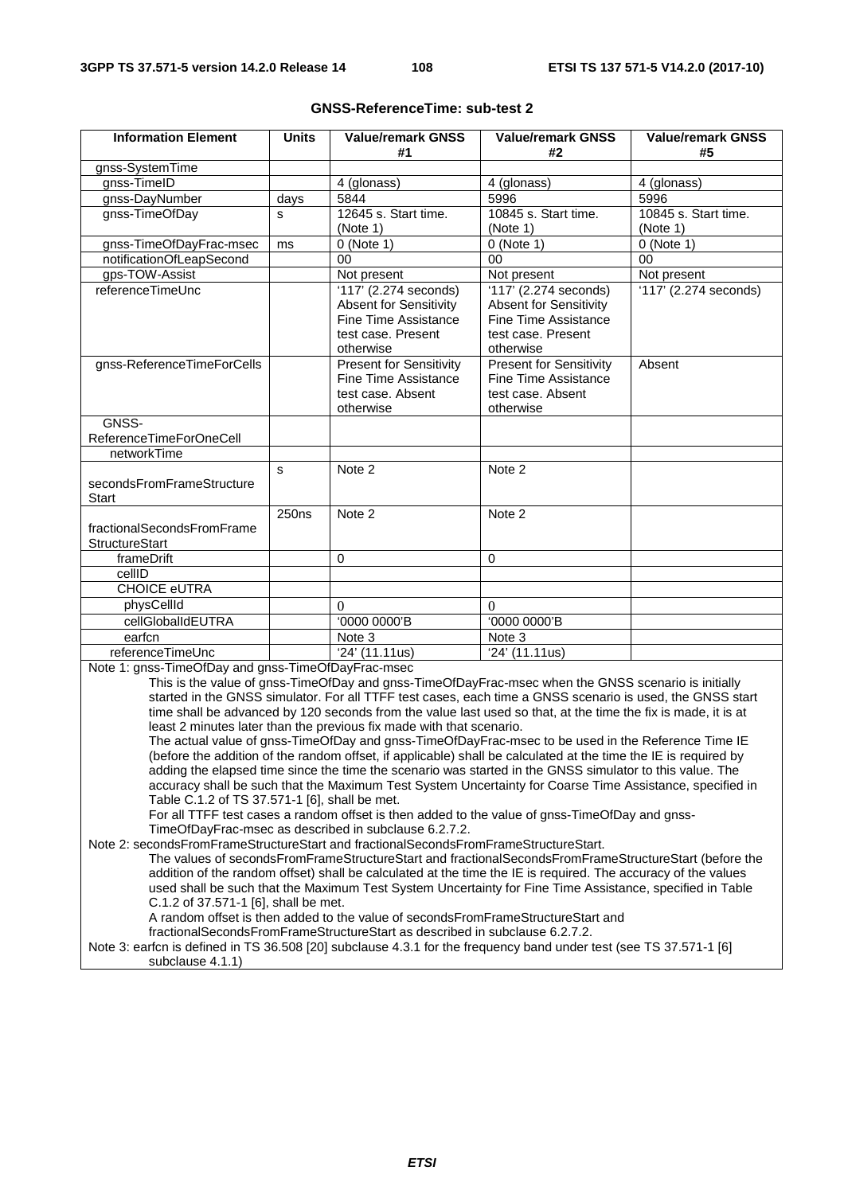**GNSS-ReferenceTime: sub-test 2**

| Information Element | Units | Value/remark GNSS #1 | Value/remark GNSS #2 | Value/remark GNSS #5 |
|---|---|---|---|---|
| gnss-SystemTime | | | | |
| gnss-TimeID | | 4 (glonass) | 4 (glonass) | 4 (glonass) |
| gnss-DayNumber | days | 5844 | 5996 | 5996 |
| gnss-TimeOfDay | s | 12645 s. Start time. (Note 1) | 10845 s. Start time. (Note 1) | 10845 s. Start time. (Note 1) |
| gnss-TimeOfDayFrac-msec | ms | 0 (Note 1) | 0 (Note 1) | 0 (Note 1) |
| notificationOfLeapSecond | | 00 | 00 | 00 |
| gps-TOW-Assist | | Not present | Not present | Not present |
| referenceTimeUnc | | '117' (2.274 seconds) Absent for Sensitivity Fine Time Assistance test case. Present otherwise | '117' (2.274 seconds) Absent for Sensitivity Fine Time Assistance test case. Present otherwise | '117' (2.274 seconds) |
| gnss-ReferenceTimeForCells | | Present for Sensitivity Fine Time Assistance test case. Absent otherwise | Present for Sensitivity Fine Time Assistance test case. Absent otherwise | Absent |
| GNSS-ReferenceTimeForOneCell | | | | |
| networkTime | | | | |
| secondsFromFrameStructureStart | s | Note 2 | Note 2 | |
| fractionalSecondsFromFrameStructureStart | 250ns | Note 2 | Note 2 | |
| frameDrift | | 0 | 0 | |
| cellID | | | | |
| CHOICE eUTRA | | | | |
| physCellId | | 0 | 0 | |
| cellGlobalIdEUTRA | | '0000 0000'B | '0000 0000'B | |
| earfcn | | Note 3 | Note 3 | |
| referenceTimeUnc | | '24' (11.11us) | '24' (11.11us) | |

Note 1: gnss-TimeOfDay and gnss-TimeOfDayFrac-msec
This is the value of gnss-TimeOfDay and gnss-TimeOfDayFrac-msec when the GNSS scenario is initially started in the GNSS simulator. For all TTFF test cases, each time a GNSS scenario is used, the GNSS start time shall be advanced by 120 seconds from the value last used so that, at the time the fix is made, it is at least 2 minutes later than the previous fix made with that scenario.
The actual value of gnss-TimeOfDay and gnss-TimeOfDayFrac-msec to be used in the Reference Time IE (before the addition of the random offset, if applicable) shall be calculated at the time the IE is required by adding the elapsed time since the time the scenario was started in the GNSS simulator to this value. The accuracy shall be such that the Maximum Test System Uncertainty for Coarse Time Assistance, specified in Table C.1.2 of TS 37.571-1 [6], shall be met.
For all TTFF test cases a random offset is then added to the value of gnss-TimeOfDay and gnss-TimeOfDayFrac-msec as described in subclause 6.2.7.2.

Note 2: secondsFromFrameStructureStart and fractionalSecondsFromFrameStructureStart.
The values of secondsFromFrameStructureStart and fractionalSecondsFromFrameStructureStart (before the addition of the random offset) shall be calculated at the time the IE is required. The accuracy of the values used shall be such that the Maximum Test System Uncertainty for Fine Time Assistance, specified in Table C.1.2 of 37.571-1 [6], shall be met.
A random offset is then added to the value of secondsFromFrameStructureStart and fractionalSecondsFromFrameStructureStart as described in subclause 6.2.7.2.

Note 3: earfcn is defined in TS 36.508 [20] subclause 4.3.1 for the frequency band under test (see TS 37.571-1 [6] subclause 4.1.1)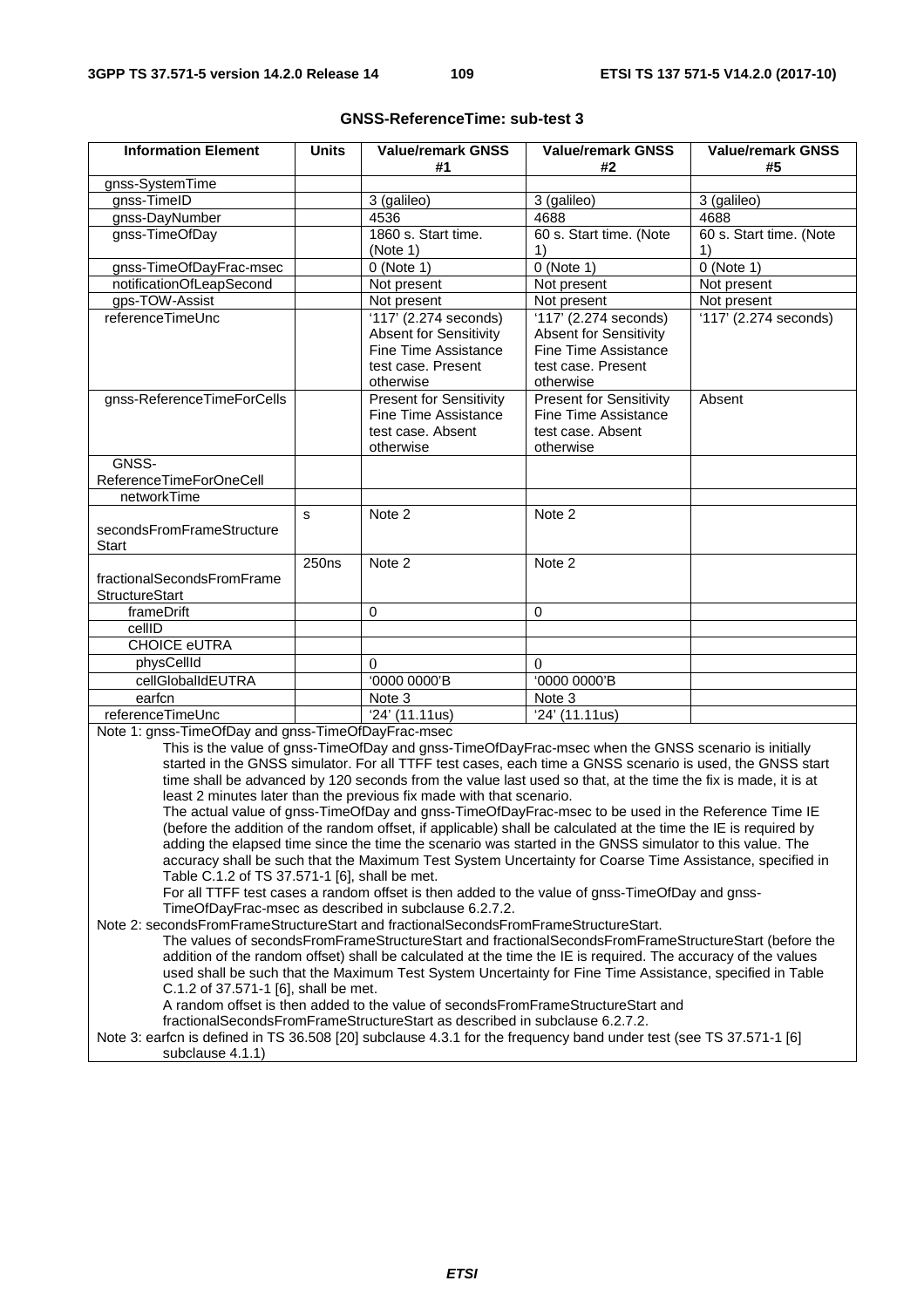**GNSS-ReferenceTime: sub-test 3**

| Information Element | Units | Value/remark GNSS #1 | Value/remark GNSS #2 | Value/remark GNSS #5 |
|---|---|---|---|---|
| gnss-SystemTime | | | | |
| gnss-TimeID | | 3 (galileo) | 3 (galileo) | 3 (galileo) |
| gnss-DayNumber | | 4536 | 4688 | 4688 |
| gnss-TimeOfDay | | 1860 s. Start time. (Note 1) | 60 s. Start time. (Note 1) | 60 s. Start time. (Note 1) |
| gnss-TimeOfDayFrac-msec | | 0 (Note 1) | 0 (Note 1) | 0 (Note 1) |
| notificationOfLeapSecond | | Not present | Not present | Not present |
| gps-TOW-Assist | | Not present | Not present | Not present |
| referenceTimeUnc | | '117' (2.274 seconds) Absent for Sensitivity Fine Time Assistance test case. Present otherwise | '117' (2.274 seconds) Absent for Sensitivity Fine Time Assistance test case. Present otherwise | '117' (2.274 seconds) |
| gnss-ReferenceTimeForCells | | Present for Sensitivity Fine Time Assistance test case. Absent otherwise | Present for Sensitivity Fine Time Assistance test case. Absent otherwise | Absent |
| GNSS-ReferenceTimeForOneCell | | | | |
| networkTime | | | | |
| secondsFromFrameStructureStart | s | Note 2 | Note 2 | |
| fractionalSecondsFromFrameStructureStart | 250ns | Note 2 | Note 2 | |
| frameDrift | | 0 | 0 | |
| cellID | | | | |
| CHOICE eUTRA | | | | |
| physCellId | | 0 | 0 | |
| cellGlobalIdEUTRA | | '0000 0000'B | '0000 0000'B | |
| earfcn | | Note 3 | Note 3 | |
| referenceTimeUnc | | '24' (11.11us) | '24' (11.11us) | |

Note 1: gnss-TimeOfDay and gnss-TimeOfDayFrac-msec

This is the value of gnss-TimeOfDay and gnss-TimeOfDayFrac-msec when the GNSS scenario is initially started in the GNSS simulator. For all TTFF test cases, each time a GNSS scenario is used, the GNSS start time shall be advanced by 120 seconds from the value last used so that, at the time the fix is made, it is at least 2 minutes later than the previous fix made with that scenario.

The actual value of gnss-TimeOfDay and gnss-TimeOfDayFrac-msec to be used in the Reference Time IE (before the addition of the random offset, if applicable) shall be calculated at the time the IE is required by adding the elapsed time since the time the scenario was started in the GNSS simulator to this value. The accuracy shall be such that the Maximum Test System Uncertainty for Coarse Time Assistance, specified in Table C.1.2 of TS 37.571-1 [6], shall be met.

For all TTFF test cases a random offset is then added to the value of gnss-TimeOfDay and gnss-TimeOfDayFrac-msec as described in subclause 6.2.7.2.

Note 2: secondsFromFrameStructureStart and fractionalSecondsFromFrameStructureStart.

The values of secondsFromFrameStructureStart and fractionalSecondsFromFrameStructureStart (before the addition of the random offset) shall be calculated at the time the IE is required. The accuracy of the values used shall be such that the Maximum Test System Uncertainty for Fine Time Assistance, specified in Table C.1.2 of 37.571-1 [6], shall be met.

A random offset is then added to the value of secondsFromFrameStructureStart and fractionalSecondsFromFrameStructureStart as described in subclause 6.2.7.2.

Note 3: earfcn is defined in TS 36.508 [20] subclause 4.3.1 for the frequency band under test (see TS 37.571-1 [6] subclause 4.1.1)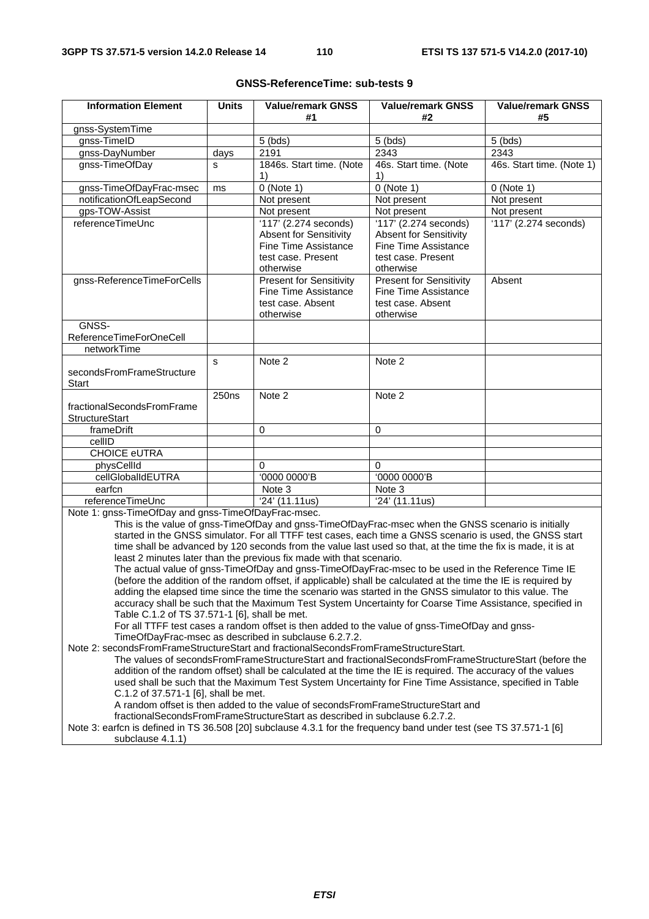**GNSS-ReferenceTime: sub-tests 9**

| Information Element | Units | Value/remark GNSS #1 | Value/remark GNSS #2 | Value/remark GNSS #5 |
|---|---|---|---|---|
| gnss-SystemTime | | | | |
| gnss-TimeID | | 5 (bds) | 5 (bds) | 5 (bds) |
| gnss-DayNumber | days | 2191 | 2343 | 2343 |
| gnss-TimeOfDay | s | 1846s. Start time. (Note 1) | 46s. Start time. (Note 1) | 46s. Start time. (Note 1) |
| gnss-TimeOfDayFrac-msec | ms | 0 (Note 1) | 0 (Note 1) | 0 (Note 1) |
| notificationOfLeapSecond | | Not present | Not present | Not present |
| gps-TOW-Assist | | Not present | Not present | Not present |
| referenceTimeUnc | | '117' (2.274 seconds) Absent for Sensitivity Fine Time Assistance test case. Present otherwise | '117' (2.274 seconds) Absent for Sensitivity Fine Time Assistance test case. Present otherwise | '117' (2.274 seconds) |
| gnss-ReferenceTimeForCells | | Present for Sensitivity Fine Time Assistance test case. Absent otherwise | Present for Sensitivity Fine Time Assistance test case. Absent otherwise | Absent |
| GNSS-ReferenceTimeForOneCell | | | | |
| networkTime | | | | |
| secondsFromFrameStructureStart | s | Note 2 | Note 2 | |
| fractionalSecondsFromFrameStructureStart | 250ns | Note 2 | Note 2 | |
| frameDrift | | 0 | 0 | |
| cellID | | | | |
| CHOICE eUTRA | | | | |
| physCellId | | 0 | 0 | |
| cellGlobalIdEUTRA | | '0000 0000'B | '0000 0000'B | |
| earfcn | | Note 3 | Note 3 | |
| referenceTimeUnc | | '24' (11.11us) | '24' (11.11us) | |

Note 1: gnss-TimeOfDay and gnss-TimeOfDayFrac-msec.
This is the value of gnss-TimeOfDay and gnss-TimeOfDayFrac-msec when the GNSS scenario is initially started in the GNSS simulator. For all TTFF test cases, each time a GNSS scenario is used, the GNSS start time shall be advanced by 120 seconds from the value last used so that, at the time the fix is made, it is at least 2 minutes later than the previous fix made with that scenario.
The actual value of gnss-TimeOfDay and gnss-TimeOfDayFrac-msec to be used in the Reference Time IE (before the addition of the random offset, if applicable) shall be calculated at the time the IE is required by adding the elapsed time since the time the scenario was started in the GNSS simulator to this value. The accuracy shall be such that the Maximum Test System Uncertainty for Coarse Time Assistance, specified in Table C.1.2 of TS 37.571-1 [6], shall be met.
For all TTFF test cases a random offset is then added to the value of gnss-TimeOfDay and gnss-TimeOfDayFrac-msec as described in subclause 6.2.7.2.

Note 2: secondsFromFrameStructureStart and fractionalSecondsFromFrameStructureStart.
The values of secondsFromFrameStructureStart and fractionalSecondsFromFrameStructureStart (before the addition of the random offset) shall be calculated at the time the IE is required. The accuracy of the values used shall be such that the Maximum Test System Uncertainty for Fine Time Assistance, specified in Table C.1.2 of 37.571-1 [6], shall be met.
A random offset is then added to the value of secondsFromFrameStructureStart and fractionalSecondsFromFrameStructureStart as described in subclause 6.2.7.2.

Note 3: earfcn is defined in TS 36.508 [20] subclause 4.3.1 for the frequency band under test (see TS 37.571-1 [6] subclause 4.1.1)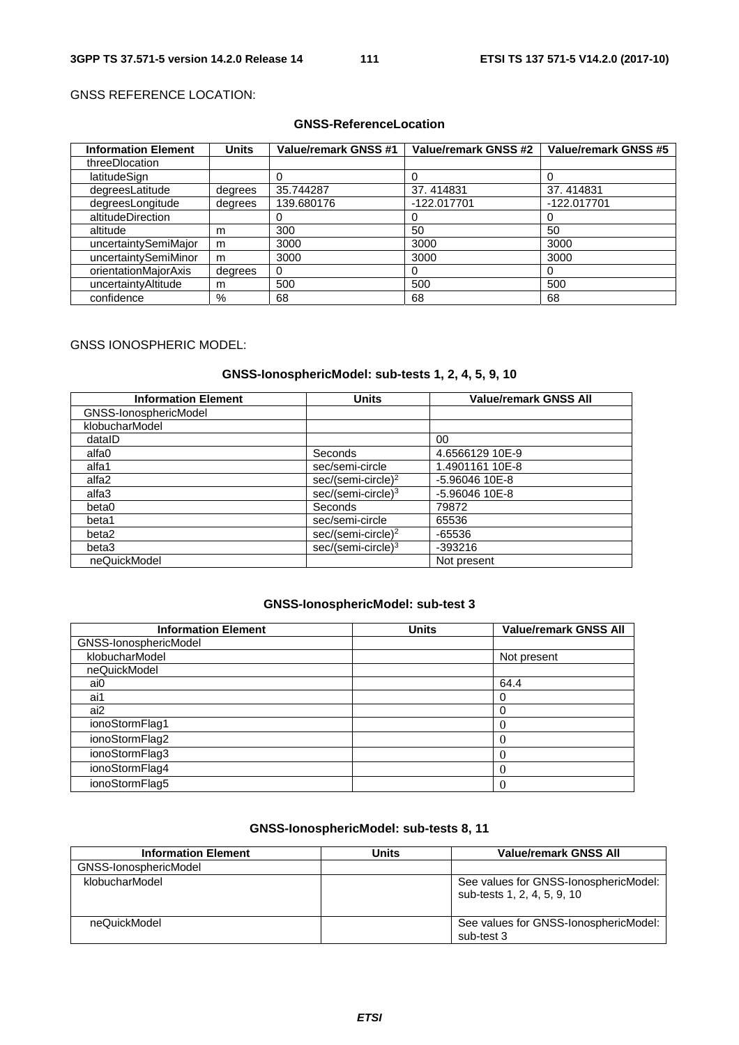GNSS REFERENCE LOCATION:

**GNSS-ReferenceLocation**

| Information Element | Units | Value/remark GNSS #1 | Value/remark GNSS #2 | Value/remark GNSS #5 |
|---|---|---|---|---|
| threeDlocation | | | | |
| latitudeSign | | 0 | 0 | 0 |
| degreesLatitude | degrees | 35.744287 | 37. 414831 | 37. 414831 |
| degreesLongitude | degrees | 139.680176 | -122.017701 | -122.017701 |
| altitudeDirection | | 0 | 0 | 0 |
| altitude | m | 300 | 50 | 50 |
| uncertaintySemiMajor | m | 3000 | 3000 | 3000 |
| uncertaintySemiMinor | m | 3000 | 3000 | 3000 |
| orientationMajorAxis | degrees | 0 | 0 | 0 |
| uncertaintyAltitude | m | 500 | 500 | 500 |
| confidence | % | 68 | 68 | 68 |

GNSS IONOSPHERIC MODEL:

**GNSS-IonosphericModel: sub-tests 1, 2, 4, 5, 9, 10**

| Information Element | Units | Value/remark GNSS All |
|---|---|---|
| GNSS-IonosphericModel | | |
| klobucharModel | | |
| dataID | | 00 |
| alfa0 | Seconds | 4.6566129 10E-9 |
| alfa1 | sec/semi-circle | 1.4901161 10E-8 |
| alfa2 | sec/(semi-circle)$^2$ | -5.96046 10E-8 |
| alfa3 | sec/(semi-circle)$^3$ | -5.96046 10E-8 |
| beta0 | Seconds | 79872 |
| beta1 | sec/semi-circle | 65536 |
| beta2 | sec/(semi-circle)$^2$ | -65536 |
| beta3 | sec/(semi-circle)$^3$ | -393216 |
| neQuickModel | | Not present |

**GNSS-IonosphericModel: sub-test 3**

| Information Element | Units | Value/remark GNSS All |
|---|---|---|
| GNSS-IonosphericModel | | |
| klobucharModel | | Not present |
| neQuickModel | | |
| ai0 | | 64.4 |
| ai1 | | 0 |
| ai2 | | 0 |
| ionoStormFlag1 | | 0 |
| ionoStormFlag2 | | 0 |
| ionoStormFlag3 | | 0 |
| ionoStormFlag4 | | 0 |
| ionoStormFlag5 | | 0 |

**GNSS-IonosphericModel: sub-tests 8, 11**

| Information Element | Units | Value/remark GNSS All |
|---|---|---|
| GNSS-IonosphericModel | | |
| klobucharModel | | See values for GNSS-IonosphericModel: sub-tests 1, 2, 4, 5, 9, 10 |
| neQuickModel | | See values for GNSS-IonosphericModel: sub-test 3 |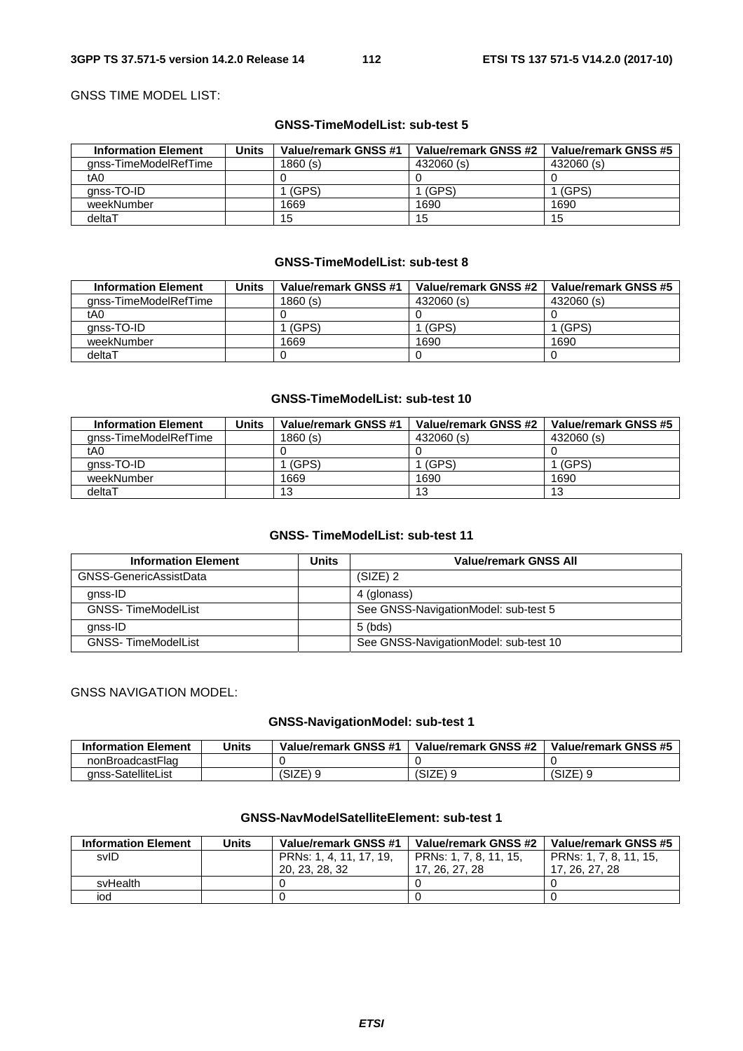GNSS TIME MODEL LIST:

**GNSS-TimeModelList: sub-test 5**

| Information Element | Units | Value/remark GNSS #1 | Value/remark GNSS #2 | Value/remark GNSS #5 |
|---|---|---|---|---|
| gnss-TimeModelRefTime | | 1860 (s) | 432060 (s) | 432060 (s) |
| tA0 | | 0 | 0 | 0 |
| gnss-TO-ID | | 1 (GPS) | 1 (GPS) | 1 (GPS) |
| weekNumber | | 1669 | 1690 | 1690 |
| deltaT | | 15 | 15 | 15 |

**GNSS-TimeModelList: sub-test 8**

| Information Element | Units | Value/remark GNSS #1 | Value/remark GNSS #2 | Value/remark GNSS #5 |
|---|---|---|---|---|
| gnss-TimeModelRefTime | | 1860 (s) | 432060 (s) | 432060 (s) |
| tA0 | | 0 | 0 | 0 |
| gnss-TO-ID | | 1 (GPS) | 1 (GPS) | 1 (GPS) |
| weekNumber | | 1669 | 1690 | 1690 |
| deltaT | | 0 | 0 | 0 |

**GNSS-TimeModelList: sub-test 10**

| Information Element | Units | Value/remark GNSS #1 | Value/remark GNSS #2 | Value/remark GNSS #5 |
|---|---|---|---|---|
| gnss-TimeModelRefTime | | 1860 (s) | 432060 (s) | 432060 (s) |
| tA0 | | 0 | 0 | 0 |
| gnss-TO-ID | | 1 (GPS) | 1 (GPS) | 1 (GPS) |
| weekNumber | | 1669 | 1690 | 1690 |
| deltaT | | 13 | 13 | 13 |

**GNSS- TimeModelList: sub-test 11**

| Information Element | Units | Value/remark GNSS All |
|---|---|---|
| GNSS-GenericAssistData | | (SIZE) 2 |
| gnss-ID | | 4 (glonass) |
| GNSS- TimeModelList | | See GNSS-NavigationModel: sub-test 5 |
| gnss-ID | | 5 (bds) |
| GNSS- TimeModelList | | See GNSS-NavigationModel: sub-test 10 |

GNSS NAVIGATION MODEL:

**GNSS-NavigationModel: sub-test 1**

| Information Element | Units | Value/remark GNSS #1 | Value/remark GNSS #2 | Value/remark GNSS #5 |
|---|---|---|---|---|
| nonBroadcastFlag | | 0 | 0 | 0 |
| gnss-SatelliteList | | (SIZE) 9 | (SIZE) 9 | (SIZE) 9 |

**GNSS-NavModelSatelliteElement: sub-test 1**

| Information Element | Units | Value/remark GNSS #1 | Value/remark GNSS #2 | Value/remark GNSS #5 |
|---|---|---|---|---|
| svID | | PRNs: 1, 4, 11, 17, 19, 20, 23, 28, 32 | PRNs: 1, 7, 8, 11, 15, 17, 26, 27, 28 | PRNs: 1, 7, 8, 11, 15, 17, 26, 27, 28 |
| svHealth | | 0 | 0 | 0 |
| iod | | 0 | 0 | 0 |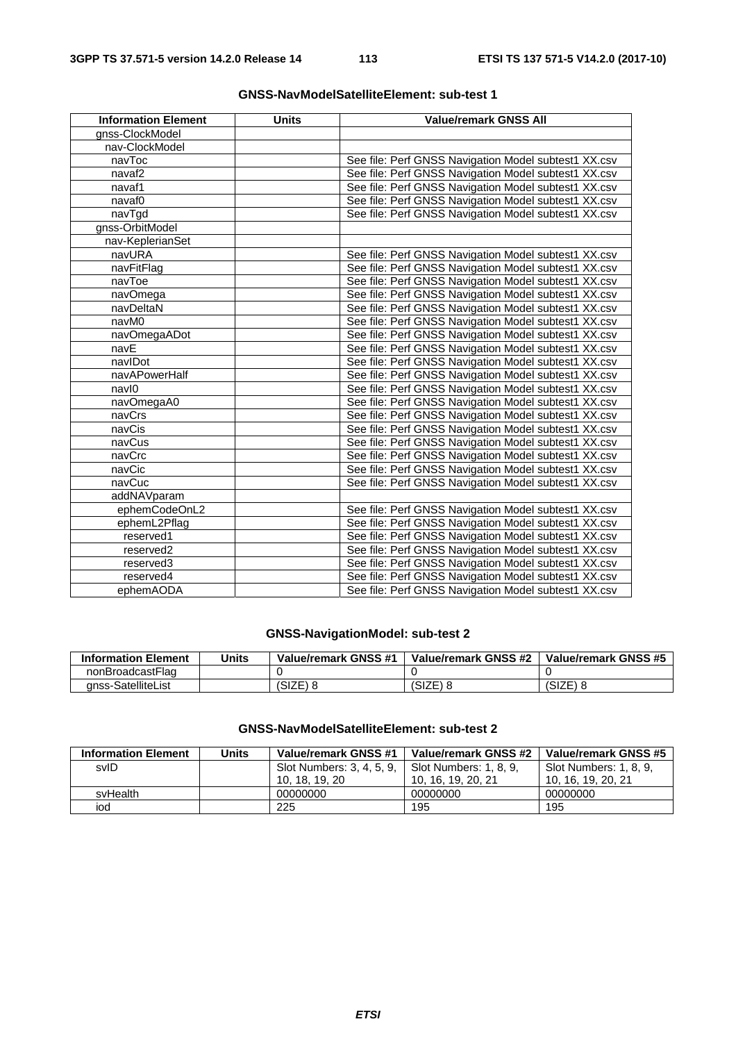**GNSS-NavModelSatelliteElement: sub-test 1**

| Information Element | Units | Value/remark GNSS All |
|---|---|---|
| gnss-ClockModel | | |
| nav-ClockModel | | |
| navToc | | See file: Perf GNSS Navigation Model subtest1 XX.csv |
| navaf2 | | See file: Perf GNSS Navigation Model subtest1 XX.csv |
| navaf1 | | See file: Perf GNSS Navigation Model subtest1 XX.csv |
| navaf0 | | See file: Perf GNSS Navigation Model subtest1 XX.csv |
| navTgd | | See file: Perf GNSS Navigation Model subtest1 XX.csv |
| gnss-OrbitModel | | |
| nav-KeplerianSet | | |
| navURA | | See file: Perf GNSS Navigation Model subtest1 XX.csv |
| navFitFlag | | See file: Perf GNSS Navigation Model subtest1 XX.csv |
| navToe | | See file: Perf GNSS Navigation Model subtest1 XX.csv |
| navOmega | | See file: Perf GNSS Navigation Model subtest1 XX.csv |
| navDeltaN | | See file: Perf GNSS Navigation Model subtest1 XX.csv |
| navM0 | | See file: Perf GNSS Navigation Model subtest1 XX.csv |
| navOmegaADot | | See file: Perf GNSS Navigation Model subtest1 XX.csv |
| navE | | See file: Perf GNSS Navigation Model subtest1 XX.csv |
| navIDot | | See file: Perf GNSS Navigation Model subtest1 XX.csv |
| navAPowerHalf | | See file: Perf GNSS Navigation Model subtest1 XX.csv |
| navI0 | | See file: Perf GNSS Navigation Model subtest1 XX.csv |
| navOmegaA0 | | See file: Perf GNSS Navigation Model subtest1 XX.csv |
| navCrs | | See file: Perf GNSS Navigation Model subtest1 XX.csv |
| navCis | | See file: Perf GNSS Navigation Model subtest1 XX.csv |
| navCus | | See file: Perf GNSS Navigation Model subtest1 XX.csv |
| navCrc | | See file: Perf GNSS Navigation Model subtest1 XX.csv |
| navCic | | See file: Perf GNSS Navigation Model subtest1 XX.csv |
| navCuc | | See file: Perf GNSS Navigation Model subtest1 XX.csv |
| addNAVparam | | |
| ephemCodeOnL2 | | See file: Perf GNSS Navigation Model subtest1 XX.csv |
| ephemL2Pflag | | See file: Perf GNSS Navigation Model subtest1 XX.csv |
| reserved1 | | See file: Perf GNSS Navigation Model subtest1 XX.csv |
| reserved2 | | See file: Perf GNSS Navigation Model subtest1 XX.csv |
| reserved3 | | See file: Perf GNSS Navigation Model subtest1 XX.csv |
| reserved4 | | See file: Perf GNSS Navigation Model subtest1 XX.csv |
| ephemAODA | | See file: Perf GNSS Navigation Model subtest1 XX.csv |

**GNSS-NavigationModel: sub-test 2**

| Information Element | Units | Value/remark GNSS #1 | Value/remark GNSS #2 | Value/remark GNSS #5 |
|---|---|---|---|---|
| nonBroadcastFlag | | 0 | 0 | 0 |
| gnss-SatelliteList | | (SIZE) 8 | (SIZE) 8 | (SIZE) 8 |

**GNSS-NavModelSatelliteElement: sub-test 2**

| Information Element | Units | Value/remark GNSS #1 | Value/remark GNSS #2 | Value/remark GNSS #5 |
|---|---|---|---|---|
| svID | | Slot Numbers: 3, 4, 5, 9, 10, 18, 19, 20 | Slot Numbers: 1, 8, 9, 10, 16, 19, 20, 21 | Slot Numbers: 1, 8, 9, 10, 16, 19, 20, 21 |
| svHealth | | 00000000 | 00000000 | 00000000 |
| iod | | 225 | 195 | 195 |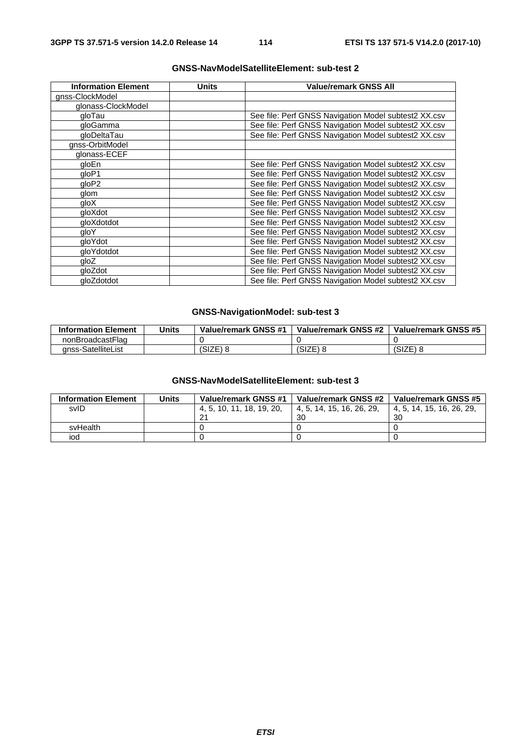**GNSS-NavModelSatelliteElement: sub-test 2**

| Information Element | Units | Value/remark GNSS All |
|---|---|---|
| gnss-ClockModel | | |
| glonass-ClockModel | | |
| gloTau | | See file: Perf GNSS Navigation Model subtest2 XX.csv |
| gloGamma | | See file: Perf GNSS Navigation Model subtest2 XX.csv |
| gloDeltaTau | | See file: Perf GNSS Navigation Model subtest2 XX.csv |
| gnss-OrbitModel | | |
| glonass-ECEF | | |
| gloEn | | See file: Perf GNSS Navigation Model subtest2 XX.csv |
| gloP1 | | See file: Perf GNSS Navigation Model subtest2 XX.csv |
| gloP2 | | See file: Perf GNSS Navigation Model subtest2 XX.csv |
| glom | | See file: Perf GNSS Navigation Model subtest2 XX.csv |
| gloX | | See file: Perf GNSS Navigation Model subtest2 XX.csv |
| gloXdot | | See file: Perf GNSS Navigation Model subtest2 XX.csv |
| gloXdotdot | | See file: Perf GNSS Navigation Model subtest2 XX.csv |
| gloY | | See file: Perf GNSS Navigation Model subtest2 XX.csv |
| gloYdot | | See file: Perf GNSS Navigation Model subtest2 XX.csv |
| gloYdotdot | | See file: Perf GNSS Navigation Model subtest2 XX.csv |
| gloZ | | See file: Perf GNSS Navigation Model subtest2 XX.csv |
| gloZdot | | See file: Perf GNSS Navigation Model subtest2 XX.csv |
| gloZdotdot | | See file: Perf GNSS Navigation Model subtest2 XX.csv |

**GNSS-NavigationModel: sub-test 3**

| Information Element | Units | Value/remark GNSS #1 | Value/remark GNSS #2 | Value/remark GNSS #5 |
|---|---|---|---|---|
| nonBroadcastFlag | | 0 | 0 | 0 |
| gnss-SatelliteList | | (SIZE) 8 | (SIZE) 8 | (SIZE) 8 |

**GNSS-NavModelSatelliteElement: sub-test 3**

| Information Element | Units | Value/remark GNSS #1 | Value/remark GNSS #2 | Value/remark GNSS #5 |
|---|---|---|---|---|
| svID | | 4, 5, 10, 11, 18, 19, 20, 21 | 4, 5, 14, 15, 16, 26, 29, 30 | 4, 5, 14, 15, 16, 26, 29, 30 |
| svHealth | | 0 | 0 | 0 |
| iod | | 0 | 0 | 0 |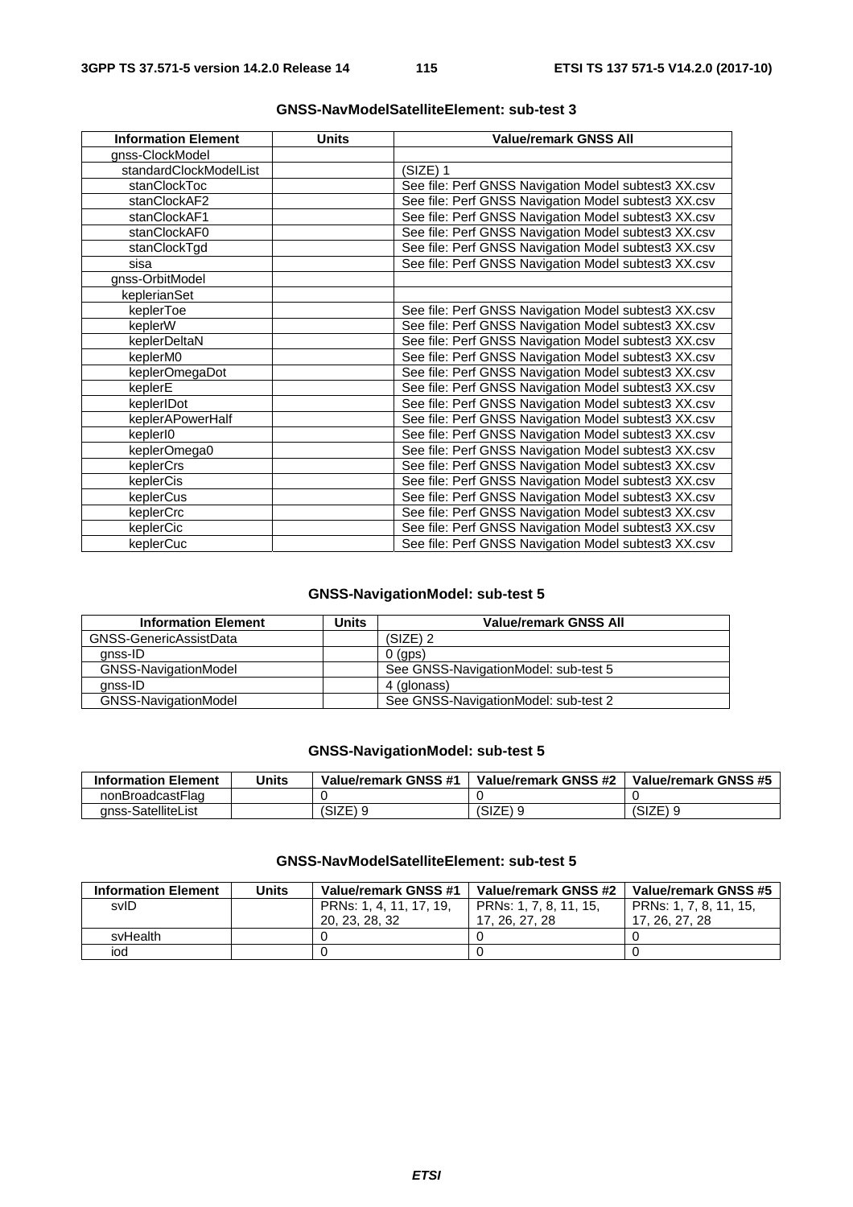**GNSS-NavModelSatelliteElement: sub-test 3**

| Information Element | Units | Value/remark GNSS All |
|---|---|---|
| gnss-ClockModel | | |
| standardClockModelList | | (SIZE) 1 |
| stanClockToc | | See file: Perf GNSS Navigation Model subtest3 XX.csv |
| stanClockAF2 | | See file: Perf GNSS Navigation Model subtest3 XX.csv |
| stanClockAF1 | | See file: Perf GNSS Navigation Model subtest3 XX.csv |
| stanClockAF0 | | See file: Perf GNSS Navigation Model subtest3 XX.csv |
| stanClockTgd | | See file: Perf GNSS Navigation Model subtest3 XX.csv |
| sisa | | See file: Perf GNSS Navigation Model subtest3 XX.csv |
| gnss-OrbitModel | | |
| keplerianSet | | |
| keplerToe | | See file: Perf GNSS Navigation Model subtest3 XX.csv |
| keplerW | | See file: Perf GNSS Navigation Model subtest3 XX.csv |
| keplerDeltaN | | See file: Perf GNSS Navigation Model subtest3 XX.csv |
| keplerM0 | | See file: Perf GNSS Navigation Model subtest3 XX.csv |
| keplerOmegaDot | | See file: Perf GNSS Navigation Model subtest3 XX.csv |
| keplerE | | See file: Perf GNSS Navigation Model subtest3 XX.csv |
| keplerIDot | | See file: Perf GNSS Navigation Model subtest3 XX.csv |
| keplerAPowerHalf | | See file: Perf GNSS Navigation Model subtest3 XX.csv |
| keplerI0 | | See file: Perf GNSS Navigation Model subtest3 XX.csv |
| keplerOmega0 | | See file: Perf GNSS Navigation Model subtest3 XX.csv |
| keplerCrs | | See file: Perf GNSS Navigation Model subtest3 XX.csv |
| keplerCis | | See file: Perf GNSS Navigation Model subtest3 XX.csv |
| keplerCus | | See file: Perf GNSS Navigation Model subtest3 XX.csv |
| keplerCrc | | See file: Perf GNSS Navigation Model subtest3 XX.csv |
| keplerCic | | See file: Perf GNSS Navigation Model subtest3 XX.csv |
| keplerCuc | | See file: Perf GNSS Navigation Model subtest3 XX.csv |

**GNSS-NavigationModel: sub-test 5**

| Information Element | Units | Value/remark GNSS All |
|---|---|---|
| GNSS-GenericAssistData | | (SIZE) 2 |
| gnss-ID | | 0 (gps) |
| GNSS-NavigationModel | | See GNSS-NavigationModel: sub-test 5 |
| gnss-ID | | 4 (glonass) |
| GNSS-NavigationModel | | See GNSS-NavigationModel: sub-test 2 |

**GNSS-NavigationModel: sub-test 5**

| Information Element | Units | Value/remark GNSS #1 | Value/remark GNSS #2 | Value/remark GNSS #5 |
|---|---|---|---|---|
| nonBroadcastFlag | | 0 | 0 | 0 |
| gnss-SatelliteList | | (SIZE) 9 | (SIZE) 9 | (SIZE) 9 |

**GNSS-NavModelSatelliteElement: sub-test 5**

| Information Element | Units | Value/remark GNSS #1 | Value/remark GNSS #2 | Value/remark GNSS #5 |
|---|---|---|---|---|
| svID | | PRNs: 1, 4, 11, 17, 19, 20, 23, 28, 32 | PRNs: 1, 7, 8, 11, 15, 17, 26, 27, 28 | PRNs: 1, 7, 8, 11, 15, 17, 26, 27, 28 |
| svHealth | | 0 | 0 | 0 |
| iod | | 0 | 0 | 0 |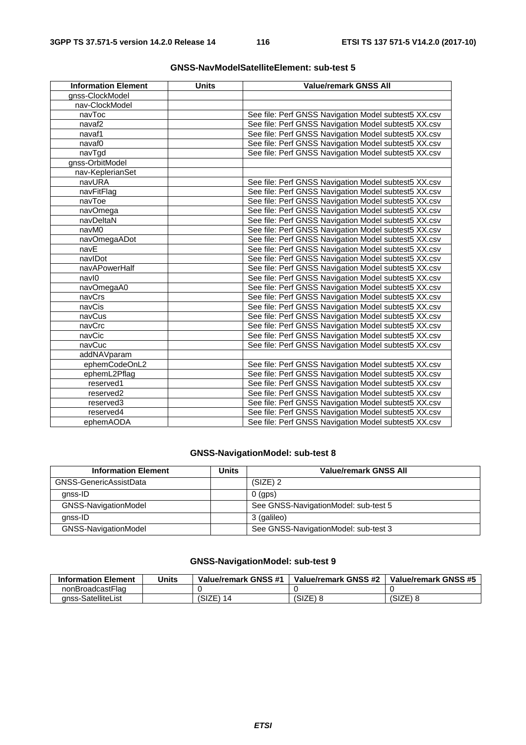**GNSS-NavModelSatelliteElement: sub-test 5**

| Information Element | Units | Value/remark GNSS All |
| --- | --- | --- |
| gnss-ClockModel | | |
| nav-ClockModel | | |
| navToc | | See file: Perf GNSS Navigation Model subtest5 XX.csv |
| navaf2 | | See file: Perf GNSS Navigation Model subtest5 XX.csv |
| navaf1 | | See file: Perf GNSS Navigation Model subtest5 XX.csv |
| navaf0 | | See file: Perf GNSS Navigation Model subtest5 XX.csv |
| navTgd | | See file: Perf GNSS Navigation Model subtest5 XX.csv |
| gnss-OrbitModel | | |
| nav-KeplerianSet | | |
| navURA | | See file: Perf GNSS Navigation Model subtest5 XX.csv |
| navFitFlag | | See file: Perf GNSS Navigation Model subtest5 XX.csv |
| navToe | | See file: Perf GNSS Navigation Model subtest5 XX.csv |
| navOmega | | See file: Perf GNSS Navigation Model subtest5 XX.csv |
| navDeltaN | | See file: Perf GNSS Navigation Model subtest5 XX.csv |
| navM0 | | See file: Perf GNSS Navigation Model subtest5 XX.csv |
| navOmegaADot | | See file: Perf GNSS Navigation Model subtest5 XX.csv |
| navE | | See file: Perf GNSS Navigation Model subtest5 XX.csv |
| navIDot | | See file: Perf GNSS Navigation Model subtest5 XX.csv |
| navAPowerHalf | | See file: Perf GNSS Navigation Model subtest5 XX.csv |
| navI0 | | See file: Perf GNSS Navigation Model subtest5 XX.csv |
| navOmegaA0 | | See file: Perf GNSS Navigation Model subtest5 XX.csv |
| navCrs | | See file: Perf GNSS Navigation Model subtest5 XX.csv |
| navCis | | See file: Perf GNSS Navigation Model subtest5 XX.csv |
| navCus | | See file: Perf GNSS Navigation Model subtest5 XX.csv |
| navCrc | | See file: Perf GNSS Navigation Model subtest5 XX.csv |
| navCic | | See file: Perf GNSS Navigation Model subtest5 XX.csv |
| navCuc | | See file: Perf GNSS Navigation Model subtest5 XX.csv |
| addNAVparam | | |
| ephemCodeOnL2 | | See file: Perf GNSS Navigation Model subtest5 XX.csv |
| ephemL2Pflag | | See file: Perf GNSS Navigation Model subtest5 XX.csv |
| reserved1 | | See file: Perf GNSS Navigation Model subtest5 XX.csv |
| reserved2 | | See file: Perf GNSS Navigation Model subtest5 XX.csv |
| reserved3 | | See file: Perf GNSS Navigation Model subtest5 XX.csv |
| reserved4 | | See file: Perf GNSS Navigation Model subtest5 XX.csv |
| ephemAODA | | See file: Perf GNSS Navigation Model subtest5 XX.csv |

**GNSS-NavigationModel: sub-test 8**

| Information Element | Units | Value/remark GNSS All |
| --- | --- | --- |
| GNSS-GenericAssistData | | (SIZE) 2 |
| gnss-ID | | 0 (gps) |
| GNSS-NavigationModel | | See GNSS-NavigationModel: sub-test 5 |
| gnss-ID | | 3 (galileo) |
| GNSS-NavigationModel | | See GNSS-NavigationModel: sub-test 3 |

**GNSS-NavigationModel: sub-test 9**

| Information Element | Units | Value/remark GNSS #1 | Value/remark GNSS #2 | Value/remark GNSS #5 |
| --- | --- | --- | --- | --- |
| nonBroadcastFlag | | 0 | 0 | 0 |
| gnss-SatelliteList | | (SIZE) 14 | (SIZE) 8 | (SIZE) 8 |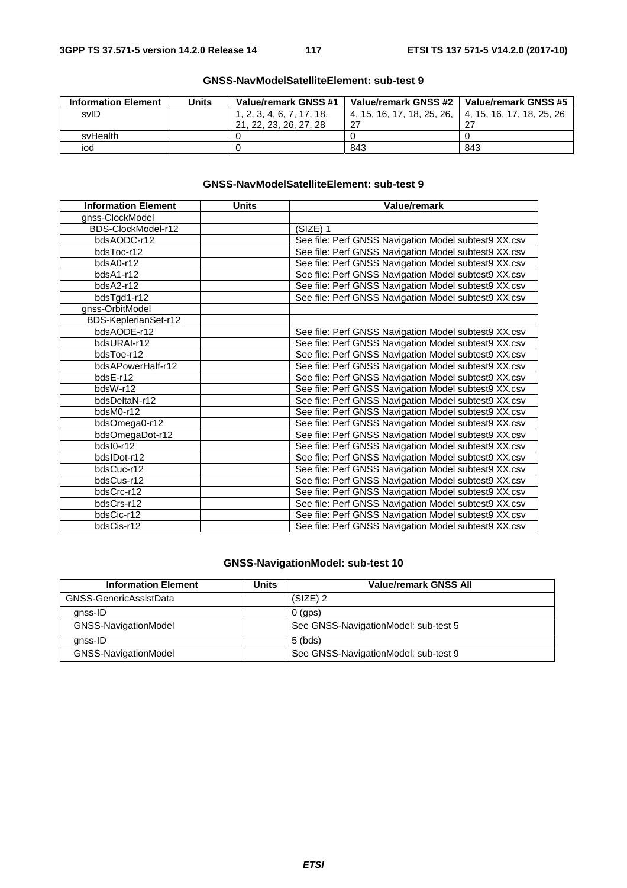**GNSS-NavModelSatelliteElement: sub-test 9**

| Information Element | Units | Value/remark GNSS #1 | Value/remark GNSS #2 | Value/remark GNSS #5 |
|---|---|---|---|---|
| svID | | 1, 2, 3, 4, 6, 7, 17, 18, 21, 22, 23, 26, 27, 28 | 4, 15, 16, 17, 18, 25, 26, 27 | 4, 15, 16, 17, 18, 25, 26 27 |
| svHealth | | 0 | 0 | 0 |
| iod | | 0 | 843 | 843 |

**GNSS-NavModelSatelliteElement: sub-test 9**

| Information Element | Units | Value/remark |
|---|---|---|
| gnss-ClockModel | | |
| BDS-ClockModel-r12 | | (SIZE) 1 |
| bdsAODC-r12 | | See file: Perf GNSS Navigation Model subtest9 XX.csv |
| bdsToc-r12 | | See file: Perf GNSS Navigation Model subtest9 XX.csv |
| bdsA0-r12 | | See file: Perf GNSS Navigation Model subtest9 XX.csv |
| bdsA1-r12 | | See file: Perf GNSS Navigation Model subtest9 XX.csv |
| bdsA2-r12 | | See file: Perf GNSS Navigation Model subtest9 XX.csv |
| bdsTgd1-r12 | | See file: Perf GNSS Navigation Model subtest9 XX.csv |
| gnss-OrbitModel | | |
| BDS-KeplerianSet-r12 | | |
| bdsAODE-r12 | | See file: Perf GNSS Navigation Model subtest9 XX.csv |
| bdsURAI-r12 | | See file: Perf GNSS Navigation Model subtest9 XX.csv |
| bdsToe-r12 | | See file: Perf GNSS Navigation Model subtest9 XX.csv |
| bdsAPowerHalf-r12 | | See file: Perf GNSS Navigation Model subtest9 XX.csv |
| bdsE-r12 | | See file: Perf GNSS Navigation Model subtest9 XX.csv |
| bdsW-r12 | | See file: Perf GNSS Navigation Model subtest9 XX.csv |
| bdsDeltaN-r12 | | See file: Perf GNSS Navigation Model subtest9 XX.csv |
| bdsM0-r12 | | See file: Perf GNSS Navigation Model subtest9 XX.csv |
| bdsOmega0-r12 | | See file: Perf GNSS Navigation Model subtest9 XX.csv |
| bdsOmegaDot-r12 | | See file: Perf GNSS Navigation Model subtest9 XX.csv |
| bdsI0-r12 | | See file: Perf GNSS Navigation Model subtest9 XX.csv |
| bdsIDot-r12 | | See file: Perf GNSS Navigation Model subtest9 XX.csv |
| bdsCuc-r12 | | See file: Perf GNSS Navigation Model subtest9 XX.csv |
| bdsCus-r12 | | See file: Perf GNSS Navigation Model subtest9 XX.csv |
| bdsCrc-r12 | | See file: Perf GNSS Navigation Model subtest9 XX.csv |
| bdsCrs-r12 | | See file: Perf GNSS Navigation Model subtest9 XX.csv |
| bdsCic-r12 | | See file: Perf GNSS Navigation Model subtest9 XX.csv |
| bdsCis-r12 | | See file: Perf GNSS Navigation Model subtest9 XX.csv |

**GNSS-NavigationModel: sub-test 10**

| Information Element | Units | Value/remark GNSS All |
|---|---|---|
| GNSS-GenericAssistData | | (SIZE) 2 |
| gnss-ID | | 0 (gps) |
| GNSS-NavigationModel | | See GNSS-NavigationModel: sub-test 5 |
| gnss-ID | | 5 (bds) |
| GNSS-NavigationModel | | See GNSS-NavigationModel: sub-test 9 |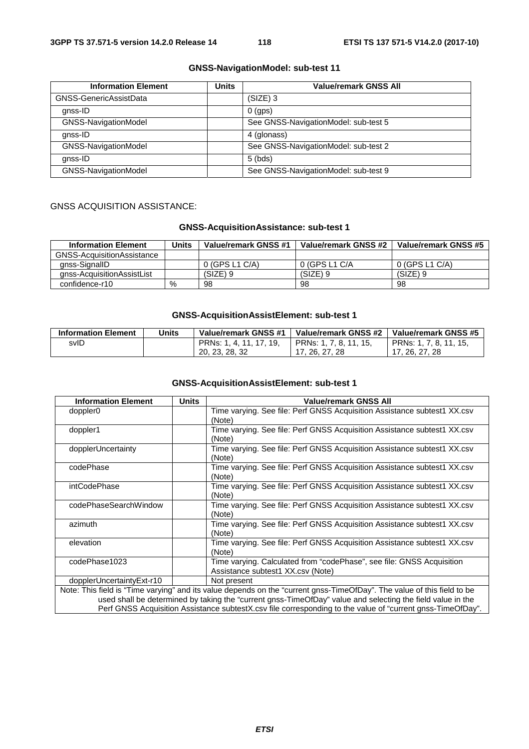**GNSS-NavigationModel: sub-test 11**

| Information Element | Units | Value/remark GNSS All |
|---|---|---|
| GNSS-GenericAssistData | | (SIZE) 3 |
| gnss-ID | | 0 (gps) |
| GNSS-NavigationModel | | See GNSS-NavigationModel: sub-test 5 |
| gnss-ID | | 4 (glonass) |
| GNSS-NavigationModel | | See GNSS-NavigationModel: sub-test 2 |
| gnss-ID | | 5 (bds) |
| GNSS-NavigationModel | | See GNSS-NavigationModel: sub-test 9 |

GNSS ACQUISITION ASSISTANCE:

**GNSS-AcquisitionAssistance: sub-test 1**

| Information Element | Units | Value/remark GNSS #1 | Value/remark GNSS #2 | Value/remark GNSS #5 |
|---|---|---|---|---|
| GNSS-AcquisitionAssistance | | | | |
| gnss-SignalID | | 0 (GPS L1 C/A) | 0 (GPS L1 C/A | 0 (GPS L1 C/A) |
| gnss-AcquisitionAssistList | | (SIZE) 9 | (SIZE) 9 | (SIZE) 9 |
| confidence-r10 | % | 98 | 98 | 98 |

**GNSS-AcquisitionAssistElement: sub-test 1**

| Information Element | Units | Value/remark GNSS #1 | Value/remark GNSS #2 | Value/remark GNSS #5 |
|---|---|---|---|---|
| svID | | PRNs: 1, 4, 11, 17, 19, 20, 23, 28, 32 | PRNs: 1, 7, 8, 11, 15, 17, 26, 27, 28 | PRNs: 1, 7, 8, 11, 15, 17, 26, 27, 28 |

**GNSS-AcquisitionAssistElement: sub-test 1**

| Information Element | Units | Value/remark GNSS All |
|---|---|---|
| doppler0 | | Time varying. See file: Perf GNSS Acquisition Assistance subtest1 XX.csv (Note) |
| doppler1 | | Time varying. See file: Perf GNSS Acquisition Assistance subtest1 XX.csv (Note) |
| dopplerUncertainty | | Time varying. See file: Perf GNSS Acquisition Assistance subtest1 XX.csv (Note) |
| codePhase | | Time varying. See file: Perf GNSS Acquisition Assistance subtest1 XX.csv (Note) |
| intCodePhase | | Time varying. See file: Perf GNSS Acquisition Assistance subtest1 XX.csv (Note) |
| codePhaseSearchWindow | | Time varying. See file: Perf GNSS Acquisition Assistance subtest1 XX.csv (Note) |
| azimuth | | Time varying. See file: Perf GNSS Acquisition Assistance subtest1 XX.csv (Note) |
| elevation | | Time varying. See file: Perf GNSS Acquisition Assistance subtest1 XX.csv (Note) |
| codePhase1023 | | Time varying. Calculated from "codePhase", see file: GNSS Acquisition Assistance subtest1 XX.csv (Note) |
| dopplerUncertaintyExt-r10 | | Not present |
| Note: This field is "Time varying" and its value depends on the "current gnss-TimeOfDay". The value of this field to be used shall be determined by taking the "current gnss-TimeOfDay" value and selecting the field value in the Perf GNSS Acquisition Assistance subtestX.csv file corresponding to the value of "current gnss-TimeOfDay". | | |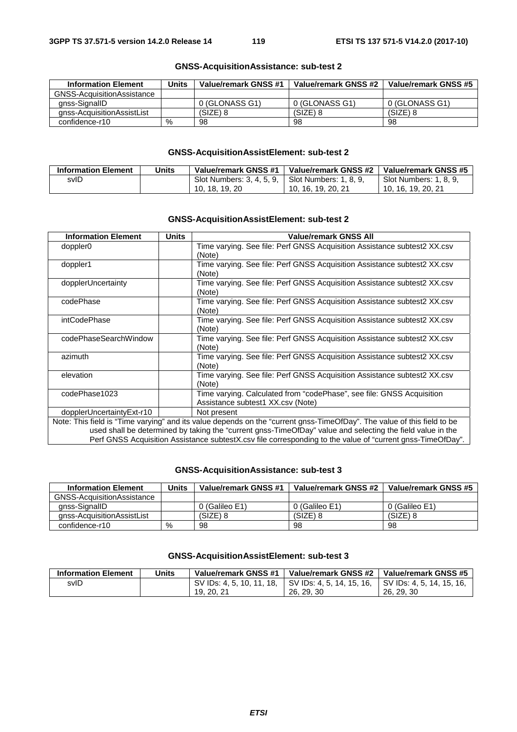**GNSS-AcquisitionAssistance: sub-test 2**

| Information Element | Units | Value/remark GNSS #1 | Value/remark GNSS #2 | Value/remark GNSS #5 |
|---|---|---|---|---|
| GNSS-AcquisitionAssistance | | | | |
| gnss-SignalID | | 0 (GLONASS G1) | 0 (GLONASS G1) | 0 (GLONASS G1) |
| gnss-AcquisitionAssistList | | (SIZE) 8 | (SIZE) 8 | (SIZE) 8 |
| confidence-r10 | % | 98 | 98 | 98 |

**GNSS-AcquisitionAssistElement: sub-test 2**

| Information Element | Units | Value/remark GNSS #1 | Value/remark GNSS #2 | Value/remark GNSS #5 |
|---|---|---|---|---|
| svID | | Slot Numbers: 3, 4, 5, 9, 10, 18, 19, 20 | Slot Numbers: 1, 8, 9, 10, 16, 19, 20, 21 | Slot Numbers: 1, 8, 9, 10, 16, 19, 20, 21 |

**GNSS-AcquisitionAssistElement: sub-test 2**

| Information Element | Units | Value/remark GNSS All |
|---|---|---|
| doppler0 | | Time varying. See file: Perf GNSS Acquisition Assistance subtest2 XX.csv (Note) |
| doppler1 | | Time varying. See file: Perf GNSS Acquisition Assistance subtest2 XX.csv (Note) |
| dopplerUncertainty | | Time varying. See file: Perf GNSS Acquisition Assistance subtest2 XX.csv (Note) |
| codePhase | | Time varying. See file: Perf GNSS Acquisition Assistance subtest2 XX.csv (Note) |
| intCodePhase | | Time varying. See file: Perf GNSS Acquisition Assistance subtest2 XX.csv (Note) |
| codePhaseSearchWindow | | Time varying. See file: Perf GNSS Acquisition Assistance subtest2 XX.csv (Note) |
| azimuth | | Time varying. See file: Perf GNSS Acquisition Assistance subtest2 XX.csv (Note) |
| elevation | | Time varying. See file: Perf GNSS Acquisition Assistance subtest2 XX.csv (Note) |
| codePhase1023 | | Time varying. Calculated from "codePhase", see file: GNSS Acquisition Assistance subtest1 XX.csv (Note) |
| dopplerUncertaintyExt-r10 | | Not present |
| Note: This field is "Time varying" and its value depends on the "current gnss-TimeOfDay". The value of this field to be used shall be determined by taking the "current gnss-TimeOfDay" value and selecting the field value in the Perf GNSS Acquisition Assistance subtestX.csv file corresponding to the value of "current gnss-TimeOfDay". | | |

**GNSS-AcquisitionAssistance: sub-test 3**

| Information Element | Units | Value/remark GNSS #1 | Value/remark GNSS #2 | Value/remark GNSS #5 |
|---|---|---|---|---|
| GNSS-AcquisitionAssistance | | | | |
| gnss-SignalID | | 0 (Galileo E1) | 0 (Galileo E1) | 0 (Galileo E1) |
| gnss-AcquisitionAssistList | | (SIZE) 8 | (SIZE) 8 | (SIZE) 8 |
| confidence-r10 | % | 98 | 98 | 98 |

**GNSS-AcquisitionAssistElement: sub-test 3**

| Information Element | Units | Value/remark GNSS #1 | Value/remark GNSS #2 | Value/remark GNSS #5 |
|---|---|---|---|---|
| svID | | SV IDs: 4, 5, 10, 11, 18, 19, 20, 21 | SV IDs: 4, 5, 14, 15, 16, 26, 29, 30 | SV IDs: 4, 5, 14, 15, 16, 26, 29, 30 |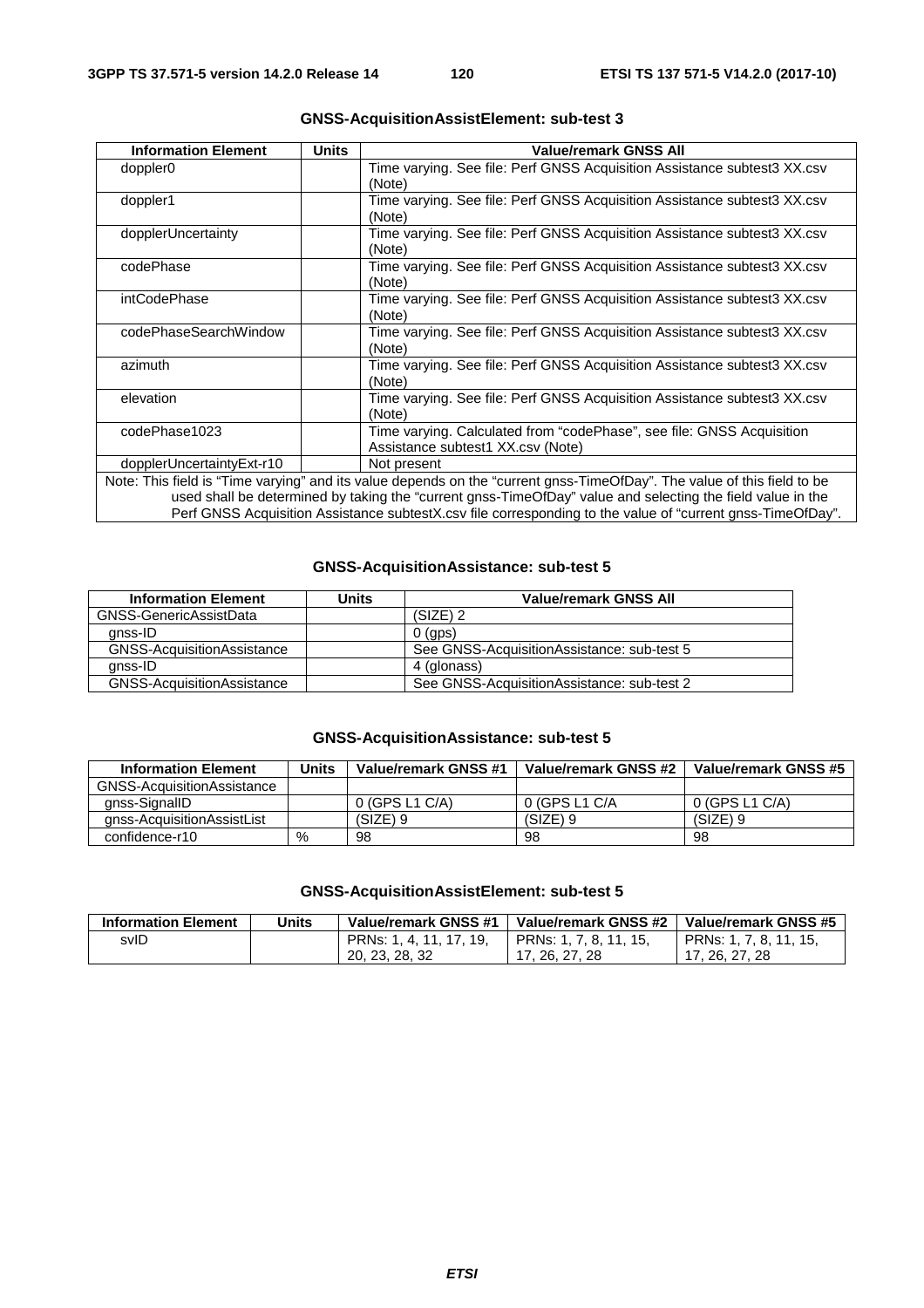**GNSS-AcquisitionAssistElement: sub-test 3**

| Information Element | Units | Value/remark GNSS All |
|---|---|---|
| doppler0 | | Time varying. See file: Perf GNSS Acquisition Assistance subtest3 XX.csv (Note) |
| doppler1 | | Time varying. See file: Perf GNSS Acquisition Assistance subtest3 XX.csv (Note) |
| dopplerUncertainty | | Time varying. See file: Perf GNSS Acquisition Assistance subtest3 XX.csv (Note) |
| codePhase | | Time varying. See file: Perf GNSS Acquisition Assistance subtest3 XX.csv (Note) |
| intCodePhase | | Time varying. See file: Perf GNSS Acquisition Assistance subtest3 XX.csv (Note) |
| codePhaseSearchWindow | | Time varying. See file: Perf GNSS Acquisition Assistance subtest3 XX.csv (Note) |
| azimuth | | Time varying. See file: Perf GNSS Acquisition Assistance subtest3 XX.csv (Note) |
| elevation | | Time varying. See file: Perf GNSS Acquisition Assistance subtest3 XX.csv (Note) |
| codePhase1023 | | Time varying. Calculated from "codePhase", see file: GNSS Acquisition Assistance subtest1 XX.csv (Note) |
| dopplerUncertaintyExt-r10 | | Not present |
| Note: This field is "Time varying" and its value depends on the "current gnss-TimeOfDay". The value of this field to be used shall be determined by taking the "current gnss-TimeOfDay" value and selecting the field value in the Perf GNSS Acquisition Assistance subtestX.csv file corresponding to the value of "current gnss-TimeOfDay". | | |

**GNSS-AcquisitionAssistance: sub-test 5**

| Information Element | Units | Value/remark GNSS All |
|---|---|---|
| GNSS-GenericAssistData | | (SIZE) 2 |
| gnss-ID | | 0 (gps) |
| GNSS-AcquisitionAssistance | | See GNSS-AcquisitionAssistance: sub-test 5 |
| gnss-ID | | 4 (glonass) |
| GNSS-AcquisitionAssistance | | See GNSS-AcquisitionAssistance: sub-test 2 |

**GNSS-AcquisitionAssistance: sub-test 5**

| Information Element | Units | Value/remark GNSS #1 | Value/remark GNSS #2 | Value/remark GNSS #5 |
|---|---|---|---|---|
| GNSS-AcquisitionAssistance | | | | |
| gnss-SignalID | | 0 (GPS L1 C/A) | 0 (GPS L1 C/A | 0 (GPS L1 C/A) |
| gnss-AcquisitionAssistList | | (SIZE) 9 | (SIZE) 9 | (SIZE) 9 |
| confidence-r10 | % | 98 | 98 | 98 |

**GNSS-AcquisitionAssistElement: sub-test 5**

| Information Element | Units | Value/remark GNSS #1 | Value/remark GNSS #2 | Value/remark GNSS #5 |
|---|---|---|---|---|
| svID | | PRNs: 1, 4, 11, 17, 19, 20, 23, 28, 32 | PRNs: 1, 7, 8, 11, 15, 17, 26, 27, 28 | PRNs: 1, 7, 8, 11, 15, 17, 26, 27, 28 |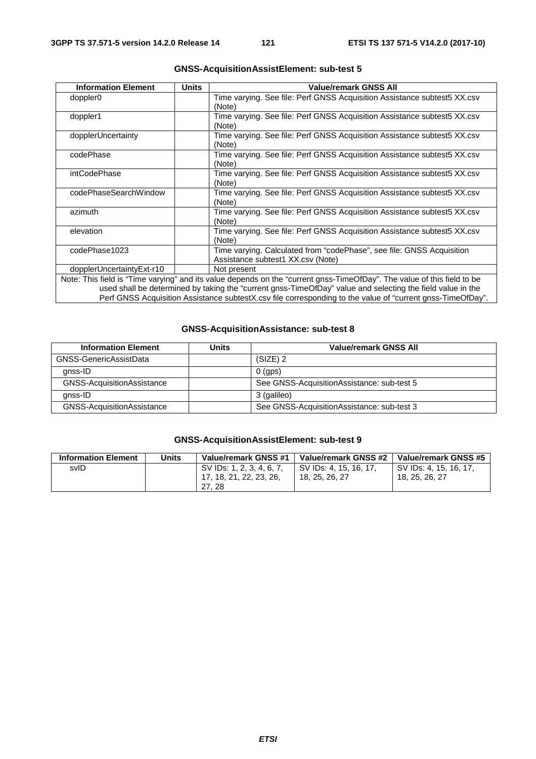**GNSS-AcquisitionAssistElement: sub-test 5**

| Information Element | Units | Value/remark GNSS All |
|---|---|---|
| doppler0 | | Time varying. See file: Perf GNSS Acquisition Assistance subtest5 XX.csv (Note) |
| doppler1 | | Time varying. See file: Perf GNSS Acquisition Assistance subtest5 XX.csv (Note) |
| dopplerUncertainty | | Time varying. See file: Perf GNSS Acquisition Assistance subtest5 XX.csv (Note) |
| codePhase | | Time varying. See file: Perf GNSS Acquisition Assistance subtest5 XX.csv (Note) |
| intCodePhase | | Time varying. See file: Perf GNSS Acquisition Assistance subtest5 XX.csv (Note) |
| codePhaseSearchWindow | | Time varying. See file: Perf GNSS Acquisition Assistance subtest5 XX.csv (Note) |
| azimuth | | Time varying. See file: Perf GNSS Acquisition Assistance subtest5 XX.csv (Note) |
| elevation | | Time varying. See file: Perf GNSS Acquisition Assistance subtest5 XX.csv (Note) |
| codePhase1023 | | Time varying. Calculated from "codePhase", see file: GNSS Acquisition Assistance subtest1 XX.csv (Note) |
| dopplerUncertaintyExt-r10 | | Not present |
| Note: This field is "Time varying" and its value depends on the "current gnss-TimeOfDay". The value of this field to be used shall be determined by taking the "current gnss-TimeOfDay" value and selecting the field value in the Perf GNSS Acquisition Assistance subtestX.csv file corresponding to the value of "current gnss-TimeOfDay". | | |

**GNSS-AcquisitionAssistance: sub-test 8**

| Information Element | Units | Value/remark GNSS All |
|---|---|---|
| GNSS-GenericAssistData | | (SIZE) 2 |
| gnss-ID | | 0 (gps) |
| GNSS-AcquisitionAssistance | | See GNSS-AcquisitionAssistance: sub-test 5 |
| gnss-ID | | 3 (galileo) |
| GNSS-AcquisitionAssistance | | See GNSS-AcquisitionAssistance: sub-test 3 |

**GNSS-AcquisitionAssistElement: sub-test 9**

| Information Element | Units | Value/remark GNSS #1 | Value/remark GNSS #2 | Value/remark GNSS #5 |
|---|---|---|---|---|
| svID | | SV IDs: 1, 2, 3, 4, 6, 7, 17, 18, 21, 22, 23, 26, 27, 28 | SV IDs: 4, 15, 16, 17, 18, 25, 26, 27 | SV IDs: 4, 15, 16, 17, 18, 25, 26, 27 |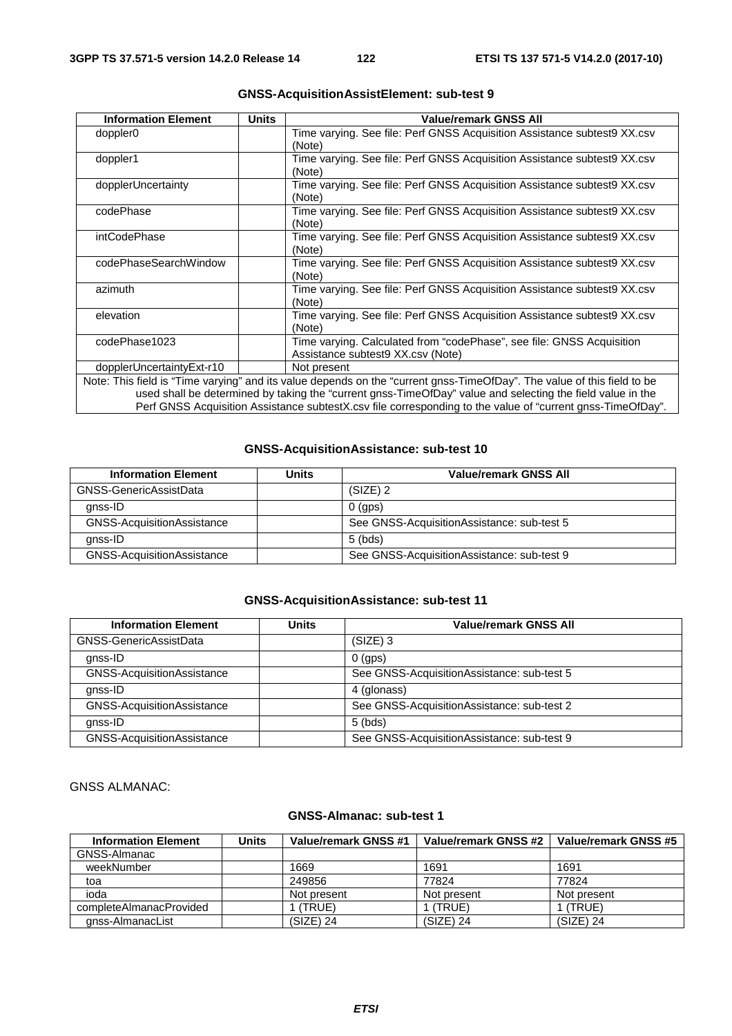**GNSS-AcquisitionAssistElement: sub-test 9**

| Information Element | Units | Value/remark GNSS All |
|---|---|---|
| doppler0 | | Time varying. See file: Perf GNSS Acquisition Assistance subtest9 XX.csv (Note) |
| doppler1 | | Time varying. See file: Perf GNSS Acquisition Assistance subtest9 XX.csv (Note) |
| dopplerUncertainty | | Time varying. See file: Perf GNSS Acquisition Assistance subtest9 XX.csv (Note) |
| codePhase | | Time varying. See file: Perf GNSS Acquisition Assistance subtest9 XX.csv (Note) |
| intCodePhase | | Time varying. See file: Perf GNSS Acquisition Assistance subtest9 XX.csv (Note) |
| codePhaseSearchWindow | | Time varying. See file: Perf GNSS Acquisition Assistance subtest9 XX.csv (Note) |
| azimuth | | Time varying. See file: Perf GNSS Acquisition Assistance subtest9 XX.csv (Note) |
| elevation | | Time varying. See file: Perf GNSS Acquisition Assistance subtest9 XX.csv (Note) |
| codePhase1023 | | Time varying. Calculated from "codePhase", see file: GNSS Acquisition Assistance subtest9 XX.csv (Note) |
| dopplerUncertaintyExt-r10 | | Not present |
| Note: This field is "Time varying" and its value depends on the "current gnss-TimeOfDay". The value of this field to be used shall be determined by taking the "current gnss-TimeOfDay" value and selecting the field value in the Perf GNSS Acquisition Assistance subtestX.csv file corresponding to the value of "current gnss-TimeOfDay". | | |

**GNSS-AcquisitionAssistance: sub-test 10**

| Information Element | Units | Value/remark GNSS All |
|---|---|---|
| GNSS-GenericAssistData | | (SIZE) 2 |
| gnss-ID | | 0 (gps) |
| GNSS-AcquisitionAssistance | | See GNSS-AcquisitionAssistance: sub-test 5 |
| gnss-ID | | 5 (bds) |
| GNSS-AcquisitionAssistance | | See GNSS-AcquisitionAssistance: sub-test 9 |

**GNSS-AcquisitionAssistance: sub-test 11**

| Information Element | Units | Value/remark GNSS All |
|---|---|---|
| GNSS-GenericAssistData | | (SIZE) 3 |
| gnss-ID | | 0 (gps) |
| GNSS-AcquisitionAssistance | | See GNSS-AcquisitionAssistance: sub-test 5 |
| gnss-ID | | 4 (glonass) |
| GNSS-AcquisitionAssistance | | See GNSS-AcquisitionAssistance: sub-test 2 |
| gnss-ID | | 5 (bds) |
| GNSS-AcquisitionAssistance | | See GNSS-AcquisitionAssistance: sub-test 9 |

GNSS ALMANAC:

**GNSS-Almanac: sub-test 1**

| Information Element | Units | Value/remark GNSS #1 | Value/remark GNSS #2 | Value/remark GNSS #5 |
|---|---|---|---|---|
| GNSS-Almanac | | | | |
| weekNumber | | 1669 | 1691 | 1691 |
| toa | | 249856 | 77824 | 77824 |
| ioda | | Not present | Not present | Not present |
| completeAlmanacProvided | | 1 (TRUE) | 1 (TRUE) | 1 (TRUE) |
| gnss-AlmanacList | | (SIZE) 24 | (SIZE) 24 | (SIZE) 24 |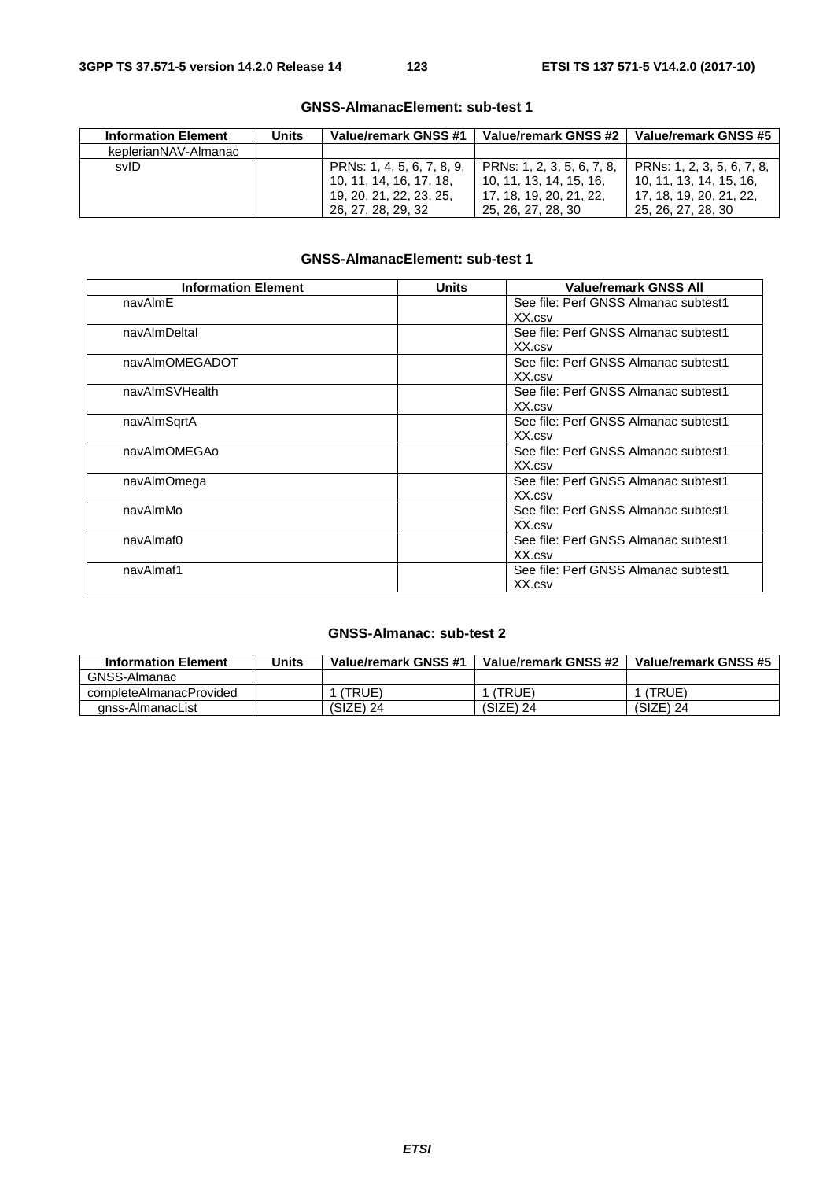**GNSS-AlmanacElement: sub-test 1**

| Information Element | Units | Value/remark GNSS #1 | Value/remark GNSS #2 | Value/remark GNSS #5 |
|---|---|---|---|---|
| keplerianNAV-Almanac | | | | |
| svID | | PRNs: 1, 4, 5, 6, 7, 8, 9, 10, 11, 14, 16, 17, 18, 19, 20, 21, 22, 23, 25, 26, 27, 28, 29, 32 | PRNs: 1, 2, 3, 5, 6, 7, 8, 10, 11, 13, 14, 15, 16, 17, 18, 19, 20, 21, 22, 25, 26, 27, 28, 30 | PRNs: 1, 2, 3, 5, 6, 7, 8, 10, 11, 13, 14, 15, 16, 17, 18, 19, 20, 21, 22, 25, 26, 27, 28, 30 |

**GNSS-AlmanacElement: sub-test 1**

| Information Element | Units | Value/remark GNSS All |
|---|---|---|
| navAlmE | | See file: Perf GNSS Almanac subtest1 XX.csv |
| navAlmDeltaI | | See file: Perf GNSS Almanac subtest1 XX.csv |
| navAlmOMEGADOT | | See file: Perf GNSS Almanac subtest1 XX.csv |
| navAlmSVHealth | | See file: Perf GNSS Almanac subtest1 XX.csv |
| navAlmSqrtA | | See file: Perf GNSS Almanac subtest1 XX.csv |
| navAlmOMEGAo | | See file: Perf GNSS Almanac subtest1 XX.csv |
| navAlmOmega | | See file: Perf GNSS Almanac subtest1 XX.csv |
| navAlmMo | | See file: Perf GNSS Almanac subtest1 XX.csv |
| navAlmaf0 | | See file: Perf GNSS Almanac subtest1 XX.csv |
| navAlmaf1 | | See file: Perf GNSS Almanac subtest1 XX.csv |

**GNSS-Almanac: sub-test 2**

| Information Element | Units | Value/remark GNSS #1 | Value/remark GNSS #2 | Value/remark GNSS #5 |
|---|---|---|---|---|
| GNSS-Almanac | | | | |
| completeAlmanacProvided | | 1 (TRUE) | 1 (TRUE) | 1 (TRUE) |
| gnss-AlmanacList | | (SIZE) 24 | (SIZE) 24 | (SIZE) 24 |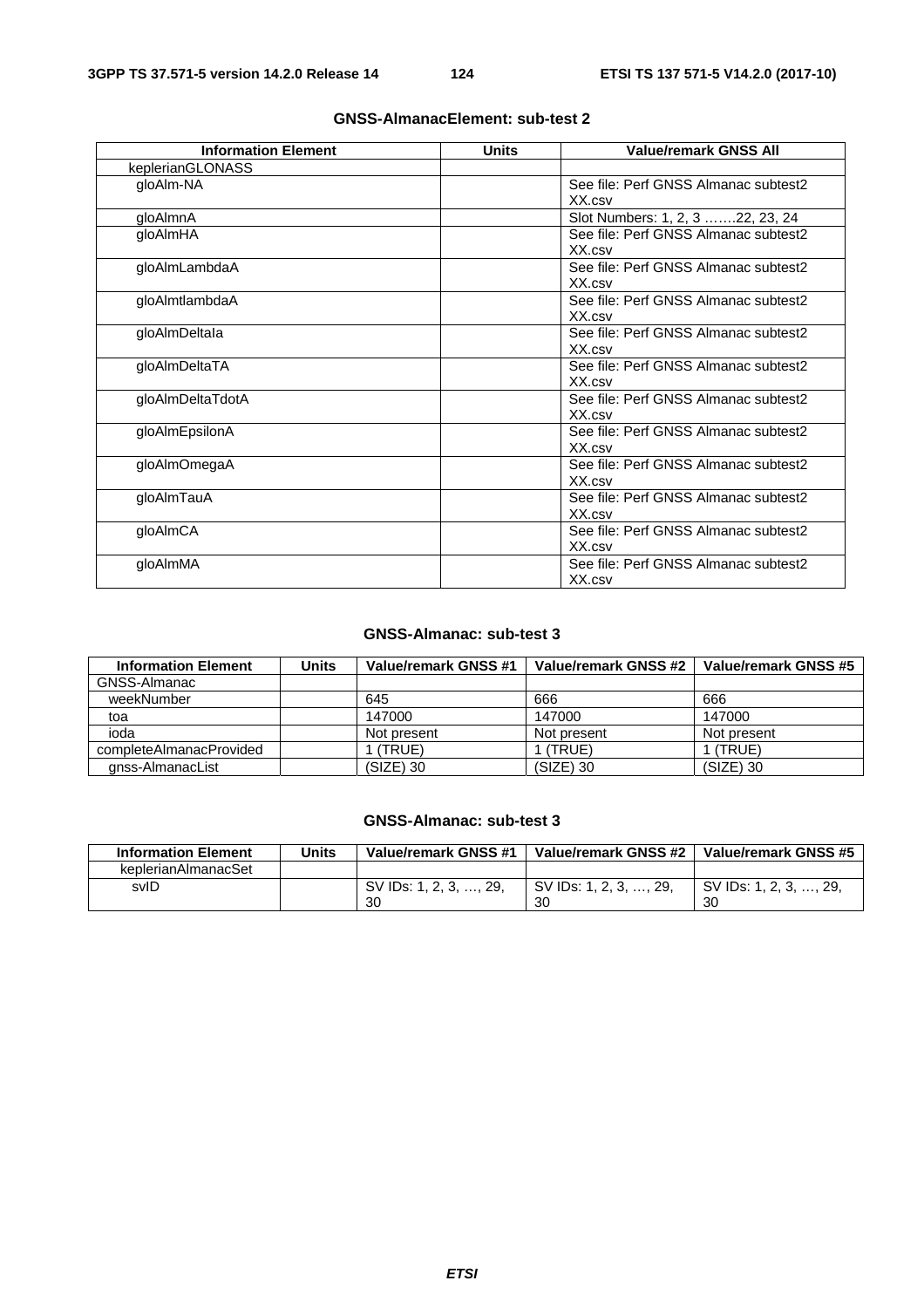**GNSS-AlmanacElement: sub-test 2**

| Information Element | Units | Value/remark GNSS All |
| --- | --- | --- |
| keplerianGLONASS | | |
| gloAlm-NA | | See file: Perf GNSS Almanac subtest2 XX.csv |
| gloAlmnA | | Slot Numbers: 1, 2, 3 …….22, 23, 24 |
| gloAlmHA | | See file: Perf GNSS Almanac subtest2 XX.csv |
| gloAlmLambdaA | | See file: Perf GNSS Almanac subtest2 XX.csv |
| gloAlmtlambdaA | | See file: Perf GNSS Almanac subtest2 XX.csv |
| gloAlmDeltaIa | | See file: Perf GNSS Almanac subtest2 XX.csv |
| gloAlmDeltaTA | | See file: Perf GNSS Almanac subtest2 XX.csv |
| gloAlmDeltaTdotA | | See file: Perf GNSS Almanac subtest2 XX.csv |
| gloAlmEpsilonA | | See file: Perf GNSS Almanac subtest2 XX.csv |
| gloAlmOmegaA | | See file: Perf GNSS Almanac subtest2 XX.csv |
| gloAlmTauA | | See file: Perf GNSS Almanac subtest2 XX.csv |
| gloAlmCA | | See file: Perf GNSS Almanac subtest2 XX.csv |
| gloAlmMA | | See file: Perf GNSS Almanac subtest2 XX.csv |

**GNSS-Almanac: sub-test 3**

| Information Element | Units | Value/remark GNSS #1 | Value/remark GNSS #2 | Value/remark GNSS #5 |
| --- | --- | --- | --- | --- |
| GNSS-Almanac | | | | |
| weekNumber | | 645 | 666 | 666 |
| toa | | 147000 | 147000 | 147000 |
| ioda | | Not present | Not present | Not present |
| completeAlmanacProvided | | 1 (TRUE) | 1 (TRUE) | 1 (TRUE) |
| gnss-AlmanacList | | (SIZE) 30 | (SIZE) 30 | (SIZE) 30 |

**GNSS-Almanac: sub-test 3**

| Information Element | Units | Value/remark GNSS #1 | Value/remark GNSS #2 | Value/remark GNSS #5 |
| --- | --- | --- | --- | --- |
| keplerianAlmanacSet | | | | |
| svID | | SV IDs: 1, 2, 3, …, 29, 30 | SV IDs: 1, 2, 3, …, 29, 30 | SV IDs: 1, 2, 3, …, 29, 30 |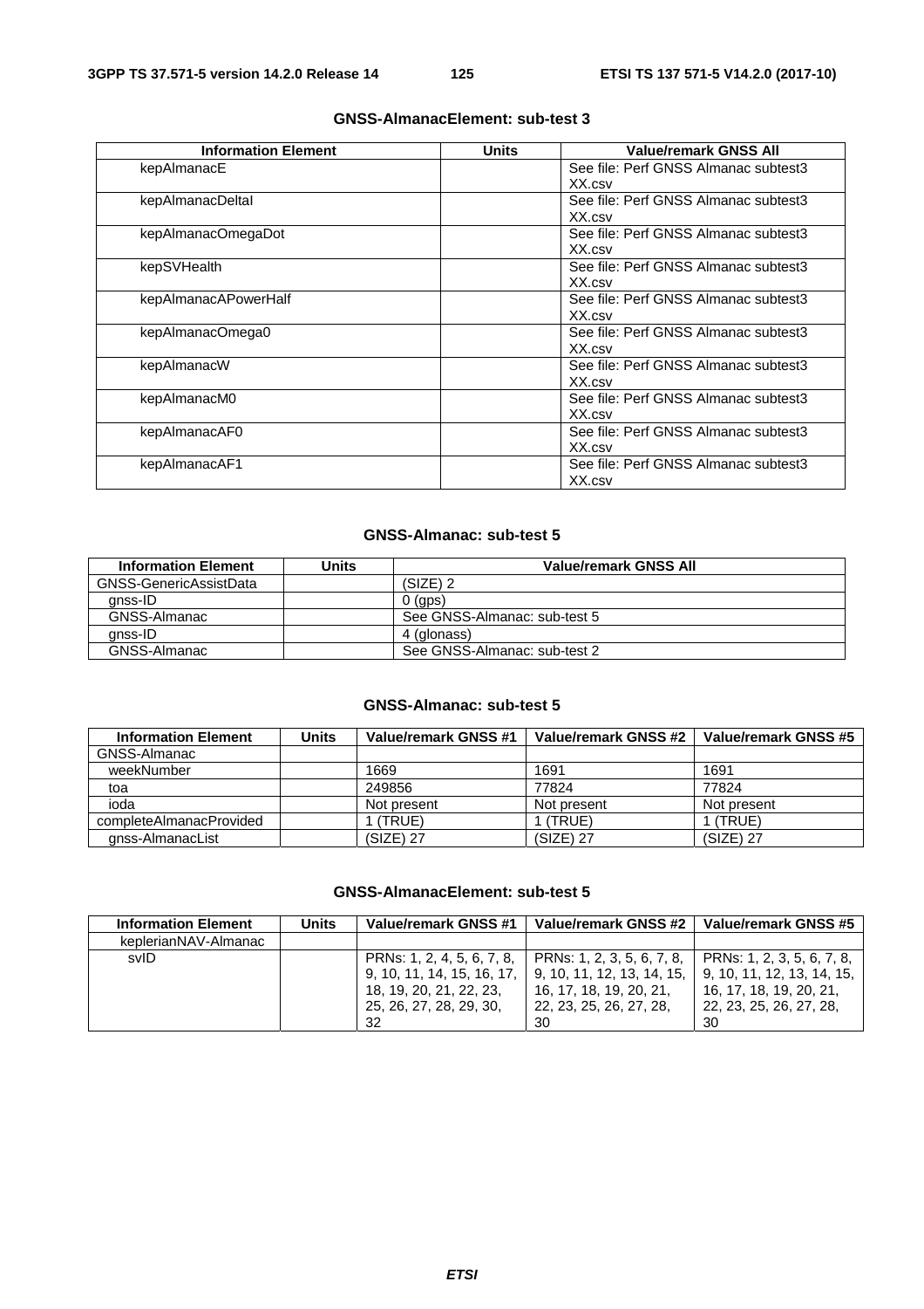**GNSS-AlmanacElement: sub-test 3**

| Information Element | Units | Value/remark GNSS All |
|---|---|---|
| kepAlmanacE | | See file: Perf GNSS Almanac subtest3 XX.csv |
| kepAlmanacDeltaI | | See file: Perf GNSS Almanac subtest3 XX.csv |
| kepAlmanacOmegaDot | | See file: Perf GNSS Almanac subtest3 XX.csv |
| kepSVHealth | | See file: Perf GNSS Almanac subtest3 XX.csv |
| kepAlmanacAPowerHalf | | See file: Perf GNSS Almanac subtest3 XX.csv |
| kepAlmanacOmega0 | | See file: Perf GNSS Almanac subtest3 XX.csv |
| kepAlmanacW | | See file: Perf GNSS Almanac subtest3 XX.csv |
| kepAlmanacM0 | | See file: Perf GNSS Almanac subtest3 XX.csv |
| kepAlmanacAF0 | | See file: Perf GNSS Almanac subtest3 XX.csv |
| kepAlmanacAF1 | | See file: Perf GNSS Almanac subtest3 XX.csv |

**GNSS-Almanac: sub-test 5**

| Information Element | Units | Value/remark GNSS All |
|---|---|---|
| GNSS-GenericAssistData | | (SIZE) 2 |
| gnss-ID | | 0 (gps) |
| GNSS-Almanac | | See GNSS-Almanac: sub-test 5 |
| gnss-ID | | 4 (glonass) |
| GNSS-Almanac | | See GNSS-Almanac: sub-test 2 |

**GNSS-Almanac: sub-test 5**

| Information Element | Units | Value/remark GNSS #1 | Value/remark GNSS #2 | Value/remark GNSS #5 |
|---|---|---|---|---|
| GNSS-Almanac | | | | |
| weekNumber | | 1669 | 1691 | 1691 |
| toa | | 249856 | 77824 | 77824 |
| ioda | | Not present | Not present | Not present |
| completeAlmanacProvided | | 1 (TRUE) | 1 (TRUE) | 1 (TRUE) |
| gnss-AlmanacList | | (SIZE) 27 | (SIZE) 27 | (SIZE) 27 |

**GNSS-AlmanacElement: sub-test 5**

| Information Element | Units | Value/remark GNSS #1 | Value/remark GNSS #2 | Value/remark GNSS #5 |
|---|---|---|---|---|
| keplerianNAV-Almanac | | | | |
| svID | | PRNs: 1, 2, 4, 5, 6, 7, 8, 9, 10, 11, 14, 15, 16, 17, 18, 19, 20, 21, 22, 23, 25, 26, 27, 28, 29, 30, 32 | PRNs: 1, 2, 3, 5, 6, 7, 8, 9, 10, 11, 12, 13, 14, 15, 16, 17, 18, 19, 20, 21, 22, 23, 25, 26, 27, 28, 30 | PRNs: 1, 2, 3, 5, 6, 7, 8, 9, 10, 11, 12, 13, 14, 15, 16, 17, 18, 19, 20, 21, 22, 23, 25, 26, 27, 28, 30 |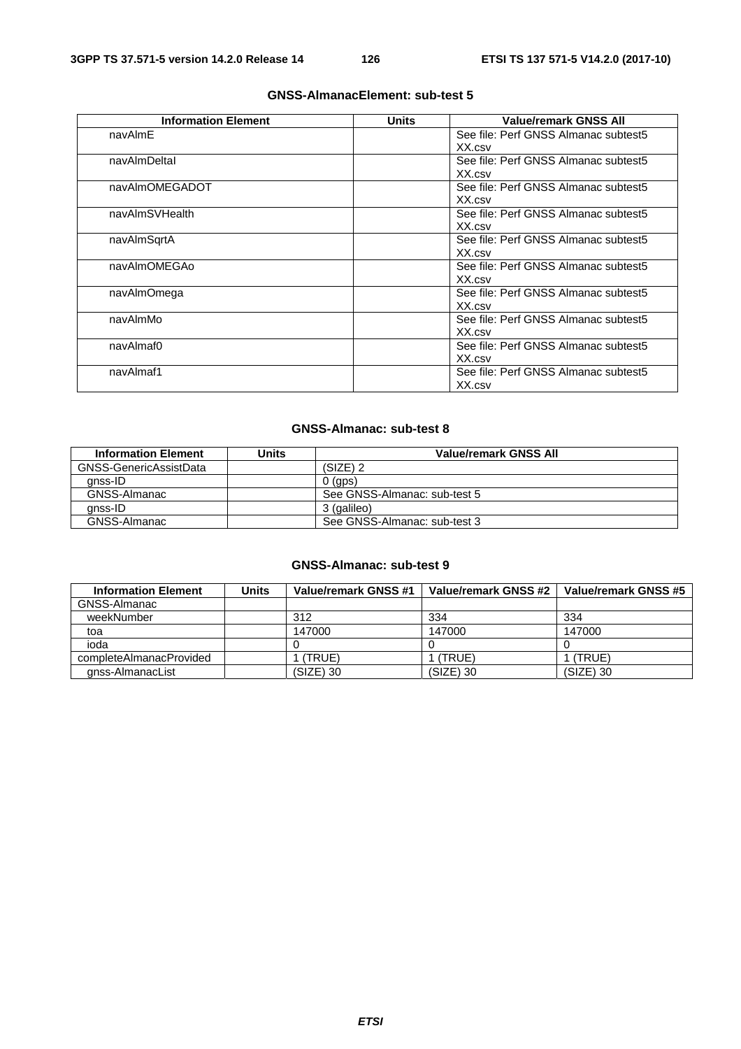**GNSS-AlmanacElement: sub-test 5**

| Information Element | Units | Value/remark GNSS All |
|---|---|---|
| navAlmE | | See file: Perf GNSS Almanac subtest5 XX.csv |
| navAlmDeltaI | | See file: Perf GNSS Almanac subtest5 XX.csv |
| navAlmOMEGADOT | | See file: Perf GNSS Almanac subtest5 XX.csv |
| navAlmSVHealth | | See file: Perf GNSS Almanac subtest5 XX.csv |
| navAlmSqrtA | | See file: Perf GNSS Almanac subtest5 XX.csv |
| navAlmOMEGAo | | See file: Perf GNSS Almanac subtest5 XX.csv |
| navAlmOmega | | See file: Perf GNSS Almanac subtest5 XX.csv |
| navAlmMo | | See file: Perf GNSS Almanac subtest5 XX.csv |
| navAlmaf0 | | See file: Perf GNSS Almanac subtest5 XX.csv |
| navAlmaf1 | | See file: Perf GNSS Almanac subtest5 XX.csv |

**GNSS-Almanac: sub-test 8**

| Information Element | Units | Value/remark GNSS All |
|---|---|---|
| GNSS-GenericAssistData | | (SIZE) 2 |
| gnss-ID | | 0 (gps) |
| GNSS-Almanac | | See GNSS-Almanac: sub-test 5 |
| gnss-ID | | 3 (galileo) |
| GNSS-Almanac | | See GNSS-Almanac: sub-test 3 |

**GNSS-Almanac: sub-test 9**

| Information Element | Units | Value/remark GNSS #1 | Value/remark GNSS #2 | Value/remark GNSS #5 |
|---|---|---|---|---|
| GNSS-Almanac | | | | |
| weekNumber | | 312 | 334 | 334 |
| toa | | 147000 | 147000 | 147000 |
| ioda | | 0 | 0 | 0 |
| completeAlmanacProvided | | 1 (TRUE) | 1 (TRUE) | 1 (TRUE) |
| gnss-AlmanacList | | (SIZE) 30 | (SIZE) 30 | (SIZE) 30 |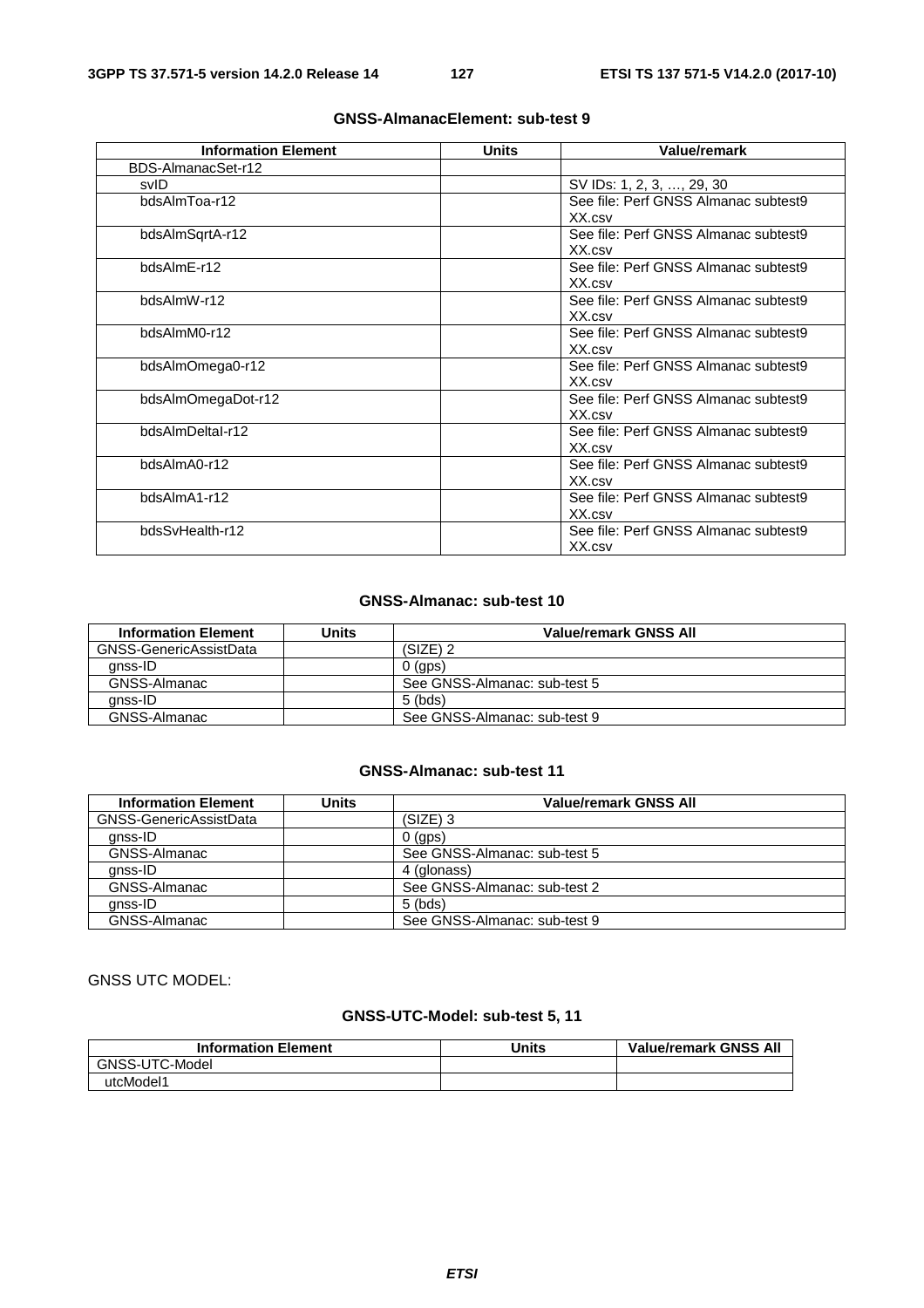**GNSS-AlmanacElement: sub-test 9**

| Information Element | Units | Value/remark |
|---|---|---|
| BDS-AlmanacSet-r12 | | |
| svID | | SV IDs: 1, 2, 3, …, 29, 30 |
| bdsAlmToa-r12 | | See file: Perf GNSS Almanac subtest9 XX.csv |
| bdsAlmSqrtA-r12 | | See file: Perf GNSS Almanac subtest9 XX.csv |
| bdsAlmE-r12 | | See file: Perf GNSS Almanac subtest9 XX.csv |
| bdsAlmW-r12 | | See file: Perf GNSS Almanac subtest9 XX.csv |
| bdsAlmM0-r12 | | See file: Perf GNSS Almanac subtest9 XX.csv |
| bdsAlmOmega0-r12 | | See file: Perf GNSS Almanac subtest9 XX.csv |
| bdsAlmOmegaDot-r12 | | See file: Perf GNSS Almanac subtest9 XX.csv |
| bdsAlmDeltaI-r12 | | See file: Perf GNSS Almanac subtest9 XX.csv |
| bdsAlmA0-r12 | | See file: Perf GNSS Almanac subtest9 XX.csv |
| bdsAlmA1-r12 | | See file: Perf GNSS Almanac subtest9 XX.csv |
| bdsSvHealth-r12 | | See file: Perf GNSS Almanac subtest9 XX.csv |

**GNSS-Almanac: sub-test 10**

| Information Element | Units | Value/remark GNSS All |
|---|---|---|
| GNSS-GenericAssistData | | (SIZE) 2 |
| gnss-ID | | 0 (gps) |
| GNSS-Almanac | | See GNSS-Almanac: sub-test 5 |
| gnss-ID | | 5 (bds) |
| GNSS-Almanac | | See GNSS-Almanac: sub-test 9 |

**GNSS-Almanac: sub-test 11**

| Information Element | Units | Value/remark GNSS All |
|---|---|---|
| GNSS-GenericAssistData | | (SIZE) 3 |
| gnss-ID | | 0 (gps) |
| GNSS-Almanac | | See GNSS-Almanac: sub-test 5 |
| gnss-ID | | 4 (glonass) |
| GNSS-Almanac | | See GNSS-Almanac: sub-test 2 |
| gnss-ID | | 5 (bds) |
| GNSS-Almanac | | See GNSS-Almanac: sub-test 9 |

GNSS UTC MODEL:

**GNSS-UTC-Model: sub-test 5, 11**

| Information Element | Units | Value/remark GNSS All |
|---|---|---|
| GNSS-UTC-Model | | |
| utcModel1 | | |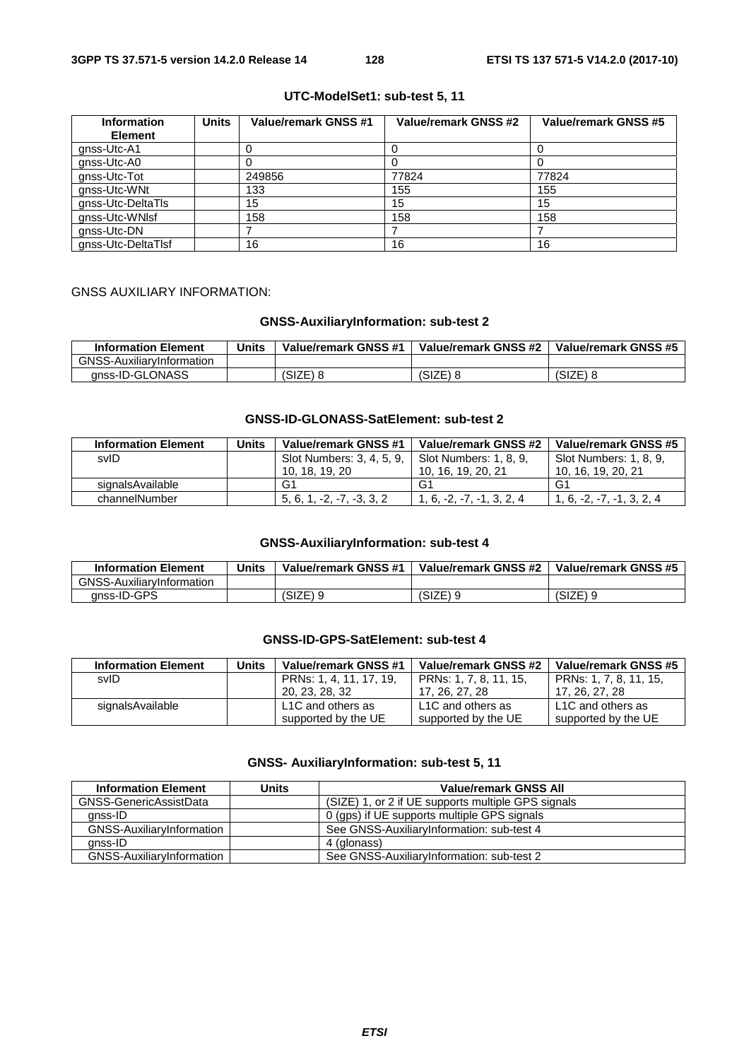**UTC-ModelSet1: sub-test 5, 11**

| Information Element | Units | Value/remark GNSS #1 | Value/remark GNSS #2 | Value/remark GNSS #5 |
|---|---|---|---|---|
| gnss-Utc-A1 | | 0 | 0 | 0 |
| gnss-Utc-A0 | | 0 | 0 | 0 |
| gnss-Utc-Tot | | 249856 | 77824 | 77824 |
| gnss-Utc-WNt | | 133 | 155 | 155 |
| gnss-Utc-DeltaTls | | 15 | 15 | 15 |
| gnss-Utc-WNlsf | | 158 | 158 | 158 |
| gnss-Utc-DN | | 7 | 7 | 7 |
| gnss-Utc-DeltaTlsf | | 16 | 16 | 16 |

GNSS AUXILIARY INFORMATION:

**GNSS-AuxiliaryInformation: sub-test 2**

| Information Element | Units | Value/remark GNSS #1 | Value/remark GNSS #2 | Value/remark GNSS #5 |
|---|---|---|---|---|
| GNSS-AuxiliaryInformation | | | | |
| gnss-ID-GLONASS | | (SIZE) 8 | (SIZE) 8 | (SIZE) 8 |

**GNSS-ID-GLONASS-SatElement: sub-test 2**

| Information Element | Units | Value/remark GNSS #1 | Value/remark GNSS #2 | Value/remark GNSS #5 |
|---|---|---|---|---|
| svID | | Slot Numbers: 3, 4, 5, 9, 10, 18, 19, 20 | Slot Numbers: 1, 8, 9, 10, 16, 19, 20, 21 | Slot Numbers: 1, 8, 9, 10, 16, 19, 20, 21 |
| signalsAvailable | | G1 | G1 | G1 |
| channelNumber | | 5, 6, 1, -2, -7, -3, 3, 2 | 1, 6, -2, -7, -1, 3, 2, 4 | 1, 6, -2, -7, -1, 3, 2, 4 |

**GNSS-AuxiliaryInformation: sub-test 4**

| Information Element | Units | Value/remark GNSS #1 | Value/remark GNSS #2 | Value/remark GNSS #5 |
|---|---|---|---|---|
| GNSS-AuxiliaryInformation | | | | |
| gnss-ID-GPS | | (SIZE) 9 | (SIZE) 9 | (SIZE) 9 |

**GNSS-ID-GPS-SatElement: sub-test 4**

| Information Element | Units | Value/remark GNSS #1 | Value/remark GNSS #2 | Value/remark GNSS #5 |
|---|---|---|---|---|
| svID | | PRNs: 1, 4, 11, 17, 19, 20, 23, 28, 32 | PRNs: 1, 7, 8, 11, 15, 17, 26, 27, 28 | PRNs: 1, 7, 8, 11, 15, 17, 26, 27, 28 |
| signalsAvailable | | L1C and others as supported by the UE | L1C and others as supported by the UE | L1C and others as supported by the UE |

**GNSS- AuxiliaryInformation: sub-test 5, 11**

| Information Element | Units | Value/remark GNSS All |
|---|---|---|
| GNSS-GenericAssistData | | (SIZE) 1, or 2 if UE supports multiple GPS signals |
| gnss-ID | | 0 (gps) if UE supports multiple GPS signals |
| GNSS-AuxiliaryInformation | | See GNSS-AuxiliaryInformation: sub-test 4 |
| gnss-ID | | 4 (glonass) |
| GNSS-AuxiliaryInformation | | See GNSS-AuxiliaryInformation: sub-test 2 |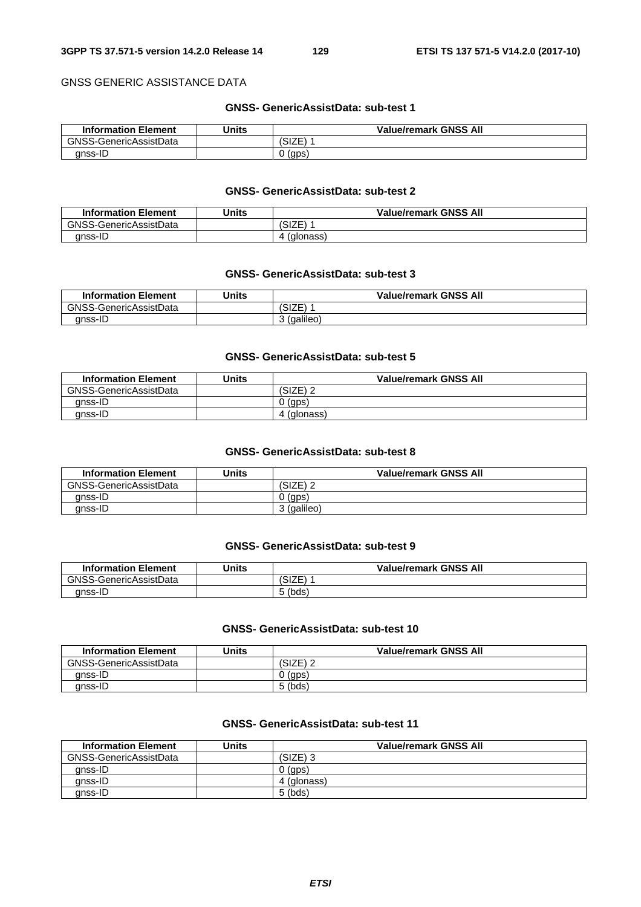GNSS GENERIC ASSISTANCE DATA

**GNSS- GenericAssistData: sub-test 1**

| Information Element | Units | Value/remark GNSS All |
|---|---|---|
| GNSS-GenericAssistData | | (SIZE) 1 |
| gnss-ID | | 0 (gps) |

**GNSS- GenericAssistData: sub-test 2**

| Information Element | Units | Value/remark GNSS All |
|---|---|---|
| GNSS-GenericAssistData | | (SIZE) 1 |
| gnss-ID | | 4 (glonass) |

**GNSS- GenericAssistData: sub-test 3**

| Information Element | Units | Value/remark GNSS All |
|---|---|---|
| GNSS-GenericAssistData | | (SIZE) 1 |
| gnss-ID | | 3 (galileo) |

**GNSS- GenericAssistData: sub-test 5**

| Information Element | Units | Value/remark GNSS All |
|---|---|---|
| GNSS-GenericAssistData | | (SIZE) 2 |
| gnss-ID | | 0 (gps) |
| gnss-ID | | 4 (glonass) |

**GNSS- GenericAssistData: sub-test 8**

| Information Element | Units | Value/remark GNSS All |
|---|---|---|
| GNSS-GenericAssistData | | (SIZE) 2 |
| gnss-ID | | 0 (gps) |
| gnss-ID | | 3 (galileo) |

**GNSS- GenericAssistData: sub-test 9**

| Information Element | Units | Value/remark GNSS All |
|---|---|---|
| GNSS-GenericAssistData | | (SIZE) 1 |
| gnss-ID | | 5 (bds) |

**GNSS- GenericAssistData: sub-test 10**

| Information Element | Units | Value/remark GNSS All |
|---|---|---|
| GNSS-GenericAssistData | | (SIZE) 2 |
| gnss-ID | | 0 (gps) |
| gnss-ID | | 5 (bds) |

**GNSS- GenericAssistData: sub-test 11**

| Information Element | Units | Value/remark GNSS All |
|---|---|---|
| GNSS-GenericAssistData | | (SIZE) 3 |
| gnss-ID | | 0 (gps) |
| gnss-ID | | 4 (glonass) |
| gnss-ID | | 5 (bds) |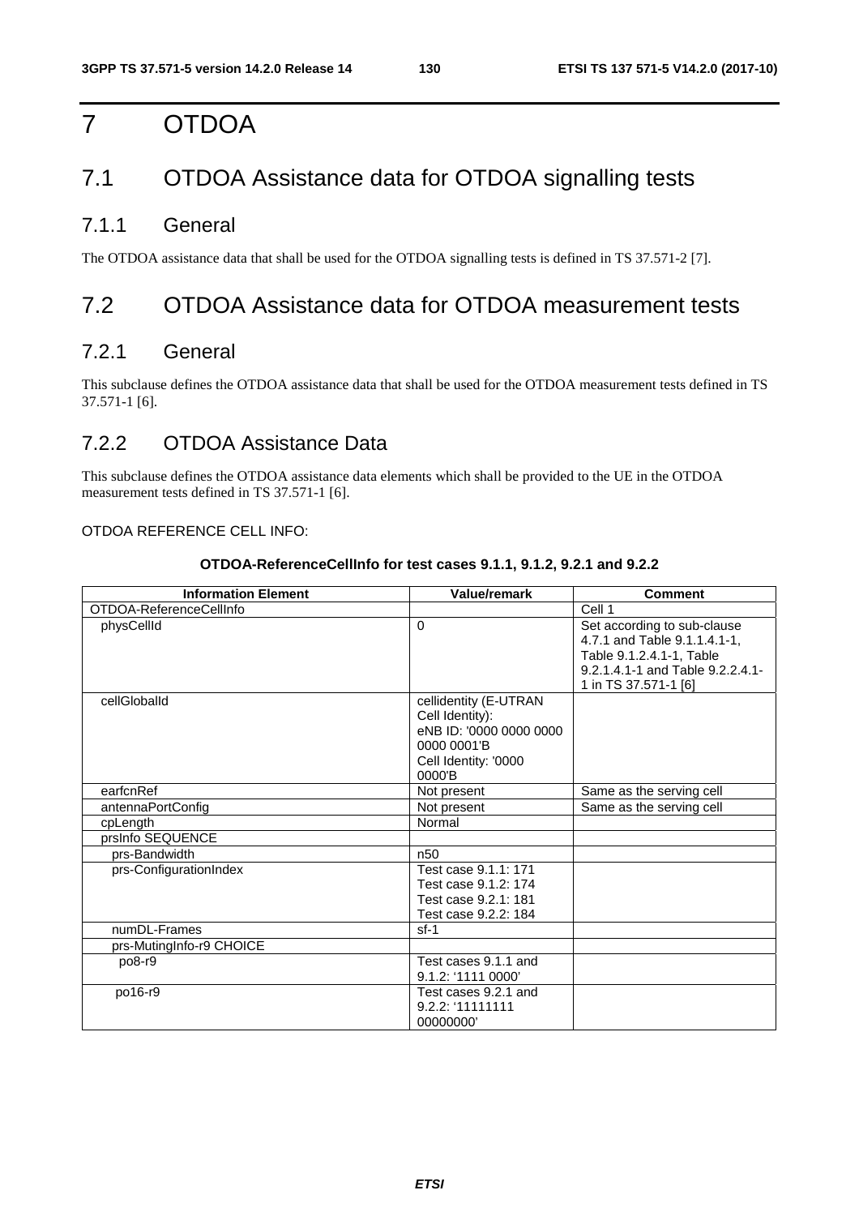# 7 OTDOA

## 7.1 OTDOA Assistance data for OTDOA signalling tests

### 7.1.1 General

The OTDOA assistance data that shall be used for the OTDOA signalling tests is defined in TS 37.571-2 [7].

## 7.2 OTDOA Assistance data for OTDOA measurement tests

### 7.2.1 General

This subclause defines the OTDOA assistance data that shall be used for the OTDOA measurement tests defined in TS 37.571-1 [6].

### 7.2.2 OTDOA Assistance Data

This subclause defines the OTDOA assistance data elements which shall be provided to the UE in the OTDOA measurement tests defined in TS 37.571-1 [6].

OTDOA REFERENCE CELL INFO:

**OTDOA-ReferenceCellInfo for test cases 9.1.1, 9.1.2, 9.2.1 and 9.2.2**

| Information Element | Value/remark | Comment |
|---|---|---|
| OTDOA-ReferenceCellInfo | | Cell 1 |
| physCellId | 0 | Set according to sub-clause 4.7.1 and Table 9.1.1.4.1-1, Table 9.1.2.4.1-1, Table 9.2.1.4.1-1 and Table 9.2.2.4.1-1 in TS 37.571-1 [6] |
| cellGlobalId | cellidentity (E-UTRAN Cell Identity):<br>eNB ID: '0000 0000 0000 0000 0001'B<br>Cell Identity: '0000 0000'B | |
| earfcnRef | Not present | Same as the serving cell |
| antennaPortConfig | Not present | Same as the serving cell |
| cpLength | Normal | |
| prsInfo SEQUENCE | | |
| prs-Bandwidth | n50 | |
| prs-ConfigurationIndex | Test case 9.1.1: 171<br>Test case 9.1.2: 174<br>Test case 9.2.1: 181<br>Test case 9.2.2: 184 | |
| numDL-Frames | sf-1 | |
| prs-MutingInfo-r9 CHOICE | | |
| po8-r9 | Test cases 9.1.1 and 9.1.2: '1111 0000' | |
| po16-r9 | Test cases 9.2.1 and 9.2.2: '11111111 00000000' | |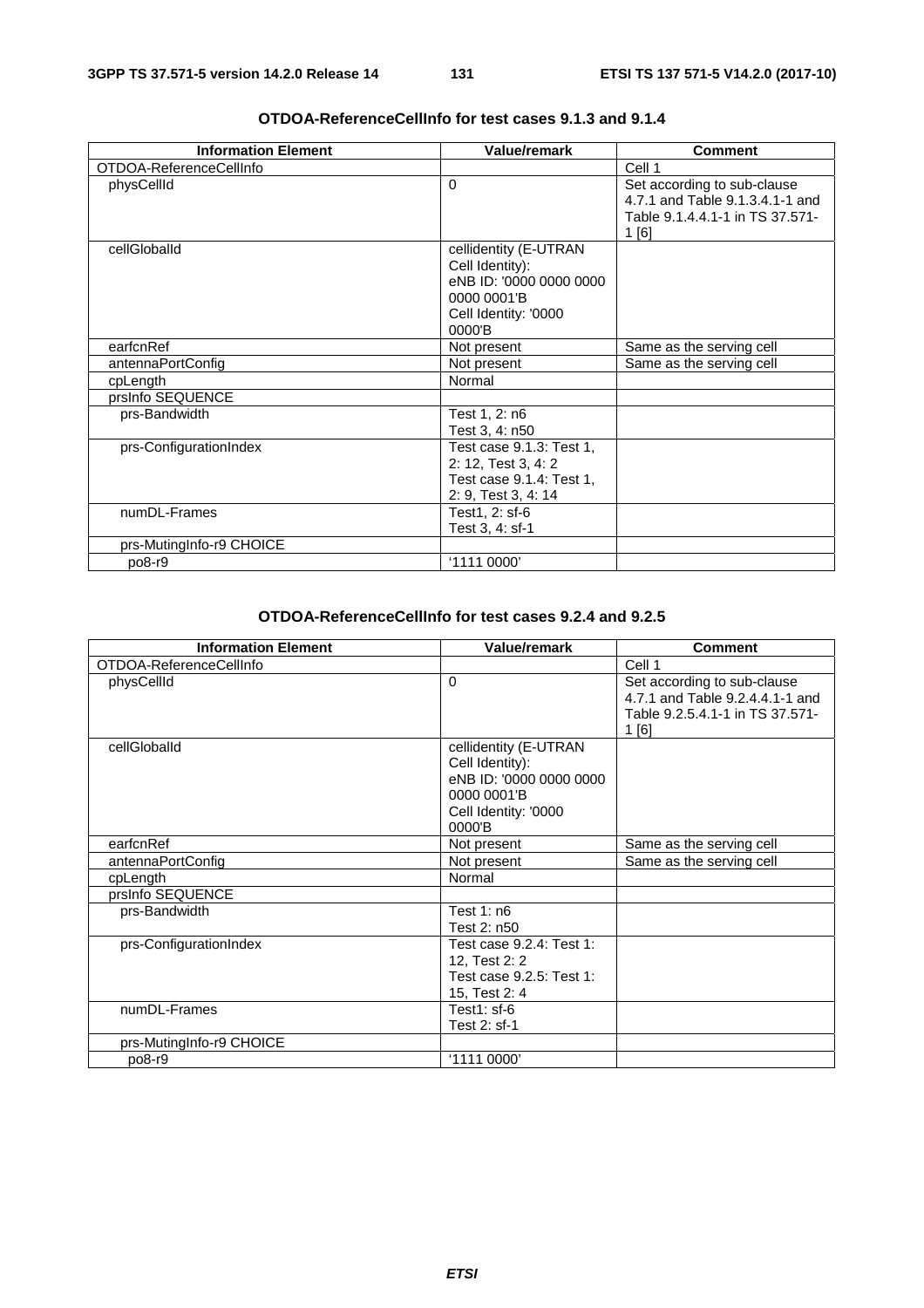**OTDOA-ReferenceCellInfo for test cases 9.1.3 and 9.1.4**

| Information Element | Value/remark | Comment |
|---|---|---|
| OTDOA-ReferenceCellInfo | | Cell 1 |
| physCellId | 0 | Set according to sub-clause 4.7.1 and Table 9.1.3.4.1-1 and Table 9.1.4.4.1-1 in TS 37.571-1 [6] |
| cellGlobalId | cellidentity (E-UTRAN Cell Identity): eNB ID: '0000 0000 0000 0000 0001'B Cell Identity: '0000 0000'B | |
| earfcnRef | Not present | Same as the serving cell |
| antennaPortConfig | Not present | Same as the serving cell |
| cpLength | Normal | |
| prsInfo SEQUENCE | | |
| prs-Bandwidth | Test 1, 2: n6 Test 3, 4: n50 | |
| prs-ConfigurationIndex | Test case 9.1.3: Test 1, 2: 12, Test 3, 4: 2 Test case 9.1.4: Test 1, 2: 9, Test 3, 4: 14 | |
| numDL-Frames | Test1, 2: sf-6 Test 3, 4: sf-1 | |
| prs-MutingInfo-r9 CHOICE | | |
| po8-r9 | '1111 0000' | |

**OTDOA-ReferenceCellInfo for test cases 9.2.4 and 9.2.5**

| Information Element | Value/remark | Comment |
|---|---|---|
| OTDOA-ReferenceCellInfo | | Cell 1 |
| physCellId | 0 | Set according to sub-clause 4.7.1 and Table 9.2.4.4.1-1 and Table 9.2.5.4.1-1 in TS 37.571-1 [6] |
| cellGlobalId | cellidentity (E-UTRAN Cell Identity): eNB ID: '0000 0000 0000 0000 0001'B Cell Identity: '0000 0000'B | |
| earfcnRef | Not present | Same as the serving cell |
| antennaPortConfig | Not present | Same as the serving cell |
| cpLength | Normal | |
| prsInfo SEQUENCE | | |
| prs-Bandwidth | Test 1: n6 Test 2: n50 | |
| prs-ConfigurationIndex | Test case 9.2.4: Test 1: 12, Test 2: 2 Test case 9.2.5: Test 1: 15, Test 2: 4 | |
| numDL-Frames | Test1: sf-6 Test 2: sf-1 | |
| prs-MutingInfo-r9 CHOICE | | |
| po8-r9 | '1111 0000' | |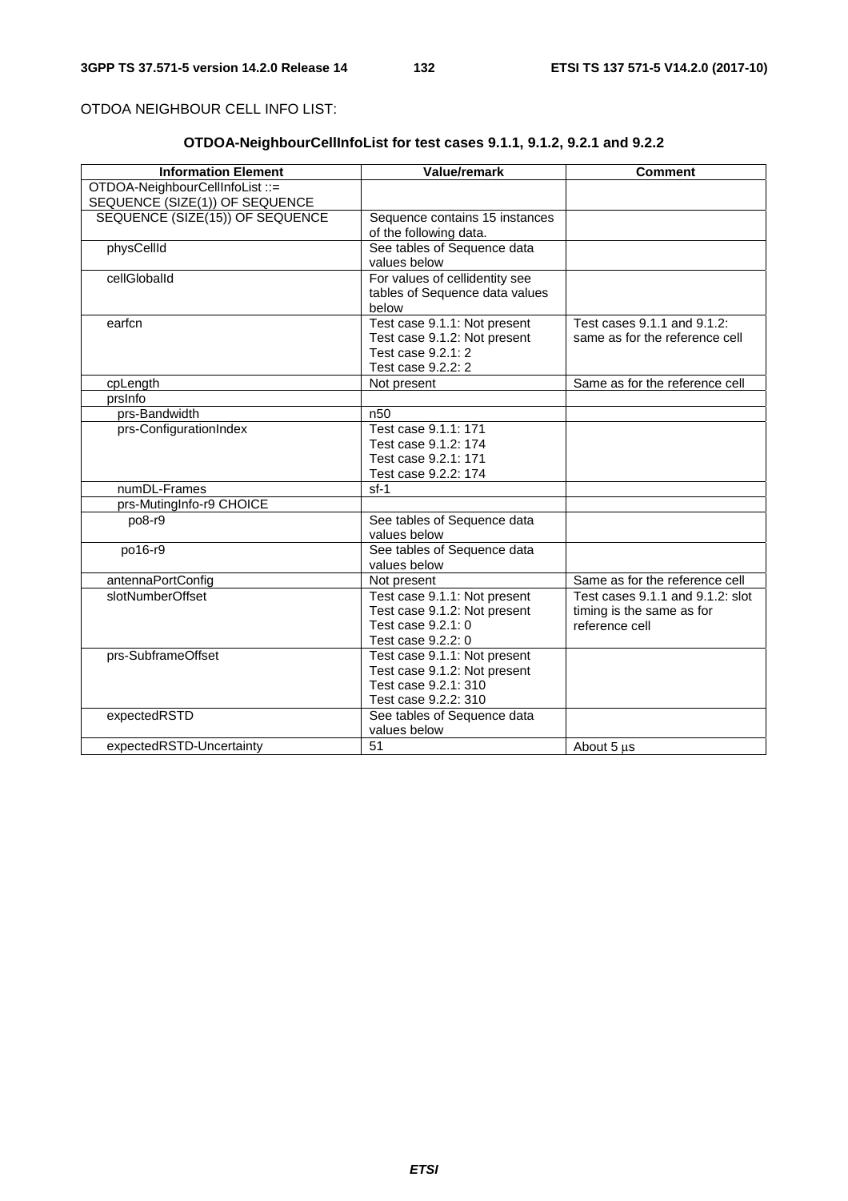OTDOA NEIGHBOUR CELL INFO LIST:

**OTDOA-NeighbourCellInfoList for test cases 9.1.1, 9.1.2, 9.2.1 and 9.2.2**

| Information Element | Value/remark | Comment |
|---|---|---|
| OTDOA-NeighbourCellInfoList ::= SEQUENCE (SIZE(1)) OF SEQUENCE | | |
| SEQUENCE (SIZE(15)) OF SEQUENCE | Sequence contains 15 instances of the following data. | |
| physCellId | See tables of Sequence data values below | |
| cellGlobalId | For values of cellidentity see tables of Sequence data values below | |
| earfcn | Test case 9.1.1: Not present<br>Test case 9.1.2: Not present<br>Test case 9.2.1: 2<br>Test case 9.2.2: 2 | Test cases 9.1.1 and 9.1.2: same as for the reference cell |
| cpLength | Not present | Same as for the reference cell |
| prsInfo | | |
| prs-Bandwidth | n50 | |
| prs-ConfigurationIndex | Test case 9.1.1: 171<br>Test case 9.1.2: 174<br>Test case 9.2.1: 171<br>Test case 9.2.2: 174 | |
| numDL-Frames | sf-1 | |
| prs-MutingInfo-r9 CHOICE | | |
| po8-r9 | See tables of Sequence data values below | |
| po16-r9 | See tables of Sequence data values below | |
| antennaPortConfig | Not present | Same as for the reference cell |
| slotNumberOffset | Test case 9.1.1: Not present<br>Test case 9.1.2: Not present<br>Test case 9.2.1: 0<br>Test case 9.2.2: 0 | Test cases 9.1.1 and 9.1.2: slot timing is the same as for reference cell |
| prs-SubframeOffset | Test case 9.1.1: Not present<br>Test case 9.1.2: Not present<br>Test case 9.2.1: 310<br>Test case 9.2.2: 310 | |
| expectedRSTD | See tables of Sequence data values below | |
| expectedRSTD-Uncertainty | 51 | About 5 μs |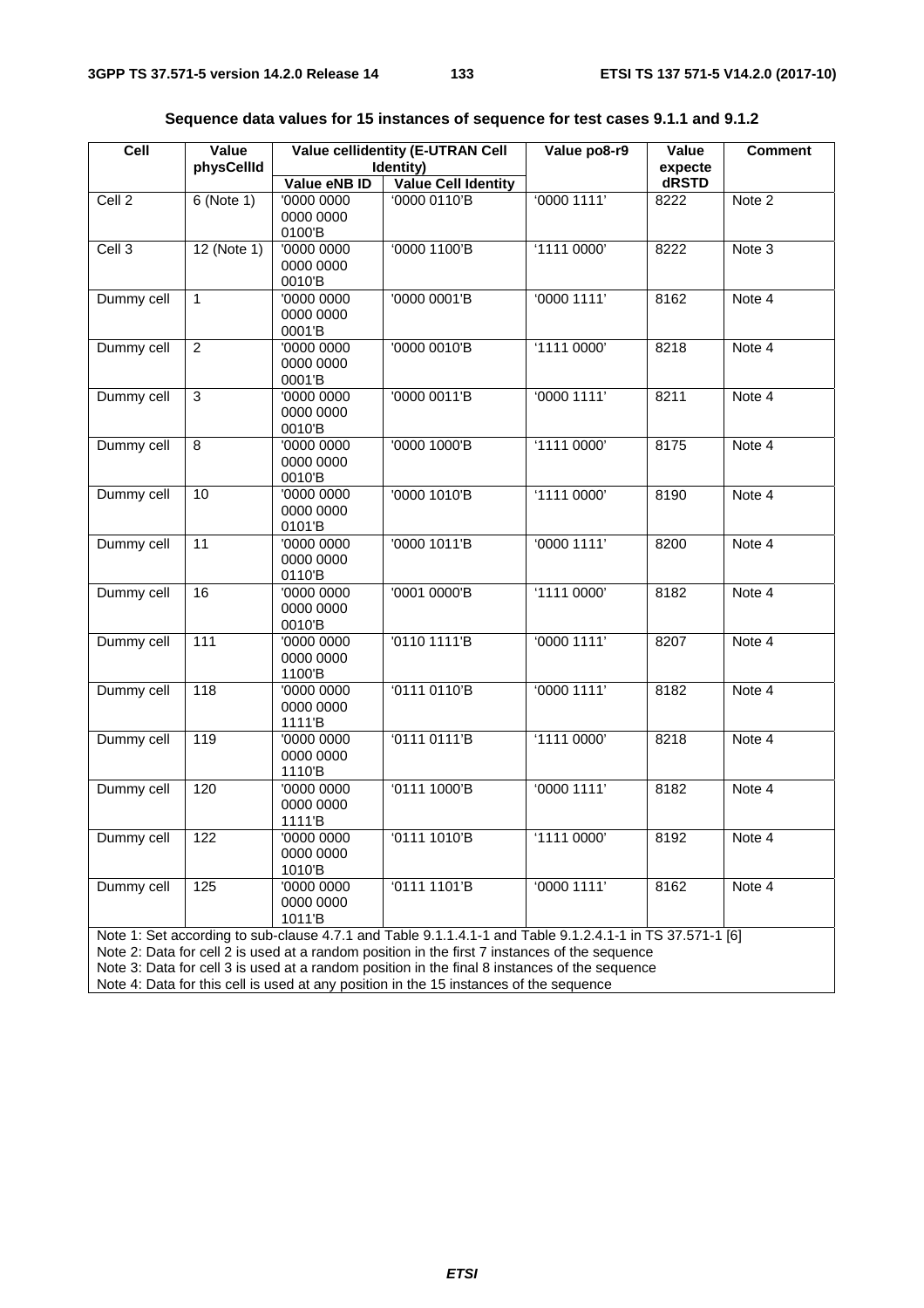**Sequence data values for 15 instances of sequence for test cases 9.1.1 and 9.1.2**

| Cell | Value physCellId | Value cellidentity (E-UTRAN Cell Identity) | | Value po8-r9 | Value expected RSTD | Comment |
|---|---|---|---|---|---|---|
| | | Value eNB ID | Value Cell Identity | | | |
| Cell 2 | 6 (Note 1) | '0000 0000 0000 0000 0100'B | '0000 0110'B | '0000 1111' | 8222 | Note 2 |
| Cell 3 | 12 (Note 1) | '0000 0000 0000 0000 0010'B | '0000 1100'B | '1111 0000' | 8222 | Note 3 |
| Dummy cell | 1 | '0000 0000 0000 0000 0001'B | '0000 0001'B | '0000 1111' | 8162 | Note 4 |
| Dummy cell | 2 | '0000 0000 0000 0000 0001'B | '0000 0010'B | '1111 0000' | 8218 | Note 4 |
| Dummy cell | 3 | '0000 0000 0000 0000 0010'B | '0000 0011'B | '0000 1111' | 8211 | Note 4 |
| Dummy cell | 8 | '0000 0000 0000 0000 0010'B | '0000 1000'B | '1111 0000' | 8175 | Note 4 |
| Dummy cell | 10 | '0000 0000 0000 0000 0101'B | '0000 1010'B | '1111 0000' | 8190 | Note 4 |
| Dummy cell | 11 | '0000 0000 0000 0000 0110'B | '0000 1011'B | '0000 1111' | 8200 | Note 4 |
| Dummy cell | 16 | '0000 0000 0000 0000 0010'B | '0001 0000'B | '1111 0000' | 8182 | Note 4 |
| Dummy cell | 111 | '0000 0000 0000 0000 1100'B | '0110 1111'B | '0000 1111' | 8207 | Note 4 |
| Dummy cell | 118 | '0000 0000 0000 0000 1111'B | '0111 0110'B | '0000 1111' | 8182 | Note 4 |
| Dummy cell | 119 | '0000 0000 0000 0000 1110'B | '0111 0111'B | '1111 0000' | 8218 | Note 4 |
| Dummy cell | 120 | '0000 0000 0000 0000 1111'B | '0111 1000'B | '0000 1111' | 8182 | Note 4 |
| Dummy cell | 122 | '0000 0000 0000 0000 1010'B | '0111 1010'B | '1111 0000' | 8192 | Note 4 |
| Dummy cell | 125 | '0000 0000 0000 0000 1011'B | '0111 1101'B | '0000 1111' | 8162 | Note 4 |

Note 1: Set according to sub-clause 4.7.1 and Table 9.1.1.4.1-1 and Table 9.1.2.4.1-1 in TS 37.571-1 [6]
Note 2: Data for cell 2 is used at a random position in the first 7 instances of the sequence
Note 3: Data for cell 3 is used at a random position in the final 8 instances of the sequence
Note 4: Data for this cell is used at any position in the 15 instances of the sequence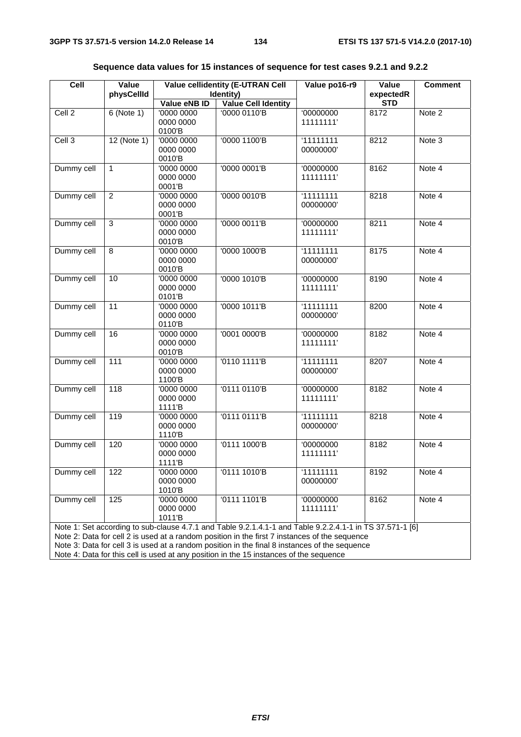**Sequence data values for 15 instances of sequence for test cases 9.2.1 and 9.2.2**

| Cell | Value physCellId | Value cellidentity (E-UTRAN Cell Identity) | | Value po16-r9 | Value expectedRSTD | Comment |
|---|---|---|---|---|---|---|
| | | Value eNB ID | Value Cell Identity | | | |
| Cell 2 | 6 (Note 1) | '0000 0000 0000 0000 0100'B | '0000 0110'B | '00000000 11111111' | 8172 | Note 2 |
| Cell 3 | 12 (Note 1) | '0000 0000 0000 0000 0010'B | '0000 1100'B | '11111111 00000000' | 8212 | Note 3 |
| Dummy cell | 1 | '0000 0000 0000 0000 0001'B | '0000 0001'B | '00000000 11111111' | 8162 | Note 4 |
| Dummy cell | 2 | '0000 0000 0000 0000 0001'B | '0000 0010'B | '11111111 00000000' | 8218 | Note 4 |
| Dummy cell | 3 | '0000 0000 0000 0000 0010'B | '0000 0011'B | '00000000 11111111' | 8211 | Note 4 |
| Dummy cell | 8 | '0000 0000 0000 0000 0010'B | '0000 1000'B | '11111111 00000000' | 8175 | Note 4 |
| Dummy cell | 10 | '0000 0000 0000 0000 0101'B | '0000 1010'B | '00000000 11111111' | 8190 | Note 4 |
| Dummy cell | 11 | '0000 0000 0000 0000 0110'B | '0000 1011'B | '11111111 00000000' | 8200 | Note 4 |
| Dummy cell | 16 | '0000 0000 0000 0000 0010'B | '0001 0000'B | '00000000 11111111' | 8182 | Note 4 |
| Dummy cell | 111 | '0000 0000 0000 0000 1100'B | '0110 1111'B | '11111111 00000000' | 8207 | Note 4 |
| Dummy cell | 118 | '0000 0000 0000 0000 1111'B | '0111 0110'B | '00000000 11111111' | 8182 | Note 4 |
| Dummy cell | 119 | '0000 0000 0000 0000 1110'B | '0111 0111'B | '11111111 00000000' | 8218 | Note 4 |
| Dummy cell | 120 | '0000 0000 0000 0000 1111'B | '0111 1000'B | '00000000 11111111' | 8182 | Note 4 |
| Dummy cell | 122 | '0000 0000 0000 0000 1010'B | '0111 1010'B | '11111111 00000000' | 8192 | Note 4 |
| Dummy cell | 125 | '0000 0000 0000 0000 1011'B | '0111 1101'B | '00000000 11111111' | 8162 | Note 4 |
| Note 1: Set according to sub-clause 4.7.1 and Table 9.2.1.4.1-1 and Table 9.2.2.4.1-1 in TS 37.571-1 [6]<br>Note 2: Data for cell 2 is used at a random position in the first 7 instances of the sequence<br>Note 3: Data for cell 3 is used at a random position in the final 8 instances of the sequence<br>Note 4: Data for this cell is used at any position in the 15 instances of the sequence | | | | | | |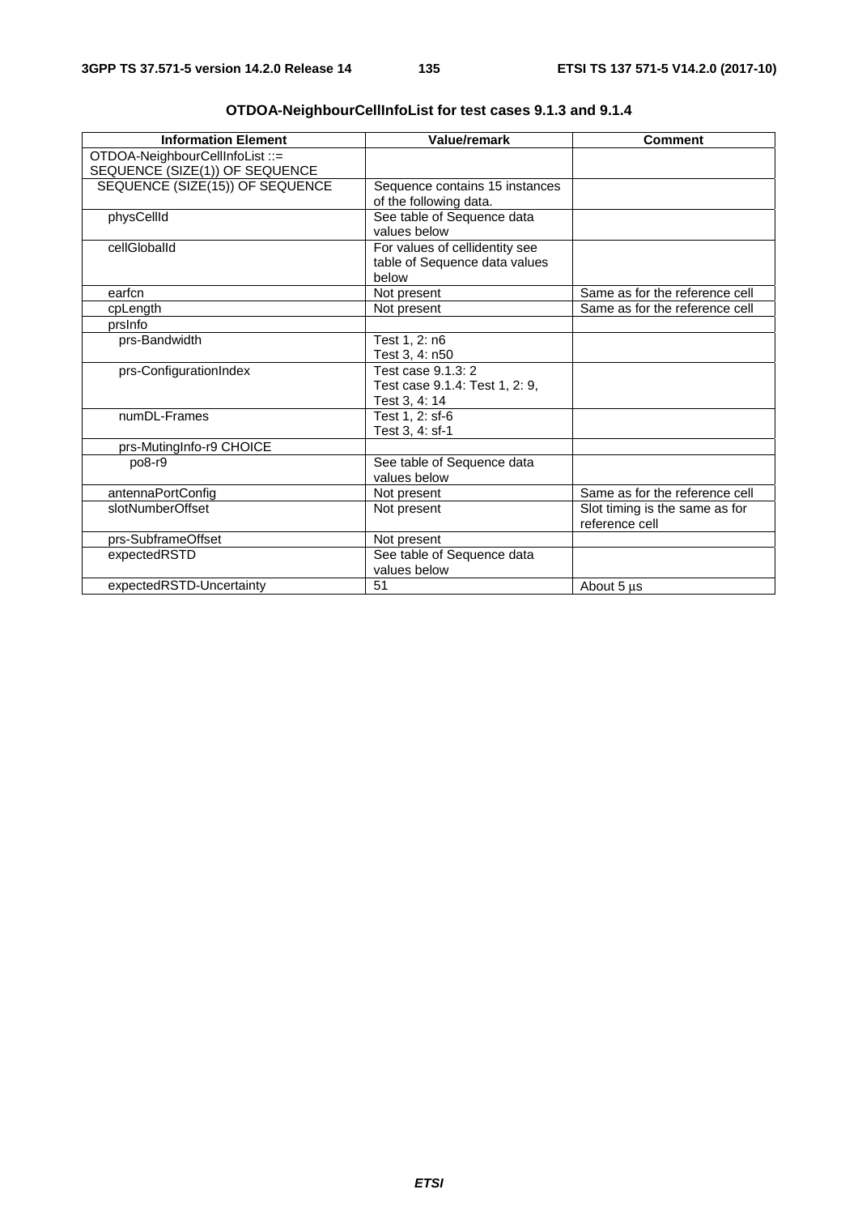**OTDOA-NeighbourCellInfoList for test cases 9.1.3 and 9.1.4**

| Information Element | Value/remark | Comment |
|---|---|---|
| OTDOA-NeighbourCellInfoList ::= SEQUENCE (SIZE(1)) OF SEQUENCE | | |
| SEQUENCE (SIZE(15)) OF SEQUENCE | Sequence contains 15 instances of the following data. | |
| physCellId | See table of Sequence data values below | |
| cellGlobalId | For values of cellidentity see table of Sequence data values below | |
| earfcn | Not present | Same as for the reference cell |
| cpLength | Not present | Same as for the reference cell |
| prsInfo | | |
| prs-Bandwidth | Test 1, 2: n6<br>Test 3, 4: n50 | |
| prs-ConfigurationIndex | Test case 9.1.3: 2<br>Test case 9.1.4: Test 1, 2: 9, Test 3, 4: 14 | |
| numDL-Frames | Test 1, 2: sf-6<br>Test 3, 4: sf-1 | |
| prs-MutingInfo-r9 CHOICE | | |
| po8-r9 | See table of Sequence data values below | |
| antennaPortConfig | Not present | Same as for the reference cell |
| slotNumberOffset | Not present | Slot timing is the same as for reference cell |
| prs-SubframeOffset | Not present | |
| expectedRSTD | See table of Sequence data values below | |
| expectedRSTD-Uncertainty | 51 | About 5 µs |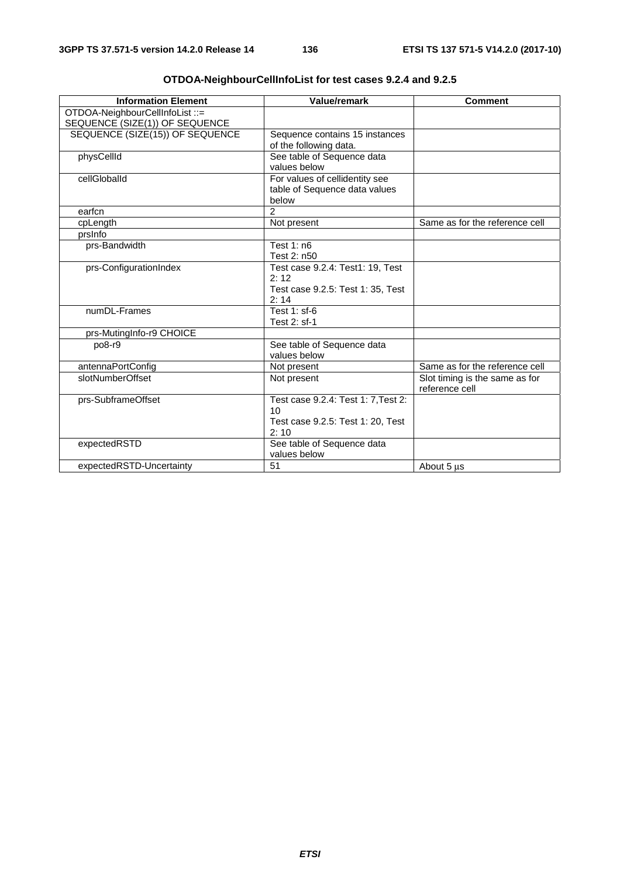**OTDOA-NeighbourCellInfoList for test cases 9.2.4 and 9.2.5**

| Information Element | Value/remark | Comment |
|---|---|---|
| OTDOA-NeighbourCellInfoList ::= SEQUENCE (SIZE(1)) OF SEQUENCE | | |
| SEQUENCE (SIZE(15)) OF SEQUENCE | Sequence contains 15 instances of the following data. | |
| physCellId | See table of Sequence data values below | |
| cellGlobalId | For values of cellidentity see table of Sequence data values below | |
| earfcn | 2 | |
| cpLength | Not present | Same as for the reference cell |
| prsInfo | | |
| prs-Bandwidth | Test 1: n6<br>Test 2: n50 | |
| prs-ConfigurationIndex | Test case 9.2.4: Test1: 19, Test 2: 12<br>Test case 9.2.5: Test 1: 35, Test 2: 14 | |
| numDL-Frames | Test 1: sf-6<br>Test 2: sf-1 | |
| prs-MutingInfo-r9 CHOICE | | |
| po8-r9 | See table of Sequence data values below | |
| antennaPortConfig | Not present | Same as for the reference cell |
| slotNumberOffset | Not present | Slot timing is the same as for reference cell |
| prs-SubframeOffset | Test case 9.2.4: Test 1: 7,Test 2: 10<br>Test case 9.2.5: Test 1: 20, Test 2: 10 | |
| expectedRSTD | See table of Sequence data values below | |
| expectedRSTD-Uncertainty | 51 | About 5 µs |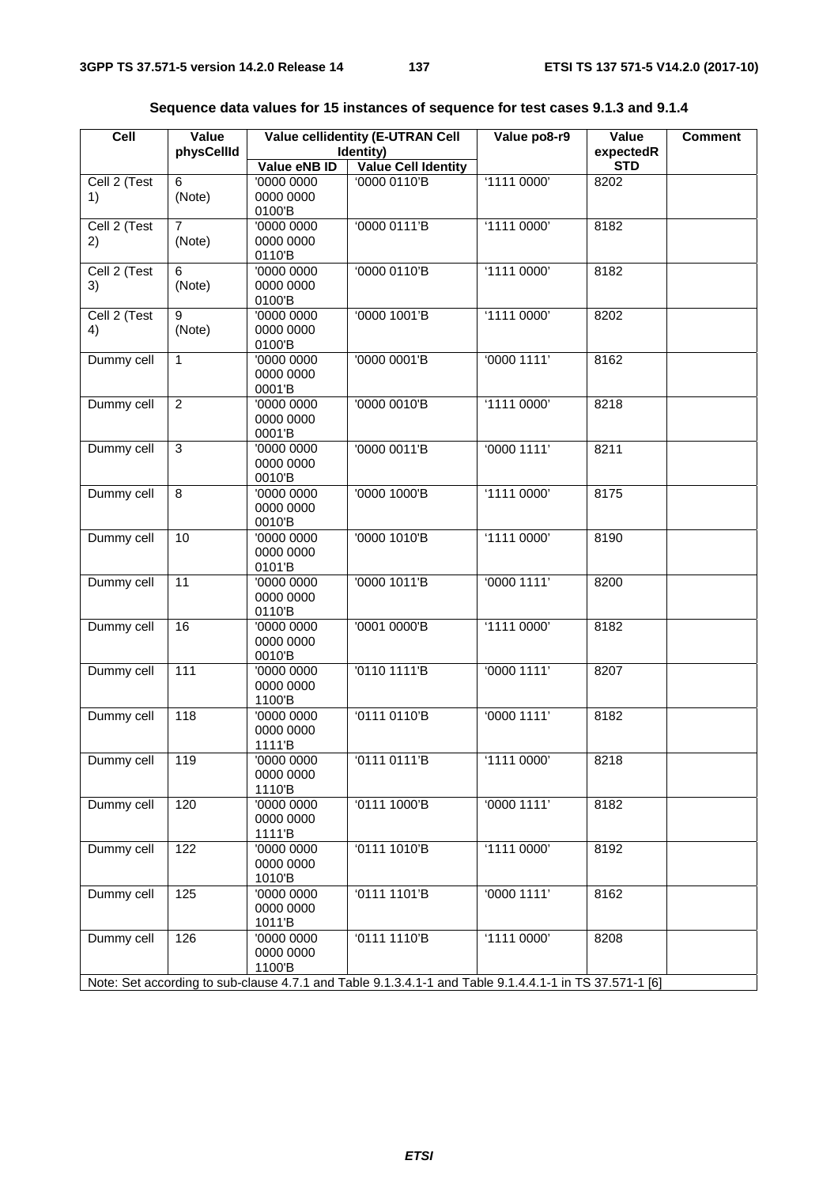**Sequence data values for 15 instances of sequence for test cases 9.1.3 and 9.1.4**

| Cell | Value physCellId | Value cellidentity (E-UTRAN Cell Identity) | | Value po8-r9 | Value expectedR STD | Comment |
|---|---|---|---|---|---|---|
| | | Value eNB ID | Value Cell Identity | | | |
| Cell 2 (Test 1) | 6 (Note) | '0000 0000 0000 0000 0100'B | '0000 0110'B | '1111 0000' | 8202 | |
| Cell 2 (Test 2) | 7 (Note) | '0000 0000 0000 0000 0110'B | '0000 0111'B | '1111 0000' | 8182 | |
| Cell 2 (Test 3) | 6 (Note) | '0000 0000 0000 0000 0100'B | '0000 0110'B | '1111 0000' | 8182 | |
| Cell 2 (Test 4) | 9 (Note) | '0000 0000 0000 0000 0100'B | '0000 1001'B | '1111 0000' | 8202 | |
| Dummy cell | 1 | '0000 0000 0000 0000 0001'B | '0000 0001'B | '0000 1111' | 8162 | |
| Dummy cell | 2 | '0000 0000 0000 0000 0001'B | '0000 0010'B | '1111 0000' | 8218 | |
| Dummy cell | 3 | '0000 0000 0000 0000 0010'B | '0000 0011'B | '0000 1111' | 8211 | |
| Dummy cell | 8 | '0000 0000 0000 0000 0010'B | '0000 1000'B | '1111 0000' | 8175 | |
| Dummy cell | 10 | '0000 0000 0000 0000 0101'B | '0000 1010'B | '1111 0000' | 8190 | |
| Dummy cell | 11 | '0000 0000 0000 0000 0110'B | '0000 1011'B | '0000 1111' | 8200 | |
| Dummy cell | 16 | '0000 0000 0000 0000 0010'B | '0001 0000'B | '1111 0000' | 8182 | |
| Dummy cell | 111 | '0000 0000 0000 0000 1100'B | '0110 1111'B | '0000 1111' | 8207 | |
| Dummy cell | 118 | '0000 0000 0000 0000 1111'B | '0111 0110'B | '0000 1111' | 8182 | |
| Dummy cell | 119 | '0000 0000 0000 0000 1110'B | '0111 0111'B | '1111 0000' | 8218 | |
| Dummy cell | 120 | '0000 0000 0000 0000 1111'B | '0111 1000'B | '0000 1111' | 8182 | |
| Dummy cell | 122 | '0000 0000 0000 0000 1010'B | '0111 1010'B | '1111 0000' | 8192 | |
| Dummy cell | 125 | '0000 0000 0000 0000 1011'B | '0111 1101'B | '0000 1111' | 8162 | |
| Dummy cell | 126 | '0000 0000 0000 0000 1100'B | '0111 1110'B | '1111 0000' | 8208 | |
| Note: Set according to sub-clause 4.7.1 and Table 9.1.3.4.1-1 and Table 9.1.4.4.1-1 in TS 37.571-1 [6] | | | | | | |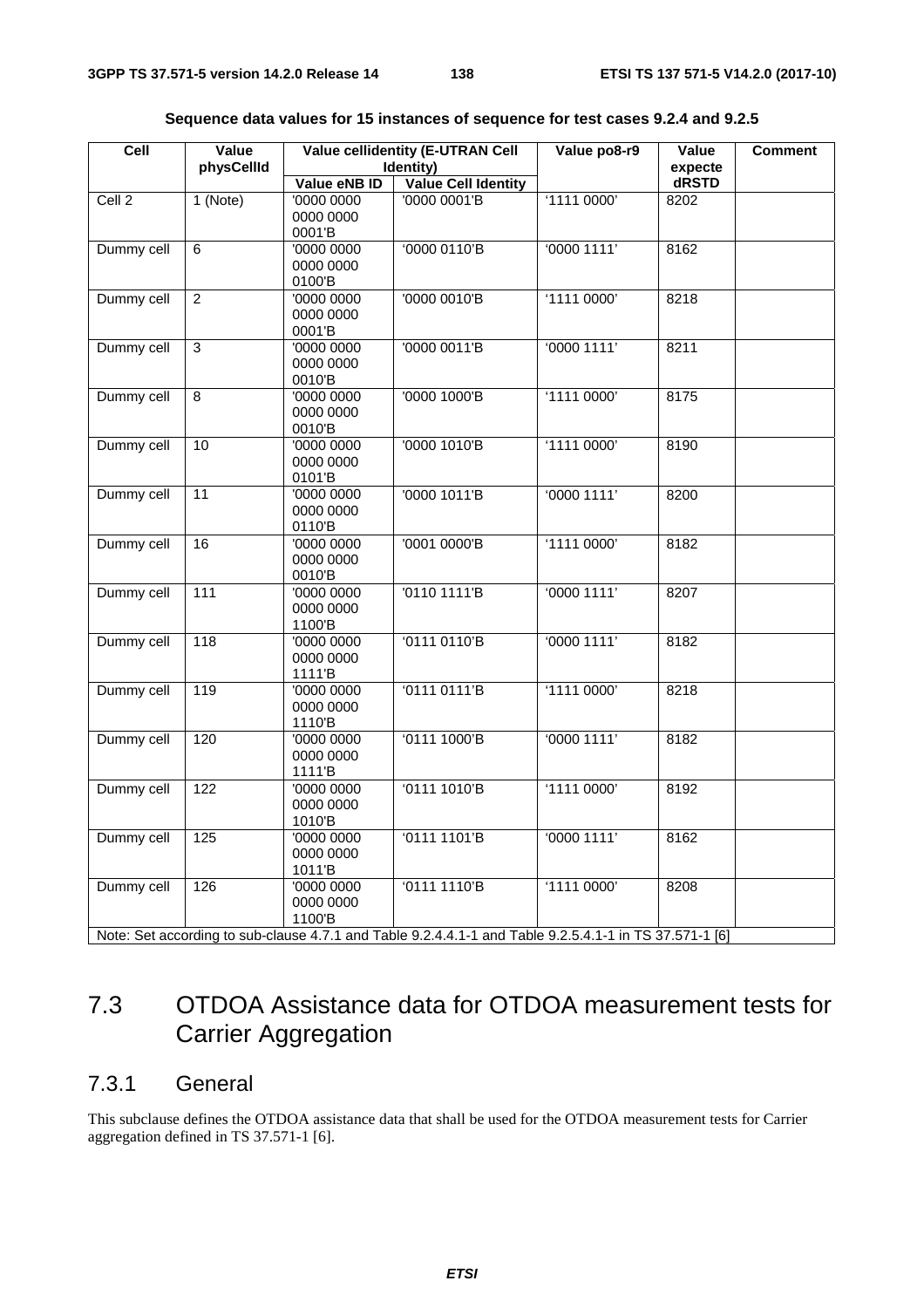**Sequence data values for 15 instances of sequence for test cases 9.2.4 and 9.2.5**

| Cell | Value physCellId | Value cellidentity (E-UTRAN Cell Identity) | | Value po8-r9 | Value expecte dRSTD | Comment |
|---|---|---|---|---|---|---|
| | | Value eNB ID | Value Cell Identity | | | |
| Cell 2 | 1 (Note) | '0000 0000 0000 0000 0001'B | '0000 0001'B | '1111 0000' | 8202 | |
| Dummy cell | 6 | '0000 0000 0000 0000 0100'B | '0000 0110'B | '0000 1111' | 8162 | |
| Dummy cell | 2 | '0000 0000 0000 0000 0001'B | '0000 0010'B | '1111 0000' | 8218 | |
| Dummy cell | 3 | '0000 0000 0000 0000 0010'B | '0000 0011'B | '0000 1111' | 8211 | |
| Dummy cell | 8 | '0000 0000 0000 0000 0010'B | '0000 1000'B | '1111 0000' | 8175 | |
| Dummy cell | 10 | '0000 0000 0000 0000 0101'B | '0000 1010'B | '1111 0000' | 8190 | |
| Dummy cell | 11 | '0000 0000 0000 0000 0110'B | '0000 1011'B | '0000 1111' | 8200 | |
| Dummy cell | 16 | '0000 0000 0000 0000 0010'B | '0001 0000'B | '1111 0000' | 8182 | |
| Dummy cell | 111 | '0000 0000 0000 0000 1100'B | '0110 1111'B | '0000 1111' | 8207 | |
| Dummy cell | 118 | '0000 0000 0000 0000 1111'B | '0111 0110'B | '0000 1111' | 8182 | |
| Dummy cell | 119 | '0000 0000 0000 0000 1110'B | '0111 0111'B | '1111 0000' | 8218 | |
| Dummy cell | 120 | '0000 0000 0000 0000 1111'B | '0111 1000'B | '0000 1111' | 8182 | |
| Dummy cell | 122 | '0000 0000 0000 0000 1010'B | '0111 1010'B | '1111 0000' | 8192 | |
| Dummy cell | 125 | '0000 0000 0000 0000 1011'B | '0111 1101'B | '0000 1111' | 8162 | |
| Dummy cell | 126 | '0000 0000 0000 0000 1100'B | '0111 1110'B | '1111 0000' | 8208 | |
| Note: Set according to sub-clause 4.7.1 and Table 9.2.4.4.1-1 and Table 9.2.5.4.1-1 in TS 37.571-1 [6] | | | | | | |

## 7.3 OTDOA Assistance data for OTDOA measurement tests for Carrier Aggregation

### 7.3.1 General

This subclause defines the OTDOA assistance data that shall be used for the OTDOA measurement tests for Carrier aggregation defined in TS 37.571-1 [6].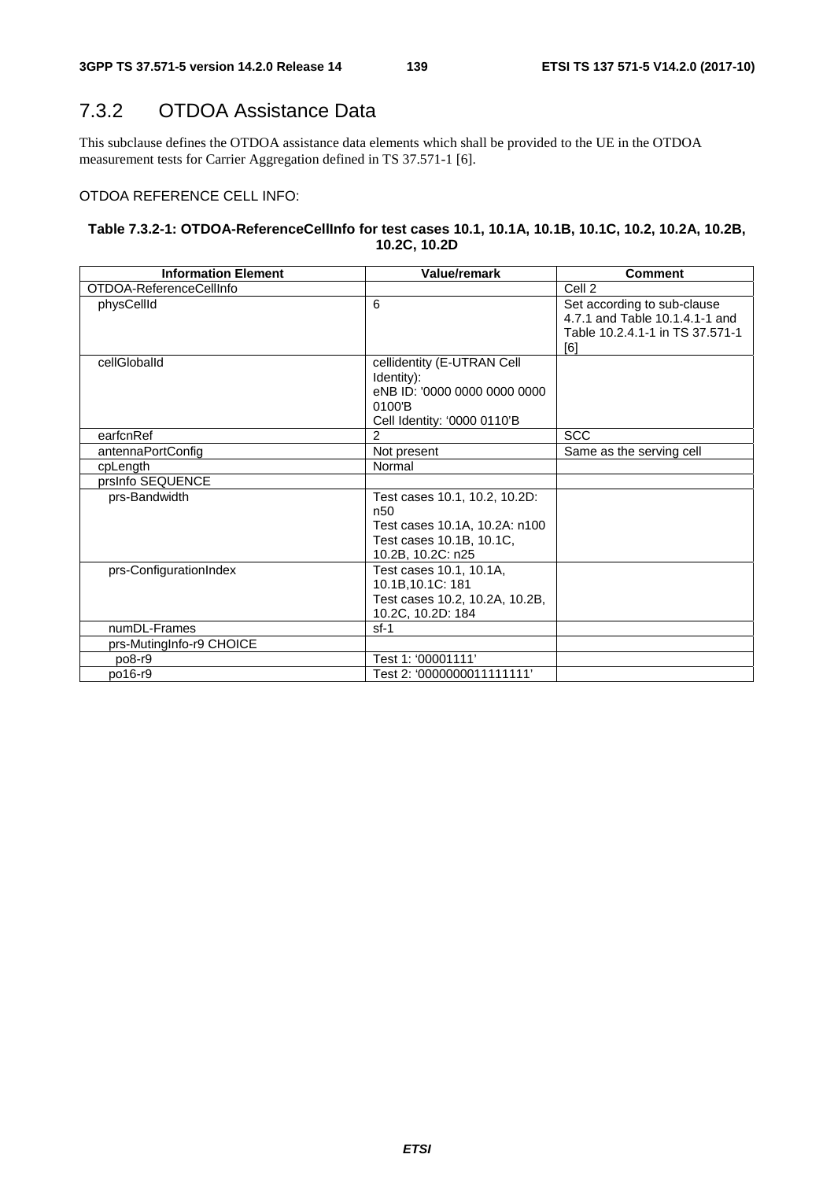## 7.3.2 OTDOA Assistance Data

This subclause defines the OTDOA assistance data elements which shall be provided to the UE in the OTDOA measurement tests for Carrier Aggregation defined in TS 37.571-1 [6].

OTDOA REFERENCE CELL INFO:

**Table 7.3.2-1: OTDOA-ReferenceCellInfo for test cases 10.1, 10.1A, 10.1B, 10.1C, 10.2, 10.2A, 10.2B, 10.2C, 10.2D**

| Information Element | Value/remark | Comment |
|---|---|---|
| OTDOA-ReferenceCellInfo | | Cell 2 |
| physCellId | 6 | Set according to sub-clause 4.7.1 and Table 10.1.4.1-1 and Table 10.2.4.1-1 in TS 37.571-1 [6] |
| cellGlobalId | cellidentity (E-UTRAN Cell Identity):<br>eNB ID: '0000 0000 0000 0000 0100'B<br>Cell Identity: '0000 0110'B | |
| earfcnRef | 2 | SCC |
| antennaPortConfig | Not present | Same as the serving cell |
| cpLength | Normal | |
| prsInfo SEQUENCE | | |
| prs-Bandwidth | Test cases 10.1, 10.2, 10.2D: n50<br>Test cases 10.1A, 10.2A: n100<br>Test cases 10.1B, 10.1C, 10.2B, 10.2C: n25 | |
| prs-ConfigurationIndex | Test cases 10.1, 10.1A, 10.1B,10.1C: 181<br>Test cases 10.2, 10.2A, 10.2B, 10.2C, 10.2D: 184 | |
| numDL-Frames | sf-1 | |
| prs-MutingInfo-r9 CHOICE | | |
| po8-r9 | Test 1: '00001111' | |
| po16-r9 | Test 2: '0000000011111111' | |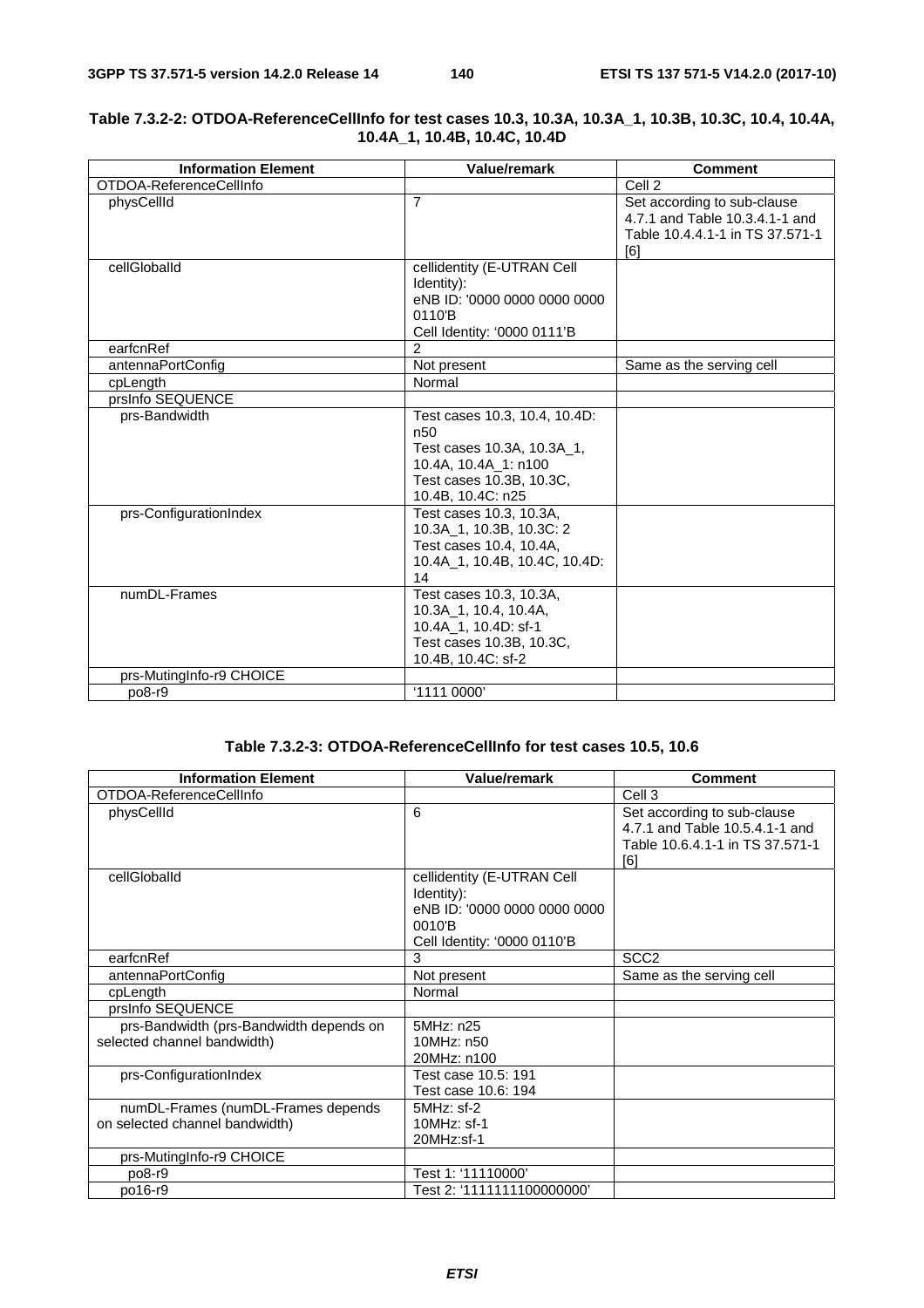**Table 7.3.2-2: OTDOA-ReferenceCellInfo for test cases 10.3, 10.3A, 10.3A_1, 10.3B, 10.3C, 10.4, 10.4A, 10.4A_1, 10.4B, 10.4C, 10.4D**

| Information Element | Value/remark | Comment |
|---|---|---|
| OTDOA-ReferenceCellInfo | | Cell 2 |
| physCellId | 7 | Set according to sub-clause 4.7.1 and Table 10.3.4.1-1 and Table 10.4.4.1-1 in TS 37.571-1 [6] |
| cellGlobalId | cellidentity (E-UTRAN Cell Identity):<br>eNB ID: '0000 0000 0000 0000 0110'B<br>Cell Identity: '0000 0111'B | |
| earfcnRef | 2 | |
| antennaPortConfig | Not present | Same as the serving cell |
| cpLength | Normal | |
| prsInfo SEQUENCE | | |
| prs-Bandwidth | Test cases 10.3, 10.4, 10.4D: n50<br>Test cases 10.3A, 10.3A_1, 10.4A, 10.4A_1: n100<br>Test cases 10.3B, 10.3C, 10.4B, 10.4C: n25 | |
| prs-ConfigurationIndex | Test cases 10.3, 10.3A, 10.3A_1, 10.3B, 10.3C: 2<br>Test cases 10.4, 10.4A, 10.4A_1, 10.4B, 10.4C, 10.4D: 14 | |
| numDL-Frames | Test cases 10.3, 10.3A, 10.3A_1, 10.4, 10.4A, 10.4A_1, 10.4D: sf-1<br>Test cases 10.3B, 10.3C, 10.4B, 10.4C: sf-2 | |
| prs-MutingInfo-r9 CHOICE | | |
| po8-r9 | '1111 0000' | |

**Table 7.3.2-3: OTDOA-ReferenceCellInfo for test cases 10.5, 10.6**

| Information Element | Value/remark | Comment |
|---|---|---|
| OTDOA-ReferenceCellInfo | | Cell 3 |
| physCellId | 6 | Set according to sub-clause 4.7.1 and Table 10.5.4.1-1 and Table 10.6.4.1-1 in TS 37.571-1 [6] |
| cellGlobalId | cellidentity (E-UTRAN Cell Identity):<br>eNB ID: '0000 0000 0000 0000 0010'B<br>Cell Identity: '0000 0110'B | |
| earfcnRef | 3 | SCC2 |
| antennaPortConfig | Not present | Same as the serving cell |
| cpLength | Normal | |
| prsInfo SEQUENCE | | |
| prs-Bandwidth (prs-Bandwidth depends on selected channel bandwidth) | 5MHz: n25<br>10MHz: n50<br>20MHz: n100 | |
| prs-ConfigurationIndex | Test case 10.5: 191<br>Test case 10.6: 194 | |
| numDL-Frames (numDL-Frames depends on selected channel bandwidth) | 5MHz: sf-2<br>10MHz: sf-1<br>20MHz:sf-1 | |
| prs-MutingInfo-r9 CHOICE | | |
| po8-r9 | Test 1: '11110000' | |
| po16-r9 | Test 2: '1111111100000000' | |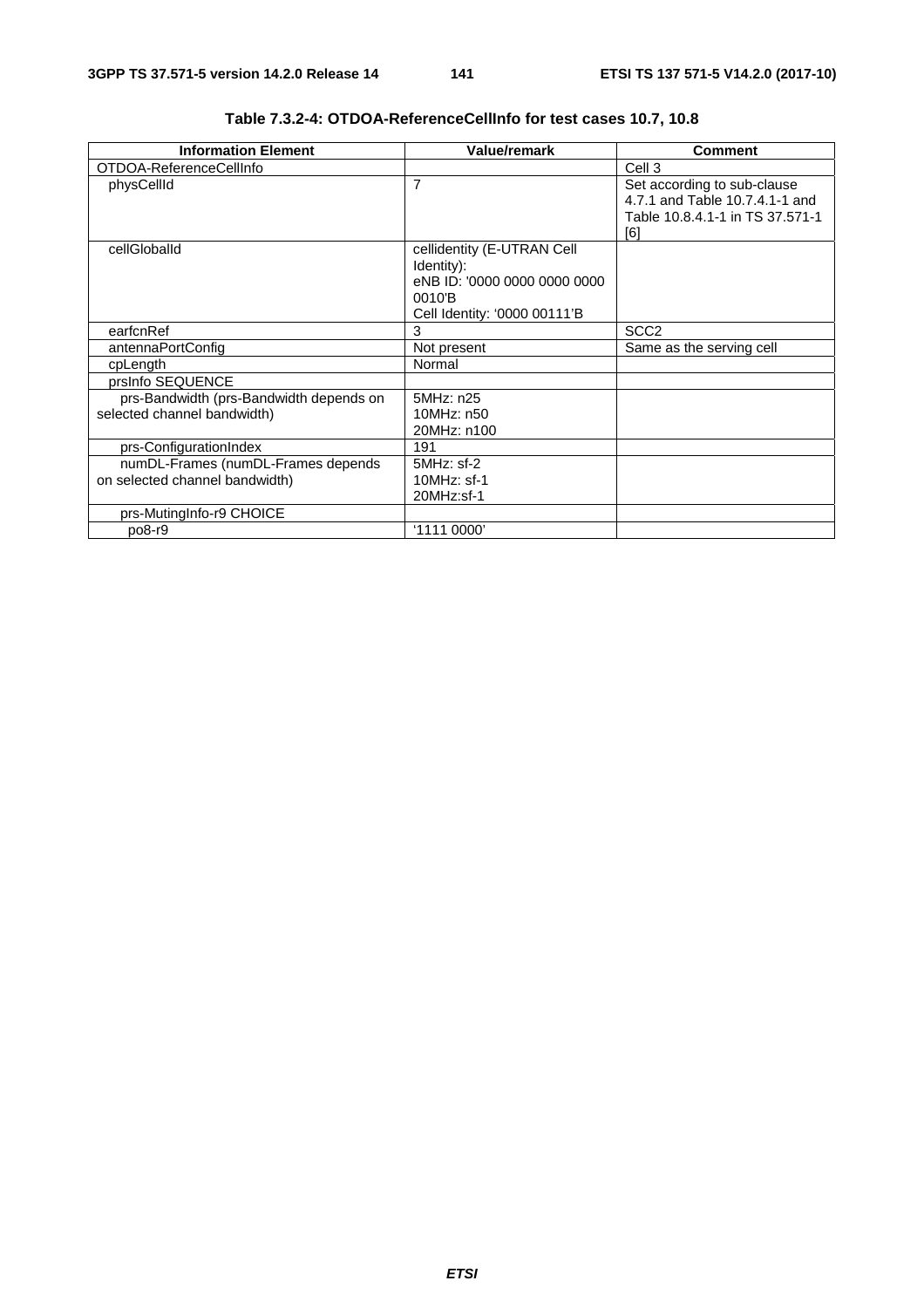**Table 7.3.2-4: OTDOA-ReferenceCellInfo for test cases 10.7, 10.8**

| Information Element | Value/remark | Comment |
|---|---|---|
| OTDOA-ReferenceCellInfo | | Cell 3 |
| physCellId | 7 | Set according to sub-clause 4.7.1 and Table 10.7.4.1-1 and Table 10.8.4.1-1 in TS 37.571-1 [6] |
| cellGlobalId | cellidentity (E-UTRAN Cell Identity):<br>eNB ID: '0000 0000 0000 0000 0010'B<br>Cell Identity: '0000 00111'B | |
| earfcnRef | 3 | SCC2 |
| antennaPortConfig | Not present | Same as the serving cell |
| cpLength | Normal | |
| prsInfo SEQUENCE | | |
| prs-Bandwidth (prs-Bandwidth depends on selected channel bandwidth) | 5MHz: n25<br>10MHz: n50<br>20MHz: n100 | |
| prs-ConfigurationIndex | 191 | |
| numDL-Frames (numDL-Frames depends on selected channel bandwidth) | 5MHz: sf-2<br>10MHz: sf-1<br>20MHz:sf-1 | |
| prs-MutingInfo-r9 CHOICE | | |
| po8-r9 | '1111 0000' | |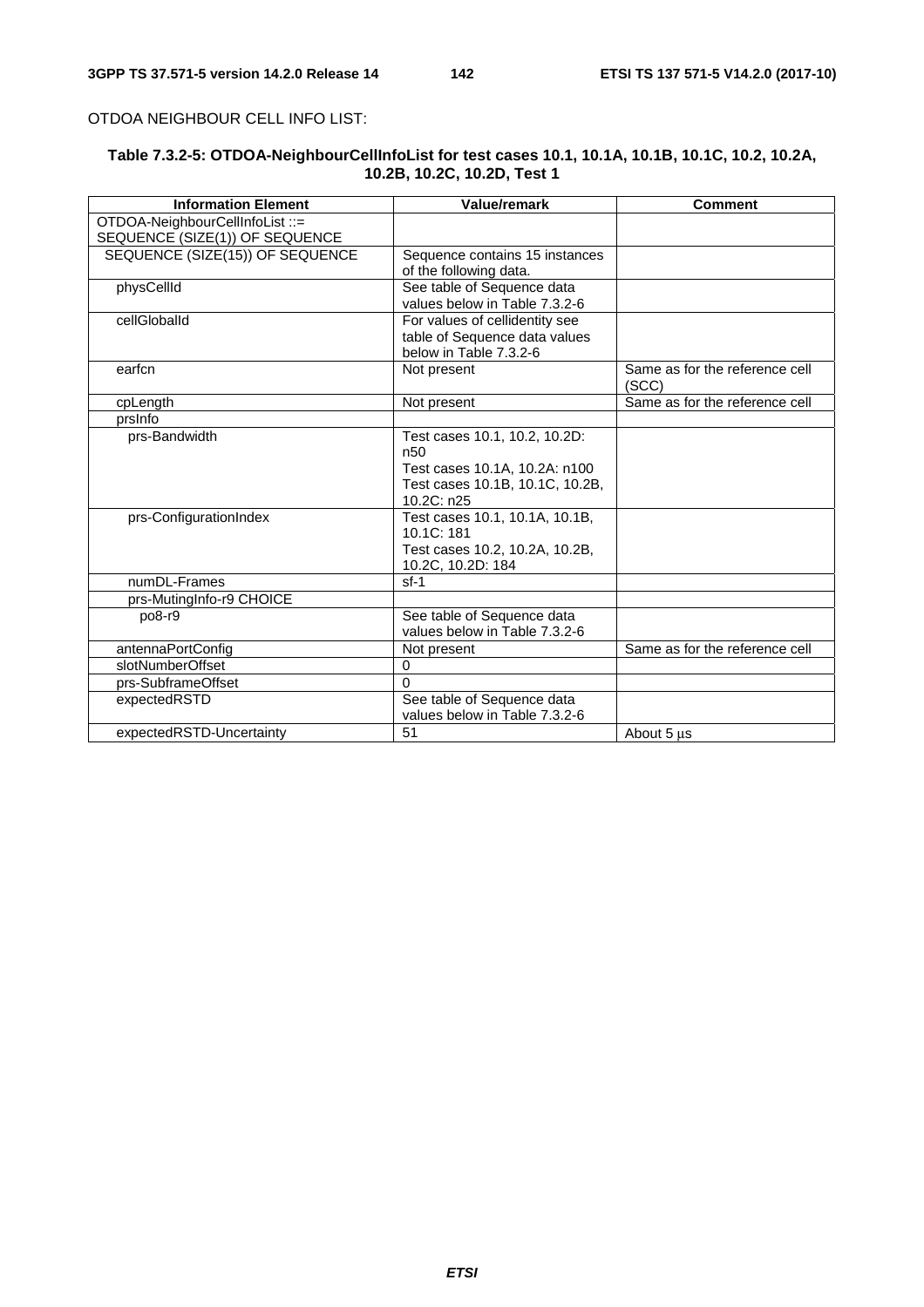OTDOA NEIGHBOUR CELL INFO LIST:

**Table 7.3.2-5: OTDOA-NeighbourCellInfoList for test cases 10.1, 10.1A, 10.1B, 10.1C, 10.2, 10.2A, 10.2B, 10.2C, 10.2D, Test 1**

| Information Element | Value/remark | Comment |
|---|---|---|
| OTDOA-NeighbourCellInfoList ::= SEQUENCE (SIZE(1)) OF SEQUENCE | | |
| SEQUENCE (SIZE(15)) OF SEQUENCE | Sequence contains 15 instances of the following data. | |
| physCellId | See table of Sequence data values below in Table 7.3.2-6 | |
| cellGlobalId | For values of cellidentity see table of Sequence data values below in Table 7.3.2-6 | |
| earfcn | Not present | Same as for the reference cell (SCC) |
| cpLength | Not present | Same as for the reference cell |
| prsInfo | | |
| prs-Bandwidth | Test cases 10.1, 10.2, 10.2D: n50<br>Test cases 10.1A, 10.2A: n100<br>Test cases 10.1B, 10.1C, 10.2B, 10.2C: n25 | |
| prs-ConfigurationIndex | Test cases 10.1, 10.1A, 10.1B, 10.1C: 181<br>Test cases 10.2, 10.2A, 10.2B, 10.2C, 10.2D: 184 | |
| numDL-Frames | sf-1 | |
| prs-MutingInfo-r9 CHOICE | | |
| po8-r9 | See table of Sequence data values below in Table 7.3.2-6 | |
| antennaPortConfig | Not present | Same as for the reference cell |
| slotNumberOffset | 0 | |
| prs-SubframeOffset | 0 | |
| expectedRSTD | See table of Sequence data values below in Table 7.3.2-6 | |
| expectedRSTD-Uncertainty | 51 | About 5 µs |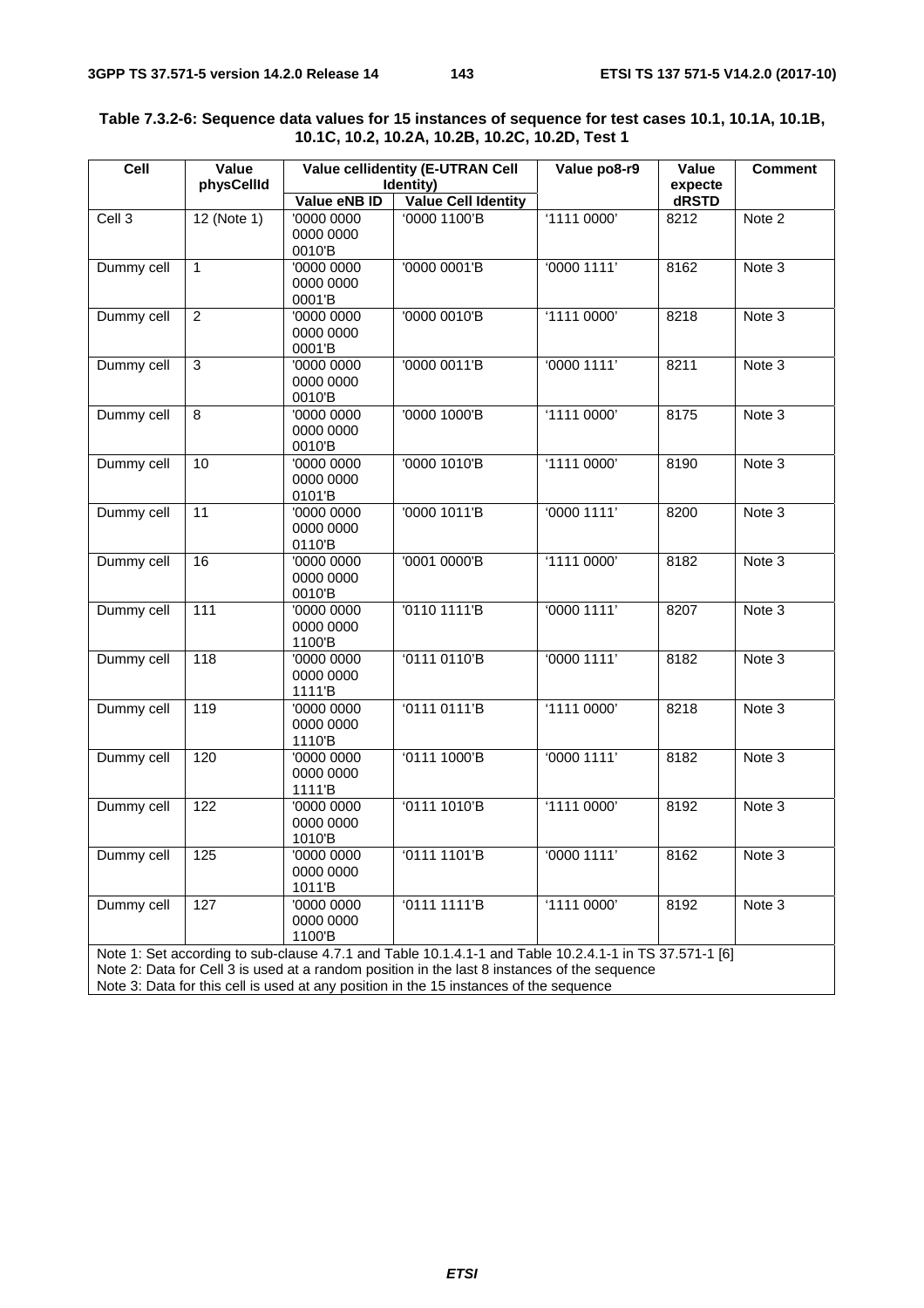**Table 7.3.2-6: Sequence data values for 15 instances of sequence for test cases 10.1, 10.1A, 10.1B, 10.1C, 10.2, 10.2A, 10.2B, 10.2C, 10.2D, Test 1**

| Cell | Value physCellId | Value cellidentity (E-UTRAN Cell Identity) | | Value po8-r9 | Value expectedRSTD | Comment |
|---|---|---|---|---|---|---|
| | | Value eNB ID | Value Cell Identity | | | |
| Cell 3 | 12 (Note 1) | '0000 0000 0000 0000 0010'B | '0000 1100'B | '1111 0000' | 8212 | Note 2 |
| Dummy cell | 1 | '0000 0000 0000 0000 0001'B | '0000 0001'B | '0000 1111' | 8162 | Note 3 |
| Dummy cell | 2 | '0000 0000 0000 0000 0001'B | '0000 0010'B | '1111 0000' | 8218 | Note 3 |
| Dummy cell | 3 | '0000 0000 0000 0000 0010'B | '0000 0011'B | '0000 1111' | 8211 | Note 3 |
| Dummy cell | 8 | '0000 0000 0000 0000 0010'B | '0000 1000'B | '1111 0000' | 8175 | Note 3 |
| Dummy cell | 10 | '0000 0000 0000 0000 0101'B | '0000 1010'B | '1111 0000' | 8190 | Note 3 |
| Dummy cell | 11 | '0000 0000 0000 0000 0110'B | '0000 1011'B | '0000 1111' | 8200 | Note 3 |
| Dummy cell | 16 | '0000 0000 0000 0000 0010'B | '0001 0000'B | '1111 0000' | 8182 | Note 3 |
| Dummy cell | 111 | '0000 0000 0000 0000 1100'B | '0110 1111'B | '0000 1111' | 8207 | Note 3 |
| Dummy cell | 118 | '0000 0000 0000 0000 1111'B | '0111 0110'B | '0000 1111' | 8182 | Note 3 |
| Dummy cell | 119 | '0000 0000 0000 0000 1110'B | '0111 0111'B | '1111 0000' | 8218 | Note 3 |
| Dummy cell | 120 | '0000 0000 0000 0000 1111'B | '0111 1000'B | '0000 1111' | 8182 | Note 3 |
| Dummy cell | 122 | '0000 0000 0000 0000 1010'B | '0111 1010'B | '1111 0000' | 8192 | Note 3 |
| Dummy cell | 125 | '0000 0000 0000 0000 1011'B | '0111 1101'B | '0000 1111' | 8162 | Note 3 |
| Dummy cell | 127 | '0000 0000 0000 0000 1100'B | '0111 1111'B | '1111 0000' | 8192 | Note 3 |

Note 1: Set according to sub-clause 4.7.1 and Table 10.1.4.1-1 and Table 10.2.4.1-1 in TS 37.571-1 [6]
Note 2: Data for Cell 3 is used at a random position in the last 8 instances of the sequence
Note 3: Data for this cell is used at any position in the 15 instances of the sequence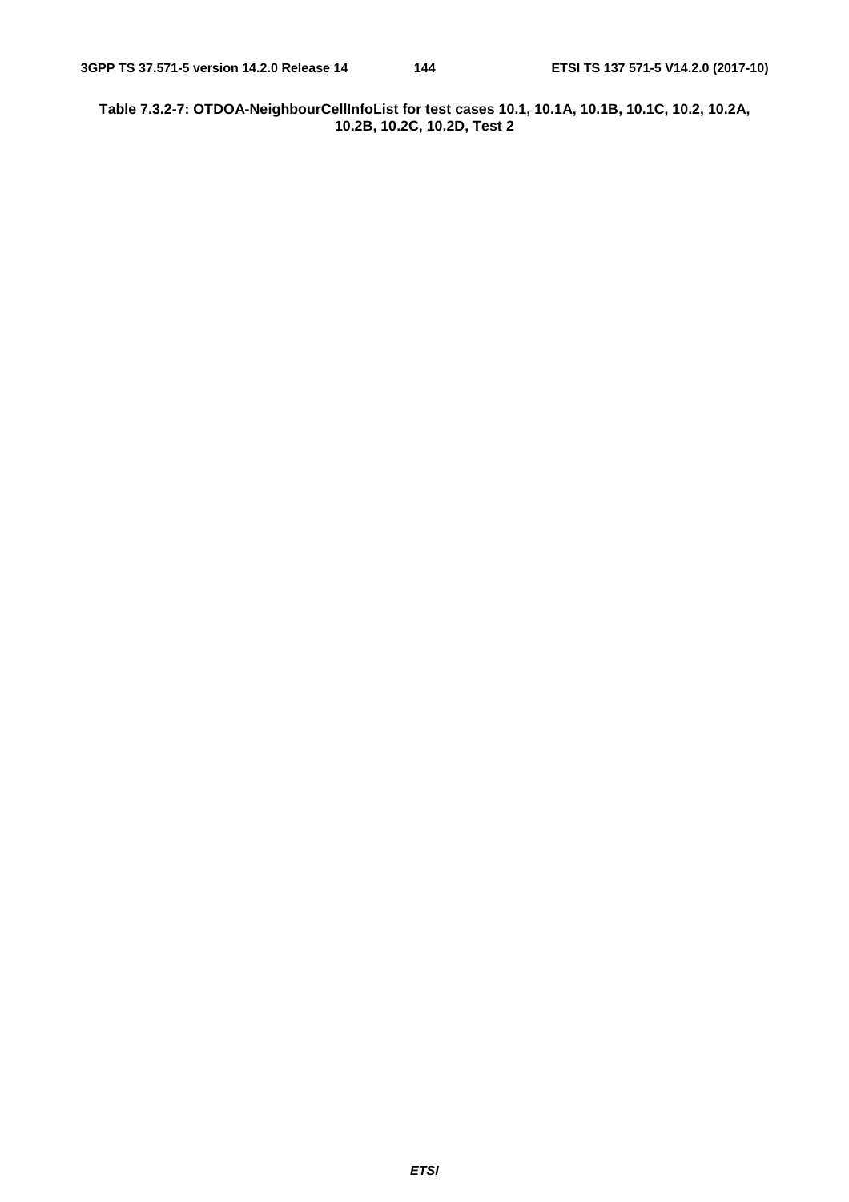**Table 7.3.2-7: OTDOA-NeighbourCellInfoList for test cases 10.1, 10.1A, 10.1B, 10.1C, 10.2, 10.2A, 10.2B, 10.2C, 10.2D, Test 2**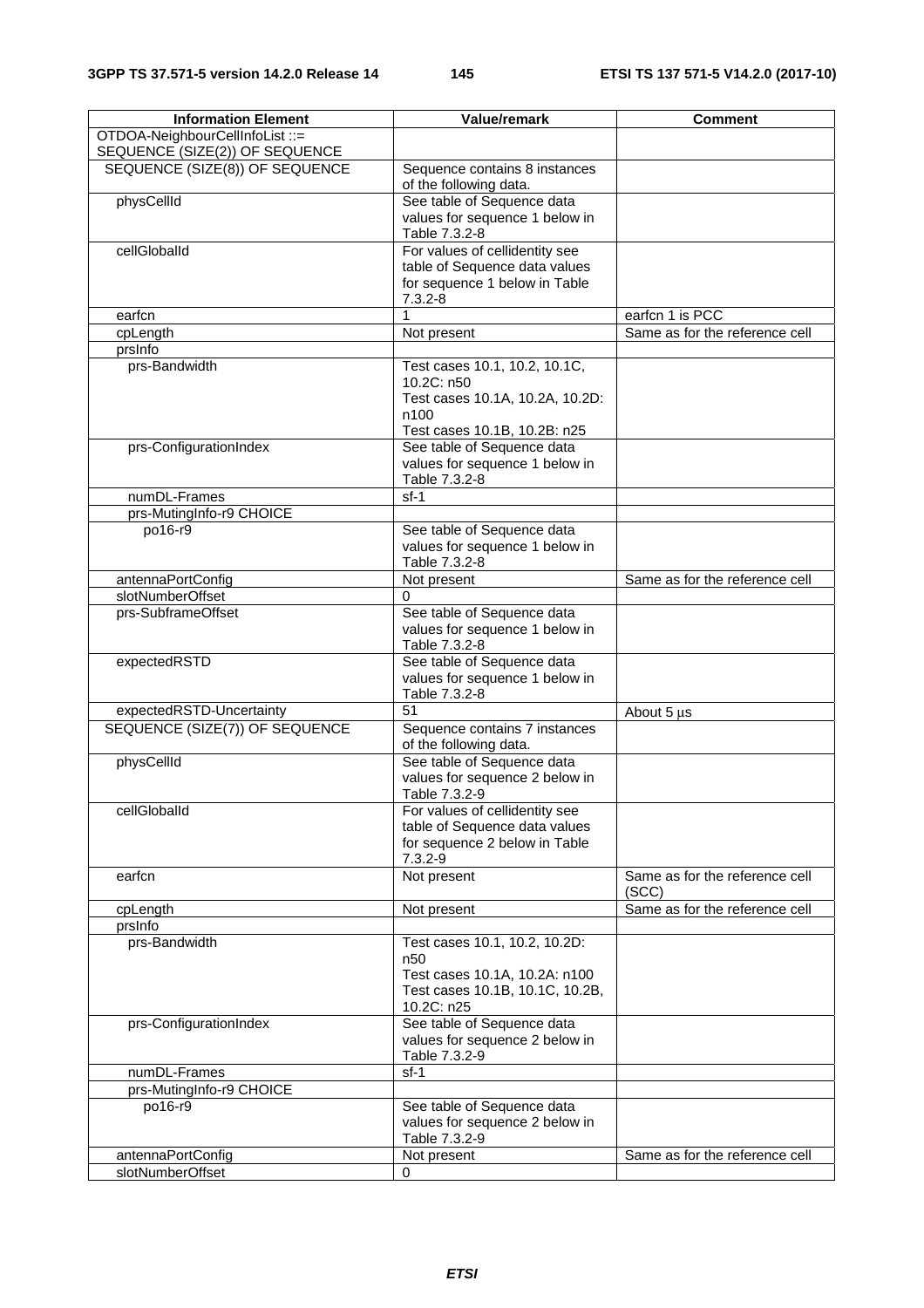| Information Element | Value/remark | Comment |
| --- | --- | --- |
| OTDOA-NeighbourCellInfoList ::= SEQUENCE (SIZE(2)) OF SEQUENCE | | |
| SEQUENCE (SIZE(8)) OF SEQUENCE | Sequence contains 8 instances of the following data. | |
| physCellId | See table of Sequence data values for sequence 1 below in Table 7.3.2-8 | |
| cellGlobalId | For values of cellidentity see table of Sequence data values for sequence 1 below in Table 7.3.2-8 | |
| earfcn | 1 | earfcn 1 is PCC |
| cpLength | Not present | Same as for the reference cell |
| prsInfo | | |
| prs-Bandwidth | Test cases 10.1, 10.2, 10.1C, 10.2C: n50<br>Test cases 10.1A, 10.2A, 10.2D: n100<br>Test cases 10.1B, 10.2B: n25 | |
| prs-ConfigurationIndex | See table of Sequence data values for sequence 1 below in Table 7.3.2-8 | |
| numDL-Frames | sf-1 | |
| prs-MutingInfo-r9 CHOICE | | |
| po16-r9 | See table of Sequence data values for sequence 1 below in Table 7.3.2-8 | |
| antennaPortConfig | Not present | Same as for the reference cell |
| slotNumberOffset | 0 | |
| prs-SubframeOffset | See table of Sequence data values for sequence 1 below in Table 7.3.2-8 | |
| expectedRSTD | See table of Sequence data values for sequence 1 below in Table 7.3.2-8 | |
| expectedRSTD-Uncertainty | 51 | About 5 µs |
| SEQUENCE (SIZE(7)) OF SEQUENCE | Sequence contains 7 instances of the following data. | |
| physCellId | See table of Sequence data values for sequence 2 below in Table 7.3.2-9 | |
| cellGlobalId | For values of cellidentity see table of Sequence data values for sequence 2 below in Table 7.3.2-9 | |
| earfcn | Not present | Same as for the reference cell (SCC) |
| cpLength | Not present | Same as for the reference cell |
| prsInfo | | |
| prs-Bandwidth | Test cases 10.1, 10.2, 10.2D: n50<br>Test cases 10.1A, 10.2A: n100<br>Test cases 10.1B, 10.1C, 10.2B, 10.2C: n25 | |
| prs-ConfigurationIndex | See table of Sequence data values for sequence 2 below in Table 7.3.2-9 | |
| numDL-Frames | sf-1 | |
| prs-MutingInfo-r9 CHOICE | | |
| po16-r9 | See table of Sequence data values for sequence 2 below in Table 7.3.2-9 | |
| antennaPortConfig | Not present | Same as for the reference cell |
| slotNumberOffset | 0 | |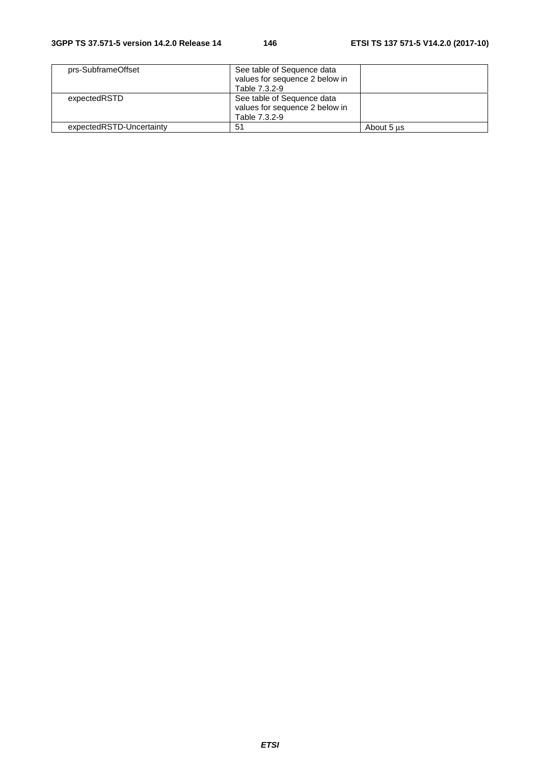| | | |
|---|---|---|
| prs-SubframeOffset | See table of Sequence data values for sequence 2 below in Table 7.3.2-9 | |
| expectedRSTD | See table of Sequence data values for sequence 2 below in Table 7.3.2-9 | |
| expectedRSTD-Uncertainty | 51 | About 5 μs |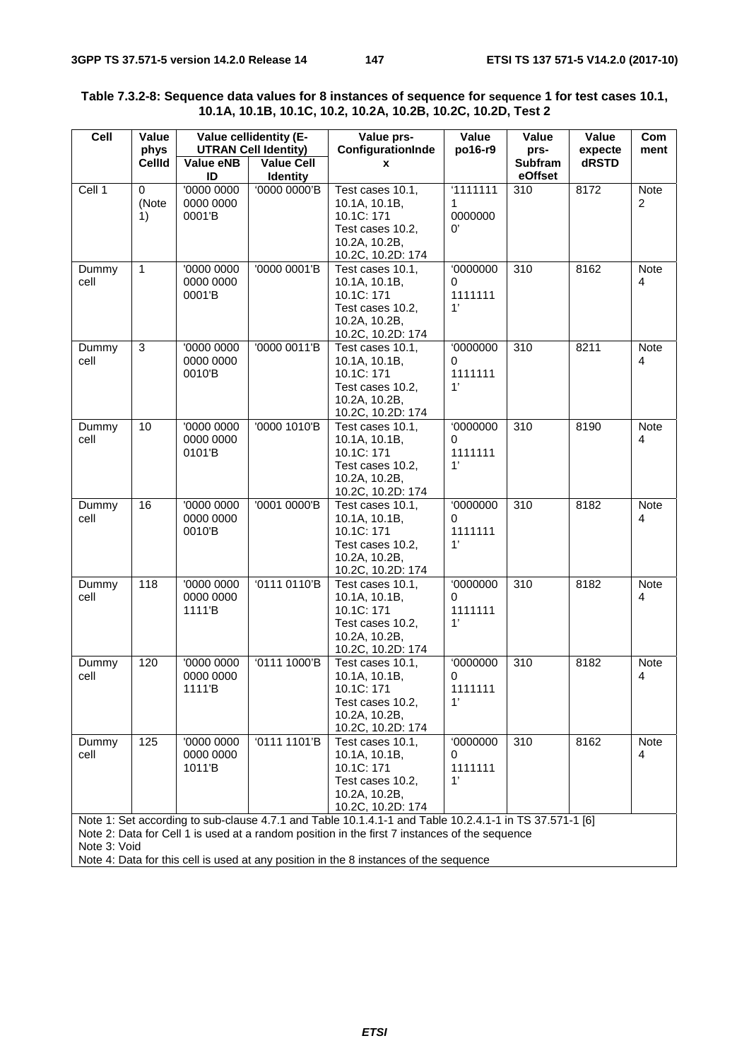**Table 7.3.2-8: Sequence data values for 8 instances of sequence for sequence 1 for test cases 10.1, 10.1A, 10.1B, 10.1C, 10.2, 10.2A, 10.2B, 10.2C, 10.2D, Test 2**

| Cell | Value physCellId | Value cellidentity (E-UTRAN Cell Identity) | | Value prs-ConfigurationIndex | Value po16-r9 | Value prs-SubframeOffset | Value expectedRSTD | Comment |
|---|---|---|---|---|---|---|---|---|
| | | Value eNB ID | Value Cell Identity | | | | | |
| Cell 1 | 0 (Note 1) | '0000 0000 0000 0000 0001'B | '0000 0000'B | Test cases 10.1, 10.1A, 10.1B, 10.1C: 171<br>Test cases 10.2, 10.2A, 10.2B, 10.2C, 10.2D: 174 | '11111111 00000000' | 310 | 8172 | Note 2 |
| Dummy cell | 1 | '0000 0000 0000 0000 0001'B | '0000 0001'B | Test cases 10.1, 10.1A, 10.1B, 10.1C: 171<br>Test cases 10.2, 10.2A, 10.2B, 10.2C, 10.2D: 174 | '00000000 11111111' | 310 | 8162 | Note 4 |
| Dummy cell | 3 | '0000 0000 0000 0000 0010'B | '0000 0011'B | Test cases 10.1, 10.1A, 10.1B, 10.1C: 171<br>Test cases 10.2, 10.2A, 10.2B, 10.2C, 10.2D: 174 | '00000000 11111111' | 310 | 8211 | Note 4 |
| Dummy cell | 10 | '0000 0000 0000 0000 0101'B | '0000 1010'B | Test cases 10.1, 10.1A, 10.1B, 10.1C: 171<br>Test cases 10.2, 10.2A, 10.2B, 10.2C, 10.2D: 174 | '00000000 11111111' | 310 | 8190 | Note 4 |
| Dummy cell | 16 | '0000 0000 0000 0000 0010'B | '0001 0000'B | Test cases 10.1, 10.1A, 10.1B, 10.1C: 171<br>Test cases 10.2, 10.2A, 10.2B, 10.2C, 10.2D: 174 | '00000000 11111111' | 310 | 8182 | Note 4 |
| Dummy cell | 118 | '0000 0000 0000 0000 1111'B | '0111 0110'B | Test cases 10.1, 10.1A, 10.1B, 10.1C: 171<br>Test cases 10.2, 10.2A, 10.2B, 10.2C, 10.2D: 174 | '00000000 11111111' | 310 | 8182 | Note 4 |
| Dummy cell | 120 | '0000 0000 0000 0000 1111'B | '0111 1000'B | Test cases 10.1, 10.1A, 10.1B, 10.1C: 171<br>Test cases 10.2, 10.2A, 10.2B, 10.2C, 10.2D: 174 | '00000000 11111111' | 310 | 8182 | Note 4 |
| Dummy cell | 125 | '0000 0000 0000 0000 1011'B | '0111 1101'B | Test cases 10.1, 10.1A, 10.1B, 10.1C: 171<br>Test cases 10.2, 10.2A, 10.2B, 10.2C, 10.2D: 174 | '00000000 11111111' | 310 | 8162 | Note 4 |

Note 1: Set according to sub-clause 4.7.1 and Table 10.1.4.1-1 and Table 10.2.4.1-1 in TS 37.571-1 [6]
Note 2: Data for Cell 1 is used at a random position in the first 7 instances of the sequence
Note 3: Void
Note 4: Data for this cell is used at any position in the 8 instances of the sequence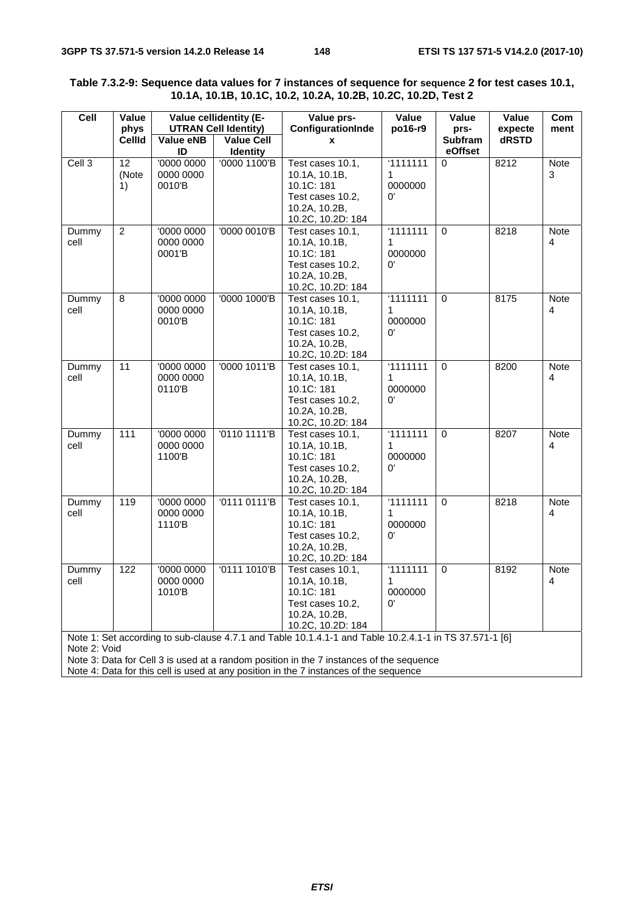**Table 7.3.2-9: Sequence data values for 7 instances of sequence for sequence 2 for test cases 10.1, 10.1A, 10.1B, 10.1C, 10.2, 10.2A, 10.2B, 10.2C, 10.2D, Test 2**

| Cell | Value phys CellId | Value cellidentity (E-UTRAN Cell Identity) | | Value prs-ConfigurationIndex | Value po16-r9 | Value prs-SubframeOffset | Value expectedRSTD | Comment |
|---|---|---|---|---|---|---|---|---|
| | | Value eNB ID | Value Cell Identity | | | | | |
| Cell 3 | 12 (Note 1) | '0000 0000 0000 0000 0010'B | '0000 1100'B | Test cases 10.1, 10.1A, 10.1B, 10.1C: 181 Test cases 10.2, 10.2A, 10.2B, 10.2C, 10.2D: 184 | '11111111 00000000' | 0 | 8212 | Note 3 |
| Dummy cell | 2 | '0000 0000 0000 0000 0001'B | '0000 0010'B | Test cases 10.1, 10.1A, 10.1B, 10.1C: 181 Test cases 10.2, 10.2A, 10.2B, 10.2C, 10.2D: 184 | '11111111 00000000' | 0 | 8218 | Note 4 |
| Dummy cell | 8 | '0000 0000 0000 0000 0010'B | '0000 1000'B | Test cases 10.1, 10.1A, 10.1B, 10.1C: 181 Test cases 10.2, 10.2A, 10.2B, 10.2C, 10.2D: 184 | '11111111 00000000' | 0 | 8175 | Note 4 |
| Dummy cell | 11 | '0000 0000 0000 0000 0110'B | '0000 1011'B | Test cases 10.1, 10.1A, 10.1B, 10.1C: 181 Test cases 10.2, 10.2A, 10.2B, 10.2C, 10.2D: 184 | '11111111 00000000' | 0 | 8200 | Note 4 |
| Dummy cell | 111 | '0000 0000 0000 0000 1100'B | '0110 1111'B | Test cases 10.1, 10.1A, 10.1B, 10.1C: 181 Test cases 10.2, 10.2A, 10.2B, 10.2C, 10.2D: 184 | '11111111 00000000' | 0 | 8207 | Note 4 |
| Dummy cell | 119 | '0000 0000 0000 0000 1110'B | '0111 0111'B | Test cases 10.1, 10.1A, 10.1B, 10.1C: 181 Test cases 10.2, 10.2A, 10.2B, 10.2C, 10.2D: 184 | '11111111 00000000' | 0 | 8218 | Note 4 |
| Dummy cell | 122 | '0000 0000 0000 0000 1010'B | '0111 1010'B | Test cases 10.1, 10.1A, 10.1B, 10.1C: 181 Test cases 10.2, 10.2A, 10.2B, 10.2C, 10.2D: 184 | '11111111 00000000' | 0 | 8192 | Note 4 |

Note 1: Set according to sub-clause 4.7.1 and Table 10.1.4.1-1 and Table 10.2.4.1-1 in TS 37.571-1 [6]
Note 2: Void
Note 3: Data for Cell 3 is used at a random position in the 7 instances of the sequence
Note 4: Data for this cell is used at any position in the 7 instances of the sequence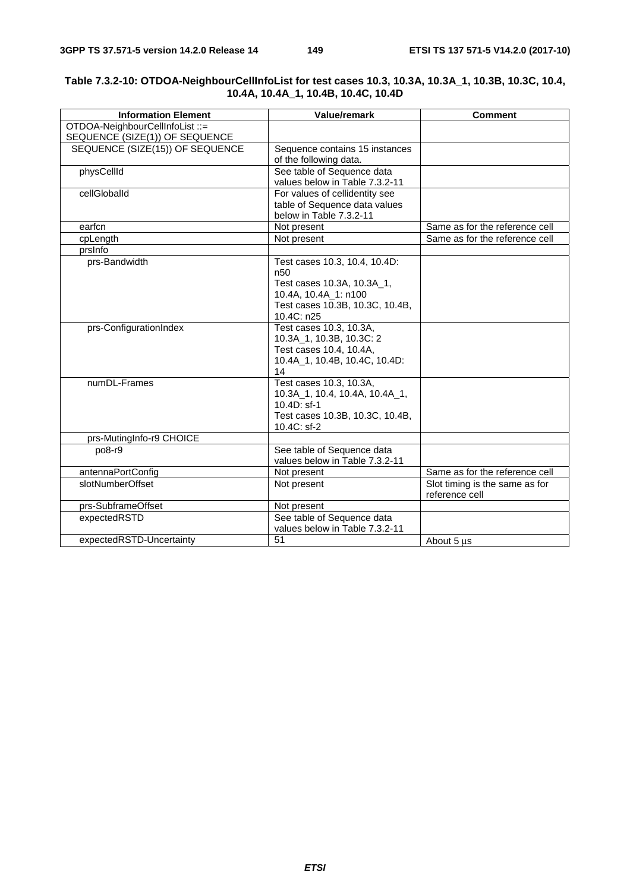**Table 7.3.2-10: OTDOA-NeighbourCellInfoList for test cases 10.3, 10.3A, 10.3A_1, 10.3B, 10.3C, 10.4, 10.4A, 10.4A_1, 10.4B, 10.4C, 10.4D**

| Information Element | Value/remark | Comment |
|---|---|---|
| OTDOA-NeighbourCellInfoList ::= SEQUENCE (SIZE(1)) OF SEQUENCE | | |
| SEQUENCE (SIZE(15)) OF SEQUENCE | Sequence contains 15 instances of the following data. | |
| physCellId | See table of Sequence data values below in Table 7.3.2-11 | |
| cellGlobalId | For values of cellidentity see table of Sequence data values below in Table 7.3.2-11 | |
| earfcn | Not present | Same as for the reference cell |
| cpLength | Not present | Same as for the reference cell |
| prsInfo | | |
| prs-Bandwidth | Test cases 10.3, 10.4, 10.4D: n50<br>Test cases 10.3A, 10.3A_1, 10.4A, 10.4A_1: n100<br>Test cases 10.3B, 10.3C, 10.4B, 10.4C: n25 | |
| prs-ConfigurationIndex | Test cases 10.3, 10.3A, 10.3A_1, 10.3B, 10.3C: 2<br>Test cases 10.4, 10.4A, 10.4A_1, 10.4B, 10.4C, 10.4D: 14 | |
| numDL-Frames | Test cases 10.3, 10.3A, 10.3A_1, 10.4, 10.4A, 10.4A_1, 10.4D: sf-1<br>Test cases 10.3B, 10.3C, 10.4B, 10.4C: sf-2 | |
| prs-MutingInfo-r9 CHOICE | | |
| po8-r9 | See table of Sequence data values below in Table 7.3.2-11 | |
| antennaPortConfig | Not present | Same as for the reference cell |
| slotNumberOffset | Not present | Slot timing is the same as for reference cell |
| prs-SubframeOffset | Not present | |
| expectedRSTD | See table of Sequence data values below in Table 7.3.2-11 | |
| expectedRSTD-Uncertainty | 51 | About 5 µs |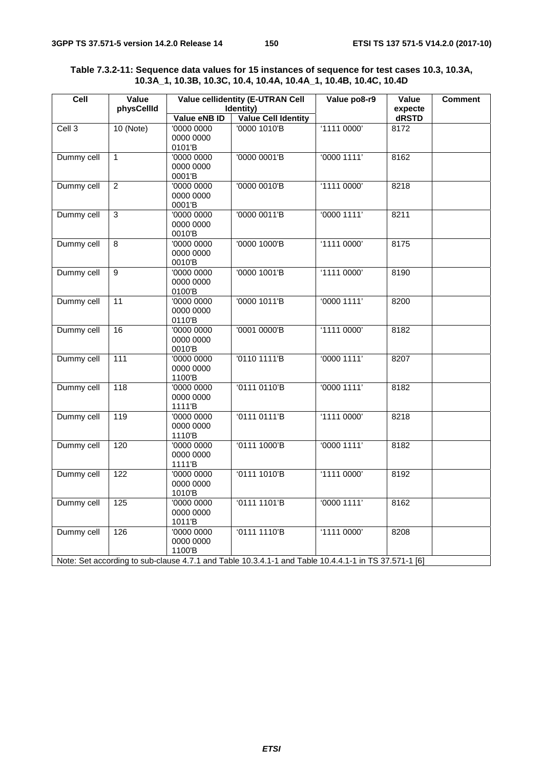**Table 7.3.2-11: Sequence data values for 15 instances of sequence for test cases 10.3, 10.3A, 10.3A_1, 10.3B, 10.3C, 10.4, 10.4A, 10.4A_1, 10.4B, 10.4C, 10.4D**

| Cell | Value physCellId | Value cellidentity (E-UTRAN Cell Identity) | | Value po8-r9 | Value expected RSTD | Comment |
|---|---|---|---|---|---|---|
| | | Value eNB ID | Value Cell Identity | | | |
| Cell 3 | 10 (Note) | '0000 0000 0000 0000 0101'B | '0000 1010'B | '1111 0000' | 8172 | |
| Dummy cell | 1 | '0000 0000 0000 0000 0001'B | '0000 0001'B | '0000 1111' | 8162 | |
| Dummy cell | 2 | '0000 0000 0000 0000 0001'B | '0000 0010'B | '1111 0000' | 8218 | |
| Dummy cell | 3 | '0000 0000 0000 0000 0010'B | '0000 0011'B | '0000 1111' | 8211 | |
| Dummy cell | 8 | '0000 0000 0000 0000 0010'B | '0000 1000'B | '1111 0000' | 8175 | |
| Dummy cell | 9 | '0000 0000 0000 0000 0100'B | '0000 1001'B | '1111 0000' | 8190 | |
| Dummy cell | 11 | '0000 0000 0000 0000 0110'B | '0000 1011'B | '0000 1111' | 8200 | |
| Dummy cell | 16 | '0000 0000 0000 0000 0010'B | '0001 0000'B | '1111 0000' | 8182 | |
| Dummy cell | 111 | '0000 0000 0000 0000 1100'B | '0110 1111'B | '0000 1111' | 8207 | |
| Dummy cell | 118 | '0000 0000 0000 0000 1111'B | '0111 0110'B | '0000 1111' | 8182 | |
| Dummy cell | 119 | '0000 0000 0000 0000 1110'B | '0111 0111'B | '1111 0000' | 8218 | |
| Dummy cell | 120 | '0000 0000 0000 0000 1111'B | '0111 1000'B | '0000 1111' | 8182 | |
| Dummy cell | 122 | '0000 0000 0000 0000 1010'B | '0111 1010'B | '1111 0000' | 8192 | |
| Dummy cell | 125 | '0000 0000 0000 0000 1011'B | '0111 1101'B | '0000 1111' | 8162 | |
| Dummy cell | 126 | '0000 0000 0000 0000 1100'B | '0111 1110'B | '1111 0000' | 8208 | |
| Note: Set according to sub-clause 4.7.1 and Table 10.3.4.1-1 and Table 10.4.4.1-1 in TS 37.571-1 [6] | | | | | | |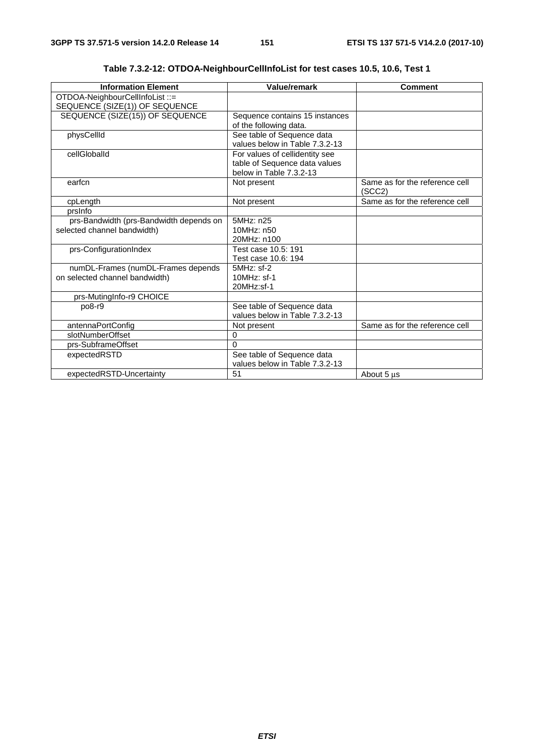**Table 7.3.2-12: OTDOA-NeighbourCellInfoList for test cases 10.5, 10.6, Test 1**

| Information Element | Value/remark | Comment |
|---|---|---|
| OTDOA-NeighbourCellInfoList ::= SEQUENCE (SIZE(1)) OF SEQUENCE | | |
| SEQUENCE (SIZE(15)) OF SEQUENCE | Sequence contains 15 instances of the following data. | |
| physCellId | See table of Sequence data values below in Table 7.3.2-13 | |
| cellGlobalId | For values of cellidentity see table of Sequence data values below in Table 7.3.2-13 | |
| earfcn | Not present | Same as for the reference cell (SCC2) |
| cpLength | Not present | Same as for the reference cell |
| prsInfo | | |
| prs-Bandwidth (prs-Bandwidth depends on selected channel bandwidth) | 5MHz: n25<br>10MHz: n50<br>20MHz: n100 | |
| prs-ConfigurationIndex | Test case 10.5: 191<br>Test case 10.6: 194 | |
| numDL-Frames (numDL-Frames depends on selected channel bandwidth) | 5MHz: sf-2<br>10MHz: sf-1<br>20MHz:sf-1 | |
| prs-MutingInfo-r9 CHOICE | | |
| po8-r9 | See table of Sequence data values below in Table 7.3.2-13 | |
| antennaPortConfig | Not present | Same as for the reference cell |
| slotNumberOffset | 0 | |
| prs-SubframeOffset | 0 | |
| expectedRSTD | See table of Sequence data values below in Table 7.3.2-13 | |
| expectedRSTD-Uncertainty | 51 | About 5 µs |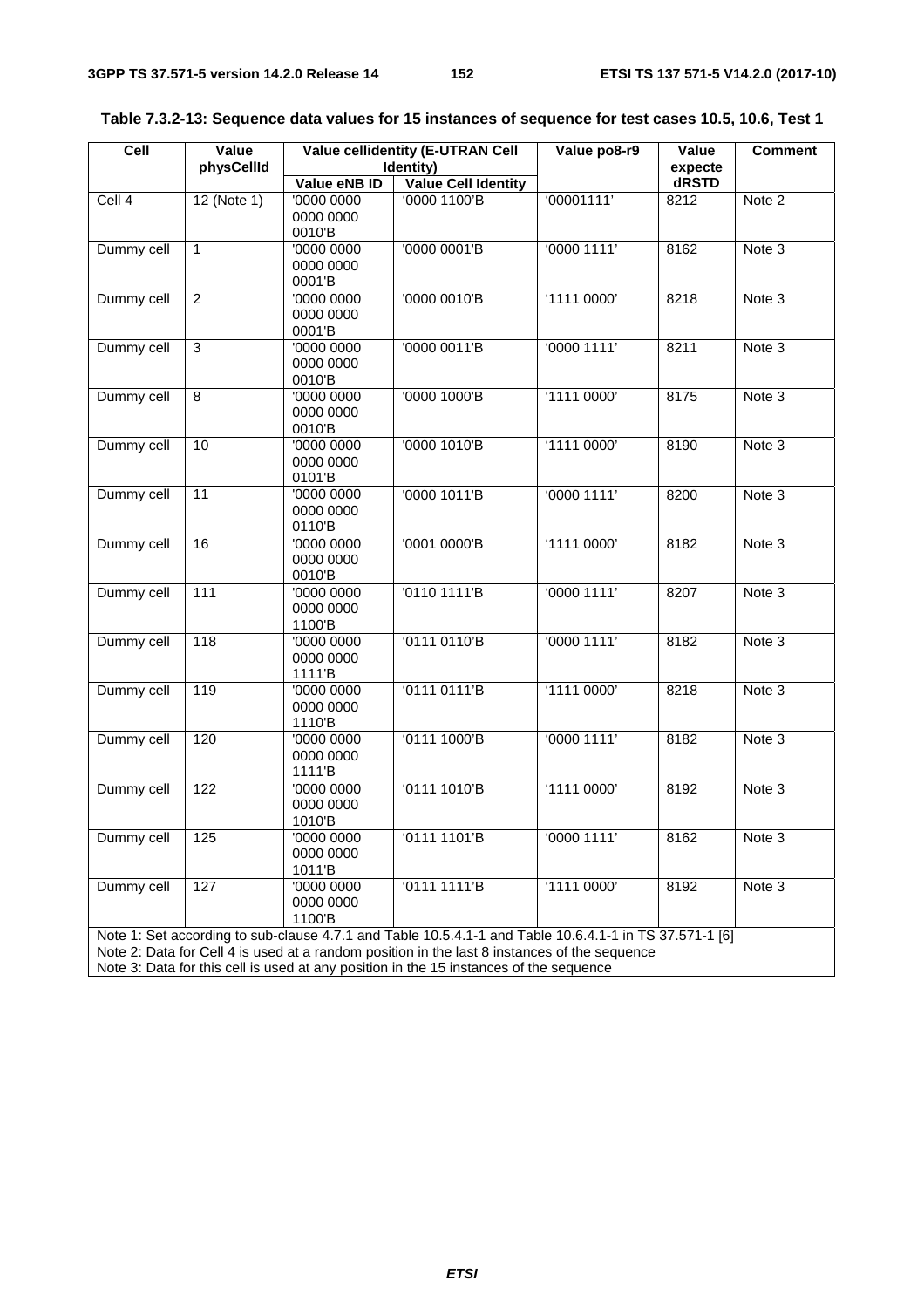**Table 7.3.2-13: Sequence data values for 15 instances of sequence for test cases 10.5, 10.6, Test 1**

| Cell | Value physCellId | Value cellidentity (E-UTRAN Cell Identity) | | Value po8-r9 | Value expecte dRSTD | Comment |
|---|---|---|---|---|---|---|
| | | Value eNB ID | Value Cell Identity | | | |
| Cell 4 | 12 (Note 1) | '0000 0000 0000 0000 0010'B | '0000 1100'B | '00001111' | 8212 | Note 2 |
| Dummy cell | 1 | '0000 0000 0000 0000 0001'B | '0000 0001'B | '0000 1111' | 8162 | Note 3 |
| Dummy cell | 2 | '0000 0000 0000 0000 0001'B | '0000 0010'B | '1111 0000' | 8218 | Note 3 |
| Dummy cell | 3 | '0000 0000 0000 0000 0010'B | '0000 0011'B | '0000 1111' | 8211 | Note 3 |
| Dummy cell | 8 | '0000 0000 0000 0000 0010'B | '0000 1000'B | '1111 0000' | 8175 | Note 3 |
| Dummy cell | 10 | '0000 0000 0000 0000 0101'B | '0000 1010'B | '1111 0000' | 8190 | Note 3 |
| Dummy cell | 11 | '0000 0000 0000 0000 0110'B | '0000 1011'B | '0000 1111' | 8200 | Note 3 |
| Dummy cell | 16 | '0000 0000 0000 0000 0010'B | '0001 0000'B | '1111 0000' | 8182 | Note 3 |
| Dummy cell | 111 | '0000 0000 0000 0000 1100'B | '0110 1111'B | '0000 1111' | 8207 | Note 3 |
| Dummy cell | 118 | '0000 0000 0000 0000 1111'B | '0111 0110'B | '0000 1111' | 8182 | Note 3 |
| Dummy cell | 119 | '0000 0000 0000 0000 1110'B | '0111 0111'B | '1111 0000' | 8218 | Note 3 |
| Dummy cell | 120 | '0000 0000 0000 0000 1111'B | '0111 1000'B | '0000 1111' | 8182 | Note 3 |
| Dummy cell | 122 | '0000 0000 0000 0000 1010'B | '0111 1010'B | '1111 0000' | 8192 | Note 3 |
| Dummy cell | 125 | '0000 0000 0000 0000 1011'B | '0111 1101'B | '0000 1111' | 8162 | Note 3 |
| Dummy cell | 127 | '0000 0000 0000 0000 1100'B | '0111 1111'B | '1111 0000' | 8192 | Note 3 |
| Note 1: Set according to sub-clause 4.7.1 and Table 10.5.4.1-1 and Table 10.6.4.1-1 in TS 37.571-1 [6]<br>Note 2: Data for Cell 4 is used at a random position in the last 8 instances of the sequence<br>Note 3: Data for this cell is used at any position in the 15 instances of the sequence | | | | | | |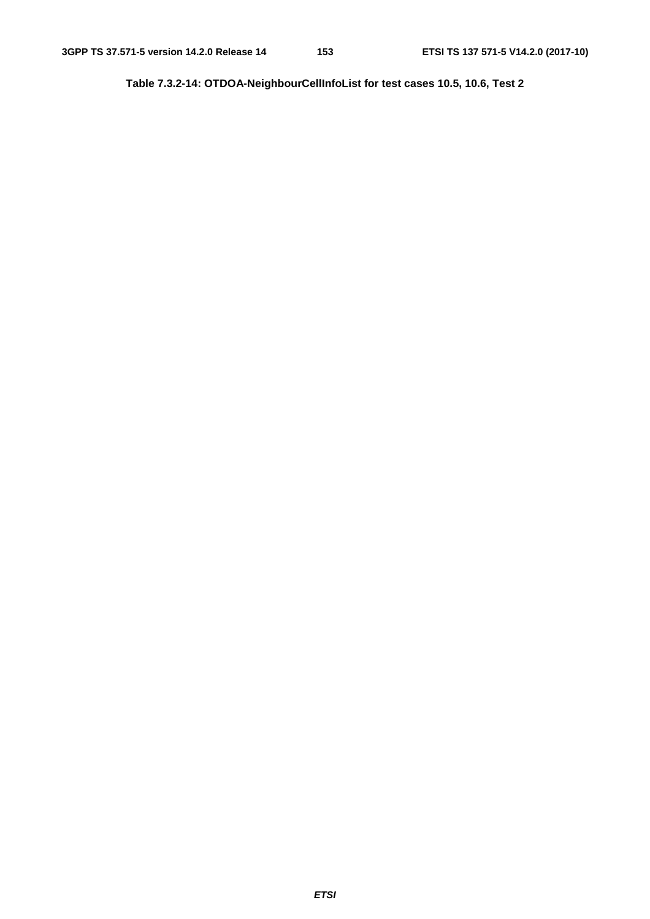**Table 7.3.2-14: OTDOA-NeighbourCellInfoList for test cases 10.5, 10.6, Test 2**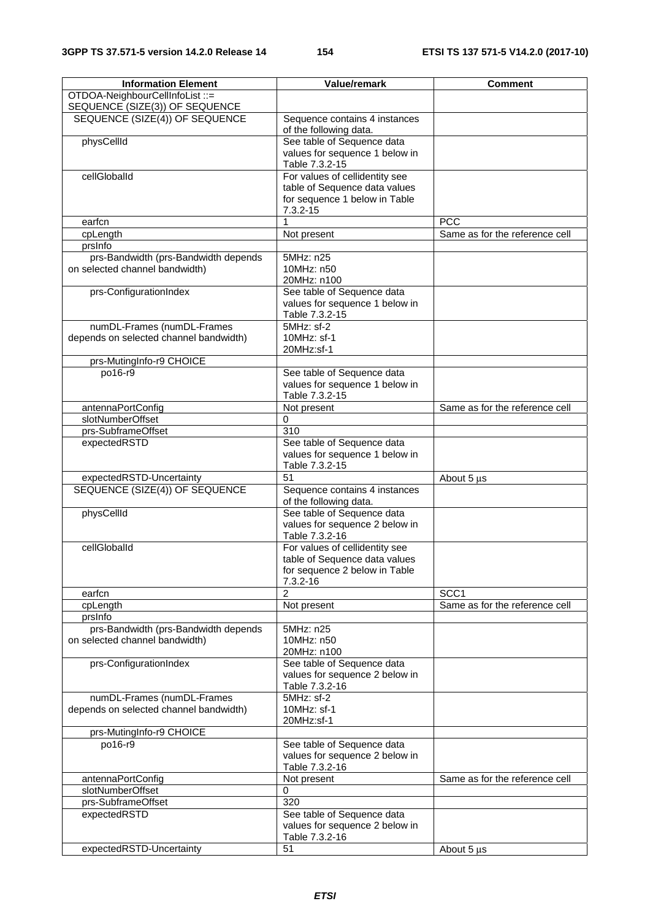| Information Element | Value/remark | Comment |
| --- | --- | --- |
| OTDOA-NeighbourCellInfoList ::= SEQUENCE (SIZE(3)) OF SEQUENCE | | |
| SEQUENCE (SIZE(4)) OF SEQUENCE | Sequence contains 4 instances of the following data. | |
| physCellId | See table of Sequence data values for sequence 1 below in Table 7.3.2-15 | |
| cellGlobalId | For values of cellidentity see table of Sequence data values for sequence 1 below in Table 7.3.2-15 | |
| earfcn | 1 | PCC |
| cpLength | Not present | Same as for the reference cell |
| prsInfo | | |
| prs-Bandwidth (prs-Bandwidth depends on selected channel bandwidth) | 5MHz: n25<br>10MHz: n50<br>20MHz: n100 | |
| prs-ConfigurationIndex | See table of Sequence data values for sequence 1 below in Table 7.3.2-15 | |
| numDL-Frames (numDL-Frames depends on selected channel bandwidth) | 5MHz: sf-2<br>10MHz: sf-1<br>20MHz:sf-1 | |
| prs-MutingInfo-r9 CHOICE | | |
| po16-r9 | See table of Sequence data values for sequence 1 below in Table 7.3.2-15 | |
| antennaPortConfig | Not present | Same as for the reference cell |
| slotNumberOffset | 0 | |
| prs-SubframeOffset | 310 | |
| expectedRSTD | See table of Sequence data values for sequence 1 below in Table 7.3.2-15 | |
| expectedRSTD-Uncertainty | 51 | About 5 µs |
| SEQUENCE (SIZE(4)) OF SEQUENCE | Sequence contains 4 instances of the following data. | |
| physCellId | See table of Sequence data values for sequence 2 below in Table 7.3.2-16 | |
| cellGlobalId | For values of cellidentity see table of Sequence data values for sequence 2 below in Table 7.3.2-16 | |
| earfcn | 2 | SCC1 |
| cpLength | Not present | Same as for the reference cell |
| prsInfo | | |
| prs-Bandwidth (prs-Bandwidth depends on selected channel bandwidth) | 5MHz: n25<br>10MHz: n50<br>20MHz: n100 | |
| prs-ConfigurationIndex | See table of Sequence data values for sequence 2 below in Table 7.3.2-16 | |
| numDL-Frames (numDL-Frames depends on selected channel bandwidth) | 5MHz: sf-2<br>10MHz: sf-1<br>20MHz:sf-1 | |
| prs-MutingInfo-r9 CHOICE | | |
| po16-r9 | See table of Sequence data values for sequence 2 below in Table 7.3.2-16 | |
| antennaPortConfig | Not present | Same as for the reference cell |
| slotNumberOffset | 0 | |
| prs-SubframeOffset | 320 | |
| expectedRSTD | See table of Sequence data values for sequence 2 below in Table 7.3.2-16 | |
| expectedRSTD-Uncertainty | 51 | About 5 µs |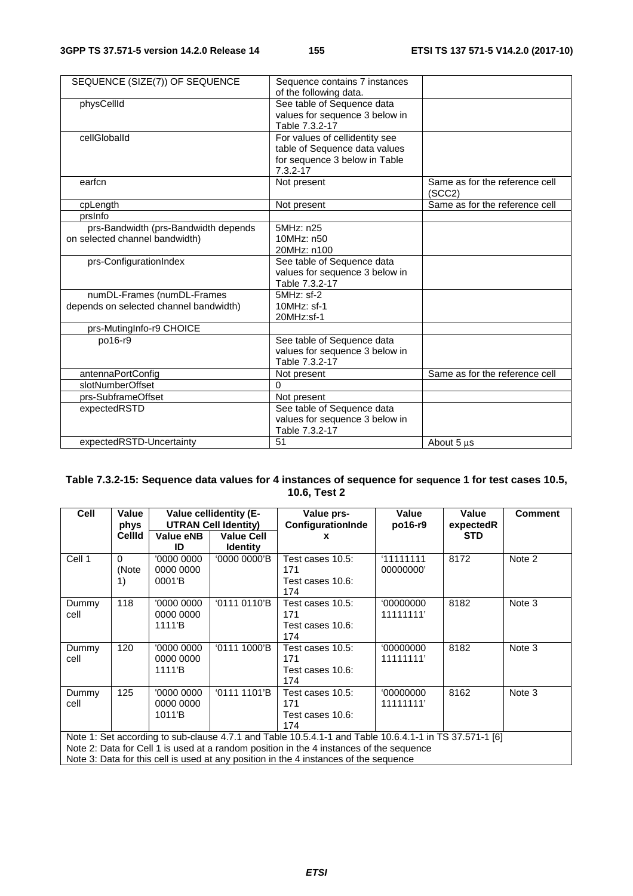| SEQUENCE (SIZE(7)) OF SEQUENCE | Sequence contains 7 instances of the following data. | |
|---|---|---|
| physCellId | See table of Sequence data values for sequence 3 below in Table 7.3.2-17 | |
| cellGlobalId | For values of cellidentity see table of Sequence data values for sequence 3 below in Table 7.3.2-17 | |
| earfcn | Not present | Same as for the reference cell (SCC2) |
| cpLength | Not present | Same as for the reference cell |
| prsInfo | | |
| prs-Bandwidth (prs-Bandwidth depends on selected channel bandwidth) | 5MHz: n25<br>10MHz: n50<br>20MHz: n100 | |
| prs-ConfigurationIndex | See table of Sequence data values for sequence 3 below in Table 7.3.2-17 | |
| numDL-Frames (numDL-Frames depends on selected channel bandwidth) | 5MHz: sf-2<br>10MHz: sf-1<br>20MHz:sf-1 | |
| prs-MutingInfo-r9 CHOICE | | |
| po16-r9 | See table of Sequence data values for sequence 3 below in Table 7.3.2-17 | |
| antennaPortConfig | Not present | Same as for the reference cell |
| slotNumberOffset | 0 | |
| prs-SubframeOffset | Not present | |
| expectedRSTD | See table of Sequence data values for sequence 3 below in Table 7.3.2-17 | |
| expectedRSTD-Uncertainty | 51 | About 5 µs |

**Table 7.3.2-15: Sequence data values for 4 instances of sequence for sequence 1 for test cases 10.5, 10.6, Test 2**

| Cell | Value phys CellId | Value cellidentity (E-UTRAN Cell Identity) | | Value prs-ConfigurationIndex | Value po16-r9 | Value expectedRSTD | Comment |
|---|---|---|---|---|---|---|---|
| | | Value eNB ID | Value Cell Identity | | | | |
| Cell 1 | 0 (Note 1) | '0000 0000 0000 0000 0001'B | '0000 0000'B | Test cases 10.5: 171<br>Test cases 10.6: 174 | '11111111 00000000' | 8172 | Note 2 |
| Dummy cell | 118 | '0000 0000 0000 0000 1111'B | '0111 0110'B | Test cases 10.5: 171<br>Test cases 10.6: 174 | '00000000 11111111' | 8182 | Note 3 |
| Dummy cell | 120 | '0000 0000 0000 0000 1111'B | '0111 1000'B | Test cases 10.5: 171<br>Test cases 10.6: 174 | '00000000 11111111' | 8182 | Note 3 |
| Dummy cell | 125 | '0000 0000 0000 0000 1011'B | '0111 1101'B | Test cases 10.5: 171<br>Test cases 10.6: 174 | '00000000 11111111' | 8162 | Note 3 |
| Note 1: Set according to sub-clause 4.7.1 and Table 10.5.4.1-1 and Table 10.6.4.1-1 in TS 37.571-1 [6]<br>Note 2: Data for Cell 1 is used at a random position in the 4 instances of the sequence<br>Note 3: Data for this cell is used at any position in the 4 instances of the sequence | | | | | | | |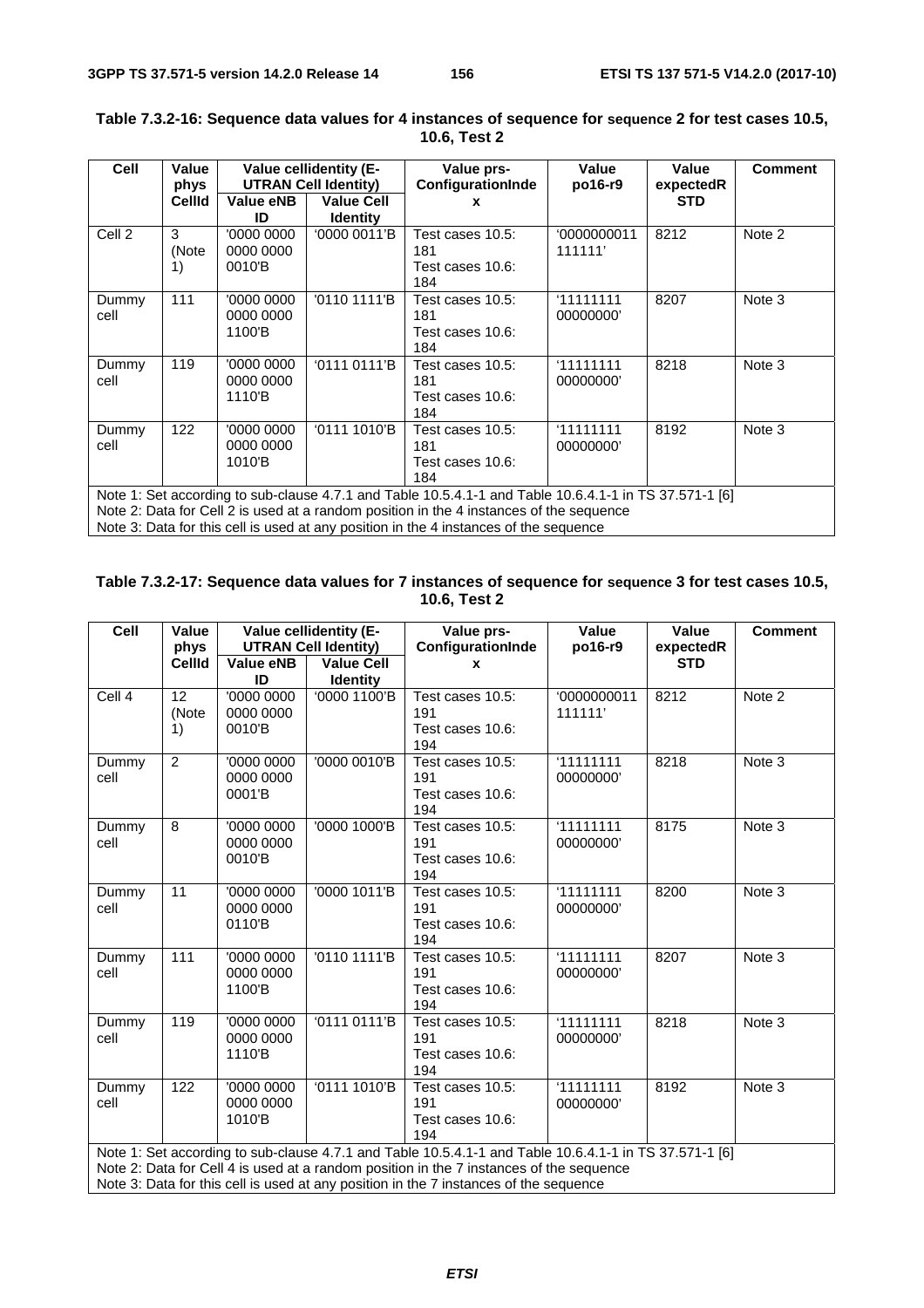**Table 7.3.2-16: Sequence data values for 4 instances of sequence for sequence 2 for test cases 10.5, 10.6, Test 2**

| Cell | Value phys CellId | Value cellidentity (E-UTRAN Cell Identity) | | Value prs-ConfigurationIndex | Value po16-r9 | Value expectedRSTD | Comment |
|---|---|---|---|---|---|---|---|
| | | Value eNB ID | Value Cell Identity | | | | |
| Cell 2 | 3 (Note 1) | '0000 0000 0000 0000 0010'B | '0000 0011'B | Test cases 10.5: 181 Test cases 10.6: 184 | '0000000011 111111' | 8212 | Note 2 |
| Dummy cell | 111 | '0000 0000 0000 0000 1100'B | '0110 1111'B | Test cases 10.5: 181 Test cases 10.6: 184 | '11111111 00000000' | 8207 | Note 3 |
| Dummy cell | 119 | '0000 0000 0000 0000 1110'B | '0111 0111'B | Test cases 10.5: 181 Test cases 10.6: 184 | '11111111 00000000' | 8218 | Note 3 |
| Dummy cell | 122 | '0000 0000 0000 0000 1010'B | '0111 1010'B | Test cases 10.5: 181 Test cases 10.6: 184 | '11111111 00000000' | 8192 | Note 3 |
| Note 1: Set according to sub-clause 4.7.1 and Table 10.5.4.1-1 and Table 10.6.4.1-1 in TS 37.571-1 [6]<br>Note 2: Data for Cell 2 is used at a random position in the 4 instances of the sequence<br>Note 3: Data for this cell is used at any position in the 4 instances of the sequence | | | | | | | |

**Table 7.3.2-17: Sequence data values for 7 instances of sequence for sequence 3 for test cases 10.5, 10.6, Test 2**

| Cell | Value phys CellId | Value cellidentity (E-UTRAN Cell Identity) | | Value prs-ConfigurationIndex | Value po16-r9 | Value expectedRSTD | Comment |
|---|---|---|---|---|---|---|---|
| | | Value eNB ID | Value Cell Identity | | | | |
| Cell 4 | 12 (Note 1) | '0000 0000 0000 0000 0010'B | '0000 1100'B | Test cases 10.5: 191 Test cases 10.6: 194 | '0000000011 111111' | 8212 | Note 2 |
| Dummy cell | 2 | '0000 0000 0000 0000 0001'B | '0000 0010'B | Test cases 10.5: 191 Test cases 10.6: 194 | '11111111 00000000' | 8218 | Note 3 |
| Dummy cell | 8 | '0000 0000 0000 0000 0010'B | '0000 1000'B | Test cases 10.5: 191 Test cases 10.6: 194 | '11111111 00000000' | 8175 | Note 3 |
| Dummy cell | 11 | '0000 0000 0000 0000 0110'B | '0000 1011'B | Test cases 10.5: 191 Test cases 10.6: 194 | '11111111 00000000' | 8200 | Note 3 |
| Dummy cell | 111 | '0000 0000 0000 0000 1100'B | '0110 1111'B | Test cases 10.5: 191 Test cases 10.6: 194 | '11111111 00000000' | 8207 | Note 3 |
| Dummy cell | 119 | '0000 0000 0000 0000 1110'B | '0111 0111'B | Test cases 10.5: 191 Test cases 10.6: 194 | '11111111 00000000' | 8218 | Note 3 |
| Dummy cell | 122 | '0000 0000 0000 0000 1010'B | '0111 1010'B | Test cases 10.5: 191 Test cases 10.6: 194 | '11111111 00000000' | 8192 | Note 3 |
| Note 1: Set according to sub-clause 4.7.1 and Table 10.5.4.1-1 and Table 10.6.4.1-1 in TS 37.571-1 [6]<br>Note 2: Data for Cell 4 is used at a random position in the 7 instances of the sequence<br>Note 3: Data for this cell is used at any position in the 7 instances of the sequence | | | | | | | |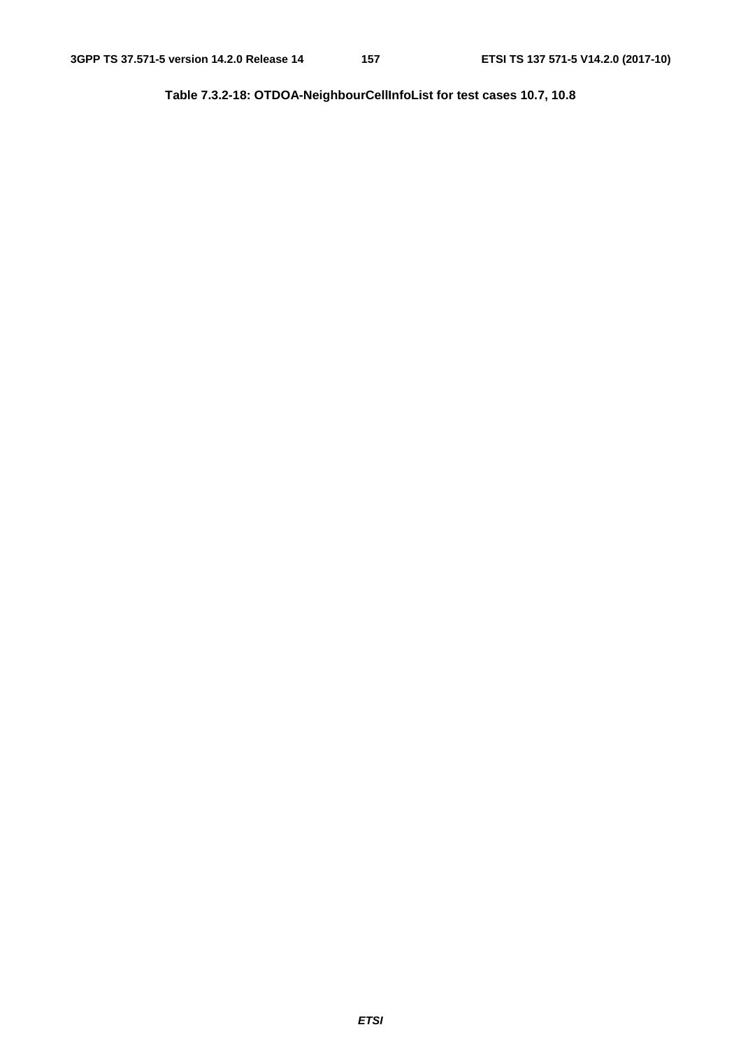**Table 7.3.2-18: OTDOA-NeighbourCellInfoList for test cases 10.7, 10.8**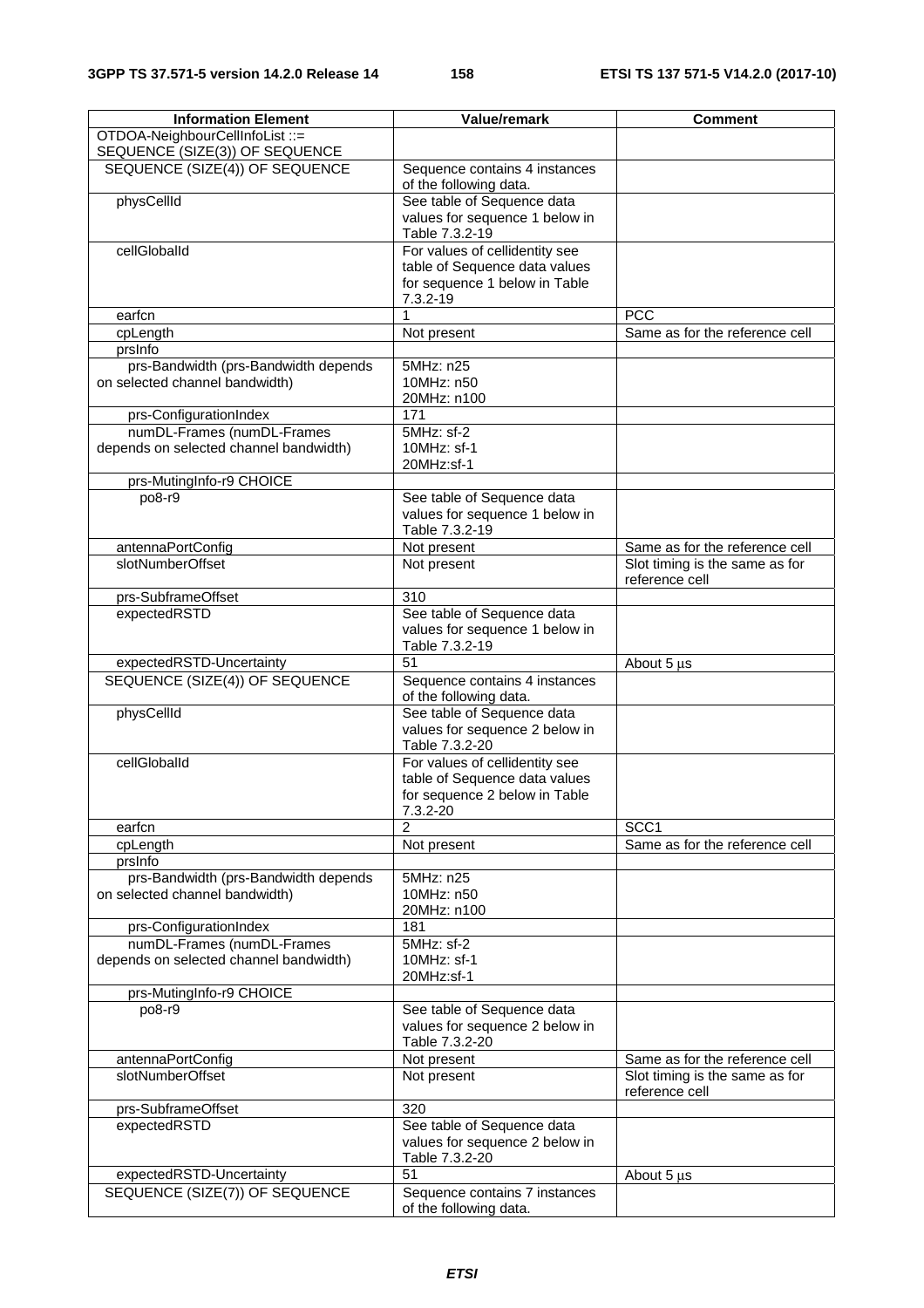| Information Element | Value/remark | Comment |
| --- | --- | --- |
| OTDOA-NeighbourCellInfoList ::= SEQUENCE (SIZE(3)) OF SEQUENCE | | |
| SEQUENCE (SIZE(4)) OF SEQUENCE | Sequence contains 4 instances of the following data. | |
| physCellId | See table of Sequence data values for sequence 1 below in Table 7.3.2-19 | |
| cellGlobalId | For values of cellidentity see table of Sequence data values for sequence 1 below in Table 7.3.2-19 | |
| earfcn | 1 | PCC |
| cpLength | Not present | Same as for the reference cell |
| prsInfo | | |
| prs-Bandwidth (prs-Bandwidth depends on selected channel bandwidth) | 5MHz: n25<br>10MHz: n50<br>20MHz: n100 | |
| prs-ConfigurationIndex | 171 | |
| numDL-Frames (numDL-Frames depends on selected channel bandwidth) | 5MHz: sf-2<br>10MHz: sf-1<br>20MHz:sf-1 | |
| prs-MutingInfo-r9 CHOICE | | |
| po8-r9 | See table of Sequence data values for sequence 1 below in Table 7.3.2-19 | |
| antennaPortConfig | Not present | Same as for the reference cell |
| slotNumberOffset | Not present | Slot timing is the same as for reference cell |
| prs-SubframeOffset | 310 | |
| expectedRSTD | See table of Sequence data values for sequence 1 below in Table 7.3.2-19 | |
| expectedRSTD-Uncertainty | 51 | About 5 µs |
| SEQUENCE (SIZE(4)) OF SEQUENCE | Sequence contains 4 instances of the following data. | |
| physCellId | See table of Sequence data values for sequence 2 below in Table 7.3.2-20 | |
| cellGlobalId | For values of cellidentity see table of Sequence data values for sequence 2 below in Table 7.3.2-20 | |
| earfcn | 2 | SCC1 |
| cpLength | Not present | Same as for the reference cell |
| prsInfo | | |
| prs-Bandwidth (prs-Bandwidth depends on selected channel bandwidth) | 5MHz: n25<br>10MHz: n50<br>20MHz: n100 | |
| prs-ConfigurationIndex | 181 | |
| numDL-Frames (numDL-Frames depends on selected channel bandwidth) | 5MHz: sf-2<br>10MHz: sf-1<br>20MHz:sf-1 | |
| prs-MutingInfo-r9 CHOICE | | |
| po8-r9 | See table of Sequence data values for sequence 2 below in Table 7.3.2-20 | |
| antennaPortConfig | Not present | Same as for the reference cell |
| slotNumberOffset | Not present | Slot timing is the same as for reference cell |
| prs-SubframeOffset | 320 | |
| expectedRSTD | See table of Sequence data values for sequence 2 below in Table 7.3.2-20 | |
| expectedRSTD-Uncertainty | 51 | About 5 µs |
| SEQUENCE (SIZE(7)) OF SEQUENCE | Sequence contains 7 instances of the following data. | |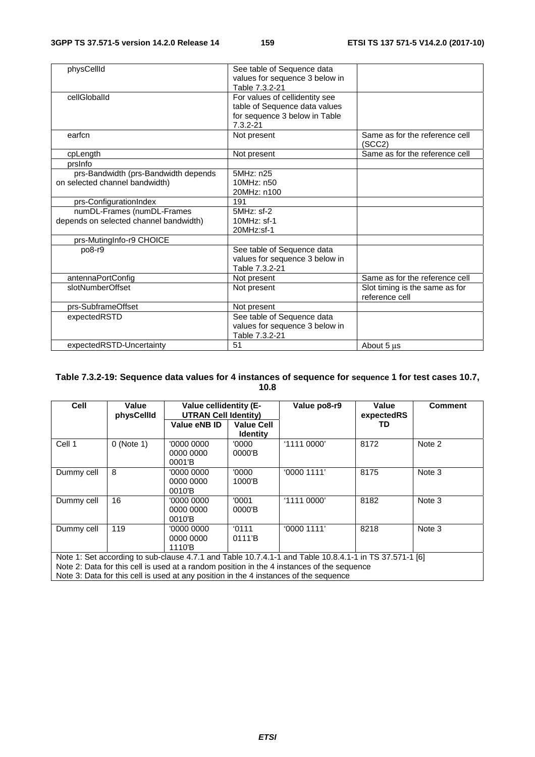| | | |
|---|---|---|
| physCellId | See table of Sequence data values for sequence 3 below in Table 7.3.2-21 | |
| cellGlobalId | For values of cellidentity see table of Sequence data values for sequence 3 below in Table 7.3.2-21 | |
| earfcn | Not present | Same as for the reference cell (SCC2) |
| cpLength | Not present | Same as for the reference cell |
| prsInfo | | |
| prs-Bandwidth (prs-Bandwidth depends on selected channel bandwidth) | 5MHz: n25<br>10MHz: n50<br>20MHz: n100 | |
| prs-ConfigurationIndex | 191 | |
| numDL-Frames (numDL-Frames depends on selected channel bandwidth) | 5MHz: sf-2<br>10MHz: sf-1<br>20MHz:sf-1 | |
| prs-MutingInfo-r9 CHOICE | | |
| po8-r9 | See table of Sequence data values for sequence 3 below in Table 7.3.2-21 | |
| antennaPortConfig | Not present | Same as for the reference cell |
| slotNumberOffset | Not present | Slot timing is the same as for reference cell |
| prs-SubframeOffset | Not present | |
| expectedRSTD | See table of Sequence data values for sequence 3 below in Table 7.3.2-21 | |
| expectedRSTD-Uncertainty | 51 | About 5 µs |

**Table 7.3.2-19: Sequence data values for 4 instances of sequence for sequence 1 for test cases 10.7, 10.8**

| Cell | Value physCellId | Value cellidentity (E-UTRAN Cell Identity) | | Value po8-r9 | Value expectedRSTD | Comment |
|---|---|---|---|---|---|---|
| | | Value eNB ID | Value Cell Identity | | | |
| Cell 1 | 0 (Note 1) | '0000 0000 0000 0000 0001'B | '0000 0000'B | '1111 0000' | 8172 | Note 2 |
| Dummy cell | 8 | '0000 0000 0000 0000 0010'B | '0000 1000'B | '0000 1111' | 8175 | Note 3 |
| Dummy cell | 16 | '0000 0000 0000 0000 0010'B | '0001 0000'B | '1111 0000' | 8182 | Note 3 |
| Dummy cell | 119 | '0000 0000 0000 0000 1110'B | '0111 0111'B | '0000 1111' | 8218 | Note 3 |
| Note 1: Set according to sub-clause 4.7.1 and Table 10.7.4.1-1 and Table 10.8.4.1-1 in TS 37.571-1 [6]<br>Note 2: Data for this cell is used at a random position in the 4 instances of the sequence<br>Note 3: Data for this cell is used at any position in the 4 instances of the sequence | | | | | | |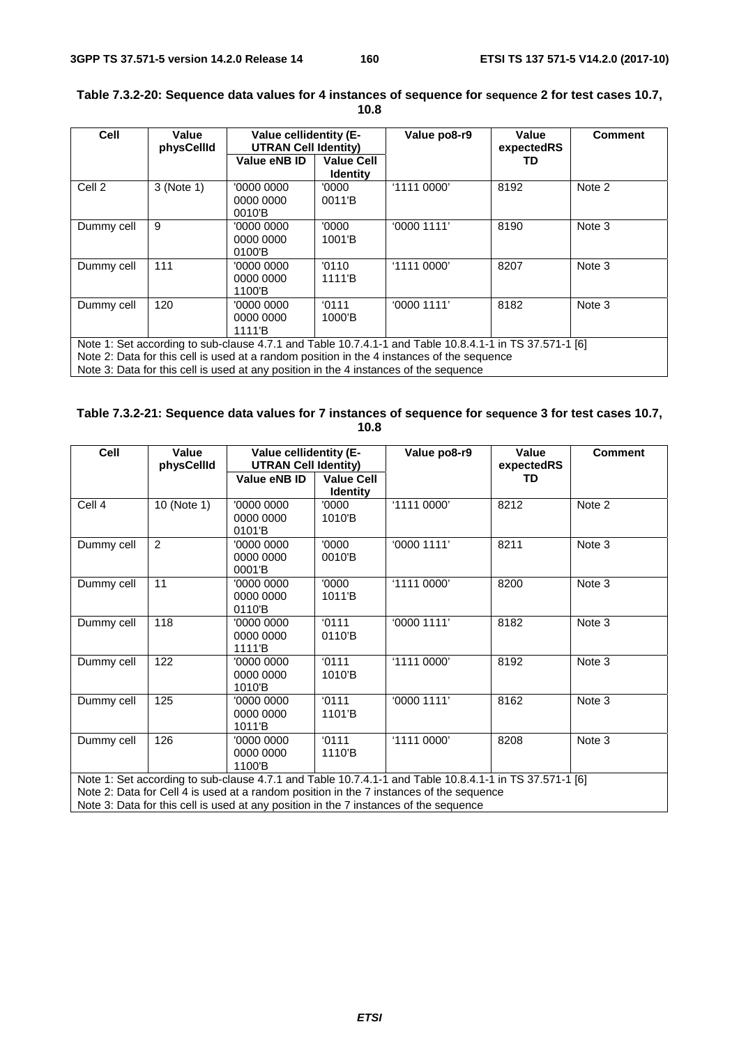**Table 7.3.2-20: Sequence data values for 4 instances of sequence for sequence 2 for test cases 10.7, 10.8**

| Cell | Value physCellId | Value cellidentity (E-UTRAN Cell Identity) | | Value po8-r9 | Value expectedRS TD | Comment |
|---|---|---|---|---|---|---|
| | | Value eNB ID | Value Cell Identity | | | |
| Cell 2 | 3 (Note 1) | '0000 0000 0000 0000 0010'B | '0000 0011'B | '1111 0000' | 8192 | Note 2 |
| Dummy cell | 9 | '0000 0000 0000 0000 0100'B | '0000 1001'B | '0000 1111' | 8190 | Note 3 |
| Dummy cell | 111 | '0000 0000 0000 0000 1100'B | '0110 1111'B | '1111 0000' | 8207 | Note 3 |
| Dummy cell | 120 | '0000 0000 0000 0000 1111'B | '0111 1000'B | '0000 1111' | 8182 | Note 3 |
| Note 1: Set according to sub-clause 4.7.1 and Table 10.7.4.1-1 and Table 10.8.4.1-1 in TS 37.571-1 [6]<br>Note 2: Data for this cell is used at a random position in the 4 instances of the sequence<br>Note 3: Data for this cell is used at any position in the 4 instances of the sequence | | | | | | |

**Table 7.3.2-21: Sequence data values for 7 instances of sequence for sequence 3 for test cases 10.7, 10.8**

| Cell | Value physCellId | Value cellidentity (E-UTRAN Cell Identity) | | Value po8-r9 | Value expectedRS TD | Comment |
|---|---|---|---|---|---|---|
| | | Value eNB ID | Value Cell Identity | | | |
| Cell 4 | 10 (Note 1) | '0000 0000 0000 0000 0101'B | '0000 1010'B | '1111 0000' | 8212 | Note 2 |
| Dummy cell | 2 | '0000 0000 0000 0000 0001'B | '0000 0010'B | '0000 1111' | 8211 | Note 3 |
| Dummy cell | 11 | '0000 0000 0000 0000 0110'B | '0000 1011'B | '1111 0000' | 8200 | Note 3 |
| Dummy cell | 118 | '0000 0000 0000 0000 1111'B | '0111 0110'B | '0000 1111' | 8182 | Note 3 |
| Dummy cell | 122 | '0000 0000 0000 0000 1010'B | '0111 1010'B | '1111 0000' | 8192 | Note 3 |
| Dummy cell | 125 | '0000 0000 0000 0000 1011'B | '0111 1101'B | '0000 1111' | 8162 | Note 3 |
| Dummy cell | 126 | '0000 0000 0000 0000 1100'B | '0111 1110'B | '1111 0000' | 8208 | Note 3 |
| Note 1: Set according to sub-clause 4.7.1 and Table 10.7.4.1-1 and Table 10.8.4.1-1 in TS 37.571-1 [6]<br>Note 2: Data for Cell 4 is used at a random position in the 7 instances of the sequence<br>Note 3: Data for this cell is used at any position in the 7 instances of the sequence | | | | | | |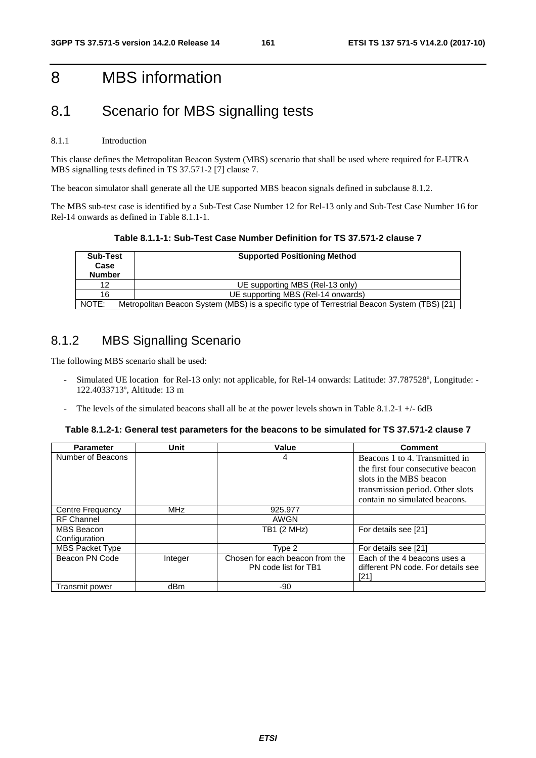# 8 MBS information

## 8.1 Scenario for MBS signalling tests

#### 8.1.1 Introduction

This clause defines the Metropolitan Beacon System (MBS) scenario that shall be used where required for E-UTRA MBS signalling tests defined in TS 37.571-2 [7] clause 7.

The beacon simulator shall generate all the UE supported MBS beacon signals defined in subclause 8.1.2.

The MBS sub-test case is identified by a Sub-Test Case Number 12 for Rel-13 only and Sub-Test Case Number 16 for Rel-14 onwards as defined in Table 8.1.1-1.

**Table 8.1.1-1: Sub-Test Case Number Definition for TS 37.571-2 clause 7**

| Sub-Test Case Number | Supported Positioning Method |
|---|---|
| 12 | UE supporting MBS (Rel-13 only) |
| 16 | UE supporting MBS (Rel-14 onwards) |
| NOTE: | Metropolitan Beacon System (MBS) is a specific type of Terrestrial Beacon System (TBS) [21] |

### 8.1.2 MBS Signalling Scenario

The following MBS scenario shall be used:

- Simulated UE location for Rel-13 only: not applicable, for Rel-14 onwards: Latitude: 37.787528º, Longitude: -122.4033713º, Altitude: 13 m
- The levels of the simulated beacons shall all be at the power levels shown in Table 8.1.2-1 +/- 6dB

**Table 8.1.2-1: General test parameters for the beacons to be simulated for TS 37.571-2 clause 7**

| Parameter | Unit | Value | Comment |
|---|---|---|---|
| Number of Beacons | | 4 | Beacons 1 to 4. Transmitted in the first four consecutive beacon slots in the MBS beacon transmission period. Other slots contain no simulated beacons. |
| Centre Frequency | MHz | 925.977 | |
| RF Channel | | AWGN | |
| MBS Beacon Configuration | | TB1 (2 MHz) | For details see [21] |
| MBS Packet Type | | Type 2 | For details see [21] |
| Beacon PN Code | Integer | Chosen for each beacon from the PN code list for TB1 | Each of the 4 beacons uses a different PN code. For details see [21] |
| Transmit power | dBm | -90 | |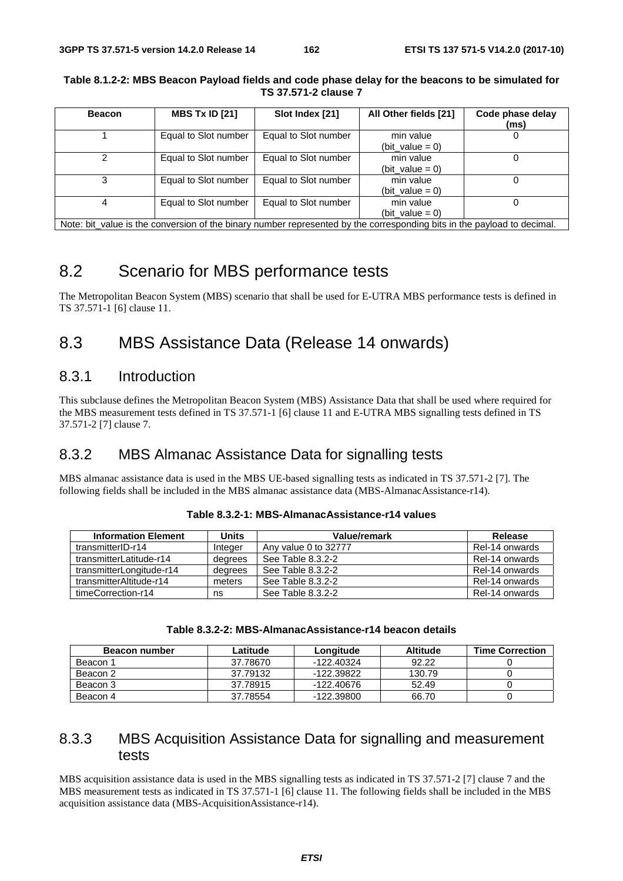**Table 8.1.2-2: MBS Beacon Payload fields and code phase delay for the beacons to be simulated for TS 37.571-2 clause 7**

| Beacon | MBS Tx ID [21] | Slot Index [21] | All Other fields [21] | Code phase delay (ms) |
|---|---|---|---|---|
| 1 | Equal to Slot number | Equal to Slot number | min value (bit_value = 0) | 0 |
| 2 | Equal to Slot number | Equal to Slot number | min value (bit_value = 0) | 0 |
| 3 | Equal to Slot number | Equal to Slot number | min value (bit_value = 0) | 0 |
| 4 | Equal to Slot number | Equal to Slot number | min value (bit_value = 0) | 0 |
| Note: bit_value is the conversion of the binary number represented by the corresponding bits in the payload to decimal. | | | | |

## 8.2 Scenario for MBS performance tests

The Metropolitan Beacon System (MBS) scenario that shall be used for E-UTRA MBS performance tests is defined in TS 37.571-1 [6] clause 11.

## 8.3 MBS Assistance Data (Release 14 onwards)

### 8.3.1 Introduction

This subclause defines the Metropolitan Beacon System (MBS) Assistance Data that shall be used where required for the MBS measurement tests defined in TS 37.571-1 [6] clause 11 and E-UTRA MBS signalling tests defined in TS 37.571-2 [7] clause 7.

### 8.3.2 MBS Almanac Assistance Data for signalling tests

MBS almanac assistance data is used in the MBS UE-based signalling tests as indicated in TS 37.571-2 [7]. The following fields shall be included in the MBS almanac assistance data (MBS-AlmanacAssistance-r14).

**Table 8.3.2-1: MBS-AlmanacAssistance-r14 values**

| Information Element | Units | Value/remark | Release |
|---|---|---|---|
| transmitterID-r14 | Integer | Any value 0 to 32777 | Rel-14 onwards |
| transmitterLatitude-r14 | degrees | See Table 8.3.2-2 | Rel-14 onwards |
| transmitterLongitude-r14 | degrees | See Table 8.3.2-2 | Rel-14 onwards |
| transmitterAltitude-r14 | meters | See Table 8.3.2-2 | Rel-14 onwards |
| timeCorrection-r14 | ns | See Table 8.3.2-2 | Rel-14 onwards |

**Table 8.3.2-2: MBS-AlmanacAssistance-r14 beacon details**

| Beacon number | Latitude | Longitude | Altitude | Time Correction |
|---|---|---|---|---|
| Beacon 1 | 37.78670 | -122.40324 | 92.22 | 0 |
| Beacon 2 | 37.79132 | -122.39822 | 130.79 | 0 |
| Beacon 3 | 37.78915 | -122.40676 | 52.49 | 0 |
| Beacon 4 | 37.78554 | -122.39800 | 66.70 | 0 |

### 8.3.3 MBS Acquisition Assistance Data for signalling and measurement tests

MBS acquisition assistance data is used in the MBS signalling tests as indicated in TS 37.571-2 [7] clause 7 and the MBS measurement tests as indicated in TS 37.571-1 [6] clause 11. The following fields shall be included in the MBS acquisition assistance data (MBS-AcquisitionAssistance-r14).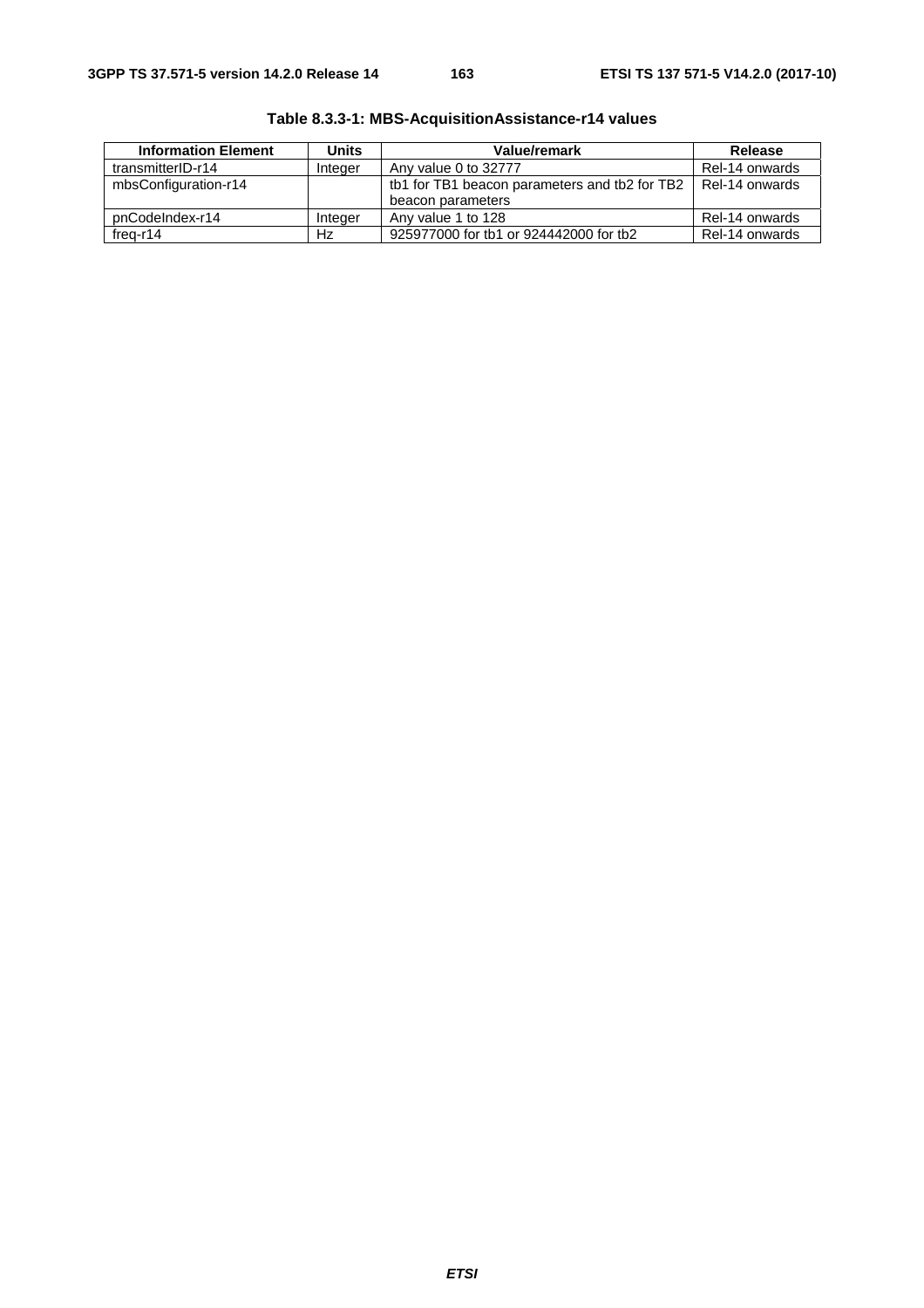**Table 8.3.3-1: MBS-AcquisitionAssistance-r14 values**

| Information Element | Units | Value/remark | Release |
|---|---|---|---|
| transmitterID-r14 | Integer | Any value 0 to 32777 | Rel-14 onwards |
| mbsConfiguration-r14 | | tb1 for TB1 beacon parameters and tb2 for TB2 beacon parameters | Rel-14 onwards |
| pnCodeIndex-r14 | Integer | Any value 1 to 128 | Rel-14 onwards |
| freq-r14 | Hz | 925977000 for tb1 or 924442000 for tb2 | Rel-14 onwards |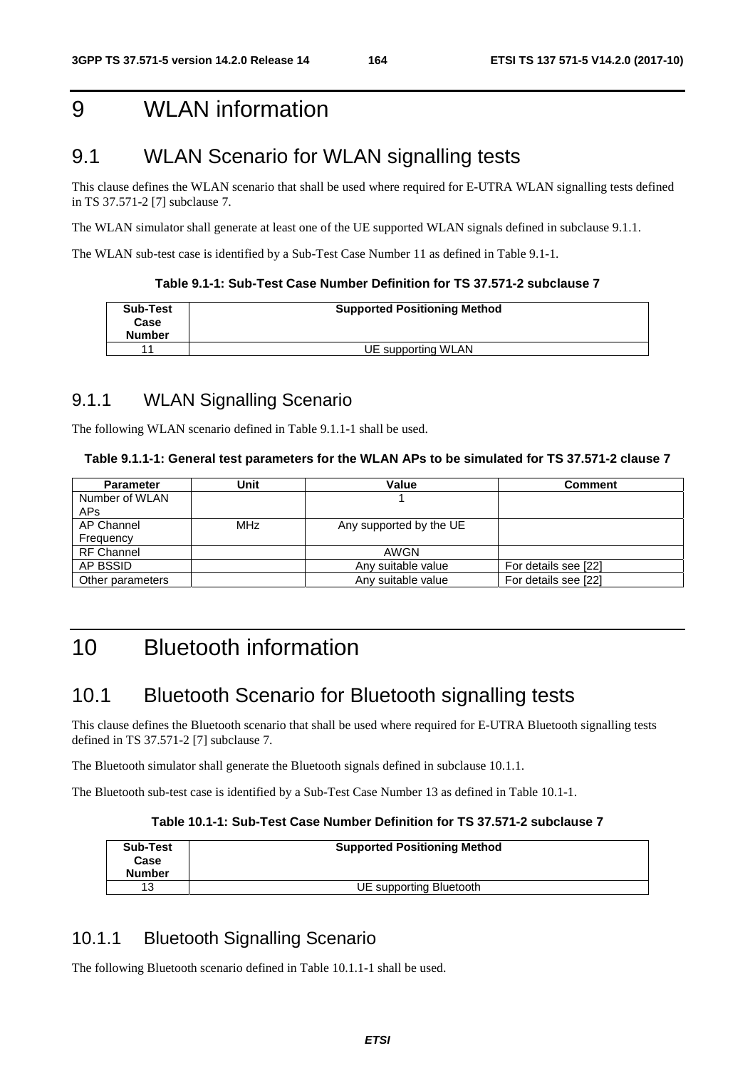# 9 WLAN information

## 9.1 WLAN Scenario for WLAN signalling tests

This clause defines the WLAN scenario that shall be used where required for E-UTRA WLAN signalling tests defined in TS 37.571-2 [7] subclause 7.

The WLAN simulator shall generate at least one of the UE supported WLAN signals defined in subclause 9.1.1.

The WLAN sub-test case is identified by a Sub-Test Case Number 11 as defined in Table 9.1-1.

**Table 9.1-1: Sub-Test Case Number Definition for TS 37.571-2 subclause 7**

| Sub-Test Case Number | Supported Positioning Method |
|---|---|
| 11 | UE supporting WLAN |

### 9.1.1 WLAN Signalling Scenario

The following WLAN scenario defined in Table 9.1.1-1 shall be used.

**Table 9.1.1-1: General test parameters for the WLAN APs to be simulated for TS 37.571-2 clause 7**

| Parameter | Unit | Value | Comment |
|---|---|---|---|
| Number of WLAN APs | | 1 | |
| AP Channel Frequency | MHz | Any supported by the UE | |
| RF Channel | | AWGN | |
| AP BSSID | | Any suitable value | For details see [22] |
| Other parameters | | Any suitable value | For details see [22] |

# 10 Bluetooth information

## 10.1 Bluetooth Scenario for Bluetooth signalling tests

This clause defines the Bluetooth scenario that shall be used where required for E-UTRA Bluetooth signalling tests defined in TS 37.571-2 [7] subclause 7.

The Bluetooth simulator shall generate the Bluetooth signals defined in subclause 10.1.1.

The Bluetooth sub-test case is identified by a Sub-Test Case Number 13 as defined in Table 10.1-1.

**Table 10.1-1: Sub-Test Case Number Definition for TS 37.571-2 subclause 7**

| Sub-Test Case Number | Supported Positioning Method |
|---|---|
| 13 | UE supporting Bluetooth |

### 10.1.1 Bluetooth Signalling Scenario

The following Bluetooth scenario defined in Table 10.1.1-1 shall be used.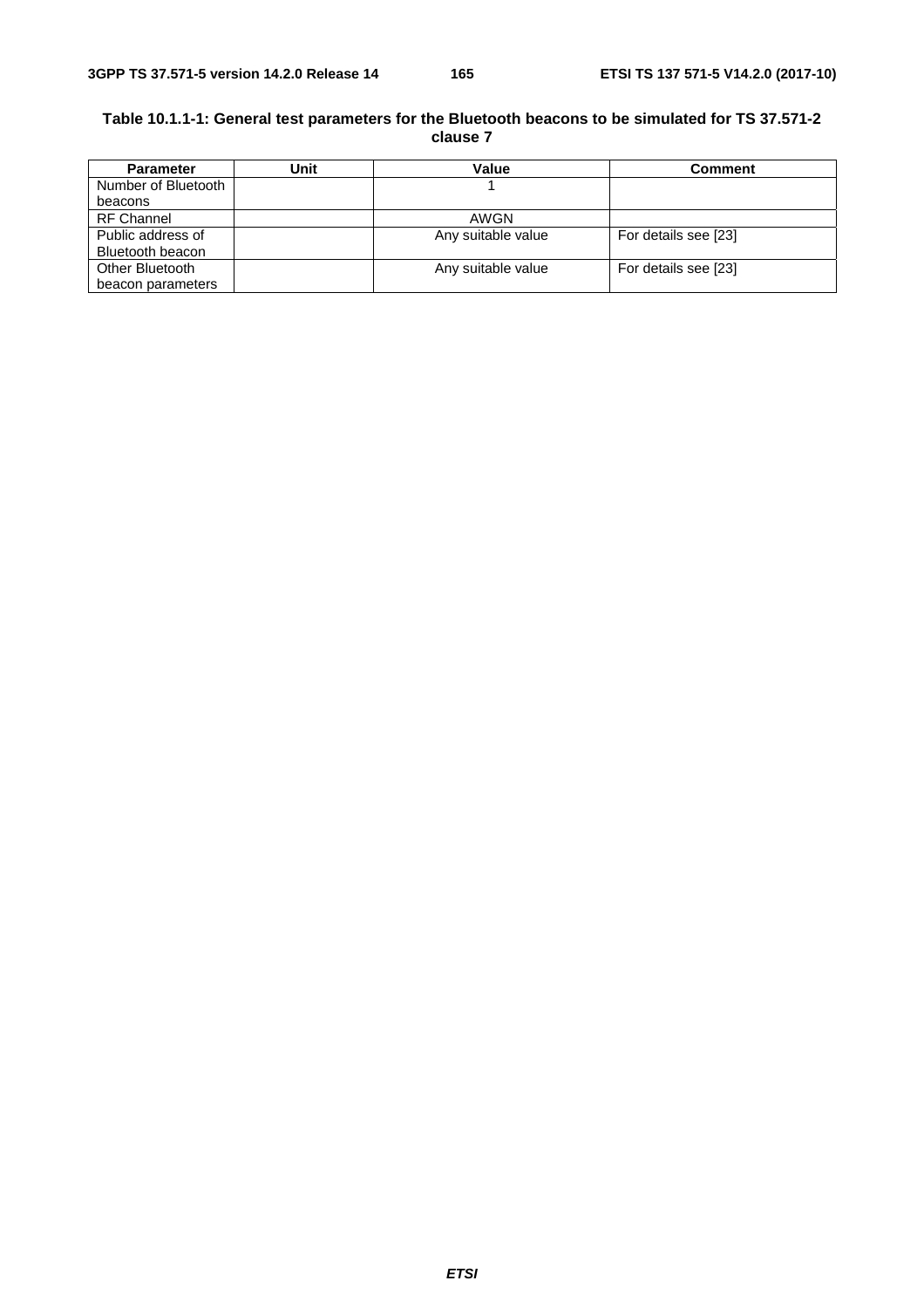**Table 10.1.1-1: General test parameters for the Bluetooth beacons to be simulated for TS 37.571-2 clause 7**

| Parameter | Unit | Value | Comment |
|---|---|---|---|
| Number of Bluetooth beacons | | 1 | |
| RF Channel | | AWGN | |
| Public address of Bluetooth beacon | | Any suitable value | For details see [23] |
| Other Bluetooth beacon parameters | | Any suitable value | For details see [23] |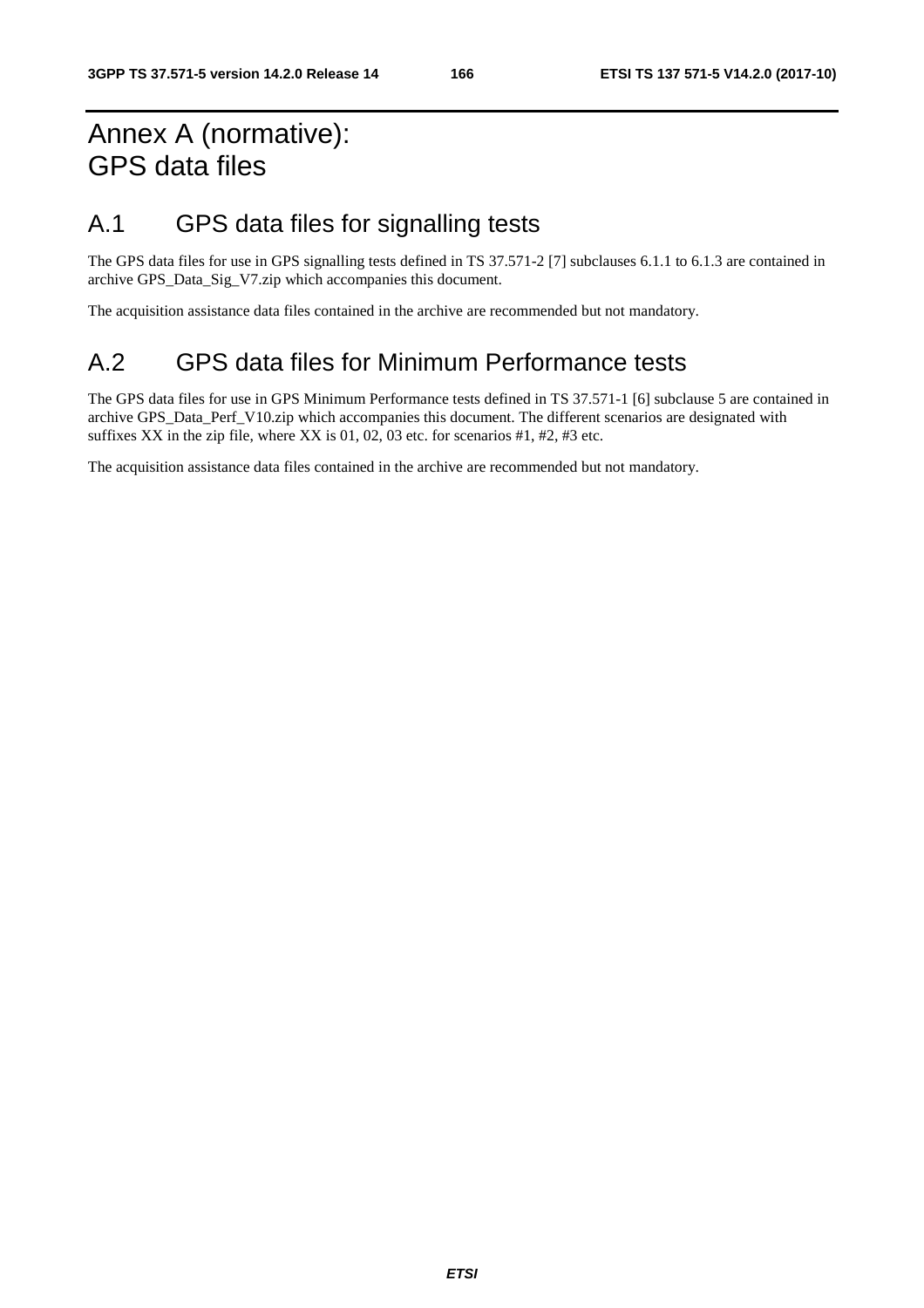# Annex A (normative): GPS data files

## A.1 GPS data files for signalling tests

The GPS data files for use in GPS signalling tests defined in TS 37.571-2 [7] subclauses 6.1.1 to 6.1.3 are contained in archive GPS_Data_Sig_V7.zip which accompanies this document.

The acquisition assistance data files contained in the archive are recommended but not mandatory.

## A.2 GPS data files for Minimum Performance tests

The GPS data files for use in GPS Minimum Performance tests defined in TS 37.571-1 [6] subclause 5 are contained in archive GPS_Data_Perf_V10.zip which accompanies this document. The different scenarios are designated with suffixes XX in the zip file, where XX is 01, 02, 03 etc. for scenarios #1, #2, #3 etc.

The acquisition assistance data files contained in the archive are recommended but not mandatory.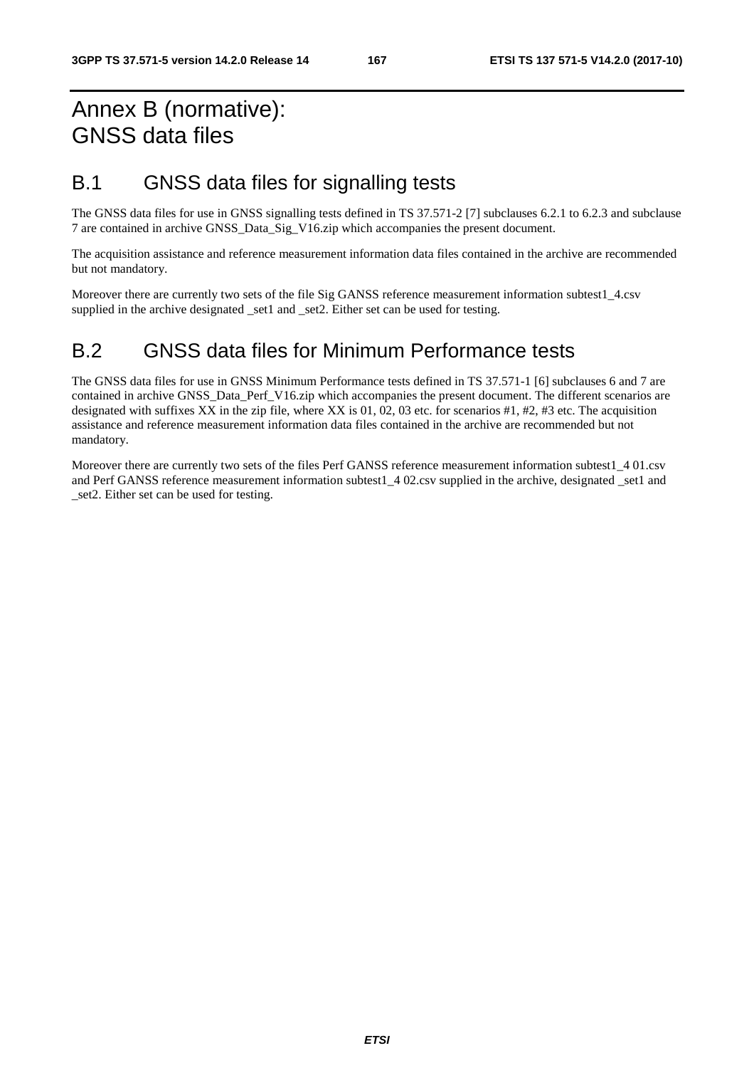# Annex B (normative): GNSS data files

## B.1 GNSS data files for signalling tests

The GNSS data files for use in GNSS signalling tests defined in TS 37.571-2 [7] subclauses 6.2.1 to 6.2.3 and subclause 7 are contained in archive GNSS_Data_Sig_V16.zip which accompanies the present document.

The acquisition assistance and reference measurement information data files contained in the archive are recommended but not mandatory.

Moreover there are currently two sets of the file Sig GANSS reference measurement information subtest1_4.csv supplied in the archive designated _set1 and _set2. Either set can be used for testing.

## B.2 GNSS data files for Minimum Performance tests

The GNSS data files for use in GNSS Minimum Performance tests defined in TS 37.571-1 [6] subclauses 6 and 7 are contained in archive GNSS_Data_Perf_V16.zip which accompanies the present document. The different scenarios are designated with suffixes XX in the zip file, where XX is 01, 02, 03 etc. for scenarios #1, #2, #3 etc. The acquisition assistance and reference measurement information data files contained in the archive are recommended but not mandatory.

Moreover there are currently two sets of the files Perf GANSS reference measurement information subtest1_4 01.csv and Perf GANSS reference measurement information subtest1_4 02.csv supplied in the archive, designated _set1 and _set2. Either set can be used for testing.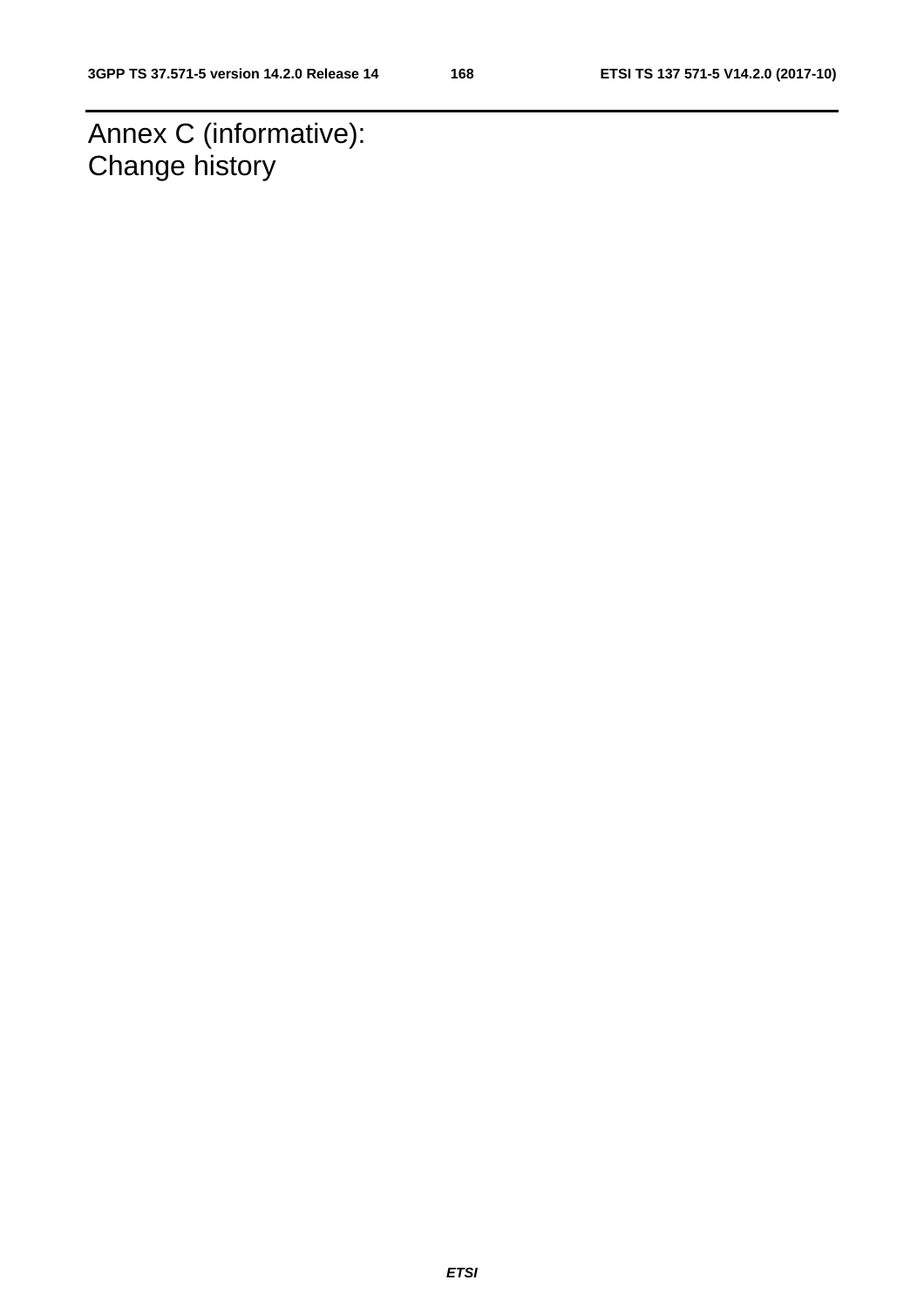# Annex C (informative): Change history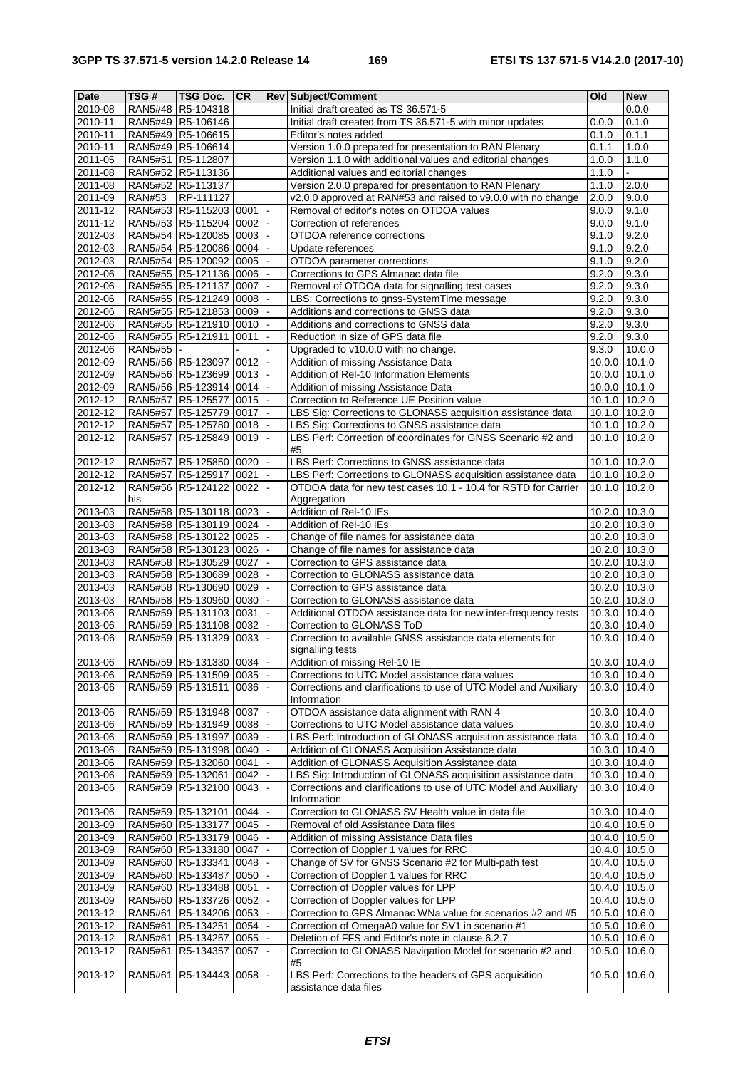| Date | TSG # | TSG Doc. | CR | Rev | Subject/Comment | Old | New |
|---|---|---|---|---|---|---|---|
| 2010-08 | RAN5#48 | R5-104318 | | | Initial draft created as TS 36.571-5 | | 0.0.0 |
| 2010-11 | RAN5#49 | R5-106146 | | | Initial draft created from TS 36.571-5 with minor updates | 0.0.0 | 0.1.0 |
| 2010-11 | RAN5#49 | R5-106615 | | | Editor's notes added | 0.1.0 | 0.1.1 |
| 2010-11 | RAN5#49 | R5-106614 | | | Version 1.0.0 prepared for presentation to RAN Plenary | 0.1.1 | 1.0.0 |
| 2011-05 | RAN5#51 | R5-112807 | | | Version 1.1.0 with additional values and editorial changes | 1.0.0 | 1.1.0 |
| 2011-08 | RAN5#52 | R5-113136 | | | Additional values and editorial changes | 1.1.0 | - |
| 2011-08 | RAN5#52 | R5-113137 | | | Version 2.0.0 prepared for presentation to RAN Plenary | 1.1.0 | 2.0.0 |
| 2011-09 | RAN#53 | RP-111127 | | | v2.0.0 approved at RAN#53 and raised to v9.0.0 with no change | 2.0.0 | 9.0.0 |
| 2011-12 | RAN5#53 | R5-115203 | 0001 | - | Removal of editor's notes on OTDOA values | 9.0.0 | 9.1.0 |
| 2011-12 | RAN5#53 | R5-115204 | 0002 | - | Correction of references | 9.0.0 | 9.1.0 |
| 2012-03 | RAN5#54 | R5-120085 | 0003 | - | OTDOA reference corrections | 9.1.0 | 9.2.0 |
| 2012-03 | RAN5#54 | R5-120086 | 0004 | - | Update references | 9.1.0 | 9.2.0 |
| 2012-03 | RAN5#54 | R5-120092 | 0005 | - | OTDOA parameter corrections | 9.1.0 | 9.2.0 |
| 2012-06 | RAN5#55 | R5-121136 | 0006 | - | Corrections to GPS Almanac data file | 9.2.0 | 9.3.0 |
| 2012-06 | RAN5#55 | R5-121137 | 0007 | - | Removal of OTDOA data for signalling test cases | 9.2.0 | 9.3.0 |
| 2012-06 | RAN5#55 | R5-121249 | 0008 | - | LBS: Corrections to gnss-SystemTime message | 9.2.0 | 9.3.0 |
| 2012-06 | RAN5#55 | R5-121853 | 0009 | - | Additions and corrections to GNSS data | 9.2.0 | 9.3.0 |
| 2012-06 | RAN5#55 | R5-121910 | 0010 | - | Additions and corrections to GNSS data | 9.2.0 | 9.3.0 |
| 2012-06 | RAN5#55 | R5-121911 | 0011 | - | Reduction in size of GPS data file | 9.2.0 | 9.3.0 |
| 2012-06 | RAN5#55 | - | - | - | Upgraded to v10.0.0 with no change. | 9.3.0 | 10.0.0 |
| 2012-09 | RAN5#56 | R5-123097 | 0012 | - | Addition of missing Assistance Data | 10.0.0 | 10.1.0 |
| 2012-09 | RAN5#56 | R5-123699 | 0013 | - | Addition of Rel-10 Information Elements | 10.0.0 | 10.1.0 |
| 2012-09 | RAN5#56 | R5-123914 | 0014 | - | Addition of missing Assistance Data | 10.0.0 | 10.1.0 |
| 2012-12 | RAN5#57 | R5-125577 | 0015 | - | Correction to Reference UE Position value | 10.1.0 | 10.2.0 |
| 2012-12 | RAN5#57 | R5-125779 | 0017 | - | LBS Sig: Corrections to GLONASS acquisition assistance data | 10.1.0 | 10.2.0 |
| 2012-12 | RAN5#57 | R5-125780 | 0018 | - | LBS Sig: Corrections to GNSS assistance data | 10.1.0 | 10.2.0 |
| 2012-12 | RAN5#57 | R5-125849 | 0019 | - | LBS Perf: Correction of coordinates for GNSS Scenario #2 and #5 | 10.1.0 | 10.2.0 |
| 2012-12 | RAN5#57 | R5-125850 | 0020 | - | LBS Perf: Corrections to GNSS assistance data | 10.1.0 | 10.2.0 |
| 2012-12 | RAN5#57 | R5-125917 | 0021 | - | LBS Perf: Corrections to GLONASS acquisition assistance data | 10.1.0 | 10.2.0 |
| 2012-12 | RAN5#56 bis | R5-124122 | 0022 | - | OTDOA data for new test cases 10.1 - 10.4 for RSTD for Carrier Aggregation | 10.1.0 | 10.2.0 |
| 2013-03 | RAN5#58 | R5-130118 | 0023 | - | Addition of Rel-10 IEs | 10.2.0 | 10.3.0 |
| 2013-03 | RAN5#58 | R5-130119 | 0024 | - | Addition of Rel-10 IEs | 10.2.0 | 10.3.0 |
| 2013-03 | RAN5#58 | R5-130122 | 0025 | - | Change of file names for assistance data | 10.2.0 | 10.3.0 |
| 2013-03 | RAN5#58 | R5-130123 | 0026 | - | Change of file names for assistance data | 10.2.0 | 10.3.0 |
| 2013-03 | RAN5#58 | R5-130529 | 0027 | - | Correction to GPS assistance data | 10.2.0 | 10.3.0 |
| 2013-03 | RAN5#58 | R5-130689 | 0028 | - | Correction to GLONASS assistance data | 10.2.0 | 10.3.0 |
| 2013-03 | RAN5#58 | R5-130690 | 0029 | - | Correction to GPS assistance data | 10.2.0 | 10.3.0 |
| 2013-03 | RAN5#58 | R5-130960 | 0030 | - | Correction to GLONASS assistance data | 10.2.0 | 10.3.0 |
| 2013-06 | RAN5#59 | R5-131103 | 0031 | - | Additional OTDOA assistance data for new inter-frequency tests | 10.3.0 | 10.4.0 |
| 2013-06 | RAN5#59 | R5-131108 | 0032 | - | Correction to GLONASS ToD | 10.3.0 | 10.4.0 |
| 2013-06 | RAN5#59 | R5-131329 | 0033 | - | Correction to available GNSS assistance data elements for signalling tests | 10.3.0 | 10.4.0 |
| 2013-06 | RAN5#59 | R5-131330 | 0034 | - | Addition of missing Rel-10 IE | 10.3.0 | 10.4.0 |
| 2013-06 | RAN5#59 | R5-131509 | 0035 | - | Corrections to UTC Model assistance data values | 10.3.0 | 10.4.0 |
| 2013-06 | RAN5#59 | R5-131511 | 0036 | - | Corrections and clarifications to use of UTC Model and Auxiliary Information | 10.3.0 | 10.4.0 |
| 2013-06 | RAN5#59 | R5-131948 | 0037 | - | OTDOA assistance data alignment with RAN 4 | 10.3.0 | 10.4.0 |
| 2013-06 | RAN5#59 | R5-131949 | 0038 | - | Corrections to UTC Model assistance data values | 10.3.0 | 10.4.0 |
| 2013-06 | RAN5#59 | R5-131997 | 0039 | - | LBS Perf: Introduction of GLONASS acquisition assistance data | 10.3.0 | 10.4.0 |
| 2013-06 | RAN5#59 | R5-131998 | 0040 | - | Addition of GLONASS Acquisition Assistance data | 10.3.0 | 10.4.0 |
| 2013-06 | RAN5#59 | R5-132060 | 0041 | - | Addition of GLONASS Acquisition Assistance data | 10.3.0 | 10.4.0 |
| 2013-06 | RAN5#59 | R5-132061 | 0042 | - | LBS Sig: Introduction of GLONASS acquisition assistance data | 10.3.0 | 10.4.0 |
| 2013-06 | RAN5#59 | R5-132100 | 0043 | - | Corrections and clarifications to use of UTC Model and Auxiliary Information | 10.3.0 | 10.4.0 |
| 2013-06 | RAN5#59 | R5-132101 | 0044 | - | Correction to GLONASS SV Health value in data file | 10.3.0 | 10.4.0 |
| 2013-09 | RAN5#60 | R5-133177 | 0045 | - | Removal of old Assistance Data files | 10.4.0 | 10.5.0 |
| 2013-09 | RAN5#60 | R5-133179 | 0046 | - | Addition of missing Assistance Data files | 10.4.0 | 10.5.0 |
| 2013-09 | RAN5#60 | R5-133180 | 0047 | - | Correction of Doppler 1 values for RRC | 10.4.0 | 10.5.0 |
| 2013-09 | RAN5#60 | R5-133341 | 0048 | - | Change of SV for GNSS Scenario #2 for Multi-path test | 10.4.0 | 10.5.0 |
| 2013-09 | RAN5#60 | R5-133487 | 0050 | - | Correction of Doppler 1 values for RRC | 10.4.0 | 10.5.0 |
| 2013-09 | RAN5#60 | R5-133488 | 0051 | - | Correction of Doppler values for LPP | 10.4.0 | 10.5.0 |
| 2013-09 | RAN5#60 | R5-133726 | 0052 | - | Correction of Doppler values for LPP | 10.4.0 | 10.5.0 |
| 2013-12 | RAN5#61 | R5-134206 | 0053 | - | Correction to GPS Almanac WNa value for scenarios #2 and #5 | 10.5.0 | 10.6.0 |
| 2013-12 | RAN5#61 | R5-134251 | 0054 | - | Correction of OmegaA0 value for SV1 in scenario #1 | 10.5.0 | 10.6.0 |
| 2013-12 | RAN5#61 | R5-134257 | 0055 | - | Deletion of FFS and Editor's note in clause 6.2.7 | 10.5.0 | 10.6.0 |
| 2013-12 | RAN5#61 | R5-134357 | 0057 | - | Correction to GLONASS Navigation Model for scenario #2 and #5 | 10.5.0 | 10.6.0 |
| 2013-12 | RAN5#61 | R5-134443 | 0058 | - | LBS Perf: Corrections to the headers of GPS acquisition assistance data files | 10.5.0 | 10.6.0 |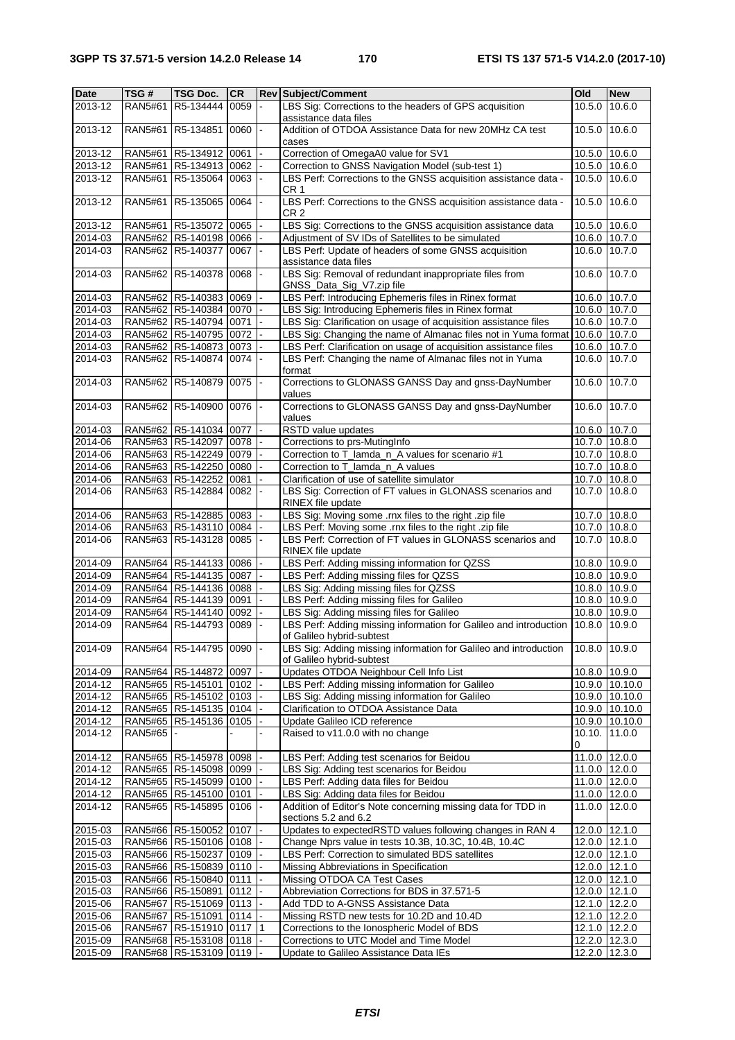| Date | TSG # | TSG Doc. | CR | Rev | Subject/Comment | Old | New |
|---|---|---|---|---|---|---|---|
| 2013-12 | RAN5#61 | R5-134444 | 0059 | - | LBS Sig: Corrections to the headers of GPS acquisition assistance data files | 10.5.0 | 10.6.0 |
| 2013-12 | RAN5#61 | R5-134851 | 0060 | - | Addition of OTDOA Assistance Data for new 20MHz CA test cases | 10.5.0 | 10.6.0 |
| 2013-12 | RAN5#61 | R5-134912 | 0061 | - | Correction of OmegaA0 value for SV1 | 10.5.0 | 10.6.0 |
| 2013-12 | RAN5#61 | R5-134913 | 0062 | - | Correction to GNSS Navigation Model (sub-test 1) | 10.5.0 | 10.6.0 |
| 2013-12 | RAN5#61 | R5-135064 | 0063 | - | LBS Perf: Corrections to the GNSS acquisition assistance data - CR 1 | 10.5.0 | 10.6.0 |
| 2013-12 | RAN5#61 | R5-135065 | 0064 | - | LBS Perf: Corrections to the GNSS acquisition assistance data - CR 2 | 10.5.0 | 10.6.0 |
| 2013-12 | RAN5#61 | R5-135072 | 0065 | - | LBS Sig: Corrections to the GNSS acquisition assistance data | 10.5.0 | 10.6.0 |
| 2014-03 | RAN5#62 | R5-140198 | 0066 | - | Adjustment of SV IDs of Satellites to be simulated | 10.6.0 | 10.7.0 |
| 2014-03 | RAN5#62 | R5-140377 | 0067 | - | LBS Perf: Update of headers of some GNSS acquisition assistance data files | 10.6.0 | 10.7.0 |
| 2014-03 | RAN5#62 | R5-140378 | 0068 | - | LBS Sig: Removal of redundant inappropriate files from GNSS_Data_Sig_V7.zip file | 10.6.0 | 10.7.0 |
| 2014-03 | RAN5#62 | R5-140383 | 0069 | - | LBS Perf: Introducing Ephemeris files in Rinex format | 10.6.0 | 10.7.0 |
| 2014-03 | RAN5#62 | R5-140384 | 0070 | - | LBS Sig: Introducing Ephemeris files in Rinex format | 10.6.0 | 10.7.0 |
| 2014-03 | RAN5#62 | R5-140794 | 0071 | - | LBS Sig: Clarification on usage of acquisition assistance files | 10.6.0 | 10.7.0 |
| 2014-03 | RAN5#62 | R5-140795 | 0072 | - | LBS Sig: Changing the name of Almanac files not in Yuma format | 10.6.0 | 10.7.0 |
| 2014-03 | RAN5#62 | R5-140873 | 0073 | - | LBS Perf: Clarification on usage of acquisition assistance files | 10.6.0 | 10.7.0 |
| 2014-03 | RAN5#62 | R5-140874 | 0074 | - | LBS Perf: Changing the name of Almanac files not in Yuma format | 10.6.0 | 10.7.0 |
| 2014-03 | RAN5#62 | R5-140879 | 0075 | - | Corrections to GLONASS GANSS Day and gnss-DayNumber values | 10.6.0 | 10.7.0 |
| 2014-03 | RAN5#62 | R5-140900 | 0076 | - | Corrections to GLONASS GANSS Day and gnss-DayNumber values | 10.6.0 | 10.7.0 |
| 2014-03 | RAN5#62 | R5-141034 | 0077 | - | RSTD value updates | 10.6.0 | 10.7.0 |
| 2014-06 | RAN5#63 | R5-142097 | 0078 | - | Corrections to prs-MutingInfo | 10.7.0 | 10.8.0 |
| 2014-06 | RAN5#63 | R5-142249 | 0079 | - | Correction to T_lamda_n_A values for scenario #1 | 10.7.0 | 10.8.0 |
| 2014-06 | RAN5#63 | R5-142250 | 0080 | - | Correction to T_lamda_n_A values | 10.7.0 | 10.8.0 |
| 2014-06 | RAN5#63 | R5-142252 | 0081 | - | Clarification of use of satellite simulator | 10.7.0 | 10.8.0 |
| 2014-06 | RAN5#63 | R5-142884 | 0082 | - | LBS Sig: Correction of FT values in GLONASS scenarios and RINEX file update | 10.7.0 | 10.8.0 |
| 2014-06 | RAN5#63 | R5-142885 | 0083 | - | LBS Sig: Moving some .rnx files to the right .zip file | 10.7.0 | 10.8.0 |
| 2014-06 | RAN5#63 | R5-143110 | 0084 | - | LBS Perf: Moving some .rnx files to the right .zip file | 10.7.0 | 10.8.0 |
| 2014-06 | RAN5#63 | R5-143128 | 0085 | - | LBS Perf: Correction of FT values in GLONASS scenarios and RINEX file update | 10.7.0 | 10.8.0 |
| 2014-09 | RAN5#64 | R5-144133 | 0086 | - | LBS Perf: Adding missing information for QZSS | 10.8.0 | 10.9.0 |
| 2014-09 | RAN5#64 | R5-144135 | 0087 | - | LBS Perf: Adding missing files for QZSS | 10.8.0 | 10.9.0 |
| 2014-09 | RAN5#64 | R5-144136 | 0088 | - | LBS Sig: Adding missing files for QZSS | 10.8.0 | 10.9.0 |
| 2014-09 | RAN5#64 | R5-144139 | 0091 | - | LBS Perf: Adding missing files for Galileo | 10.8.0 | 10.9.0 |
| 2014-09 | RAN5#64 | R5-144140 | 0092 | - | LBS Sig: Adding missing files for Galileo | 10.8.0 | 10.9.0 |
| 2014-09 | RAN5#64 | R5-144793 | 0089 | - | LBS Perf: Adding missing information for Galileo and introduction of Galileo hybrid-subtest | 10.8.0 | 10.9.0 |
| 2014-09 | RAN5#64 | R5-144795 | 0090 | - | LBS Sig: Adding missing information for Galileo and introduction of Galileo hybrid-subtest | 10.8.0 | 10.9.0 |
| 2014-09 | RAN5#64 | R5-144872 | 0097 | - | Updates OTDOA Neighbour Cell Info List | 10.8.0 | 10.9.0 |
| 2014-12 | RAN5#65 | R5-145101 | 0102 | - | LBS Perf: Adding missing information for Galileo | 10.9.0 | 10.10.0 |
| 2014-12 | RAN5#65 | R5-145102 | 0103 | - | LBS Sig: Adding missing information for Galileo | 10.9.0 | 10.10.0 |
| 2014-12 | RAN5#65 | R5-145135 | 0104 | - | Clarification to OTDOA Assistance Data | 10.9.0 | 10.10.0 |
| 2014-12 | RAN5#65 | R5-145136 | 0105 | - | Update Galileo ICD reference | 10.9.0 | 10.10.0 |
| 2014-12 | RAN5#65 | - | - | - | Raised to v11.0.0 with no change | 10.10.0 | 11.0.0 |
| 2014-12 | RAN5#65 | R5-145978 | 0098 | - | LBS Perf: Adding test scenarios for Beidou | 11.0.0 | 12.0.0 |
| 2014-12 | RAN5#65 | R5-145098 | 0099 | - | LBS Sig: Adding test scenarios for Beidou | 11.0.0 | 12.0.0 |
| 2014-12 | RAN5#65 | R5-145099 | 0100 | - | LBS Perf: Adding data files for Beidou | 11.0.0 | 12.0.0 |
| 2014-12 | RAN5#65 | R5-145100 | 0101 | - | LBS Sig: Adding data files for Beidou | 11.0.0 | 12.0.0 |
| 2014-12 | RAN5#65 | R5-145895 | 0106 | - | Addition of Editor's Note concerning missing data for TDD in sections 5.2 and 6.2 | 11.0.0 | 12.0.0 |
| 2015-03 | RAN5#66 | R5-150052 | 0107 | - | Updates to expectedRSTD values following changes in RAN 4 | 12.0.0 | 12.1.0 |
| 2015-03 | RAN5#66 | R5-150106 | 0108 | - | Change Nprs value in tests 10.3B, 10.3C, 10.4B, 10.4C | 12.0.0 | 12.1.0 |
| 2015-03 | RAN5#66 | R5-150237 | 0109 | - | LBS Perf: Correction to simulated BDS satellites | 12.0.0 | 12.1.0 |
| 2015-03 | RAN5#66 | R5-150839 | 0110 | - | Missing Abbreviations in Specification | 12.0.0 | 12.1.0 |
| 2015-03 | RAN5#66 | R5-150840 | 0111 | - | Missing OTDOA CA Test Cases | 12.0.0 | 12.1.0 |
| 2015-03 | RAN5#66 | R5-150891 | 0112 | - | Abbreviation Corrections for BDS in 37.571-5 | 12.0.0 | 12.1.0 |
| 2015-06 | RAN5#67 | R5-151069 | 0113 | - | Add TDD to A-GNSS Assistance Data | 12.1.0 | 12.2.0 |
| 2015-06 | RAN5#67 | R5-151091 | 0114 | - | Missing RSTD new tests for 10.2D and 10.4D | 12.1.0 | 12.2.0 |
| 2015-06 | RAN5#67 | R5-151910 | 0117 | 1 | Corrections to the Ionospheric Model of BDS | 12.1.0 | 12.2.0 |
| 2015-09 | RAN5#68 | R5-153108 | 0118 | - | Corrections to UTC Model and Time Model | 12.2.0 | 12.3.0 |
| 2015-09 | RAN5#68 | R5-153109 | 0119 | - | Update to Galileo Assistance Data IEs | 12.2.0 | 12.3.0 |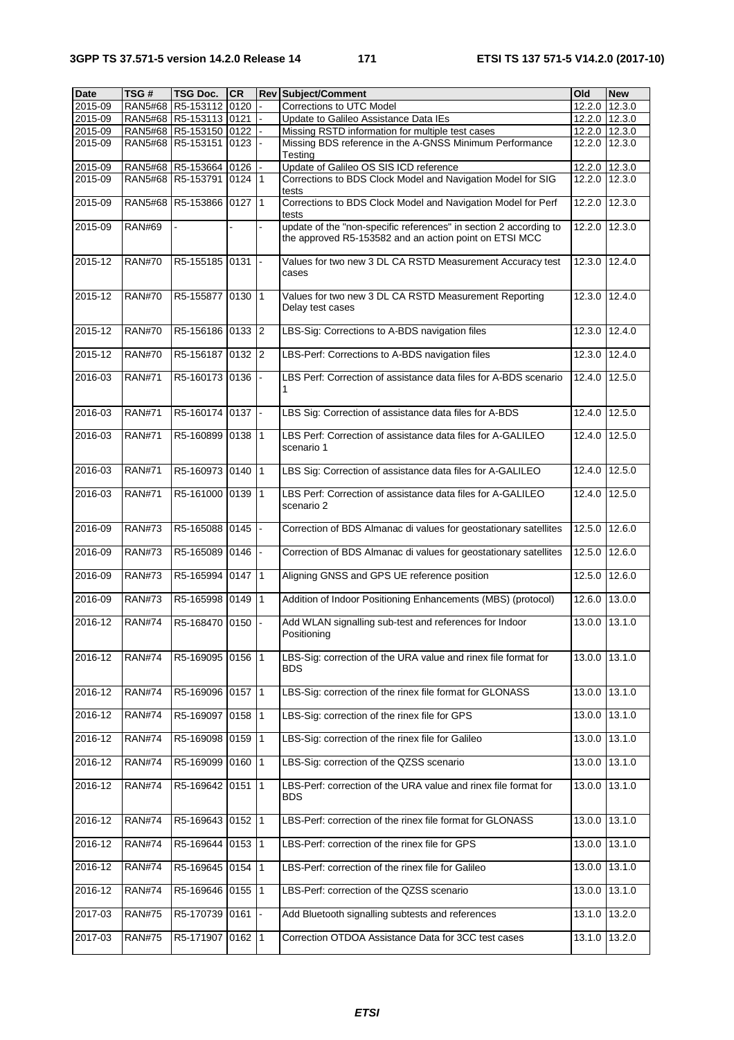| Date | TSG # | TSG Doc. | CR | Rev | Subject/Comment | Old | New |
|---|---|---|---|---|---|---|---|
| 2015-09 | RAN5#68 | R5-153112 | 0120 | - | Corrections to UTC Model | 12.2.0 | 12.3.0 |
| 2015-09 | RAN5#68 | R5-153113 | 0121 | - | Update to Galileo Assistance Data IEs | 12.2.0 | 12.3.0 |
| 2015-09 | RAN5#68 | R5-153150 | 0122 | - | Missing RSTD information for multiple test cases | 12.2.0 | 12.3.0 |
| 2015-09 | RAN5#68 | R5-153151 | 0123 | - | Missing BDS reference in the A-GNSS Minimum Performance Testing | 12.2.0 | 12.3.0 |
| 2015-09 | RAN5#68 | R5-153664 | 0126 | - | Update of Galileo OS SIS ICD reference | 12.2.0 | 12.3.0 |
| 2015-09 | RAN5#68 | R5-153791 | 0124 | 1 | Corrections to BDS Clock Model and Navigation Model for SIG tests | 12.2.0 | 12.3.0 |
| 2015-09 | RAN5#68 | R5-153866 | 0127 | 1 | Corrections to BDS Clock Model and Navigation Model for Perf tests | 12.2.0 | 12.3.0 |
| 2015-09 | RAN#69 | - | - | - | update of the "non-specific references" in section 2 according to the approved R5-153582 and an action point on ETSI MCC | 12.2.0 | 12.3.0 |
| 2015-12 | RAN#70 | R5-155185 | 0131 | - | Values for two new 3 DL CA RSTD Measurement Accuracy test cases | 12.3.0 | 12.4.0 |
| 2015-12 | RAN#70 | R5-155877 | 0130 | 1 | Values for two new 3 DL CA RSTD Measurement Reporting Delay test cases | 12.3.0 | 12.4.0 |
| 2015-12 | RAN#70 | R5-156186 | 0133 | 2 | LBS-Sig: Corrections to A-BDS navigation files | 12.3.0 | 12.4.0 |
| 2015-12 | RAN#70 | R5-156187 | 0132 | 2 | LBS-Perf: Corrections to A-BDS navigation files | 12.3.0 | 12.4.0 |
| 2016-03 | RAN#71 | R5-160173 | 0136 | - | LBS Perf: Correction of assistance data files for A-BDS scenario 1 | 12.4.0 | 12.5.0 |
| 2016-03 | RAN#71 | R5-160174 | 0137 | - | LBS Sig: Correction of assistance data files for A-BDS | 12.4.0 | 12.5.0 |
| 2016-03 | RAN#71 | R5-160899 | 0138 | 1 | LBS Perf: Correction of assistance data files for A-GALILEO scenario 1 | 12.4.0 | 12.5.0 |
| 2016-03 | RAN#71 | R5-160973 | 0140 | 1 | LBS Sig: Correction of assistance data files for A-GALILEO | 12.4.0 | 12.5.0 |
| 2016-03 | RAN#71 | R5-161000 | 0139 | 1 | LBS Perf: Correction of assistance data files for A-GALILEO scenario 2 | 12.4.0 | 12.5.0 |
| 2016-09 | RAN#73 | R5-165088 | 0145 | - | Correction of BDS Almanac di values for geostationary satellites | 12.5.0 | 12.6.0 |
| 2016-09 | RAN#73 | R5-165089 | 0146 | - | Correction of BDS Almanac di values for geostationary satellites | 12.5.0 | 12.6.0 |
| 2016-09 | RAN#73 | R5-165994 | 0147 | 1 | Aligning GNSS and GPS UE reference position | 12.5.0 | 12.6.0 |
| 2016-09 | RAN#73 | R5-165998 | 0149 | 1 | Addition of Indoor Positioning Enhancements (MBS) (protocol) | 12.6.0 | 13.0.0 |
| 2016-12 | RAN#74 | R5-168470 | 0150 | - | Add WLAN signalling sub-test and references for Indoor Positioning | 13.0.0 | 13.1.0 |
| 2016-12 | RAN#74 | R5-169095 | 0156 | 1 | LBS-Sig: correction of the URA value and rinex file format for BDS | 13.0.0 | 13.1.0 |
| 2016-12 | RAN#74 | R5-169096 | 0157 | 1 | LBS-Sig: correction of the rinex file format for GLONASS | 13.0.0 | 13.1.0 |
| 2016-12 | RAN#74 | R5-169097 | 0158 | 1 | LBS-Sig: correction of the rinex file for GPS | 13.0.0 | 13.1.0 |
| 2016-12 | RAN#74 | R5-169098 | 0159 | 1 | LBS-Sig: correction of the rinex file for Galileo | 13.0.0 | 13.1.0 |
| 2016-12 | RAN#74 | R5-169099 | 0160 | 1 | LBS-Sig: correction of the QZSS scenario | 13.0.0 | 13.1.0 |
| 2016-12 | RAN#74 | R5-169642 | 0151 | 1 | LBS-Perf: correction of the URA value and rinex file format for BDS | 13.0.0 | 13.1.0 |
| 2016-12 | RAN#74 | R5-169643 | 0152 | 1 | LBS-Perf: correction of the rinex file format for GLONASS | 13.0.0 | 13.1.0 |
| 2016-12 | RAN#74 | R5-169644 | 0153 | 1 | LBS-Perf: correction of the rinex file for GPS | 13.0.0 | 13.1.0 |
| 2016-12 | RAN#74 | R5-169645 | 0154 | 1 | LBS-Perf: correction of the rinex file for Galileo | 13.0.0 | 13.1.0 |
| 2016-12 | RAN#74 | R5-169646 | 0155 | 1 | LBS-Perf: correction of the QZSS scenario | 13.0.0 | 13.1.0 |
| 2017-03 | RAN#75 | R5-170739 | 0161 | - | Add Bluetooth signalling subtests and references | 13.1.0 | 13.2.0 |
| 2017-03 | RAN#75 | R5-171907 | 0162 | 1 | Correction OTDOA Assistance Data for 3CC test cases | 13.1.0 | 13.2.0 |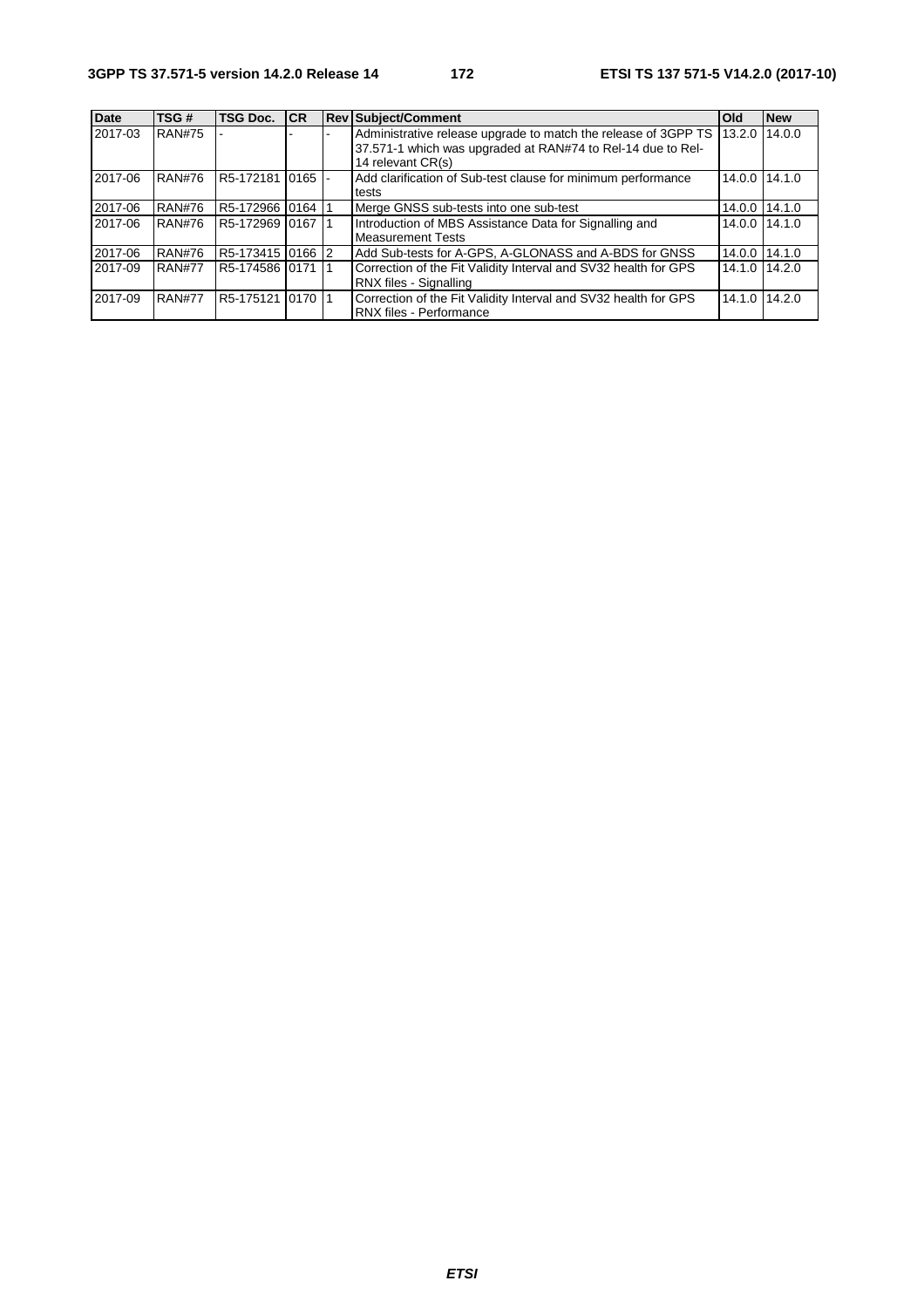| Date | TSG # | TSG Doc. | CR | Rev | Subject/Comment | Old | New |
|---|---|---|---|---|---|---|---|
| 2017-03 | RAN#75 | - | - | - | Administrative release upgrade to match the release of 3GPP TS 37.571-1 which was upgraded at RAN#74 to Rel-14 due to Rel-14 relevant CR(s) | 13.2.0 | 14.0.0 |
| 2017-06 | RAN#76 | R5-172181 | 0165 | - | Add clarification of Sub-test clause for minimum performance tests | 14.0.0 | 14.1.0 |
| 2017-06 | RAN#76 | R5-172966 | 0164 | 1 | Merge GNSS sub-tests into one sub-test | 14.0.0 | 14.1.0 |
| 2017-06 | RAN#76 | R5-172969 | 0167 | 1 | Introduction of MBS Assistance Data for Signalling and Measurement Tests | 14.0.0 | 14.1.0 |
| 2017-06 | RAN#76 | R5-173415 | 0166 | 2 | Add Sub-tests for A-GPS, A-GLONASS and A-BDS for GNSS | 14.0.0 | 14.1.0 |
| 2017-09 | RAN#77 | R5-174586 | 0171 | 1 | Correction of the Fit Validity Interval and SV32 health for GPS RNX files - Signalling | 14.1.0 | 14.2.0 |
| 2017-09 | RAN#77 | R5-175121 | 0170 | 1 | Correction of the Fit Validity Interval and SV32 health for GPS RNX files - Performance | 14.1.0 | 14.2.0 |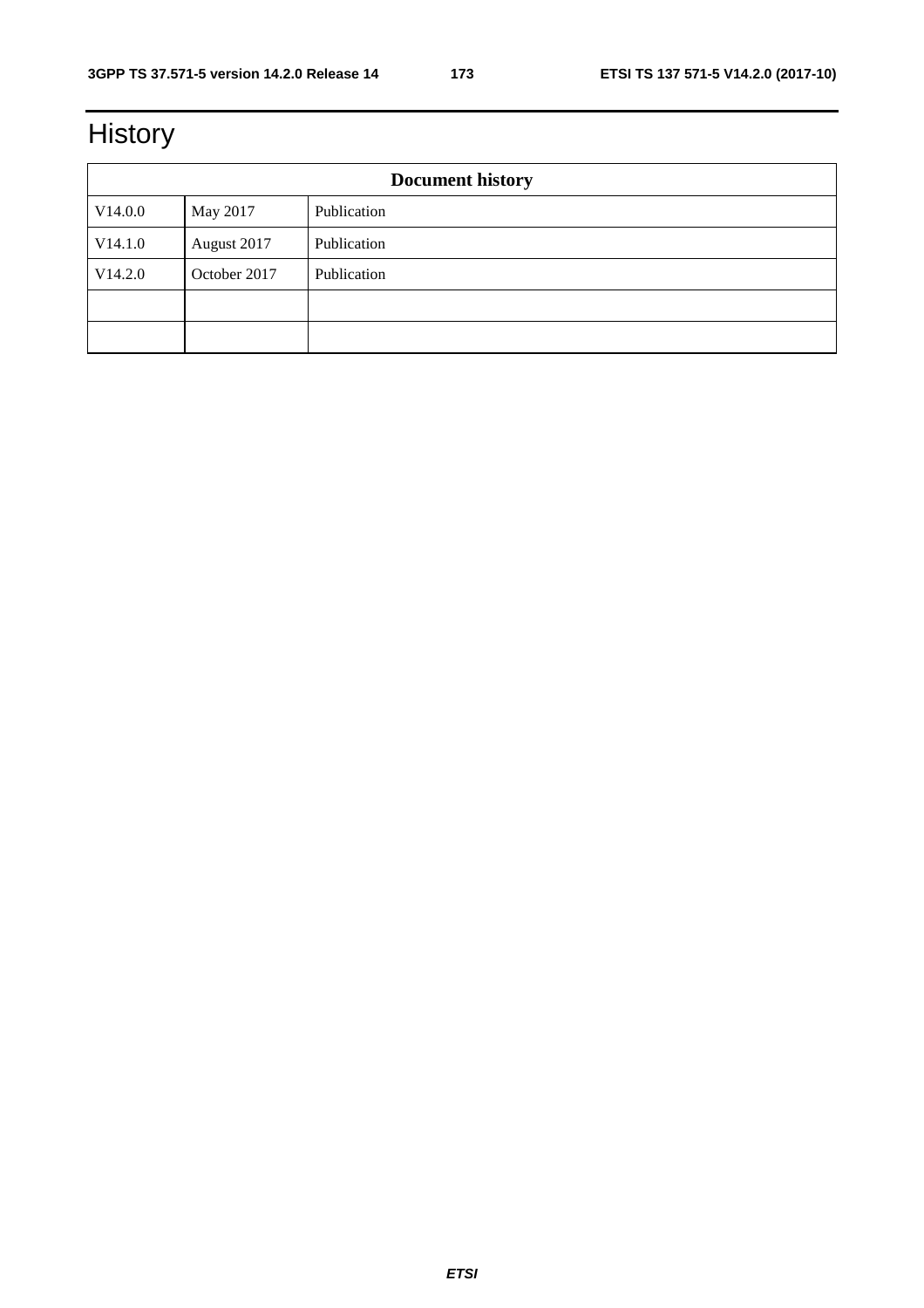# History

| Document history | | |
|---|---|---|
| V14.0.0 | May 2017 | Publication |
| V14.1.0 | August 2017 | Publication |
| V14.2.0 | October 2017 | Publication |
| | | |
| | | |